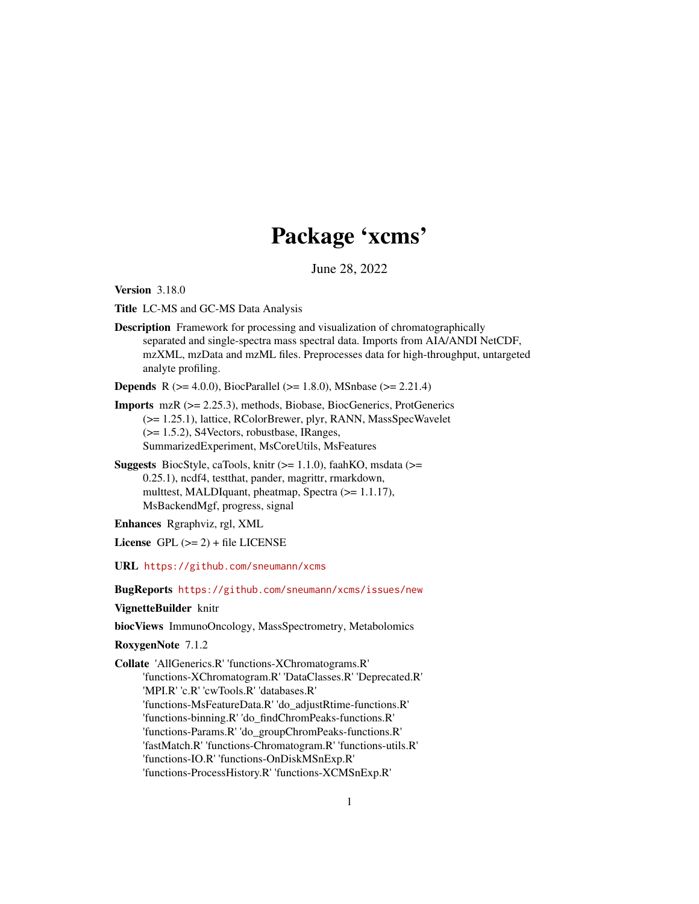# Package 'xcms'

June 28, 2022

**Version** 3.18.0

**Title** LC-MS and GC-MS Data Analysis

**Description** Framework for processing and visualization of chromatographically separated and single-spectra mass spectral data. Imports from AIA/ANDI NetCDF, mzXML, mzData and mzML files. Preprocesses data for high-throughput, untargeted analyte profiling.

**Depends** R (>= 4.0.0), BiocParallel (>= 1.8.0), MSnbase (>= 2.21.4)

**Imports** mzR (>= 2.25.3), methods, Biobase, BiocGenerics, ProtGenerics (>= 1.25.1), lattice, RColorBrewer, plyr, RANN, MassSpecWavelet (>= 1.5.2), S4Vectors, robustbase, IRanges, SummarizedExperiment, MsCoreUtils, MsFeatures

**Suggests** BiocStyle, caTools, knitr (>= 1.1.0), faahKO, msdata (>= 0.25.1), ncdf4, testthat, pander, magrittr, rmarkdown, multtest, MALDIquant, pheatmap, Spectra (>= 1.1.17), MsBackendMgf, progress, signal

**Enhances** Rgraphviz, rgl, XML

**License** GPL (>= 2) + file LICENSE

**URL** https://github.com/sneumann/xcms

**BugReports** https://github.com/sneumann/xcms/issues/new

**VignetteBuilder** knitr

**biocViews** ImmunoOncology, MassSpectrometry, Metabolomics

**RoxygenNote** 7.1.2

**Collate** 'AllGenerics.R' 'functions-XChromatograms.R' 'functions-XChromatogram.R' 'DataClasses.R' 'Deprecated.R' 'MPI.R' 'c.R' 'cwTools.R' 'databases.R' 'functions-MsFeatureData.R' 'do_adjustRtime-functions.R' 'functions-binning.R' 'do_findChromPeaks-functions.R' 'functions-Params.R' 'do_groupChromPeaks-functions.R' 'fastMatch.R' 'functions-Chromatogram.R' 'functions-utils.R' 'functions-IO.R' 'functions-OnDiskMSnExp.R' 'functions-ProcessHistory.R' 'functions-XCMSnExp.R'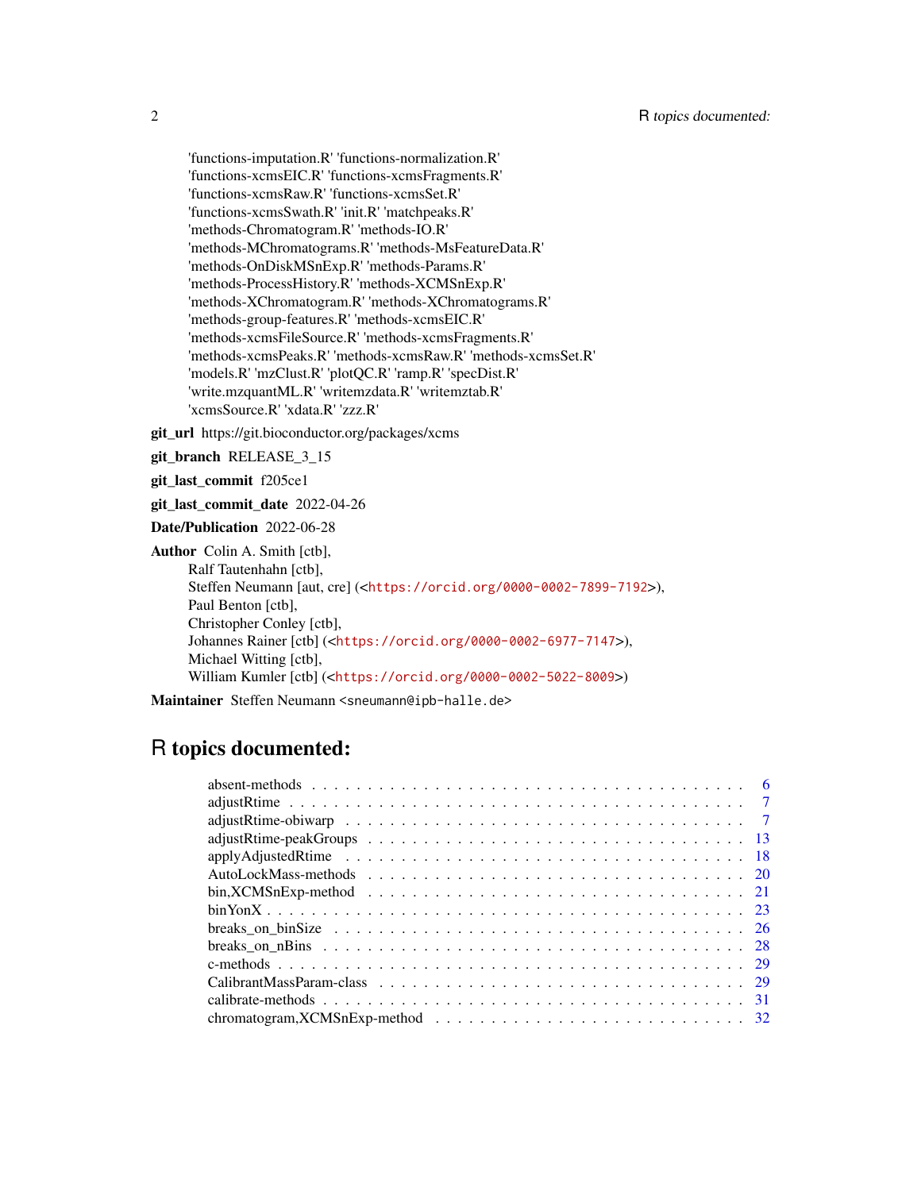'functions-imputation.R' 'functions-normalization.R'
'functions-xcmsEIC.R' 'functions-xcmsFragments.R'
'functions-xcmsRaw.R' 'functions-xcmsSet.R'
'functions-xcmsSwath.R' 'init.R' 'matchpeaks.R'
'methods-Chromatogram.R' 'methods-IO.R'
'methods-MChromatograms.R' 'methods-MsFeatureData.R'
'methods-OnDiskMSnExp.R' 'methods-Params.R'
'methods-ProcessHistory.R' 'methods-XCMSnExp.R'
'methods-XChromatogram.R' 'methods-XChromatograms.R'
'methods-group-features.R' 'methods-xcmsEIC.R'
'methods-xcmsFileSource.R' 'methods-xcmsFragments.R'
'methods-xcmsPeaks.R' 'methods-xcmsRaw.R' 'methods-xcmsSet.R'
'models.R' 'mzClust.R' 'plotQC.R' 'ramp.R' 'specDist.R'
'write.mzquantML.R' 'writemzdata.R' 'writemztab.R'
'xcmsSource.R' 'xdata.R' 'zzz.R'

**git_url** https://git.bioconductor.org/packages/xcms

**git_branch** RELEASE_3_15

**git_last_commit** f205ce1

**git_last_commit_date** 2022-04-26

**Date/Publication** 2022-06-28

**Author** Colin A. Smith [ctb],
Ralf Tautenhahn [ctb],
Steffen Neumann [aut, cre] (<https://orcid.org/0000-0002-7899-7192>),
Paul Benton [ctb],
Christopher Conley [ctb],
Johannes Rainer [ctb] (<https://orcid.org/0000-0002-6977-7147>),
Michael Witting [ctb],
William Kumler [ctb] (<https://orcid.org/0000-0002-5022-8009>)

**Maintainer** Steffen Neumann <sneumann@ipb-halle.de>

# R topics documented:

absent-methods . . . . . . . . . . . . . . . . . . . . . . . . . . . . . . . . . . . . . . . . 6
adjustRtime . . . . . . . . . . . . . . . . . . . . . . . . . . . . . . . . . . . . . . . . . . 7
adjustRtime-obiwarp . . . . . . . . . . . . . . . . . . . . . . . . . . . . . . . . . . . . . 7
adjustRtime-peakGroups . . . . . . . . . . . . . . . . . . . . . . . . . . . . . . . . . . . 13
applyAdjustedRtime . . . . . . . . . . . . . . . . . . . . . . . . . . . . . . . . . . . . . 18
AutoLockMass-methods . . . . . . . . . . . . . . . . . . . . . . . . . . . . . . . . . . . 20
bin,XCMSnExp-method . . . . . . . . . . . . . . . . . . . . . . . . . . . . . . . . . . . 21
binYonX . . . . . . . . . . . . . . . . . . . . . . . . . . . . . . . . . . . . . . . . . . . 23
breaks_on_binSize . . . . . . . . . . . . . . . . . . . . . . . . . . . . . . . . . . . . . . 26
breaks_on_nBins . . . . . . . . . . . . . . . . . . . . . . . . . . . . . . . . . . . . . . . 28
c-methods . . . . . . . . . . . . . . . . . . . . . . . . . . . . . . . . . . . . . . . . . . 29
CalibrantMassParam-class . . . . . . . . . . . . . . . . . . . . . . . . . . . . . . . . . . 29
calibrate-methods . . . . . . . . . . . . . . . . . . . . . . . . . . . . . . . . . . . . . . 31
chromatogram,XCMSnExp-method . . . . . . . . . . . . . . . . . . . . . . . . . . . . . 32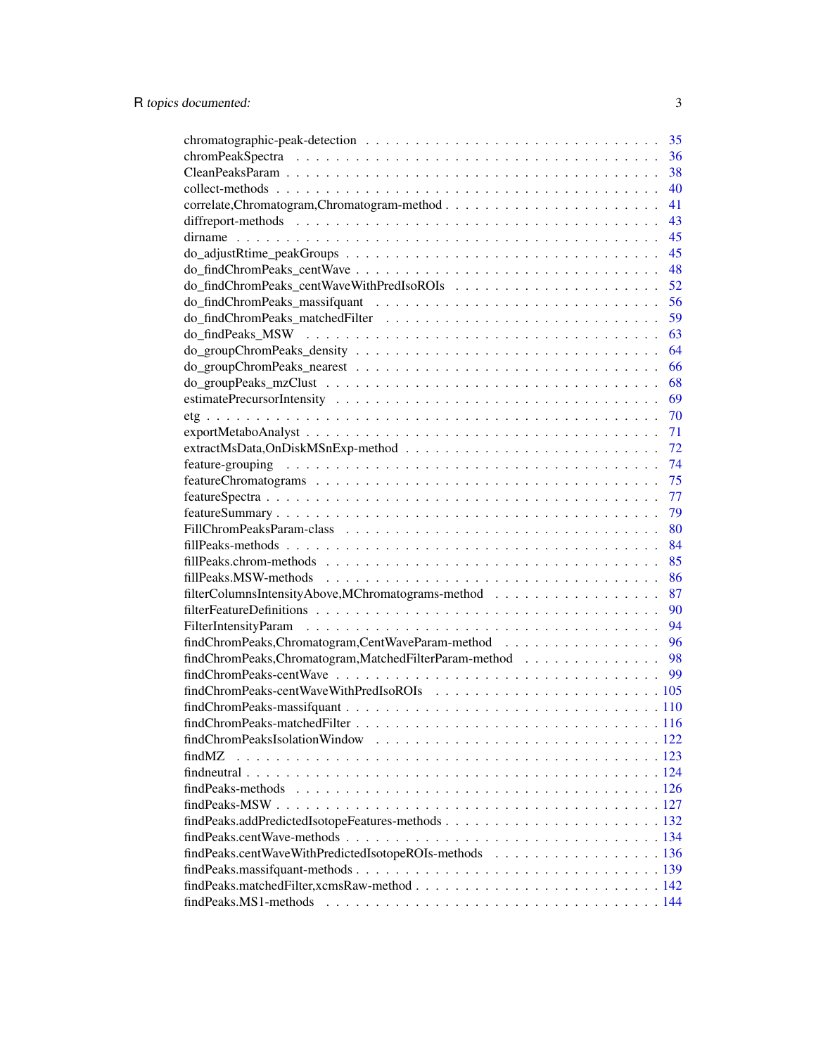chromatographic-peak-detection . . . . . . . . . . . . . . . . . . . . . . . . . . . . . 35
chromPeakSpectra . . . . . . . . . . . . . . . . . . . . . . . . . . . . . . . . . . 36
CleanPeaksParam . . . . . . . . . . . . . . . . . . . . . . . . . . . . . . . . . . 38
collect-methods . . . . . . . . . . . . . . . . . . . . . . . . . . . . . . . . . . . 40
correlate,Chromatogram,Chromatogram-method . . . . . . . . . . . . . . . . . . . . . 41
diffreport-methods . . . . . . . . . . . . . . . . . . . . . . . . . . . . . . . . . . 43
dirname . . . . . . . . . . . . . . . . . . . . . . . . . . . . . . . . . . . . . . 45
do_adjustRtime_peakGroups . . . . . . . . . . . . . . . . . . . . . . . . . . . . . 45
do_findChromPeaks_centWave . . . . . . . . . . . . . . . . . . . . . . . . . . . . 48
do_findChromPeaks_centWaveWithPredIsoROIs . . . . . . . . . . . . . . . . . . . . 52
do_findChromPeaks_massifquant . . . . . . . . . . . . . . . . . . . . . . . . . . . 56
do_findChromPeaks_matchedFilter . . . . . . . . . . . . . . . . . . . . . . . . . . 59
do_findPeaks_MSW . . . . . . . . . . . . . . . . . . . . . . . . . . . . . . . . . 63
do_groupChromPeaks_density . . . . . . . . . . . . . . . . . . . . . . . . . . . . 64
do_groupChromPeaks_nearest . . . . . . . . . . . . . . . . . . . . . . . . . . . . 66
do_groupPeaks_mzClust . . . . . . . . . . . . . . . . . . . . . . . . . . . . . . . 68
estimatePrecursorIntensity . . . . . . . . . . . . . . . . . . . . . . . . . . . . . 69
etg . . . . . . . . . . . . . . . . . . . . . . . . . . . . . . . . . . . . . . . . . 70
exportMetaboAnalyst . . . . . . . . . . . . . . . . . . . . . . . . . . . . . . . . 71
extractMsData,OnDiskMSnExp-method . . . . . . . . . . . . . . . . . . . . . . . . 72
feature-grouping . . . . . . . . . . . . . . . . . . . . . . . . . . . . . . . . . . 74
featureChromatograms . . . . . . . . . . . . . . . . . . . . . . . . . . . . . . . . 75
featureSpectra . . . . . . . . . . . . . . . . . . . . . . . . . . . . . . . . . . . 77
featureSummary . . . . . . . . . . . . . . . . . . . . . . . . . . . . . . . . . . . 79
FillChromPeaksParam-class . . . . . . . . . . . . . . . . . . . . . . . . . . . . . 80
fillPeaks-methods . . . . . . . . . . . . . . . . . . . . . . . . . . . . . . . . . . 84
fillPeaks.chrom-methods . . . . . . . . . . . . . . . . . . . . . . . . . . . . . . 85
fillPeaks.MSW-methods . . . . . . . . . . . . . . . . . . . . . . . . . . . . . . . 86
filterColumnsIntensityAbove,MChromatograms-method . . . . . . . . . . . . . . . . . 87
filterFeatureDefinitions . . . . . . . . . . . . . . . . . . . . . . . . . . . . . . 90
FilterIntensityParam . . . . . . . . . . . . . . . . . . . . . . . . . . . . . . . . 94
findChromPeaks,Chromatogram,CentWaveParam-method . . . . . . . . . . . . . . . . 96
findChromPeaks,Chromatogram,MatchedFilterParam-method . . . . . . . . . . . . . . 98
findChromPeaks-centWave . . . . . . . . . . . . . . . . . . . . . . . . . . . . . . 99
findChromPeaks-centWaveWithPredIsoROIs . . . . . . . . . . . . . . . . . . . . . . 105
findChromPeaks-massifquant . . . . . . . . . . . . . . . . . . . . . . . . . . . . . 110
findChromPeaks-matchedFilter . . . . . . . . . . . . . . . . . . . . . . . . . . . . 116
findChromPeaksIsolationWindow . . . . . . . . . . . . . . . . . . . . . . . . . . . 122
findMZ . . . . . . . . . . . . . . . . . . . . . . . . . . . . . . . . . . . . . . . 123
findneutral . . . . . . . . . . . . . . . . . . . . . . . . . . . . . . . . . . . . . 124
findPeaks-methods . . . . . . . . . . . . . . . . . . . . . . . . . . . . . . . . . . 126
findPeaks-MSW . . . . . . . . . . . . . . . . . . . . . . . . . . . . . . . . . . . 127
findPeaks.addPredictedIsotopeFeatures-methods . . . . . . . . . . . . . . . . . . . 132
findPeaks.centWave-methods . . . . . . . . . . . . . . . . . . . . . . . . . . . . . 134
findPeaks.centWaveWithPredictedIsotopeROIs-methods . . . . . . . . . . . . . . . . 136
findPeaks.massifquant-methods . . . . . . . . . . . . . . . . . . . . . . . . . . . . 139
findPeaks.matchedFilter,xcmsRaw-method . . . . . . . . . . . . . . . . . . . . . . . 142
findPeaks.MS1-methods . . . . . . . . . . . . . . . . . . . . . . . . . . . . . . . 144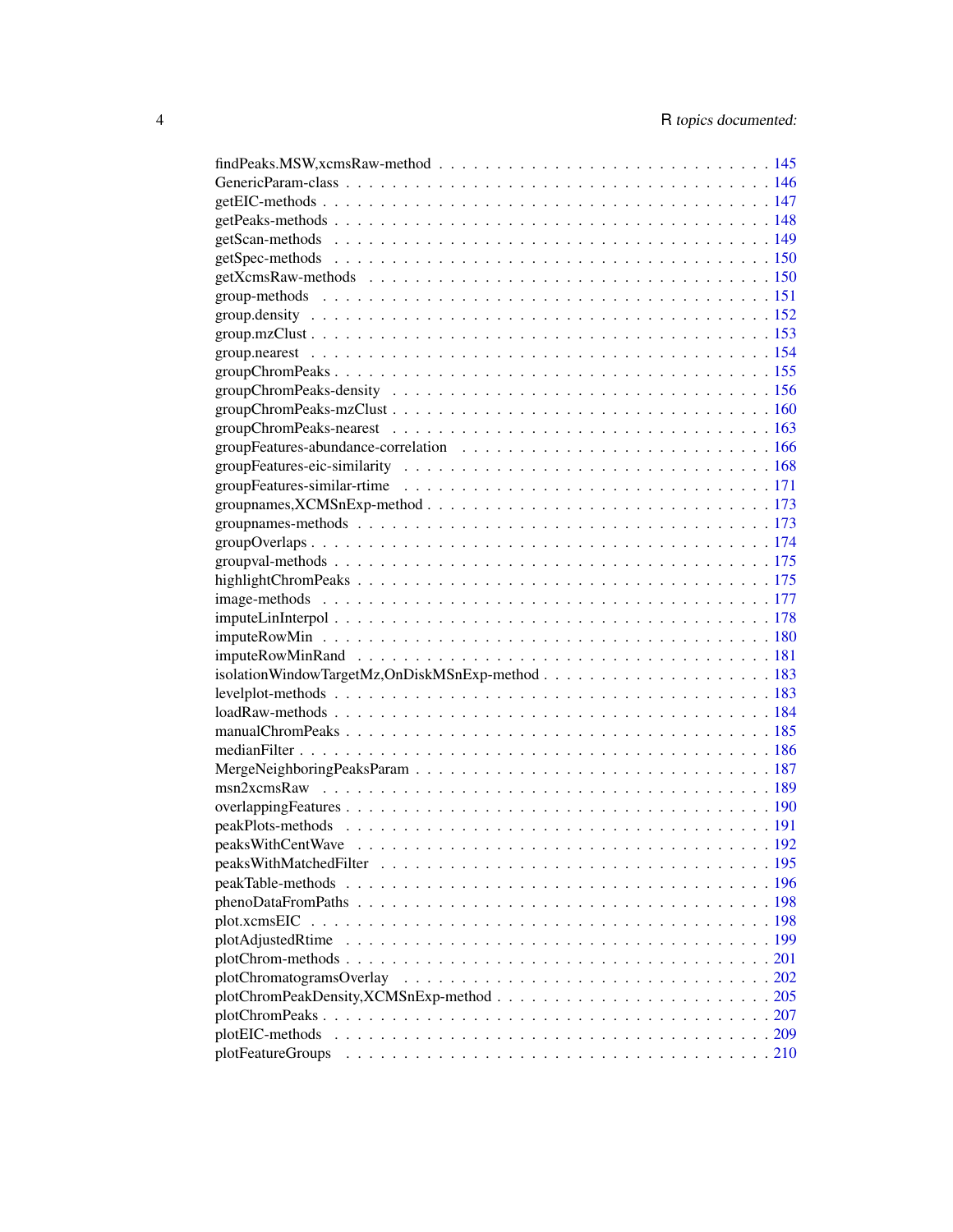findPeaks.MSW,xcmsRaw-method . . . . . . . . . . . . . . . . . . . . . . . . . . . . 145
GenericParam-class . . . . . . . . . . . . . . . . . . . . . . . . . . . . . . . . . . . 146
getEIC-methods . . . . . . . . . . . . . . . . . . . . . . . . . . . . . . . . . . . . 147
getPeaks-methods . . . . . . . . . . . . . . . . . . . . . . . . . . . . . . . . . . . 148
getScan-methods . . . . . . . . . . . . . . . . . . . . . . . . . . . . . . . . . . . 149
getSpec-methods . . . . . . . . . . . . . . . . . . . . . . . . . . . . . . . . . . . 150
getXcmsRaw-methods . . . . . . . . . . . . . . . . . . . . . . . . . . . . . . . . 150
group-methods . . . . . . . . . . . . . . . . . . . . . . . . . . . . . . . . . . . . 151
group.density . . . . . . . . . . . . . . . . . . . . . . . . . . . . . . . . . . . . 152
group.mzClust . . . . . . . . . . . . . . . . . . . . . . . . . . . . . . . . . . . . 153
group.nearest . . . . . . . . . . . . . . . . . . . . . . . . . . . . . . . . . . . . 154
groupChromPeaks . . . . . . . . . . . . . . . . . . . . . . . . . . . . . . . . . . 155
groupChromPeaks-density . . . . . . . . . . . . . . . . . . . . . . . . . . . . . . 156
groupChromPeaks-mzClust . . . . . . . . . . . . . . . . . . . . . . . . . . . . . 160
groupChromPeaks-nearest . . . . . . . . . . . . . . . . . . . . . . . . . . . . . . 163
groupFeatures-abundance-correlation . . . . . . . . . . . . . . . . . . . . . . . . 166
groupFeatures-eic-similarity . . . . . . . . . . . . . . . . . . . . . . . . . . . . 168
groupFeatures-similar-rtime . . . . . . . . . . . . . . . . . . . . . . . . . . . . 171
groupnames,XCMSnExp-method . . . . . . . . . . . . . . . . . . . . . . . . . . . 173
groupnames-methods . . . . . . . . . . . . . . . . . . . . . . . . . . . . . . . . 173
groupOverlaps . . . . . . . . . . . . . . . . . . . . . . . . . . . . . . . . . . . . 174
groupval-methods . . . . . . . . . . . . . . . . . . . . . . . . . . . . . . . . . . 175
highlightChromPeaks . . . . . . . . . . . . . . . . . . . . . . . . . . . . . . . . 175
image-methods . . . . . . . . . . . . . . . . . . . . . . . . . . . . . . . . . . . . 177
imputeLinInterpol . . . . . . . . . . . . . . . . . . . . . . . . . . . . . . . . . . 178
imputeRowMin . . . . . . . . . . . . . . . . . . . . . . . . . . . . . . . . . . . . 180
imputeRowMinRand . . . . . . . . . . . . . . . . . . . . . . . . . . . . . . . . . 181
isolationWindowTargetMz,OnDiskMSnExp-method . . . . . . . . . . . . . . . . . . 183
levelplot-methods . . . . . . . . . . . . . . . . . . . . . . . . . . . . . . . . . . 183
loadRaw-methods . . . . . . . . . . . . . . . . . . . . . . . . . . . . . . . . . . 184
manualChromPeaks . . . . . . . . . . . . . . . . . . . . . . . . . . . . . . . . . 185
medianFilter . . . . . . . . . . . . . . . . . . . . . . . . . . . . . . . . . . . . 186
MergeNeighboringPeaksParam . . . . . . . . . . . . . . . . . . . . . . . . . . . . 187
msn2xcmsRaw . . . . . . . . . . . . . . . . . . . . . . . . . . . . . . . . . . . . 189
overlappingFeatures . . . . . . . . . . . . . . . . . . . . . . . . . . . . . . . . 190
peakPlots-methods . . . . . . . . . . . . . . . . . . . . . . . . . . . . . . . . . 191
peaksWithCentWave . . . . . . . . . . . . . . . . . . . . . . . . . . . . . . . . . 192
peaksWithMatchedFilter . . . . . . . . . . . . . . . . . . . . . . . . . . . . . . 195
peakTable-methods . . . . . . . . . . . . . . . . . . . . . . . . . . . . . . . . . 196
phenoDataFromPaths . . . . . . . . . . . . . . . . . . . . . . . . . . . . . . . . 198
plot.xcmsEIC . . . . . . . . . . . . . . . . . . . . . . . . . . . . . . . . . . . . 198
plotAdjustedRtime . . . . . . . . . . . . . . . . . . . . . . . . . . . . . . . . . 199
plotChrom-methods . . . . . . . . . . . . . . . . . . . . . . . . . . . . . . . . . 201
plotChromatogramsOverlay . . . . . . . . . . . . . . . . . . . . . . . . . . . . . 202
plotChromPeakDensity,XCMSnExp-method . . . . . . . . . . . . . . . . . . . . . . 205
plotChromPeaks . . . . . . . . . . . . . . . . . . . . . . . . . . . . . . . . . . . 207
plotEIC-methods . . . . . . . . . . . . . . . . . . . . . . . . . . . . . . . . . . 209
plotFeatureGroups . . . . . . . . . . . . . . . . . . . . . . . . . . . . . . . . . 210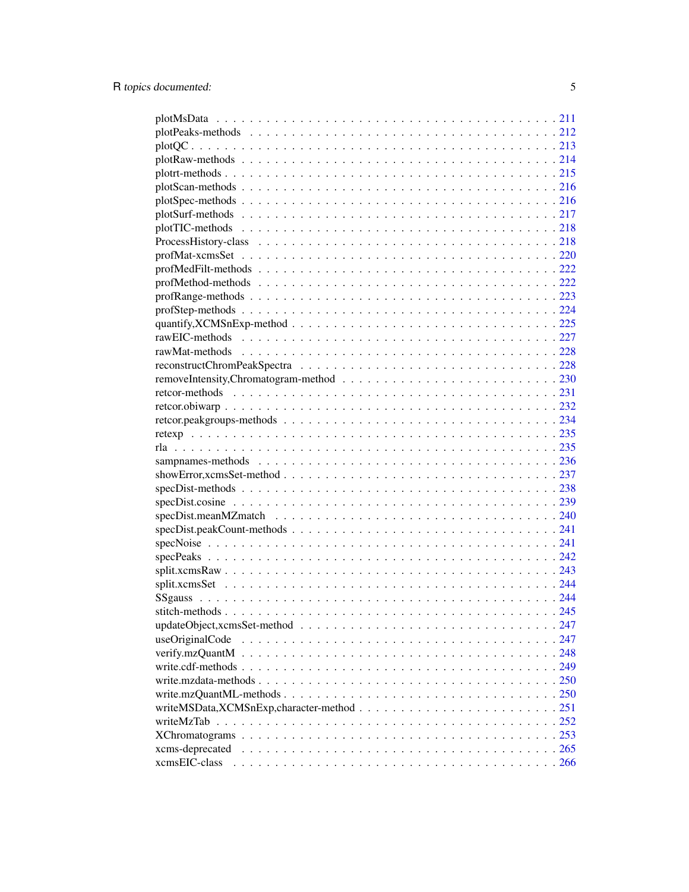plotMsData . . . . . . . . . . . . . . . . . . . . . . . . . . . . . . . . . . . . . . . 211
plotPeaks-methods . . . . . . . . . . . . . . . . . . . . . . . . . . . . . . . . . . . . 212
plotQC . . . . . . . . . . . . . . . . . . . . . . . . . . . . . . . . . . . . . . . . . . 213
plotRaw-methods . . . . . . . . . . . . . . . . . . . . . . . . . . . . . . . . . . . . . 214
plotrt-methods . . . . . . . . . . . . . . . . . . . . . . . . . . . . . . . . . . . . . . 215
plotScan-methods . . . . . . . . . . . . . . . . . . . . . . . . . . . . . . . . . . . . . 216
plotSpec-methods . . . . . . . . . . . . . . . . . . . . . . . . . . . . . . . . . . . . . 216
plotSurf-methods . . . . . . . . . . . . . . . . . . . . . . . . . . . . . . . . . . . . . 217
plotTIC-methods . . . . . . . . . . . . . . . . . . . . . . . . . . . . . . . . . . . . . . 218
ProcessHistory-class . . . . . . . . . . . . . . . . . . . . . . . . . . . . . . . . . . . 218
profMat-xcmsSet . . . . . . . . . . . . . . . . . . . . . . . . . . . . . . . . . . . . . 220
profMedFilt-methods . . . . . . . . . . . . . . . . . . . . . . . . . . . . . . . . . . . 222
profMethod-methods . . . . . . . . . . . . . . . . . . . . . . . . . . . . . . . . . . . . 222
profRange-methods . . . . . . . . . . . . . . . . . . . . . . . . . . . . . . . . . . . . 223
profStep-methods . . . . . . . . . . . . . . . . . . . . . . . . . . . . . . . . . . . . . 224
quantify,XCMSnExp-method . . . . . . . . . . . . . . . . . . . . . . . . . . . . . . . 225
rawEIC-methods . . . . . . . . . . . . . . . . . . . . . . . . . . . . . . . . . . . . . 227
rawMat-methods . . . . . . . . . . . . . . . . . . . . . . . . . . . . . . . . . . . . . 228
reconstructChromPeakSpectra . . . . . . . . . . . . . . . . . . . . . . . . . . . . . . 228
removeIntensity,Chromatogram-method . . . . . . . . . . . . . . . . . . . . . . . . . . 230
retcor-methods . . . . . . . . . . . . . . . . . . . . . . . . . . . . . . . . . . . . . . 231
retcor.obiwarp . . . . . . . . . . . . . . . . . . . . . . . . . . . . . . . . . . . . . . 232
retcor.peakgroups-methods . . . . . . . . . . . . . . . . . . . . . . . . . . . . . . . 234
retexp . . . . . . . . . . . . . . . . . . . . . . . . . . . . . . . . . . . . . . . . . . 235
rla . . . . . . . . . . . . . . . . . . . . . . . . . . . . . . . . . . . . . . . . . . . . 235
sampnames-methods . . . . . . . . . . . . . . . . . . . . . . . . . . . . . . . . . . . 236
showError,xcmsSet-method . . . . . . . . . . . . . . . . . . . . . . . . . . . . . . . 237
specDist-methods . . . . . . . . . . . . . . . . . . . . . . . . . . . . . . . . . . . . 238
specDist.cosine . . . . . . . . . . . . . . . . . . . . . . . . . . . . . . . . . . . . . 239
specDist.meanMZmatch . . . . . . . . . . . . . . . . . . . . . . . . . . . . . . . . . 240
specDist.peakCount-methods . . . . . . . . . . . . . . . . . . . . . . . . . . . . . . 241
specNoise . . . . . . . . . . . . . . . . . . . . . . . . . . . . . . . . . . . . . . . . 241
specPeaks . . . . . . . . . . . . . . . . . . . . . . . . . . . . . . . . . . . . . . . . 242
split.xcmsRaw . . . . . . . . . . . . . . . . . . . . . . . . . . . . . . . . . . . . . . 243
split.xcmsSet . . . . . . . . . . . . . . . . . . . . . . . . . . . . . . . . . . . . . . 244
SSgauss . . . . . . . . . . . . . . . . . . . . . . . . . . . . . . . . . . . . . . . . . 244
stitch-methods . . . . . . . . . . . . . . . . . . . . . . . . . . . . . . . . . . . . . . 245
updateObject,xcmsSet-method . . . . . . . . . . . . . . . . . . . . . . . . . . . . . . 247
useOriginalCode . . . . . . . . . . . . . . . . . . . . . . . . . . . . . . . . . . . . . 247
verify.mzQuantM . . . . . . . . . . . . . . . . . . . . . . . . . . . . . . . . . . . . . 248
write.cdf-methods . . . . . . . . . . . . . . . . . . . . . . . . . . . . . . . . . . . . 249
write.mzdata-methods . . . . . . . . . . . . . . . . . . . . . . . . . . . . . . . . . . 250
write.mzQuantML-methods . . . . . . . . . . . . . . . . . . . . . . . . . . . . . . . . 250
writeMSData,XCMSnExp,character-method . . . . . . . . . . . . . . . . . . . . . . . . 251
writeMzTab . . . . . . . . . . . . . . . . . . . . . . . . . . . . . . . . . . . . . . . . 252
XChromatograms . . . . . . . . . . . . . . . . . . . . . . . . . . . . . . . . . . . . . 253
xcms-deprecated . . . . . . . . . . . . . . . . . . . . . . . . . . . . . . . . . . . . . 265
xcmsEIC-class . . . . . . . . . . . . . . . . . . . . . . . . . . . . . . . . . . . . . . 266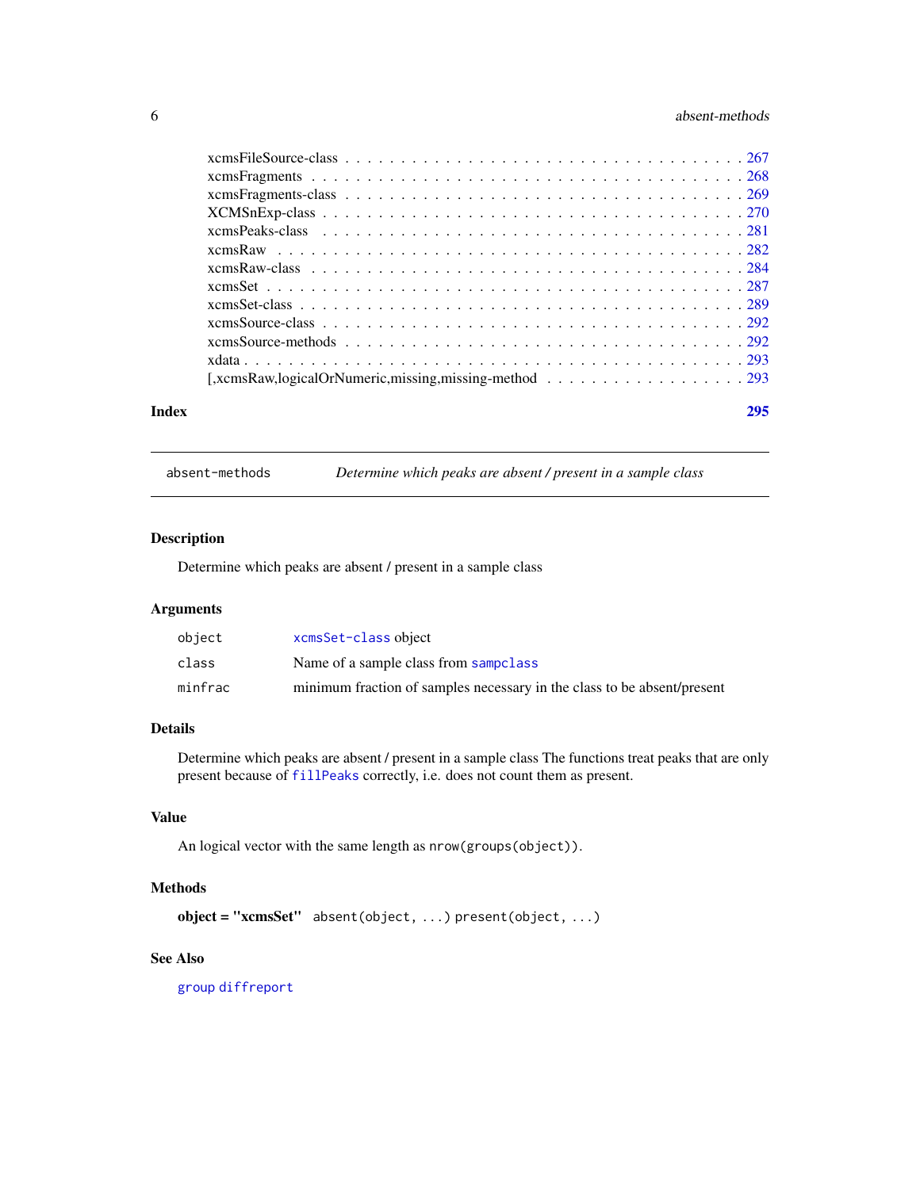xcmsFileSource-class . . . . . . . . . . . . . . . . . . . . . . . . . . . . . . . . . . . 267
xcmsFragments . . . . . . . . . . . . . . . . . . . . . . . . . . . . . . . . . . . . . . 268
xcmsFragments-class . . . . . . . . . . . . . . . . . . . . . . . . . . . . . . . . . . . 269
XCMSnExp-class . . . . . . . . . . . . . . . . . . . . . . . . . . . . . . . . . . . . . 270
xcmsPeaks-class . . . . . . . . . . . . . . . . . . . . . . . . . . . . . . . . . . . . . 281
xcmsRaw . . . . . . . . . . . . . . . . . . . . . . . . . . . . . . . . . . . . . . . . . 282
xcmsRaw-class . . . . . . . . . . . . . . . . . . . . . . . . . . . . . . . . . . . . . . 284
xcmsSet . . . . . . . . . . . . . . . . . . . . . . . . . . . . . . . . . . . . . . . . . 287
xcmsSet-class . . . . . . . . . . . . . . . . . . . . . . . . . . . . . . . . . . . . . . 289
xcmsSource-class . . . . . . . . . . . . . . . . . . . . . . . . . . . . . . . . . . . . 292
xcmsSource-methods . . . . . . . . . . . . . . . . . . . . . . . . . . . . . . . . . . . 292
xdata . . . . . . . . . . . . . . . . . . . . . . . . . . . . . . . . . . . . . . . . . . 293
[,xcmsRaw,logicalOrNumeric,missing,missing-method . . . . . . . . . . . . . . . . . . 293

**Index** **295**

---

`absent-methods` *Determine which peaks are absent / present in a sample class*

---

## Description

Determine which peaks are absent / present in a sample class

## Arguments

| | |
|---|---|
| `object` | `xcmsSet-class` object |
| `class` | Name of a sample class from `sampclass` |
| `minfrac` | minimum fraction of samples necessary in the class to be absent/present |

## Details

Determine which peaks are absent / present in a sample class The functions treat peaks that are only present because of `fillPeaks` correctly, i.e. does not count them as present.

## Value

An logical vector with the same length as `nrow(groups(object))`.

## Methods

**object = "xcmsSet"** `absent(object, ...)` `present(object, ...)`

## See Also

`group` `diffreport`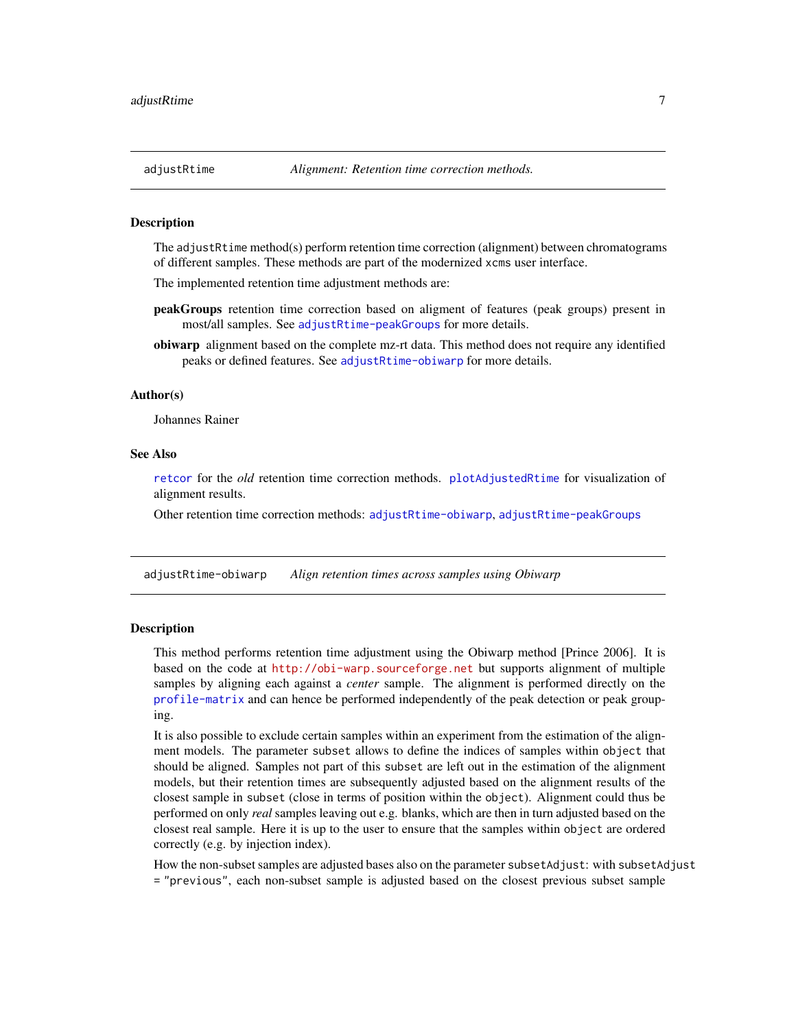## adjustRtime — *Alignment: Retention time correction methods.*

### Description

The `adjustRtime` method(s) perform retention time correction (alignment) between chromatograms of different samples. These methods are part of the modernized `xcms` user interface.

The implemented retention time adjustment methods are:

**peakGroups** retention time correction based on aligment of features (peak groups) present in most/all samples. See `adjustRtime-peakGroups` for more details.

**obiwarp** alignment based on the complete mz-rt data. This method does not require any identified peaks or defined features. See `adjustRtime-obiwarp` for more details.

### Author(s)

Johannes Rainer

### See Also

`retcor` for the *old* retention time correction methods. `plotAdjustedRtime` for visualization of alignment results.

Other retention time correction methods: `adjustRtime-obiwarp`, `adjustRtime-peakGroups`

## adjustRtime-obiwarp — *Align retention times across samples using Obiwarp*

### Description

This method performs retention time adjustment using the Obiwarp method [Prince 2006]. It is based on the code at http://obi-warp.sourceforge.net but supports alignment of multiple samples by aligning each against a *center* sample. The alignment is performed directly on the `profile-matrix` and can hence be performed independently of the peak detection or peak grouping.

It is also possible to exclude certain samples within an experiment from the estimation of the alignment models. The parameter `subset` allows to define the indices of samples within `object` that should be aligned. Samples not part of this `subset` are left out in the estimation of the alignment models, but their retention times are subsequently adjusted based on the alignment results of the closest sample in `subset` (close in terms of position within the `object`). Alignment could thus be performed on only *real* samples leaving out e.g. blanks, which are then in turn adjusted based on the closest real sample. Here it is up to the user to ensure that the samples within `object` are ordered correctly (e.g. by injection index).

How the non-subset samples are adjusted bases also on the parameter `subsetAdjust`: with `subsetAdjust = "previous"`, each non-subset sample is adjusted based on the closest previous subset sample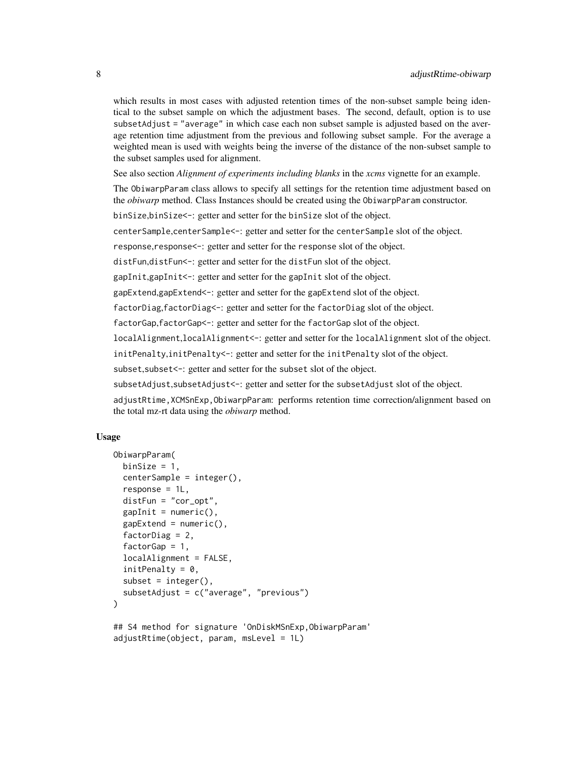which results in most cases with adjusted retention times of the non-subset sample being identical to the subset sample on which the adjustment bases. The second, default, option is to use `subsetAdjust = "average"` in which case each non subset sample is adjusted based on the average retention time adjustment from the previous and following subset sample. For the average a weighted mean is used with weights being the inverse of the distance of the non-subset sample to the subset samples used for alignment.

See also section *Alignment of experiments including blanks* in the *xcms* vignette for an example.

The `ObiwarpParam` class allows to specify all settings for the retention time adjustment based on the *obiwarp* method. Class Instances should be created using the `ObiwarpParam` constructor.

`binSize`,`binSize<-`: getter and setter for the `binSize` slot of the object.

`centerSample`,`centerSample<-`: getter and setter for the `centerSample` slot of the object.

`response`,`response<-`: getter and setter for the `response` slot of the object.

`distFun`,`distFun<-`: getter and setter for the `distFun` slot of the object.

`gapInit`,`gapInit<-`: getter and setter for the `gapInit` slot of the object.

`gapExtend`,`gapExtend<-`: getter and setter for the `gapExtend` slot of the object.

`factorDiag`,`factorDiag<-`: getter and setter for the `factorDiag` slot of the object.

`factorGap`,`factorGap<-`: getter and setter for the `factorGap` slot of the object.

`localAlignment`,`localAlignment<-`: getter and setter for the `localAlignment` slot of the object.

`initPenalty`,`initPenalty<-`: getter and setter for the `initPenalty` slot of the object.

`subset`,`subset<-`: getter and setter for the `subset` slot of the object.

`subsetAdjust`,`subsetAdjust<-`: getter and setter for the `subsetAdjust` slot of the object.

`adjustRtime,XCMSnExp,ObiwarpParam`: performs retention time correction/alignment based on the total mz-rt data using the *obiwarp* method.

### Usage

```
ObiwarpParam(
  binSize = 1,
  centerSample = integer(),
  response = 1L,
  distFun = "cor_opt",
  gapInit = numeric(),
  gapExtend = numeric(),
  factorDiag = 2,
  factorGap = 1,
  localAlignment = FALSE,
  initPenalty = 0,
  subset = integer(),
  subsetAdjust = c("average", "previous")
)

## S4 method for signature 'OnDiskMSnExp,ObiwarpParam'
adjustRtime(object, param, msLevel = 1L)
```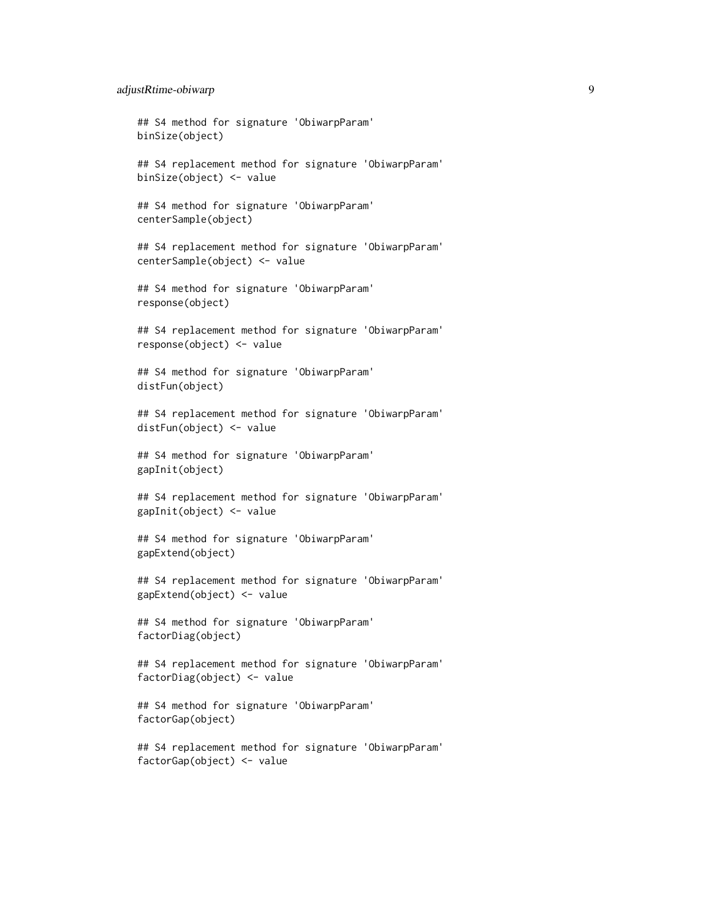```
## S4 method for signature 'ObiwarpParam'
binSize(object)

## S4 replacement method for signature 'ObiwarpParam'
binSize(object) <- value

## S4 method for signature 'ObiwarpParam'
centerSample(object)

## S4 replacement method for signature 'ObiwarpParam'
centerSample(object) <- value

## S4 method for signature 'ObiwarpParam'
response(object)

## S4 replacement method for signature 'ObiwarpParam'
response(object) <- value

## S4 method for signature 'ObiwarpParam'
distFun(object)

## S4 replacement method for signature 'ObiwarpParam'
distFun(object) <- value

## S4 method for signature 'ObiwarpParam'
gapInit(object)

## S4 replacement method for signature 'ObiwarpParam'
gapInit(object) <- value

## S4 method for signature 'ObiwarpParam'
gapExtend(object)

## S4 replacement method for signature 'ObiwarpParam'
gapExtend(object) <- value

## S4 method for signature 'ObiwarpParam'
factorDiag(object)

## S4 replacement method for signature 'ObiwarpParam'
factorDiag(object) <- value

## S4 method for signature 'ObiwarpParam'
factorGap(object)

## S4 replacement method for signature 'ObiwarpParam'
factorGap(object) <- value
```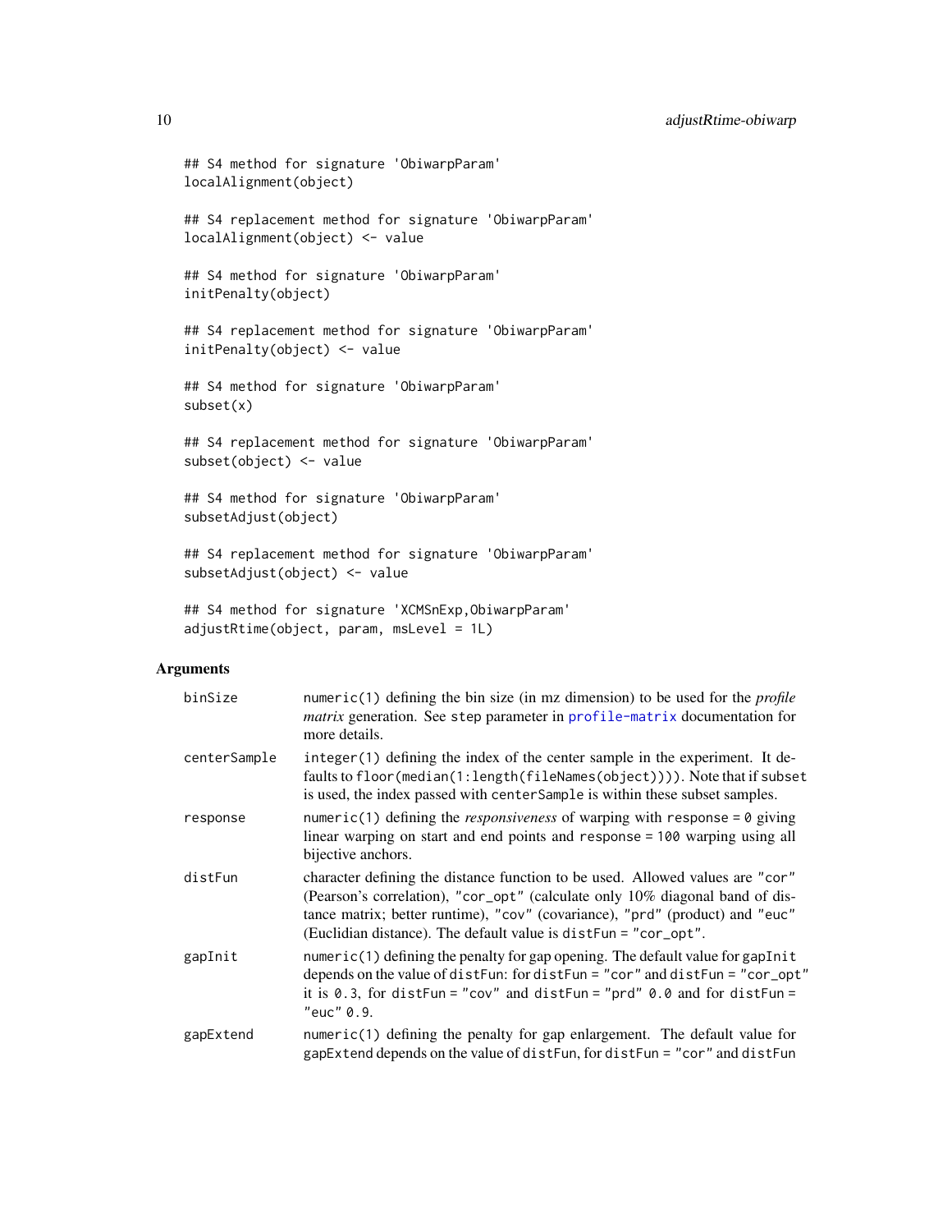```
## S4 method for signature 'ObiwarpParam'
localAlignment(object)

## S4 replacement method for signature 'ObiwarpParam'
localAlignment(object) <- value

## S4 method for signature 'ObiwarpParam'
initPenalty(object)

## S4 replacement method for signature 'ObiwarpParam'
initPenalty(object) <- value

## S4 method for signature 'ObiwarpParam'
subset(x)

## S4 replacement method for signature 'ObiwarpParam'
subset(object) <- value

## S4 method for signature 'ObiwarpParam'
subsetAdjust(object)

## S4 replacement method for signature 'ObiwarpParam'
subsetAdjust(object) <- value

## S4 method for signature 'XCMSnExp,ObiwarpParam'
adjustRtime(object, param, msLevel = 1L)
```

## Arguments

| | |
|---|---|
| binSize | `numeric(1)` defining the bin size (in mz dimension) to be used for the *profile matrix* generation. See `step` parameter in `profile-matrix` documentation for more details. |
| centerSample | `integer(1)` defining the index of the center sample in the experiment. It defaults to `floor(median(1:length(fileNames(object))))`. Note that if `subset` is used, the index passed with `centerSample` is within these subset samples. |
| response | `numeric(1)` defining the *responsiveness* of warping with `response = 0` giving linear warping on start and end points and `response = 100` warping using all bijective anchors. |
| distFun | character defining the distance function to be used. Allowed values are `"cor"` (Pearson's correlation), `"cor_opt"` (calculate only 10% diagonal band of distance matrix; better runtime), `"cov"` (covariance), `"prd"` (product) and `"euc"` (Euclidian distance). The default value is `distFun = "cor_opt"`. |
| gapInit | `numeric(1)` defining the penalty for gap opening. The default value for `gapInit` depends on the value of `distFun`: for `distFun = "cor"` and `distFun = "cor_opt"` it is `0.3`, for `distFun = "cov"` and `distFun = "prd"` `0.0` and for `distFun = "euc"` `0.9`. |
| gapExtend | `numeric(1)` defining the penalty for gap enlargement. The default value for `gapExtend` depends on the value of `distFun`, for `distFun = "cor"` and `distFun` |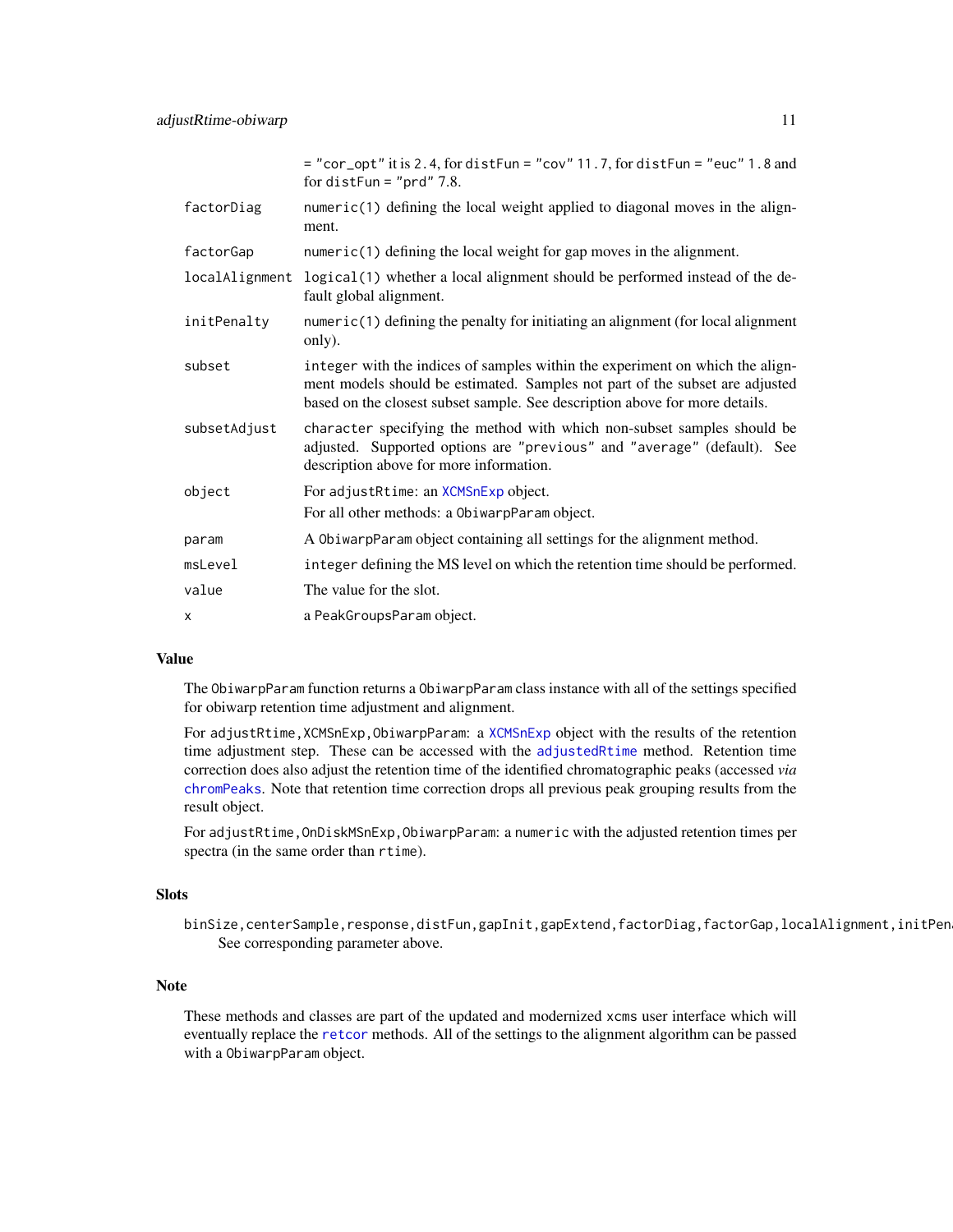= "cor_opt" it is 2.4, for distFun = "cov" 11.7, for distFun = "euc" 1.8 and for distFun = "prd" 7.8.

| | |
|---|---|
| factorDiag | numeric(1) defining the local weight applied to diagonal moves in the alignment. |
| factorGap | numeric(1) defining the local weight for gap moves in the alignment. |
| localAlignment | logical(1) whether a local alignment should be performed instead of the default global alignment. |
| initPenalty | numeric(1) defining the penalty for initiating an alignment (for local alignment only). |
| subset | integer with the indices of samples within the experiment on which the alignment models should be estimated. Samples not part of the subset are adjusted based on the closest subset sample. See description above for more details. |
| subsetAdjust | character specifying the method with which non-subset samples should be adjusted. Supported options are "previous" and "average" (default). See description above for more information. |
| object | For adjustRtime: an XCMSnExp object.<br>For all other methods: a ObiwarpParam object. |
| param | A ObiwarpParam object containing all settings for the alignment method. |
| msLevel | integer defining the MS level on which the retention time should be performed. |
| value | The value for the slot. |
| x | a PeakGroupsParam object. |

## Value

The ObiwarpParam function returns a ObiwarpParam class instance with all of the settings specified for obiwarp retention time adjustment and alignment.

For adjustRtime,XCMSnExp,ObiwarpParam: a XCMSnExp object with the results of the retention time adjustment step. These can be accessed with the adjustedRtime method. Retention time correction does also adjust the retention time of the identified chromatographic peaks (accessed *via* chromPeaks. Note that retention time correction drops all previous peak grouping results from the result object.

For adjustRtime,OnDiskMSnExp,ObiwarpParam: a numeric with the adjusted retention times per spectra (in the same order than rtime).

## Slots

binSize,centerSample,response,distFun,gapInit,gapExtend,factorDiag,factorGap,localAlignment,initPen
: See corresponding parameter above.

## Note

These methods and classes are part of the updated and modernized xcms user interface which will eventually replace the retcor methods. All of the settings to the alignment algorithm can be passed with a ObiwarpParam object.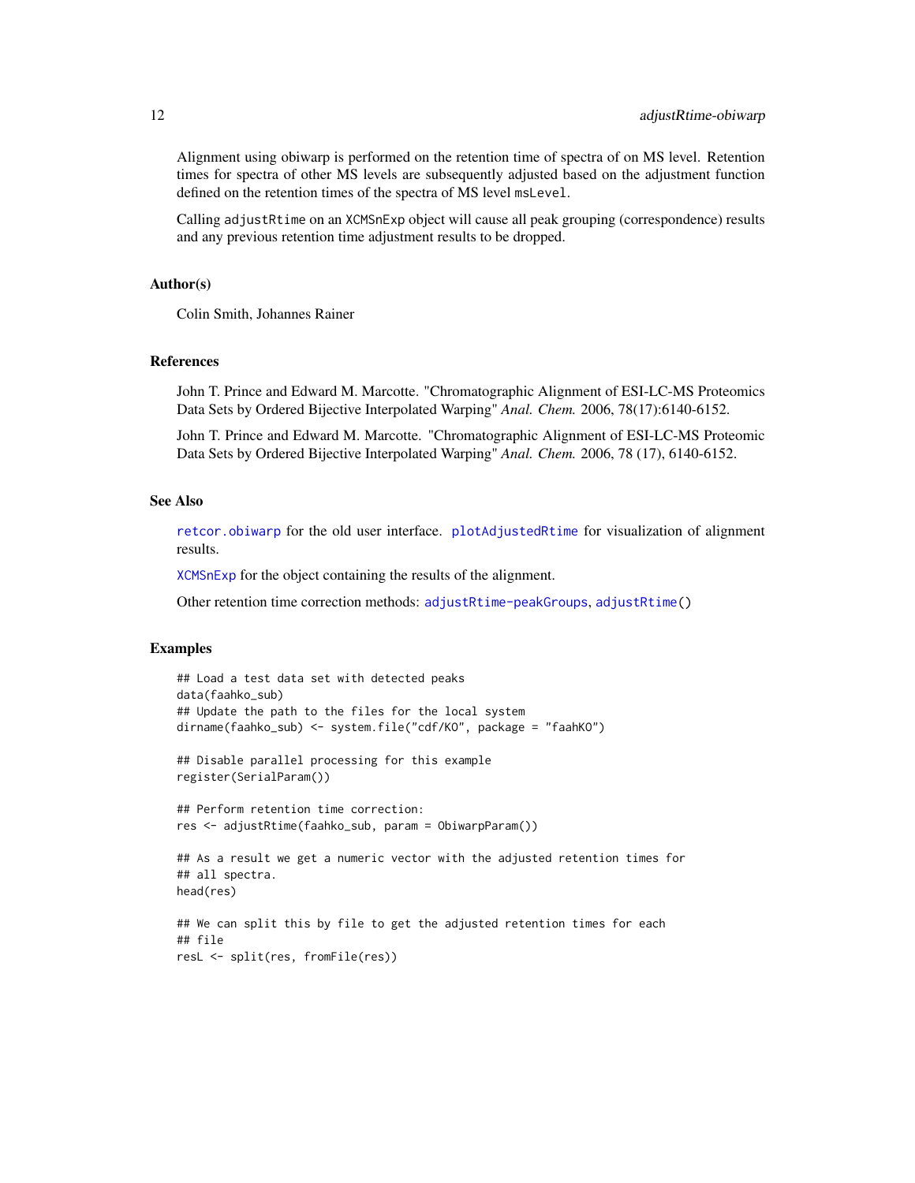Alignment using obiwarp is performed on the retention time of spectra of on MS level. Retention times for spectra of other MS levels are subsequently adjusted based on the adjustment function defined on the retention times of the spectra of MS level `msLevel`.

Calling `adjustRtime` on an `XCMSnExp` object will cause all peak grouping (correspondence) results and any previous retention time adjustment results to be dropped.

### Author(s)

Colin Smith, Johannes Rainer

### References

John T. Prince and Edward M. Marcotte. "Chromatographic Alignment of ESI-LC-MS Proteomics Data Sets by Ordered Bijective Interpolated Warping" *Anal. Chem.* 2006, 78(17):6140-6152.

John T. Prince and Edward M. Marcotte. "Chromatographic Alignment of ESI-LC-MS Proteomic Data Sets by Ordered Bijective Interpolated Warping" *Anal. Chem.* 2006, 78 (17), 6140-6152.

### See Also

`retcor.obiwarp` for the old user interface. `plotAdjustedRtime` for visualization of alignment results.

`XCMSnExp` for the object containing the results of the alignment.

Other retention time correction methods: `adjustRtime-peakGroups`, `adjustRtime()`

### Examples

```
## Load a test data set with detected peaks
data(faahko_sub)
## Update the path to the files for the local system
dirname(faahko_sub) <- system.file("cdf/KO", package = "faahKO")

## Disable parallel processing for this example
register(SerialParam())

## Perform retention time correction:
res <- adjustRtime(faahko_sub, param = ObiwarpParam())

## As a result we get a numeric vector with the adjusted retention times for
## all spectra.
head(res)

## We can split this by file to get the adjusted retention times for each
## file
resL <- split(res, fromFile(res))
```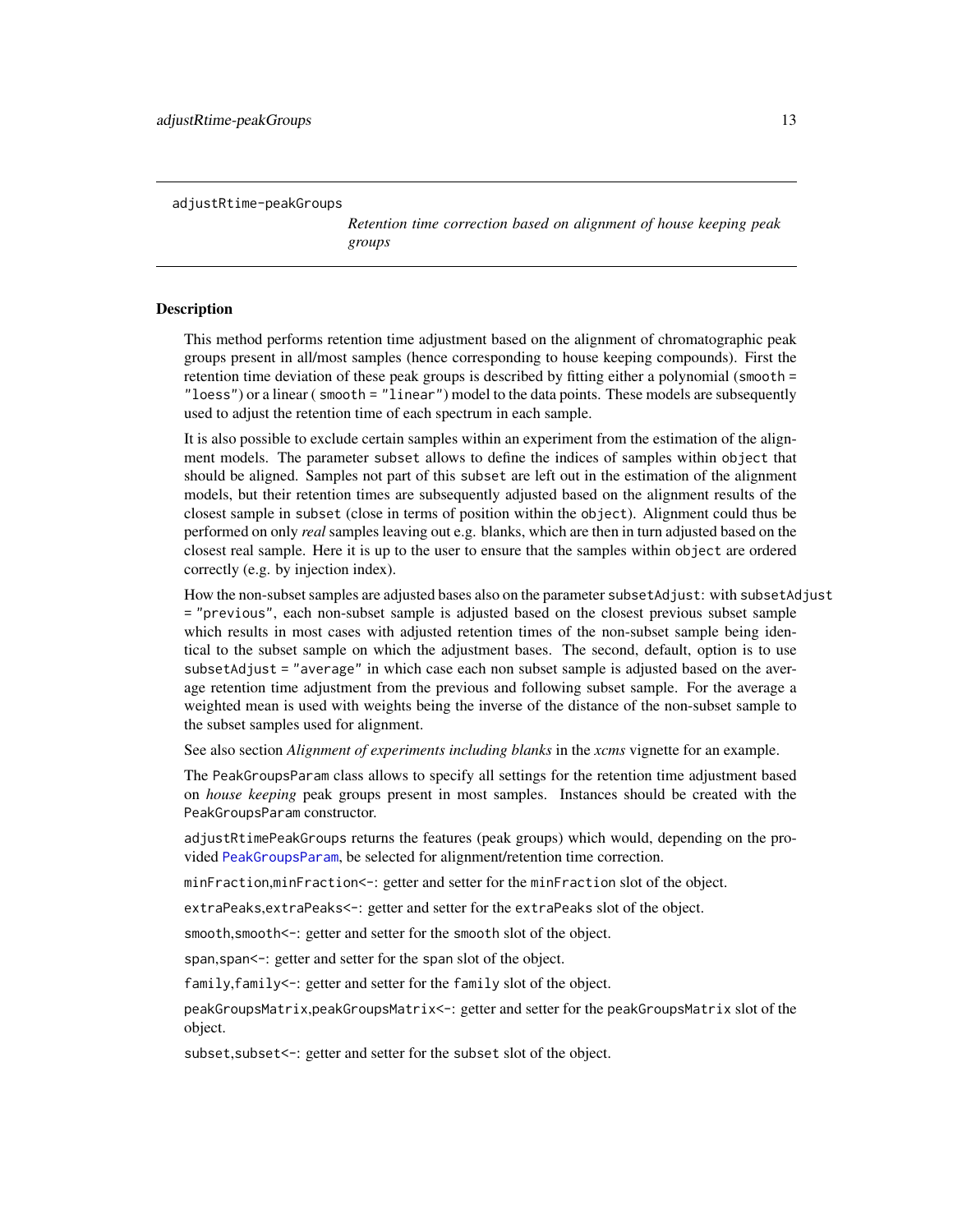adjustRtime-peakGroups

*Retention time correction based on alignment of house keeping peak groups*

## Description

This method performs retention time adjustment based on the alignment of chromatographic peak groups present in all/most samples (hence corresponding to house keeping compounds). First the retention time deviation of these peak groups is described by fitting either a polynomial (`smooth = "loess"`) or a linear ( `smooth = "linear"`) model to the data points. These models are subsequently used to adjust the retention time of each spectrum in each sample.

It is also possible to exclude certain samples within an experiment from the estimation of the alignment models. The parameter `subset` allows to define the indices of samples within `object` that should be aligned. Samples not part of this `subset` are left out in the estimation of the alignment models, but their retention times are subsequently adjusted based on the alignment results of the closest sample in `subset` (close in terms of position within the `object`). Alignment could thus be performed on only *real* samples leaving out e.g. blanks, which are then in turn adjusted based on the closest real sample. Here it is up to the user to ensure that the samples within `object` are ordered correctly (e.g. by injection index).

How the non-subset samples are adjusted bases also on the parameter `subsetAdjust`: with `subsetAdjust = "previous"`, each non-subset sample is adjusted based on the closest previous subset sample which results in most cases with adjusted retention times of the non-subset sample being identical to the subset sample on which the adjustment bases. The second, default, option is to use `subsetAdjust = "average"` in which case each non subset sample is adjusted based on the average retention time adjustment from the previous and following subset sample. For the average a weighted mean is used with weights being the inverse of the distance of the non-subset sample to the subset samples used for alignment.

See also section *Alignment of experiments including blanks* in the *xcms* vignette for an example.

The `PeakGroupsParam` class allows to specify all settings for the retention time adjustment based on *house keeping* peak groups present in most samples. Instances should be created with the `PeakGroupsParam` constructor.

`adjustRtimePeakGroups` returns the features (peak groups) which would, depending on the provided `PeakGroupsParam`, be selected for alignment/retention time correction.

`minFraction,minFraction<-`: getter and setter for the `minFraction` slot of the object.

`extraPeaks,extraPeaks<-`: getter and setter for the `extraPeaks` slot of the object.

`smooth,smooth<-`: getter and setter for the `smooth` slot of the object.

`span,span<-`: getter and setter for the `span` slot of the object.

`family,family<-`: getter and setter for the `family` slot of the object.

`peakGroupsMatrix,peakGroupsMatrix<-`: getter and setter for the `peakGroupsMatrix` slot of the object.

`subset,subset<-`: getter and setter for the `subset` slot of the object.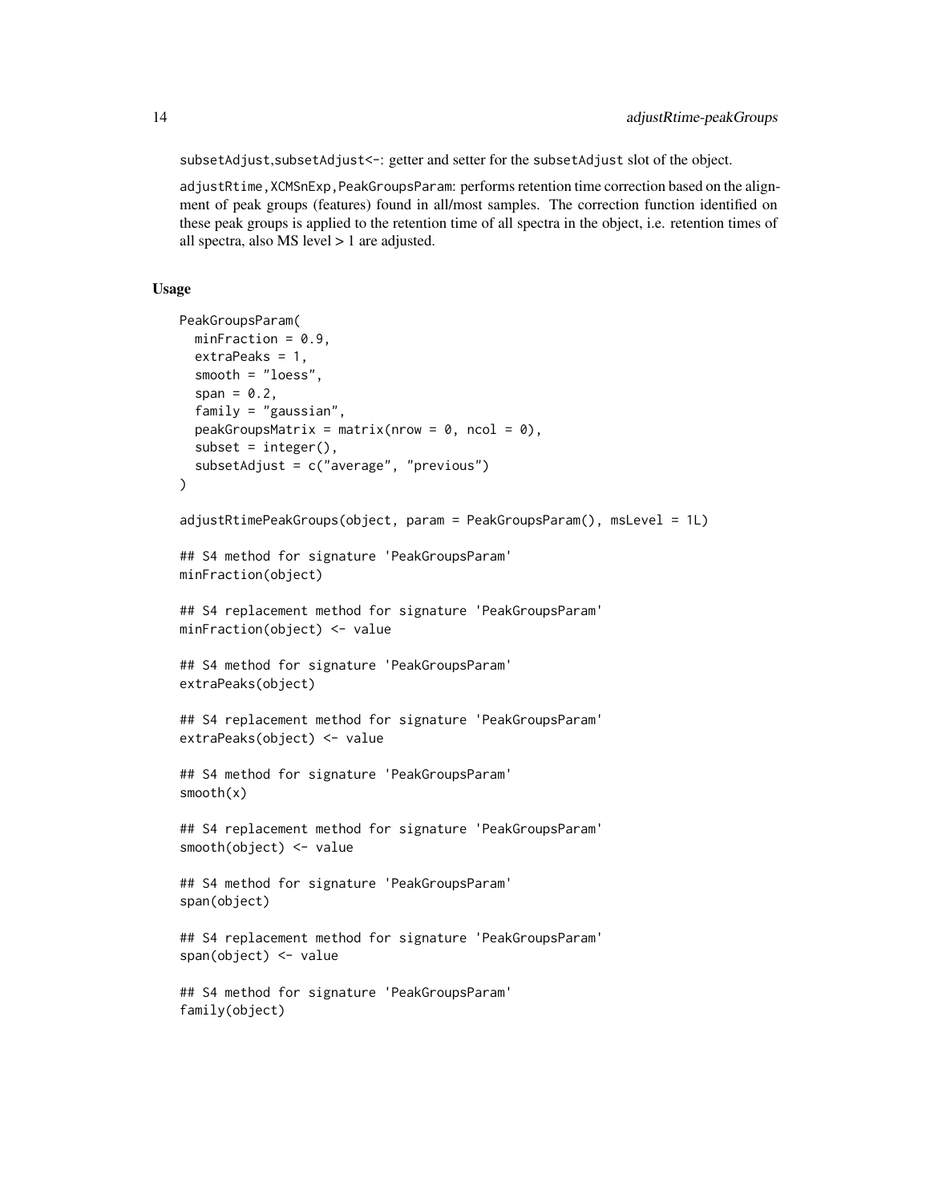subsetAdjust,subsetAdjust<-: getter and setter for the subsetAdjust slot of the object.

adjustRtime,XCMSnExp,PeakGroupsParam: performs retention time correction based on the alignment of peak groups (features) found in all/most samples. The correction function identified on these peak groups is applied to the retention time of all spectra in the object, i.e. retention times of all spectra, also MS level > 1 are adjusted.

## Usage

```
PeakGroupsParam(
  minFraction = 0.9,
  extraPeaks = 1,
  smooth = "loess",
  span = 0.2,
  family = "gaussian",
  peakGroupsMatrix = matrix(nrow = 0, ncol = 0),
  subset = integer(),
  subsetAdjust = c("average", "previous")
)

adjustRtimePeakGroups(object, param = PeakGroupsParam(), msLevel = 1L)

## S4 method for signature 'PeakGroupsParam'
minFraction(object)

## S4 replacement method for signature 'PeakGroupsParam'
minFraction(object) <- value

## S4 method for signature 'PeakGroupsParam'
extraPeaks(object)

## S4 replacement method for signature 'PeakGroupsParam'
extraPeaks(object) <- value

## S4 method for signature 'PeakGroupsParam'
smooth(x)

## S4 replacement method for signature 'PeakGroupsParam'
smooth(object) <- value

## S4 method for signature 'PeakGroupsParam'
span(object)

## S4 replacement method for signature 'PeakGroupsParam'
span(object) <- value

## S4 method for signature 'PeakGroupsParam'
family(object)
```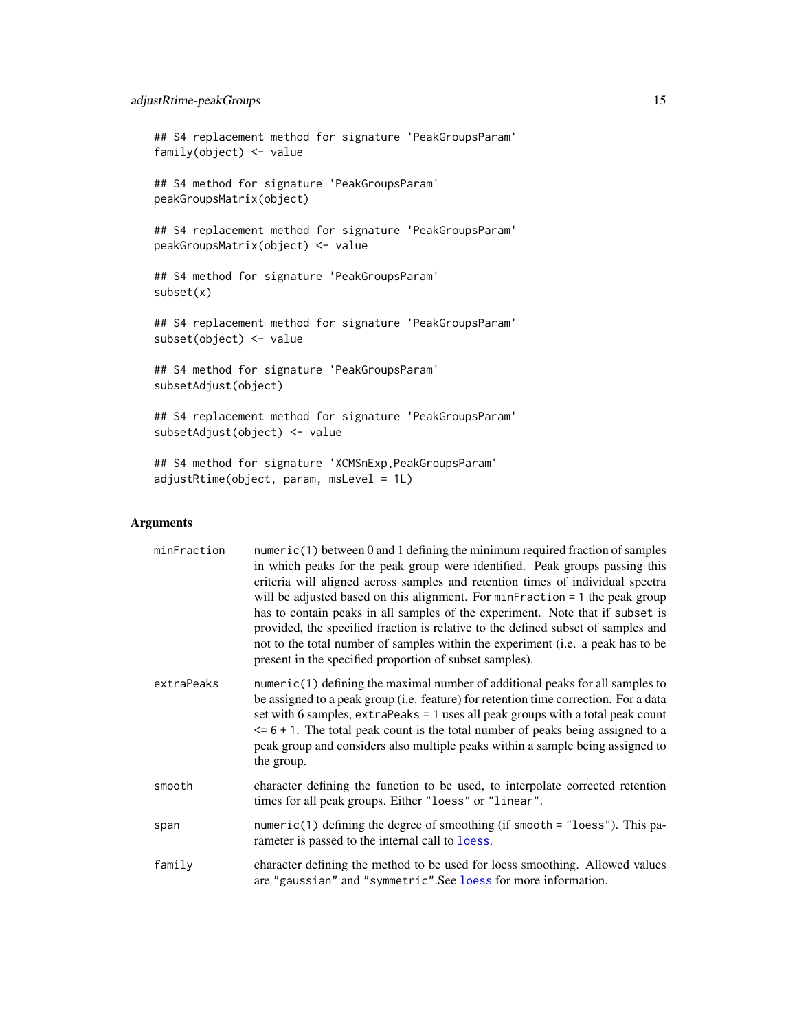```
## S4 replacement method for signature 'PeakGroupsParam'
family(object) <- value

## S4 method for signature 'PeakGroupsParam'
peakGroupsMatrix(object)

## S4 replacement method for signature 'PeakGroupsParam'
peakGroupsMatrix(object) <- value

## S4 method for signature 'PeakGroupsParam'
subset(x)

## S4 replacement method for signature 'PeakGroupsParam'
subset(object) <- value

## S4 method for signature 'PeakGroupsParam'
subsetAdjust(object)

## S4 replacement method for signature 'PeakGroupsParam'
subsetAdjust(object) <- value

## S4 method for signature 'XCMSnExp,PeakGroupsParam'
adjustRtime(object, param, msLevel = 1L)
```

## Arguments

| | |
|---|---|
| `minFraction` | `numeric(1)` between 0 and 1 defining the minimum required fraction of samples in which peaks for the peak group were identified. Peak groups passing this criteria will aligned across samples and retention times of individual spectra will be adjusted based on this alignment. For `minFraction = 1` the peak group has to contain peaks in all samples of the experiment. Note that if `subset` is provided, the specified fraction is relative to the defined subset of samples and not to the total number of samples within the experiment (i.e. a peak has to be present in the specified proportion of subset samples). |
| `extraPeaks` | `numeric(1)` defining the maximal number of additional peaks for all samples to be assigned to a peak group (i.e. feature) for retention time correction. For a data set with 6 samples, `extraPeaks = 1` uses all peak groups with a total peak count `<= 6 + 1`. The total peak count is the total number of peaks being assigned to a peak group and considers also multiple peaks within a sample being assigned to the group. |
| `smooth` | character defining the function to be used, to interpolate corrected retention times for all peak groups. Either `"loess"` or `"linear"`. |
| `span` | `numeric(1)` defining the degree of smoothing (if `smooth = "loess"`). This parameter is passed to the internal call to `loess`. |
| `family` | character defining the method to be used for loess smoothing. Allowed values are `"gaussian"` and `"symmetric"`.See `loess` for more information. |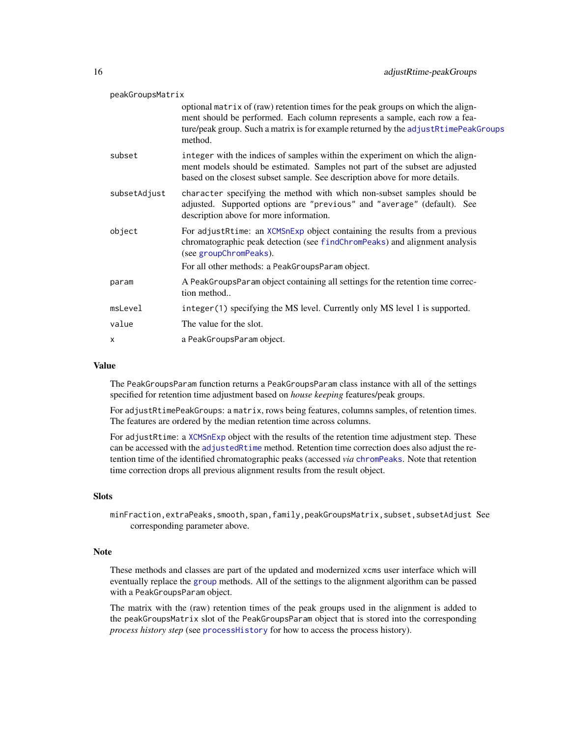`peakGroupsMatrix`
: optional `matrix` of (raw) retention times for the peak groups on which the alignment should be performed. Each column represents a sample, each row a feature/peak group. Such a matrix is for example returned by the `adjustRtimePeakGroups` method.

`subset`
: `integer` with the indices of samples within the experiment on which the alignment models should be estimated. Samples not part of the subset are adjusted based on the closest subset sample. See description above for more details.

`subsetAdjust`
: `character` specifying the method with which non-subset samples should be adjusted. Supported options are `"previous"` and `"average"` (default). See description above for more information.

`object`
: For `adjustRtime`: an `XCMSnExp` object containing the results from a previous chromatographic peak detection (see `findChromPeaks`) and alignment analysis (see `groupChromPeaks`).

  For all other methods: a `PeakGroupsParam` object.

`param`
: A `PeakGroupsParam` object containing all settings for the retention time correction method..

`msLevel`
: `integer(1)` specifying the MS level. Currently only MS level 1 is supported.

`value`
: The value for the slot.

`x`
: a `PeakGroupsParam` object.

## Value

The `PeakGroupsParam` function returns a `PeakGroupsParam` class instance with all of the settings specified for retention time adjustment based on *house keeping* features/peak groups.

For `adjustRtimePeakGroups`: a `matrix`, rows being features, columns samples, of retention times. The features are ordered by the median retention time across columns.

For `adjustRtime`: a `XCMSnExp` object with the results of the retention time adjustment step. These can be accessed with the `adjustedRtime` method. Retention time correction does also adjust the retention time of the identified chromatographic peaks (accessed *via* `chromPeaks`. Note that retention time correction drops all previous alignment results from the result object.

## Slots

`minFraction,extraPeaks,smooth,span,family,peakGroupsMatrix,subset,subsetAdjust` See corresponding parameter above.

## Note

These methods and classes are part of the updated and modernized `xcms` user interface which will eventually replace the `group` methods. All of the settings to the alignment algorithm can be passed with a `PeakGroupsParam` object.

The matrix with the (raw) retention times of the peak groups used in the alignment is added to the `peakGroupsMatrix` slot of the `PeakGroupsParam` object that is stored into the corresponding *process history step* (see `processHistory` for how to access the process history).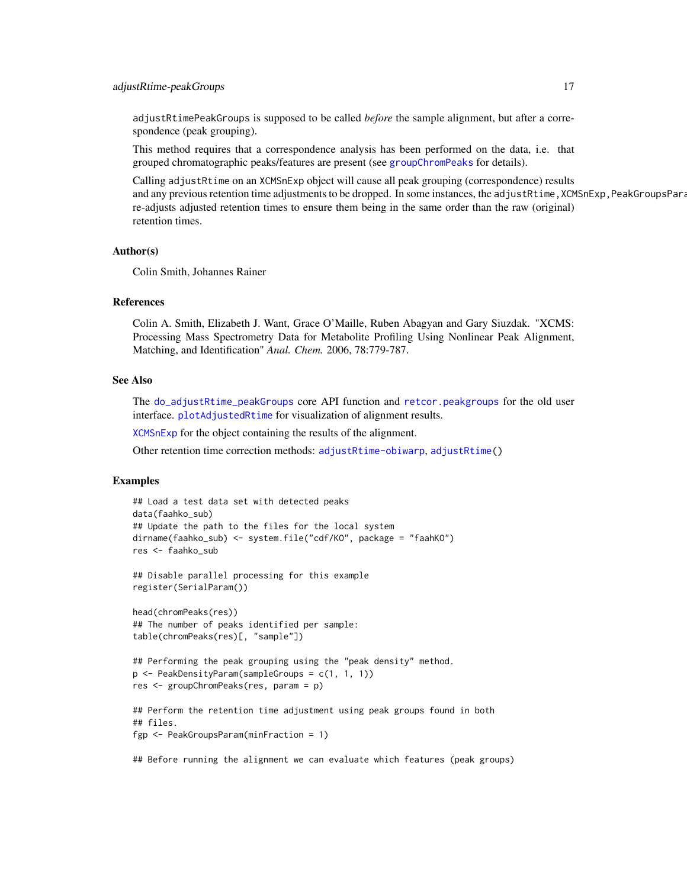adjustRtimePeakGroups is supposed to be called *before* the sample alignment, but after a correspondence (peak grouping).

This method requires that a correspondence analysis has been performed on the data, i.e. that grouped chromatographic peaks/features are present (see groupChromPeaks for details).

Calling adjustRtime on an XCMSnExp object will cause all peak grouping (correspondence) results and any previous retention time adjustments to be dropped. In some instances, the adjustRtime,XCMSnExp,PeakGroupsPara re-adjusts adjusted retention times to ensure them being in the same order than the raw (original) retention times.

## Author(s)

Colin Smith, Johannes Rainer

## References

Colin A. Smith, Elizabeth J. Want, Grace O'Maille, Ruben Abagyan and Gary Siuzdak. "XCMS: Processing Mass Spectrometry Data for Metabolite Profiling Using Nonlinear Peak Alignment, Matching, and Identification" *Anal. Chem.* 2006, 78:779-787.

## See Also

The do_adjustRtime_peakGroups core API function and retcor.peakgroups for the old user interface. plotAdjustedRtime for visualization of alignment results.

XCMSnExp for the object containing the results of the alignment.

Other retention time correction methods: adjustRtime-obiwarp, adjustRtime()

## Examples

```
## Load a test data set with detected peaks
data(faahko_sub)
## Update the path to the files for the local system
dirname(faahko_sub) <- system.file("cdf/KO", package = "faahKO")
res <- faahko_sub

## Disable parallel processing for this example
register(SerialParam())

head(chromPeaks(res))
## The number of peaks identified per sample:
table(chromPeaks(res)[, "sample"])

## Performing the peak grouping using the "peak density" method.
p <- PeakDensityParam(sampleGroups = c(1, 1, 1))
res <- groupChromPeaks(res, param = p)

## Perform the retention time adjustment using peak groups found in both
## files.
fgp <- PeakGroupsParam(minFraction = 1)

## Before running the alignment we can evaluate which features (peak groups)
```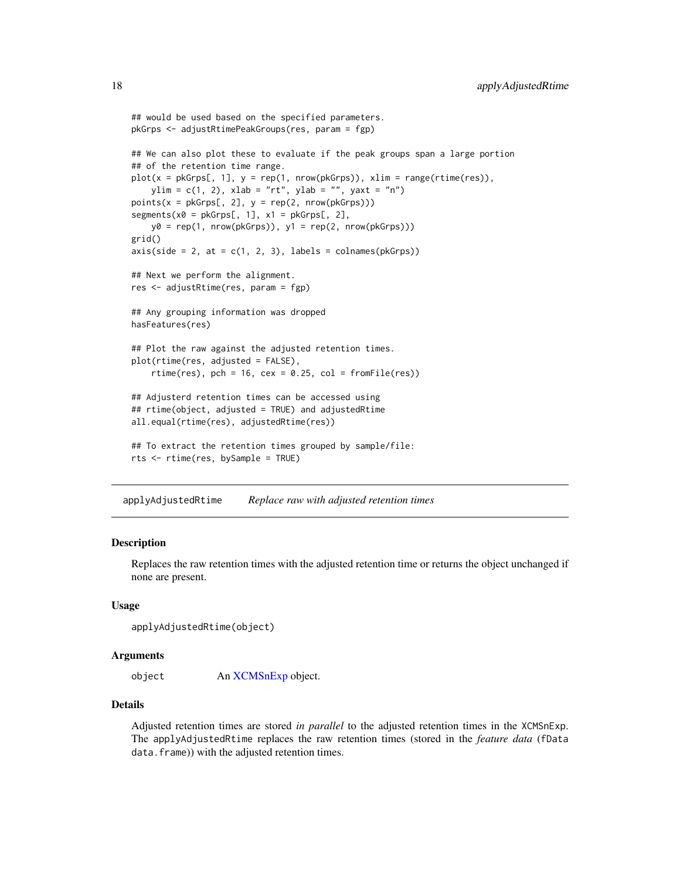```
## would be used based on the specified parameters.
pkGrps <- adjustRtimePeakGroups(res, param = fgp)

## We can also plot these to evaluate if the peak groups span a large portion
## of the retention time range.
plot(x = pkGrps[, 1], y = rep(1, nrow(pkGrps)), xlim = range(rtime(res)),
    ylim = c(1, 2), xlab = "rt", ylab = "", yaxt = "n")
points(x = pkGrps[, 2], y = rep(2, nrow(pkGrps)))
segments(x0 = pkGrps[, 1], x1 = pkGrps[, 2],
    y0 = rep(1, nrow(pkGrps)), y1 = rep(2, nrow(pkGrps)))
grid()
axis(side = 2, at = c(1, 2, 3), labels = colnames(pkGrps))

## Next we perform the alignment.
res <- adjustRtime(res, param = fgp)

## Any grouping information was dropped
hasFeatures(res)

## Plot the raw against the adjusted retention times.
plot(rtime(res, adjusted = FALSE),
    rtime(res), pch = 16, cex = 0.25, col = fromFile(res))

## Adjusterd retention times can be accessed using
## rtime(object, adjusted = TRUE) and adjustedRtime
all.equal(rtime(res), adjustedRtime(res))

## To extract the retention times grouped by sample/file:
rts <- rtime(res, bySample = TRUE)
```

---

## applyAdjustedRtime — *Replace raw with adjusted retention times*

---

### Description

Replaces the raw retention times with the adjusted retention time or returns the object unchanged if none are present.

### Usage

```
applyAdjustedRtime(object)
```

### Arguments

| | |
|---|---|
| object | An XCMSnExp object. |

### Details

Adjusted retention times are stored *in parallel* to the adjusted retention times in the XCMSnExp. The applyAdjustedRtime replaces the raw retention times (stored in the *feature data* (fData data.frame)) with the adjusted retention times.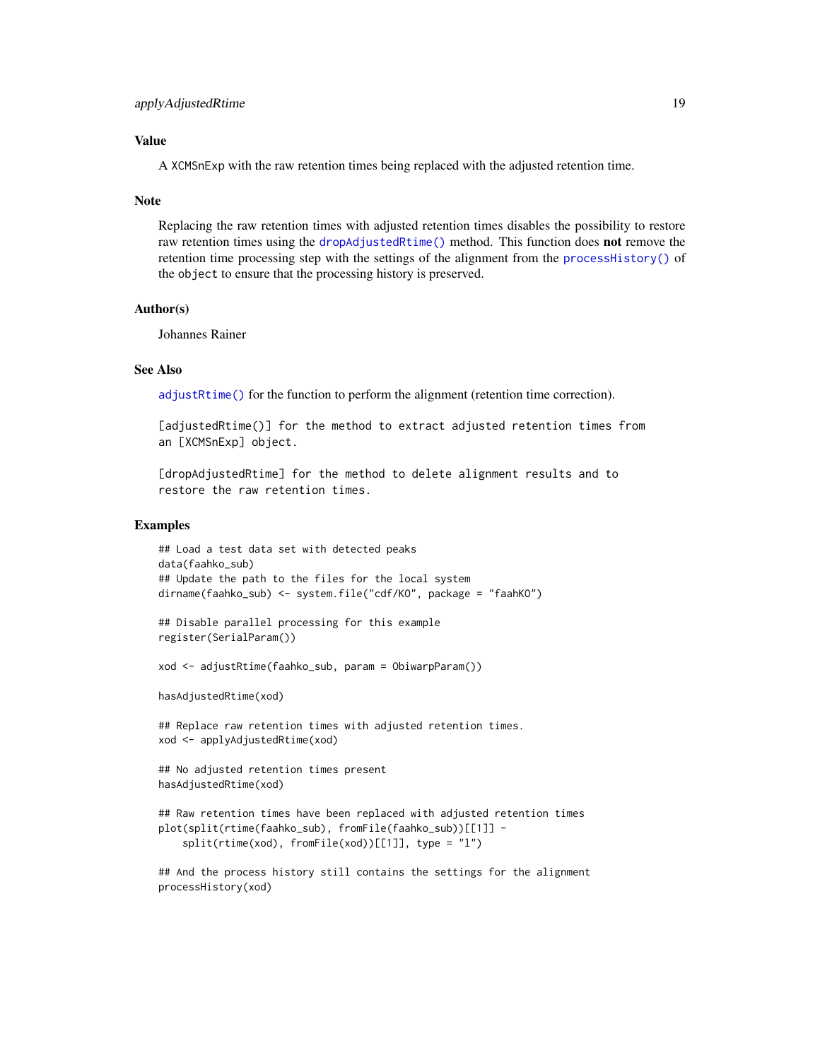## Value

A XCMSnExp with the raw retention times being replaced with the adjusted retention time.

## Note

Replacing the raw retention times with adjusted retention times disables the possibility to restore raw retention times using the `dropAdjustedRtime()` method. This function does **not** remove the retention time processing step with the settings of the alignment from the `processHistory()` of the object to ensure that the processing history is preserved.

## Author(s)

Johannes Rainer

## See Also

`adjustRtime()` for the function to perform the alignment (retention time correction).

```
[adjustedRtime()] for the method to extract adjusted retention times from
an [XCMSnExp] object.

[dropAdjustedRtime] for the method to delete alignment results and to
restore the raw retention times.
```

## Examples

```
## Load a test data set with detected peaks
data(faahko_sub)
## Update the path to the files for the local system
dirname(faahko_sub) <- system.file("cdf/KO", package = "faahKO")

## Disable parallel processing for this example
register(SerialParam())

xod <- adjustRtime(faahko_sub, param = ObiwarpParam())

hasAdjustedRtime(xod)

## Replace raw retention times with adjusted retention times.
xod <- applyAdjustedRtime(xod)

## No adjusted retention times present
hasAdjustedRtime(xod)

## Raw retention times have been replaced with adjusted retention times
plot(split(rtime(faahko_sub), fromFile(faahko_sub))[[1]] -
    split(rtime(xod), fromFile(xod))[[1]], type = "l")

## And the process history still contains the settings for the alignment
processHistory(xod)
```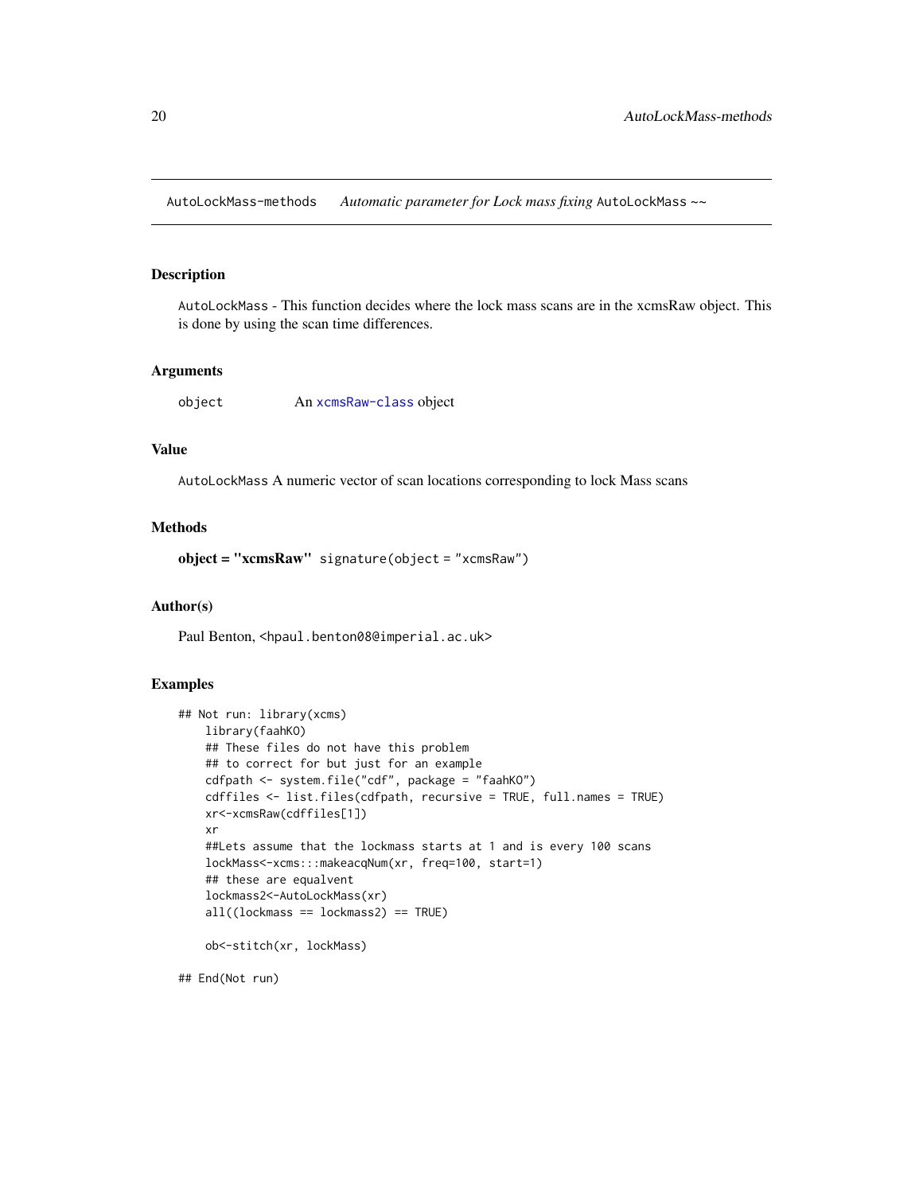AutoLockMass-methods    *Automatic parameter for Lock mass fixing* AutoLockMass ~~

### Description

AutoLockMass - This function decides where the lock mass scans are in the xcmsRaw object. This is done by using the scan time differences.

### Arguments

object    An xcmsRaw-class object

### Value

AutoLockMass A numeric vector of scan locations corresponding to lock Mass scans

### Methods

**object = "xcmsRaw"** signature(object = "xcmsRaw")

### Author(s)

Paul Benton, <hpaul.benton08@imperial.ac.uk>

### Examples

```
## Not run: library(xcms)
    library(faahKO)
    ## These files do not have this problem
    ## to correct for but just for an example
    cdfpath <- system.file("cdf", package = "faahKO")
    cdffiles <- list.files(cdfpath, recursive = TRUE, full.names = TRUE)
    xr<-xcmsRaw(cdffiles[1])
    xr
    ##Lets assume that the lockmass starts at 1 and is every 100 scans
    lockMass<-xcms:::makeacqNum(xr, freq=100, start=1)
    ## these are equalvent
    lockmass2<-AutoLockMass(xr)
    all((lockmass == lockmass2) == TRUE)

    ob<-stitch(xr, lockMass)

## End(Not run)
```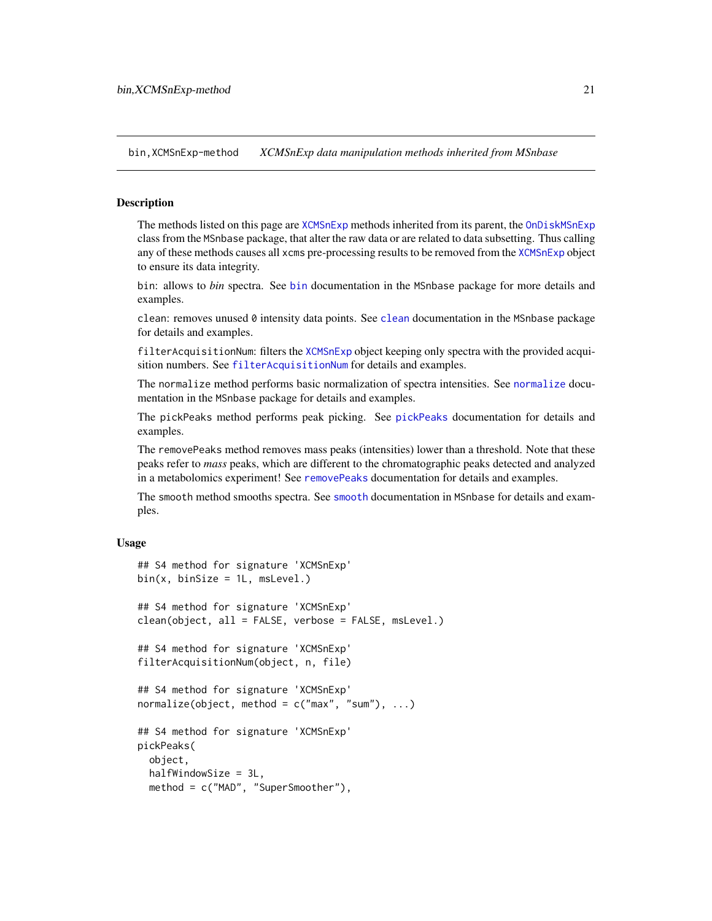bin,XCMSnExp-method    *XCMSnExp data manipulation methods inherited from MSnbase*

## Description

The methods listed on this page are XCMSnExp methods inherited from its parent, the OnDiskMSnExp class from the MSnbase package, that alter the raw data or are related to data subsetting. Thus calling any of these methods causes all xcms pre-processing results to be removed from the XCMSnExp object to ensure its data integrity.

bin: allows to *bin* spectra. See bin documentation in the MSnbase package for more details and examples.

clean: removes unused 0 intensity data points. See clean documentation in the MSnbase package for details and examples.

filterAcquisitionNum: filters the XCMSnExp object keeping only spectra with the provided acquisition numbers. See filterAcquisitionNum for details and examples.

The normalize method performs basic normalization of spectra intensities. See normalize documentation in the MSnbase package for details and examples.

The pickPeaks method performs peak picking. See pickPeaks documentation for details and examples.

The removePeaks method removes mass peaks (intensities) lower than a threshold. Note that these peaks refer to *mass* peaks, which are different to the chromatographic peaks detected and analyzed in a metabolomics experiment! See removePeaks documentation for details and examples.

The smooth method smooths spectra. See smooth documentation in MSnbase for details and examples.

## Usage

```
## S4 method for signature 'XCMSnExp'
bin(x, binSize = 1L, msLevel.)

## S4 method for signature 'XCMSnExp'
clean(object, all = FALSE, verbose = FALSE, msLevel.)

## S4 method for signature 'XCMSnExp'
filterAcquisitionNum(object, n, file)

## S4 method for signature 'XCMSnExp'
normalize(object, method = c("max", "sum"), ...)

## S4 method for signature 'XCMSnExp'
pickPeaks(
  object,
  halfWindowSize = 3L,
  method = c("MAD", "SuperSmoother"),
```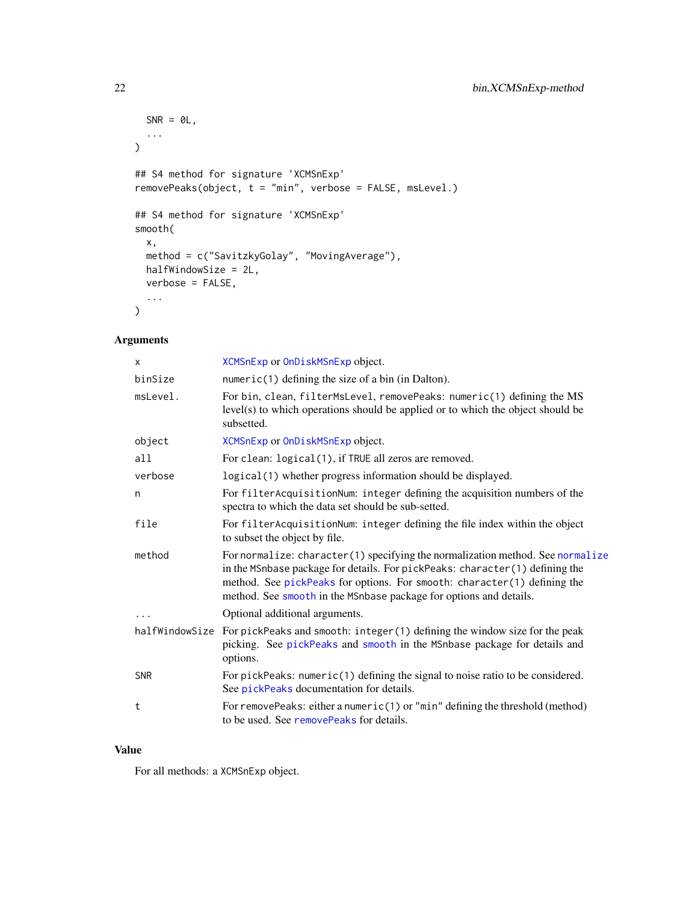```
  SNR = 0L,
  ...
)

## S4 method for signature 'XCMSnExp'
removePeaks(object, t = "min", verbose = FALSE, msLevel.)

## S4 method for signature 'XCMSnExp'
smooth(
  x,
  method = c("SavitzkyGolay", "MovingAverage"),
  halfWindowSize = 2L,
  verbose = FALSE,
  ...
)
```

## Arguments

| | |
|---|---|
| x | XCMSnExp or OnDiskMSnExp object. |
| binSize | numeric(1) defining the size of a bin (in Dalton). |
| msLevel. | For bin, clean, filterMsLevel, removePeaks: numeric(1) defining the MS level(s) to which operations should be applied or to which the object should be subsetted. |
| object | XCMSnExp or OnDiskMSnExp object. |
| all | For clean: logical(1), if TRUE all zeros are removed. |
| verbose | logical(1) whether progress information should be displayed. |
| n | For filterAcquisitionNum: integer defining the acquisition numbers of the spectra to which the data set should be sub-setted. |
| file | For filterAcquisitionNum: integer defining the file index within the object to subset the object by file. |
| method | For normalize: character(1) specifying the normalization method. See normalize in the MSnbase package for details. For pickPeaks: character(1) defining the method. See pickPeaks for options. For smooth: character(1) defining the method. See smooth in the MSnbase package for options and details. |
| ... | Optional additional arguments. |
| halfWindowSize | For pickPeaks and smooth: integer(1) defining the window size for the peak picking. See pickPeaks and smooth in the MSnbase package for details and options. |
| SNR | For pickPeaks: numeric(1) defining the signal to noise ratio to be considered. See pickPeaks documentation for details. |
| t | For removePeaks: either a numeric(1) or "min" defining the threshold (method) to be used. See removePeaks for details. |

## Value

For all methods: a XCMSnExp object.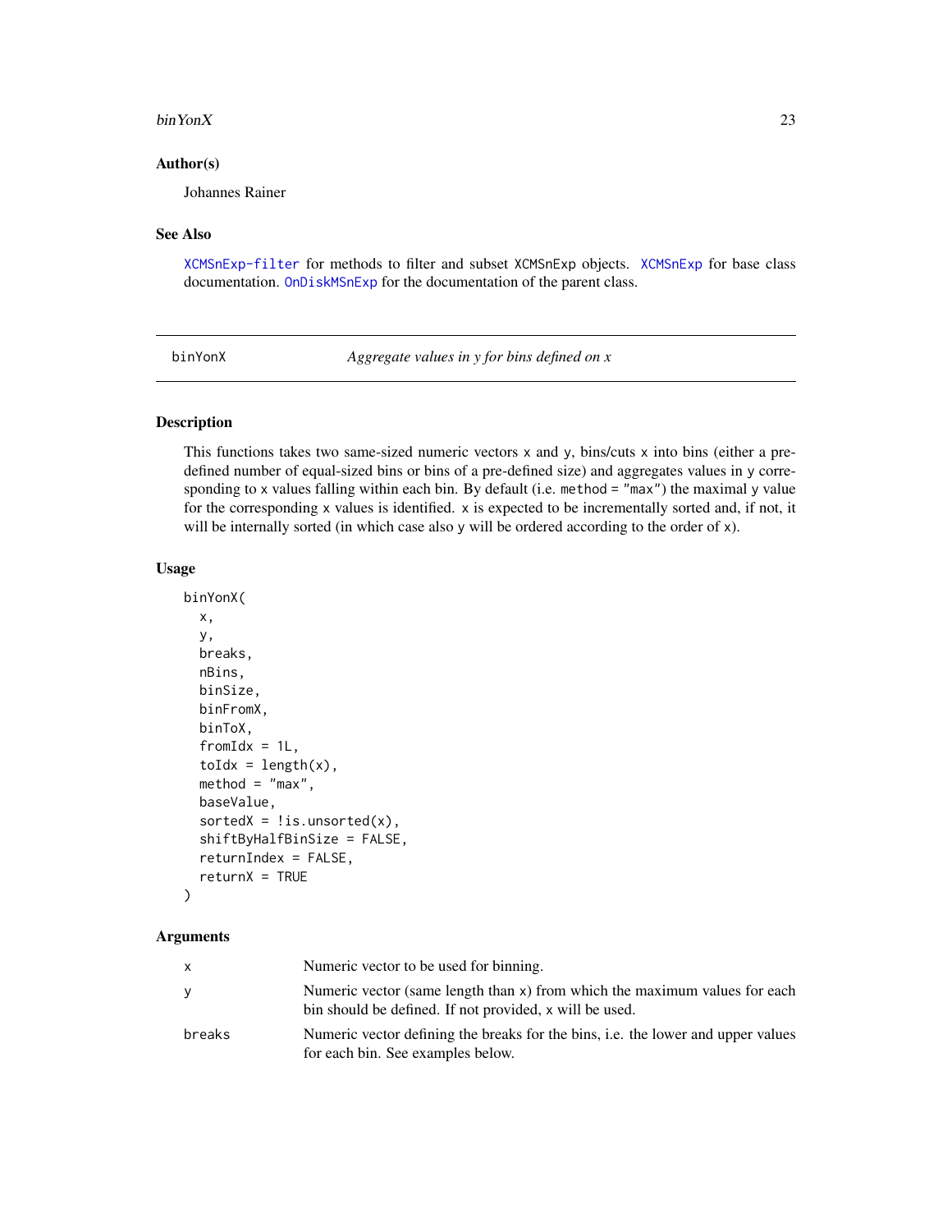## Author(s)

Johannes Rainer

## See Also

XCMSnExp-filter for methods to filter and subset XCMSnExp objects. XCMSnExp for base class documentation. OnDiskMSnExp for the documentation of the parent class.

---

# binYonX *Aggregate values in y for bins defined on x*

## Description

This functions takes two same-sized numeric vectors x and y, bins/cuts x into bins (either a pre-defined number of equal-sized bins or bins of a pre-defined size) and aggregates values in y corresponding to x values falling within each bin. By default (i.e. method = "max") the maximal y value for the corresponding x values is identified. x is expected to be incrementally sorted and, if not, it will be internally sorted (in which case also y will be ordered according to the order of x).

## Usage

```
binYonX(
  x,
  y,
  breaks,
  nBins,
  binSize,
  binFromX,
  binToX,
  fromIdx = 1L,
  toIdx = length(x),
  method = "max",
  baseValue,
  sortedX = !is.unsorted(x),
  shiftByHalfBinSize = FALSE,
  returnIndex = FALSE,
  returnX = TRUE
)
```

## Arguments

| | |
|---|---|
| x | Numeric vector to be used for binning. |
| y | Numeric vector (same length than x) from which the maximum values for each bin should be defined. If not provided, x will be used. |
| breaks | Numeric vector defining the breaks for the bins, i.e. the lower and upper values for each bin. See examples below. |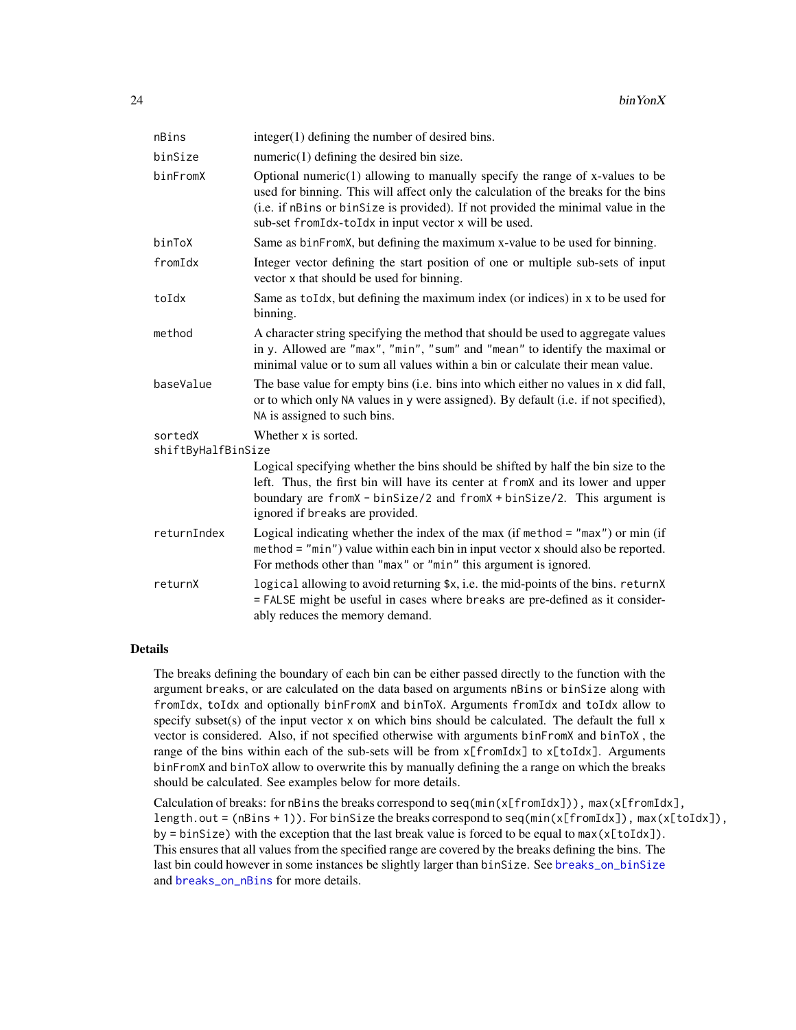| | |
|---|---|
| nBins | integer(1) defining the number of desired bins. |
| binSize | numeric(1) defining the desired bin size. |
| binFromX | Optional numeric(1) allowing to manually specify the range of x-values to be used for binning. This will affect only the calculation of the breaks for the bins (i.e. if nBins or binSize is provided). If not provided the minimal value in the sub-set fromIdx-toIdx in input vector x will be used. |
| binToX | Same as binFromX, but defining the maximum x-value to be used for binning. |
| fromIdx | Integer vector defining the start position of one or multiple sub-sets of input vector x that should be used for binning. |
| toIdx | Same as toIdx, but defining the maximum index (or indices) in x to be used for binning. |
| method | A character string specifying the method that should be used to aggregate values in y. Allowed are "max", "min", "sum" and "mean" to identify the maximal or minimal value or to sum all values within a bin or calculate their mean value. |
| baseValue | The base value for empty bins (i.e. bins into which either no values in x did fall, or to which only NA values in y were assigned). By default (i.e. if not specified), NA is assigned to such bins. |
| sortedX | Whether x is sorted. |
| shiftByHalfBinSize | Logical specifying whether the bins should be shifted by half the bin size to the left. Thus, the first bin will have its center at fromX and its lower and upper boundary are fromX - binSize/2 and fromX + binSize/2. This argument is ignored if breaks are provided. |
| returnIndex | Logical indicating whether the index of the max (if method = "max") or min (if method = "min") value within each bin in input vector x should also be reported. For methods other than "max" or "min" this argument is ignored. |
| returnX | logical allowing to avoid returning $x, i.e. the mid-points of the bins. returnX = FALSE might be useful in cases where breaks are pre-defined as it considerably reduces the memory demand. |

## Details

The breaks defining the boundary of each bin can be either passed directly to the function with the argument breaks, or are calculated on the data based on arguments nBins or binSize along with fromIdx, toIdx and optionally binFromX and binToX. Arguments fromIdx and toIdx allow to specify subset(s) of the input vector x on which bins should be calculated. The default the full x vector is considered. Also, if not specified otherwise with arguments binFromX and binToX , the range of the bins within each of the sub-sets will be from x[fromIdx] to x[toIdx]. Arguments binFromX and binToX allow to overwrite this by manually defining the a range on which the breaks should be calculated. See examples below for more details.

Calculation of breaks: for nBins the breaks correspond to seq(min(x[fromIdx])), max(x[fromIdx], length.out = (nBins + 1)). For binSize the breaks correspond to seq(min(x[fromIdx]), max(x[toIdx]), by = binSize) with the exception that the last break value is forced to be equal to max(x[toIdx]). This ensures that all values from the specified range are covered by the breaks defining the bins. The last bin could however in some instances be slightly larger than binSize. See breaks_on_binSize and breaks_on_nBins for more details.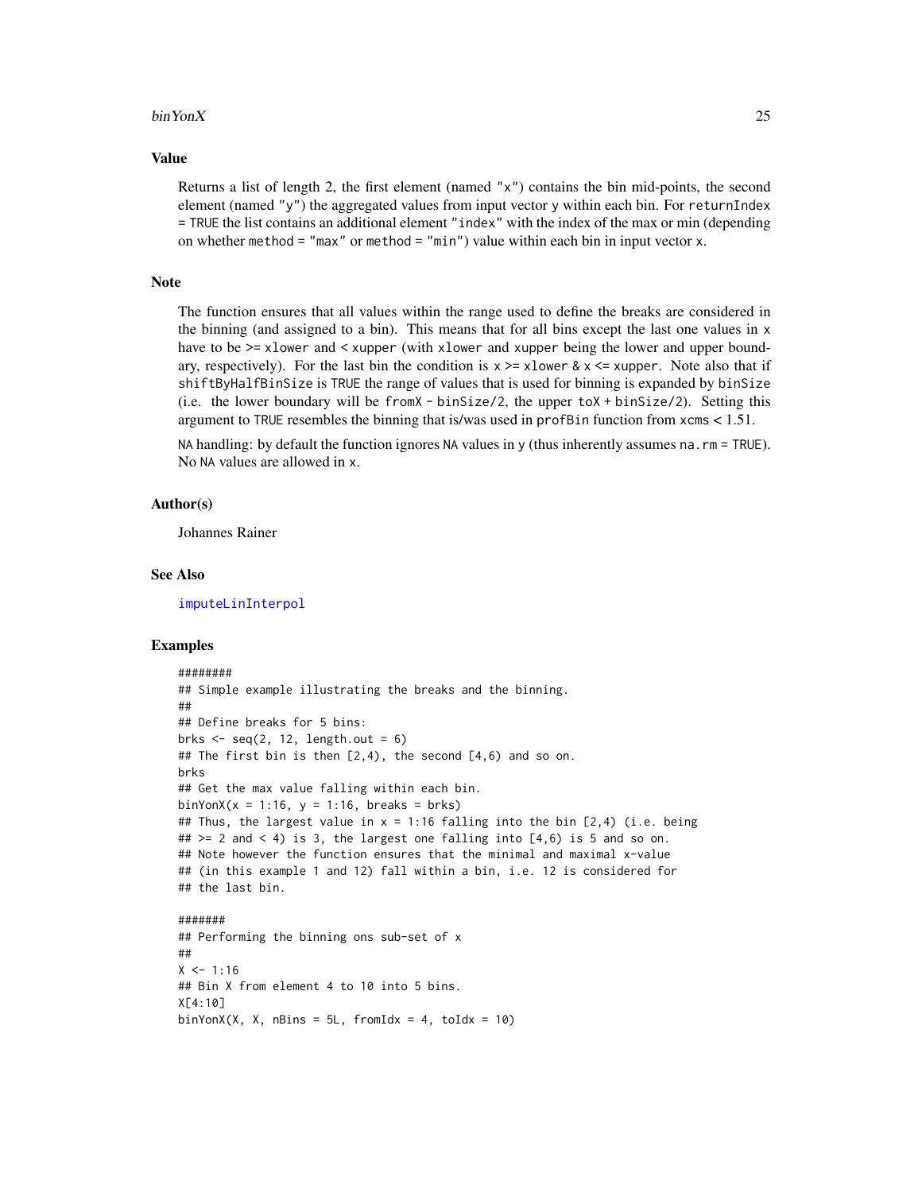## Value

Returns a list of length 2, the first element (named "x") contains the bin mid-points, the second element (named "y") the aggregated values from input vector y within each bin. For returnIndex = TRUE the list contains an additional element "index" with the index of the max or min (depending on whether method = "max" or method = "min") value within each bin in input vector x.

## Note

The function ensures that all values within the range used to define the breaks are considered in the binning (and assigned to a bin). This means that for all bins except the last one values in x have to be >= xlower and < xupper (with xlower and xupper being the lower and upper boundary, respectively). For the last bin the condition is x >= xlower & x <= xupper. Note also that if shiftByHalfBinSize is TRUE the range of values that is used for binning is expanded by binSize (i.e. the lower boundary will be fromX - binSize/2, the upper toX + binSize/2). Setting this argument to TRUE resembles the binning that is/was used in profBin function from xcms < 1.51.

NA handling: by default the function ignores NA values in y (thus inherently assumes na.rm = TRUE). No NA values are allowed in x.

## Author(s)

Johannes Rainer

## See Also

imputeLinInterpol

## Examples

```
########
## Simple example illustrating the breaks and the binning.
##
## Define breaks for 5 bins:
brks <- seq(2, 12, length.out = 6)
## The first bin is then [2,4), the second [4,6) and so on.
brks
## Get the max value falling within each bin.
binYonX(x = 1:16, y = 1:16, breaks = brks)
## Thus, the largest value in x = 1:16 falling into the bin [2,4) (i.e. being
## >= 2 and < 4) is 3, the largest one falling into [4,6) is 5 and so on.
## Note however the function ensures that the minimal and maximal x-value
## (in this example 1 and 12) fall within a bin, i.e. 12 is considered for
## the last bin.

#######
## Performing the binning ons sub-set of x
##
X <- 1:16
## Bin X from element 4 to 10 into 5 bins.
X[4:10]
binYonX(X, X, nBins = 5L, fromIdx = 4, toIdx = 10)
```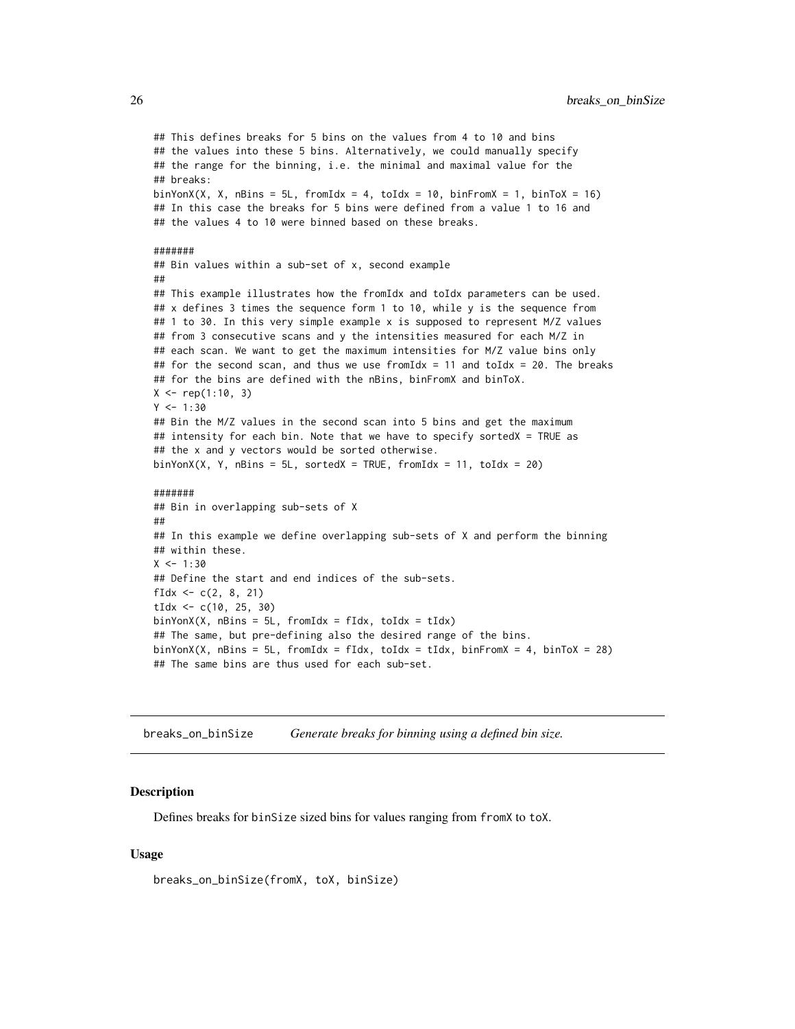```
## This defines breaks for 5 bins on the values from 4 to 10 and bins
## the values into these 5 bins. Alternatively, we could manually specify
## the range for the binning, i.e. the minimal and maximal value for the
## breaks:
binYonX(X, X, nBins = 5L, fromIdx = 4, toIdx = 10, binFromX = 1, binToX = 16)
## In this case the breaks for 5 bins were defined from a value 1 to 16 and
## the values 4 to 10 were binned based on these breaks.

#######
## Bin values within a sub-set of x, second example
##
## This example illustrates how the fromIdx and toIdx parameters can be used.
## x defines 3 times the sequence form 1 to 10, while y is the sequence from
## 1 to 30. In this very simple example x is supposed to represent M/Z values
## from 3 consecutive scans and y the intensities measured for each M/Z in
## each scan. We want to get the maximum intensities for M/Z value bins only
## for the second scan, and thus we use fromIdx = 11 and toIdx = 20. The breaks
## for the bins are defined with the nBins, binFromX and binToX.
X <- rep(1:10, 3)
Y <- 1:30
## Bin the M/Z values in the second scan into 5 bins and get the maximum
## intensity for each bin. Note that we have to specify sortedX = TRUE as
## the x and y vectors would be sorted otherwise.
binYonX(X, Y, nBins = 5L, sortedX = TRUE, fromIdx = 11, toIdx = 20)

#######
## Bin in overlapping sub-sets of X
##
## In this example we define overlapping sub-sets of X and perform the binning
## within these.
X <- 1:30
## Define the start and end indices of the sub-sets.
fIdx <- c(2, 8, 21)
tIdx <- c(10, 25, 30)
binYonX(X, nBins = 5L, fromIdx = fIdx, toIdx = tIdx)
## The same, but pre-defining also the desired range of the bins.
binYonX(X, nBins = 5L, fromIdx = fIdx, toIdx = tIdx, binFromX = 4, binToX = 28)
## The same bins are thus used for each sub-set.
```

---

## breaks_on_binSize — *Generate breaks for binning using a defined bin size.*

### Description

Defines breaks for `binSize` sized bins for values ranging from `fromX` to `toX`.

### Usage

```
breaks_on_binSize(fromX, toX, binSize)
```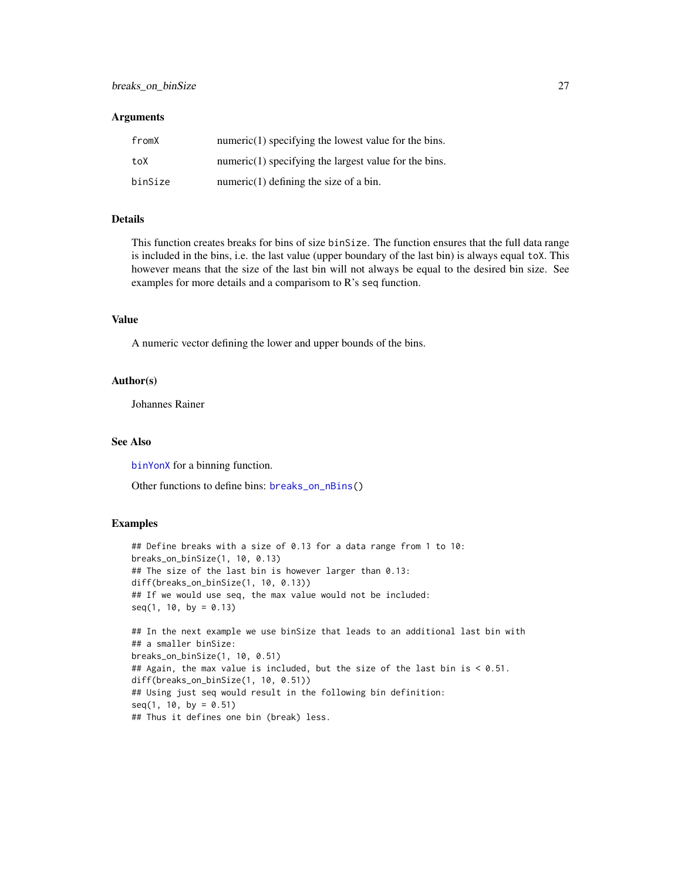### Arguments

| | |
|---|---|
| fromX | numeric(1) specifying the lowest value for the bins. |
| toX | numeric(1) specifying the largest value for the bins. |
| binSize | numeric(1) defining the size of a bin. |

### Details

This function creates breaks for bins of size binSize. The function ensures that the full data range is included in the bins, i.e. the last value (upper boundary of the last bin) is always equal toX. This however means that the size of the last bin will not always be equal to the desired bin size. See examples for more details and a comparisom to R's seq function.

### Value

A numeric vector defining the lower and upper bounds of the bins.

### Author(s)

Johannes Rainer

### See Also

binYonX for a binning function.

Other functions to define bins: breaks_on_nBins()

### Examples

```
## Define breaks with a size of 0.13 for a data range from 1 to 10:
breaks_on_binSize(1, 10, 0.13)
## The size of the last bin is however larger than 0.13:
diff(breaks_on_binSize(1, 10, 0.13))
## If we would use seq, the max value would not be included:
seq(1, 10, by = 0.13)

## In the next example we use binSize that leads to an additional last bin with
## a smaller binSize:
breaks_on_binSize(1, 10, 0.51)
## Again, the max value is included, but the size of the last bin is < 0.51.
diff(breaks_on_binSize(1, 10, 0.51))
## Using just seq would result in the following bin definition:
seq(1, 10, by = 0.51)
## Thus it defines one bin (break) less.
```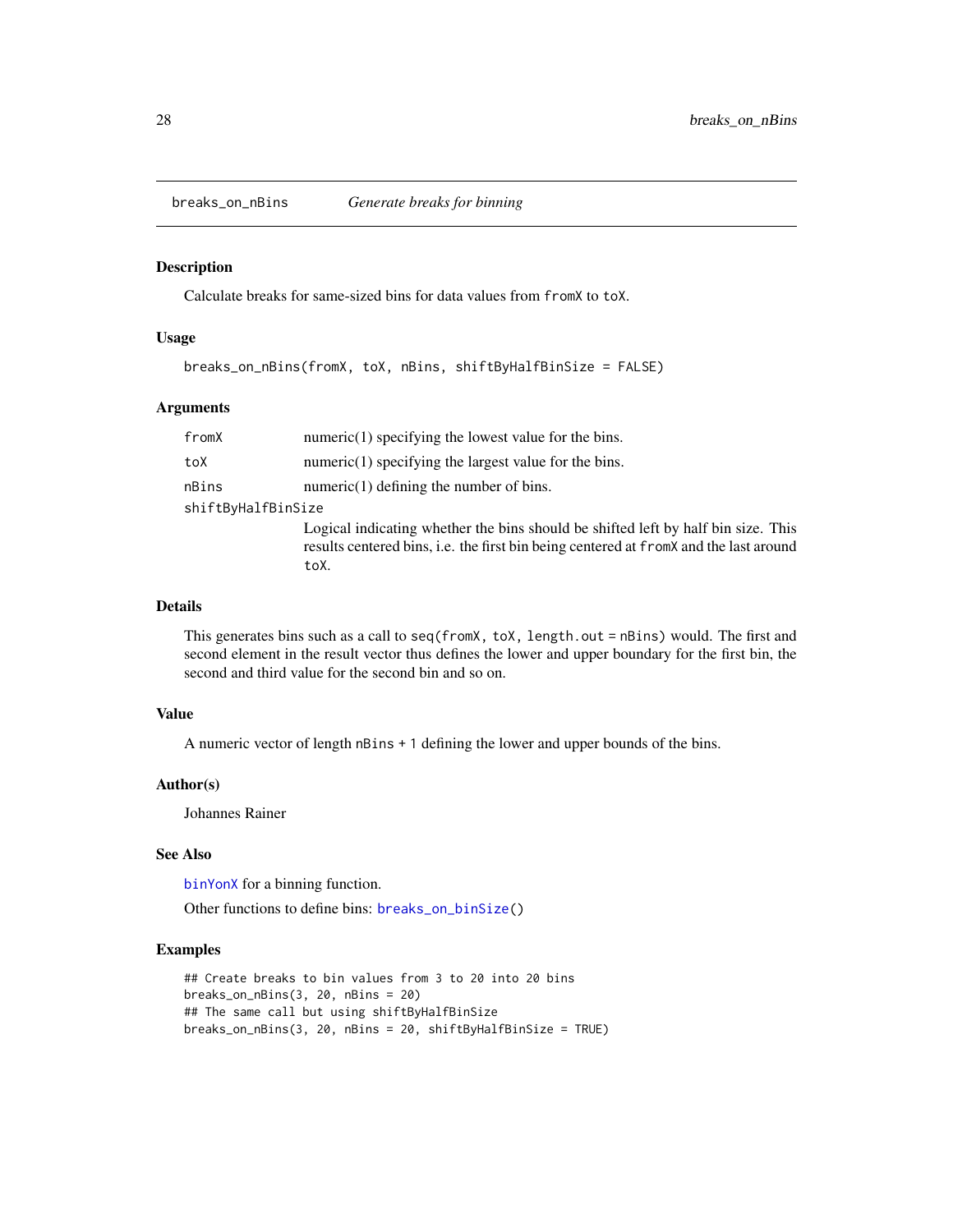breaks_on_nBins &nbsp;&nbsp;&nbsp;&nbsp; *Generate breaks for binning*

## Description

Calculate breaks for same-sized bins for data values from `fromX` to `toX`.

## Usage

```
breaks_on_nBins(fromX, toX, nBins, shiftByHalfBinSize = FALSE)
```

## Arguments

| | |
|---|---|
| `fromX` | numeric(1) specifying the lowest value for the bins. |
| `toX` | numeric(1) specifying the largest value for the bins. |
| `nBins` | numeric(1) defining the number of bins. |
| `shiftByHalfBinSize` | Logical indicating whether the bins should be shifted left by half bin size. This results centered bins, i.e. the first bin being centered at `fromX` and the last around `toX`. |

## Details

This generates bins such as a call to `seq(fromX, toX, length.out = nBins)` would. The first and second element in the result vector thus defines the lower and upper boundary for the first bin, the second and third value for the second bin and so on.

## Value

A numeric vector of length `nBins + 1` defining the lower and upper bounds of the bins.

## Author(s)

Johannes Rainer

## See Also

`binYonX` for a binning function.

Other functions to define bins: `breaks_on_binSize()`

## Examples

```
## Create breaks to bin values from 3 to 20 into 20 bins
breaks_on_nBins(3, 20, nBins = 20)
## The same call but using shiftByHalfBinSize
breaks_on_nBins(3, 20, nBins = 20, shiftByHalfBinSize = TRUE)
```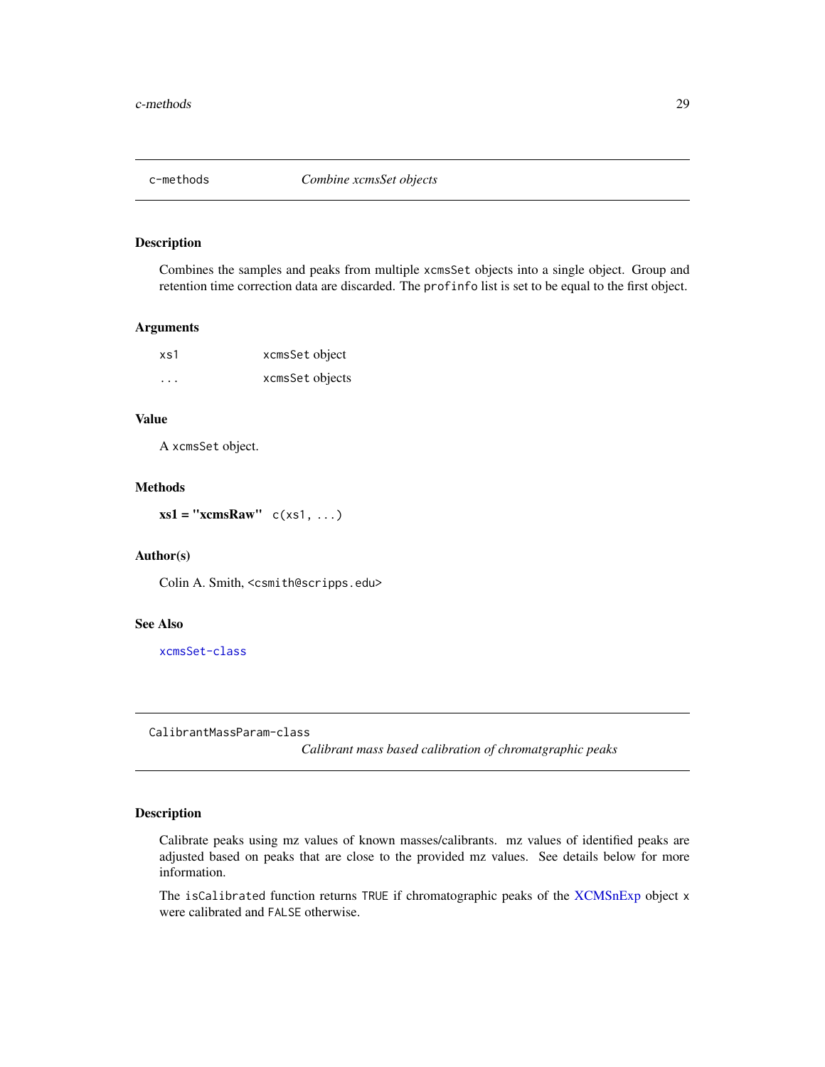## c-methods *Combine xcmsSet objects*

### Description

Combines the samples and peaks from multiple `xcmsSet` objects into a single object. Group and retention time correction data are discarded. The `profinfo` list is set to be equal to the first object.

### Arguments

| | |
|---|---|
| `xs1` | `xcmsSet` object |
| `...` | `xcmsSet` objects |

### Value

A `xcmsSet` object.

### Methods

**xs1 = "xcmsRaw"** `c(xs1, ...)`

### Author(s)

Colin A. Smith, `<csmith@scripps.edu>`

### See Also

`xcmsSet-class`

## CalibrantMassParam-class *Calibrant mass based calibration of chromatgraphic peaks*

### Description

Calibrate peaks using mz values of known masses/calibrants. mz values of identified peaks are adjusted based on peaks that are close to the provided mz values. See details below for more information.

The `isCalibrated` function returns `TRUE` if chromatographic peaks of the XCMSnExp object `x` were calibrated and `FALSE` otherwise.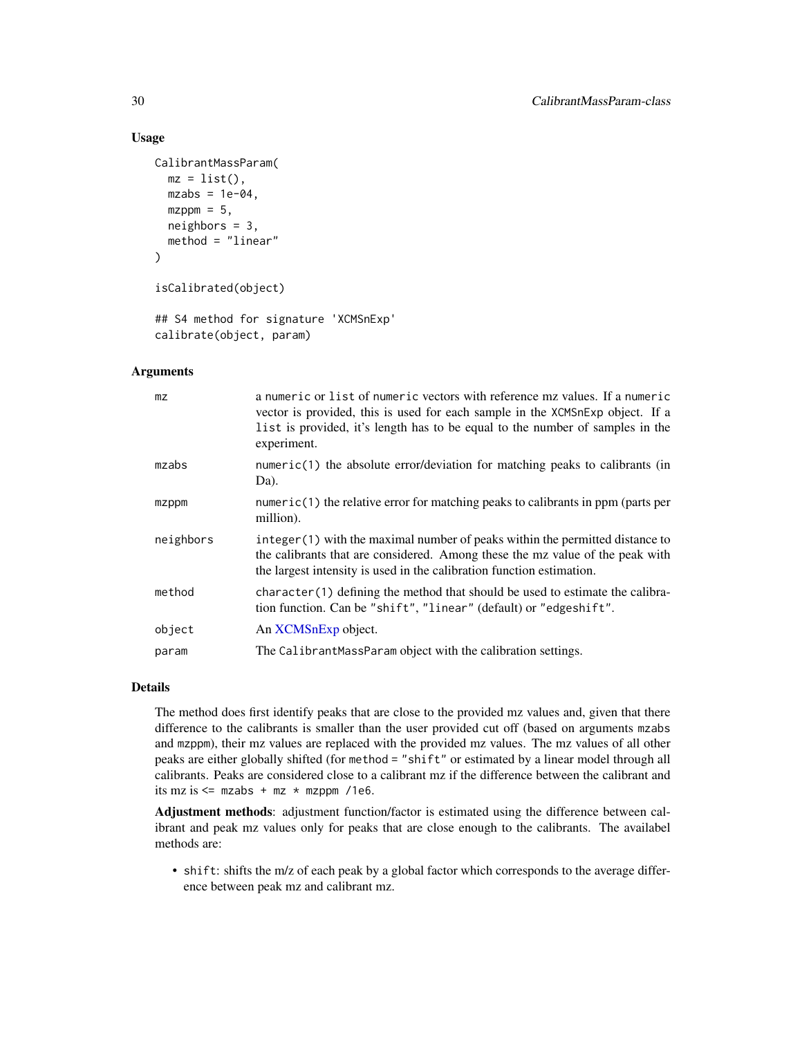## Usage

```
CalibrantMassParam(
  mz = list(),
  mzabs = 1e-04,
  mzppm = 5,
  neighbors = 3,
  method = "linear"
)

isCalibrated(object)

## S4 method for signature 'XCMSnExp'
calibrate(object, param)
```

## Arguments

| | |
|---|---|
| mz | a numeric or list of numeric vectors with reference mz values. If a numeric vector is provided, this is used for each sample in the XCMSnExp object. If a list is provided, it's length has to be equal to the number of samples in the experiment. |
| mzabs | numeric(1) the absolute error/deviation for matching peaks to calibrants (in Da). |
| mzppm | numeric(1) the relative error for matching peaks to calibrants in ppm (parts per million). |
| neighbors | integer(1) with the maximal number of peaks within the permitted distance to the calibrants that are considered. Among these the mz value of the peak with the largest intensity is used in the calibration function estimation. |
| method | character(1) defining the method that should be used to estimate the calibration function. Can be "shift", "linear" (default) or "edgeshift". |
| object | An XCMSnExp object. |
| param | The CalibrantMassParam object with the calibration settings. |

## Details

The method does first identify peaks that are close to the provided mz values and, given that there difference to the calibrants is smaller than the user provided cut off (based on arguments mzabs and mzppm), their mz values are replaced with the provided mz values. The mz values of all other peaks are either globally shifted (for method = "shift" or estimated by a linear model through all calibrants. Peaks are considered close to a calibrant mz if the difference between the calibrant and its mz is <= mzabs + mz * mzppm /1e6.

**Adjustment methods**: adjustment function/factor is estimated using the difference between calibrant and peak mz values only for peaks that are close enough to the calibrants. The availabel methods are:

- shift: shifts the m/z of each peak by a global factor which corresponds to the average difference between peak mz and calibrant mz.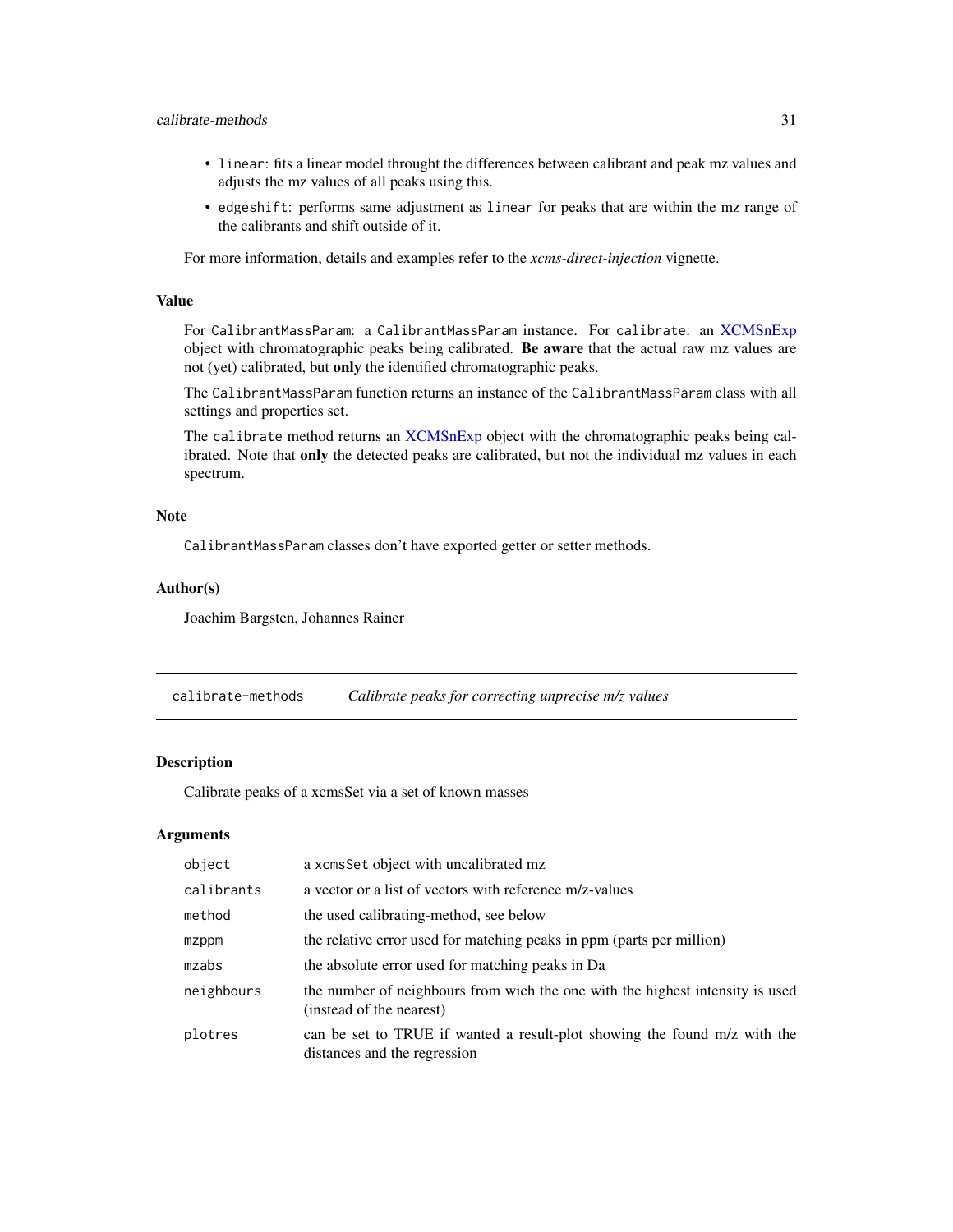- `linear`: fits a linear model throught the differences between calibrant and peak mz values and adjusts the mz values of all peaks using this.
- `edgeshift`: performs same adjustment as `linear` for peaks that are within the mz range of the calibrants and shift outside of it.

For more information, details and examples refer to the *xcms-direct-injection* vignette.

### Value

For `CalibrantMassParam`: a `CalibrantMassParam` instance. For `calibrate`: an XCMSnExp object with chromatographic peaks being calibrated. **Be aware** that the actual raw mz values are not (yet) calibrated, but **only** the identified chromatographic peaks.

The `CalibrantMassParam` function returns an instance of the `CalibrantMassParam` class with all settings and properties set.

The `calibrate` method returns an XCMSnExp object with the chromatographic peaks being calibrated. Note that **only** the detected peaks are calibrated, but not the individual mz values in each spectrum.

### Note

`CalibrantMassParam` classes don't have exported getter or setter methods.

### Author(s)

Joachim Bargsten, Johannes Rainer

---

## calibrate-methods — *Calibrate peaks for correcting unprecise m/z values*

### Description

Calibrate peaks of a xcmsSet via a set of known masses

### Arguments

| | |
|---|---|
| `object` | a `xcmsSet` object with uncalibrated mz |
| `calibrants` | a vector or a list of vectors with reference m/z-values |
| `method` | the used calibrating-method, see below |
| `mzppm` | the relative error used for matching peaks in ppm (parts per million) |
| `mzabs` | the absolute error used for matching peaks in Da |
| `neighbours` | the number of neighbours from wich the one with the highest intensity is used (instead of the nearest) |
| `plotres` | can be set to TRUE if wanted a result-plot showing the found m/z with the distances and the regression |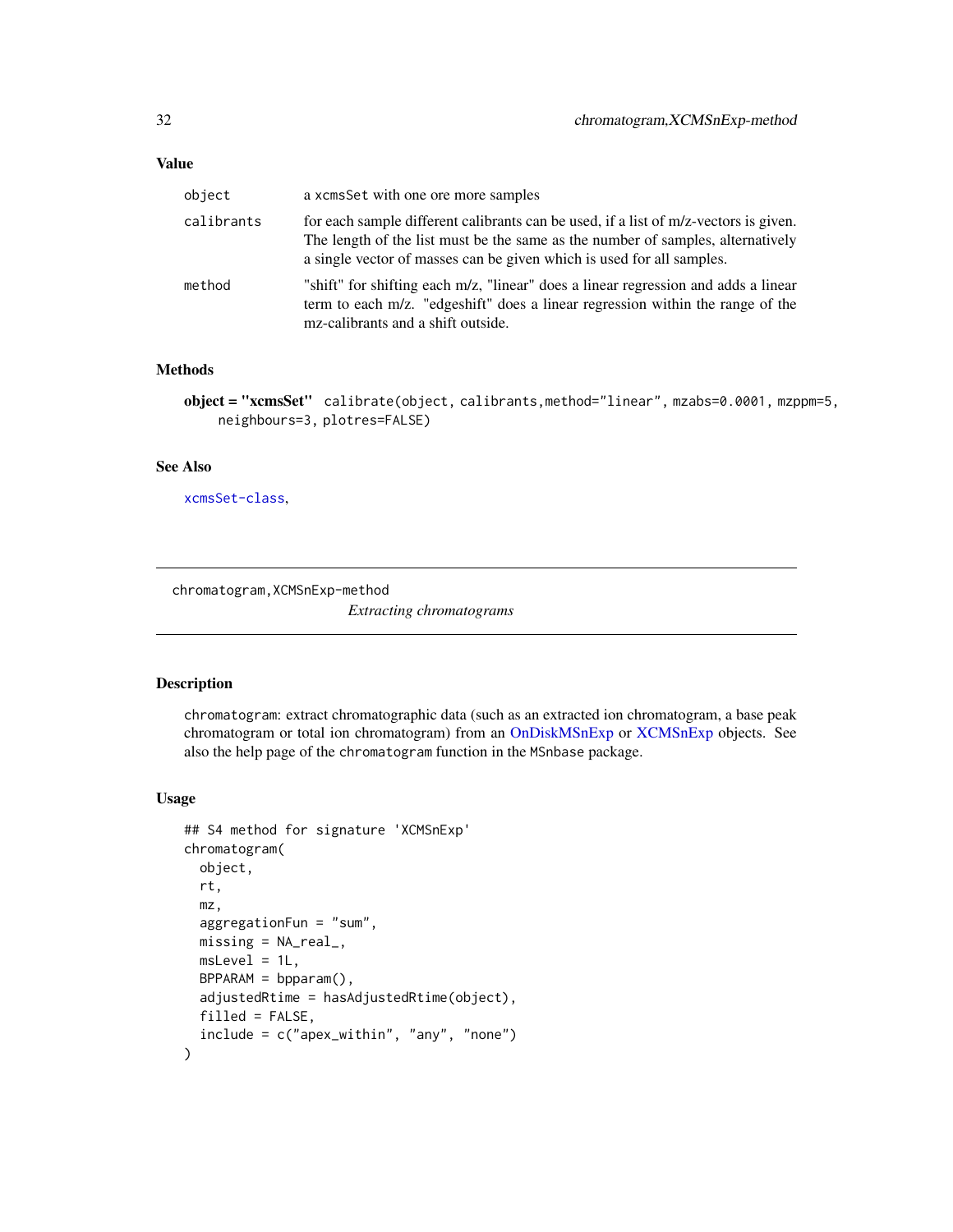## Value

| | |
|---|---|
| `object` | a `xcmsSet` with one ore more samples |
| `calibrants` | for each sample different calibrants can be used, if a list of m/z-vectors is given. The length of the list must be the same as the number of samples, alternatively a single vector of masses can be given which is used for all samples. |
| `method` | "shift" for shifting each m/z, "linear" does a linear regression and adds a linear term to each m/z. "edgeshift" does a linear regression within the range of the mz-calibrants and a shift outside. |

## Methods

**object = "xcmsSet"** `calibrate(object, calibrants,method="linear", mzabs=0.0001, mzppm=5, neighbours=3, plotres=FALSE)`

## See Also

xcmsSet-class,

---

# chromatogram,XCMSnExp-method

*Extracting chromatograms*

## Description

`chromatogram`: extract chromatographic data (such as an extracted ion chromatogram, a base peak chromatogram or total ion chromatogram) from an OnDiskMSnExp or XCMSnExp objects. See also the help page of the `chromatogram` function in the `MSnbase` package.

## Usage

```
## S4 method for signature 'XCMSnExp'
chromatogram(
  object,
  rt,
  mz,
  aggregationFun = "sum",
  missing = NA_real_,
  msLevel = 1L,
  BPPARAM = bpparam(),
  adjustedRtime = hasAdjustedRtime(object),
  filled = FALSE,
  include = c("apex_within", "any", "none")
)
```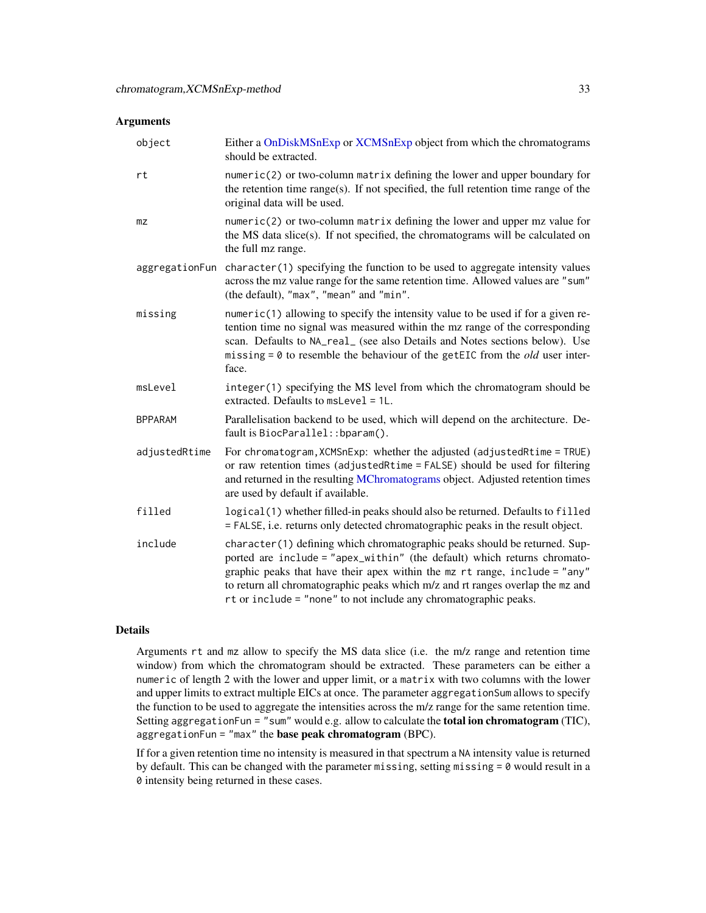## Arguments

| | |
|---|---|
| `object` | Either a OnDiskMSnExp or XCMSnExp object from which the chromatograms should be extracted. |
| `rt` | `numeric(2)` or two-column `matrix` defining the lower and upper boundary for the retention time range(s). If not specified, the full retention time range of the original data will be used. |
| `mz` | `numeric(2)` or two-column `matrix` defining the lower and upper mz value for the MS data slice(s). If not specified, the chromatograms will be calculated on the full mz range. |
| `aggregationFun` | `character(1)` specifying the function to be used to aggregate intensity values across the mz value range for the same retention time. Allowed values are `"sum"` (the default), `"max"`, `"mean"` and `"min"`. |
| `missing` | `numeric(1)` allowing to specify the intensity value to be used if for a given retention time no signal was measured within the mz range of the corresponding scan. Defaults to `NA_real_` (see also Details and Notes sections below). Use `missing = 0` to resemble the behaviour of the `getEIC` from the *old* user interface. |
| `msLevel` | `integer(1)` specifying the MS level from which the chromatogram should be extracted. Defaults to `msLevel = 1L`. |
| `BPPARAM` | Parallelisation backend to be used, which will depend on the architecture. Default is `BiocParallel::bparam()`. |
| `adjustedRtime` | For `chromatogram,XCMSnExp`: whether the adjusted (`adjustedRtime = TRUE`) or raw retention times (`adjustedRtime = FALSE`) should be used for filtering and returned in the resulting MChromatograms object. Adjusted retention times are used by default if available. |
| `filled` | `logical(1)` whether filled-in peaks should also be returned. Defaults to `filled = FALSE`, i.e. returns only detected chromatographic peaks in the result object. |
| `include` | `character(1)` defining which chromatographic peaks should be returned. Supported are `include = "apex_within"` (the default) which returns chromatographic peaks that have their apex within the `mz` `rt` range, `include = "any"` to return all chromatographic peaks which m/z and rt ranges overlap the `mz` and `rt` or `include = "none"` to not include any chromatographic peaks. |

## Details

Arguments `rt` and `mz` allow to specify the MS data slice (i.e. the m/z range and retention time window) from which the chromatogram should be extracted. These parameters can be either a `numeric` of length 2 with the lower and upper limit, or a `matrix` with two columns with the lower and upper limits to extract multiple EICs at once. The parameter `aggregationSum` allows to specify the function to be used to aggregate the intensities across the m/z range for the same retention time. Setting `aggregationFun = "sum"` would e.g. allow to calculate the **total ion chromatogram** (TIC), `aggregationFun = "max"` the **base peak chromatogram** (BPC).

If for a given retention time no intensity is measured in that spectrum a `NA` intensity value is returned by default. This can be changed with the parameter `missing`, setting `missing = 0` would result in a `0` intensity being returned in these cases.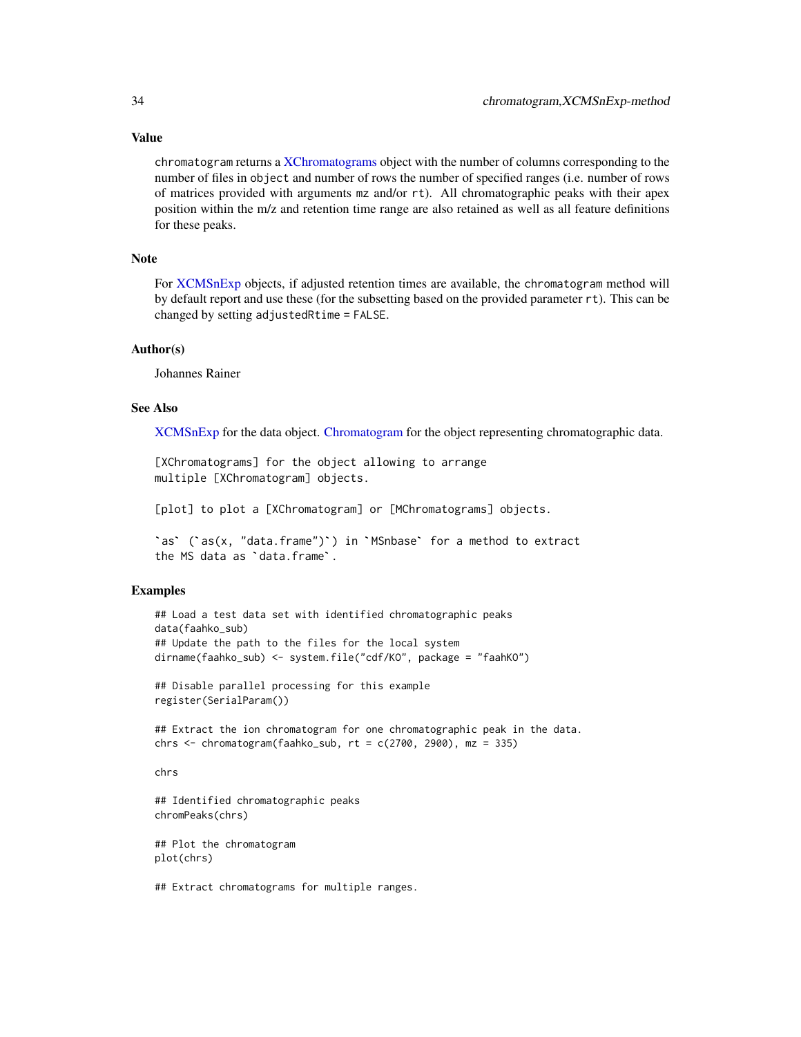## Value

`chromatogram` returns a XChromatograms object with the number of columns corresponding to the number of files in `object` and number of rows the number of specified ranges (i.e. number of rows of matrices provided with arguments `mz` and/or `rt`). All chromatographic peaks with their apex position within the m/z and retention time range are also retained as well as all feature definitions for these peaks.

## Note

For XCMSnExp objects, if adjusted retention times are available, the `chromatogram` method will by default report and use these (for the subsetting based on the provided parameter `rt`). This can be changed by setting `adjustedRtime = FALSE`.

## Author(s)

Johannes Rainer

## See Also

XCMSnExp for the data object. Chromatogram for the object representing chromatographic data.

```
[XChromatograms] for the object allowing to arrange
multiple [XChromatogram] objects.

[plot] to plot a [XChromatogram] or [MChromatograms] objects.

`as` (`as(x, "data.frame")`) in `MSnbase` for a method to extract
the MS data as `data.frame`.
```

## Examples

```
## Load a test data set with identified chromatographic peaks
data(faahko_sub)
## Update the path to the files for the local system
dirname(faahko_sub) <- system.file("cdf/KO", package = "faahKO")

## Disable parallel processing for this example
register(SerialParam())

## Extract the ion chromatogram for one chromatographic peak in the data.
chrs <- chromatogram(faahko_sub, rt = c(2700, 2900), mz = 335)

chrs

## Identified chromatographic peaks
chromPeaks(chrs)

## Plot the chromatogram
plot(chrs)

## Extract chromatograms for multiple ranges.
```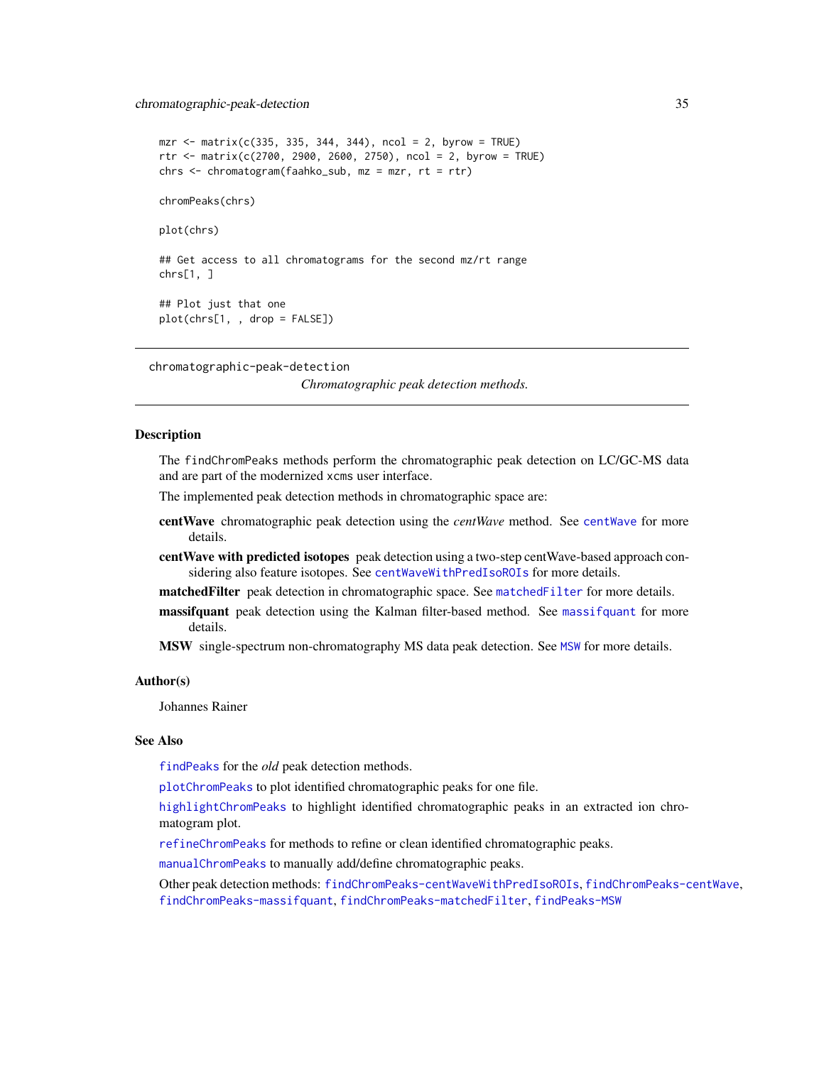```
mzr <- matrix(c(335, 335, 344, 344), ncol = 2, byrow = TRUE)
rtr <- matrix(c(2700, 2900, 2600, 2750), ncol = 2, byrow = TRUE)
chrs <- chromatogram(faahko_sub, mz = mzr, rt = rtr)

chromPeaks(chrs)

plot(chrs)

## Get access to all chromatograms for the second mz/rt range
chrs[1, ]

## Plot just that one
plot(chrs[1, , drop = FALSE])
```

---

## chromatographic-peak-detection

*Chromatographic peak detection methods.*

---

### Description

The findChromPeaks methods perform the chromatographic peak detection on LC/GC-MS data and are part of the modernized xcms user interface.

The implemented peak detection methods in chromatographic space are:

**centWave** chromatographic peak detection using the *centWave* method. See centWave for more details.

**centWave with predicted isotopes** peak detection using a two-step centWave-based approach considering also feature isotopes. See centWaveWithPredIsoROIs for more details.

**matchedFilter** peak detection in chromatographic space. See matchedFilter for more details.

**massifquant** peak detection using the Kalman filter-based method. See massifquant for more details.

**MSW** single-spectrum non-chromatography MS data peak detection. See MSW for more details.

### Author(s)

Johannes Rainer

### See Also

findPeaks for the *old* peak detection methods.

plotChromPeaks to plot identified chromatographic peaks for one file.

highlightChromPeaks to highlight identified chromatographic peaks in an extracted ion chromatogram plot.

refineChromPeaks for methods to refine or clean identified chromatographic peaks.

manualChromPeaks to manually add/define chromatographic peaks.

Other peak detection methods: findChromPeaks-centWaveWithPredIsoROIs, findChromPeaks-centWave, findChromPeaks-massifquant, findChromPeaks-matchedFilter, findPeaks-MSW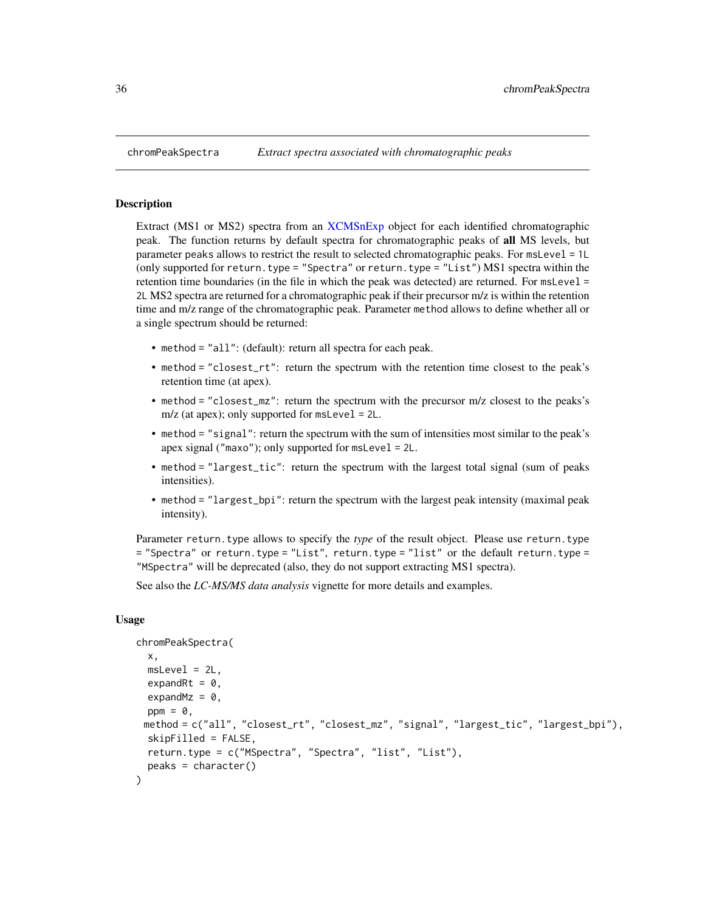chromPeakSpectra — *Extract spectra associated with chromatographic peaks*

### Description

Extract (MS1 or MS2) spectra from an XCMSnExp object for each identified chromatographic peak. The function returns by default spectra for chromatographic peaks of **all** MS levels, but parameter `peaks` allows to restrict the result to selected chromatographic peaks. For `msLevel = 1L` (only supported for `return.type = "Spectra"` or `return.type = "List"`) MS1 spectra within the retention time boundaries (in the file in which the peak was detected) are returned. For `msLevel = 2L` MS2 spectra are returned for a chromatographic peak if their precursor m/z is within the retention time and m/z range of the chromatographic peak. Parameter `method` allows to define whether all or a single spectrum should be returned:

- `method = "all"`: (default): return all spectra for each peak.
- `method = "closest_rt"`: return the spectrum with the retention time closest to the peak's retention time (at apex).
- `method = "closest_mz"`: return the spectrum with the precursor m/z closest to the peaks's m/z (at apex); only supported for `msLevel = 2L`.
- `method = "signal"`: return the spectrum with the sum of intensities most similar to the peak's apex signal (`"maxo"`); only supported for `msLevel = 2L`.
- `method = "largest_tic"`: return the spectrum with the largest total signal (sum of peaks intensities).
- `method = "largest_bpi"`: return the spectrum with the largest peak intensity (maximal peak intensity).

Parameter `return.type` allows to specify the *type* of the result object. Please use `return.type = "Spectra"` or `return.type = "List"`, `return.type = "list"` or the default `return.type = "MSpectra"` will be deprecated (also, they do not support extracting MS1 spectra).

See also the *LC-MS/MS data analysis* vignette for more details and examples.

### Usage

```
chromPeakSpectra(
  x,
  msLevel = 2L,
  expandRt = 0,
  expandMz = 0,
  ppm = 0,
  method = c("all", "closest_rt", "closest_mz", "signal", "largest_tic", "largest_bpi"),
  skipFilled = FALSE,
  return.type = c("MSpectra", "Spectra", "list", "List"),
  peaks = character()
)
```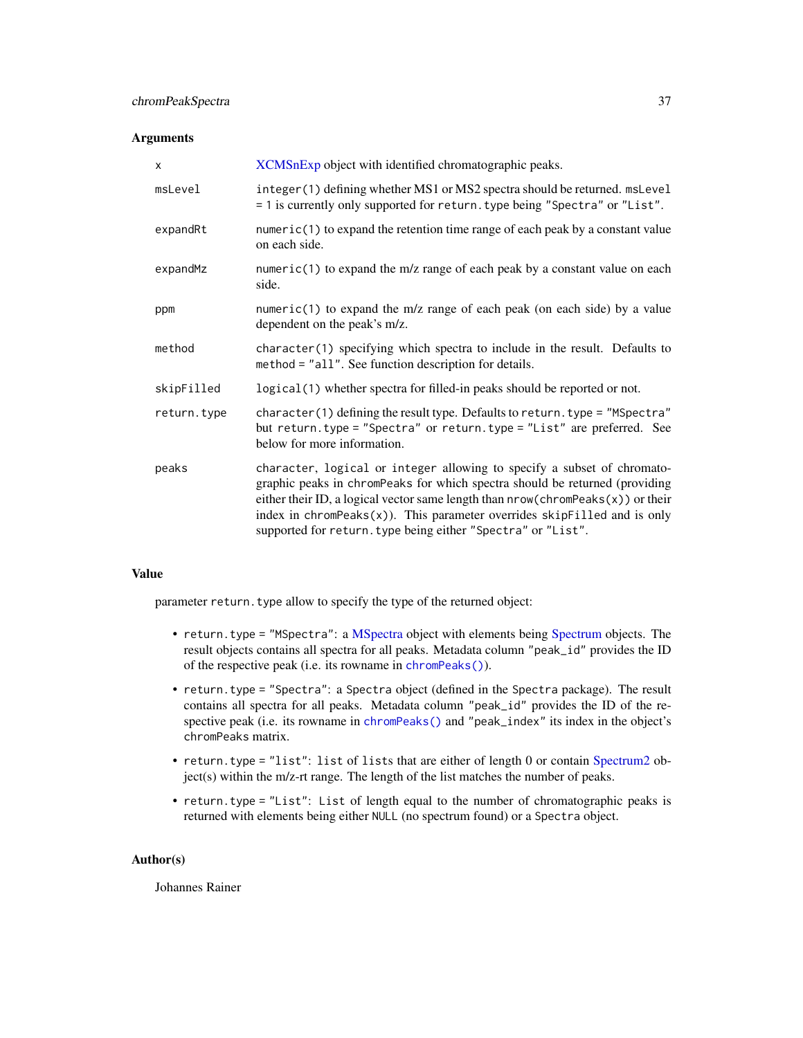## Arguments

| | |
|---|---|
| x | XCMSnExp object with identified chromatographic peaks. |
| msLevel | `integer(1)` defining whether MS1 or MS2 spectra should be returned. `msLevel = 1` is currently only supported for `return.type` being `"Spectra"` or `"List"`. |
| expandRt | `numeric(1)` to expand the retention time range of each peak by a constant value on each side. |
| expandMz | `numeric(1)` to expand the m/z range of each peak by a constant value on each side. |
| ppm | `numeric(1)` to expand the m/z range of each peak (on each side) by a value dependent on the peak's m/z. |
| method | `character(1)` specifying which spectra to include in the result. Defaults to `method = "all"`. See function description for details. |
| skipFilled | `logical(1)` whether spectra for filled-in peaks should be reported or not. |
| return.type | `character(1)` defining the result type. Defaults to `return.type = "MSpectra"` but `return.type = "Spectra"` or `return.type = "List"` are preferred. See below for more information. |
| peaks | `character`, `logical` or `integer` allowing to specify a subset of chromatographic peaks in `chromPeaks` for which spectra should be returned (providing either their ID, a logical vector same length than `nrow(chromPeaks(x))` or their index in `chromPeaks(x)`). This parameter overrides `skipFilled` and is only supported for `return.type` being either `"Spectra"` or `"List"`. |

## Value

parameter `return.type` allow to specify the type of the returned object:

- `return.type = "MSpectra"`: a MSpectra object with elements being Spectrum objects. The result objects contains all spectra for all peaks. Metadata column `"peak_id"` provides the ID of the respective peak (i.e. its rowname in `chromPeaks()`).
- `return.type = "Spectra"`: a `Spectra` object (defined in the `Spectra` package). The result contains all spectra for all peaks. Metadata column `"peak_id"` provides the ID of the respective peak (i.e. its rowname in `chromPeaks()` and `"peak_index"` its index in the object's `chromPeaks` matrix.
- `return.type = "list"`: `list` of `list`s that are either of length 0 or contain Spectrum2 object(s) within the m/z-rt range. The length of the list matches the number of peaks.
- `return.type = "List"`: `List` of length equal to the number of chromatographic peaks is returned with elements being either `NULL` (no spectrum found) or a `Spectra` object.

## Author(s)

Johannes Rainer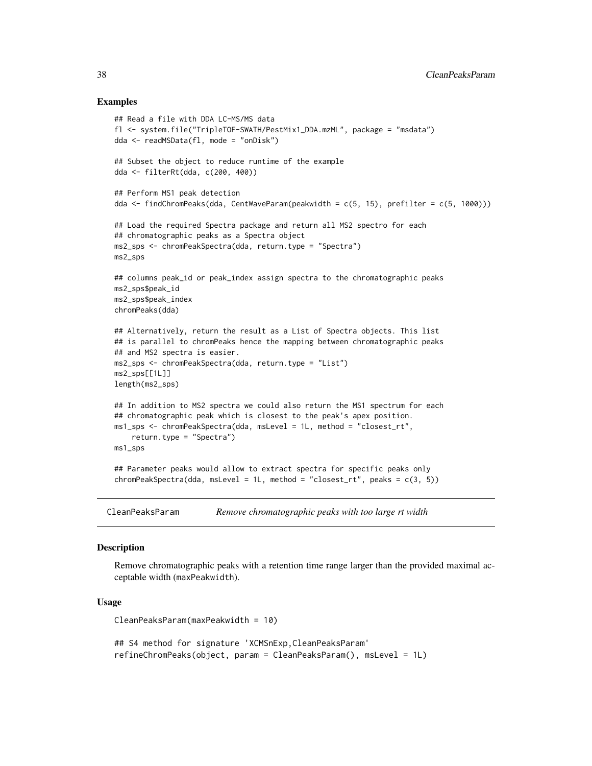### Examples

```
## Read a file with DDA LC-MS/MS data
fl <- system.file("TripleTOF-SWATH/PestMix1_DDA.mzML", package = "msdata")
dda <- readMSData(fl, mode = "onDisk")

## Subset the object to reduce runtime of the example
dda <- filterRt(dda, c(200, 400))

## Perform MS1 peak detection
dda <- findChromPeaks(dda, CentWaveParam(peakwidth = c(5, 15), prefilter = c(5, 1000)))

## Load the required Spectra package and return all MS2 spectro for each
## chromatographic peaks as a Spectra object
ms2_sps <- chromPeakSpectra(dda, return.type = "Spectra")
ms2_sps

## columns peak_id or peak_index assign spectra to the chromatographic peaks
ms2_sps$peak_id
ms2_sps$peak_index
chromPeaks(dda)

## Alternatively, return the result as a List of Spectra objects. This list
## is parallel to chromPeaks hence the mapping between chromatographic peaks
## and MS2 spectra is easier.
ms2_sps <- chromPeakSpectra(dda, return.type = "List")
ms2_sps[[1L]]
length(ms2_sps)

## In addition to MS2 spectra we could also return the MS1 spectrum for each
## chromatographic peak which is closest to the peak's apex position.
ms1_sps <- chromPeakSpectra(dda, msLevel = 1L, method = "closest_rt",
    return.type = "Spectra")
ms1_sps

## Parameter peaks would allow to extract spectra for specific peaks only
chromPeakSpectra(dda, msLevel = 1L, method = "closest_rt", peaks = c(3, 5))
```

---

## CleanPeaksParam *Remove chromatographic peaks with too large rt width*

---

### Description

Remove chromatographic peaks with a retention time range larger than the provided maximal acceptable width (maxPeakwidth).

### Usage

```
CleanPeaksParam(maxPeakwidth = 10)

## S4 method for signature 'XCMSnExp,CleanPeaksParam'
refineChromPeaks(object, param = CleanPeaksParam(), msLevel = 1L)
```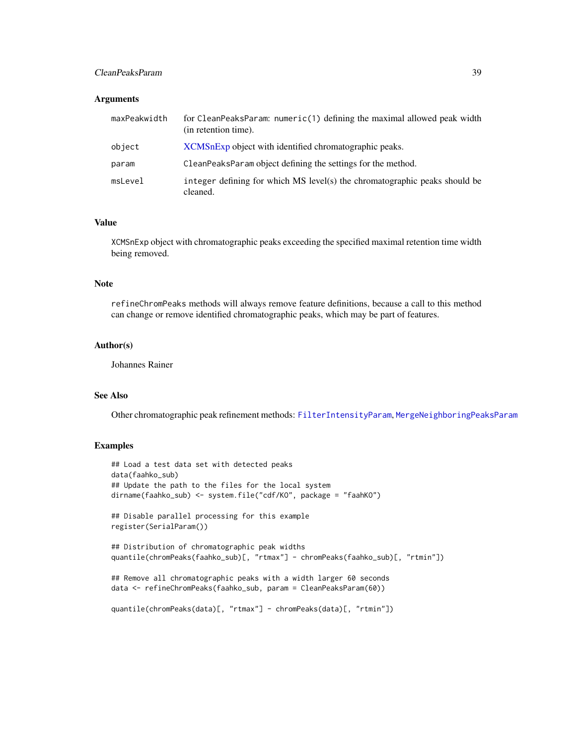### Arguments

| | |
|---|---|
| maxPeakwidth | for CleanPeaksParam: numeric(1) defining the maximal allowed peak width (in retention time). |
| object | XCMSnExp object with identified chromatographic peaks. |
| param | CleanPeaksParam object defining the settings for the method. |
| msLevel | integer defining for which MS level(s) the chromatographic peaks should be cleaned. |

### Value

XCMSnExp object with chromatographic peaks exceeding the specified maximal retention time width being removed.

### Note

refineChromPeaks methods will always remove feature definitions, because a call to this method can change or remove identified chromatographic peaks, which may be part of features.

### Author(s)

Johannes Rainer

### See Also

Other chromatographic peak refinement methods: FilterIntensityParam, MergeNeighboringPeaksParam

### Examples

```
## Load a test data set with detected peaks
data(faahko_sub)
## Update the path to the files for the local system
dirname(faahko_sub) <- system.file("cdf/KO", package = "faahKO")

## Disable parallel processing for this example
register(SerialParam())

## Distribution of chromatographic peak widths
quantile(chromPeaks(faahko_sub)[, "rtmax"] - chromPeaks(faahko_sub)[, "rtmin"])

## Remove all chromatographic peaks with a width larger 60 seconds
data <- refineChromPeaks(faahko_sub, param = CleanPeaksParam(60))

quantile(chromPeaks(data)[, "rtmax"] - chromPeaks(data)[, "rtmin"])
```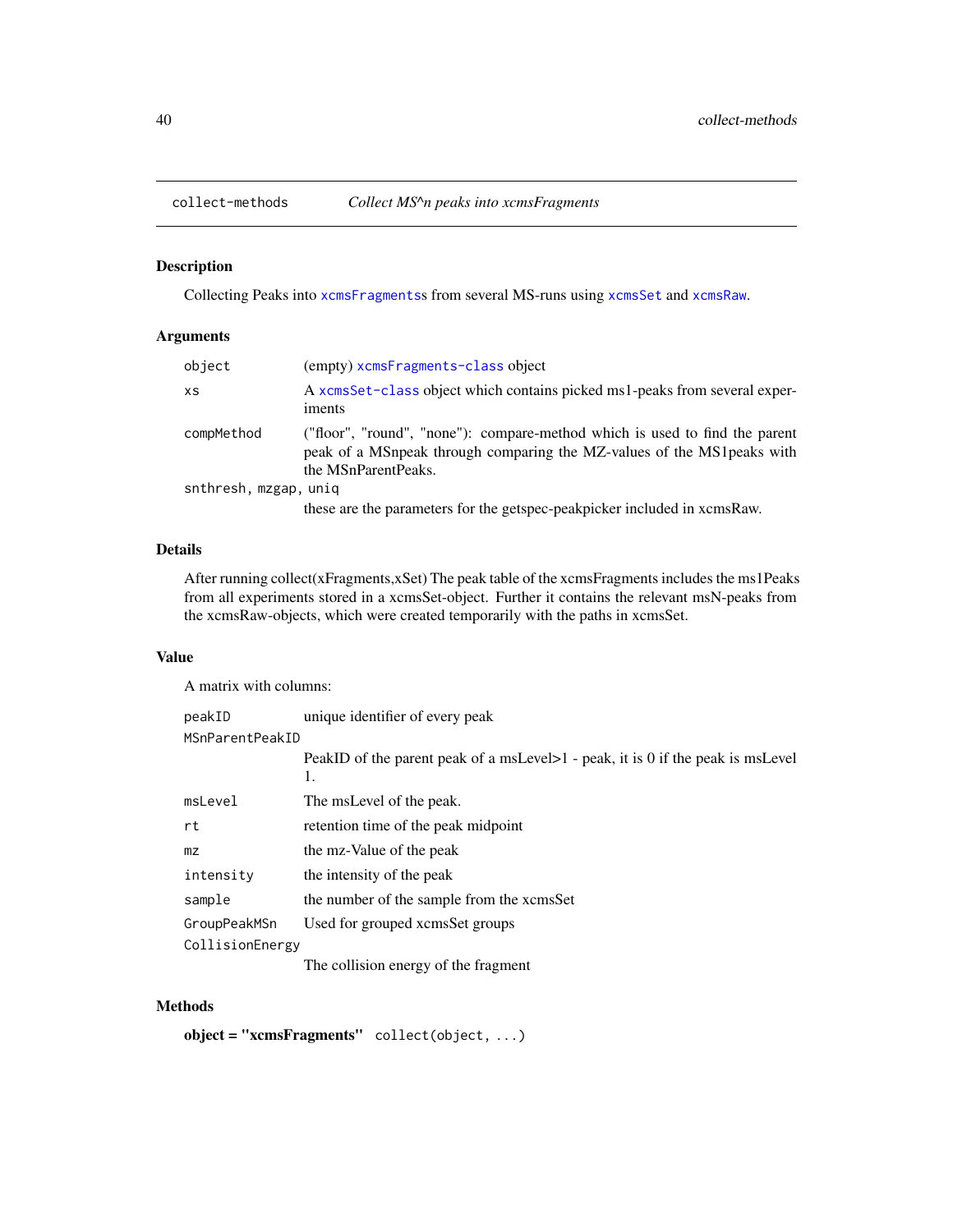collect-methods — *Collect MS^n peaks into xcmsFragments*

## Description

Collecting Peaks into `xcmsFragments`s from several MS-runs using `xcmsSet` and `xcmsRaw`.

## Arguments

| | |
|---|---|
| `object` | (empty) `xcmsFragments-class` object |
| `xs` | A `xcmsSet-class` object which contains picked ms1-peaks from several experiments |
| `compMethod` | ("floor", "round", "none"): compare-method which is used to find the parent peak of a MSnpeak through comparing the MZ-values of the MS1peaks with the MSnParentPeaks. |
| `snthresh, mzgap, uniq` | these are the parameters for the getspec-peakpicker included in xcmsRaw. |

## Details

After running collect(xFragments,xSet) The peak table of the xcmsFragments includes the ms1Peaks from all experiments stored in a xcmsSet-object. Further it contains the relevant msN-peaks from the xcmsRaw-objects, which were created temporarily with the paths in xcmsSet.

## Value

A matrix with columns:

| | |
|---|---|
| `peakID` | unique identifier of every peak |
| `MSnParentPeakID` | PeakID of the parent peak of a msLevel>1 - peak, it is 0 if the peak is msLevel 1. |
| `msLevel` | The msLevel of the peak. |
| `rt` | retention time of the peak midpoint |
| `mz` | the mz-Value of the peak |
| `intensity` | the intensity of the peak |
| `sample` | the number of the sample from the xcmsSet |
| `GroupPeakMSn` | Used for grouped xcmsSet groups |
| `CollisionEnergy` | The collision energy of the fragment |

## Methods

**object = "xcmsFragments"** `collect(object, ...)`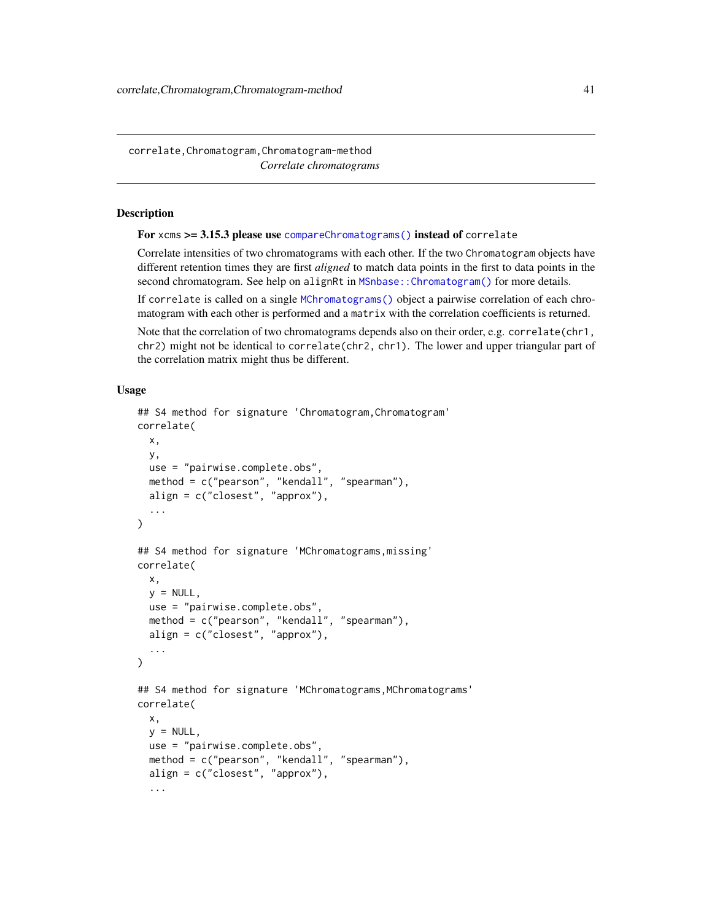correlate,Chromatogram,Chromatogram-method
*Correlate chromatograms*

## Description

**For** `xcms` **>= 3.15.3 please use** `compareChromatograms()` **instead of** `correlate`

Correlate intensities of two chromatograms with each other. If the two `Chromatogram` objects have different retention times they are first *aligned* to match data points in the first to data points in the second chromatogram. See help on `alignRt` in `MSnbase::Chromatogram()` for more details.

If `correlate` is called on a single `MChromatograms()` object a pairwise correlation of each chromatogram with each other is performed and a `matrix` with the correlation coefficients is returned.

Note that the correlation of two chromatograms depends also on their order, e.g. `correlate(chr1, chr2)` might not be identical to `correlate(chr2, chr1)`. The lower and upper triangular part of the correlation matrix might thus be different.

## Usage

```
## S4 method for signature 'Chromatogram,Chromatogram'
correlate(
  x,
  y,
  use = "pairwise.complete.obs",
  method = c("pearson", "kendall", "spearman"),
  align = c("closest", "approx"),
  ...
)

## S4 method for signature 'MChromatograms,missing'
correlate(
  x,
  y = NULL,
  use = "pairwise.complete.obs",
  method = c("pearson", "kendall", "spearman"),
  align = c("closest", "approx"),
  ...
)

## S4 method for signature 'MChromatograms,MChromatograms'
correlate(
  x,
  y = NULL,
  use = "pairwise.complete.obs",
  method = c("pearson", "kendall", "spearman"),
  align = c("closest", "approx"),
  ...
```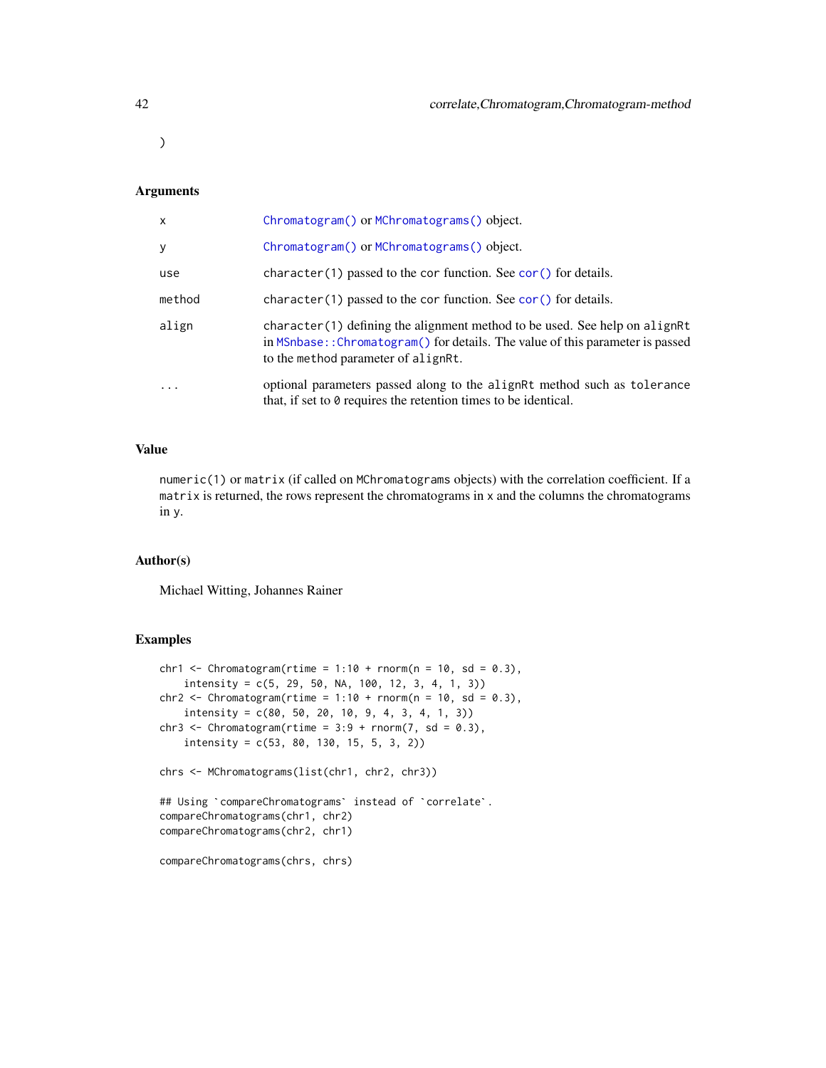)

## Arguments

| | |
|---|---|
| x | `Chromatogram()` or `MChromatograms()` object. |
| y | `Chromatogram()` or `MChromatograms()` object. |
| use | `character(1)` passed to the `cor` function. See `cor()` for details. |
| method | `character(1)` passed to the `cor` function. See `cor()` for details. |
| align | `character(1)` defining the alignment method to be used. See help on `alignRt` in `MSnbase::Chromatogram()` for details. The value of this parameter is passed to the `method` parameter of `alignRt`. |
| ... | optional parameters passed along to the `alignRt` method such as `tolerance` that, if set to `0` requires the retention times to be identical. |

## Value

`numeric(1)` or `matrix` (if called on `MChromatograms` objects) with the correlation coefficient. If a `matrix` is returned, the rows represent the chromatograms in `x` and the columns the chromatograms in `y`.

## Author(s)

Michael Witting, Johannes Rainer

## Examples

```
chr1 <- Chromatogram(rtime = 1:10 + rnorm(n = 10, sd = 0.3),
    intensity = c(5, 29, 50, NA, 100, 12, 3, 4, 1, 3))
chr2 <- Chromatogram(rtime = 1:10 + rnorm(n = 10, sd = 0.3),
    intensity = c(80, 50, 20, 10, 9, 4, 3, 4, 1, 3))
chr3 <- Chromatogram(rtime = 3:9 + rnorm(7, sd = 0.3),
    intensity = c(53, 80, 130, 15, 5, 3, 2))

chrs <- MChromatograms(list(chr1, chr2, chr3))

## Using `compareChromatograms` instead of `correlate`.
compareChromatograms(chr1, chr2)
compareChromatograms(chr2, chr1)

compareChromatograms(chrs, chrs)
```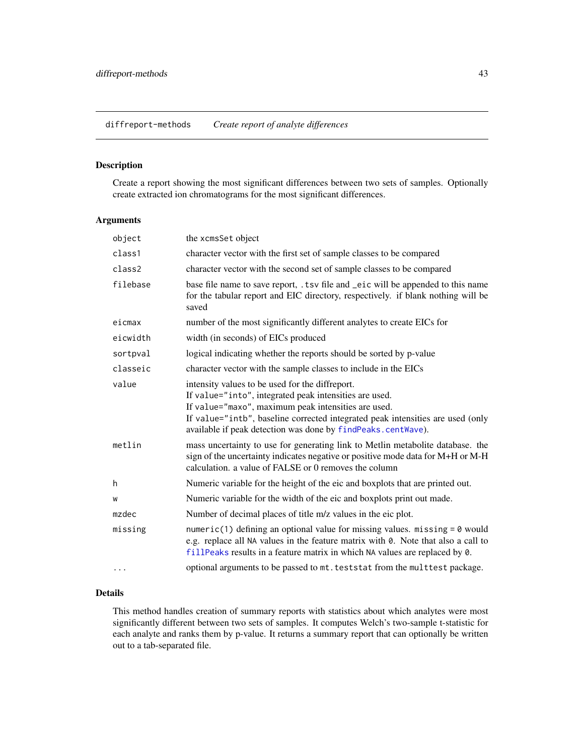diffreport-methods *Create report of analyte differences*

## Description

Create a report showing the most significant differences between two sets of samples. Optionally create extracted ion chromatograms for the most significant differences.

## Arguments

| | |
|---|---|
| `object` | the `xcmsSet` object |
| `class1` | character vector with the first set of sample classes to be compared |
| `class2` | character vector with the second set of sample classes to be compared |
| `filebase` | base file name to save report, `.tsv` file and `_eic` will be appended to this name for the tabular report and EIC directory, respectively. if blank nothing will be saved |
| `eicmax` | number of the most significantly different analytes to create EICs for |
| `eicwidth` | width (in seconds) of EICs produced |
| `sortpval` | logical indicating whether the reports should be sorted by p-value |
| `classeic` | character vector with the sample classes to include in the EICs |
| `value` | intensity values to be used for the diffreport.<br>If `value="into"`, integrated peak intensities are used.<br>If `value="maxo"`, maximum peak intensities are used.<br>If `value="intb"`, baseline corrected integrated peak intensities are used (only available if peak detection was done by `findPeaks.centWave`). |
| `metlin` | mass uncertainty to use for generating link to Metlin metabolite database. the sign of the uncertainty indicates negative or positive mode data for M+H or M-H calculation. a value of FALSE or 0 removes the column |
| `h` | Numeric variable for the height of the eic and boxplots that are printed out. |
| `w` | Numeric variable for the width of the eic and boxplots print out made. |
| `mzdec` | Number of decimal places of title m/z values in the eic plot. |
| `missing` | `numeric(1)` defining an optional value for missing values. `missing = 0` would e.g. replace all `NA` values in the feature matrix with `0`. Note that also a call to `fillPeaks` results in a feature matrix in which `NA` values are replaced by `0`. |
| `...` | optional arguments to be passed to `mt.teststat` from the `multtest` package. |

## Details

This method handles creation of summary reports with statistics about which analytes were most significantly different between two sets of samples. It computes Welch's two-sample t-statistic for each analyte and ranks them by p-value. It returns a summary report that can optionally be written out to a tab-separated file.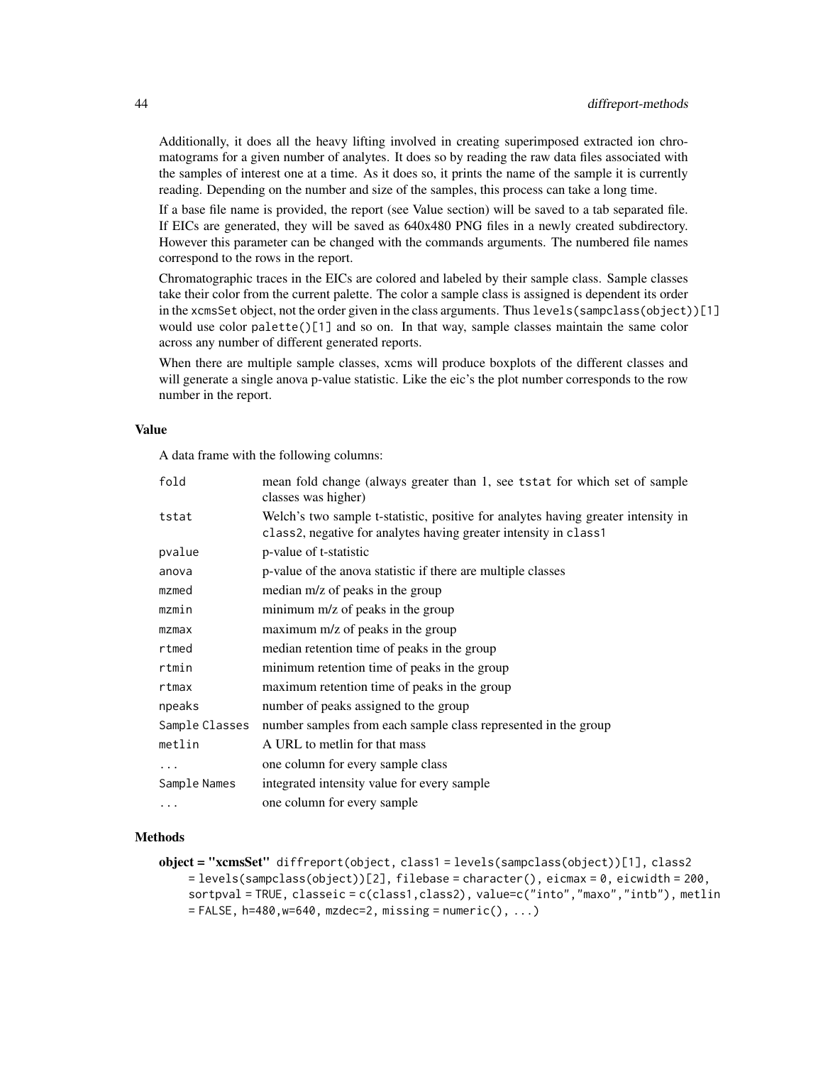Additionally, it does all the heavy lifting involved in creating superimposed extracted ion chromatograms for a given number of analytes. It does so by reading the raw data files associated with the samples of interest one at a time. As it does so, it prints the name of the sample it is currently reading. Depending on the number and size of the samples, this process can take a long time.

If a base file name is provided, the report (see Value section) will be saved to a tab separated file. If EICs are generated, they will be saved as 640x480 PNG files in a newly created subdirectory. However this parameter can be changed with the commands arguments. The numbered file names correspond to the rows in the report.

Chromatographic traces in the EICs are colored and labeled by their sample class. Sample classes take their color from the current palette. The color a sample class is assigned is dependent its order in the `xcmsSet` object, not the order given in the class arguments. Thus `levels(sampclass(object))[1]` would use color `palette()[1]` and so on. In that way, sample classes maintain the same color across any number of different generated reports.

When there are multiple sample classes, xcms will produce boxplots of the different classes and will generate a single anova p-value statistic. Like the eic's the plot number corresponds to the row number in the report.

## Value

A data frame with the following columns:

| | |
|---|---|
| `fold` | mean fold change (always greater than 1, see `tstat` for which set of sample classes was higher) |
| `tstat` | Welch's two sample t-statistic, positive for analytes having greater intensity in `class2`, negative for analytes having greater intensity in `class1` |
| `pvalue` | p-value of t-statistic |
| `anova` | p-value of the anova statistic if there are multiple classes |
| `mzmed` | median m/z of peaks in the group |
| `mzmin` | minimum m/z of peaks in the group |
| `mzmax` | maximum m/z of peaks in the group |
| `rtmed` | median retention time of peaks in the group |
| `rtmin` | minimum retention time of peaks in the group |
| `rtmax` | maximum retention time of peaks in the group |
| `npeaks` | number of peaks assigned to the group |
| `Sample Classes` | number samples from each sample class represented in the group |
| `metlin` | A URL to metlin for that mass |
| `...` | one column for every sample class |
| `Sample Names` | integrated intensity value for every sample |
| `...` | one column for every sample |

## Methods

**object = "xcmsSet"** `diffreport(object, class1 = levels(sampclass(object))[1], class2 = levels(sampclass(object))[2], filebase = character(), eicmax = 0, eicwidth = 200, sortpval = TRUE, classeic = c(class1,class2), value=c("into","maxo","intb"), metlin = FALSE, h=480,w=640, mzdec=2, missing = numeric(), ...)`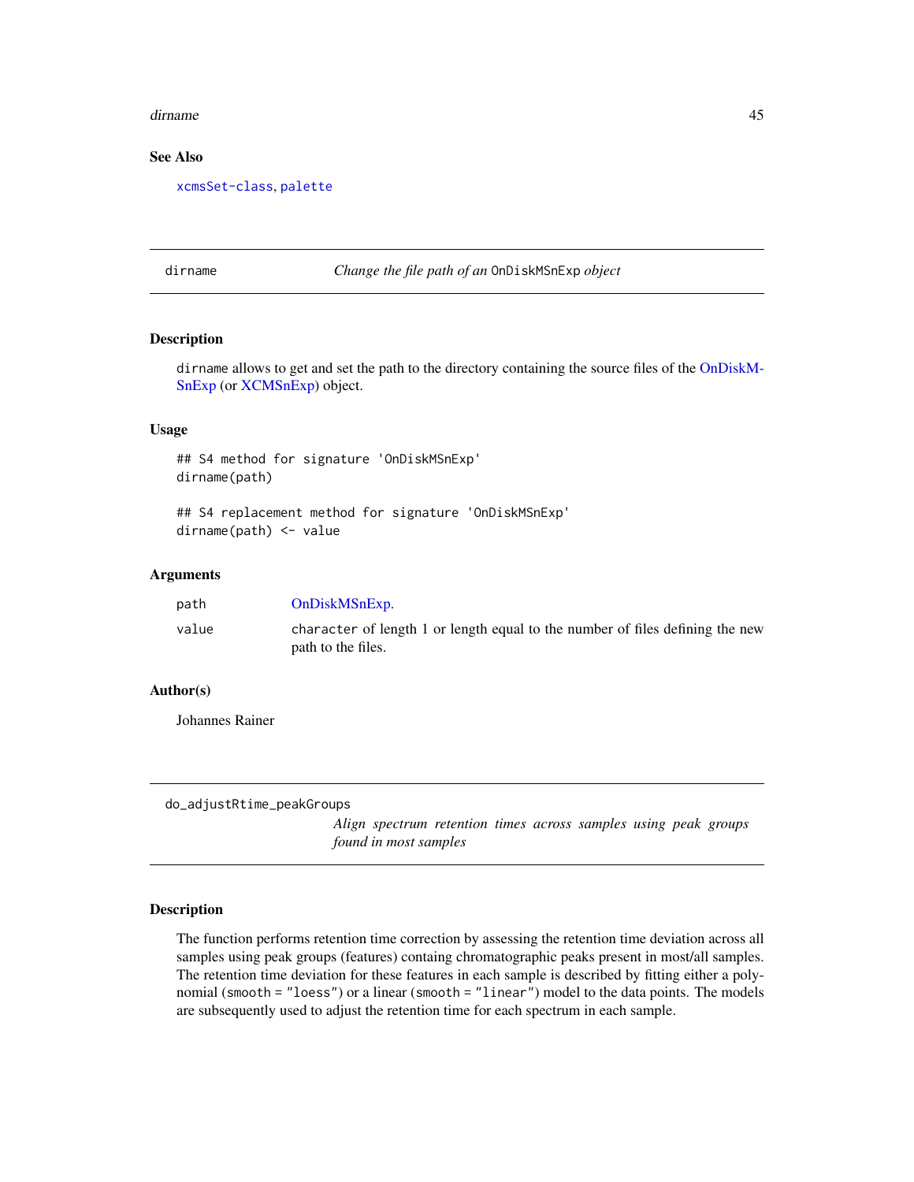### See Also

xcmsSet-class, palette

## dirname — *Change the file path of an* OnDiskMSnExp *object*

### Description

dirname allows to get and set the path to the directory containing the source files of the OnDiskMSnExp (or XCMSnExp) object.

### Usage

```
## S4 method for signature 'OnDiskMSnExp'
dirname(path)

## S4 replacement method for signature 'OnDiskMSnExp'
dirname(path) <- value
```

### Arguments

| | |
|---|---|
| path | OnDiskMSnExp. |
| value | character of length 1 or length equal to the number of files defining the new path to the files. |

### Author(s)

Johannes Rainer

## do_adjustRtime_peakGroups — *Align spectrum retention times across samples using peak groups found in most samples*

### Description

The function performs retention time correction by assessing the retention time deviation across all samples using peak groups (features) containg chromatographic peaks present in most/all samples. The retention time deviation for these features in each sample is described by fitting either a polynomial (smooth = "loess") or a linear (smooth = "linear") model to the data points. The models are subsequently used to adjust the retention time for each spectrum in each sample.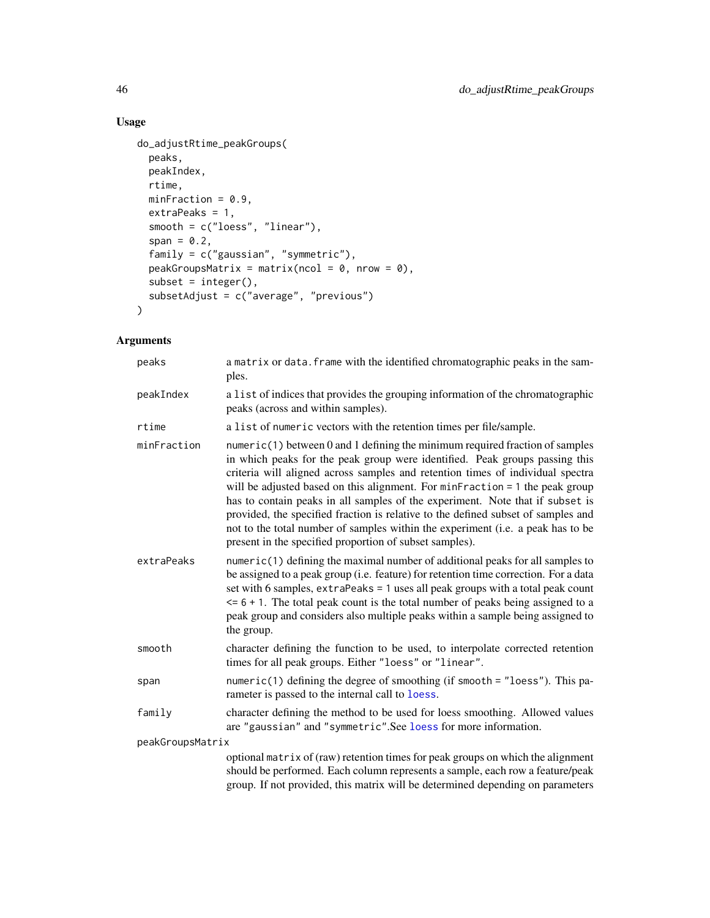## Usage

```
do_adjustRtime_peakGroups(
  peaks,
  peakIndex,
  rtime,
  minFraction = 0.9,
  extraPeaks = 1,
  smooth = c("loess", "linear"),
  span = 0.2,
  family = c("gaussian", "symmetric"),
  peakGroupsMatrix = matrix(ncol = 0, nrow = 0),
  subset = integer(),
  subsetAdjust = c("average", "previous")
)
```

## Arguments

| | |
|---|---|
| peaks | a `matrix` or `data.frame` with the identified chromatographic peaks in the samples. |
| peakIndex | a `list` of indices that provides the grouping information of the chromatographic peaks (across and within samples). |
| rtime | a `list` of `numeric` vectors with the retention times per file/sample. |
| minFraction | `numeric(1)` between 0 and 1 defining the minimum required fraction of samples in which peaks for the peak group were identified. Peak groups passing this criteria will aligned across samples and retention times of individual spectra will be adjusted based on this alignment. For `minFraction = 1` the peak group has to contain peaks in all samples of the experiment. Note that if `subset` is provided, the specified fraction is relative to the defined subset of samples and not to the total number of samples within the experiment (i.e. a peak has to be present in the specified proportion of subset samples). |
| extraPeaks | `numeric(1)` defining the maximal number of additional peaks for all samples to be assigned to a peak group (i.e. feature) for retention time correction. For a data set with 6 samples, `extraPeaks = 1` uses all peak groups with a total peak count `<= 6 + 1`. The total peak count is the total number of peaks being assigned to a peak group and considers also multiple peaks within a sample being assigned to the group. |
| smooth | character defining the function to be used, to interpolate corrected retention times for all peak groups. Either `"loess"` or `"linear"`. |
| span | `numeric(1)` defining the degree of smoothing (if `smooth = "loess"`). This parameter is passed to the internal call to `loess`. |
| family | character defining the method to be used for loess smoothing. Allowed values are `"gaussian"` and `"symmetric"`.See `loess` for more information. |
| peakGroupsMatrix | optional `matrix` of (raw) retention times for peak groups on which the alignment should be performed. Each column represents a sample, each row a feature/peak group. If not provided, this matrix will be determined depending on parameters |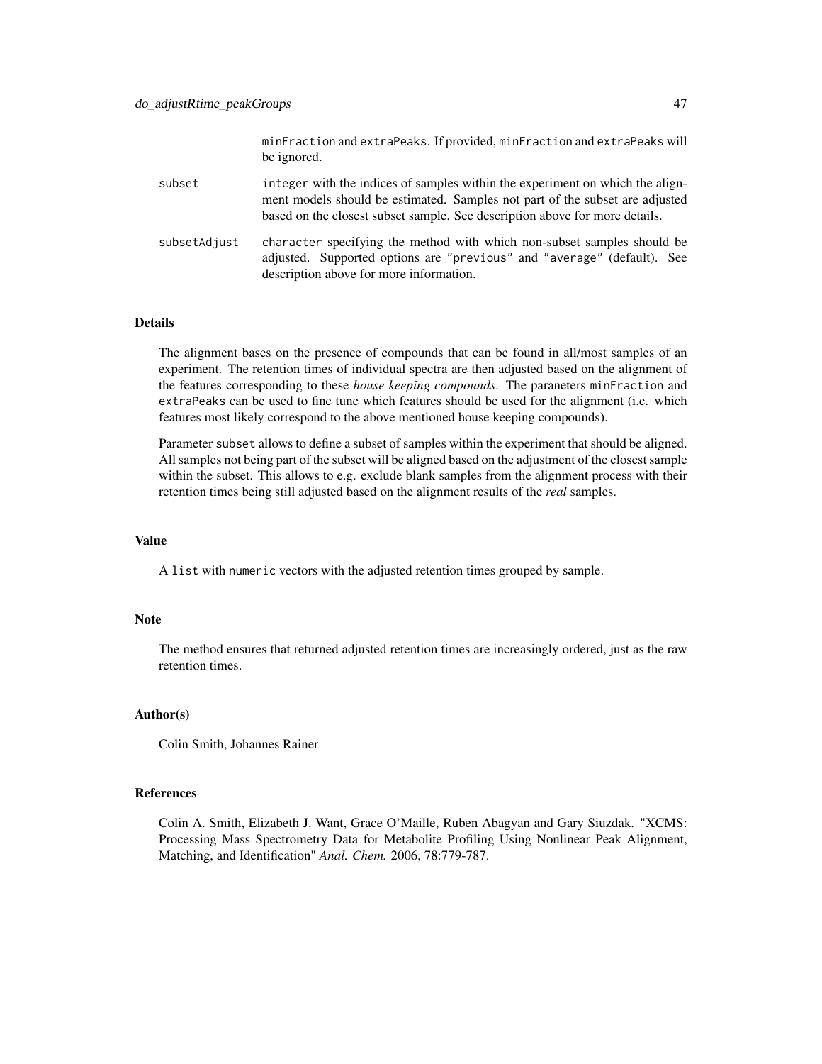| | |
|---|---|
| | minFraction and extraPeaks. If provided, minFraction and extraPeaks will be ignored. |
| subset | integer with the indices of samples within the experiment on which the alignment models should be estimated. Samples not part of the subset are adjusted based on the closest subset sample. See description above for more details. |
| subsetAdjust | character specifying the method with which non-subset samples should be adjusted. Supported options are "previous" and "average" (default). See description above for more information. |

## Details

The alignment bases on the presence of compounds that can be found in all/most samples of an experiment. The retention times of individual spectra are then adjusted based on the alignment of the features corresponding to these *house keeping compounds*. The paraneters minFraction and extraPeaks can be used to fine tune which features should be used for the alignment (i.e. which features most likely correspond to the above mentioned house keeping compounds).

Parameter subset allows to define a subset of samples within the experiment that should be aligned. All samples not being part of the subset will be aligned based on the adjustment of the closest sample within the subset. This allows to e.g. exclude blank samples from the alignment process with their retention times being still adjusted based on the alignment results of the *real* samples.

## Value

A list with numeric vectors with the adjusted retention times grouped by sample.

## Note

The method ensures that returned adjusted retention times are increasingly ordered, just as the raw retention times.

## Author(s)

Colin Smith, Johannes Rainer

## References

Colin A. Smith, Elizabeth J. Want, Grace O'Maille, Ruben Abagyan and Gary Siuzdak. "XCMS: Processing Mass Spectrometry Data for Metabolite Profiling Using Nonlinear Peak Alignment, Matching, and Identification" *Anal. Chem.* 2006, 78:779-787.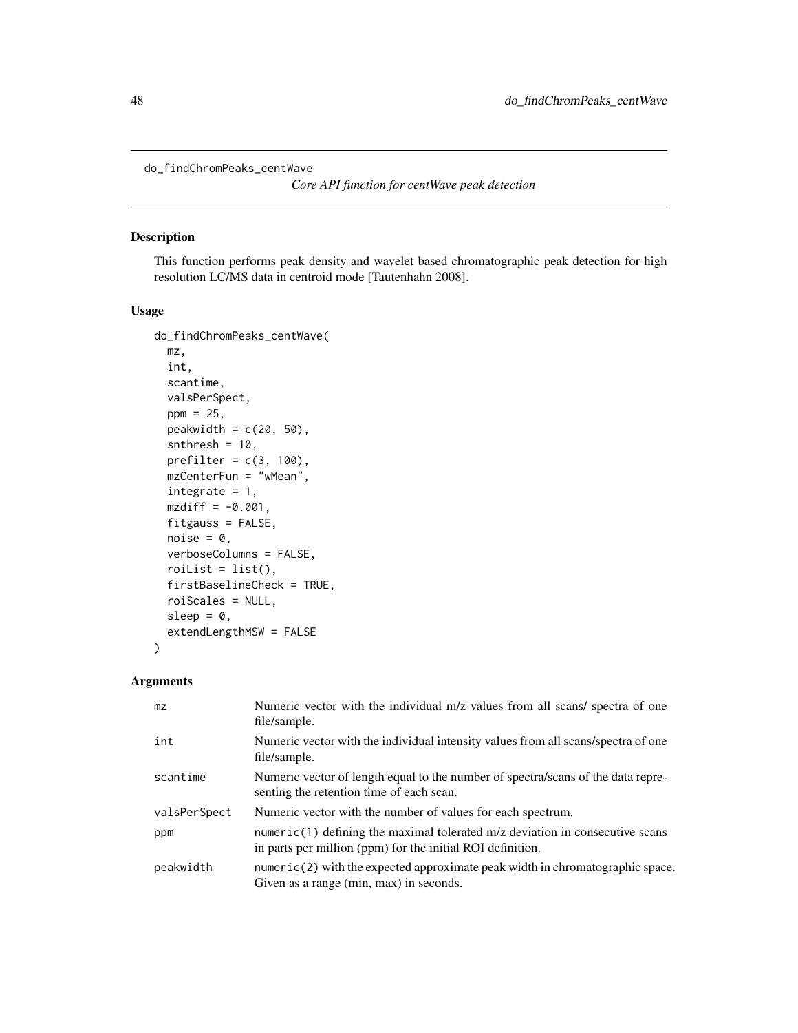do_findChromPeaks_centWave

*Core API function for centWave peak detection*

## Description

This function performs peak density and wavelet based chromatographic peak detection for high resolution LC/MS data in centroid mode [Tautenhahn 2008].

## Usage

```
do_findChromPeaks_centWave(
  mz,
  int,
  scantime,
  valsPerSpect,
  ppm = 25,
  peakwidth = c(20, 50),
  snthresh = 10,
  prefilter = c(3, 100),
  mzCenterFun = "wMean",
  integrate = 1,
  mzdiff = -0.001,
  fitgauss = FALSE,
  noise = 0,
  verboseColumns = FALSE,
  roiList = list(),
  firstBaselineCheck = TRUE,
  roiScales = NULL,
  sleep = 0,
  extendLengthMSW = FALSE
)
```

## Arguments

| | |
|---|---|
| mz | Numeric vector with the individual m/z values from all scans/ spectra of one file/sample. |
| int | Numeric vector with the individual intensity values from all scans/spectra of one file/sample. |
| scantime | Numeric vector of length equal to the number of spectra/scans of the data representing the retention time of each scan. |
| valsPerSpect | Numeric vector with the number of values for each spectrum. |
| ppm | numeric(1) defining the maximal tolerated m/z deviation in consecutive scans in parts per million (ppm) for the initial ROI definition. |
| peakwidth | numeric(2) with the expected approximate peak width in chromatographic space. Given as a range (min, max) in seconds. |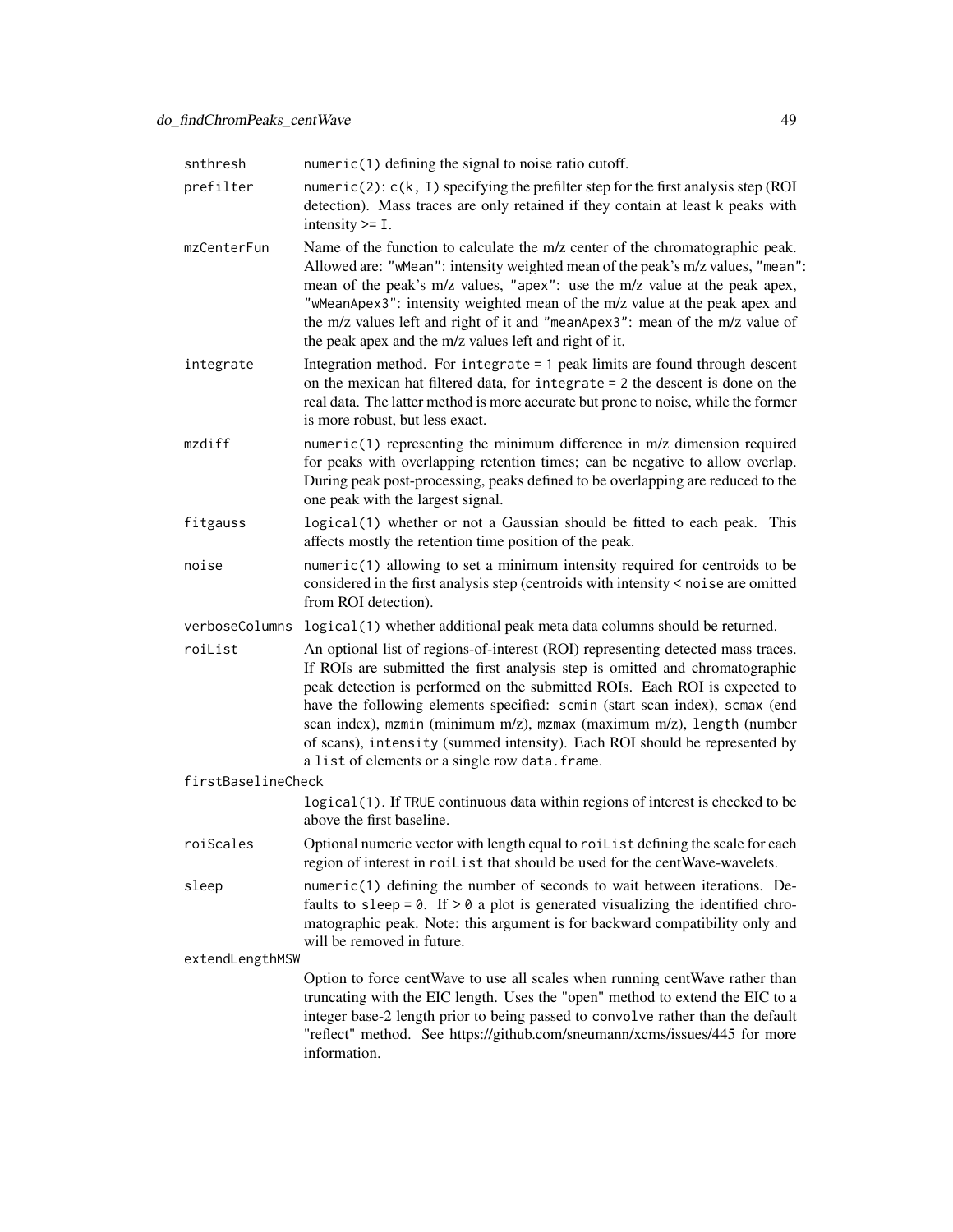| | |
|---|---|
| snthresh | numeric(1) defining the signal to noise ratio cutoff. |
| prefilter | numeric(2): c(k, I) specifying the prefilter step for the first analysis step (ROI detection). Mass traces are only retained if they contain at least k peaks with intensity >= I. |
| mzCenterFun | Name of the function to calculate the m/z center of the chromatographic peak. Allowed are: "wMean": intensity weighted mean of the peak's m/z values, "mean": mean of the peak's m/z values, "apex": use the m/z value at the peak apex, "wMeanApex3": intensity weighted mean of the m/z value at the peak apex and the m/z values left and right of it and "meanApex3": mean of the m/z value of the peak apex and the m/z values left and right of it. |
| integrate | Integration method. For integrate = 1 peak limits are found through descent on the mexican hat filtered data, for integrate = 2 the descent is done on the real data. The latter method is more accurate but prone to noise, while the former is more robust, but less exact. |
| mzdiff | numeric(1) representing the minimum difference in m/z dimension required for peaks with overlapping retention times; can be negative to allow overlap. During peak post-processing, peaks defined to be overlapping are reduced to the one peak with the largest signal. |
| fitgauss | logical(1) whether or not a Gaussian should be fitted to each peak. This affects mostly the retention time position of the peak. |
| noise | numeric(1) allowing to set a minimum intensity required for centroids to be considered in the first analysis step (centroids with intensity < noise are omitted from ROI detection). |
| verboseColumns | logical(1) whether additional peak meta data columns should be returned. |
| roiList | An optional list of regions-of-interest (ROI) representing detected mass traces. If ROIs are submitted the first analysis step is omitted and chromatographic peak detection is performed on the submitted ROIs. Each ROI is expected to have the following elements specified: scmin (start scan index), scmax (end scan index), mzmin (minimum m/z), mzmax (maximum m/z), length (number of scans), intensity (summed intensity). Each ROI should be represented by a list of elements or a single row data.frame. |
| firstBaselineCheck | logical(1). If TRUE continuous data within regions of interest is checked to be above the first baseline. |
| roiScales | Optional numeric vector with length equal to roiList defining the scale for each region of interest in roiList that should be used for the centWave-wavelets. |
| sleep | numeric(1) defining the number of seconds to wait between iterations. Defaults to sleep = 0. If > 0 a plot is generated visualizing the identified chromatographic peak. Note: this argument is for backward compatibility only and will be removed in future. |
| extendLengthMSW | Option to force centWave to use all scales when running centWave rather than truncating with the EIC length. Uses the "open" method to extend the EIC to a integer base-2 length prior to being passed to convolve rather than the default "reflect" method. See https://github.com/sneumann/xcms/issues/445 for more information. |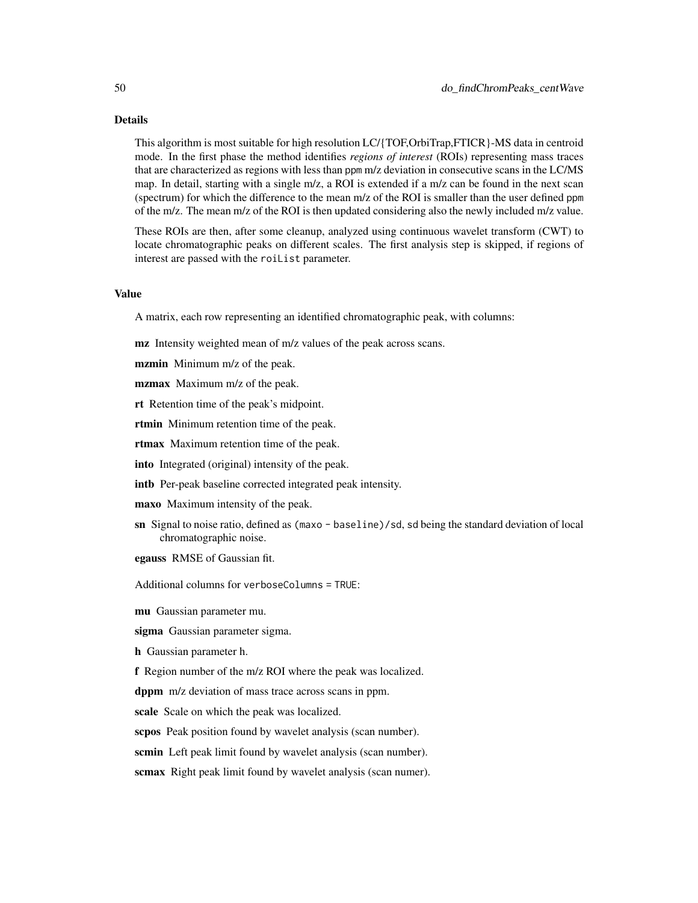## Details

This algorithm is most suitable for high resolution LC/{TOF,OrbiTrap,FTICR}-MS data in centroid mode. In the first phase the method identifies *regions of interest* (ROIs) representing mass traces that are characterized as regions with less than `ppm` m/z deviation in consecutive scans in the LC/MS map. In detail, starting with a single m/z, a ROI is extended if a m/z can be found in the next scan (spectrum) for which the difference to the mean m/z of the ROI is smaller than the user defined `ppm` of the m/z. The mean m/z of the ROI is then updated considering also the newly included m/z value.

These ROIs are then, after some cleanup, analyzed using continuous wavelet transform (CWT) to locate chromatographic peaks on different scales. The first analysis step is skipped, if regions of interest are passed with the `roiList` parameter.

## Value

A matrix, each row representing an identified chromatographic peak, with columns:

**mz** Intensity weighted mean of m/z values of the peak across scans.

**mzmin** Minimum m/z of the peak.

**mzmax** Maximum m/z of the peak.

**rt** Retention time of the peak's midpoint.

**rtmin** Minimum retention time of the peak.

**rtmax** Maximum retention time of the peak.

**into** Integrated (original) intensity of the peak.

**intb** Per-peak baseline corrected integrated peak intensity.

**maxo** Maximum intensity of the peak.

**sn** Signal to noise ratio, defined as `(maxo - baseline)/sd`, `sd` being the standard deviation of local chromatographic noise.

**egauss** RMSE of Gaussian fit.

Additional columns for `verboseColumns = TRUE`:

**mu** Gaussian parameter mu.

**sigma** Gaussian parameter sigma.

**h** Gaussian parameter h.

**f** Region number of the m/z ROI where the peak was localized.

**dppm** m/z deviation of mass trace across scans in ppm.

**scale** Scale on which the peak was localized.

**scpos** Peak position found by wavelet analysis (scan number).

**scmin** Left peak limit found by wavelet analysis (scan number).

**scmax** Right peak limit found by wavelet analysis (scan numer).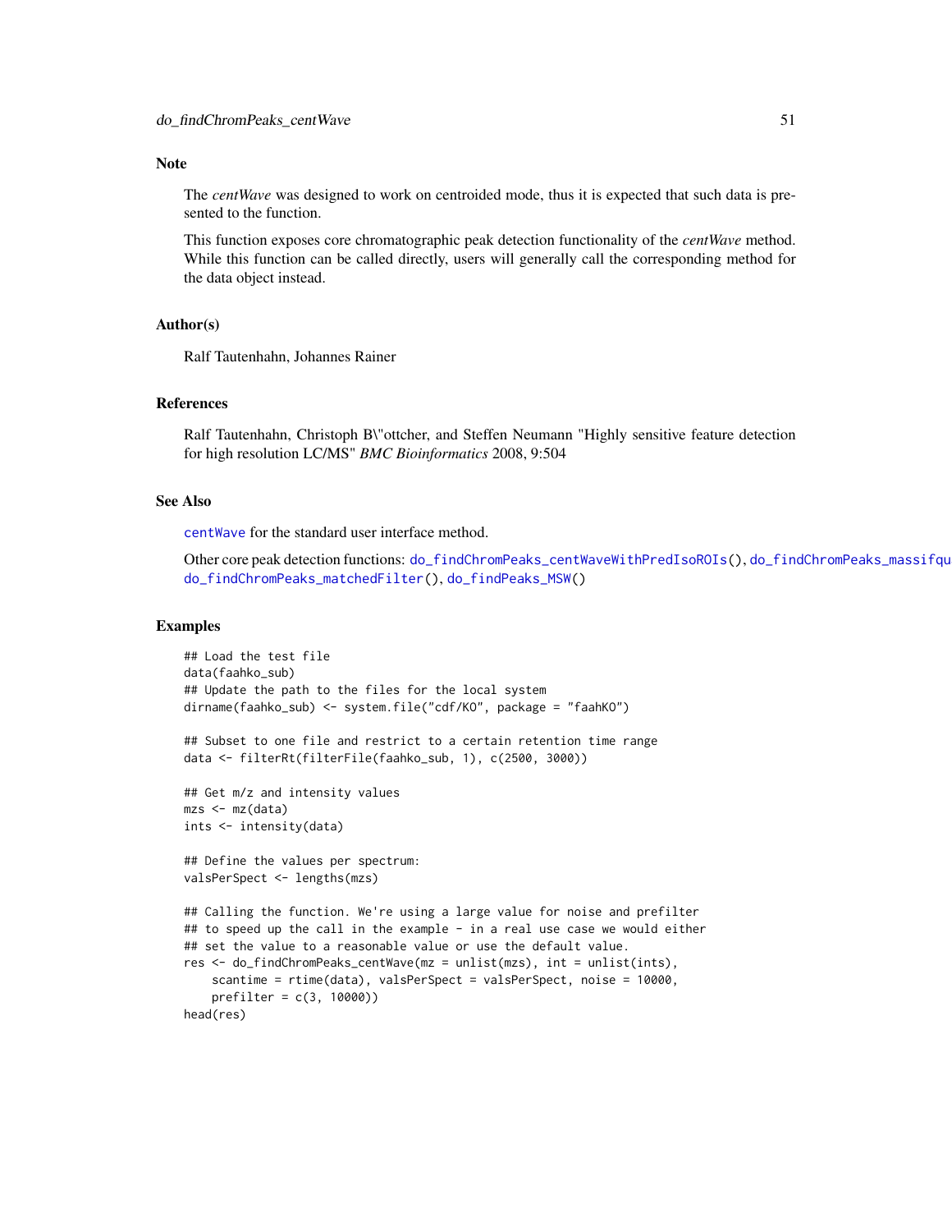## Note

The *centWave* was designed to work on centroided mode, thus it is expected that such data is presented to the function.

This function exposes core chromatographic peak detection functionality of the *centWave* method. While this function can be called directly, users will generally call the corresponding method for the data object instead.

## Author(s)

Ralf Tautenhahn, Johannes Rainer

## References

Ralf Tautenhahn, Christoph B\"ottcher, and Steffen Neumann "Highly sensitive feature detection for high resolution LC/MS" *BMC Bioinformatics* 2008, 9:504

## See Also

centWave for the standard user interface method.

Other core peak detection functions: do_findChromPeaks_centWaveWithPredIsoROIs(), do_findChromPeaks_massifqu do_findChromPeaks_matchedFilter(), do_findPeaks_MSW()

## Examples

```
## Load the test file
data(faahko_sub)
## Update the path to the files for the local system
dirname(faahko_sub) <- system.file("cdf/KO", package = "faahKO")

## Subset to one file and restrict to a certain retention time range
data <- filterRt(filterFile(faahko_sub, 1), c(2500, 3000))

## Get m/z and intensity values
mzs <- mz(data)
ints <- intensity(data)

## Define the values per spectrum:
valsPerSpect <- lengths(mzs)

## Calling the function. We're using a large value for noise and prefilter
## to speed up the call in the example - in a real use case we would either
## set the value to a reasonable value or use the default value.
res <- do_findChromPeaks_centWave(mz = unlist(mzs), int = unlist(ints),
    scantime = rtime(data), valsPerSpect = valsPerSpect, noise = 10000,
    prefilter = c(3, 10000))
head(res)
```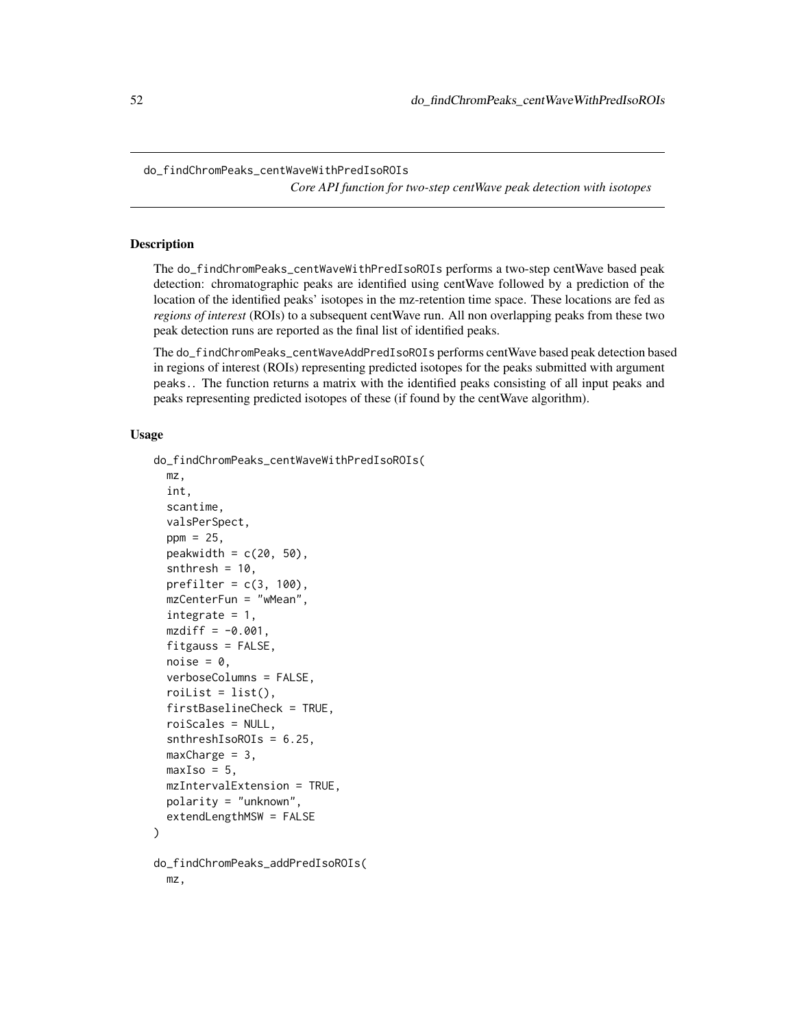do_findChromPeaks_centWaveWithPredIsoROIs

*Core API function for two-step centWave peak detection with isotopes*

## Description

The do_findChromPeaks_centWaveWithPredIsoROIs performs a two-step centWave based peak detection: chromatographic peaks are identified using centWave followed by a prediction of the location of the identified peaks' isotopes in the mz-retention time space. These locations are fed as *regions of interest* (ROIs) to a subsequent centWave run. All non overlapping peaks from these two peak detection runs are reported as the final list of identified peaks.

The do_findChromPeaks_centWaveAddPredIsoROIs performs centWave based peak detection based in regions of interest (ROIs) representing predicted isotopes for the peaks submitted with argument peaks.. The function returns a matrix with the identified peaks consisting of all input peaks and peaks representing predicted isotopes of these (if found by the centWave algorithm).

## Usage

```
do_findChromPeaks_centWaveWithPredIsoROIs(
  mz,
  int,
  scantime,
  valsPerSpect,
  ppm = 25,
  peakwidth = c(20, 50),
  snthresh = 10,
  prefilter = c(3, 100),
  mzCenterFun = "wMean",
  integrate = 1,
  mzdiff = -0.001,
  fitgauss = FALSE,
  noise = 0,
  verboseColumns = FALSE,
  roiList = list(),
  firstBaselineCheck = TRUE,
  roiScales = NULL,
  snthreshIsoROIs = 6.25,
  maxCharge = 3,
  maxIso = 5,
  mzIntervalExtension = TRUE,
  polarity = "unknown",
  extendLengthMSW = FALSE
)

do_findChromPeaks_addPredIsoROIs(
  mz,
```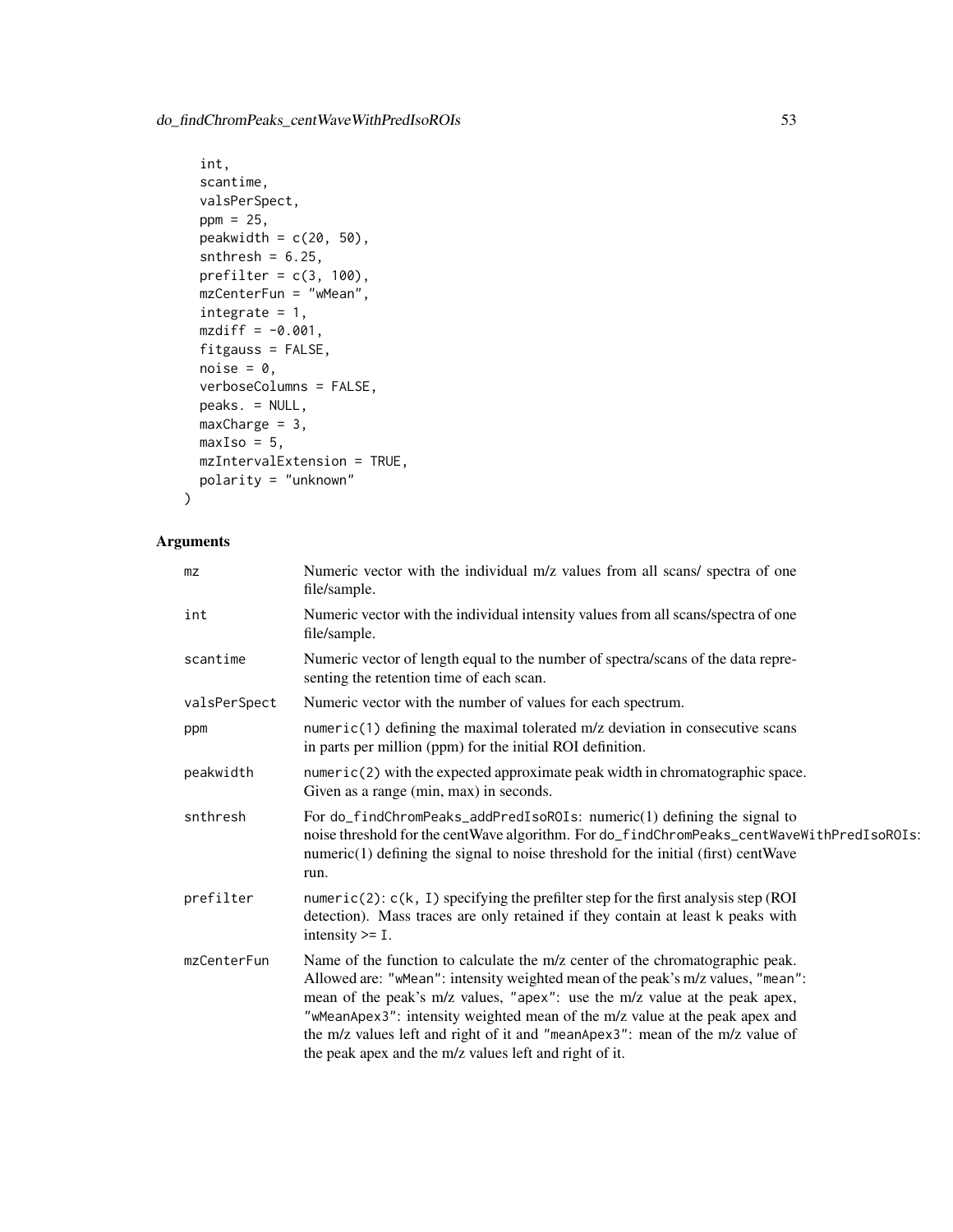```
  int,
  scantime,
  valsPerSpect,
  ppm = 25,
  peakwidth = c(20, 50),
  snthresh = 6.25,
  prefilter = c(3, 100),
  mzCenterFun = "wMean",
  integrate = 1,
  mzdiff = -0.001,
  fitgauss = FALSE,
  noise = 0,
  verboseColumns = FALSE,
  peaks. = NULL,
  maxCharge = 3,
  maxIso = 5,
  mzIntervalExtension = TRUE,
  polarity = "unknown"
)
```

## Arguments

| | |
|---|---|
| mz | Numeric vector with the individual m/z values from all scans/ spectra of one file/sample. |
| int | Numeric vector with the individual intensity values from all scans/spectra of one file/sample. |
| scantime | Numeric vector of length equal to the number of spectra/scans of the data representing the retention time of each scan. |
| valsPerSpect | Numeric vector with the number of values for each spectrum. |
| ppm | `numeric(1)` defining the maximal tolerated m/z deviation in consecutive scans in parts per million (ppm) for the initial ROI definition. |
| peakwidth | `numeric(2)` with the expected approximate peak width in chromatographic space. Given as a range (min, max) in seconds. |
| snthresh | For `do_findChromPeaks_addPredIsoROIs`: numeric(1) defining the signal to noise threshold for the centWave algorithm. For `do_findChromPeaks_centWaveWithPredIsoROIs`: numeric(1) defining the signal to noise threshold for the initial (first) centWave run. |
| prefilter | `numeric(2)`: `c(k, I)` specifying the prefilter step for the first analysis step (ROI detection). Mass traces are only retained if they contain at least `k` peaks with intensity >= `I`. |
| mzCenterFun | Name of the function to calculate the m/z center of the chromatographic peak. Allowed are: `"wMean"`: intensity weighted mean of the peak's m/z values, `"mean"`: mean of the peak's m/z values, `"apex"`: use the m/z value at the peak apex, `"wMeanApex3"`: intensity weighted mean of the m/z value at the peak apex and the m/z values left and right of it and `"meanApex3"`: mean of the m/z value of the peak apex and the m/z values left and right of it. |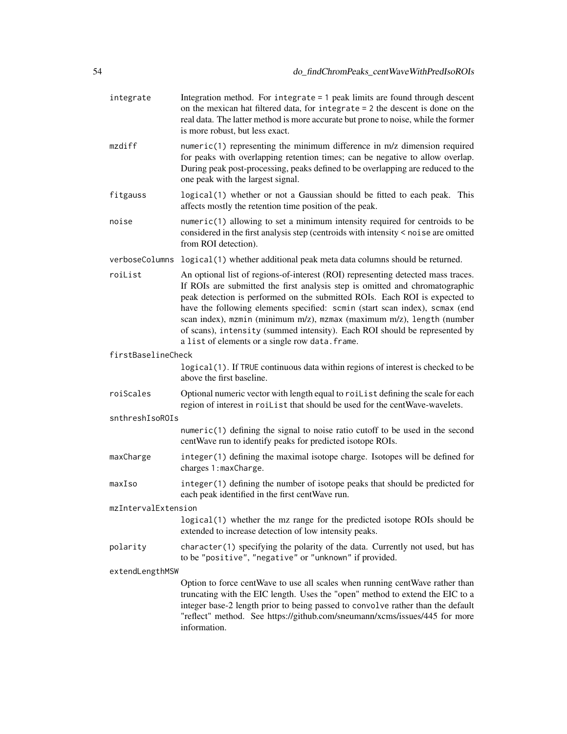| | |
|---|---|
| integrate | Integration method. For `integrate = 1` peak limits are found through descent on the mexican hat filtered data, for `integrate = 2` the descent is done on the real data. The latter method is more accurate but prone to noise, while the former is more robust, but less exact. |
| mzdiff | `numeric(1)` representing the minimum difference in m/z dimension required for peaks with overlapping retention times; can be negative to allow overlap. During peak post-processing, peaks defined to be overlapping are reduced to the one peak with the largest signal. |
| fitgauss | `logical(1)` whether or not a Gaussian should be fitted to each peak. This affects mostly the retention time position of the peak. |
| noise | `numeric(1)` allowing to set a minimum intensity required for centroids to be considered in the first analysis step (centroids with intensity < `noise` are omitted from ROI detection). |
| verboseColumns | `logical(1)` whether additional peak meta data columns should be returned. |
| roiList | An optional list of regions-of-interest (ROI) representing detected mass traces. If ROIs are submitted the first analysis step is omitted and chromatographic peak detection is performed on the submitted ROIs. Each ROI is expected to have the following elements specified: `scmin` (start scan index), `scmax` (end scan index), `mzmin` (minimum m/z), `mzmax` (maximum m/z), `length` (number of scans), `intensity` (summed intensity). Each ROI should be represented by a `list` of elements or a single row `data.frame`. |
| firstBaselineCheck | `logical(1)`. If `TRUE` continuous data within regions of interest is checked to be above the first baseline. |
| roiScales | Optional numeric vector with length equal to `roiList` defining the scale for each region of interest in `roiList` that should be used for the centWave-wavelets. |
| snthreshIsoROIs | `numeric(1)` defining the signal to noise ratio cutoff to be used in the second centWave run to identify peaks for predicted isotope ROIs. |
| maxCharge | `integer(1)` defining the maximal isotope charge. Isotopes will be defined for charges `1:maxCharge`. |
| maxIso | `integer(1)` defining the number of isotope peaks that should be predicted for each peak identified in the first centWave run. |
| mzIntervalExtension | `logical(1)` whether the mz range for the predicted isotope ROIs should be extended to increase detection of low intensity peaks. |
| polarity | `character(1)` specifying the polarity of the data. Currently not used, but has to be `"positive"`, `"negative"` or `"unknown"` if provided. |
| extendLengthMSW | Option to force centWave to use all scales when running centWave rather than truncating with the EIC length. Uses the "open" method to extend the EIC to a integer base-2 length prior to being passed to `convolve` rather than the default "reflect" method. See https://github.com/sneumann/xcms/issues/445 for more information. |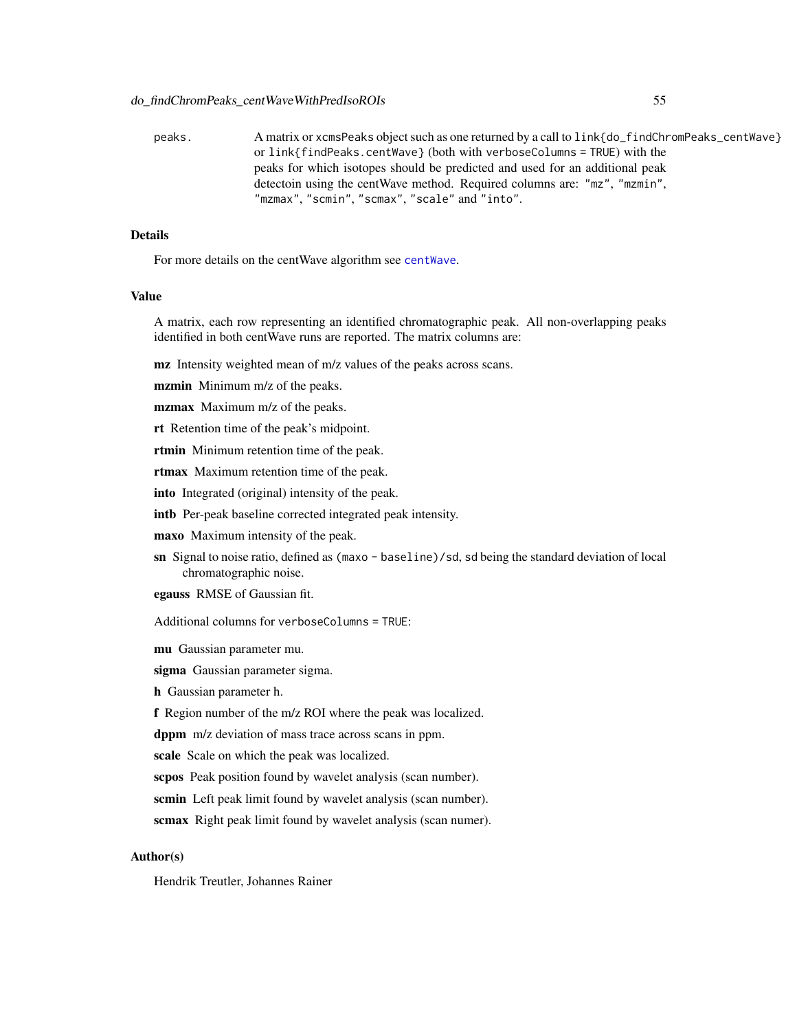peaks. A matrix or `xcmsPeaks` object such as one returned by a call to `link{do_findChromPeaks_centWave}` or `link{findPeaks.centWave}` (both with `verboseColumns = TRUE`) with the peaks for which isotopes should be predicted and used for an additional peak detectoin using the centWave method. Required columns are: `"mz"`, `"mzmin"`, `"mzmax"`, `"scmin"`, `"scmax"`, `"scale"` and `"into"`.

## Details

For more details on the centWave algorithm see `centWave`.

## Value

A matrix, each row representing an identified chromatographic peak. All non-overlapping peaks identified in both centWave runs are reported. The matrix columns are:

**mz** Intensity weighted mean of m/z values of the peaks across scans.

**mzmin** Minimum m/z of the peaks.

**mzmax** Maximum m/z of the peaks.

**rt** Retention time of the peak's midpoint.

**rtmin** Minimum retention time of the peak.

**rtmax** Maximum retention time of the peak.

**into** Integrated (original) intensity of the peak.

**intb** Per-peak baseline corrected integrated peak intensity.

**maxo** Maximum intensity of the peak.

**sn** Signal to noise ratio, defined as `(maxo - baseline)/sd`, `sd` being the standard deviation of local chromatographic noise.

**egauss** RMSE of Gaussian fit.

Additional columns for `verboseColumns = TRUE`:

**mu** Gaussian parameter mu.

**sigma** Gaussian parameter sigma.

**h** Gaussian parameter h.

**f** Region number of the m/z ROI where the peak was localized.

**dppm** m/z deviation of mass trace across scans in ppm.

**scale** Scale on which the peak was localized.

**scpos** Peak position found by wavelet analysis (scan number).

**scmin** Left peak limit found by wavelet analysis (scan number).

**scmax** Right peak limit found by wavelet analysis (scan numer).

## Author(s)

Hendrik Treutler, Johannes Rainer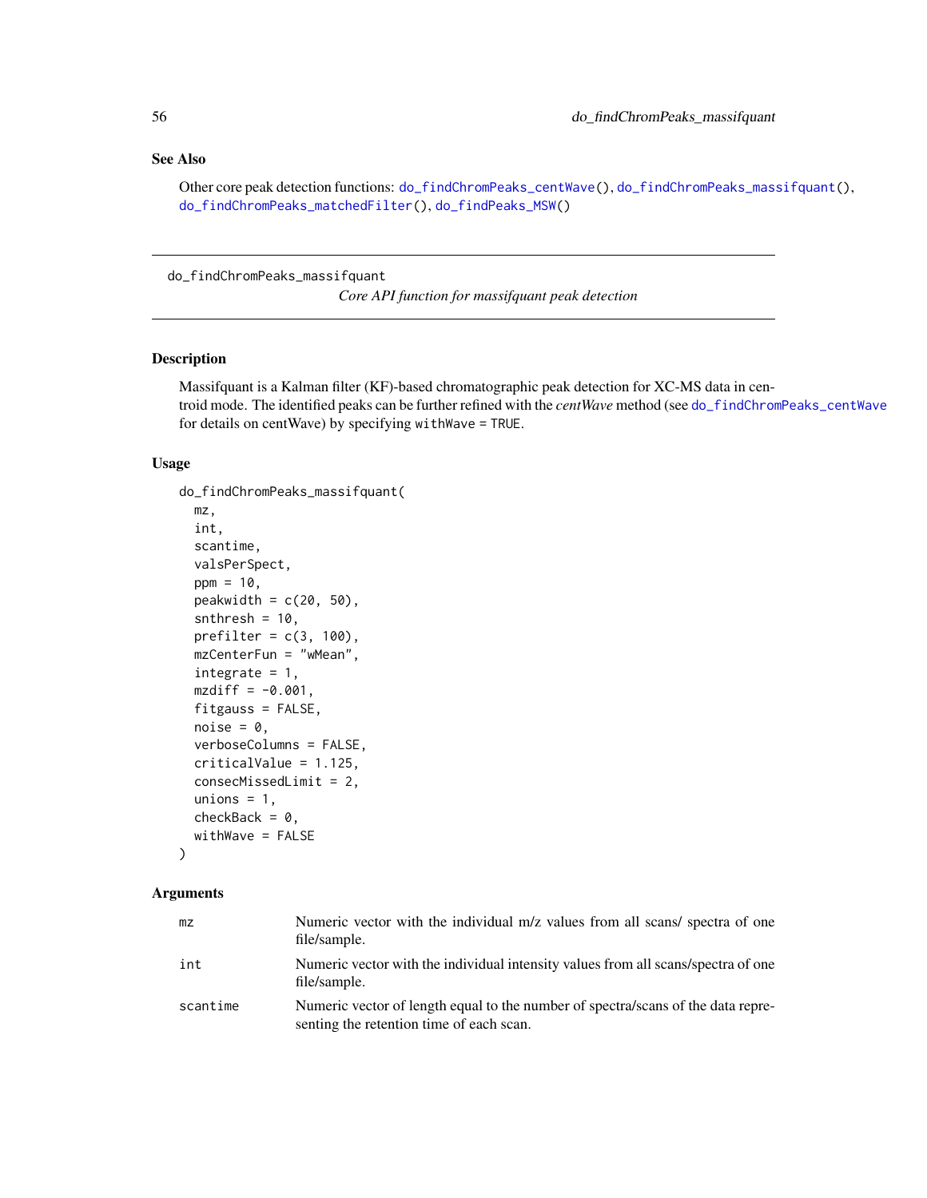### See Also

Other core peak detection functions: do_findChromPeaks_centWave(), do_findChromPeaks_massifquant(), do_findChromPeaks_matchedFilter(), do_findPeaks_MSW()

---

## do_findChromPeaks_massifquant

*Core API function for massifquant peak detection*

### Description

Massifquant is a Kalman filter (KF)-based chromatographic peak detection for XC-MS data in centroid mode. The identified peaks can be further refined with the *centWave* method (see do_findChromPeaks_centWave for details on centWave) by specifying withWave = TRUE.

### Usage

```
do_findChromPeaks_massifquant(
  mz,
  int,
  scantime,
  valsPerSpect,
  ppm = 10,
  peakwidth = c(20, 50),
  snthresh = 10,
  prefilter = c(3, 100),
  mzCenterFun = "wMean",
  integrate = 1,
  mzdiff = -0.001,
  fitgauss = FALSE,
  noise = 0,
  verboseColumns = FALSE,
  criticalValue = 1.125,
  consecMissedLimit = 2,
  unions = 1,
  checkBack = 0,
  withWave = FALSE
)
```

### Arguments

| | |
|---|---|
| mz | Numeric vector with the individual m/z values from all scans/ spectra of one file/sample. |
| int | Numeric vector with the individual intensity values from all scans/spectra of one file/sample. |
| scantime | Numeric vector of length equal to the number of spectra/scans of the data representing the retention time of each scan. |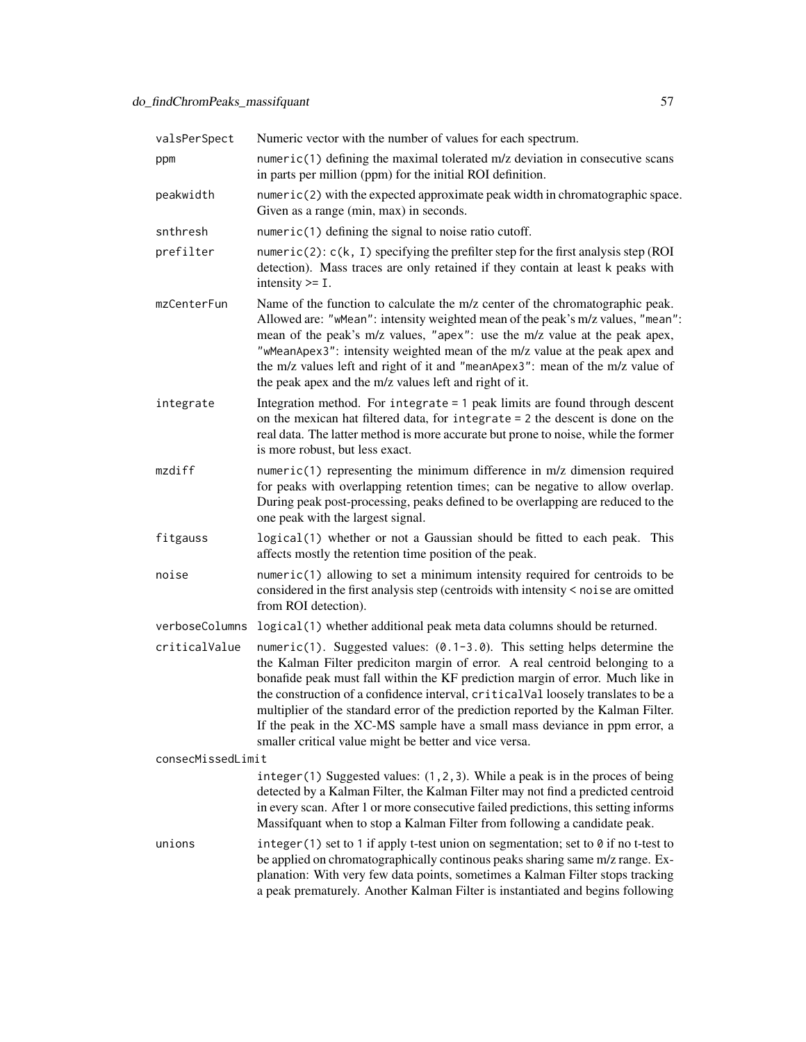| | |
|---|---|
| `valsPerSpect` | Numeric vector with the number of values for each spectrum. |
| `ppm` | `numeric(1)` defining the maximal tolerated m/z deviation in consecutive scans in parts per million (ppm) for the initial ROI definition. |
| `peakwidth` | `numeric(2)` with the expected approximate peak width in chromatographic space. Given as a range (min, max) in seconds. |
| `snthresh` | `numeric(1)` defining the signal to noise ratio cutoff. |
| `prefilter` | `numeric(2)`: `c(k, I)` specifying the prefilter step for the first analysis step (ROI detection). Mass traces are only retained if they contain at least `k` peaks with intensity >= `I`. |
| `mzCenterFun` | Name of the function to calculate the m/z center of the chromatographic peak. Allowed are: `"wMean"`: intensity weighted mean of the peak's m/z values, `"mean"`: mean of the peak's m/z values, `"apex"`: use the m/z value at the peak apex, `"wMeanApex3"`: intensity weighted mean of the m/z value at the peak apex and the m/z values left and right of it and `"meanApex3"`: mean of the m/z value of the peak apex and the m/z values left and right of it. |
| `integrate` | Integration method. For `integrate = 1` peak limits are found through descent on the mexican hat filtered data, for `integrate = 2` the descent is done on the real data. The latter method is more accurate but prone to noise, while the former is more robust, but less exact. |
| `mzdiff` | `numeric(1)` representing the minimum difference in m/z dimension required for peaks with overlapping retention times; can be negative to allow overlap. During peak post-processing, peaks defined to be overlapping are reduced to the one peak with the largest signal. |
| `fitgauss` | `logical(1)` whether or not a Gaussian should be fitted to each peak. This affects mostly the retention time position of the peak. |
| `noise` | `numeric(1)` allowing to set a minimum intensity required for centroids to be considered in the first analysis step (centroids with intensity < `noise` are omitted from ROI detection). |
| `verboseColumns` | `logical(1)` whether additional peak meta data columns should be returned. |
| `criticalValue` | `numeric(1)`. Suggested values: (`0.1-3.0`). This setting helps determine the the Kalman Filter prediciton margin of error. A real centroid belonging to a bonafide peak must fall within the KF prediction margin of error. Much like in the construction of a confidence interval, `criticalVal` loosely translates to be a multiplier of the standard error of the prediction reported by the Kalman Filter. If the peak in the XC-MS sample have a small mass deviance in ppm error, a smaller critical value might be better and vice versa. |
| `consecMissedLimit` | `integer(1)` Suggested values: (`1,2,3`). While a peak is in the proces of being detected by a Kalman Filter, the Kalman Filter may not find a predicted centroid in every scan. After 1 or more consecutive failed predictions, this setting informs Massifquant when to stop a Kalman Filter from following a candidate peak. |
| `unions` | `integer(1)` set to `1` if apply t-test union on segmentation; set to `0` if no t-test to be applied on chromatographically continous peaks sharing same m/z range. Explanation: With very few data points, sometimes a Kalman Filter stops tracking a peak prematurely. Another Kalman Filter is instantiated and begins following |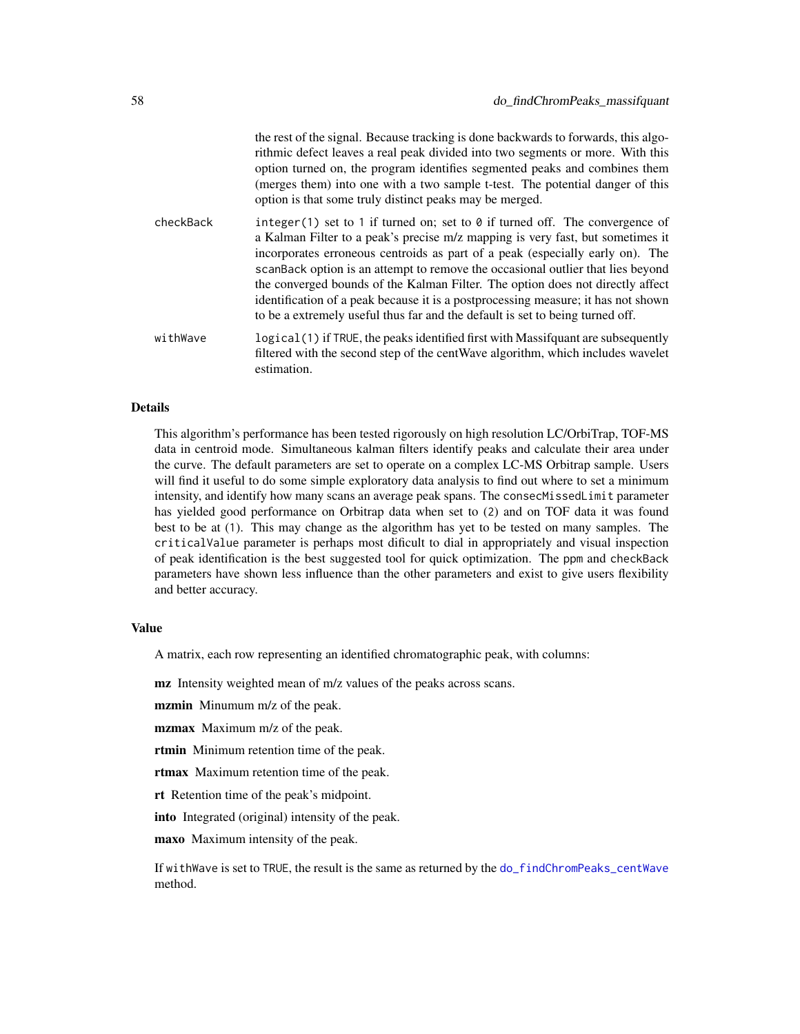the rest of the signal. Because tracking is done backwards to forwards, this algorithmic defect leaves a real peak divided into two segments or more. With this option turned on, the program identifies segmented peaks and combines them (merges them) into one with a two sample t-test. The potential danger of this option is that some truly distinct peaks may be merged.

checkBack
: `integer(1)` set to 1 if turned on; set to 0 if turned off. The convergence of a Kalman Filter to a peak's precise m/z mapping is very fast, but sometimes it incorporates erroneous centroids as part of a peak (especially early on). The `scanBack` option is an attempt to remove the occasional outlier that lies beyond the converged bounds of the Kalman Filter. The option does not directly affect identification of a peak because it is a postprocessing measure; it has not shown to be a extremely useful thus far and the default is set to being turned off.

withWave
: `logical(1)` if `TRUE`, the peaks identified first with Massifquant are subsequently filtered with the second step of the centWave algorithm, which includes wavelet estimation.

## Details

This algorithm's performance has been tested rigorously on high resolution LC/OrbiTrap, TOF-MS data in centroid mode. Simultaneous kalman filters identify peaks and calculate their area under the curve. The default parameters are set to operate on a complex LC-MS Orbitrap sample. Users will find it useful to do some simple exploratory data analysis to find out where to set a minimum intensity, and identify how many scans an average peak spans. The `consecMissedLimit` parameter has yielded good performance on Orbitrap data when set to (`2`) and on TOF data it was found best to be at (`1`). This may change as the algorithm has yet to be tested on many samples. The `criticalValue` parameter is perhaps most dificult to dial in appropriately and visual inspection of peak identification is the best suggested tool for quick optimization. The `ppm` and `checkBack` parameters have shown less influence than the other parameters and exist to give users flexibility and better accuracy.

## Value

A matrix, each row representing an identified chromatographic peak, with columns:

**mz** Intensity weighted mean of m/z values of the peaks across scans.

**mzmin** Minumum m/z of the peak.

**mzmax** Maximum m/z of the peak.

**rtmin** Minimum retention time of the peak.

**rtmax** Maximum retention time of the peak.

**rt** Retention time of the peak's midpoint.

**into** Integrated (original) intensity of the peak.

**maxo** Maximum intensity of the peak.

If `withWave` is set to `TRUE`, the result is the same as returned by the `do_findChromPeaks_centWave` method.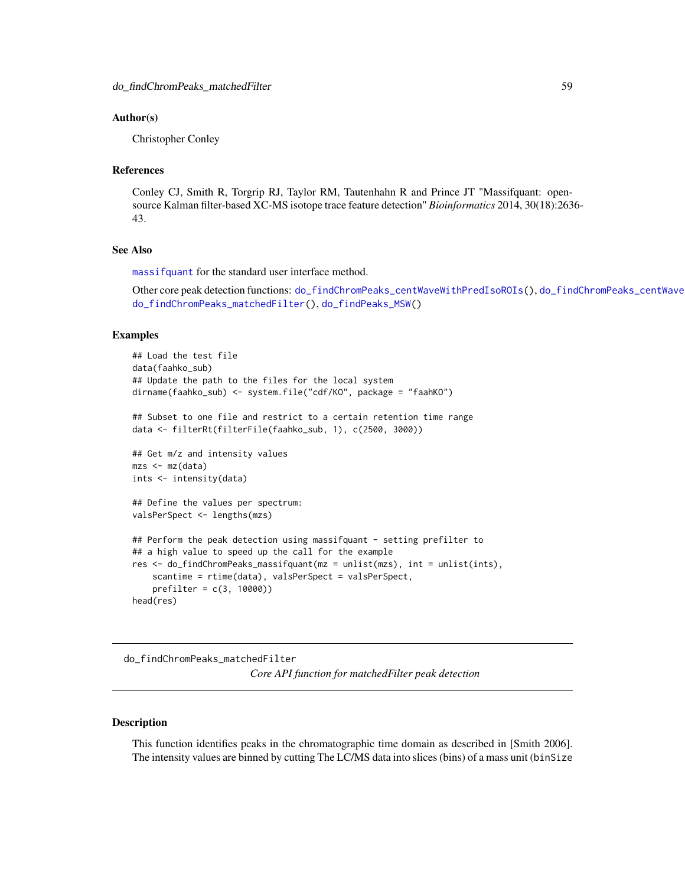## Author(s)

Christopher Conley

## References

Conley CJ, Smith R, Torgrip RJ, Taylor RM, Tautenhahn R and Prince JT "Massifquant: open-source Kalman filter-based XC-MS isotope trace feature detection" *Bioinformatics* 2014, 30(18):2636-43.

## See Also

massifquant for the standard user interface method.

Other core peak detection functions: do_findChromPeaks_centWaveWithPredIsoROIs(), do_findChromPeaks_centWave do_findChromPeaks_matchedFilter(), do_findPeaks_MSW()

## Examples

```
## Load the test file
data(faahko_sub)
## Update the path to the files for the local system
dirname(faahko_sub) <- system.file("cdf/KO", package = "faahKO")

## Subset to one file and restrict to a certain retention time range
data <- filterRt(filterFile(faahko_sub, 1), c(2500, 3000))

## Get m/z and intensity values
mzs <- mz(data)
ints <- intensity(data)

## Define the values per spectrum:
valsPerSpect <- lengths(mzs)

## Perform the peak detection using massifquant - setting prefilter to
## a high value to speed up the call for the example
res <- do_findChromPeaks_massifquant(mz = unlist(mzs), int = unlist(ints),
    scantime = rtime(data), valsPerSpect = valsPerSpect,
    prefilter = c(3, 10000))
head(res)
```

---

# do_findChromPeaks_matchedFilter

*Core API function for matchedFilter peak detection*

---

## Description

This function identifies peaks in the chromatographic time domain as described in [Smith 2006]. The intensity values are binned by cutting The LC/MS data into slices (bins) of a mass unit (binSize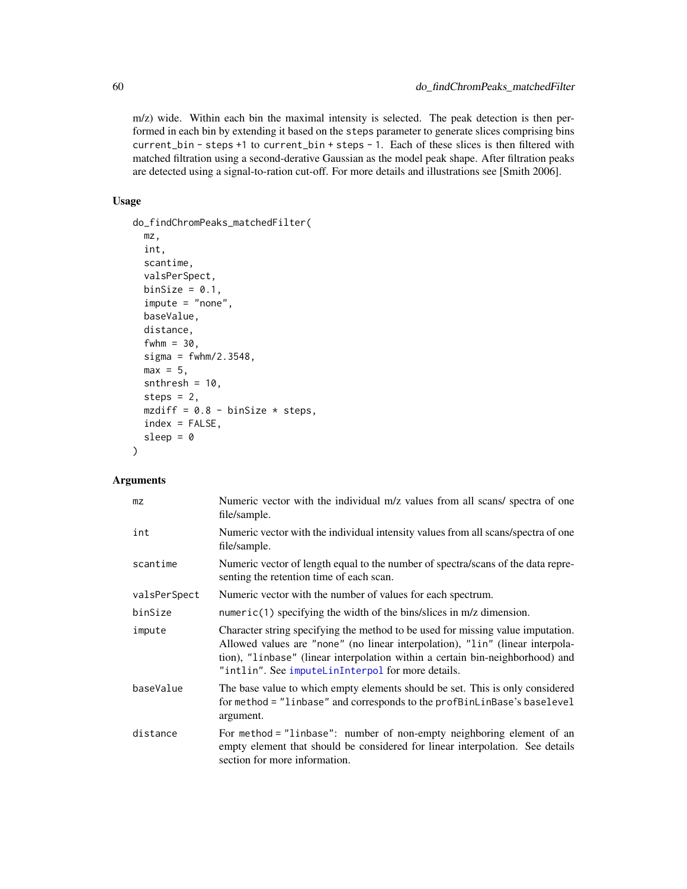m/z) wide. Within each bin the maximal intensity is selected. The peak detection is then performed in each bin by extending it based on the `steps` parameter to generate slices comprising bins `current_bin - steps +1` to `current_bin + steps - 1`. Each of these slices is then filtered with matched filtration using a second-derative Gaussian as the model peak shape. After filtration peaks are detected using a signal-to-ration cut-off. For more details and illustrations see [Smith 2006].

## Usage

```
do_findChromPeaks_matchedFilter(
  mz,
  int,
  scantime,
  valsPerSpect,
  binSize = 0.1,
  impute = "none",
  baseValue,
  distance,
  fwhm = 30,
  sigma = fwhm/2.3548,
  max = 5,
  snthresh = 10,
  steps = 2,
  mzdiff = 0.8 - binSize * steps,
  index = FALSE,
  sleep = 0
)
```

## Arguments

| | |
|---|---|
| `mz` | Numeric vector with the individual m/z values from all scans/ spectra of one file/sample. |
| `int` | Numeric vector with the individual intensity values from all scans/spectra of one file/sample. |
| `scantime` | Numeric vector of length equal to the number of spectra/scans of the data representing the retention time of each scan. |
| `valsPerSpect` | Numeric vector with the number of values for each spectrum. |
| `binSize` | `numeric(1)` specifying the width of the bins/slices in m/z dimension. |
| `impute` | Character string specifying the method to be used for missing value imputation. Allowed values are `"none"` (no linear interpolation), `"lin"` (linear interpolation), `"linbase"` (linear interpolation within a certain bin-neighborhood) and `"intlin"`. See `imputeLinInterpol` for more details. |
| `baseValue` | The base value to which empty elements should be set. This is only considered for `method = "linbase"` and corresponds to the `profBinLinBase`'s `baselevel` argument. |
| `distance` | For `method = "linbase"`: number of non-empty neighboring element of an empty element that should be considered for linear interpolation. See details section for more information. |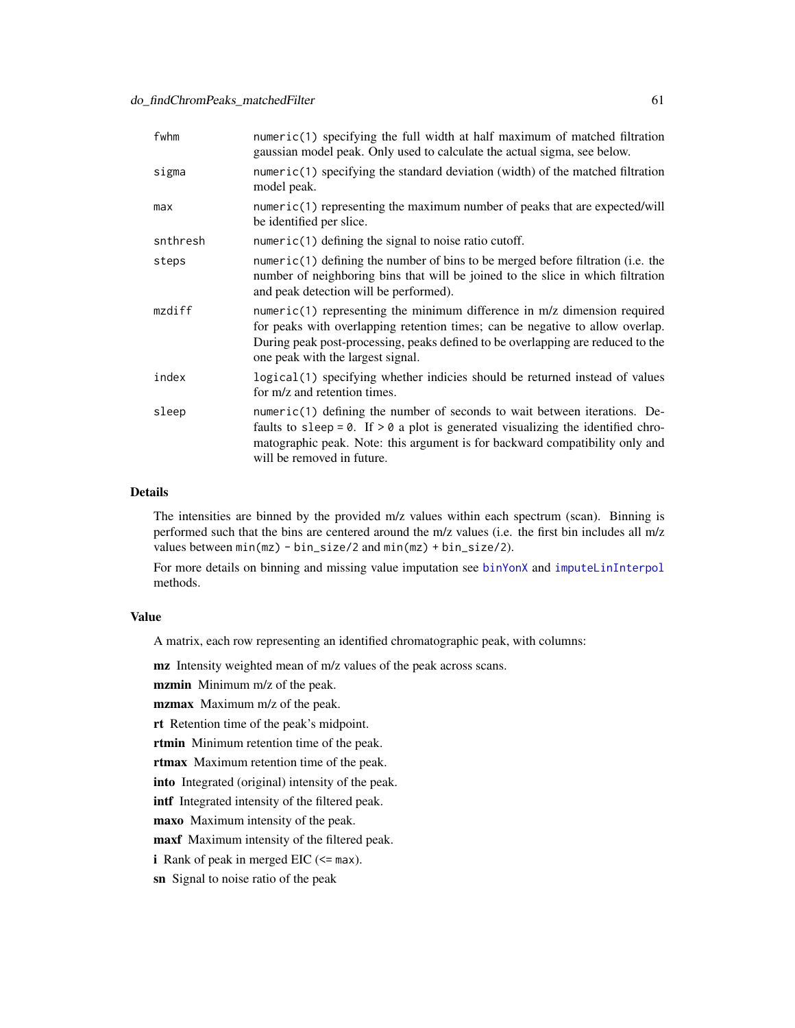| | |
|---|---|
| `fwhm` | `numeric(1)` specifying the full width at half maximum of matched filtration gaussian model peak. Only used to calculate the actual sigma, see below. |
| `sigma` | `numeric(1)` specifying the standard deviation (width) of the matched filtration model peak. |
| `max` | `numeric(1)` representing the maximum number of peaks that are expected/will be identified per slice. |
| `snthresh` | `numeric(1)` defining the signal to noise ratio cutoff. |
| `steps` | `numeric(1)` defining the number of bins to be merged before filtration (i.e. the number of neighboring bins that will be joined to the slice in which filtration and peak detection will be performed). |
| `mzdiff` | `numeric(1)` representing the minimum difference in m/z dimension required for peaks with overlapping retention times; can be negative to allow overlap. During peak post-processing, peaks defined to be overlapping are reduced to the one peak with the largest signal. |
| `index` | `logical(1)` specifying whether indicies should be returned instead of values for m/z and retention times. |
| `sleep` | `numeric(1)` defining the number of seconds to wait between iterations. Defaults to `sleep = 0`. If `> 0` a plot is generated visualizing the identified chromatographic peak. Note: this argument is for backward compatibility only and will be removed in future. |

## Details

The intensities are binned by the provided m/z values within each spectrum (scan). Binning is performed such that the bins are centered around the m/z values (i.e. the first bin includes all m/z values between `min(mz) - bin_size/2` and `min(mz) + bin_size/2`).

For more details on binning and missing value imputation see `binYonX` and `imputeLinInterpol` methods.

## Value

A matrix, each row representing an identified chromatographic peak, with columns:

**mz** Intensity weighted mean of m/z values of the peak across scans.

**mzmin** Minimum m/z of the peak.

**mzmax** Maximum m/z of the peak.

**rt** Retention time of the peak's midpoint.

**rtmin** Minimum retention time of the peak.

**rtmax** Maximum retention time of the peak.

**into** Integrated (original) intensity of the peak.

**intf** Integrated intensity of the filtered peak.

**maxo** Maximum intensity of the peak.

**maxf** Maximum intensity of the filtered peak.

**i** Rank of peak in merged EIC (<= `max`).

**sn** Signal to noise ratio of the peak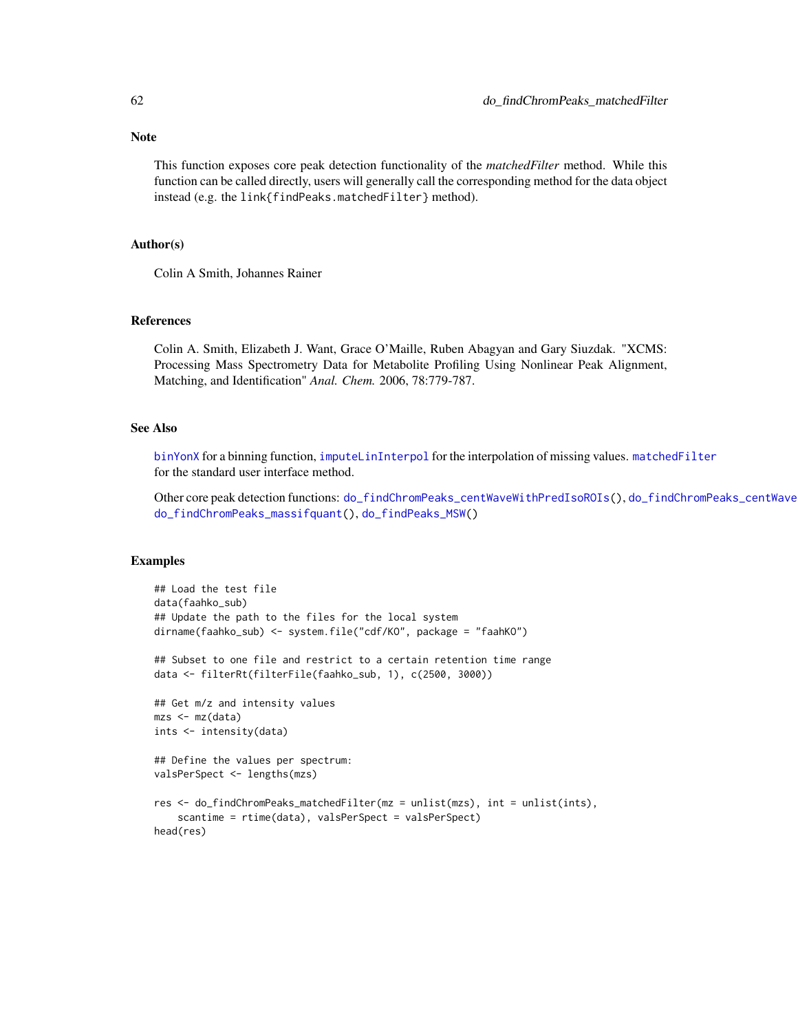## Note

This function exposes core peak detection functionality of the *matchedFilter* method. While this function can be called directly, users will generally call the corresponding method for the data object instead (e.g. the link{findPeaks.matchedFilter} method).

## Author(s)

Colin A Smith, Johannes Rainer

## References

Colin A. Smith, Elizabeth J. Want, Grace O'Maille, Ruben Abagyan and Gary Siuzdak. "XCMS: Processing Mass Spectrometry Data for Metabolite Profiling Using Nonlinear Peak Alignment, Matching, and Identification" *Anal. Chem.* 2006, 78:779-787.

## See Also

binYonX for a binning function, imputeLinInterpol for the interpolation of missing values. matchedFilter for the standard user interface method.

Other core peak detection functions: do_findChromPeaks_centWaveWithPredIsoROIs(), do_findChromPeaks_centWave do_findChromPeaks_massifquant(), do_findPeaks_MSW()

## Examples

```
## Load the test file
data(faahko_sub)
## Update the path to the files for the local system
dirname(faahko_sub) <- system.file("cdf/KO", package = "faahKO")

## Subset to one file and restrict to a certain retention time range
data <- filterRt(filterFile(faahko_sub, 1), c(2500, 3000))

## Get m/z and intensity values
mzs <- mz(data)
ints <- intensity(data)

## Define the values per spectrum:
valsPerSpect <- lengths(mzs)

res <- do_findChromPeaks_matchedFilter(mz = unlist(mzs), int = unlist(ints),
    scantime = rtime(data), valsPerSpect = valsPerSpect)
head(res)
```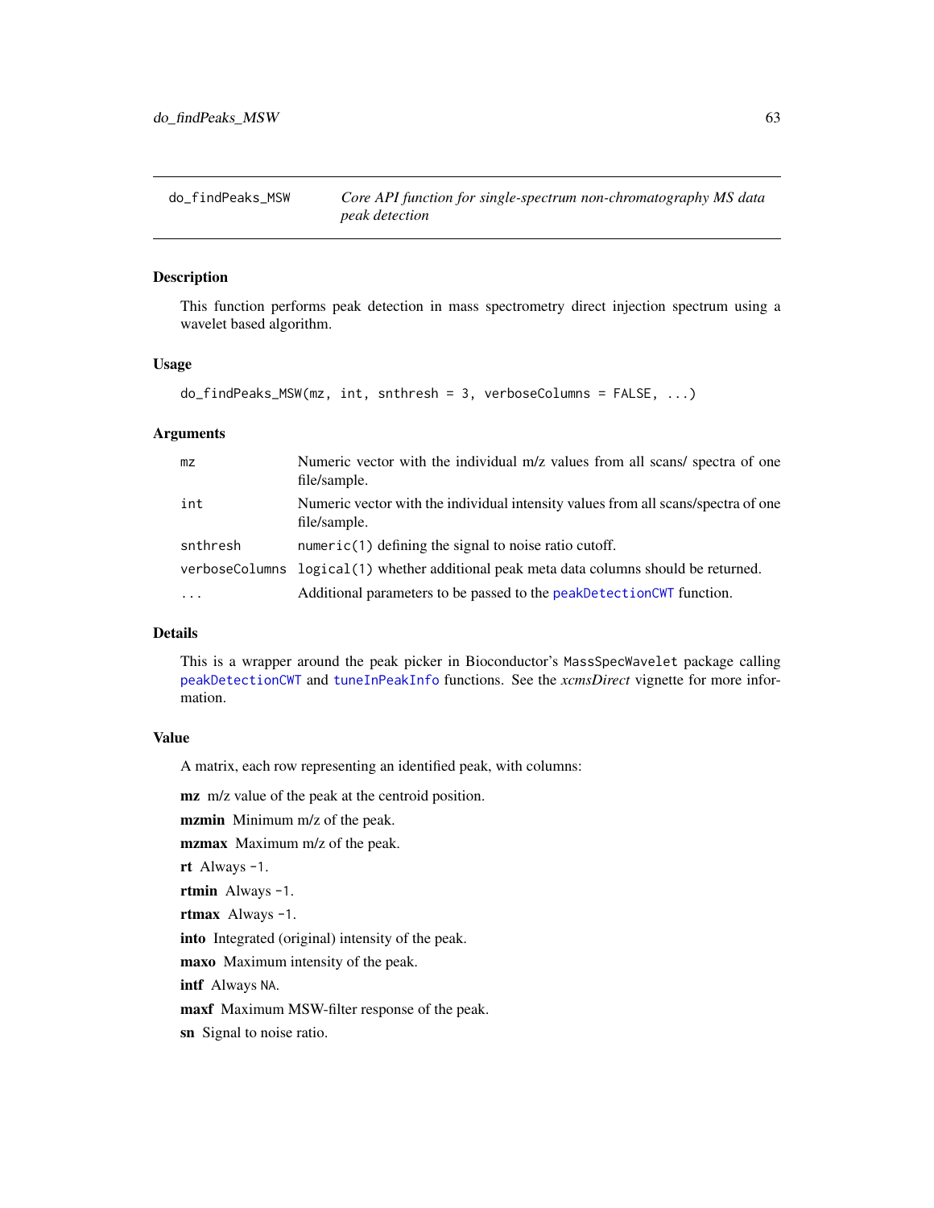do_findPeaks_MSW — *Core API function for single-spectrum non-chromatography MS data peak detection*

## Description

This function performs peak detection in mass spectrometry direct injection spectrum using a wavelet based algorithm.

## Usage

```
do_findPeaks_MSW(mz, int, snthresh = 3, verboseColumns = FALSE, ...)
```

## Arguments

| | |
|---|---|
| `mz` | Numeric vector with the individual m/z values from all scans/ spectra of one file/sample. |
| `int` | Numeric vector with the individual intensity values from all scans/spectra of one file/sample. |
| `snthresh` | `numeric(1)` defining the signal to noise ratio cutoff. |
| `verboseColumns` | `logical(1)` whether additional peak meta data columns should be returned. |
| `...` | Additional parameters to be passed to the `peakDetectionCWT` function. |

## Details

This is a wrapper around the peak picker in Bioconductor's `MassSpecWavelet` package calling `peakDetectionCWT` and `tuneInPeakInfo` functions. See the *xcmsDirect* vignette for more information.

## Value

A matrix, each row representing an identified peak, with columns:

**mz** m/z value of the peak at the centroid position.

**mzmin** Minimum m/z of the peak.

**mzmax** Maximum m/z of the peak.

**rt** Always `-1`.

**rtmin** Always `-1`.

**rtmax** Always `-1`.

**into** Integrated (original) intensity of the peak.

**maxo** Maximum intensity of the peak.

**intf** Always `NA`.

**maxf** Maximum MSW-filter response of the peak.

**sn** Signal to noise ratio.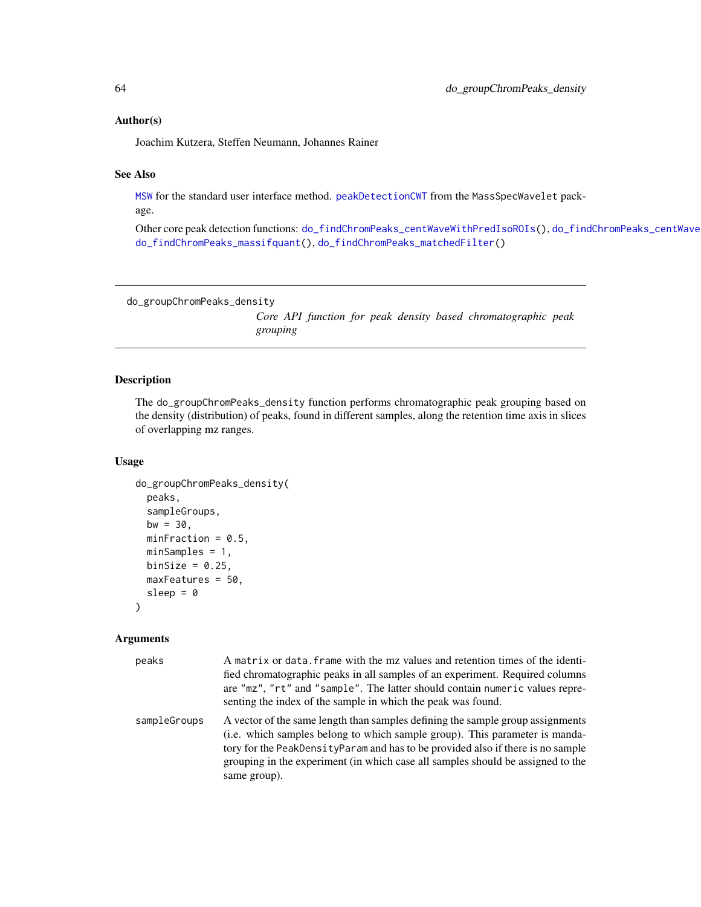## Author(s)

Joachim Kutzera, Steffen Neumann, Johannes Rainer

## See Also

MSW for the standard user interface method. peakDetectionCWT from the MassSpecWavelet package.

Other core peak detection functions: do_findChromPeaks_centWaveWithPredIsoROIs(), do_findChromPeaks_centWave do_findChromPeaks_massifquant(), do_findChromPeaks_matchedFilter()

---

do_groupChromPeaks_density

*Core API function for peak density based chromatographic peak grouping*

---

## Description

The do_groupChromPeaks_density function performs chromatographic peak grouping based on the density (distribution) of peaks, found in different samples, along the retention time axis in slices of overlapping mz ranges.

## Usage

```
do_groupChromPeaks_density(
  peaks,
  sampleGroups,
  bw = 30,
  minFraction = 0.5,
  minSamples = 1,
  binSize = 0.25,
  maxFeatures = 50,
  sleep = 0
)
```

## Arguments

| | |
|---|---|
| peaks | A matrix or data.frame with the mz values and retention times of the identified chromatographic peaks in all samples of an experiment. Required columns are "mz", "rt" and "sample". The latter should contain numeric values representing the index of the sample in which the peak was found. |
| sampleGroups | A vector of the same length than samples defining the sample group assignments (i.e. which samples belong to which sample group). This parameter is mandatory for the PeakDensityParam and has to be provided also if there is no sample grouping in the experiment (in which case all samples should be assigned to the same group). |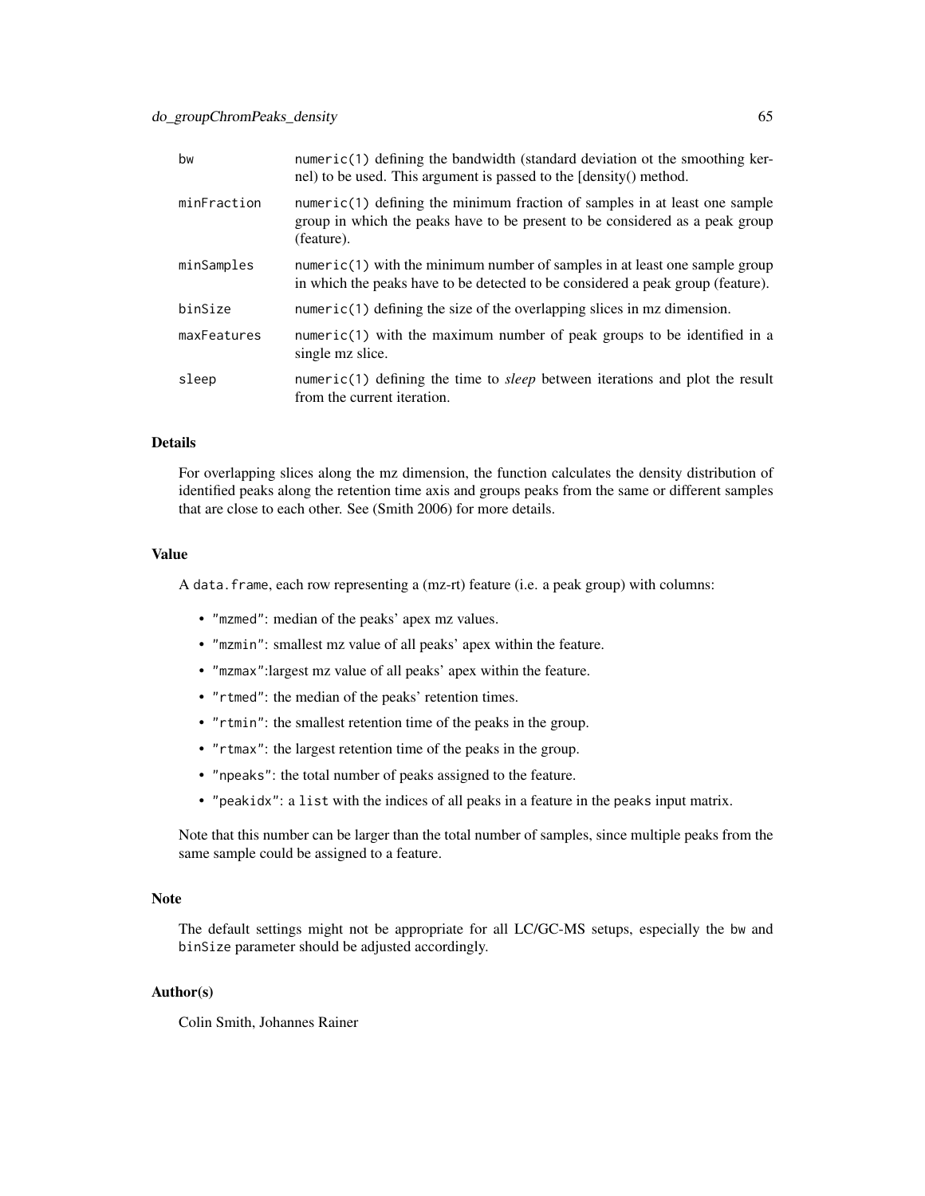| | |
|---|---|
| bw | numeric(1) defining the bandwidth (standard deviation ot the smoothing kernel) to be used. This argument is passed to the [density() method. |
| minFraction | numeric(1) defining the minimum fraction of samples in at least one sample group in which the peaks have to be present to be considered as a peak group (feature). |
| minSamples | numeric(1) with the minimum number of samples in at least one sample group in which the peaks have to be detected to be considered a peak group (feature). |
| binSize | numeric(1) defining the size of the overlapping slices in mz dimension. |
| maxFeatures | numeric(1) with the maximum number of peak groups to be identified in a single mz slice. |
| sleep | numeric(1) defining the time to *sleep* between iterations and plot the result from the current iteration. |

## Details

For overlapping slices along the mz dimension, the function calculates the density distribution of identified peaks along the retention time axis and groups peaks from the same or different samples that are close to each other. See (Smith 2006) for more details.

## Value

A data.frame, each row representing a (mz-rt) feature (i.e. a peak group) with columns:

- "mzmed": median of the peaks' apex mz values.
- "mzmin": smallest mz value of all peaks' apex within the feature.
- "mzmax":largest mz value of all peaks' apex within the feature.
- "rtmed": the median of the peaks' retention times.
- "rtmin": the smallest retention time of the peaks in the group.
- "rtmax": the largest retention time of the peaks in the group.
- "npeaks": the total number of peaks assigned to the feature.
- "peakidx": a list with the indices of all peaks in a feature in the peaks input matrix.

Note that this number can be larger than the total number of samples, since multiple peaks from the same sample could be assigned to a feature.

## Note

The default settings might not be appropriate for all LC/GC-MS setups, especially the bw and binSize parameter should be adjusted accordingly.

## Author(s)

Colin Smith, Johannes Rainer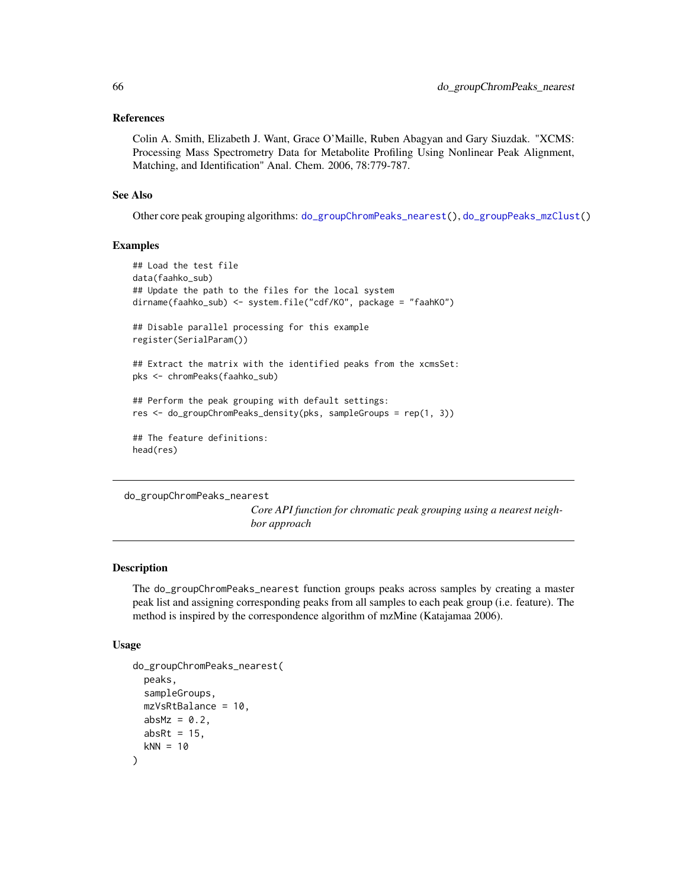## References

Colin A. Smith, Elizabeth J. Want, Grace O'Maille, Ruben Abagyan and Gary Siuzdak. "XCMS: Processing Mass Spectrometry Data for Metabolite Profiling Using Nonlinear Peak Alignment, Matching, and Identification" Anal. Chem. 2006, 78:779-787.

## See Also

Other core peak grouping algorithms: do_groupChromPeaks_nearest(), do_groupPeaks_mzClust()

## Examples

```
## Load the test file
data(faahko_sub)
## Update the path to the files for the local system
dirname(faahko_sub) <- system.file("cdf/KO", package = "faahKO")

## Disable parallel processing for this example
register(SerialParam())

## Extract the matrix with the identified peaks from the xcmsSet:
pks <- chromPeaks(faahko_sub)

## Perform the peak grouping with default settings:
res <- do_groupChromPeaks_density(pks, sampleGroups = rep(1, 3))

## The feature definitions:
head(res)
```

---

# do_groupChromPeaks_nearest

*Core API function for chromatic peak grouping using a nearest neighbor approach*

## Description

The do_groupChromPeaks_nearest function groups peaks across samples by creating a master peak list and assigning corresponding peaks from all samples to each peak group (i.e. feature). The method is inspired by the correspondence algorithm of mzMine (Katajamaa 2006).

## Usage

```
do_groupChromPeaks_nearest(
  peaks,
  sampleGroups,
  mzVsRtBalance = 10,
  absMz = 0.2,
  absRt = 15,
  kNN = 10
)
```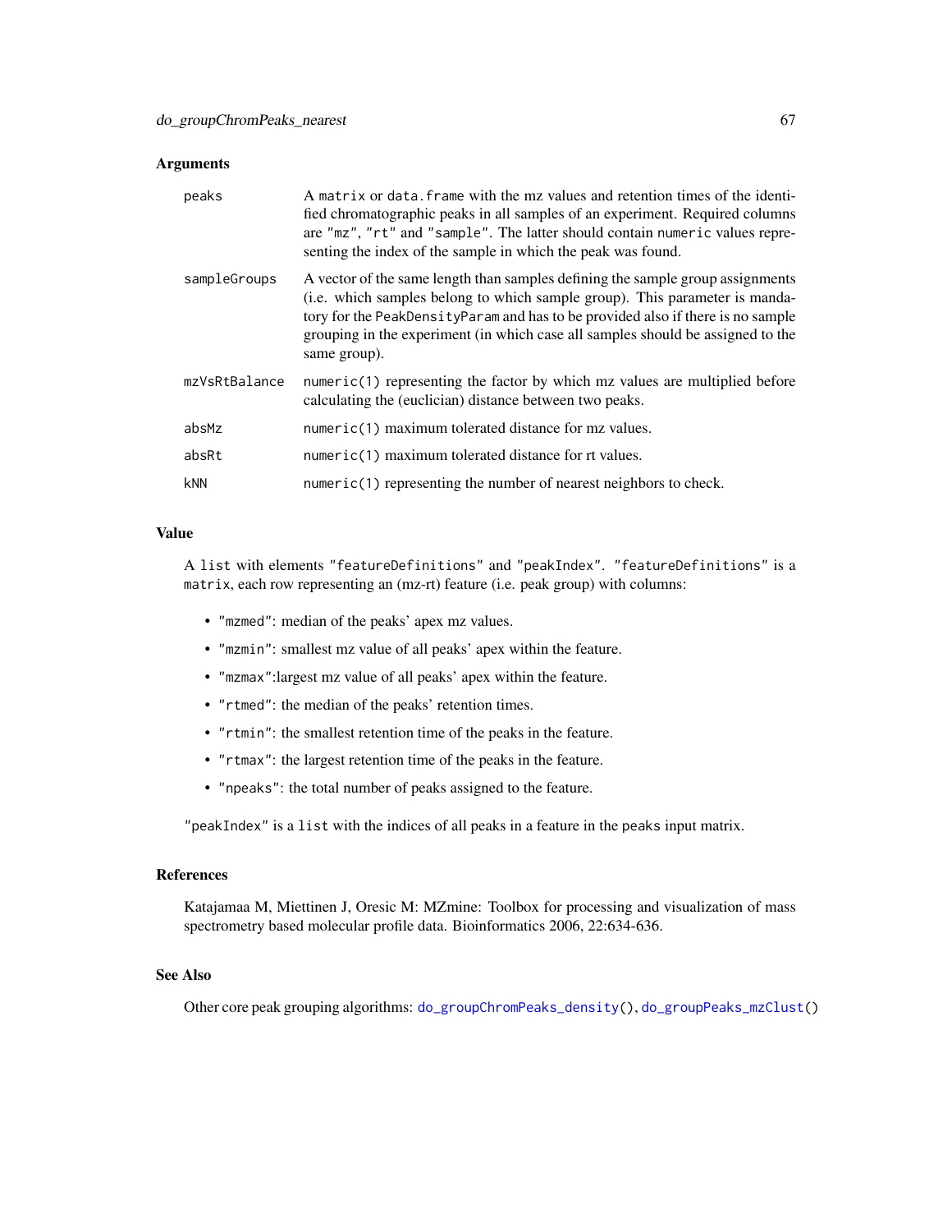## Arguments

| | |
|---|---|
| peaks | A `matrix` or `data.frame` with the mz values and retention times of the identified chromatographic peaks in all samples of an experiment. Required columns are `"mz"`, `"rt"` and `"sample"`. The latter should contain `numeric` values representing the index of the sample in which the peak was found. |
| sampleGroups | A vector of the same length than samples defining the sample group assignments (i.e. which samples belong to which sample group). This parameter is mandatory for the `PeakDensityParam` and has to be provided also if there is no sample grouping in the experiment (in which case all samples should be assigned to the same group). |
| mzVsRtBalance | `numeric(1)` representing the factor by which mz values are multiplied before calculating the (euclician) distance between two peaks. |
| absMz | `numeric(1)` maximum tolerated distance for mz values. |
| absRt | `numeric(1)` maximum tolerated distance for rt values. |
| kNN | `numeric(1)` representing the number of nearest neighbors to check. |

## Value

A `list` with elements `"featureDefinitions"` and `"peakIndex"`. `"featureDefinitions"` is a `matrix`, each row representing an (mz-rt) feature (i.e. peak group) with columns:

- `"mzmed"`: median of the peaks' apex mz values.
- `"mzmin"`: smallest mz value of all peaks' apex within the feature.
- `"mzmax"`:largest mz value of all peaks' apex within the feature.
- `"rtmed"`: the median of the peaks' retention times.
- `"rtmin"`: the smallest retention time of the peaks in the feature.
- `"rtmax"`: the largest retention time of the peaks in the feature.
- `"npeaks"`: the total number of peaks assigned to the feature.

`"peakIndex"` is a `list` with the indices of all peaks in a feature in the `peaks` input matrix.

## References

Katajamaa M, Miettinen J, Oresic M: MZmine: Toolbox for processing and visualization of mass spectrometry based molecular profile data. Bioinformatics 2006, 22:634-636.

## See Also

Other core peak grouping algorithms: `do_groupChromPeaks_density()`, `do_groupPeaks_mzClust()`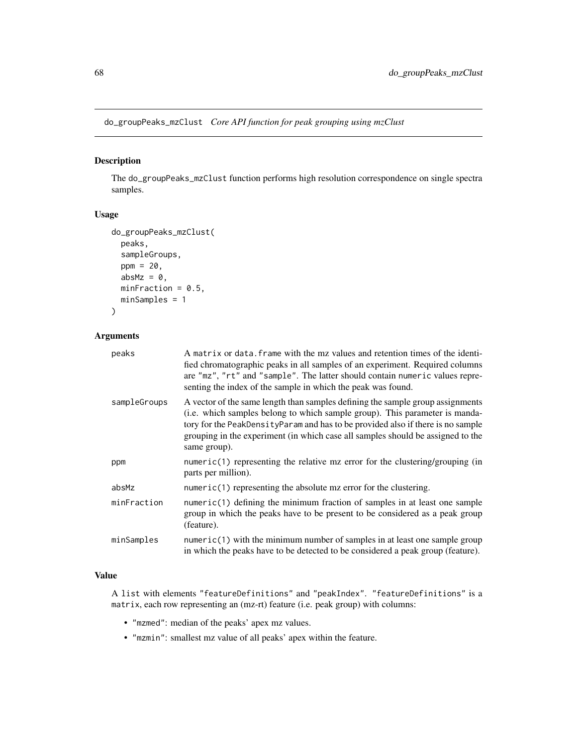## do_groupPeaks_mzClust *Core API function for peak grouping using mzClust*

### Description

The `do_groupPeaks_mzClust` function performs high resolution correspondence on single spectra samples.

### Usage

```
do_groupPeaks_mzClust(
  peaks,
  sampleGroups,
  ppm = 20,
  absMz = 0,
  minFraction = 0.5,
  minSamples = 1
)
```

### Arguments

| | |
|---|---|
| peaks | A `matrix` or `data.frame` with the mz values and retention times of the identified chromatographic peaks in all samples of an experiment. Required columns are `"mz"`, `"rt"` and `"sample"`. The latter should contain `numeric` values representing the index of the sample in which the peak was found. |
| sampleGroups | A vector of the same length than samples defining the sample group assignments (i.e. which samples belong to which sample group). This parameter is mandatory for the `PeakDensityParam` and has to be provided also if there is no sample grouping in the experiment (in which case all samples should be assigned to the same group). |
| ppm | `numeric(1)` representing the relative mz error for the clustering/grouping (in parts per million). |
| absMz | `numeric(1)` representing the absolute mz error for the clustering. |
| minFraction | `numeric(1)` defining the minimum fraction of samples in at least one sample group in which the peaks have to be present to be considered as a peak group (feature). |
| minSamples | `numeric(1)` with the minimum number of samples in at least one sample group in which the peaks have to be detected to be considered a peak group (feature). |

### Value

A `list` with elements `"featureDefinitions"` and `"peakIndex"`. `"featureDefinitions"` is a `matrix`, each row representing an (mz-rt) feature (i.e. peak group) with columns:

- `"mzmed"`: median of the peaks' apex mz values.
- `"mzmin"`: smallest mz value of all peaks' apex within the feature.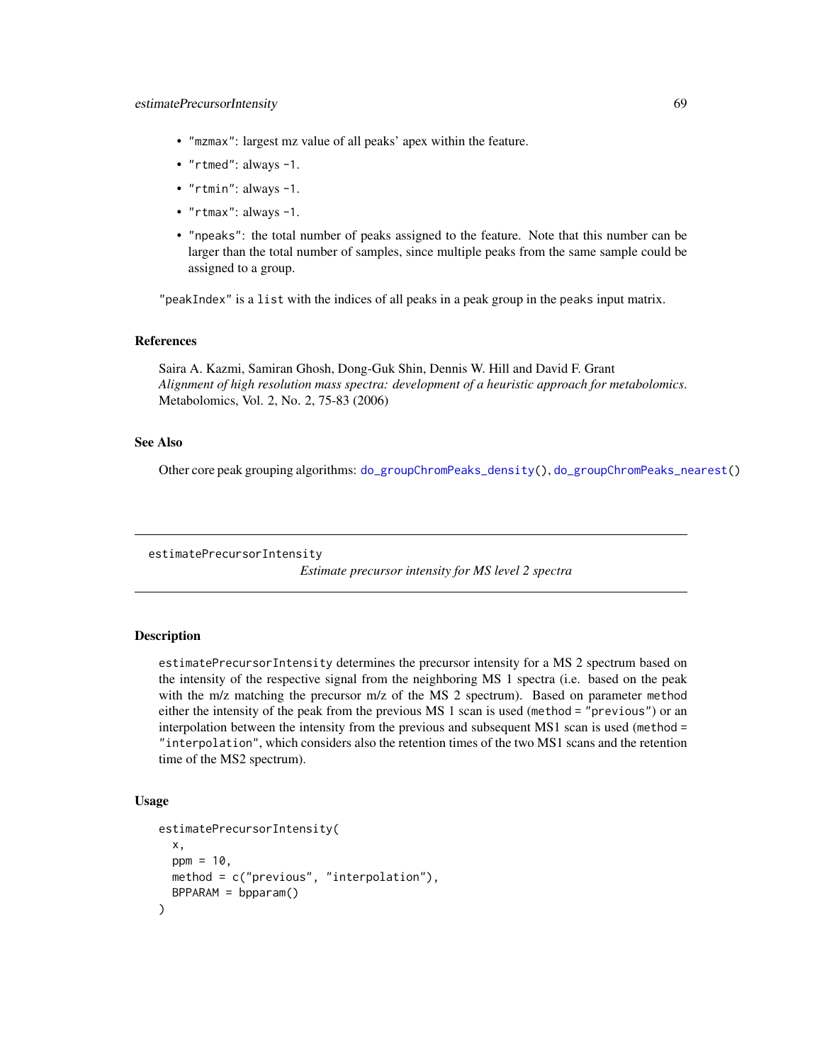- "mzmax": largest mz value of all peaks' apex within the feature.
- "rtmed": always -1.
- "rtmin": always -1.
- "rtmax": always -1.
- "npeaks": the total number of peaks assigned to the feature. Note that this number can be larger than the total number of samples, since multiple peaks from the same sample could be assigned to a group.

"peakIndex" is a list with the indices of all peaks in a peak group in the peaks input matrix.

### References

Saira A. Kazmi, Samiran Ghosh, Dong-Guk Shin, Dennis W. Hill and David F. Grant
*Alignment of high resolution mass spectra: development of a heuristic approach for metabolomics*. Metabolomics, Vol. 2, No. 2, 75-83 (2006)

### See Also

Other core peak grouping algorithms: do_groupChromPeaks_density(), do_groupChromPeaks_nearest()

---

## estimatePrecursorIntensity

*Estimate precursor intensity for MS level 2 spectra*

---

### Description

estimatePrecursorIntensity determines the precursor intensity for a MS 2 spectrum based on the intensity of the respective signal from the neighboring MS 1 spectra (i.e. based on the peak with the m/z matching the precursor m/z of the MS 2 spectrum). Based on parameter method either the intensity of the peak from the previous MS 1 scan is used (method = "previous") or an interpolation between the intensity from the previous and subsequent MS1 scan is used (method = "interpolation", which considers also the retention times of the two MS1 scans and the retention time of the MS2 spectrum).

### Usage

```
estimatePrecursorIntensity(
  x,
  ppm = 10,
  method = c("previous", "interpolation"),
  BPPARAM = bpparam()
)
```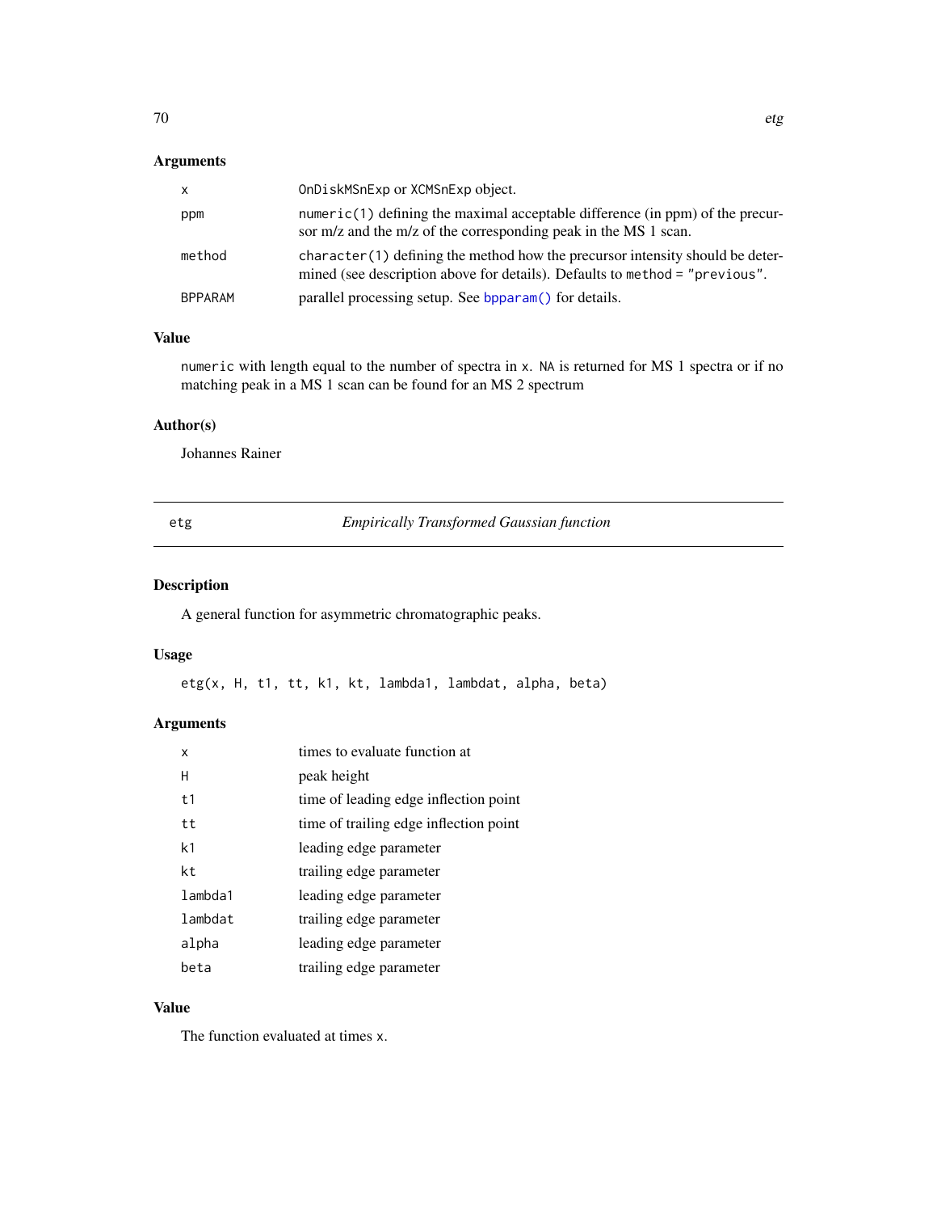## Arguments

| | |
|---|---|
| x | OnDiskMSnExp or XCMSnExp object. |
| ppm | numeric(1) defining the maximal acceptable difference (in ppm) of the precursor m/z and the m/z of the corresponding peak in the MS 1 scan. |
| method | character(1) defining the method how the precursor intensity should be determined (see description above for details). Defaults to method = "previous". |
| BPPARAM | parallel processing setup. See bpparam() for details. |

## Value

numeric with length equal to the number of spectra in x. NA is returned for MS 1 spectra or if no matching peak in a MS 1 scan can be found for an MS 2 spectrum

## Author(s)

Johannes Rainer

---

# etg — *Empirically Transformed Gaussian function*

## Description

A general function for asymmetric chromatographic peaks.

## Usage

```
etg(x, H, t1, tt, k1, kt, lambda1, lambdat, alpha, beta)
```

## Arguments

| | |
|---|---|
| x | times to evaluate function at |
| H | peak height |
| t1 | time of leading edge inflection point |
| tt | time of trailing edge inflection point |
| k1 | leading edge parameter |
| kt | trailing edge parameter |
| lambda1 | leading edge parameter |
| lambdat | trailing edge parameter |
| alpha | leading edge parameter |
| beta | trailing edge parameter |

## Value

The function evaluated at times x.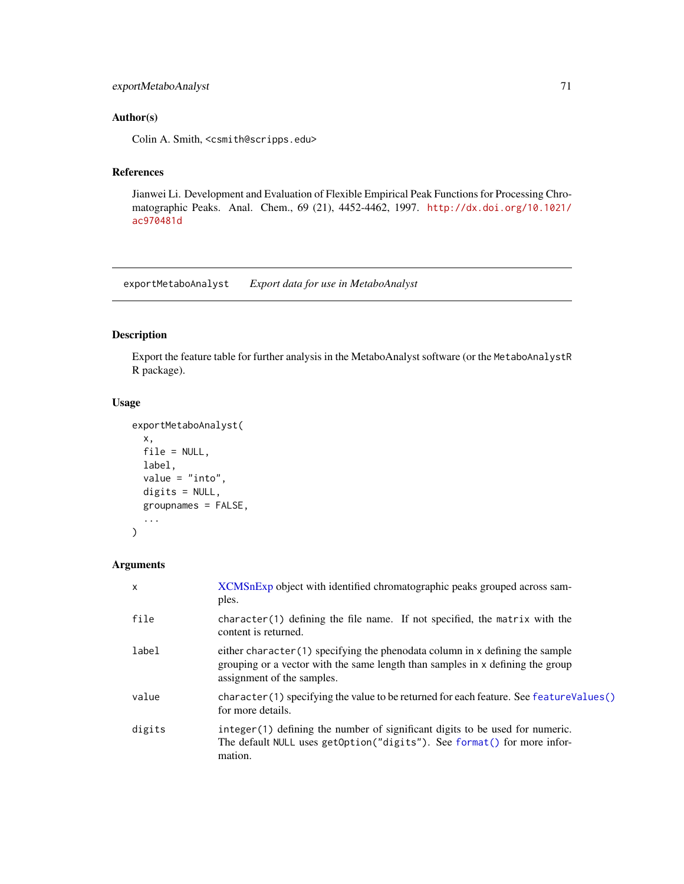### Author(s)

Colin A. Smith, <csmith@scripps.edu>

### References

Jianwei Li. Development and Evaluation of Flexible Empirical Peak Functions for Processing Chromatographic Peaks. Anal. Chem., 69 (21), 4452-4462, 1997. http://dx.doi.org/10.1021/ac970481d

---

## exportMetaboAnalyst *Export data for use in MetaboAnalyst*

### Description

Export the feature table for further analysis in the MetaboAnalyst software (or the `MetaboAnalystR` R package).

### Usage

```
exportMetaboAnalyst(
  x,
  file = NULL,
  label,
  value = "into",
  digits = NULL,
  groupnames = FALSE,
  ...
)
```

### Arguments

| | |
|---|---|
| `x` | XCMSnExp object with identified chromatographic peaks grouped across samples. |
| `file` | `character(1)` defining the file name. If not specified, the `matrix` with the content is returned. |
| `label` | either `character(1)` specifying the phenodata column in `x` defining the sample grouping or a vector with the same length than samples in `x` defining the group assignment of the samples. |
| `value` | `character(1)` specifying the value to be returned for each feature. See `featureValues()` for more details. |
| `digits` | `integer(1)` defining the number of significant digits to be used for numeric. The default `NULL` uses `getOption("digits")`. See `format()` for more information. |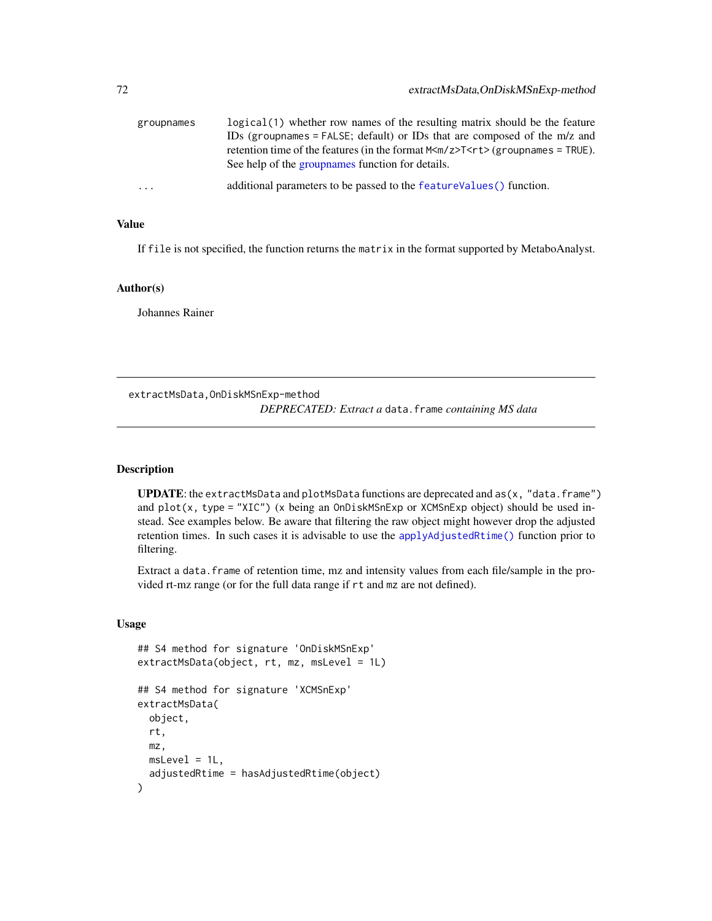| | |
|---|---|
| groupnames | `logical(1)` whether row names of the resulting matrix should be the feature IDs (`groupnames = FALSE`; default) or IDs that are composed of the m/z and retention time of the features (in the format `M<m/z>T<rt>` (`groupnames = TRUE`). See help of the groupnames function for details. |
| ... | additional parameters to be passed to the `featureValues()` function. |

### Value

If `file` is not specified, the function returns the `matrix` in the format supported by MetaboAnalyst.

### Author(s)

Johannes Rainer

---

## extractMsData,OnDiskMSnExp-method

*DEPRECATED: Extract a* `data.frame` *containing MS data*

---

### Description

**UPDATE**: the `extractMsData` and `plotMsData` functions are deprecated and `as(x, "data.frame")` and `plot(x, type = "XIC")` (x being an `OnDiskMSnExp` or `XCMSnExp` object) should be used instead. See examples below. Be aware that filtering the raw object might however drop the adjusted retention times. In such cases it is advisable to use the `applyAdjustedRtime()` function prior to filtering.

Extract a `data.frame` of retention time, mz and intensity values from each file/sample in the provided rt-mz range (or for the full data range if `rt` and `mz` are not defined).

### Usage

```
## S4 method for signature 'OnDiskMSnExp'
extractMsData(object, rt, mz, msLevel = 1L)

## S4 method for signature 'XCMSnExp'
extractMsData(
  object,
  rt,
  mz,
  msLevel = 1L,
  adjustedRtime = hasAdjustedRtime(object)
)
```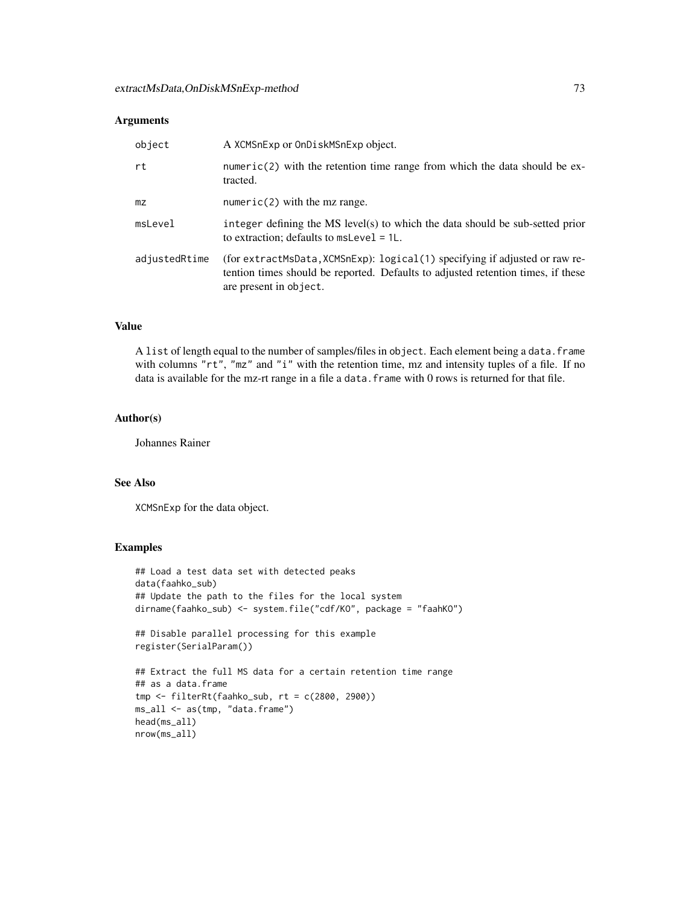## Arguments

| | |
|---|---|
| object | A XCMSnExp or OnDiskMSnExp object. |
| rt | numeric(2) with the retention time range from which the data should be extracted. |
| mz | numeric(2) with the mz range. |
| msLevel | integer defining the MS level(s) to which the data should be sub-setted prior to extraction; defaults to msLevel = 1L. |
| adjustedRtime | (for extractMsData,XCMSnExp): logical(1) specifying if adjusted or raw retention times should be reported. Defaults to adjusted retention times, if these are present in object. |

## Value

A list of length equal to the number of samples/files in object. Each element being a data.frame with columns "rt", "mz" and "i" with the retention time, mz and intensity tuples of a file. If no data is available for the mz-rt range in a file a data.frame with 0 rows is returned for that file.

## Author(s)

Johannes Rainer

## See Also

XCMSnExp for the data object.

## Examples

```
## Load a test data set with detected peaks
data(faahko_sub)
## Update the path to the files for the local system
dirname(faahko_sub) <- system.file("cdf/KO", package = "faahKO")

## Disable parallel processing for this example
register(SerialParam())

## Extract the full MS data for a certain retention time range
## as a data.frame
tmp <- filterRt(faahko_sub, rt = c(2800, 2900))
ms_all <- as(tmp, "data.frame")
head(ms_all)
nrow(ms_all)
```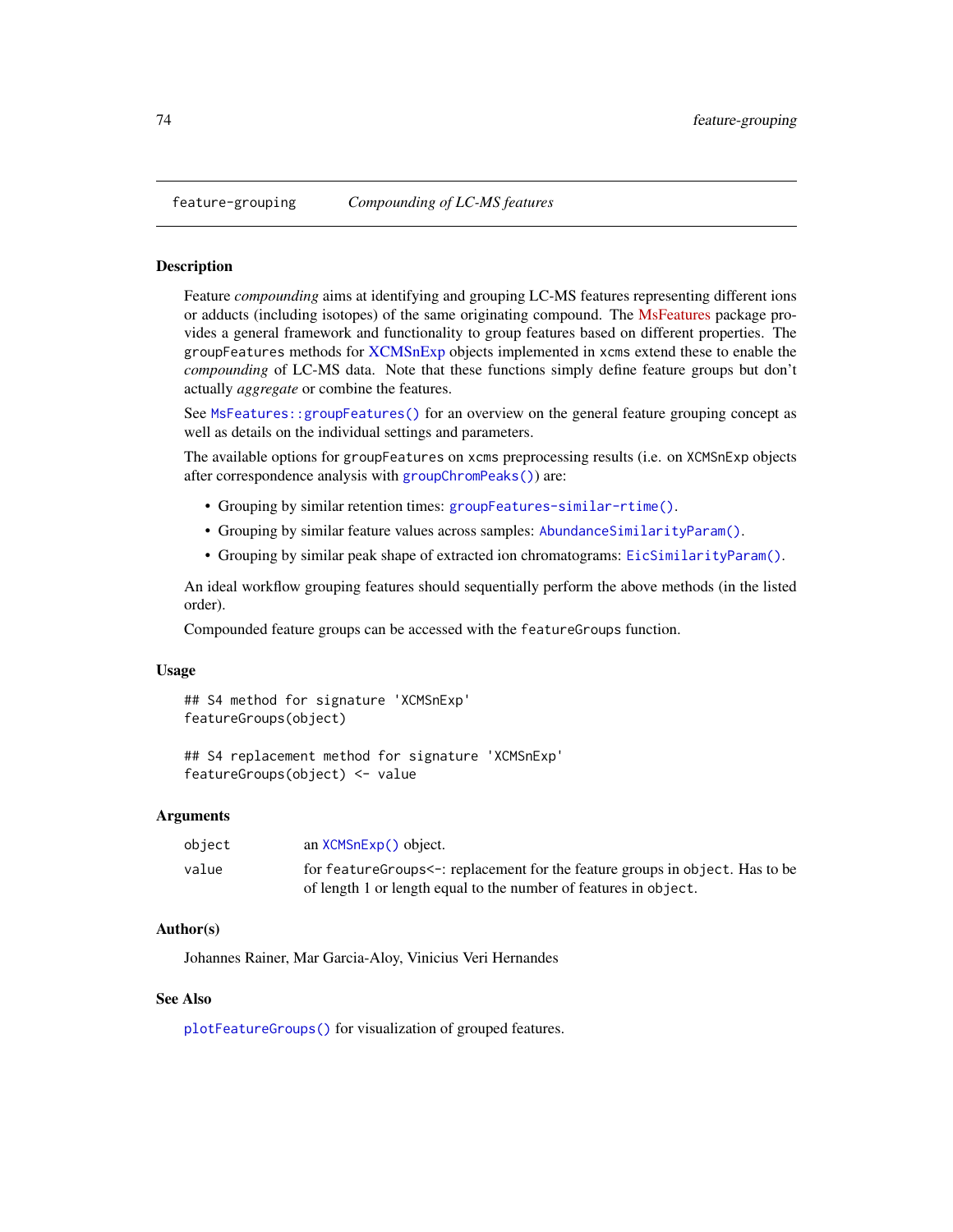feature-grouping *Compounding of LC-MS features*

## Description

Feature *compounding* aims at identifying and grouping LC-MS features representing different ions or adducts (including isotopes) of the same originating compound. The MsFeatures package provides a general framework and functionality to group features based on different properties. The `groupFeatures` methods for XCMSnExp objects implemented in `xcms` extend these to enable the *compounding* of LC-MS data. Note that these functions simply define feature groups but don't actually *aggregate* or combine the features.

See `MsFeatures::groupFeatures()` for an overview on the general feature grouping concept as well as details on the individual settings and parameters.

The available options for `groupFeatures` on `xcms` preprocessing results (i.e. on `XCMSnExp` objects after correspondence analysis with `groupChromPeaks()`) are:

- Grouping by similar retention times: `groupFeatures-similar-rtime()`.
- Grouping by similar feature values across samples: `AbundanceSimilarityParam()`.
- Grouping by similar peak shape of extracted ion chromatograms: `EicSimilarityParam()`.

An ideal workflow grouping features should sequentially perform the above methods (in the listed order).

Compounded feature groups can be accessed with the `featureGroups` function.

## Usage

```
## S4 method for signature 'XCMSnExp'
featureGroups(object)

## S4 replacement method for signature 'XCMSnExp'
featureGroups(object) <- value
```

## Arguments

| | |
|---|---|
| object | an `XCMSnExp()` object. |
| value | for `featureGroups<-`: replacement for the feature groups in `object`. Has to be of length 1 or length equal to the number of features in `object`. |

## Author(s)

Johannes Rainer, Mar Garcia-Aloy, Vinicius Veri Hernandes

## See Also

`plotFeatureGroups()` for visualization of grouped features.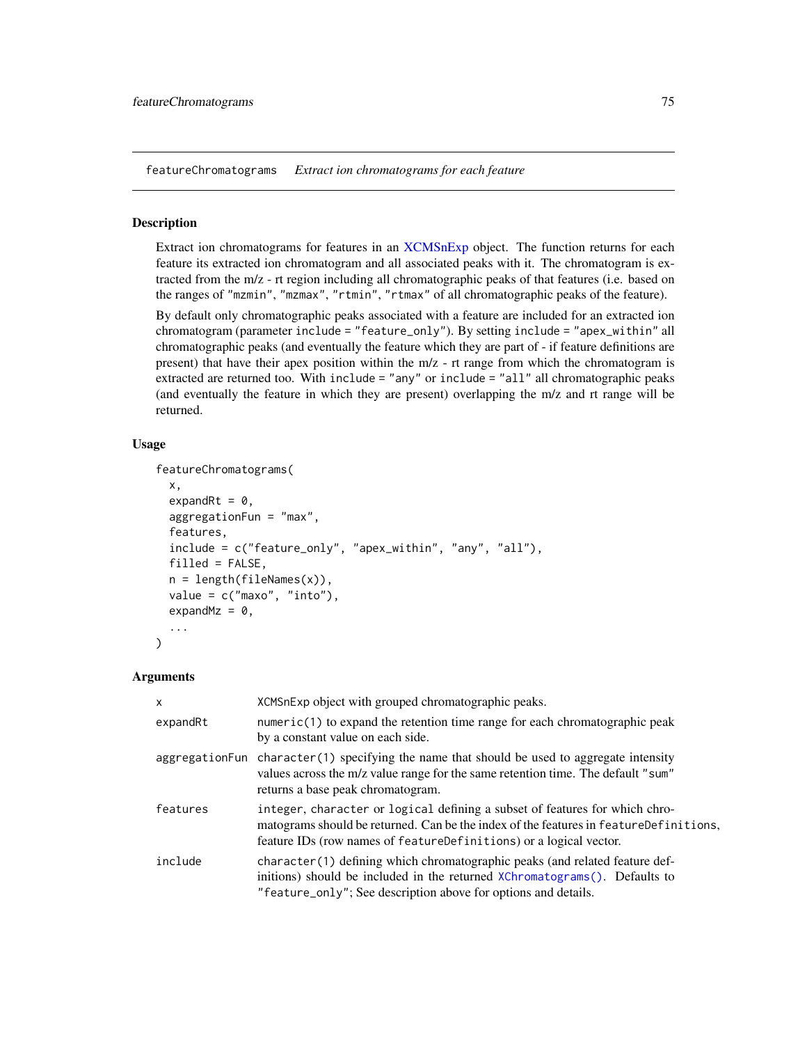featureChromatograms    *Extract ion chromatograms for each feature*

## Description

Extract ion chromatograms for features in an XCMSnExp object. The function returns for each feature its extracted ion chromatogram and all associated peaks with it. The chromatogram is extracted from the m/z - rt region including all chromatographic peaks of that features (i.e. based on the ranges of "mzmin", "mzmax", "rtmin", "rtmax" of all chromatographic peaks of the feature).

By default only chromatographic peaks associated with a feature are included for an extracted ion chromatogram (parameter include = "feature_only"). By setting include = "apex_within" all chromatographic peaks (and eventually the feature which they are part of - if feature definitions are present) that have their apex position within the m/z - rt range from which the chromatogram is extracted are returned too. With include = "any" or include = "all" all chromatographic peaks (and eventually the feature in which they are present) overlapping the m/z and rt range will be returned.

## Usage

```
featureChromatograms(
  x,
  expandRt = 0,
  aggregationFun = "max",
  features,
  include = c("feature_only", "apex_within", "any", "all"),
  filled = FALSE,
  n = length(fileNames(x)),
  value = c("maxo", "into"),
  expandMz = 0,
  ...
)
```

## Arguments

| | |
|---|---|
| x | XCMSnExp object with grouped chromatographic peaks. |
| expandRt | numeric(1) to expand the retention time range for each chromatographic peak by a constant value on each side. |
| aggregationFun | character(1) specifying the name that should be used to aggregate intensity values across the m/z value range for the same retention time. The default "sum" returns a base peak chromatogram. |
| features | integer, character or logical defining a subset of features for which chromatograms should be returned. Can be the index of the features in featureDefinitions, feature IDs (row names of featureDefinitions) or a logical vector. |
| include | character(1) defining which chromatographic peaks (and related feature definitions) should be included in the returned XChromatograms(). Defaults to "feature_only"; See description above for options and details. |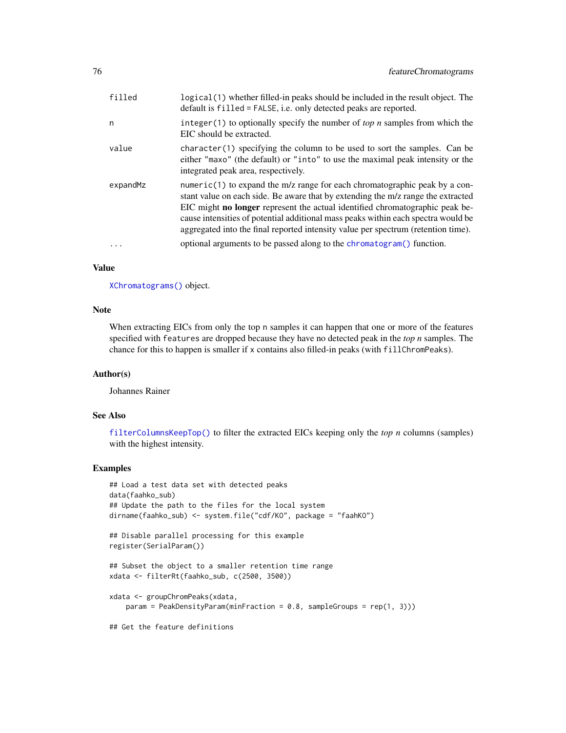| | |
|---|---|
| filled | logical(1) whether filled-in peaks should be included in the result object. The default is filled = FALSE, i.e. only detected peaks are reported. |
| n | integer(1) to optionally specify the number of *top n* samples from which the EIC should be extracted. |
| value | character(1) specifying the column to be used to sort the samples. Can be either "maxo" (the default) or "into" to use the maximal peak intensity or the integrated peak area, respectively. |
| expandMz | numeric(1) to expand the m/z range for each chromatographic peak by a constant value on each side. Be aware that by extending the m/z range the extracted EIC might **no longer** represent the actual identified chromatographic peak because intensities of potential additional mass peaks within each spectra would be aggregated into the final reported intensity value per spectrum (retention time). |
| ... | optional arguments to be passed along to the chromatogram() function. |

### Value

XChromatograms() object.

### Note

When extracting EICs from only the top n samples it can happen that one or more of the features specified with features are dropped because they have no detected peak in the *top n* samples. The chance for this to happen is smaller if x contains also filled-in peaks (with fillChromPeaks).

### Author(s)

Johannes Rainer

### See Also

filterColumnsKeepTop() to filter the extracted EICs keeping only the *top n* columns (samples) with the highest intensity.

### Examples

```
## Load a test data set with detected peaks
data(faahko_sub)
## Update the path to the files for the local system
dirname(faahko_sub) <- system.file("cdf/KO", package = "faahKO")

## Disable parallel processing for this example
register(SerialParam())

## Subset the object to a smaller retention time range
xdata <- filterRt(faahko_sub, c(2500, 3500))

xdata <- groupChromPeaks(xdata,
    param = PeakDensityParam(minFraction = 0.8, sampleGroups = rep(1, 3)))

## Get the feature definitions
```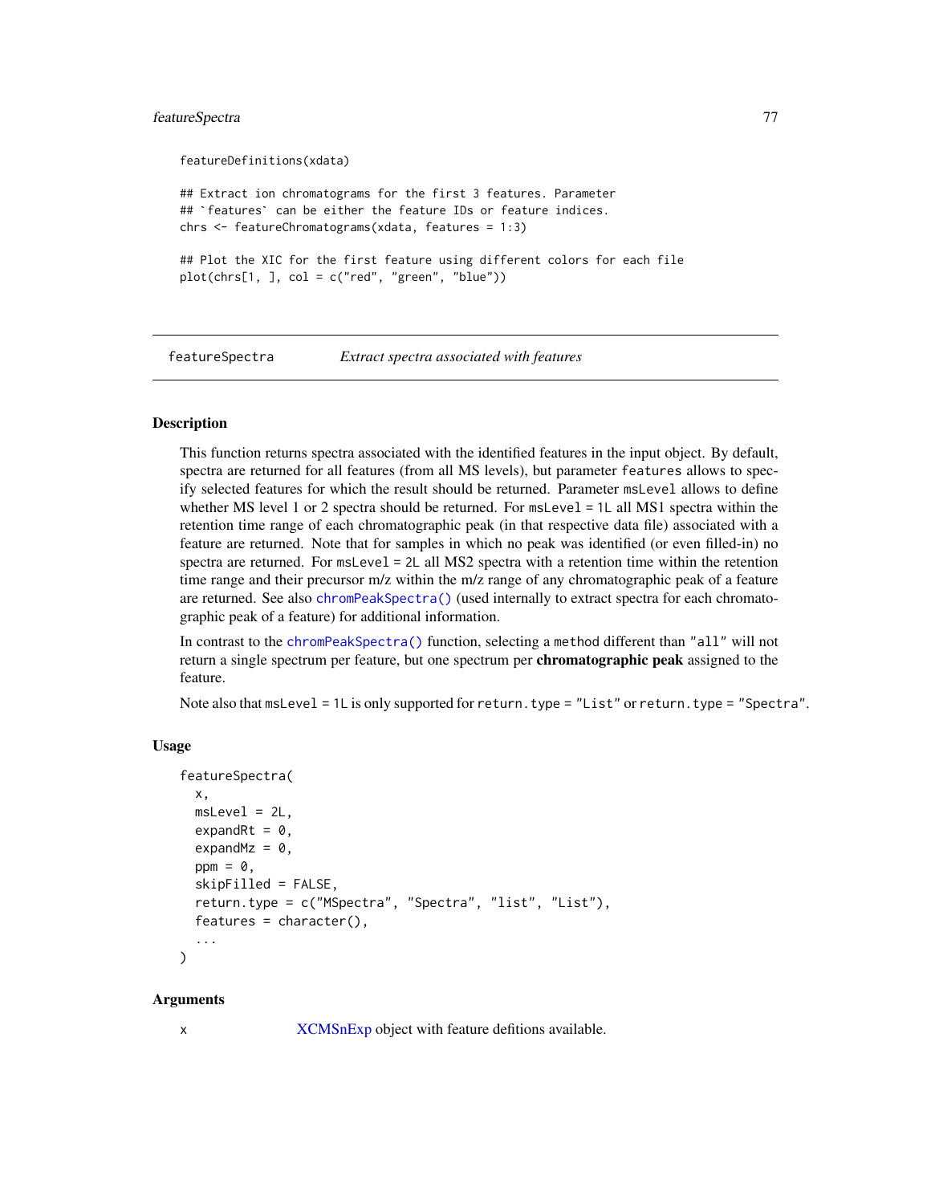```
featureDefinitions(xdata)

## Extract ion chromatograms for the first 3 features. Parameter
## `features` can be either the feature IDs or feature indices.
chrs <- featureChromatograms(xdata, features = 1:3)

## Plot the XIC for the first feature using different colors for each file
plot(chrs[1, ], col = c("red", "green", "blue"))
```

---

featureSpectra *Extract spectra associated with features*

---

## Description

This function returns spectra associated with the identified features in the input object. By default, spectra are returned for all features (from all MS levels), but parameter `features` allows to specify selected features for which the result should be returned. Parameter `msLevel` allows to define whether MS level 1 or 2 spectra should be returned. For `msLevel = 1L` all MS1 spectra within the retention time range of each chromatographic peak (in that respective data file) associated with a feature are returned. Note that for samples in which no peak was identified (or even filled-in) no spectra are returned. For `msLevel = 2L` all MS2 spectra with a retention time within the retention time range and their precursor m/z within the m/z range of any chromatographic peak of a feature are returned. See also `chromPeakSpectra()` (used internally to extract spectra for each chromatographic peak of a feature) for additional information.

In contrast to the `chromPeakSpectra()` function, selecting a `method` different than `"all"` will not return a single spectrum per feature, but one spectrum per **chromatographic peak** assigned to the feature.

Note also that `msLevel = 1L` is only supported for `return.type = "List"` or `return.type = "Spectra"`.

## Usage

```
featureSpectra(
  x,
  msLevel = 2L,
  expandRt = 0,
  expandMz = 0,
  ppm = 0,
  skipFilled = FALSE,
  return.type = c("MSpectra", "Spectra", "list", "List"),
  features = character(),
  ...
)
```

## Arguments

| | |
|---|---|
| x | XCMSnExp object with feature defitions available. |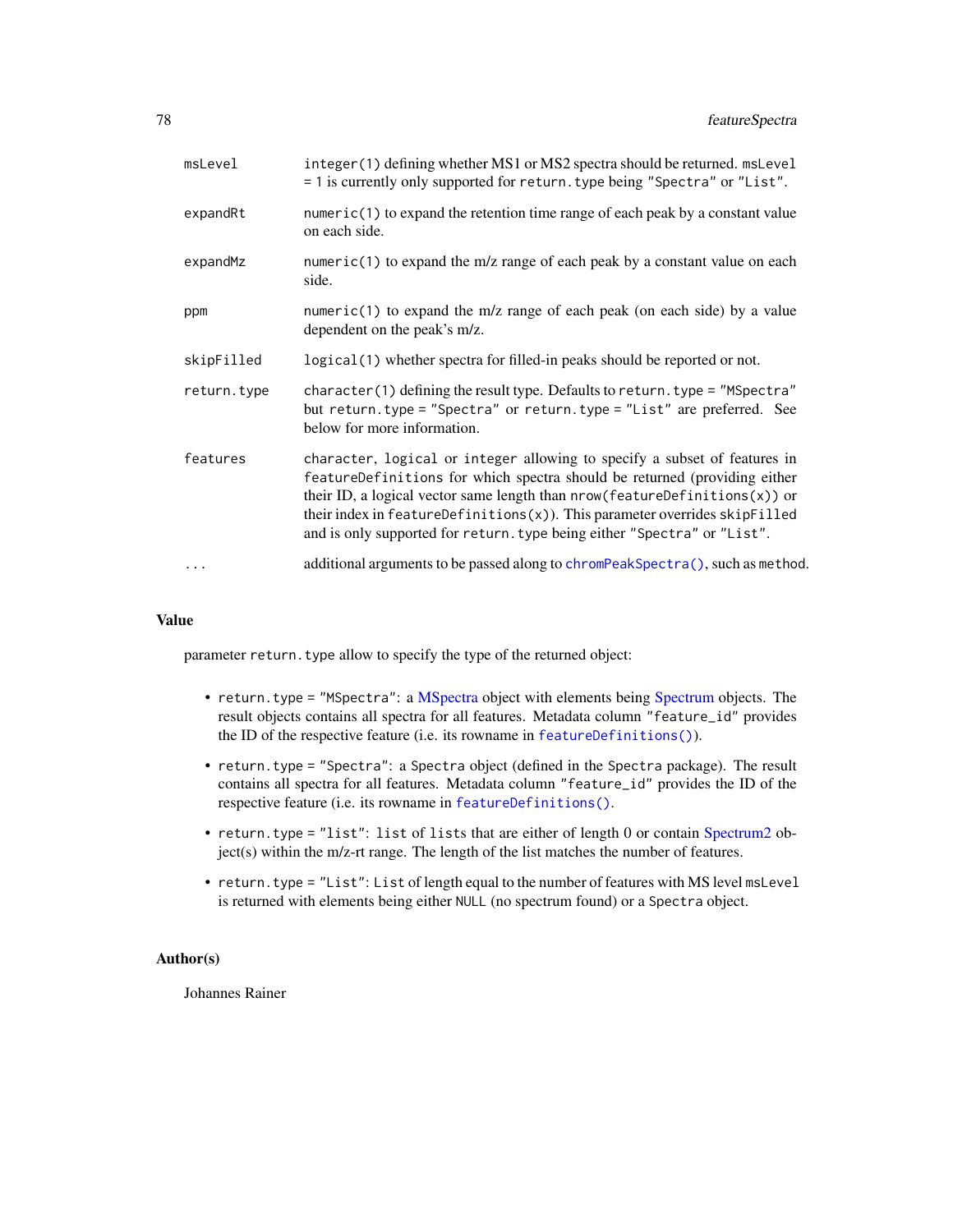| | |
|---|---|
| msLevel | `integer(1)` defining whether MS1 or MS2 spectra should be returned. `msLevel = 1` is currently only supported for `return.type` being `"Spectra"` or `"List"`. |
| expandRt | `numeric(1)` to expand the retention time range of each peak by a constant value on each side. |
| expandMz | `numeric(1)` to expand the m/z range of each peak by a constant value on each side. |
| ppm | `numeric(1)` to expand the m/z range of each peak (on each side) by a value dependent on the peak's m/z. |
| skipFilled | `logical(1)` whether spectra for filled-in peaks should be reported or not. |
| return.type | `character(1)` defining the result type. Defaults to `return.type = "MSpectra"` but `return.type = "Spectra"` or `return.type = "List"` are preferred. See below for more information. |
| features | `character`, `logical` or `integer` allowing to specify a subset of features in `featureDefinitions` for which spectra should be returned (providing either their ID, a logical vector same length than `nrow(featureDefinitions(x))` or their index in `featureDefinitions(x)`). This parameter overrides `skipFilled` and is only supported for `return.type` being either `"Spectra"` or `"List"`. |
| ... | additional arguments to be passed along to `chromPeakSpectra()`, such as `method`. |

## Value

parameter `return.type` allow to specify the type of the returned object:

- `return.type = "MSpectra"`: a MSpectra object with elements being Spectrum objects. The result objects contains all spectra for all features. Metadata column `"feature_id"` provides the ID of the respective feature (i.e. its rowname in `featureDefinitions()`).
- `return.type = "Spectra"`: a `Spectra` object (defined in the `Spectra` package). The result contains all spectra for all features. Metadata column `"feature_id"` provides the ID of the respective feature (i.e. its rowname in `featureDefinitions()`.
- `return.type = "list"`: `list` of `list`s that are either of length 0 or contain Spectrum2 object(s) within the m/z-rt range. The length of the list matches the number of features.
- `return.type = "List"`: `List` of length equal to the number of features with MS level `msLevel` is returned with elements being either `NULL` (no spectrum found) or a `Spectra` object.

## Author(s)

Johannes Rainer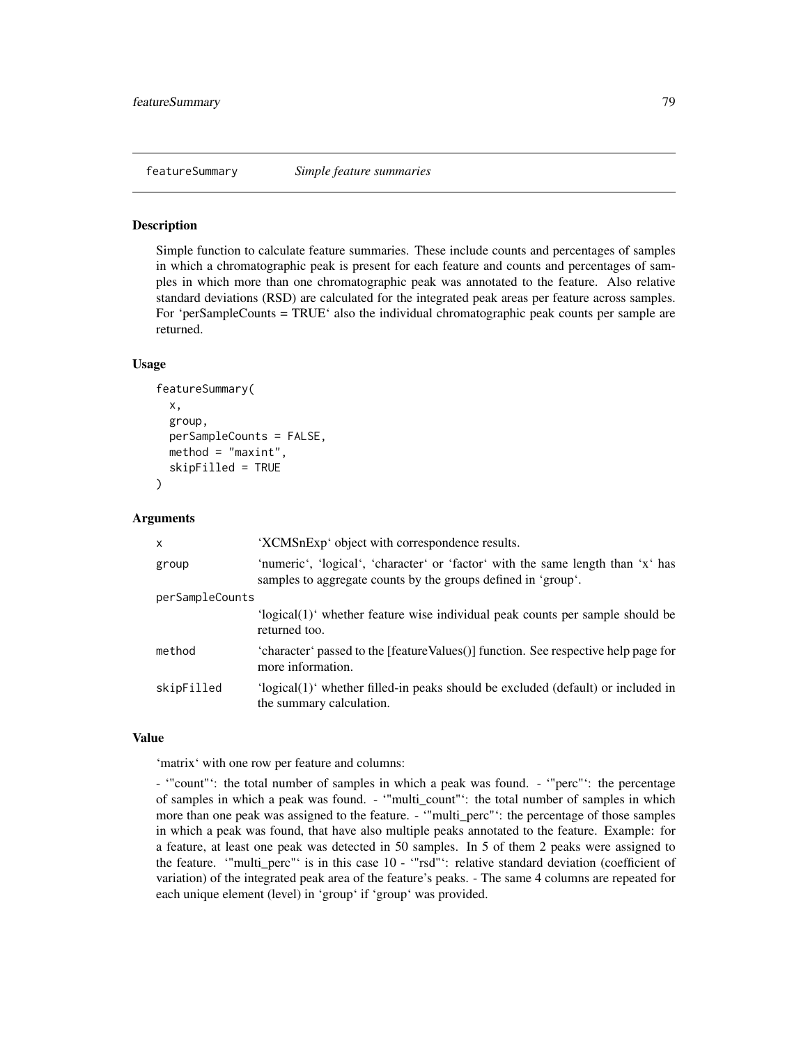## featureSummary *Simple feature summaries*

### Description

Simple function to calculate feature summaries. These include counts and percentages of samples in which a chromatographic peak is present for each feature and counts and percentages of samples in which more than one chromatographic peak was annotated to the feature. Also relative standard deviations (RSD) are calculated for the integrated peak areas per feature across samples. For 'perSampleCounts = TRUE' also the individual chromatographic peak counts per sample are returned.

### Usage

```
featureSummary(
  x,
  group,
  perSampleCounts = FALSE,
  method = "maxint",
  skipFilled = TRUE
)
```

### Arguments

| | |
|---|---|
| x | 'XCMSnExp' object with correspondence results. |
| group | 'numeric', 'logical', 'character' or 'factor' with the same length than 'x' has samples to aggregate counts by the groups defined in 'group'. |
| perSampleCounts | 'logical(1)' whether feature wise individual peak counts per sample should be returned too. |
| method | 'character' passed to the [featureValues()] function. See respective help page for more information. |
| skipFilled | 'logical(1)' whether filled-in peaks should be excluded (default) or included in the summary calculation. |

### Value

'matrix' with one row per feature and columns:

- '"count"': the total number of samples in which a peak was found. - '"perc"': the percentage of samples in which a peak was found. - '"multi_count"': the total number of samples in which more than one peak was assigned to the feature. - '"multi_perc"': the percentage of those samples in which a peak was found, that have also multiple peaks annotated to the feature. Example: for a feature, at least one peak was detected in 50 samples. In 5 of them 2 peaks were assigned to the feature. '"multi_perc"' is in this case 10 - '"rsd"': relative standard deviation (coefficient of variation) of the integrated peak area of the feature's peaks. - The same 4 columns are repeated for each unique element (level) in 'group' if 'group' was provided.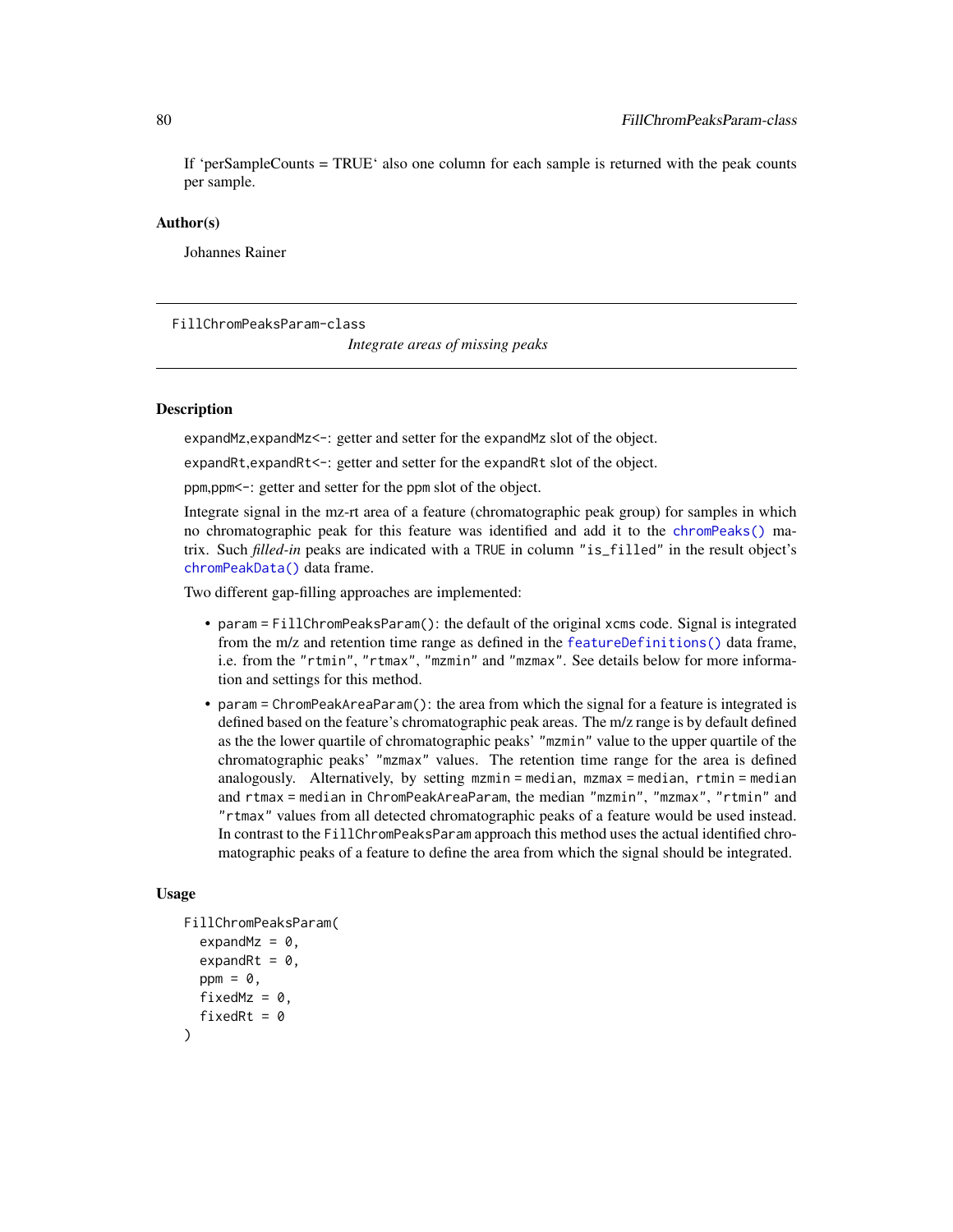If 'perSampleCounts = TRUE' also one column for each sample is returned with the peak counts per sample.

### Author(s)

Johannes Rainer

---

FillChromPeaksParam-class

*Integrate areas of missing peaks*

---

### Description

expandMz,expandMz<-: getter and setter for the expandMz slot of the object.

expandRt,expandRt<-: getter and setter for the expandRt slot of the object.

ppm,ppm<-: getter and setter for the ppm slot of the object.

Integrate signal in the mz-rt area of a feature (chromatographic peak group) for samples in which no chromatographic peak for this feature was identified and add it to the chromPeaks() matrix. Such *filled-in* peaks are indicated with a TRUE in column "is_filled" in the result object's chromPeakData() data frame.

Two different gap-filling approaches are implemented:

- param = FillChromPeaksParam(): the default of the original xcms code. Signal is integrated from the m/z and retention time range as defined in the featureDefinitions() data frame, i.e. from the "rtmin", "rtmax", "mzmin" and "mzmax". See details below for more information and settings for this method.
- param = ChromPeakAreaParam(): the area from which the signal for a feature is integrated is defined based on the feature's chromatographic peak areas. The m/z range is by default defined as the the lower quartile of chromatographic peaks' "mzmin" value to the upper quartile of the chromatographic peaks' "mzmax" values. The retention time range for the area is defined analogously. Alternatively, by setting mzmin = median, mzmax = median, rtmin = median and rtmax = median in ChromPeakAreaParam, the median "mzmin", "mzmax", "rtmin" and "rtmax" values from all detected chromatographic peaks of a feature would be used instead. In contrast to the FillChromPeaksParam approach this method uses the actual identified chromatographic peaks of a feature to define the area from which the signal should be integrated.

### Usage

```
FillChromPeaksParam(
  expandMz = 0,
  expandRt = 0,
  ppm = 0,
  fixedMz = 0,
  fixedRt = 0
)
```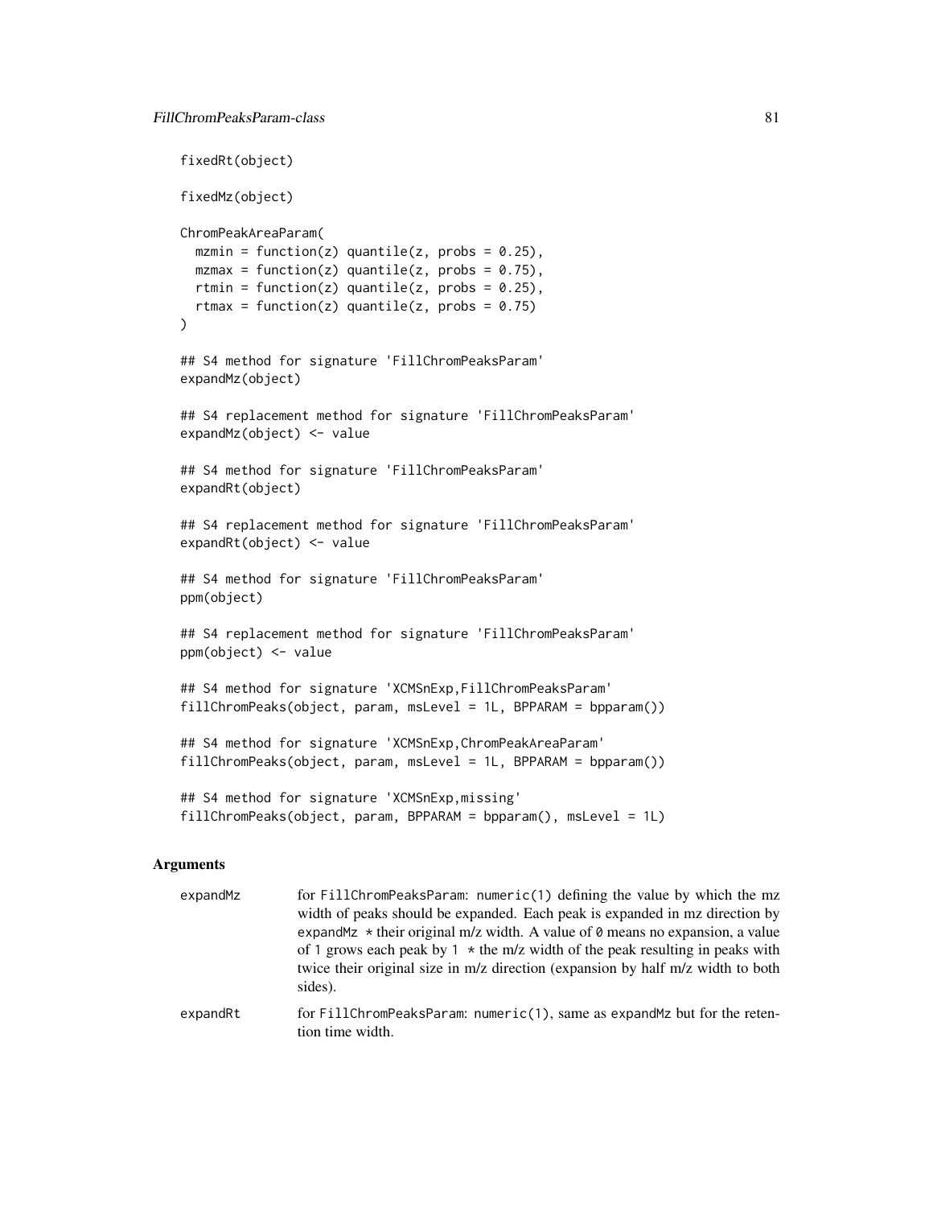```
fixedRt(object)

fixedMz(object)

ChromPeakAreaParam(
  mzmin = function(z) quantile(z, probs = 0.25),
  mzmax = function(z) quantile(z, probs = 0.75),
  rtmin = function(z) quantile(z, probs = 0.25),
  rtmax = function(z) quantile(z, probs = 0.75)
)

## S4 method for signature 'FillChromPeaksParam'
expandMz(object)

## S4 replacement method for signature 'FillChromPeaksParam'
expandMz(object) <- value

## S4 method for signature 'FillChromPeaksParam'
expandRt(object)

## S4 replacement method for signature 'FillChromPeaksParam'
expandRt(object) <- value

## S4 method for signature 'FillChromPeaksParam'
ppm(object)

## S4 replacement method for signature 'FillChromPeaksParam'
ppm(object) <- value

## S4 method for signature 'XCMSnExp,FillChromPeaksParam'
fillChromPeaks(object, param, msLevel = 1L, BPPARAM = bpparam())

## S4 method for signature 'XCMSnExp,ChromPeakAreaParam'
fillChromPeaks(object, param, msLevel = 1L, BPPARAM = bpparam())

## S4 method for signature 'XCMSnExp,missing'
fillChromPeaks(object, param, BPPARAM = bpparam(), msLevel = 1L)
```

## Arguments

| | |
|---|---|
| expandMz | for FillChromPeaksParam: numeric(1) defining the value by which the mz width of peaks should be expanded. Each peak is expanded in mz direction by expandMz * their original m/z width. A value of 0 means no expansion, a value of 1 grows each peak by 1 * the m/z width of the peak resulting in peaks with twice their original size in m/z direction (expansion by half m/z width to both sides). |
| expandRt | for FillChromPeaksParam: numeric(1), same as expandMz but for the retention time width. |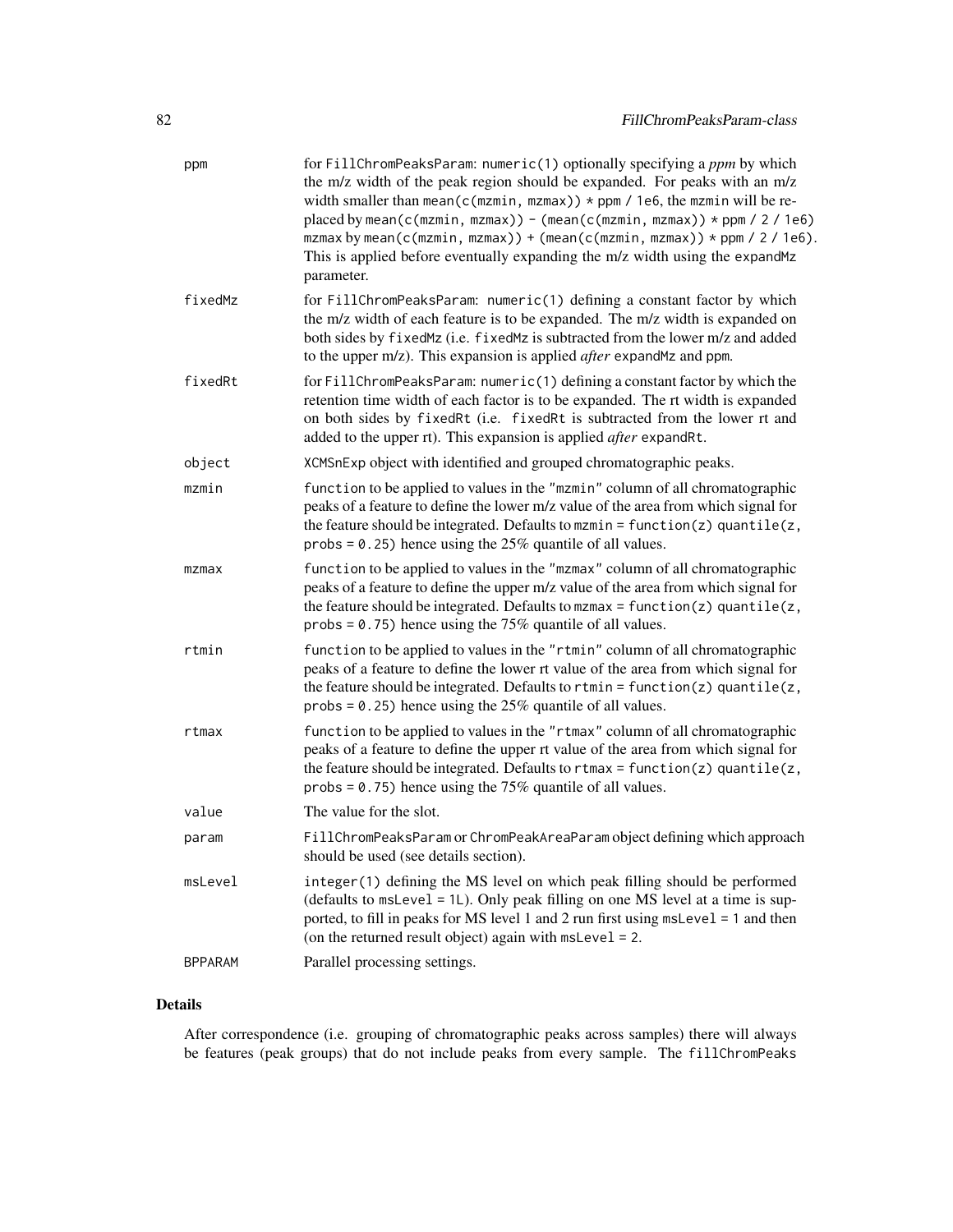| | |
|---|---|
| ppm | for `FillChromPeaksParam`: `numeric(1)` optionally specifying a *ppm* by which the m/z width of the peak region should be expanded. For peaks with an m/z width smaller than `mean(c(mzmin, mzmax)) * ppm / 1e6`, the `mzmin` will be replaced by `mean(c(mzmin, mzmax)) - (mean(c(mzmin, mzmax)) * ppm / 2 / 1e6)` `mzmax` by `mean(c(mzmin, mzmax)) + (mean(c(mzmin, mzmax)) * ppm / 2 / 1e6)`. This is applied before eventually expanding the m/z width using the `expandMz` parameter. |
| fixedMz | for `FillChromPeaksParam`: `numeric(1)` defining a constant factor by which the m/z width of each feature is to be expanded. The m/z width is expanded on both sides by `fixedMz` (i.e. `fixedMz` is subtracted from the lower m/z and added to the upper m/z). This expansion is applied *after* `expandMz` and `ppm`. |
| fixedRt | for `FillChromPeaksParam`: `numeric(1)` defining a constant factor by which the retention time width of each factor is to be expanded. The rt width is expanded on both sides by `fixedRt` (i.e. `fixedRt` is subtracted from the lower rt and added to the upper rt). This expansion is applied *after* `expandRt`. |
| object | `XCMSnExp` object with identified and grouped chromatographic peaks. |
| mzmin | `function` to be applied to values in the `"mzmin"` column of all chromatographic peaks of a feature to define the lower m/z value of the area from which signal for the feature should be integrated. Defaults to `mzmin = function(z) quantile(z, probs = 0.25)` hence using the 25% quantile of all values. |
| mzmax | `function` to be applied to values in the `"mzmax"` column of all chromatographic peaks of a feature to define the upper m/z value of the area from which signal for the feature should be integrated. Defaults to `mzmax = function(z) quantile(z, probs = 0.75)` hence using the 75% quantile of all values. |
| rtmin | `function` to be applied to values in the `"rtmin"` column of all chromatographic peaks of a feature to define the lower rt value of the area from which signal for the feature should be integrated. Defaults to `rtmin = function(z) quantile(z, probs = 0.25)` hence using the 25% quantile of all values. |
| rtmax | `function` to be applied to values in the `"rtmax"` column of all chromatographic peaks of a feature to define the upper rt value of the area from which signal for the feature should be integrated. Defaults to `rtmax = function(z) quantile(z, probs = 0.75)` hence using the 75% quantile of all values. |
| value | The value for the slot. |
| param | `FillChromPeaksParam` or `ChromPeakAreaParam` object defining which approach should be used (see details section). |
| msLevel | `integer(1)` defining the MS level on which peak filling should be performed (defaults to `msLevel = 1L`). Only peak filling on one MS level at a time is supported, to fill in peaks for MS level 1 and 2 run first using `msLevel = 1` and then (on the returned result object) again with `msLevel = 2`. |
| BPPARAM | Parallel processing settings. |

## Details

After correspondence (i.e. grouping of chromatographic peaks across samples) there will always be features (peak groups) that do not include peaks from every sample. The `fillChromPeaks`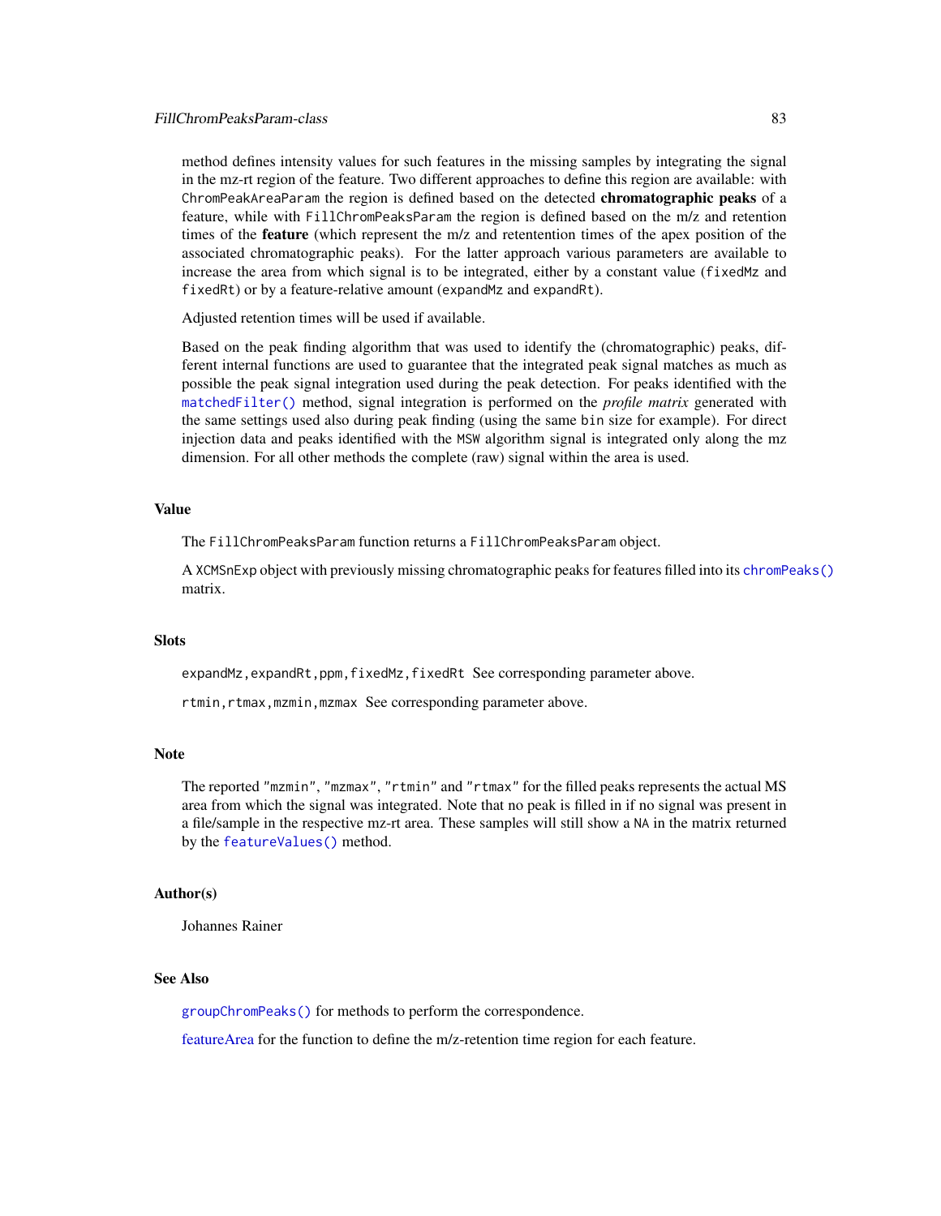method defines intensity values for such features in the missing samples by integrating the signal in the mz-rt region of the feature. Two different approaches to define this region are available: with `ChromPeakAreaParam` the region is defined based on the detected **chromatographic peaks** of a feature, while with `FillChromPeaksParam` the region is defined based on the m/z and retention times of the **feature** (which represent the m/z and retentention times of the apex position of the associated chromatographic peaks). For the latter approach various parameters are available to increase the area from which signal is to be integrated, either by a constant value (`fixedMz` and `fixedRt`) or by a feature-relative amount (`expandMz` and `expandRt`).

Adjusted retention times will be used if available.

Based on the peak finding algorithm that was used to identify the (chromatographic) peaks, different internal functions are used to guarantee that the integrated peak signal matches as much as possible the peak signal integration used during the peak detection. For peaks identified with the `matchedFilter()` method, signal integration is performed on the *profile matrix* generated with the same settings used also during peak finding (using the same `bin` size for example). For direct injection data and peaks identified with the `MSW` algorithm signal is integrated only along the mz dimension. For all other methods the complete (raw) signal within the area is used.

## Value

The `FillChromPeaksParam` function returns a `FillChromPeaksParam` object.

A `XCMSnExp` object with previously missing chromatographic peaks for features filled into its `chromPeaks()` matrix.

## Slots

`expandMz,expandRt,ppm,fixedMz,fixedRt` See corresponding parameter above.

`rtmin,rtmax,mzmin,mzmax` See corresponding parameter above.

## Note

The reported `"mzmin"`, `"mzmax"`, `"rtmin"` and `"rtmax"` for the filled peaks represents the actual MS area from which the signal was integrated. Note that no peak is filled in if no signal was present in a file/sample in the respective mz-rt area. These samples will still show a `NA` in the matrix returned by the `featureValues()` method.

## Author(s)

Johannes Rainer

## See Also

`groupChromPeaks()` for methods to perform the correspondence.

featureArea for the function to define the m/z-retention time region for each feature.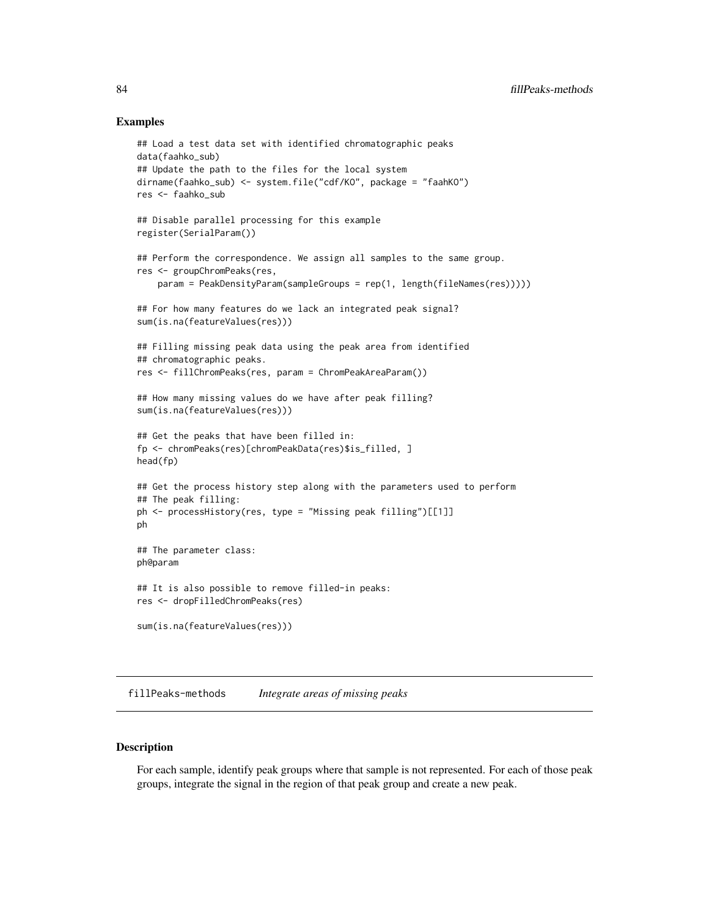## Examples

```
## Load a test data set with identified chromatographic peaks
data(faahko_sub)
## Update the path to the files for the local system
dirname(faahko_sub) <- system.file("cdf/KO", package = "faahKO")
res <- faahko_sub

## Disable parallel processing for this example
register(SerialParam())

## Perform the correspondence. We assign all samples to the same group.
res <- groupChromPeaks(res,
    param = PeakDensityParam(sampleGroups = rep(1, length(fileNames(res)))))

## For how many features do we lack an integrated peak signal?
sum(is.na(featureValues(res)))

## Filling missing peak data using the peak area from identified
## chromatographic peaks.
res <- fillChromPeaks(res, param = ChromPeakAreaParam())

## How many missing values do we have after peak filling?
sum(is.na(featureValues(res)))

## Get the peaks that have been filled in:
fp <- chromPeaks(res)[chromPeakData(res)$is_filled, ]
head(fp)

## Get the process history step along with the parameters used to perform
## The peak filling:
ph <- processHistory(res, type = "Missing peak filling")[[1]]
ph

## The parameter class:
ph@param

## It is also possible to remove filled-in peaks:
res <- dropFilledChromPeaks(res)

sum(is.na(featureValues(res)))
```

---

# fillPeaks-methods *Integrate areas of missing peaks*

## Description

For each sample, identify peak groups where that sample is not represented. For each of those peak groups, integrate the signal in the region of that peak group and create a new peak.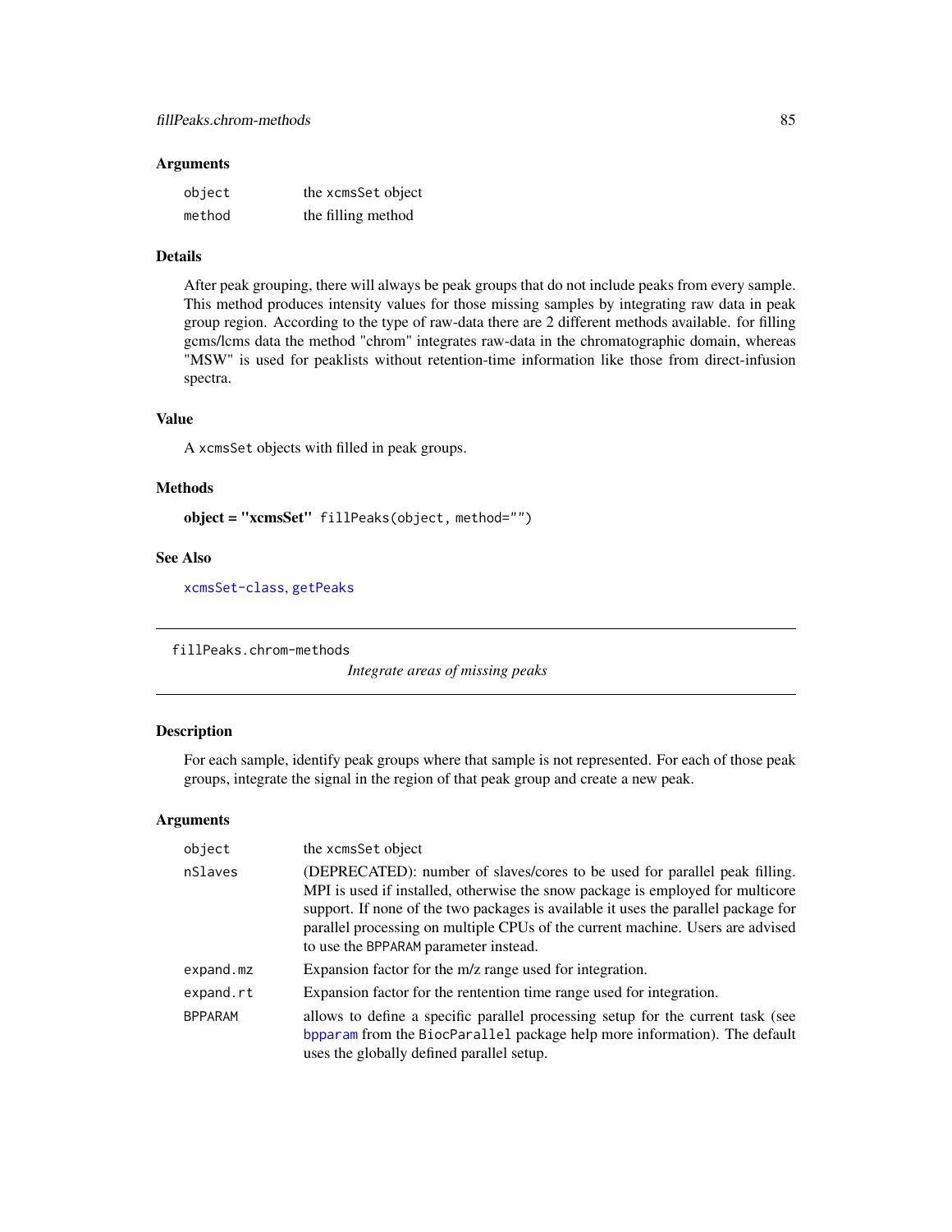### Arguments

| | |
|---|---|
| object | the xcmsSet object |
| method | the filling method |

### Details

After peak grouping, there will always be peak groups that do not include peaks from every sample. This method produces intensity values for those missing samples by integrating raw data in peak group region. According to the type of raw-data there are 2 different methods available. for filling gcms/lcms data the method "chrom" integrates raw-data in the chromatographic domain, whereas "MSW" is used for peaklists without retention-time information like those from direct-infusion spectra.

### Value

A xcmsSet objects with filled in peak groups.

### Methods

**object = "xcmsSet"** `fillPeaks(object, method="")`

### See Also

xcmsSet-class, getPeaks

---

## fillPeaks.chrom-methods *Integrate areas of missing peaks*

---

### Description

For each sample, identify peak groups where that sample is not represented. For each of those peak groups, integrate the signal in the region of that peak group and create a new peak.

### Arguments

| | |
|---|---|
| object | the xcmsSet object |
| nSlaves | (DEPRECATED): number of slaves/cores to be used for parallel peak filling. MPI is used if installed, otherwise the snow package is employed for multicore support. If none of the two packages is available it uses the parallel package for parallel processing on multiple CPUs of the current machine. Users are advised to use the BPPARAM parameter instead. |
| expand.mz | Expansion factor for the m/z range used for integration. |
| expand.rt | Expansion factor for the rentention time range used for integration. |
| BPPARAM | allows to define a specific parallel processing setup for the current task (see bpparam from the BiocParallel package help more information). The default uses the globally defined parallel setup. |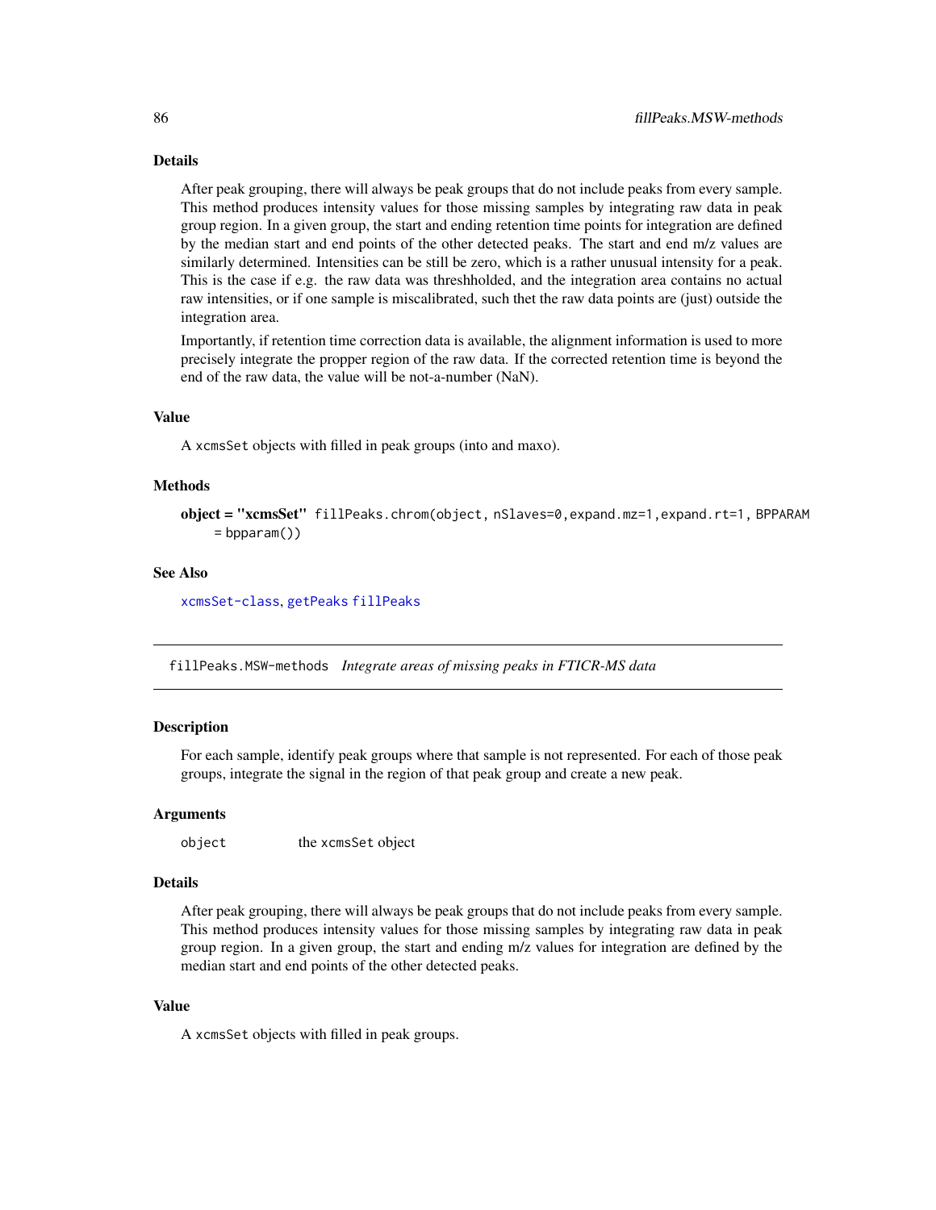### Details

After peak grouping, there will always be peak groups that do not include peaks from every sample. This method produces intensity values for those missing samples by integrating raw data in peak group region. In a given group, the start and ending retention time points for integration are defined by the median start and end points of the other detected peaks. The start and end m/z values are similarly determined. Intensities can be still be zero, which is a rather unusual intensity for a peak. This is the case if e.g. the raw data was threshholded, and the integration area contains no actual raw intensities, or if one sample is miscalibrated, such thet the raw data points are (just) outside the integration area.

Importantly, if retention time correction data is available, the alignment information is used to more precisely integrate the propper region of the raw data. If the corrected retention time is beyond the end of the raw data, the value will be not-a-number (NaN).

### Value

A xcmsSet objects with filled in peak groups (into and maxo).

### Methods

**object = "xcmsSet"** `fillPeaks.chrom(object, nSlaves=0,expand.mz=1,expand.rt=1, BPPARAM = bpparam())`

### See Also

xcmsSet-class, getPeaks fillPeaks

---

## fillPeaks.MSW-methods *Integrate areas of missing peaks in FTICR-MS data*

### Description

For each sample, identify peak groups where that sample is not represented. For each of those peak groups, integrate the signal in the region of that peak group and create a new peak.

### Arguments

| | |
|---|---|
| object | the xcmsSet object |

### Details

After peak grouping, there will always be peak groups that do not include peaks from every sample. This method produces intensity values for those missing samples by integrating raw data in peak group region. In a given group, the start and ending m/z values for integration are defined by the median start and end points of the other detected peaks.

### Value

A xcmsSet objects with filled in peak groups.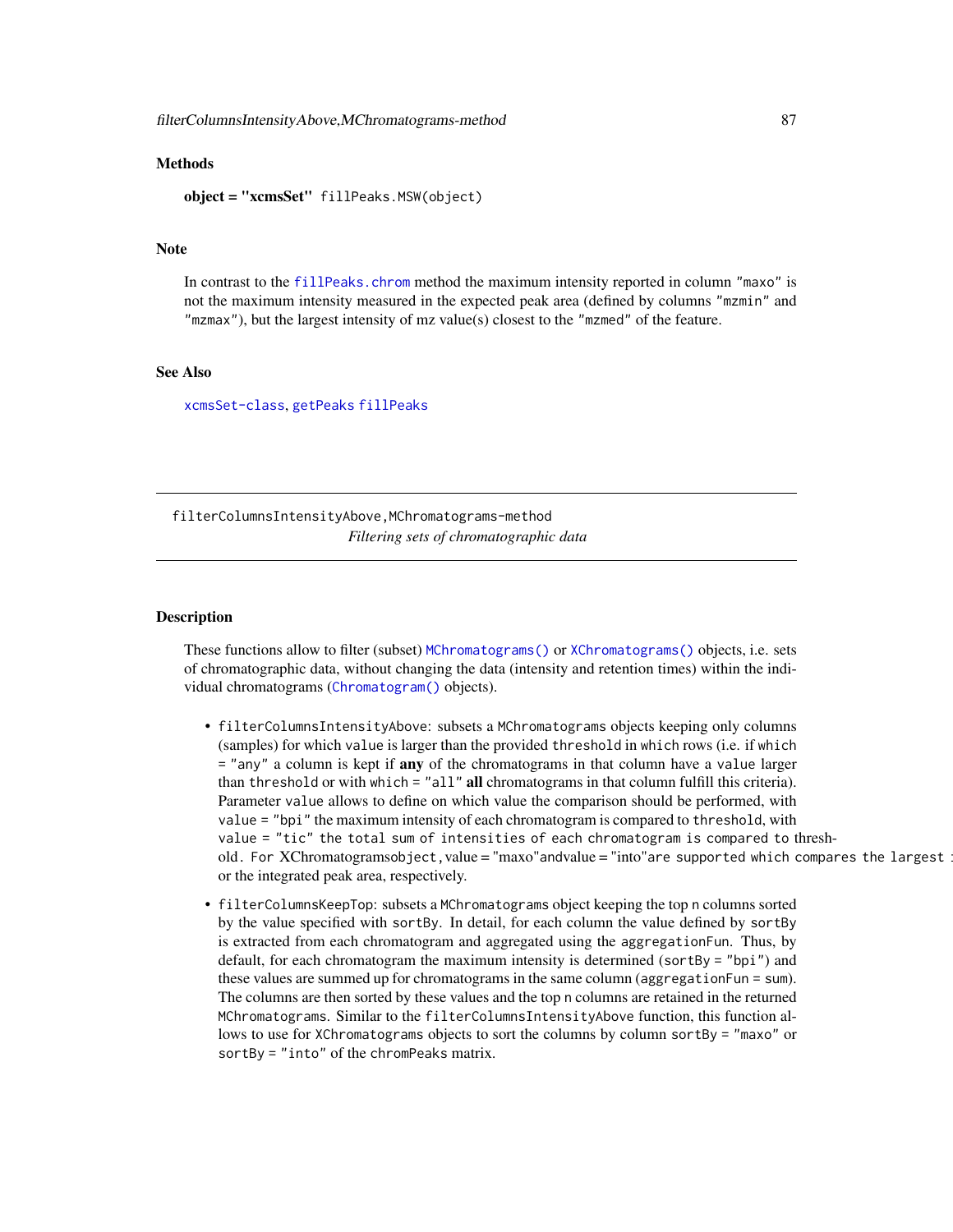## Methods

**object = "xcmsSet"** `fillPeaks.MSW(object)`

## Note

In contrast to the `fillPeaks.chrom` method the maximum intensity reported in column `"maxo"` is not the maximum intensity measured in the expected peak area (defined by columns `"mzmin"` and `"mzmax"`), but the largest intensity of mz value(s) closest to the `"mzmed"` of the feature.

## See Also

`xcmsSet-class`, `getPeaks` `fillPeaks`

---

# filterColumnsIntensityAbove,MChromatograms-method

*Filtering sets of chromatographic data*

---

## Description

These functions allow to filter (subset) `MChromatograms()` or `XChromatograms()` objects, i.e. sets of chromatographic data, without changing the data (intensity and retention times) within the individual chromatograms (`Chromatogram()` objects).

- `filterColumnsIntensityAbove`: subsets a `MChromatograms` objects keeping only columns (samples) for which `value` is larger than the provided `threshold` in `which` rows (i.e. if `which = "any"` a column is kept if **any** of the chromatograms in that column have a `value` larger than `threshold` or with `which = "all"` **all** chromatograms in that column fulfill this criteria). Parameter `value` allows to define on which value the comparison should be performed, with `value = "bpi"` the maximum intensity of each chromatogram is compared to `threshold`, with `value = "tic" the total sum of intensities of each chromatogram is compared to threshold. For XChromatogramsobject, value = "maxo"andvalue = "into"are supported which compares the largest` or the integrated peak area, respectively.
- `filterColumnsKeepTop`: subsets a `MChromatograms` object keeping the top `n` columns sorted by the value specified with `sortBy`. In detail, for each column the value defined by `sortBy` is extracted from each chromatogram and aggregated using the `aggregationFun`. Thus, by default, for each chromatogram the maximum intensity is determined (`sortBy = "bpi"`) and these values are summed up for chromatograms in the same column (`aggregationFun = sum`). The columns are then sorted by these values and the top `n` columns are retained in the returned `MChromatograms`. Similar to the `filterColumnsIntensityAbove` function, this function allows to use for `XChromatograms` objects to sort the columns by column `sortBy = "maxo"` or `sortBy = "into"` of the `chromPeaks` matrix.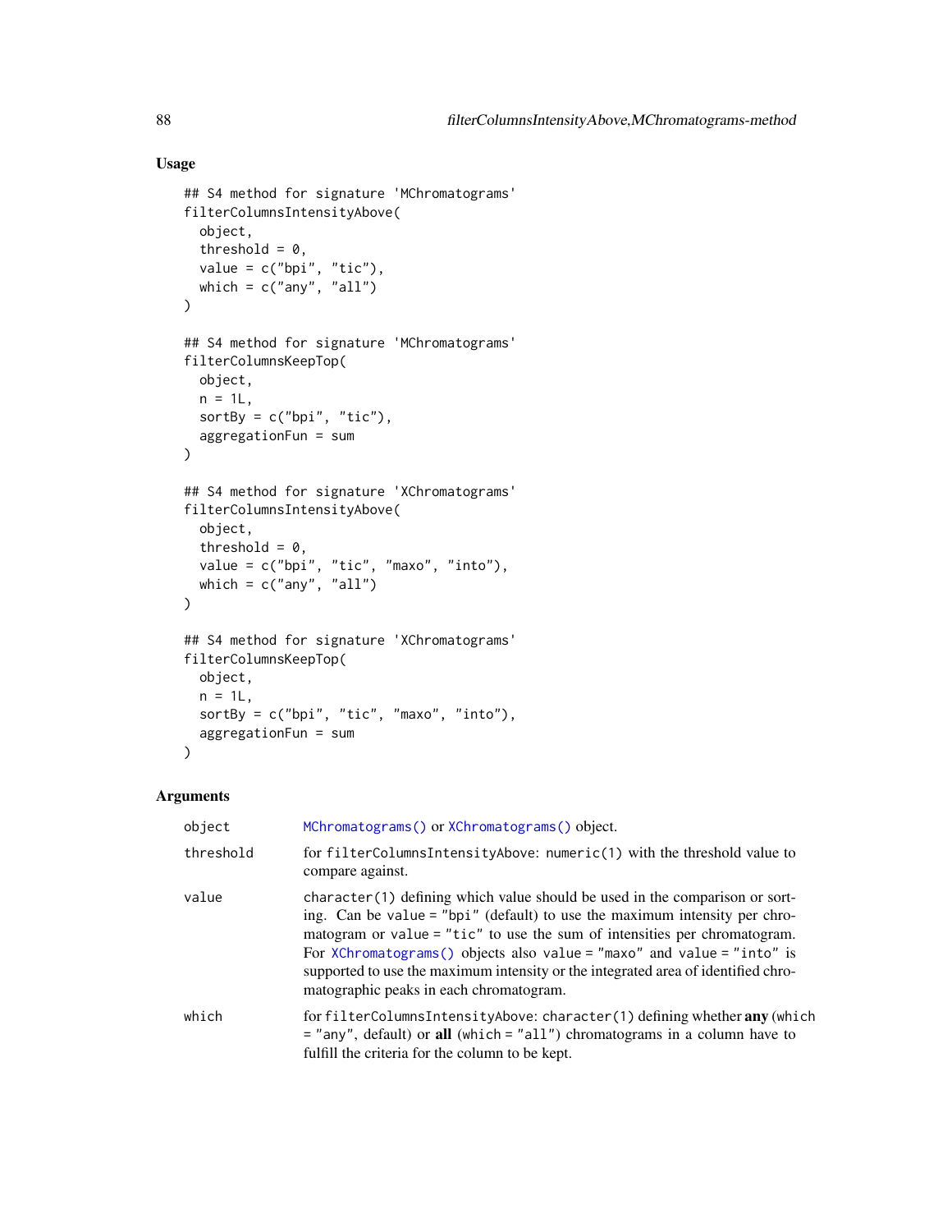## Usage

```
## S4 method for signature 'MChromatograms'
filterColumnsIntensityAbove(
  object,
  threshold = 0,
  value = c("bpi", "tic"),
  which = c("any", "all")
)

## S4 method for signature 'MChromatograms'
filterColumnsKeepTop(
  object,
  n = 1L,
  sortBy = c("bpi", "tic"),
  aggregationFun = sum
)

## S4 method for signature 'XChromatograms'
filterColumnsIntensityAbove(
  object,
  threshold = 0,
  value = c("bpi", "tic", "maxo", "into"),
  which = c("any", "all")
)

## S4 method for signature 'XChromatograms'
filterColumnsKeepTop(
  object,
  n = 1L,
  sortBy = c("bpi", "tic", "maxo", "into"),
  aggregationFun = sum
)
```

## Arguments

| | |
|---|---|
| object | `MChromatograms()` or `XChromatograms()` object. |
| threshold | for `filterColumnsIntensityAbove`: `numeric(1)` with the threshold value to compare against. |
| value | `character(1)` defining which value should be used in the comparison or sorting. Can be `value = "bpi"` (default) to use the maximum intensity per chromatogram or `value = "tic"` to use the sum of intensities per chromatogram. For `XChromatograms()` objects also `value = "maxo"` and `value = "into"` is supported to use the maximum intensity or the integrated area of identified chromatographic peaks in each chromatogram. |
| which | for `filterColumnsIntensityAbove`: `character(1)` defining whether **any** (`which = "any"`, default) or **all** (`which = "all"`) chromatograms in a column have to fulfill the criteria for the column to be kept. |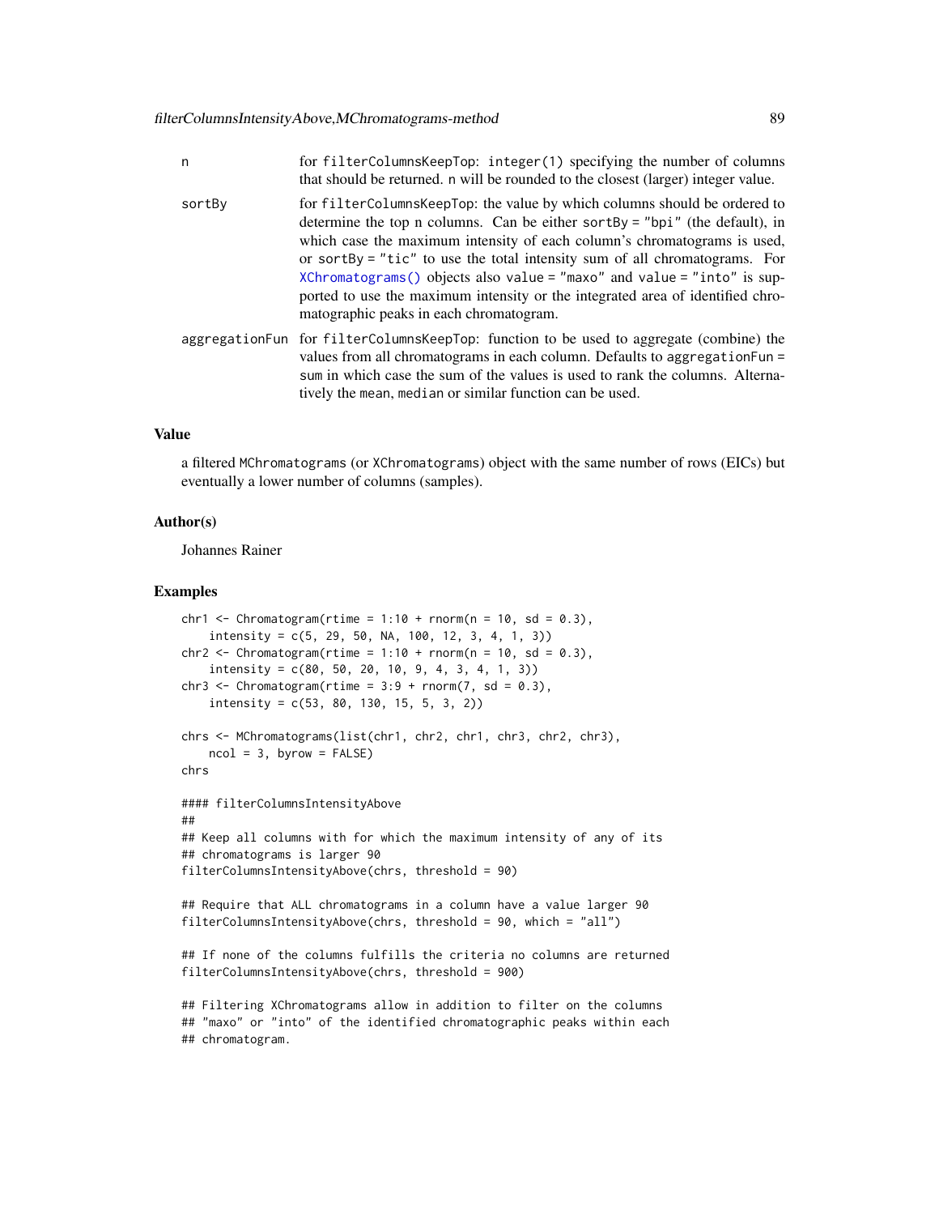| | |
|---|---|
| n | for filterColumnsKeepTop: integer(1) specifying the number of columns that should be returned. n will be rounded to the closest (larger) integer value. |
| sortBy | for filterColumnsKeepTop: the value by which columns should be ordered to determine the top n columns. Can be either sortBy = "bpi" (the default), in which case the maximum intensity of each column's chromatograms is used, or sortBy = "tic" to use the total intensity sum of all chromatograms. For XChromatograms() objects also value = "maxo" and value = "into" is supported to use the maximum intensity or the integrated area of identified chromatographic peaks in each chromatogram. |
| aggregationFun | for filterColumnsKeepTop: function to be used to aggregate (combine) the values from all chromatograms in each column. Defaults to aggregationFun = sum in which case the sum of the values is used to rank the columns. Alternatively the mean, median or similar function can be used. |

### Value

a filtered MChromatograms (or XChromatograms) object with the same number of rows (EICs) but eventually a lower number of columns (samples).

### Author(s)

Johannes Rainer

### Examples

```
chr1 <- Chromatogram(rtime = 1:10 + rnorm(n = 10, sd = 0.3),
    intensity = c(5, 29, 50, NA, 100, 12, 3, 4, 1, 3))
chr2 <- Chromatogram(rtime = 1:10 + rnorm(n = 10, sd = 0.3),
    intensity = c(80, 50, 20, 10, 9, 4, 3, 4, 1, 3))
chr3 <- Chromatogram(rtime = 3:9 + rnorm(7, sd = 0.3),
    intensity = c(53, 80, 130, 15, 5, 3, 2))

chrs <- MChromatograms(list(chr1, chr2, chr1, chr3, chr2, chr3),
    ncol = 3, byrow = FALSE)
chrs

#### filterColumnsIntensityAbove
##
## Keep all columns with for which the maximum intensity of any of its
## chromatograms is larger 90
filterColumnsIntensityAbove(chrs, threshold = 90)

## Require that ALL chromatograms in a column have a value larger 90
filterColumnsIntensityAbove(chrs, threshold = 90, which = "all")

## If none of the columns fulfills the criteria no columns are returned
filterColumnsIntensityAbove(chrs, threshold = 900)

## Filtering XChromatograms allow in addition to filter on the columns
## "maxo" or "into" of the identified chromatographic peaks within each
## chromatogram.
```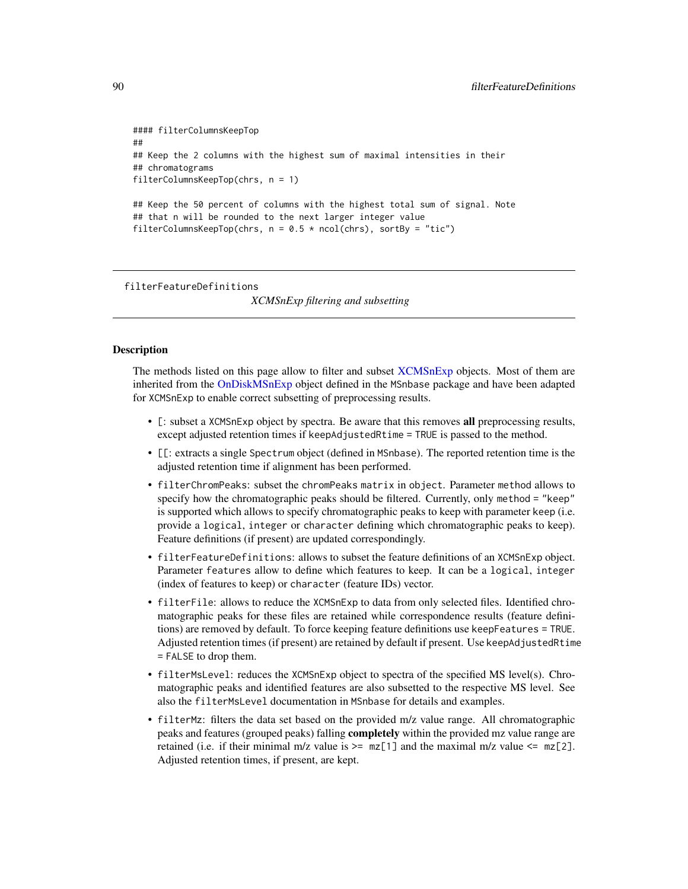```
#### filterColumnsKeepTop
##
## Keep the 2 columns with the highest sum of maximal intensities in their
## chromatograms
filterColumnsKeepTop(chrs, n = 1)

## Keep the 50 percent of columns with the highest total sum of signal. Note
## that n will be rounded to the next larger integer value
filterColumnsKeepTop(chrs, n = 0.5 * ncol(chrs), sortBy = "tic")
```

---

filterFeatureDefinitions &nbsp;&nbsp;&nbsp;&nbsp; *XCMSnExp filtering and subsetting*

---

## Description

The methods listed on this page allow to filter and subset XCMSnExp objects. Most of them are inherited from the OnDiskMSnExp object defined in the MSnbase package and have been adapted for XCMSnExp to enable correct subsetting of preprocessing results.

- `[`: subset a XCMSnExp object by spectra. Be aware that this removes **all** preprocessing results, except adjusted retention times if `keepAdjustedRtime = TRUE` is passed to the method.
- `[[`: extracts a single `Spectrum` object (defined in `MSnbase`). The reported retention time is the adjusted retention time if alignment has been performed.
- `filterChromPeaks`: subset the `chromPeaks` `matrix` in `object`. Parameter `method` allows to specify how the chromatographic peaks should be filtered. Currently, only `method = "keep"` is supported which allows to specify chromatographic peaks to keep with parameter `keep` (i.e. provide a `logical`, `integer` or `character` defining which chromatographic peaks to keep). Feature definitions (if present) are updated correspondingly.
- `filterFeatureDefinitions`: allows to subset the feature definitions of an `XCMSnExp` object. Parameter `features` allow to define which features to keep. It can be a `logical`, `integer` (index of features to keep) or `character` (feature IDs) vector.
- `filterFile`: allows to reduce the `XCMSnExp` to data from only selected files. Identified chromatographic peaks for these files are retained while correspondence results (feature definitions) are removed by default. To force keeping feature definitions use `keepFeatures = TRUE`. Adjusted retention times (if present) are retained by default if present. Use `keepAdjustedRtime = FALSE` to drop them.
- `filterMsLevel`: reduces the `XCMSnExp` object to spectra of the specified MS level(s). Chromatographic peaks and identified features are also subsetted to the respective MS level. See also the `filterMsLevel` documentation in `MSnbase` for details and examples.
- `filterMz`: filters the data set based on the provided m/z value range. All chromatographic peaks and features (grouped peaks) falling **completely** within the provided mz value range are retained (i.e. if their minimal m/z value is `>= mz[1]` and the maximal m/z value `<= mz[2]`. Adjusted retention times, if present, are kept.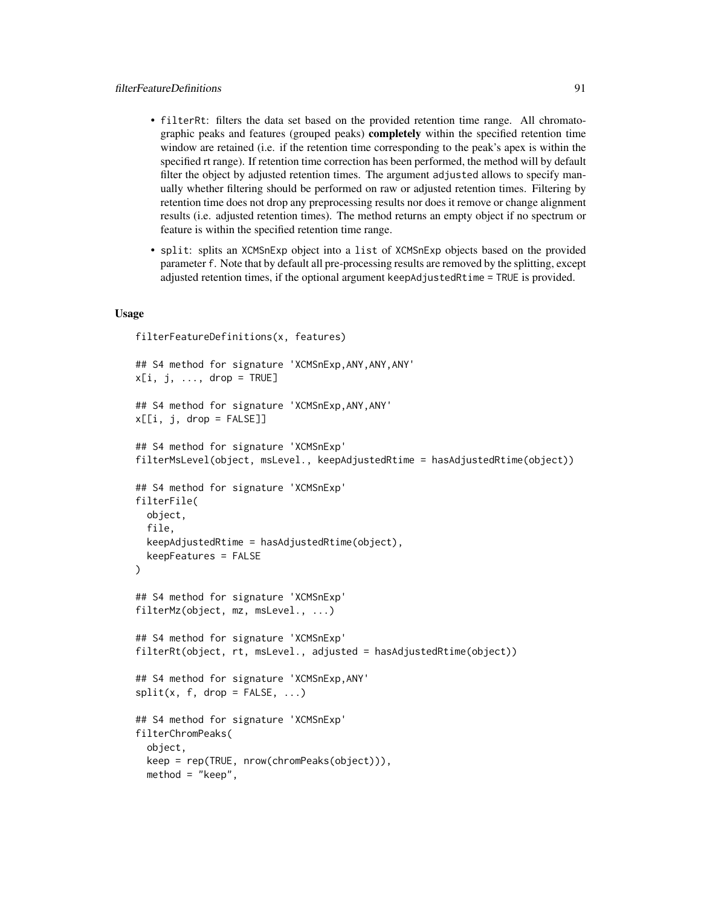- `filterRt`: filters the data set based on the provided retention time range. All chromatographic peaks and features (grouped peaks) **completely** within the specified retention time window are retained (i.e. if the retention time corresponding to the peak's apex is within the specified rt range). If retention time correction has been performed, the method will by default filter the object by adjusted retention times. The argument `adjusted` allows to specify manually whether filtering should be performed on raw or adjusted retention times. Filtering by retention time does not drop any preprocessing results nor does it remove or change alignment results (i.e. adjusted retention times). The method returns an empty object if no spectrum or feature is within the specified retention time range.
- `split`: splits an `XCMSnExp` object into a `list` of `XCMSnExp` objects based on the provided parameter `f`. Note that by default all pre-processing results are removed by the splitting, except adjusted retention times, if the optional argument `keepAdjustedRtime = TRUE` is provided.

### Usage

```
filterFeatureDefinitions(x, features)

## S4 method for signature 'XCMSnExp,ANY,ANY,ANY'
x[i, j, ..., drop = TRUE]

## S4 method for signature 'XCMSnExp,ANY,ANY'
x[[i, j, drop = FALSE]]

## S4 method for signature 'XCMSnExp'
filterMsLevel(object, msLevel., keepAdjustedRtime = hasAdjustedRtime(object))

## S4 method for signature 'XCMSnExp'
filterFile(
  object,
  file,
  keepAdjustedRtime = hasAdjustedRtime(object),
  keepFeatures = FALSE
)

## S4 method for signature 'XCMSnExp'
filterMz(object, mz, msLevel., ...)

## S4 method for signature 'XCMSnExp'
filterRt(object, rt, msLevel., adjusted = hasAdjustedRtime(object))

## S4 method for signature 'XCMSnExp,ANY'
split(x, f, drop = FALSE, ...)

## S4 method for signature 'XCMSnExp'
filterChromPeaks(
  object,
  keep = rep(TRUE, nrow(chromPeaks(object))),
  method = "keep",
```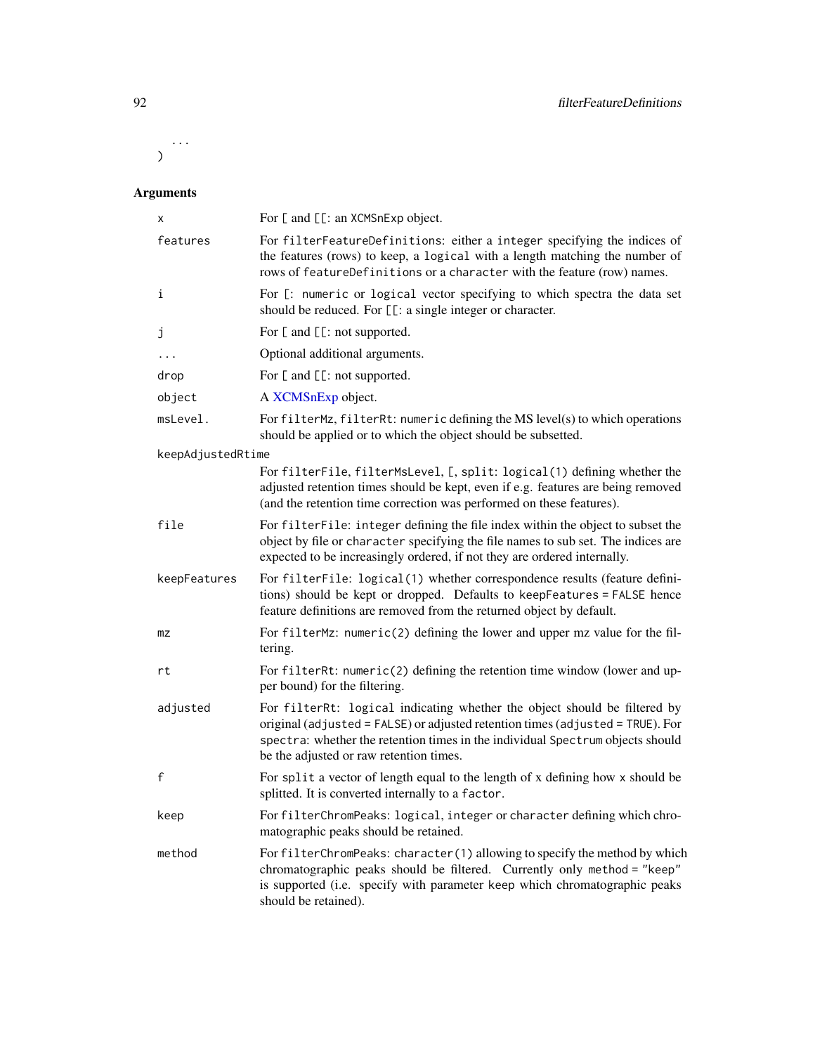```
  ...
)
```

## Arguments

| | |
|---|---|
| x | For [ and [[: an XCMSnExp object. |
| features | For filterFeatureDefinitions: either a integer specifying the indices of the features (rows) to keep, a logical with a length matching the number of rows of featureDefinitions or a character with the feature (row) names. |
| i | For [: numeric or logical vector specifying to which spectra the data set should be reduced. For [[: a single integer or character. |
| j | For [ and [[: not supported. |
| ... | Optional additional arguments. |
| drop | For [ and [[: not supported. |
| object | A XCMSnExp object. |
| msLevel. | For filterMz, filterRt: numeric defining the MS level(s) to which operations should be applied or to which the object should be subsetted. |
| keepAdjustedRtime | For filterFile, filterMsLevel, [, split: logical(1) defining whether the adjusted retention times should be kept, even if e.g. features are being removed (and the retention time correction was performed on these features). |
| file | For filterFile: integer defining the file index within the object to subset the object by file or character specifying the file names to sub set. The indices are expected to be increasingly ordered, if not they are ordered internally. |
| keepFeatures | For filterFile: logical(1) whether correspondence results (feature definitions) should be kept or dropped. Defaults to keepFeatures = FALSE hence feature definitions are removed from the returned object by default. |
| mz | For filterMz: numeric(2) defining the lower and upper mz value for the filtering. |
| rt | For filterRt: numeric(2) defining the retention time window (lower and upper bound) for the filtering. |
| adjusted | For filterRt: logical indicating whether the object should be filtered by original (adjusted = FALSE) or adjusted retention times (adjusted = TRUE). For spectra: whether the retention times in the individual Spectrum objects should be the adjusted or raw retention times. |
| f | For split a vector of length equal to the length of x defining how x should be splitted. It is converted internally to a factor. |
| keep | For filterChromPeaks: logical, integer or character defining which chromatographic peaks should be retained. |
| method | For filterChromPeaks: character(1) allowing to specify the method by which chromatographic peaks should be filtered. Currently only method = "keep" is supported (i.e. specify with parameter keep which chromatographic peaks should be retained). |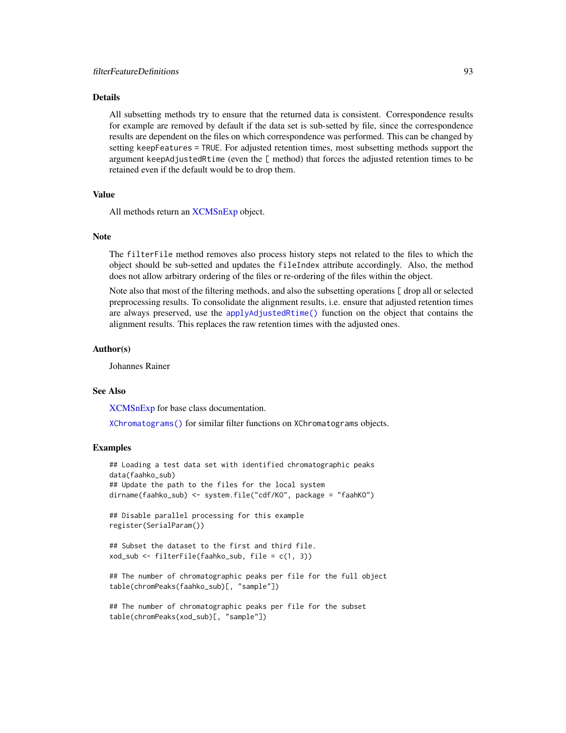## Details

All subsetting methods try to ensure that the returned data is consistent. Correspondence results for example are removed by default if the data set is sub-setted by file, since the correspondence results are dependent on the files on which correspondence was performed. This can be changed by setting `keepFeatures = TRUE`. For adjusted retention times, most subsetting methods support the argument `keepAdjustedRtime` (even the `[` method) that forces the adjusted retention times to be retained even if the default would be to drop them.

## Value

All methods return an XCMSnExp object.

## Note

The `filterFile` method removes also process history steps not related to the files to which the object should be sub-setted and updates the `fileIndex` attribute accordingly. Also, the method does not allow arbitrary ordering of the files or re-ordering of the files within the object.

Note also that most of the filtering methods, and also the subsetting operations `[` drop all or selected preprocessing results. To consolidate the alignment results, i.e. ensure that adjusted retention times are always preserved, use the `applyAdjustedRtime()` function on the object that contains the alignment results. This replaces the raw retention times with the adjusted ones.

## Author(s)

Johannes Rainer

## See Also

XCMSnExp for base class documentation.

`XChromatograms()` for similar filter functions on `XChromatograms` objects.

## Examples

```
## Loading a test data set with identified chromatographic peaks
data(faahko_sub)
## Update the path to the files for the local system
dirname(faahko_sub) <- system.file("cdf/KO", package = "faahKO")

## Disable parallel processing for this example
register(SerialParam())

## Subset the dataset to the first and third file.
xod_sub <- filterFile(faahko_sub, file = c(1, 3))

## The number of chromatographic peaks per file for the full object
table(chromPeaks(faahko_sub)[, "sample"])

## The number of chromatographic peaks per file for the subset
table(chromPeaks(xod_sub)[, "sample"])
```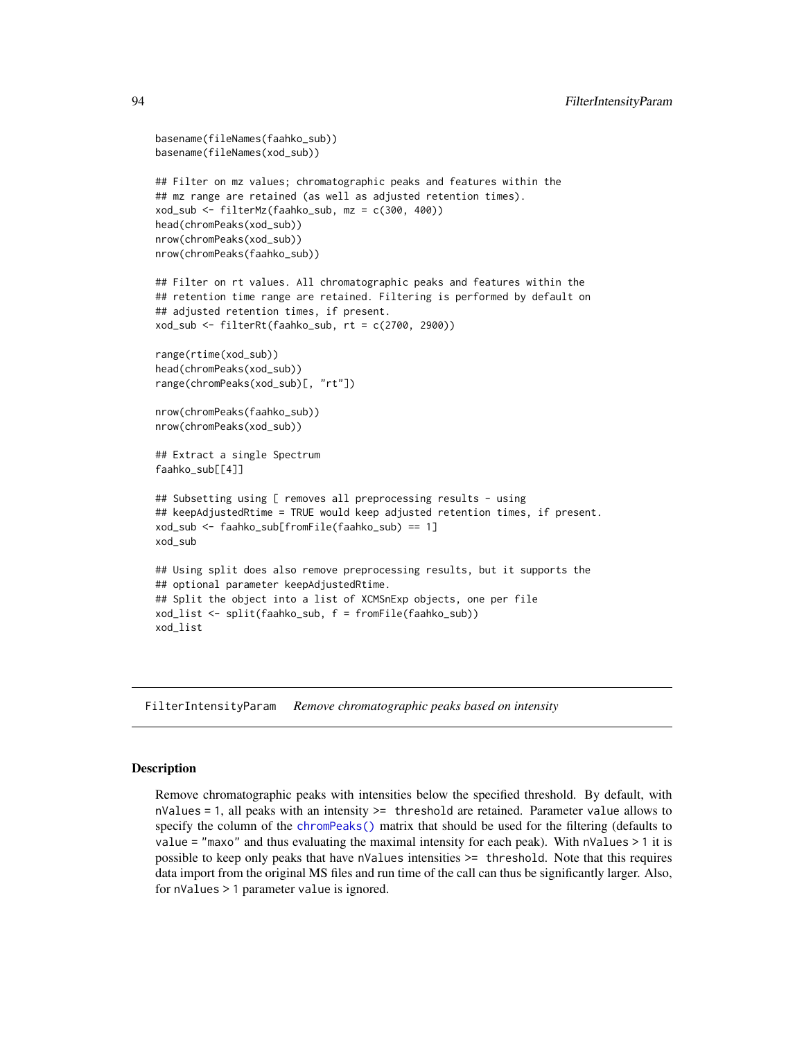```
basename(fileNames(faahko_sub))
basename(fileNames(xod_sub))

## Filter on mz values; chromatographic peaks and features within the
## mz range are retained (as well as adjusted retention times).
xod_sub <- filterMz(faahko_sub, mz = c(300, 400))
head(chromPeaks(xod_sub))
nrow(chromPeaks(xod_sub))
nrow(chromPeaks(faahko_sub))

## Filter on rt values. All chromatographic peaks and features within the
## retention time range are retained. Filtering is performed by default on
## adjusted retention times, if present.
xod_sub <- filterRt(faahko_sub, rt = c(2700, 2900))

range(rtime(xod_sub))
head(chromPeaks(xod_sub))
range(chromPeaks(xod_sub)[, "rt"])

nrow(chromPeaks(faahko_sub))
nrow(chromPeaks(xod_sub))

## Extract a single Spectrum
faahko_sub[[4]]

## Subsetting using [ removes all preprocessing results - using
## keepAdjustedRtime = TRUE would keep adjusted retention times, if present.
xod_sub <- faahko_sub[fromFile(faahko_sub) == 1]
xod_sub

## Using split does also remove preprocessing results, but it supports the
## optional parameter keepAdjustedRtime.
## Split the object into a list of XCMSnExp objects, one per file
xod_list <- split(faahko_sub, f = fromFile(faahko_sub))
xod_list
```

## FilterIntensityParam *Remove chromatographic peaks based on intensity*

### Description

Remove chromatographic peaks with intensities below the specified threshold. By default, with `nValues = 1`, all peaks with an intensity `>= threshold` are retained. Parameter `value` allows to specify the column of the `chromPeaks()` matrix that should be used for the filtering (defaults to `value = "maxo"` and thus evaluating the maximal intensity for each peak). With `nValues > 1` it is possible to keep only peaks that have `nValues` intensities `>= threshold`. Note that this requires data import from the original MS files and run time of the call can thus be significantly larger. Also, for `nValues > 1` parameter `value` is ignored.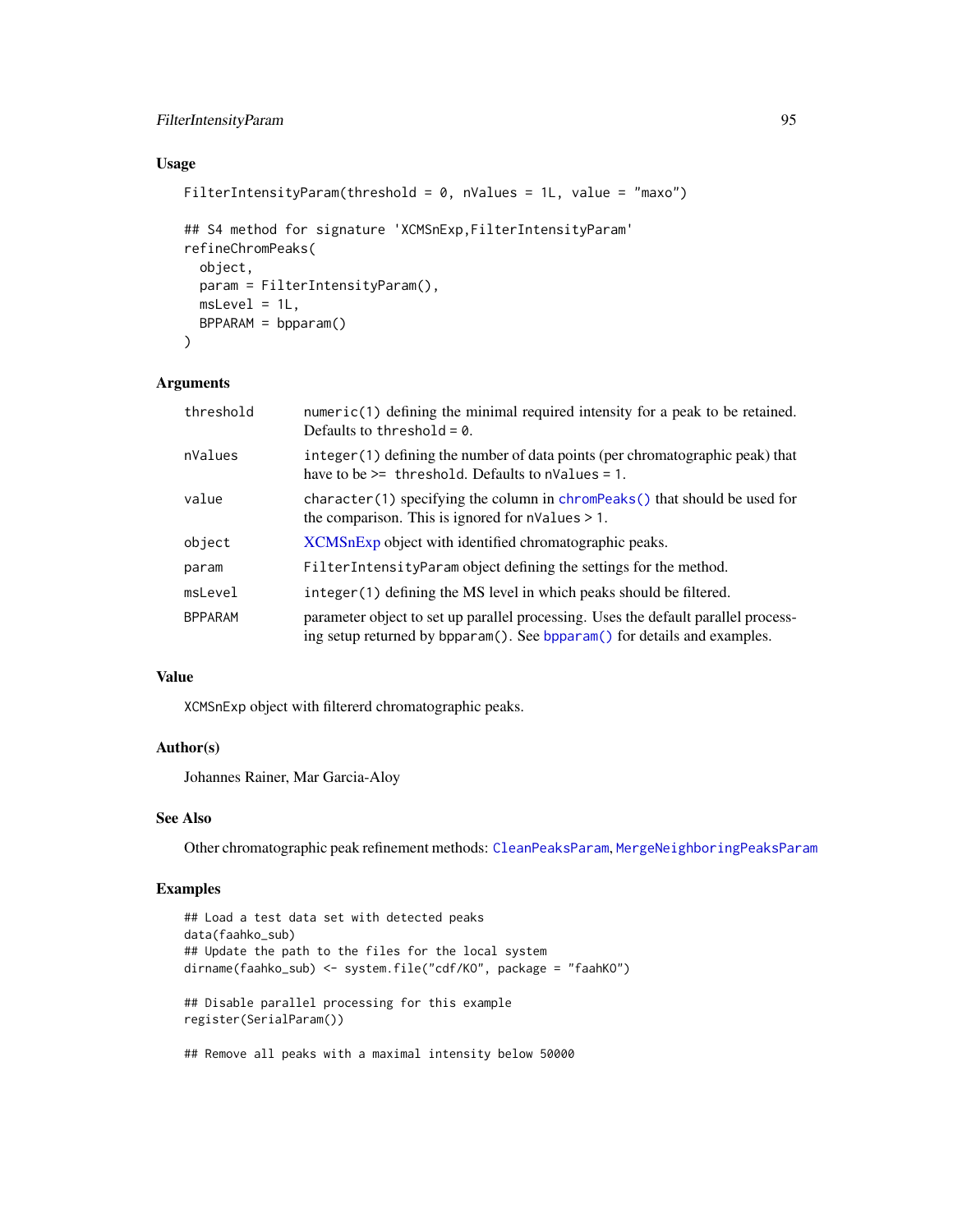## Usage

```
FilterIntensityParam(threshold = 0, nValues = 1L, value = "maxo")

## S4 method for signature 'XCMSnExp,FilterIntensityParam'
refineChromPeaks(
  object,
  param = FilterIntensityParam(),
  msLevel = 1L,
  BPPARAM = bpparam()
)
```

## Arguments

| | |
|---|---|
| threshold | `numeric(1)` defining the minimal required intensity for a peak to be retained. Defaults to `threshold = 0`. |
| nValues | `integer(1)` defining the number of data points (per chromatographic peak) that have to be `>= threshold`. Defaults to `nValues = 1`. |
| value | `character(1)` specifying the column in `chromPeaks()` that should be used for the comparison. This is ignored for `nValues > 1`. |
| object | XCMSnExp object with identified chromatographic peaks. |
| param | `FilterIntensityParam` object defining the settings for the method. |
| msLevel | `integer(1)` defining the MS level in which peaks should be filtered. |
| BPPARAM | parameter object to set up parallel processing. Uses the default parallel processing setup returned by `bpparam()`. See `bpparam()` for details and examples. |

## Value

`XCMSnExp` object with filtererd chromatographic peaks.

## Author(s)

Johannes Rainer, Mar Garcia-Aloy

## See Also

Other chromatographic peak refinement methods: `CleanPeaksParam`, `MergeNeighboringPeaksParam`

## Examples

```
## Load a test data set with detected peaks
data(faahko_sub)
## Update the path to the files for the local system
dirname(faahko_sub) <- system.file("cdf/KO", package = "faahKO")

## Disable parallel processing for this example
register(SerialParam())

## Remove all peaks with a maximal intensity below 50000
```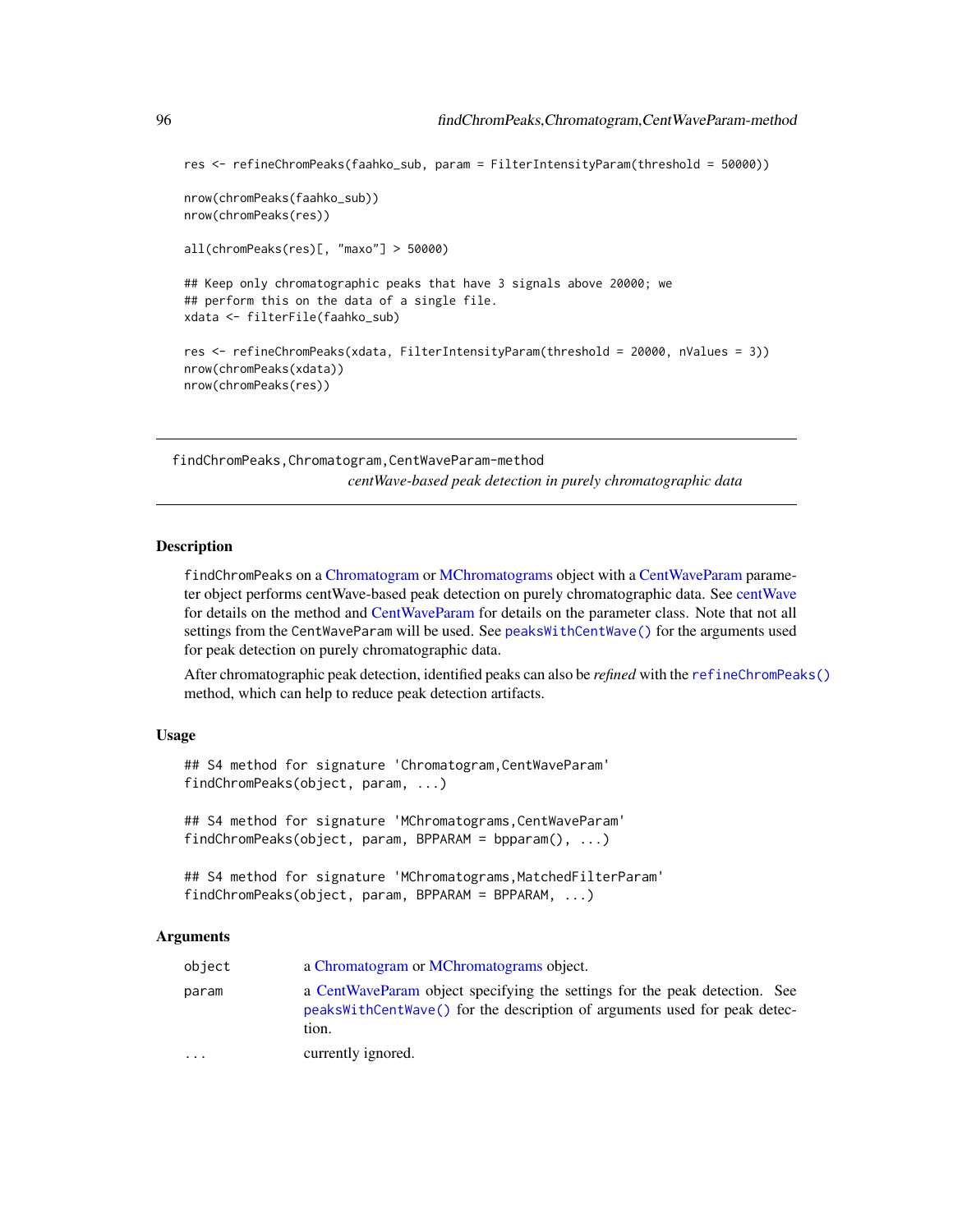```
res <- refineChromPeaks(faahko_sub, param = FilterIntensityParam(threshold = 50000))

nrow(chromPeaks(faahko_sub))
nrow(chromPeaks(res))

all(chromPeaks(res)[, "maxo"] > 50000)

## Keep only chromatographic peaks that have 3 signals above 20000; we
## perform this on the data of a single file.
xdata <- filterFile(faahko_sub)

res <- refineChromPeaks(xdata, FilterIntensityParam(threshold = 20000, nValues = 3))
nrow(chromPeaks(xdata))
nrow(chromPeaks(res))
```

---

## findChromPeaks,Chromatogram,CentWaveParam-method

*centWave-based peak detection in purely chromatographic data*

---

### Description

findChromPeaks on a Chromatogram or MChromatograms object with a CentWaveParam parameter object performs centWave-based peak detection on purely chromatographic data. See centWave for details on the method and CentWaveParam for details on the parameter class. Note that not all settings from the CentWaveParam will be used. See peaksWithCentWave() for the arguments used for peak detection on purely chromatographic data.

After chromatographic peak detection, identified peaks can also be *refined* with the refineChromPeaks() method, which can help to reduce peak detection artifacts.

### Usage

```
## S4 method for signature 'Chromatogram,CentWaveParam'
findChromPeaks(object, param, ...)

## S4 method for signature 'MChromatograms,CentWaveParam'
findChromPeaks(object, param, BPPARAM = bpparam(), ...)

## S4 method for signature 'MChromatograms,MatchedFilterParam'
findChromPeaks(object, param, BPPARAM = BPPARAM, ...)
```

### Arguments

| | |
|---|---|
| object | a Chromatogram or MChromatograms object. |
| param | a CentWaveParam object specifying the settings for the peak detection. See peaksWithCentWave() for the description of arguments used for peak detection. |
| ... | currently ignored. |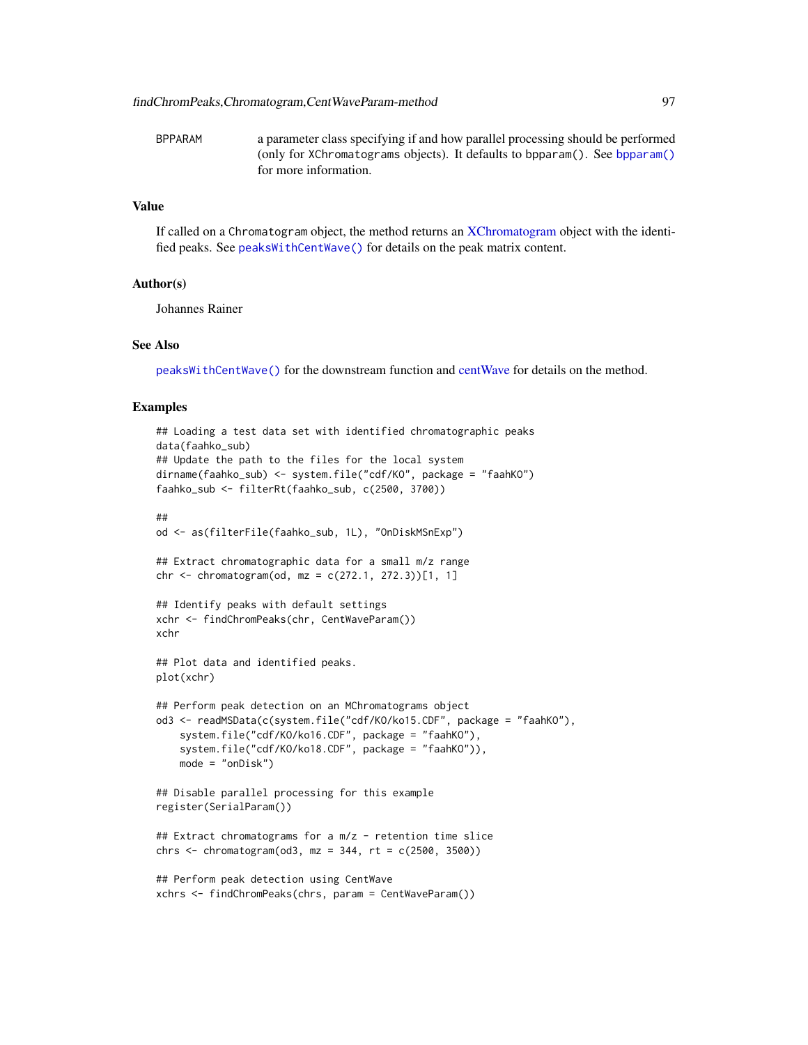BPPARAM a parameter class specifying if and how parallel processing should be performed (only for XChromatograms objects). It defaults to bpparam(). See bpparam() for more information.

## Value

If called on a Chromatogram object, the method returns an XChromatogram object with the identified peaks. See peaksWithCentWave() for details on the peak matrix content.

## Author(s)

Johannes Rainer

## See Also

peaksWithCentWave() for the downstream function and centWave for details on the method.

## Examples

```
## Loading a test data set with identified chromatographic peaks
data(faahko_sub)
## Update the path to the files for the local system
dirname(faahko_sub) <- system.file("cdf/KO", package = "faahKO")
faahko_sub <- filterRt(faahko_sub, c(2500, 3700))

##
od <- as(filterFile(faahko_sub, 1L), "OnDiskMSnExp")

## Extract chromatographic data for a small m/z range
chr <- chromatogram(od, mz = c(272.1, 272.3))[1, 1]

## Identify peaks with default settings
xchr <- findChromPeaks(chr, CentWaveParam())
xchr

## Plot data and identified peaks.
plot(xchr)

## Perform peak detection on an MChromatograms object
od3 <- readMSData(c(system.file("cdf/KO/ko15.CDF", package = "faahKO"),
    system.file("cdf/KO/ko16.CDF", package = "faahKO"),
    system.file("cdf/KO/ko18.CDF", package = "faahKO")),
    mode = "onDisk")

## Disable parallel processing for this example
register(SerialParam())

## Extract chromatograms for a m/z - retention time slice
chrs <- chromatogram(od3, mz = 344, rt = c(2500, 3500))

## Perform peak detection using CentWave
xchrs <- findChromPeaks(chrs, param = CentWaveParam())
```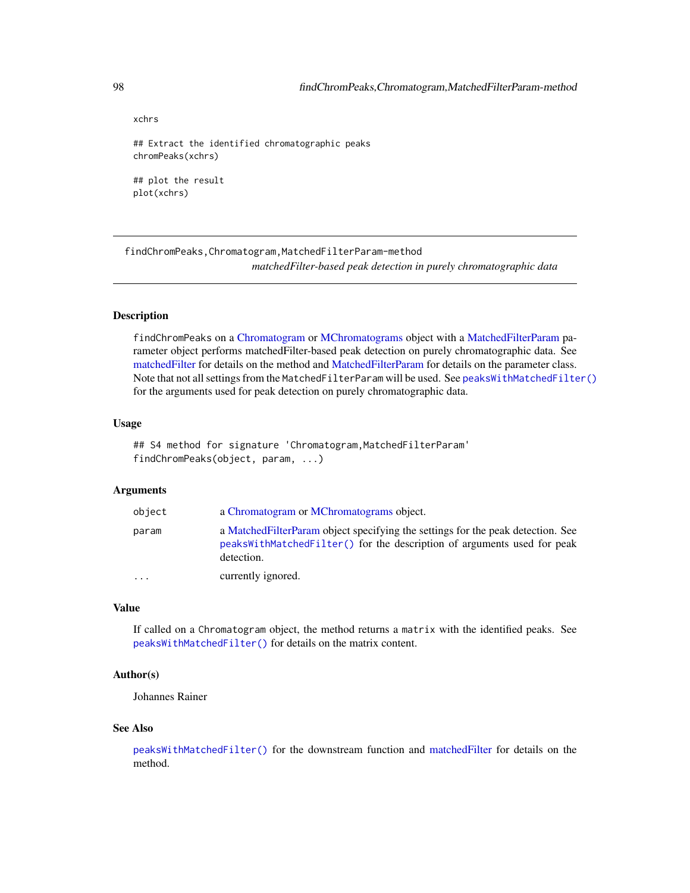```
xchrs

## Extract the identified chromatographic peaks
chromPeaks(xchrs)

## plot the result
plot(xchrs)
```

---

findChromPeaks,Chromatogram,MatchedFilterParam-method
*matchedFilter-based peak detection in purely chromatographic data*

---

## Description

findChromPeaks on a Chromatogram or MChromatograms object with a MatchedFilterParam parameter object performs matchedFilter-based peak detection on purely chromatographic data. See matchedFilter for details on the method and MatchedFilterParam for details on the parameter class. Note that not all settings from the MatchedFilterParam will be used. See peaksWithMatchedFilter() for the arguments used for peak detection on purely chromatographic data.

## Usage

```
## S4 method for signature 'Chromatogram,MatchedFilterParam'
findChromPeaks(object, param, ...)
```

## Arguments

| | |
|---|---|
| object | a Chromatogram or MChromatograms object. |
| param | a MatchedFilterParam object specifying the settings for the peak detection. See peaksWithMatchedFilter() for the description of arguments used for peak detection. |
| ... | currently ignored. |

## Value

If called on a Chromatogram object, the method returns a matrix with the identified peaks. See peaksWithMatchedFilter() for details on the matrix content.

## Author(s)

Johannes Rainer

## See Also

peaksWithMatchedFilter() for the downstream function and matchedFilter for details on the method.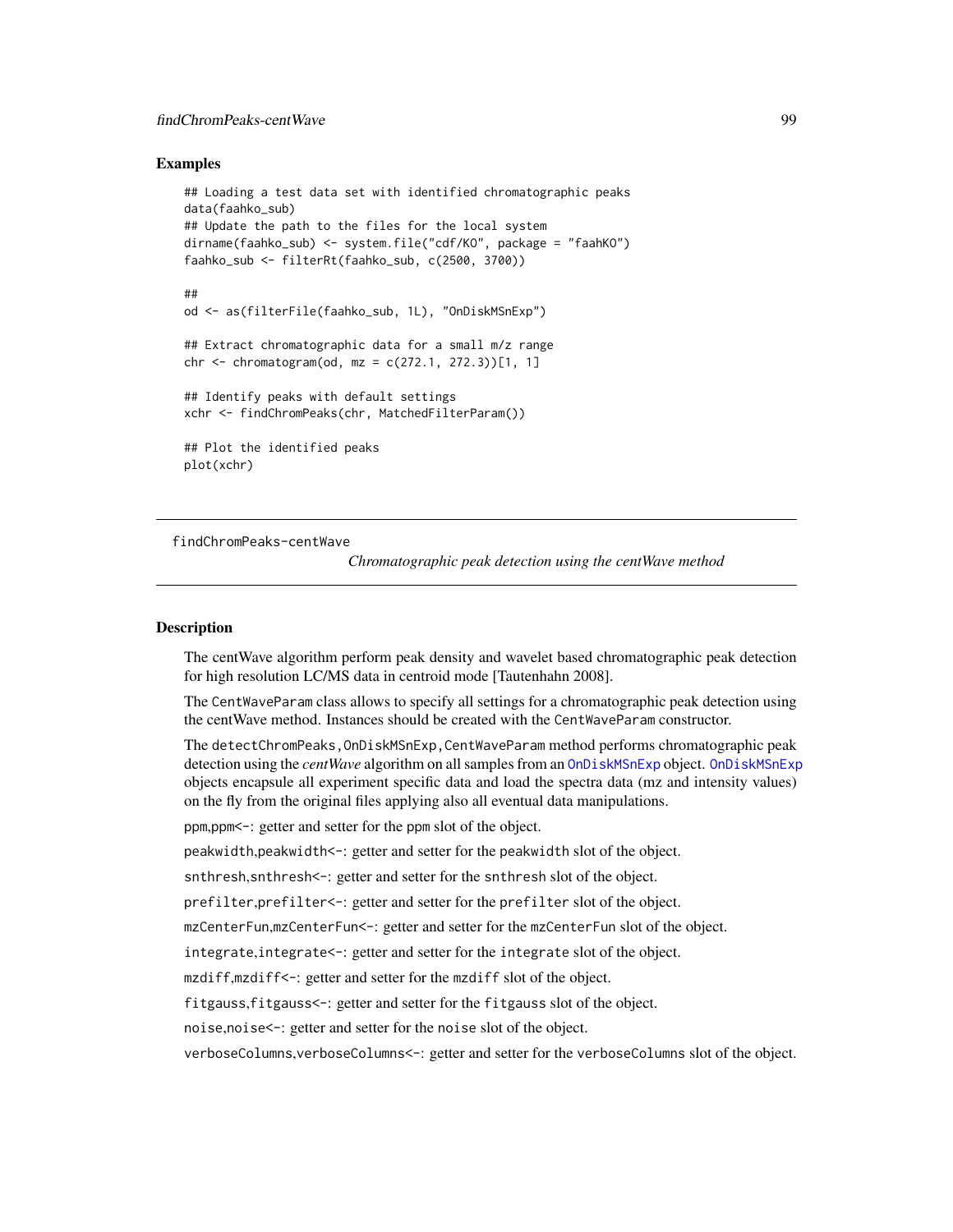## Examples

```
## Loading a test data set with identified chromatographic peaks
data(faahko_sub)
## Update the path to the files for the local system
dirname(faahko_sub) <- system.file("cdf/KO", package = "faahKO")
faahko_sub <- filterRt(faahko_sub, c(2500, 3700))

##
od <- as(filterFile(faahko_sub, 1L), "OnDiskMSnExp")

## Extract chromatographic data for a small m/z range
chr <- chromatogram(od, mz = c(272.1, 272.3))[1, 1]

## Identify peaks with default settings
xchr <- findChromPeaks(chr, MatchedFilterParam())

## Plot the identified peaks
plot(xchr)
```

---

findChromPeaks-centWave    *Chromatographic peak detection using the centWave method*

---

## Description

The centWave algorithm perform peak density and wavelet based chromatographic peak detection for high resolution LC/MS data in centroid mode [Tautenhahn 2008].

The `CentWaveParam` class allows to specify all settings for a chromatographic peak detection using the centWave method. Instances should be created with the `CentWaveParam` constructor.

The `detectChromPeaks,OnDiskMSnExp,CentWaveParam` method performs chromatographic peak detection using the *centWave* algorithm on all samples from an `OnDiskMSnExp` object. `OnDiskMSnExp` objects encapsule all experiment specific data and load the spectra data (mz and intensity values) on the fly from the original files applying also all eventual data manipulations.

ppm,ppm<-: getter and setter for the ppm slot of the object.

`peakwidth`,`peakwidth<-`: getter and setter for the `peakwidth` slot of the object.

`snthresh`,`snthresh<-`: getter and setter for the `snthresh` slot of the object.

`prefilter`,`prefilter<-`: getter and setter for the `prefilter` slot of the object.

`mzCenterFun`,`mzCenterFun<-`: getter and setter for the `mzCenterFun` slot of the object.

`integrate`,`integrate<-`: getter and setter for the `integrate` slot of the object.

`mzdiff`,`mzdiff<-`: getter and setter for the `mzdiff` slot of the object.

`fitgauss`,`fitgauss<-`: getter and setter for the `fitgauss` slot of the object.

`noise`,`noise<-`: getter and setter for the `noise` slot of the object.

`verboseColumns`,`verboseColumns<-`: getter and setter for the `verboseColumns` slot of the object.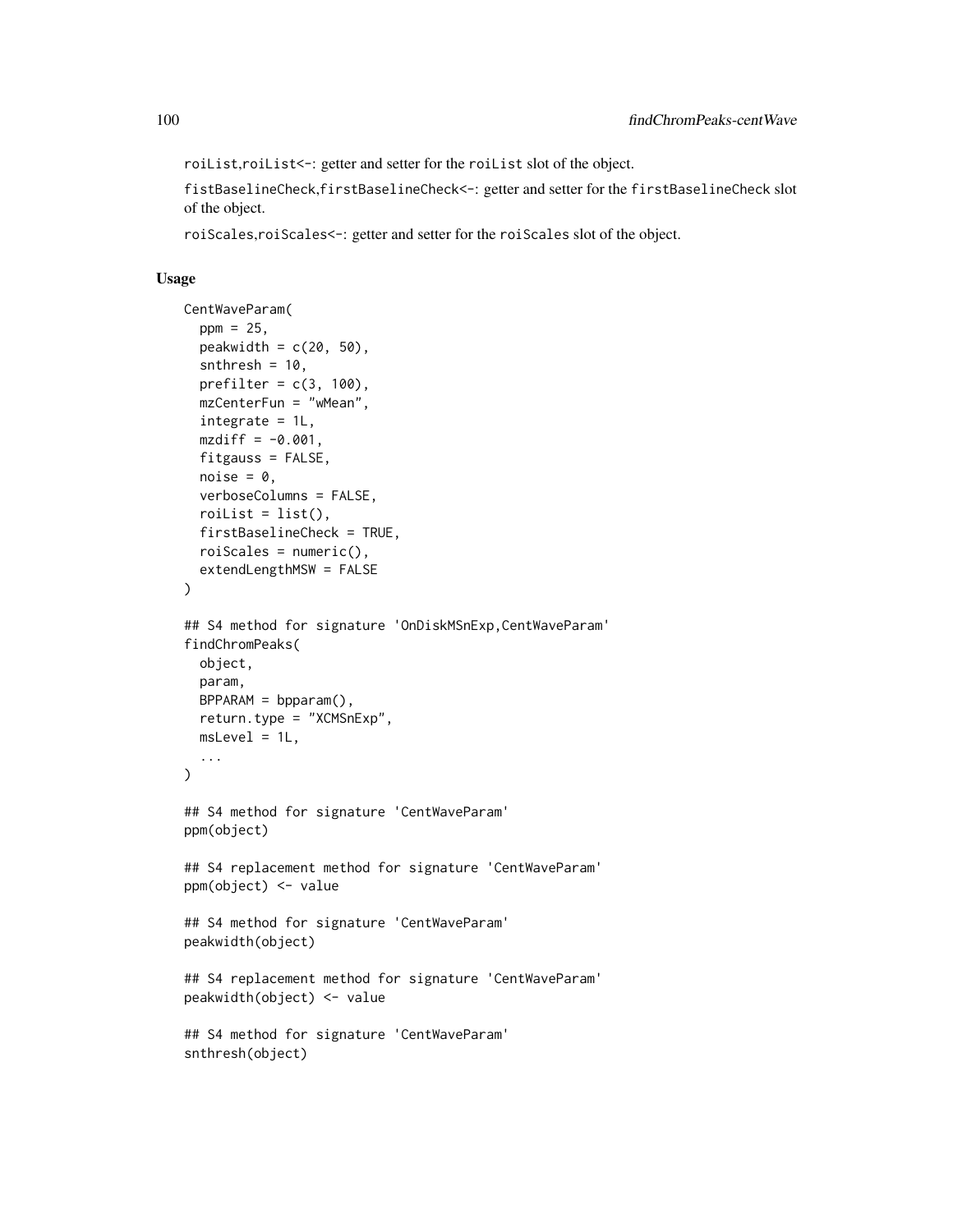roiList,roiList<-: getter and setter for the roiList slot of the object.

fistBaselineCheck,firstBaselineCheck<-: getter and setter for the firstBaselineCheck slot of the object.

roiScales,roiScales<-: getter and setter for the roiScales slot of the object.

## Usage

```
CentWaveParam(
  ppm = 25,
  peakwidth = c(20, 50),
  snthresh = 10,
  prefilter = c(3, 100),
  mzCenterFun = "wMean",
  integrate = 1L,
  mzdiff = -0.001,
  fitgauss = FALSE,
  noise = 0,
  verboseColumns = FALSE,
  roiList = list(),
  firstBaselineCheck = TRUE,
  roiScales = numeric(),
  extendLengthMSW = FALSE
)

## S4 method for signature 'OnDiskMSnExp,CentWaveParam'
findChromPeaks(
  object,
  param,
  BPPARAM = bpparam(),
  return.type = "XCMSnExp",
  msLevel = 1L,
  ...
)

## S4 method for signature 'CentWaveParam'
ppm(object)

## S4 replacement method for signature 'CentWaveParam'
ppm(object) <- value

## S4 method for signature 'CentWaveParam'
peakwidth(object)

## S4 replacement method for signature 'CentWaveParam'
peakwidth(object) <- value

## S4 method for signature 'CentWaveParam'
snthresh(object)
```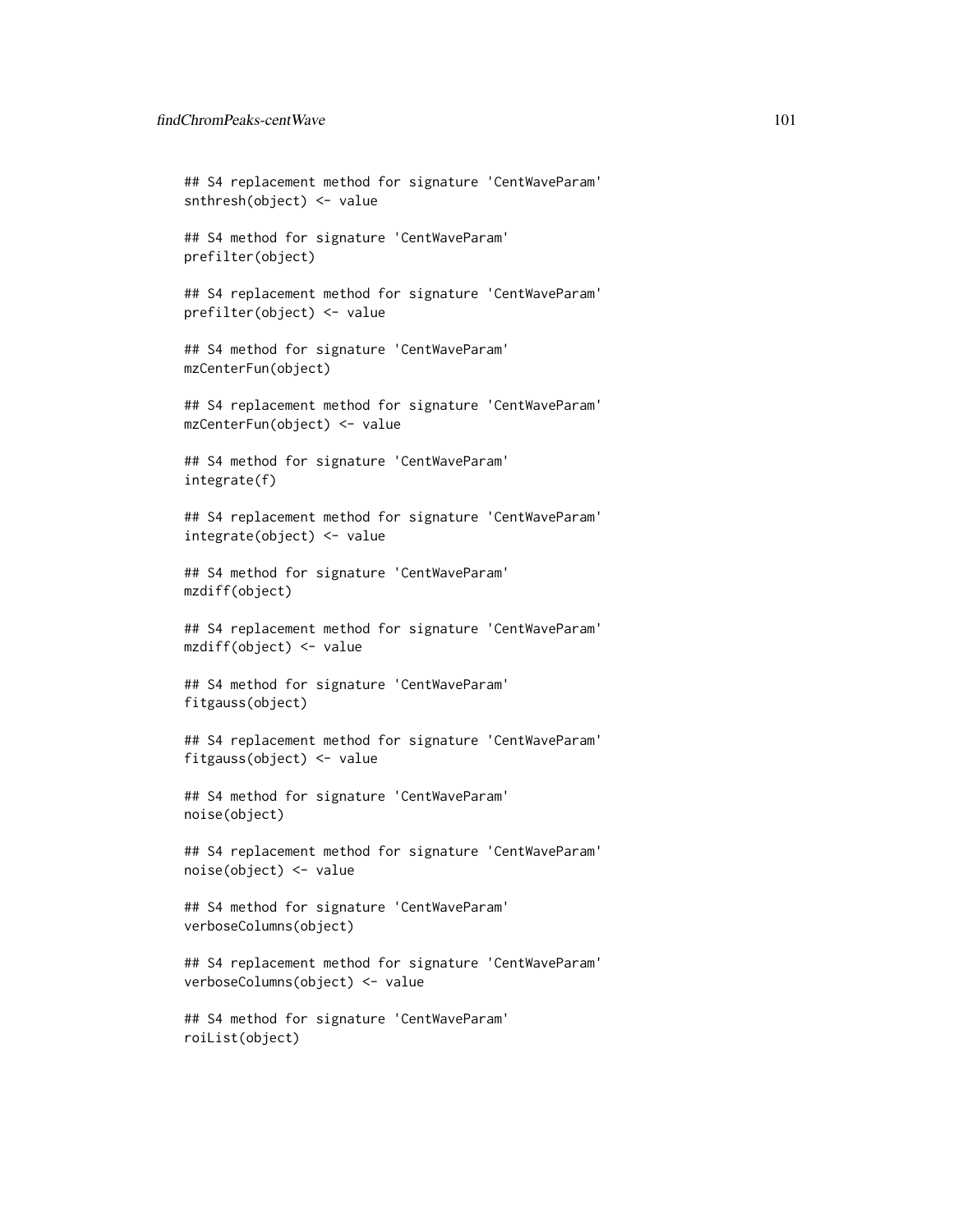```
## S4 replacement method for signature 'CentWaveParam'
snthresh(object) <- value

## S4 method for signature 'CentWaveParam'
prefilter(object)

## S4 replacement method for signature 'CentWaveParam'
prefilter(object) <- value

## S4 method for signature 'CentWaveParam'
mzCenterFun(object)

## S4 replacement method for signature 'CentWaveParam'
mzCenterFun(object) <- value

## S4 method for signature 'CentWaveParam'
integrate(f)

## S4 replacement method for signature 'CentWaveParam'
integrate(object) <- value

## S4 method for signature 'CentWaveParam'
mzdiff(object)

## S4 replacement method for signature 'CentWaveParam'
mzdiff(object) <- value

## S4 method for signature 'CentWaveParam'
fitgauss(object)

## S4 replacement method for signature 'CentWaveParam'
fitgauss(object) <- value

## S4 method for signature 'CentWaveParam'
noise(object)

## S4 replacement method for signature 'CentWaveParam'
noise(object) <- value

## S4 method for signature 'CentWaveParam'
verboseColumns(object)

## S4 replacement method for signature 'CentWaveParam'
verboseColumns(object) <- value

## S4 method for signature 'CentWaveParam'
roiList(object)
```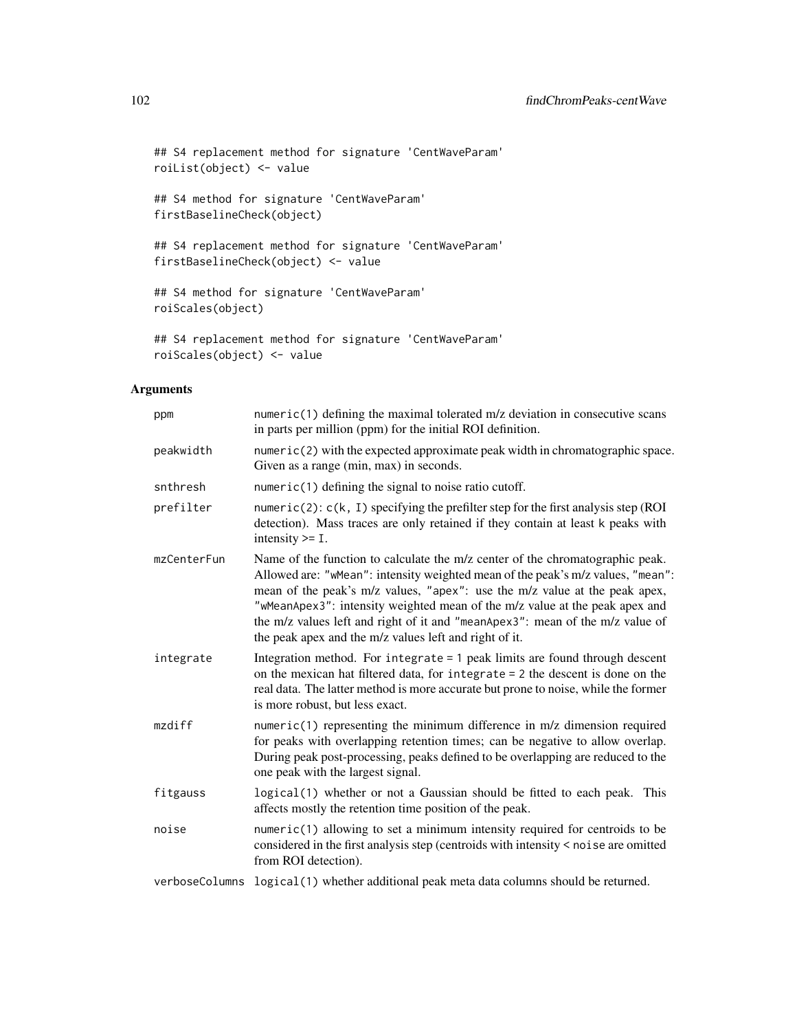```
## S4 replacement method for signature 'CentWaveParam'
roiList(object) <- value

## S4 method for signature 'CentWaveParam'
firstBaselineCheck(object)

## S4 replacement method for signature 'CentWaveParam'
firstBaselineCheck(object) <- value

## S4 method for signature 'CentWaveParam'
roiScales(object)

## S4 replacement method for signature 'CentWaveParam'
roiScales(object) <- value
```

## Arguments

| | |
|---|---|
| ppm | `numeric(1)` defining the maximal tolerated m/z deviation in consecutive scans in parts per million (ppm) for the initial ROI definition. |
| peakwidth | `numeric(2)` with the expected approximate peak width in chromatographic space. Given as a range (min, max) in seconds. |
| snthresh | `numeric(1)` defining the signal to noise ratio cutoff. |
| prefilter | `numeric(2)`: `c(k, I)` specifying the prefilter step for the first analysis step (ROI detection). Mass traces are only retained if they contain at least `k` peaks with intensity >= `I`. |
| mzCenterFun | Name of the function to calculate the m/z center of the chromatographic peak. Allowed are: `"wMean"`: intensity weighted mean of the peak's m/z values, `"mean"`: mean of the peak's m/z values, `"apex"`: use the m/z value at the peak apex, `"wMeanApex3"`: intensity weighted mean of the m/z value at the peak apex and the m/z values left and right of it and `"meanApex3"`: mean of the m/z value of the peak apex and the m/z values left and right of it. |
| integrate | Integration method. For `integrate = 1` peak limits are found through descent on the mexican hat filtered data, for `integrate = 2` the descent is done on the real data. The latter method is more accurate but prone to noise, while the former is more robust, but less exact. |
| mzdiff | `numeric(1)` representing the minimum difference in m/z dimension required for peaks with overlapping retention times; can be negative to allow overlap. During peak post-processing, peaks defined to be overlapping are reduced to the one peak with the largest signal. |
| fitgauss | `logical(1)` whether or not a Gaussian should be fitted to each peak. This affects mostly the retention time position of the peak. |
| noise | `numeric(1)` allowing to set a minimum intensity required for centroids to be considered in the first analysis step (centroids with intensity < `noise` are omitted from ROI detection). |
| verboseColumns | `logical(1)` whether additional peak meta data columns should be returned. |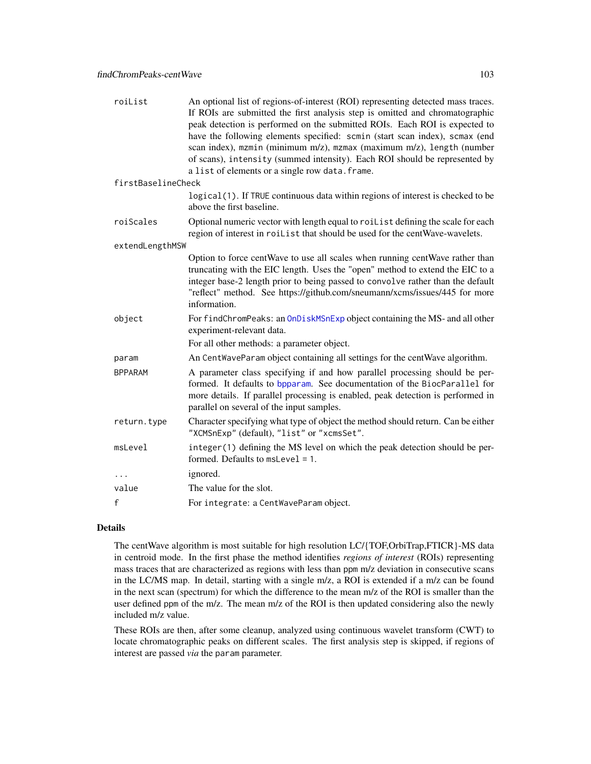| | |
|---|---|
| `roiList` | An optional list of regions-of-interest (ROI) representing detected mass traces. If ROIs are submitted the first analysis step is omitted and chromatographic peak detection is performed on the submitted ROIs. Each ROI is expected to have the following elements specified: `scmin` (start scan index), `scmax` (end scan index), `mzmin` (minimum m/z), `mzmax` (maximum m/z), `length` (number of scans), `intensity` (summed intensity). Each ROI should be represented by a `list` of elements or a single row `data.frame`. |
| `firstBaselineCheck` | `logical(1)`. If `TRUE` continuous data within regions of interest is checked to be above the first baseline. |
| `roiScales` | Optional numeric vector with length equal to `roiList` defining the scale for each region of interest in `roiList` that should be used for the centWave-wavelets. |
| `extendLengthMSW` | Option to force centWave to use all scales when running centWave rather than truncating with the EIC length. Uses the "open" method to extend the EIC to a integer base-2 length prior to being passed to `convolve` rather than the default "reflect" method. See https://github.com/sneumann/xcms/issues/445 for more information. |
| `object` | For `findChromPeaks`: an `OnDiskMSnExp` object containing the MS- and all other experiment-relevant data. For all other methods: a parameter object. |
| `param` | An `CentWaveParam` object containing all settings for the centWave algorithm. |
| `BPPARAM` | A parameter class specifying if and how parallel processing should be performed. It defaults to `bpparam`. See documentation of the `BiocParallel` for more details. If parallel processing is enabled, peak detection is performed in parallel on several of the input samples. |
| `return.type` | Character specifying what type of object the method should return. Can be either `"XCMSnExp"` (default), `"list"` or `"xcmsSet"`. |
| `msLevel` | `integer(1)` defining the MS level on which the peak detection should be performed. Defaults to `msLevel = 1`. |
| `...` | ignored. |
| `value` | The value for the slot. |
| `f` | For `integrate`: a `CentWaveParam` object. |

## Details

The centWave algorithm is most suitable for high resolution LC/{TOF,OrbiTrap,FTICR}-MS data in centroid mode. In the first phase the method identifies *regions of interest* (ROIs) representing mass traces that are characterized as regions with less than `ppm` m/z deviation in consecutive scans in the LC/MS map. In detail, starting with a single m/z, a ROI is extended if a m/z can be found in the next scan (spectrum) for which the difference to the mean m/z of the ROI is smaller than the user defined `ppm` of the m/z. The mean m/z of the ROI is then updated considering also the newly included m/z value.

These ROIs are then, after some cleanup, analyzed using continuous wavelet transform (CWT) to locate chromatographic peaks on different scales. The first analysis step is skipped, if regions of interest are passed *via* the `param` parameter.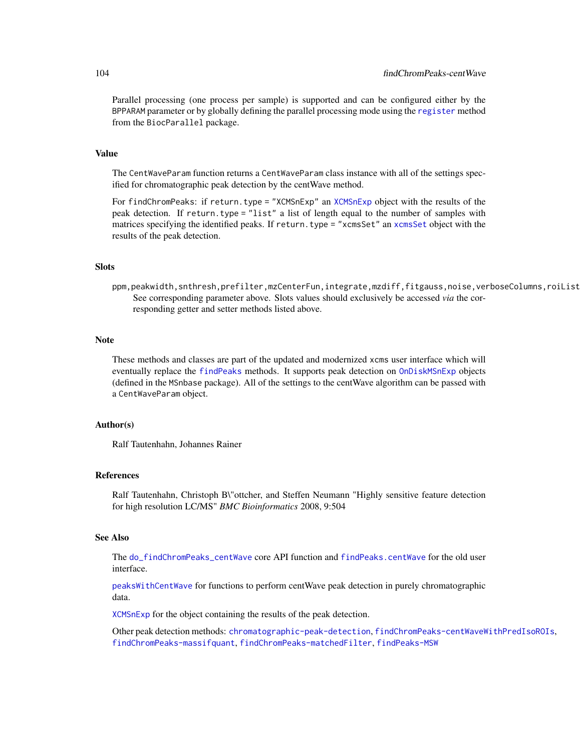Parallel processing (one process per sample) is supported and can be configured either by the BPPARAM parameter or by globally defining the parallel processing mode using the `register` method from the BiocParallel package.

## Value

The CentWaveParam function returns a CentWaveParam class instance with all of the settings specified for chromatographic peak detection by the centWave method.

For findChromPeaks: if return.type = "XCMSnExp" an `XCMSnExp` object with the results of the peak detection. If return.type = "list" a list of length equal to the number of samples with matrices specifying the identified peaks. If return.type = "xcmsSet" an `xcmsSet` object with the results of the peak detection.

## Slots

ppm,peakwidth,snthresh,prefilter,mzCenterFun,integrate,mzdiff,fitgauss,noise,verboseColumns,roiList
: See corresponding parameter above. Slots values should exclusively be accessed *via* the corresponding getter and setter methods listed above.

## Note

These methods and classes are part of the updated and modernized xcms user interface which will eventually replace the `findPeaks` methods. It supports peak detection on `OnDiskMSnExp` objects (defined in the MSnbase package). All of the settings to the centWave algorithm can be passed with a CentWaveParam object.

## Author(s)

Ralf Tautenhahn, Johannes Rainer

## References

Ralf Tautenhahn, Christoph B\"ottcher, and Steffen Neumann "Highly sensitive feature detection for high resolution LC/MS" *BMC Bioinformatics* 2008, 9:504

## See Also

The `do_findChromPeaks_centWave` core API function and `findPeaks.centWave` for the old user interface.

`peaksWithCentWave` for functions to perform centWave peak detection in purely chromatographic data.

`XCMSnExp` for the object containing the results of the peak detection.

Other peak detection methods: `chromatographic-peak-detection`, `findChromPeaks-centWaveWithPredIsoROIs`, `findChromPeaks-massifquant`, `findChromPeaks-matchedFilter`, `findPeaks-MSW`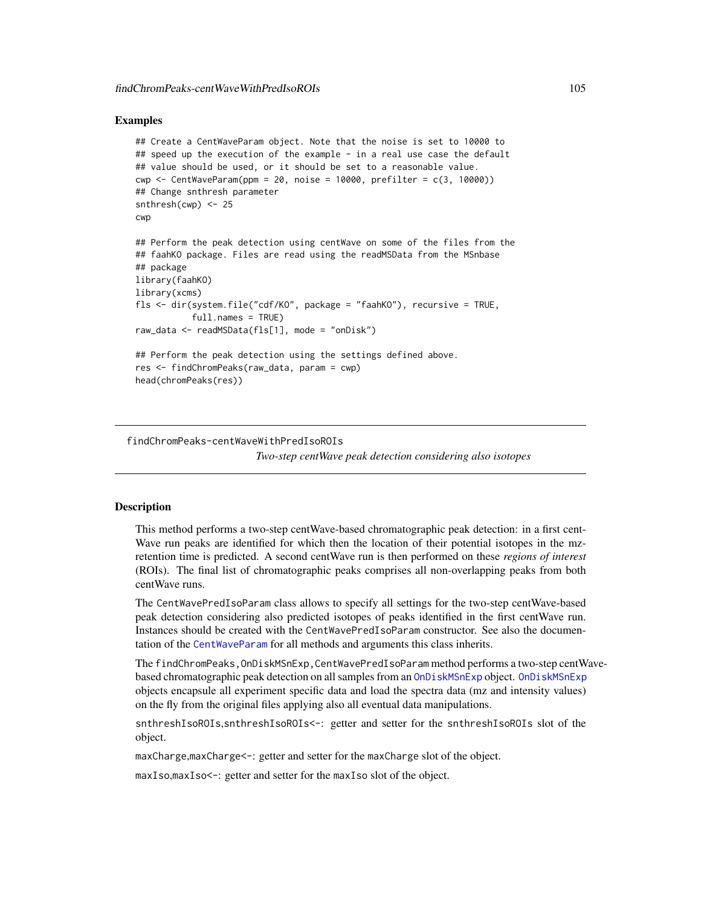## Examples

```
## Create a CentWaveParam object. Note that the noise is set to 10000 to
## speed up the execution of the example - in a real use case the default
## value should be used, or it should be set to a reasonable value.
cwp <- CentWaveParam(ppm = 20, noise = 10000, prefilter = c(3, 10000))
## Change snthresh parameter
snthresh(cwp) <- 25
cwp

## Perform the peak detection using centWave on some of the files from the
## faahKO package. Files are read using the readMSData from the MSnbase
## package
library(faahKO)
library(xcms)
fls <- dir(system.file("cdf/KO", package = "faahKO"), recursive = TRUE,
           full.names = TRUE)
raw_data <- readMSData(fls[1], mode = "onDisk")

## Perform the peak detection using the settings defined above.
res <- findChromPeaks(raw_data, param = cwp)
head(chromPeaks(res))
```

---

# findChromPeaks-centWaveWithPredIsoROIs

*Two-step centWave peak detection considering also isotopes*

---

## Description

This method performs a two-step centWave-based chromatographic peak detection: in a first centWave run peaks are identified for which then the location of their potential isotopes in the mz-retention time is predicted. A second centWave run is then performed on these *regions of interest* (ROIs). The final list of chromatographic peaks comprises all non-overlapping peaks from both centWave runs.

The `CentWavePredIsoParam` class allows to specify all settings for the two-step centWave-based peak detection considering also predicted isotopes of peaks identified in the first centWave run. Instances should be created with the `CentWavePredIsoParam` constructor. See also the documentation of the `CentWaveParam` for all methods and arguments this class inherits.

The `findChromPeaks,OnDiskMSnExp,CentWavePredIsoParam` method performs a two-step centWave-based chromatographic peak detection on all samples from an `OnDiskMSnExp` object. `OnDiskMSnExp` objects encapsule all experiment specific data and load the spectra data (mz and intensity values) on the fly from the original files applying also all eventual data manipulations.

`snthreshIsoROIs`,`snthreshIsoROIs<-`: getter and setter for the `snthreshIsoROIs` slot of the object.

`maxCharge`,`maxCharge<-`: getter and setter for the `maxCharge` slot of the object.

`maxIso`,`maxIso<-`: getter and setter for the `maxIso` slot of the object.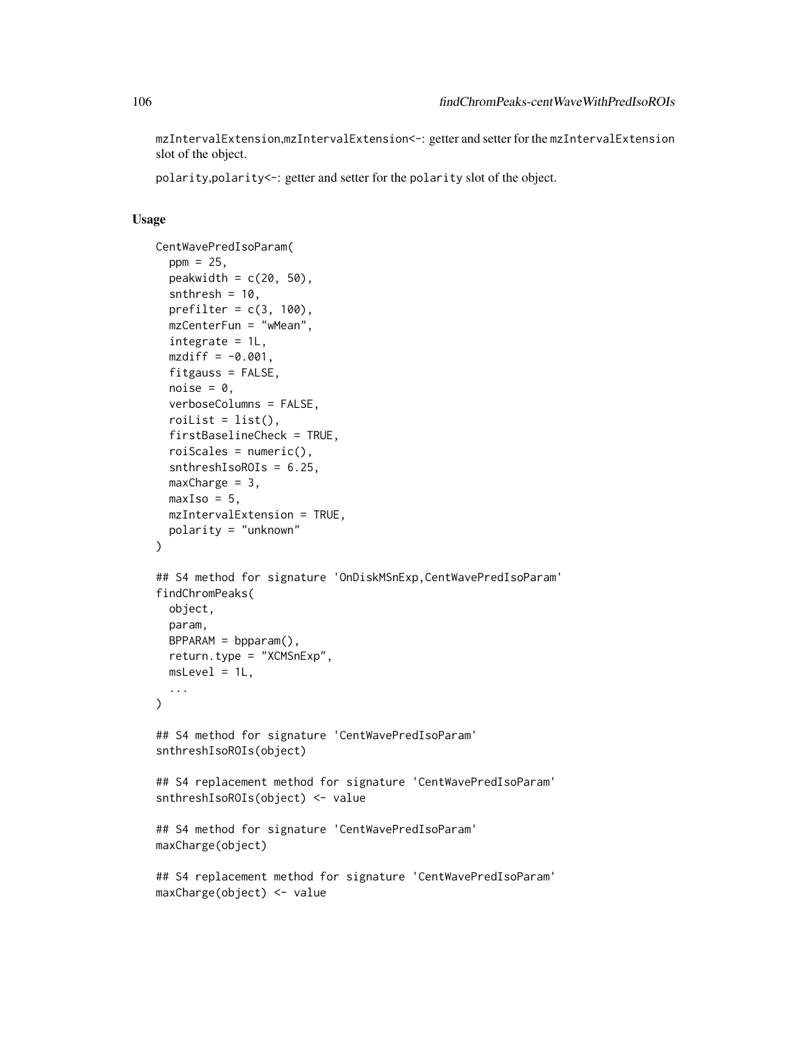`mzIntervalExtension`,`mzIntervalExtension<-`: getter and setter for the `mzIntervalExtension` slot of the object.

`polarity`,`polarity<-`: getter and setter for the `polarity` slot of the object.

## Usage

```
CentWavePredIsoParam(
  ppm = 25,
  peakwidth = c(20, 50),
  snthresh = 10,
  prefilter = c(3, 100),
  mzCenterFun = "wMean",
  integrate = 1L,
  mzdiff = -0.001,
  fitgauss = FALSE,
  noise = 0,
  verboseColumns = FALSE,
  roiList = list(),
  firstBaselineCheck = TRUE,
  roiScales = numeric(),
  snthreshIsoROIs = 6.25,
  maxCharge = 3,
  maxIso = 5,
  mzIntervalExtension = TRUE,
  polarity = "unknown"
)

## S4 method for signature 'OnDiskMSnExp,CentWavePredIsoParam'
findChromPeaks(
  object,
  param,
  BPPARAM = bpparam(),
  return.type = "XCMSnExp",
  msLevel = 1L,
  ...
)

## S4 method for signature 'CentWavePredIsoParam'
snthreshIsoROIs(object)

## S4 replacement method for signature 'CentWavePredIsoParam'
snthreshIsoROIs(object) <- value

## S4 method for signature 'CentWavePredIsoParam'
maxCharge(object)

## S4 replacement method for signature 'CentWavePredIsoParam'
maxCharge(object) <- value
```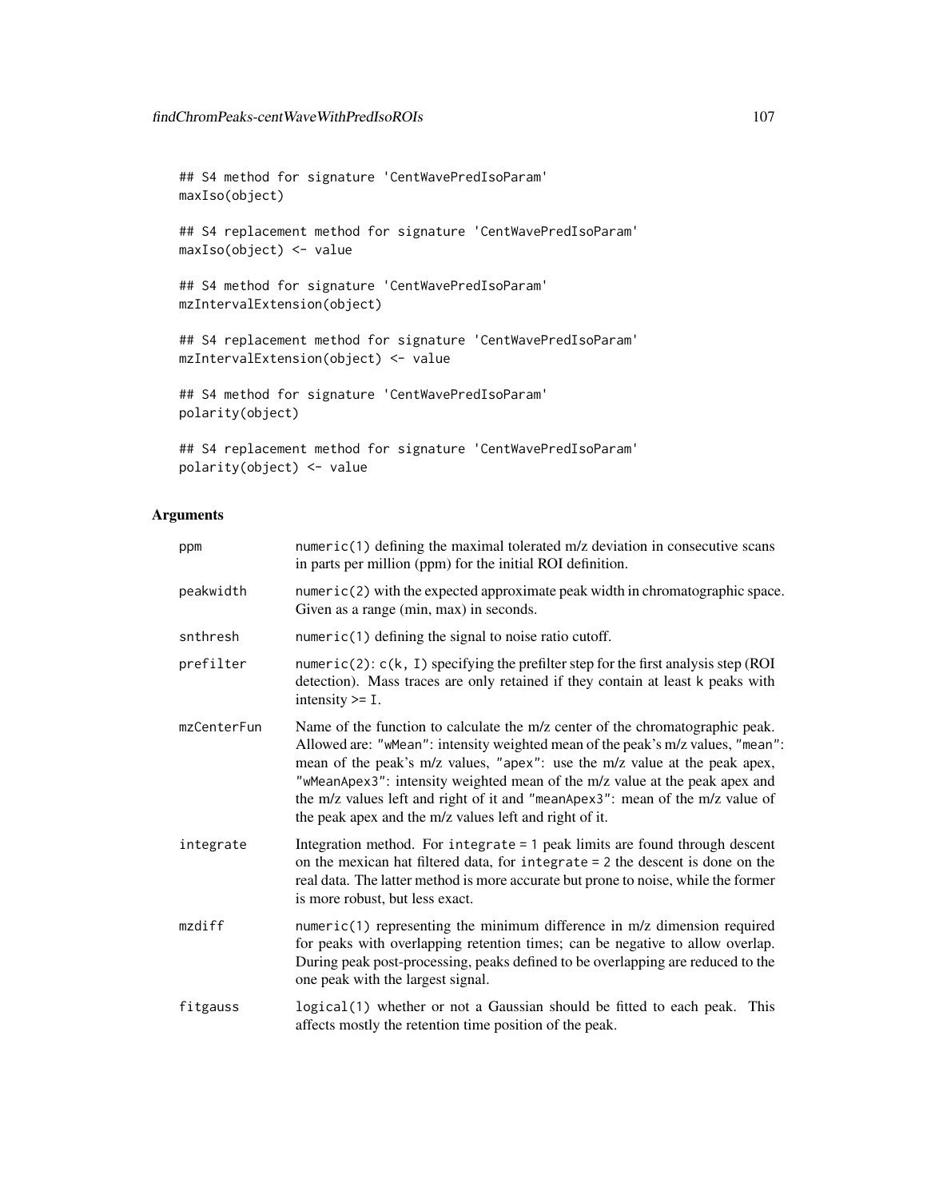```
## S4 method for signature 'CentWavePredIsoParam'
maxIso(object)

## S4 replacement method for signature 'CentWavePredIsoParam'
maxIso(object) <- value

## S4 method for signature 'CentWavePredIsoParam'
mzIntervalExtension(object)

## S4 replacement method for signature 'CentWavePredIsoParam'
mzIntervalExtension(object) <- value

## S4 method for signature 'CentWavePredIsoParam'
polarity(object)

## S4 replacement method for signature 'CentWavePredIsoParam'
polarity(object) <- value
```

## Arguments

| | |
|---|---|
| ppm | `numeric(1)` defining the maximal tolerated m/z deviation in consecutive scans in parts per million (ppm) for the initial ROI definition. |
| peakwidth | `numeric(2)` with the expected approximate peak width in chromatographic space. Given as a range (min, max) in seconds. |
| snthresh | `numeric(1)` defining the signal to noise ratio cutoff. |
| prefilter | `numeric(2)`: `c(k, I)` specifying the prefilter step for the first analysis step (ROI detection). Mass traces are only retained if they contain at least `k` peaks with intensity >= `I`. |
| mzCenterFun | Name of the function to calculate the m/z center of the chromatographic peak. Allowed are: `"wMean"`: intensity weighted mean of the peak's m/z values, `"mean"`: mean of the peak's m/z values, `"apex"`: use the m/z value at the peak apex, `"wMeanApex3"`: intensity weighted mean of the m/z value at the peak apex and the m/z values left and right of it and `"meanApex3"`: mean of the m/z value of the peak apex and the m/z values left and right of it. |
| integrate | Integration method. For `integrate = 1` peak limits are found through descent on the mexican hat filtered data, for `integrate = 2` the descent is done on the real data. The latter method is more accurate but prone to noise, while the former is more robust, but less exact. |
| mzdiff | `numeric(1)` representing the minimum difference in m/z dimension required for peaks with overlapping retention times; can be negative to allow overlap. During peak post-processing, peaks defined to be overlapping are reduced to the one peak with the largest signal. |
| fitgauss | `logical(1)` whether or not a Gaussian should be fitted to each peak. This affects mostly the retention time position of the peak. |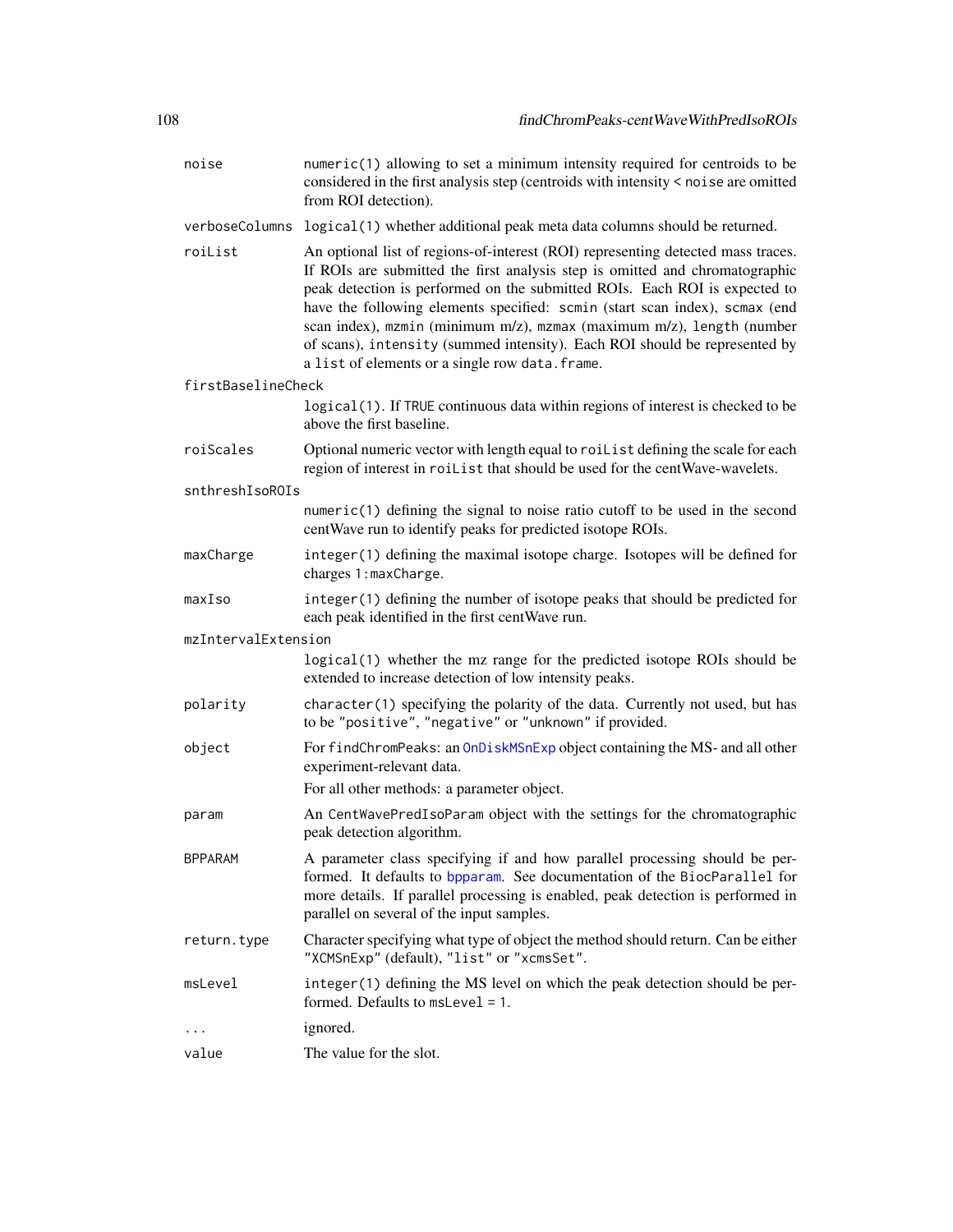| | |
|---|---|
| `noise` | `numeric(1)` allowing to set a minimum intensity required for centroids to be considered in the first analysis step (centroids with intensity < `noise` are omitted from ROI detection). |
| `verboseColumns` | `logical(1)` whether additional peak meta data columns should be returned. |
| `roiList` | An optional list of regions-of-interest (ROI) representing detected mass traces. If ROIs are submitted the first analysis step is omitted and chromatographic peak detection is performed on the submitted ROIs. Each ROI is expected to have the following elements specified: `scmin` (start scan index), `scmax` (end scan index), `mzmin` (minimum m/z), `mzmax` (maximum m/z), `length` (number of scans), `intensity` (summed intensity). Each ROI should be represented by a `list` of elements or a single row `data.frame`. |
| `firstBaselineCheck` | `logical(1)`. If `TRUE` continuous data within regions of interest is checked to be above the first baseline. |
| `roiScales` | Optional numeric vector with length equal to `roiList` defining the scale for each region of interest in `roiList` that should be used for the centWave-wavelets. |
| `snthreshIsoROIs` | `numeric(1)` defining the signal to noise ratio cutoff to be used in the second centWave run to identify peaks for predicted isotope ROIs. |
| `maxCharge` | `integer(1)` defining the maximal isotope charge. Isotopes will be defined for charges `1:maxCharge`. |
| `maxIso` | `integer(1)` defining the number of isotope peaks that should be predicted for each peak identified in the first centWave run. |
| `mzIntervalExtension` | `logical(1)` whether the mz range for the predicted isotope ROIs should be extended to increase detection of low intensity peaks. |
| `polarity` | `character(1)` specifying the polarity of the data. Currently not used, but has to be `"positive"`, `"negative"` or `"unknown"` if provided. |
| `object` | For `findChromPeaks`: an `OnDiskMSnExp` object containing the MS- and all other experiment-relevant data. For all other methods: a parameter object. |
| `param` | An `CentWavePredIsoParam` object with the settings for the chromatographic peak detection algorithm. |
| `BPPARAM` | A parameter class specifying if and how parallel processing should be performed. It defaults to `bpparam`. See documentation of the `BiocParallel` for more details. If parallel processing is enabled, peak detection is performed in parallel on several of the input samples. |
| `return.type` | Character specifying what type of object the method should return. Can be either `"XCMSnExp"` (default), `"list"` or `"xcmsSet"`. |
| `msLevel` | `integer(1)` defining the MS level on which the peak detection should be performed. Defaults to `msLevel = 1`. |
| `...` | ignored. |
| `value` | The value for the slot. |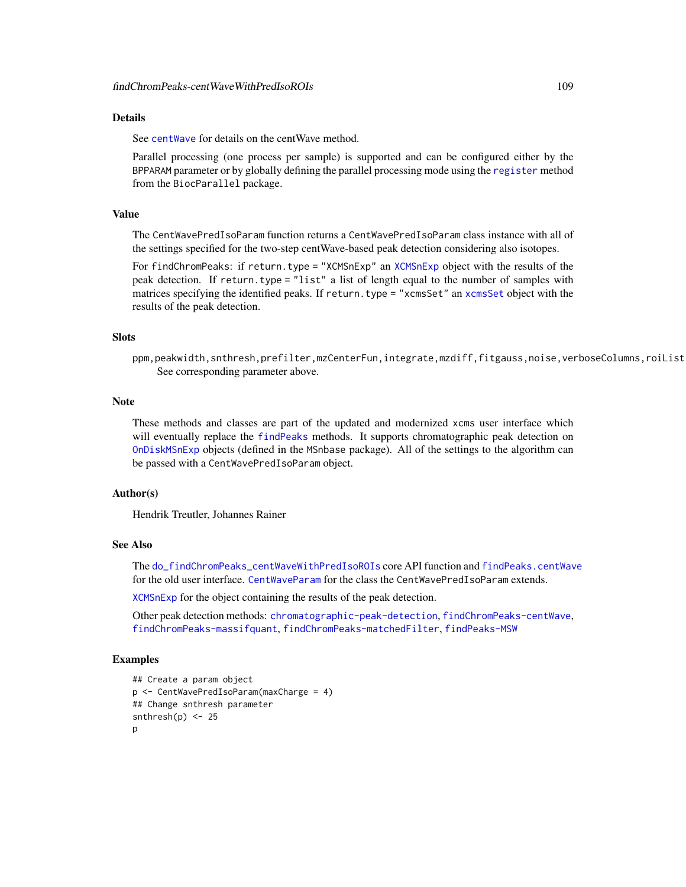## Details

See `centWave` for details on the centWave method.

Parallel processing (one process per sample) is supported and can be configured either by the `BPPARAM` parameter or by globally defining the parallel processing mode using the `register` method from the `BiocParallel` package.

## Value

The `CentWavePredIsoParam` function returns a `CentWavePredIsoParam` class instance with all of the settings specified for the two-step centWave-based peak detection considering also isotopes.

For `findChromPeaks`: if `return.type = "XCMSnExp"` an `XCMSnExp` object with the results of the peak detection. If `return.type = "list"` a list of length equal to the number of samples with matrices specifying the identified peaks. If `return.type = "xcmsSet"` an `xcmsSet` object with the results of the peak detection.

## Slots

`ppm,peakwidth,snthresh,prefilter,mzCenterFun,integrate,mzdiff,fitgauss,noise,verboseColumns,roiList`
: See corresponding parameter above.

## Note

These methods and classes are part of the updated and modernized `xcms` user interface which will eventually replace the `findPeaks` methods. It supports chromatographic peak detection on `OnDiskMSnExp` objects (defined in the `MSnbase` package). All of the settings to the algorithm can be passed with a `CentWavePredIsoParam` object.

## Author(s)

Hendrik Treutler, Johannes Rainer

## See Also

The `do_findChromPeaks_centWaveWithPredIsoROIs` core API function and `findPeaks.centWave` for the old user interface. `CentWaveParam` for the class the `CentWavePredIsoParam` extends.

`XCMSnExp` for the object containing the results of the peak detection.

Other peak detection methods: `chromatographic-peak-detection`, `findChromPeaks-centWave`, `findChromPeaks-massifquant`, `findChromPeaks-matchedFilter`, `findPeaks-MSW`

## Examples

```
## Create a param object
p <- CentWavePredIsoParam(maxCharge = 4)
## Change snthresh parameter
snthresh(p) <- 25
p
```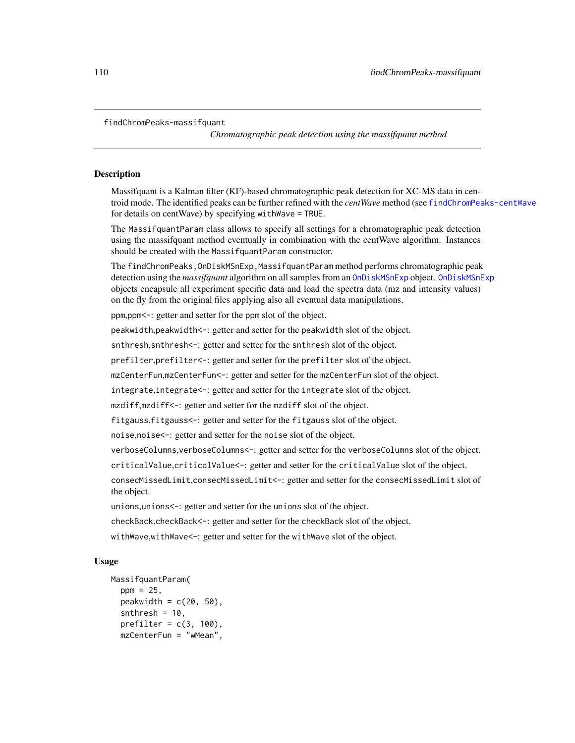findChromPeaks-massifquant

*Chromatographic peak detection using the massifquant method*

## Description

Massifquant is a Kalman filter (KF)-based chromatographic peak detection for XC-MS data in centroid mode. The identified peaks can be further refined with the *centWave* method (see findChromPeaks-centWave for details on centWave) by specifying `withWave = TRUE`.

The `MassifquantParam` class allows to specify all settings for a chromatographic peak detection using the massifquant method eventually in combination with the centWave algorithm. Instances should be created with the `MassifquantParam` constructor.

The `findChromPeaks,OnDiskMSnExp,MassifquantParam` method performs chromatographic peak detection using the *massifquant* algorithm on all samples from an `OnDiskMSnExp` object. `OnDiskMSnExp` objects encapsule all experiment specific data and load the spectra data (mz and intensity values) on the fly from the original files applying also all eventual data manipulations.

ppm,ppm<-: getter and setter for the `ppm` slot of the object.

`peakwidth`,`peakwidth<-`: getter and setter for the `peakwidth` slot of the object.

`snthresh`,`snthresh<-`: getter and setter for the `snthresh` slot of the object.

`prefilter`,`prefilter<-`: getter and setter for the `prefilter` slot of the object.

`mzCenterFun`,`mzCenterFun<-`: getter and setter for the `mzCenterFun` slot of the object.

`integrate`,`integrate<-`: getter and setter for the `integrate` slot of the object.

`mzdiff`,`mzdiff<-`: getter and setter for the `mzdiff` slot of the object.

`fitgauss`,`fitgauss<-`: getter and setter for the `fitgauss` slot of the object.

`noise`,`noise<-`: getter and setter for the `noise` slot of the object.

`verboseColumns`,`verboseColumns<-`: getter and setter for the `verboseColumns` slot of the object.

`criticalValue`,`criticalValue<-`: getter and setter for the `criticalValue` slot of the object.

`consecMissedLimit`,`consecMissedLimit<-`: getter and setter for the `consecMissedLimit` slot of the object.

`unions`,`unions<-`: getter and setter for the `unions` slot of the object.

`checkBack`,`checkBack<-`: getter and setter for the `checkBack` slot of the object.

`withWave`,`withWave<-`: getter and setter for the `withWave` slot of the object.

## Usage

```
MassifquantParam(
  ppm = 25,
  peakwidth = c(20, 50),
  snthresh = 10,
  prefilter = c(3, 100),
  mzCenterFun = "wMean",
```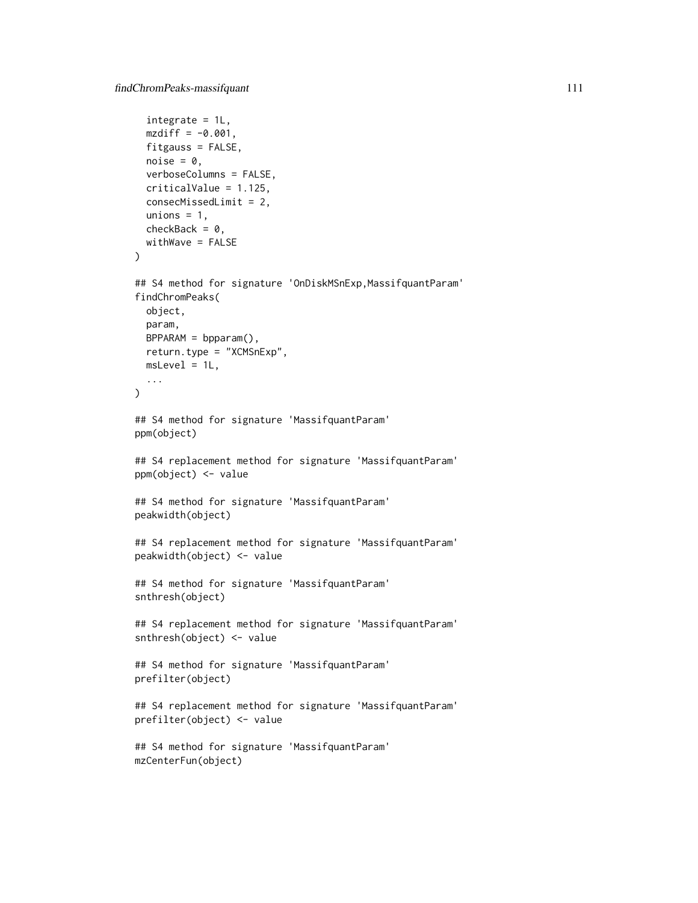```
  integrate = 1L,
  mzdiff = -0.001,
  fitgauss = FALSE,
  noise = 0,
  verboseColumns = FALSE,
  criticalValue = 1.125,
  consecMissedLimit = 2,
  unions = 1,
  checkBack = 0,
  withWave = FALSE
)

## S4 method for signature 'OnDiskMSnExp,MassifquantParam'
findChromPeaks(
  object,
  param,
  BPPARAM = bpparam(),
  return.type = "XCMSnExp",
  msLevel = 1L,
  ...
)

## S4 method for signature 'MassifquantParam'
ppm(object)

## S4 replacement method for signature 'MassifquantParam'
ppm(object) <- value

## S4 method for signature 'MassifquantParam'
peakwidth(object)

## S4 replacement method for signature 'MassifquantParam'
peakwidth(object) <- value

## S4 method for signature 'MassifquantParam'
snthresh(object)

## S4 replacement method for signature 'MassifquantParam'
snthresh(object) <- value

## S4 method for signature 'MassifquantParam'
prefilter(object)

## S4 replacement method for signature 'MassifquantParam'
prefilter(object) <- value

## S4 method for signature 'MassifquantParam'
mzCenterFun(object)
```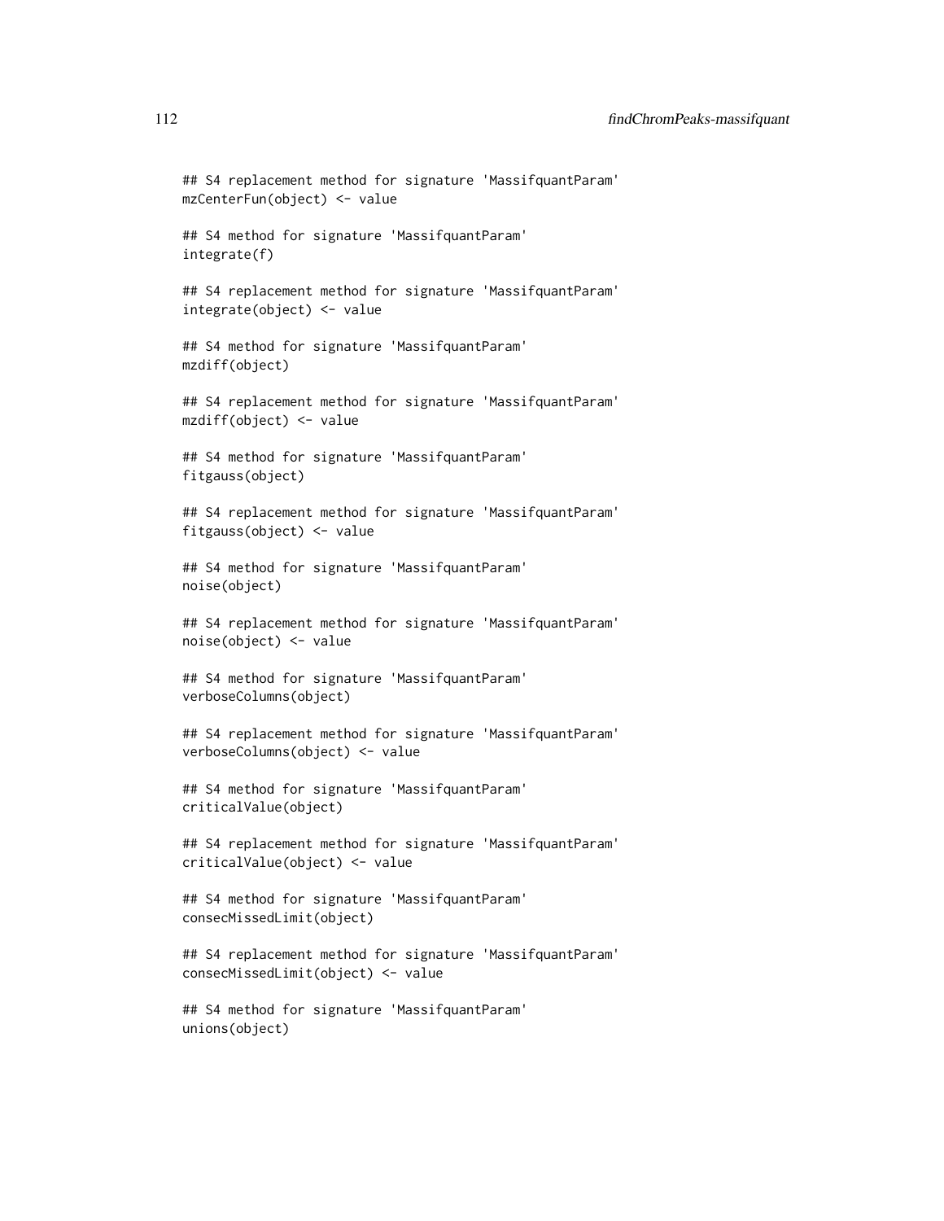```
## S4 replacement method for signature 'MassifquantParam'
mzCenterFun(object) <- value

## S4 method for signature 'MassifquantParam'
integrate(f)

## S4 replacement method for signature 'MassifquantParam'
integrate(object) <- value

## S4 method for signature 'MassifquantParam'
mzdiff(object)

## S4 replacement method for signature 'MassifquantParam'
mzdiff(object) <- value

## S4 method for signature 'MassifquantParam'
fitgauss(object)

## S4 replacement method for signature 'MassifquantParam'
fitgauss(object) <- value

## S4 method for signature 'MassifquantParam'
noise(object)

## S4 replacement method for signature 'MassifquantParam'
noise(object) <- value

## S4 method for signature 'MassifquantParam'
verboseColumns(object)

## S4 replacement method for signature 'MassifquantParam'
verboseColumns(object) <- value

## S4 method for signature 'MassifquantParam'
criticalValue(object)

## S4 replacement method for signature 'MassifquantParam'
criticalValue(object) <- value

## S4 method for signature 'MassifquantParam'
consecMissedLimit(object)

## S4 replacement method for signature 'MassifquantParam'
consecMissedLimit(object) <- value

## S4 method for signature 'MassifquantParam'
unions(object)
```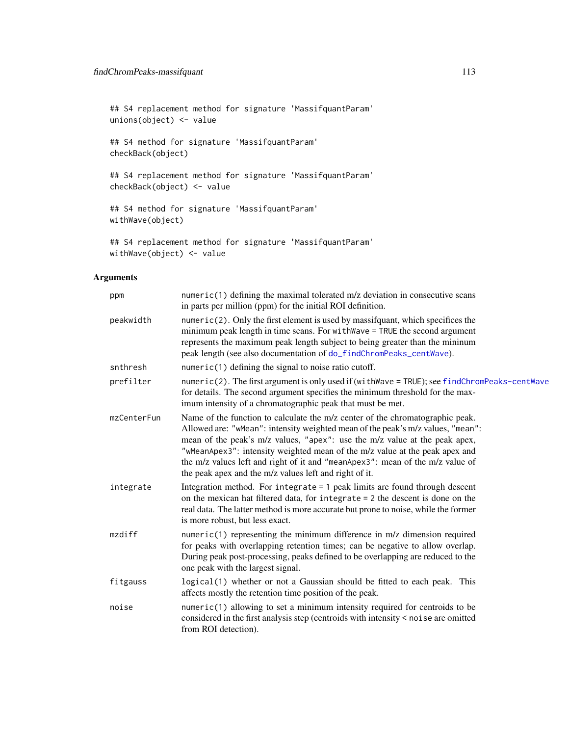```
## S4 replacement method for signature 'MassifquantParam'
unions(object) <- value

## S4 method for signature 'MassifquantParam'
checkBack(object)

## S4 replacement method for signature 'MassifquantParam'
checkBack(object) <- value

## S4 method for signature 'MassifquantParam'
withWave(object)

## S4 replacement method for signature 'MassifquantParam'
withWave(object) <- value
```

## Arguments

| | |
|---|---|
| ppm | `numeric(1)` defining the maximal tolerated m/z deviation in consecutive scans in parts per million (ppm) for the initial ROI definition. |
| peakwidth | `numeric(2)`. Only the first element is used by massifquant, which specifices the minimum peak length in time scans. For `withWave = TRUE` the second argument represents the maximum peak length subject to being greater than the mininum peak length (see also documentation of `do_findChromPeaks_centWave`). |
| snthresh | `numeric(1)` defining the signal to noise ratio cutoff. |
| prefilter | `numeric(2)`. The first argument is only used if (`withWave = TRUE`); see `findChromPeaks-centWave` for details. The second argument specifies the minimum threshold for the maximum intensity of a chromatographic peak that must be met. |
| mzCenterFun | Name of the function to calculate the m/z center of the chromatographic peak. Allowed are: `"wMean"`: intensity weighted mean of the peak's m/z values, `"mean"`: mean of the peak's m/z values, `"apex"`: use the m/z value at the peak apex, `"wMeanApex3"`: intensity weighted mean of the m/z value at the peak apex and the m/z values left and right of it and `"meanApex3"`: mean of the m/z value of the peak apex and the m/z values left and right of it. |
| integrate | Integration method. For `integrate = 1` peak limits are found through descent on the mexican hat filtered data, for `integrate = 2` the descent is done on the real data. The latter method is more accurate but prone to noise, while the former is more robust, but less exact. |
| mzdiff | `numeric(1)` representing the minimum difference in m/z dimension required for peaks with overlapping retention times; can be negative to allow overlap. During peak post-processing, peaks defined to be overlapping are reduced to the one peak with the largest signal. |
| fitgauss | `logical(1)` whether or not a Gaussian should be fitted to each peak. This affects mostly the retention time position of the peak. |
| noise | `numeric(1)` allowing to set a minimum intensity required for centroids to be considered in the first analysis step (centroids with intensity < `noise` are omitted from ROI detection). |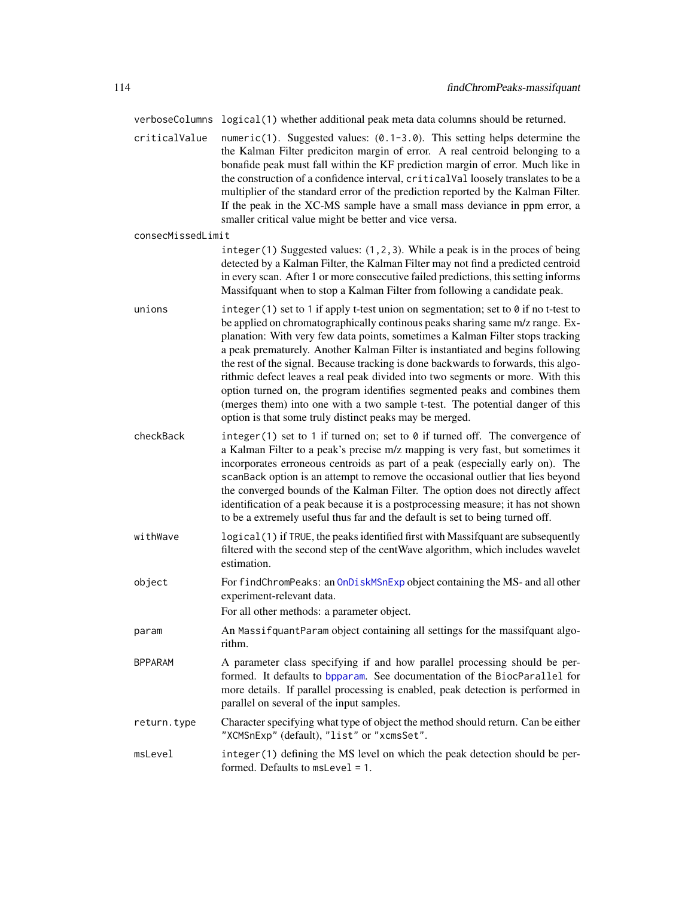verboseColumns `logical(1)` whether additional peak meta data columns should be returned.

criticalValue `numeric(1)`. Suggested values: `(0.1-3.0)`. This setting helps determine the the Kalman Filter prediciton margin of error. A real centroid belonging to a bonafide peak must fall within the KF prediction margin of error. Much like in the construction of a confidence interval, `criticalVal` loosely translates to be a multiplier of the standard error of the prediction reported by the Kalman Filter. If the peak in the XC-MS sample have a small mass deviance in ppm error, a smaller critical value might be better and vice versa.

consecMissedLimit
`integer(1)` Suggested values: `(1,2,3)`. While a peak is in the proces of being detected by a Kalman Filter, the Kalman Filter may not find a predicted centroid in every scan. After 1 or more consecutive failed predictions, this setting informs Massifquant when to stop a Kalman Filter from following a candidate peak.

unions `integer(1)` set to `1` if apply t-test union on segmentation; set to `0` if no t-test to be applied on chromatographically continous peaks sharing same m/z range. Explanation: With very few data points, sometimes a Kalman Filter stops tracking a peak prematurely. Another Kalman Filter is instantiated and begins following the rest of the signal. Because tracking is done backwards to forwards, this algorithmic defect leaves a real peak divided into two segments or more. With this option turned on, the program identifies segmented peaks and combines them (merges them) into one with a two sample t-test. The potential danger of this option is that some truly distinct peaks may be merged.

checkBack `integer(1)` set to `1` if turned on; set to `0` if turned off. The convergence of a Kalman Filter to a peak's precise m/z mapping is very fast, but sometimes it incorporates erroneous centroids as part of a peak (especially early on). The `scanBack` option is an attempt to remove the occasional outlier that lies beyond the converged bounds of the Kalman Filter. The option does not directly affect identification of a peak because it is a postprocessing measure; it has not shown to be a extremely useful thus far and the default is set to being turned off.

withWave `logical(1)` if `TRUE`, the peaks identified first with Massifquant are subsequently filtered with the second step of the centWave algorithm, which includes wavelet estimation.

object For `findChromPeaks`: an `OnDiskMSnExp` object containing the MS- and all other experiment-relevant data.
For all other methods: a parameter object.

param An `MassifquantParam` object containing all settings for the massifquant algorithm.

BPPARAM A parameter class specifying if and how parallel processing should be performed. It defaults to `bpparam`. See documentation of the `BiocParallel` for more details. If parallel processing is enabled, peak detection is performed in parallel on several of the input samples.

return.type Character specifying what type of object the method should return. Can be either `"XCMSnExp"` (default), `"list"` or `"xcmsSet"`.

msLevel `integer(1)` defining the MS level on which the peak detection should be performed. Defaults to `msLevel = 1`.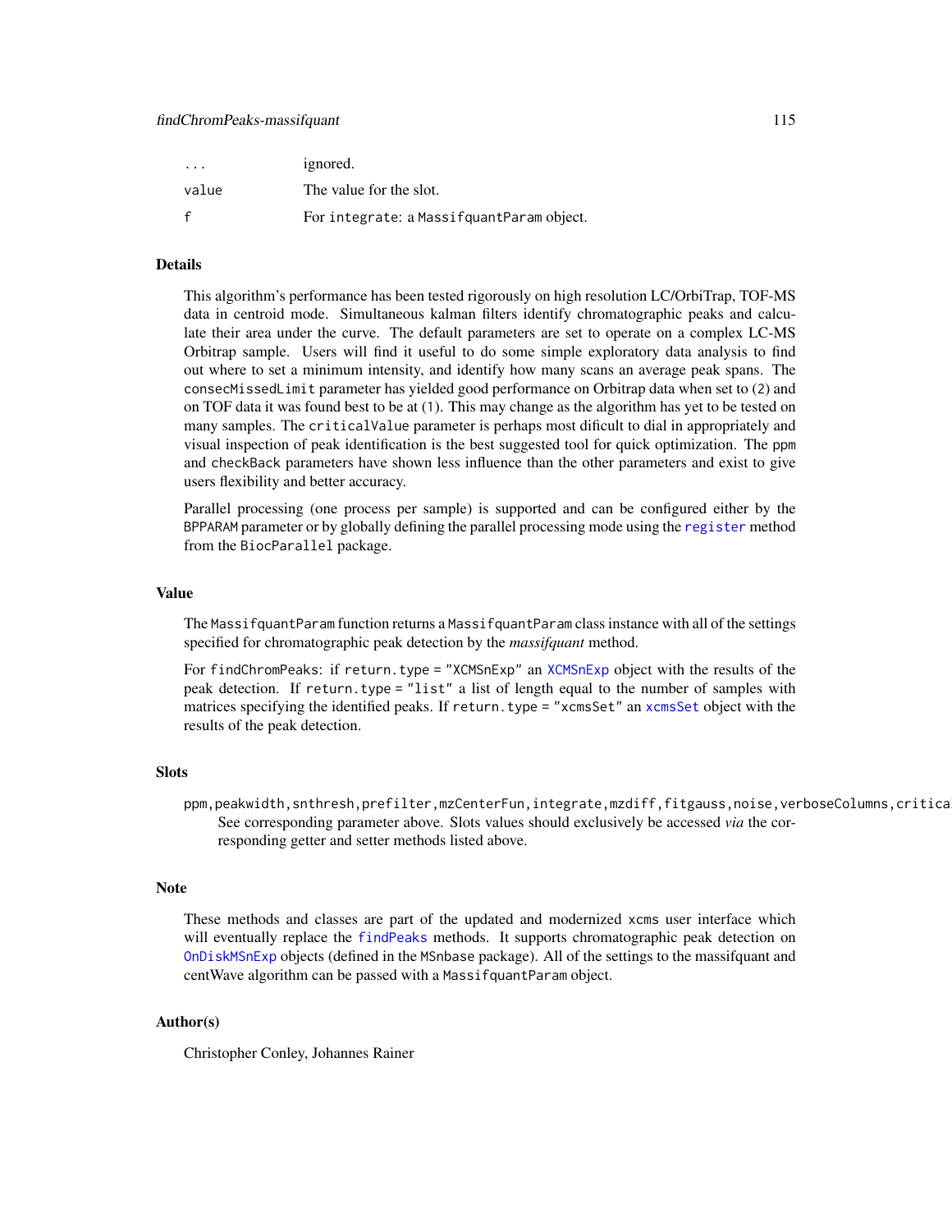| | |
|---|---|
| ... | ignored. |
| value | The value for the slot. |
| f | For integrate: a MassifquantParam object. |

## Details

This algorithm's performance has been tested rigorously on high resolution LC/OrbiTrap, TOF-MS data in centroid mode. Simultaneous kalman filters identify chromatographic peaks and calculate their area under the curve. The default parameters are set to operate on a complex LC-MS Orbitrap sample. Users will find it useful to do some simple exploratory data analysis to find out where to set a minimum intensity, and identify how many scans an average peak spans. The consecMissedLimit parameter has yielded good performance on Orbitrap data when set to (2) and on TOF data it was found best to be at (1). This may change as the algorithm has yet to be tested on many samples. The criticalValue parameter is perhaps most dificult to dial in appropriately and visual inspection of peak identification is the best suggested tool for quick optimization. The ppm and checkBack parameters have shown less influence than the other parameters and exist to give users flexibility and better accuracy.

Parallel processing (one process per sample) is supported and can be configured either by the BPPARAM parameter or by globally defining the parallel processing mode using the register method from the BiocParallel package.

## Value

The MassifquantParam function returns a MassifquantParam class instance with all of the settings specified for chromatographic peak detection by the *massifquant* method.

For findChromPeaks: if return.type = "XCMSnExp" an XCMSnExp object with the results of the peak detection. If return.type = "list" a list of length equal to the number of samples with matrices specifying the identified peaks. If return.type = "xcmsSet" an xcmsSet object with the results of the peak detection.

## Slots

ppm,peakwidth,snthresh,prefilter,mzCenterFun,integrate,mzdiff,fitgauss,noise,verboseColumns,critica
: See corresponding parameter above. Slots values should exclusively be accessed *via* the corresponding getter and setter methods listed above.

## Note

These methods and classes are part of the updated and modernized xcms user interface which will eventually replace the findPeaks methods. It supports chromatographic peak detection on OnDiskMSnExp objects (defined in the MSnbase package). All of the settings to the massifquant and centWave algorithm can be passed with a MassifquantParam object.

## Author(s)

Christopher Conley, Johannes Rainer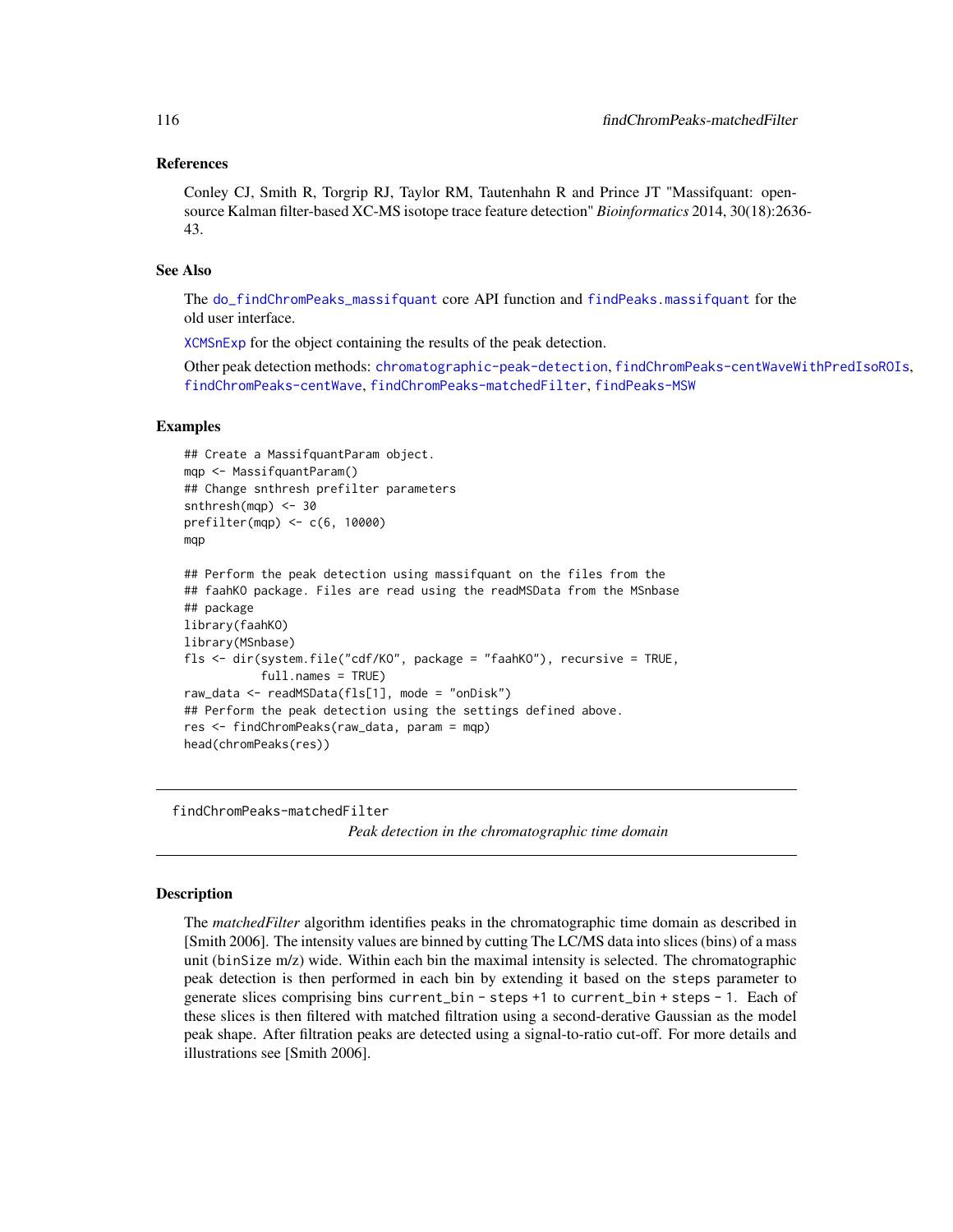## References

Conley CJ, Smith R, Torgrip RJ, Taylor RM, Tautenhahn R and Prince JT "Massifquant: open-source Kalman filter-based XC-MS isotope trace feature detection" *Bioinformatics* 2014, 30(18):2636-43.

## See Also

The `do_findChromPeaks_massifquant` core API function and `findPeaks.massifquant` for the old user interface.

`XCMSnExp` for the object containing the results of the peak detection.

Other peak detection methods: `chromatographic-peak-detection`, `findChromPeaks-centWaveWithPredIsoROIs`, `findChromPeaks-centWave`, `findChromPeaks-matchedFilter`, `findPeaks-MSW`

## Examples

```
## Create a MassifquantParam object.
mqp <- MassifquantParam()
## Change snthresh prefilter parameters
snthresh(mqp) <- 30
prefilter(mqp) <- c(6, 10000)
mqp

## Perform the peak detection using massifquant on the files from the
## faahKO package. Files are read using the readMSData from the MSnbase
## package
library(faahKO)
library(MSnbase)
fls <- dir(system.file("cdf/KO", package = "faahKO"), recursive = TRUE,
           full.names = TRUE)
raw_data <- readMSData(fls[1], mode = "onDisk")
## Perform the peak detection using the settings defined above.
res <- findChromPeaks(raw_data, param = mqp)
head(chromPeaks(res))
```

---

# findChromPeaks-matchedFilter

*Peak detection in the chromatographic time domain*

---

## Description

The *matchedFilter* algorithm identifies peaks in the chromatographic time domain as described in [Smith 2006]. The intensity values are binned by cutting The LC/MS data into slices (bins) of a mass unit (`binSize` m/z) wide. Within each bin the maximal intensity is selected. The chromatographic peak detection is then performed in each bin by extending it based on the `steps` parameter to generate slices comprising bins `current_bin - steps +1` to `current_bin + steps - 1`. Each of these slices is then filtered with matched filtration using a second-derative Gaussian as the model peak shape. After filtration peaks are detected using a signal-to-ratio cut-off. For more details and illustrations see [Smith 2006].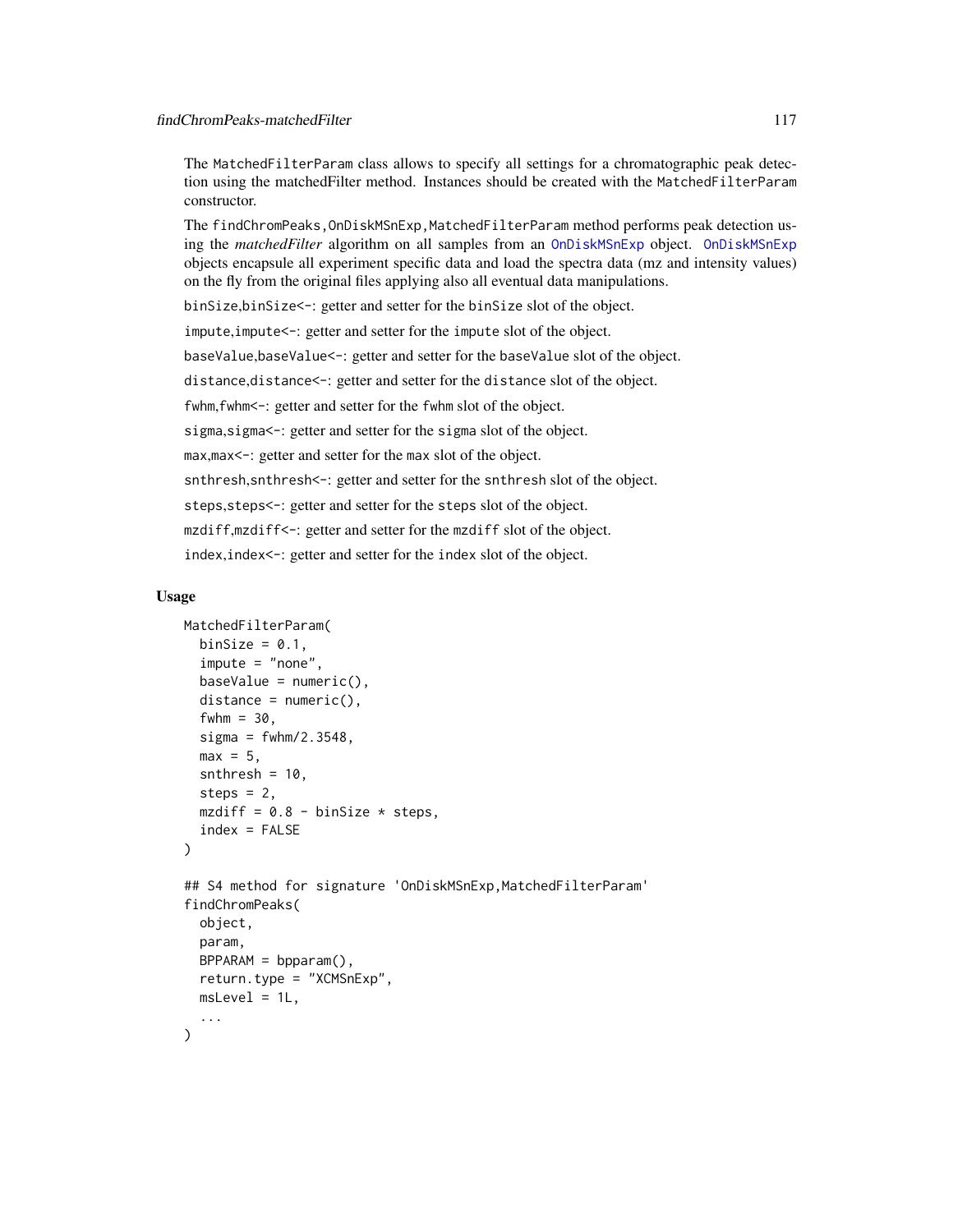The `MatchedFilterParam` class allows to specify all settings for a chromatographic peak detection using the matchedFilter method. Instances should be created with the `MatchedFilterParam` constructor.

The `findChromPeaks,OnDiskMSnExp,MatchedFilterParam` method performs peak detection using the *matchedFilter* algorithm on all samples from an `OnDiskMSnExp` object. `OnDiskMSnExp` objects encapsule all experiment specific data and load the spectra data (mz and intensity values) on the fly from the original files applying also all eventual data manipulations.

`binSize,binSize<-`: getter and setter for the `binSize` slot of the object.

`impute,impute<-`: getter and setter for the `impute` slot of the object.

`baseValue,baseValue<-`: getter and setter for the `baseValue` slot of the object.

`distance,distance<-`: getter and setter for the `distance` slot of the object.

`fwhm,fwhm<-`: getter and setter for the `fwhm` slot of the object.

`sigma,sigma<-`: getter and setter for the `sigma` slot of the object.

`max,max<-`: getter and setter for the `max` slot of the object.

`snthresh,snthresh<-`: getter and setter for the `snthresh` slot of the object.

`steps,steps<-`: getter and setter for the `steps` slot of the object.

`mzdiff,mzdiff<-`: getter and setter for the `mzdiff` slot of the object.

`index,index<-`: getter and setter for the `index` slot of the object.

## Usage

```
MatchedFilterParam(
  binSize = 0.1,
  impute = "none",
  baseValue = numeric(),
  distance = numeric(),
  fwhm = 30,
  sigma = fwhm/2.3548,
  max = 5,
  snthresh = 10,
  steps = 2,
  mzdiff = 0.8 - binSize * steps,
  index = FALSE
)

## S4 method for signature 'OnDiskMSnExp,MatchedFilterParam'
findChromPeaks(
  object,
  param,
  BPPARAM = bpparam(),
  return.type = "XCMSnExp",
  msLevel = 1L,
  ...
)
```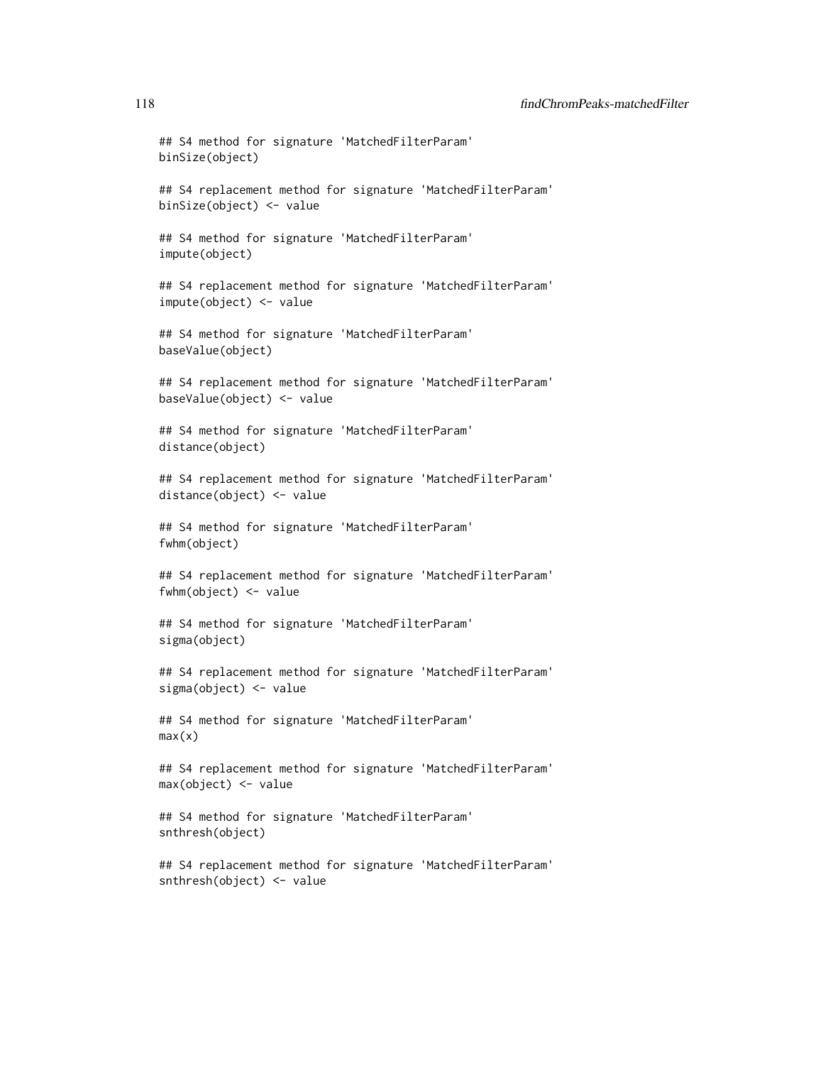```
## S4 method for signature 'MatchedFilterParam'
binSize(object)

## S4 replacement method for signature 'MatchedFilterParam'
binSize(object) <- value

## S4 method for signature 'MatchedFilterParam'
impute(object)

## S4 replacement method for signature 'MatchedFilterParam'
impute(object) <- value

## S4 method for signature 'MatchedFilterParam'
baseValue(object)

## S4 replacement method for signature 'MatchedFilterParam'
baseValue(object) <- value

## S4 method for signature 'MatchedFilterParam'
distance(object)

## S4 replacement method for signature 'MatchedFilterParam'
distance(object) <- value

## S4 method for signature 'MatchedFilterParam'
fwhm(object)

## S4 replacement method for signature 'MatchedFilterParam'
fwhm(object) <- value

## S4 method for signature 'MatchedFilterParam'
sigma(object)

## S4 replacement method for signature 'MatchedFilterParam'
sigma(object) <- value

## S4 method for signature 'MatchedFilterParam'
max(x)

## S4 replacement method for signature 'MatchedFilterParam'
max(object) <- value

## S4 method for signature 'MatchedFilterParam'
snthresh(object)

## S4 replacement method for signature 'MatchedFilterParam'
snthresh(object) <- value
```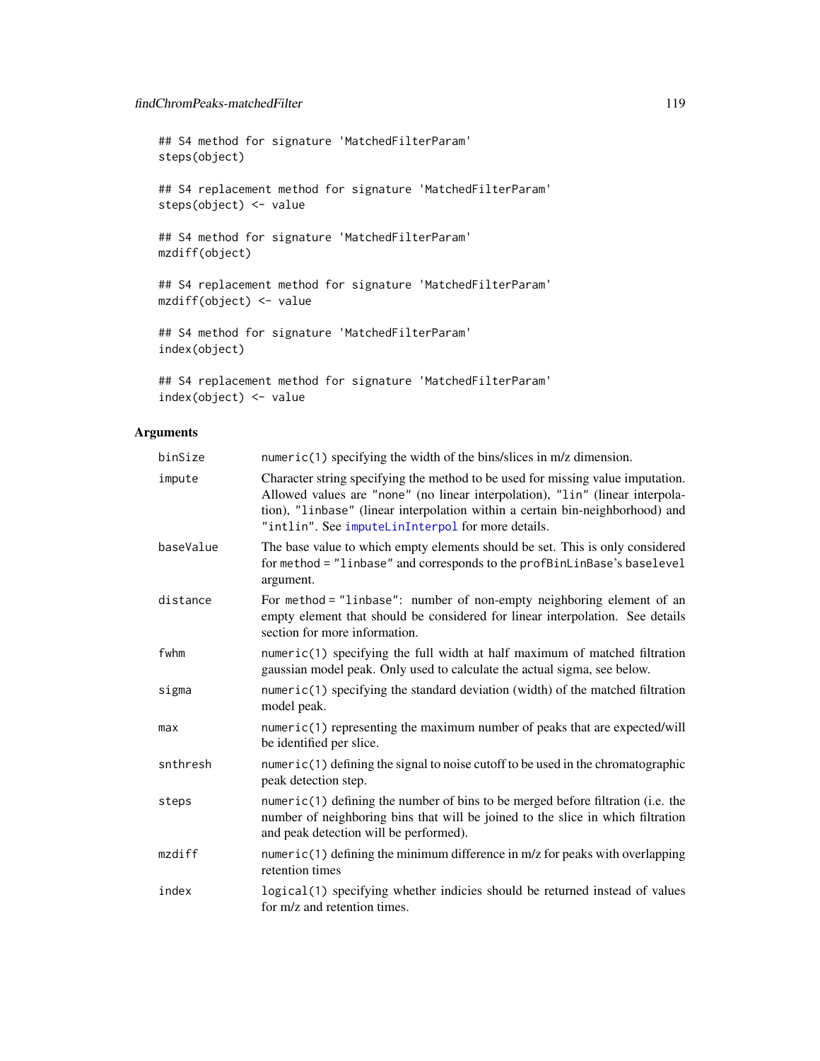```
## S4 method for signature 'MatchedFilterParam'
steps(object)

## S4 replacement method for signature 'MatchedFilterParam'
steps(object) <- value

## S4 method for signature 'MatchedFilterParam'
mzdiff(object)

## S4 replacement method for signature 'MatchedFilterParam'
mzdiff(object) <- value

## S4 method for signature 'MatchedFilterParam'
index(object)

## S4 replacement method for signature 'MatchedFilterParam'
index(object) <- value
```

## Arguments

| | |
|---|---|
| binSize | `numeric(1)` specifying the width of the bins/slices in m/z dimension. |
| impute | Character string specifying the method to be used for missing value imputation. Allowed values are `"none"` (no linear interpolation), `"lin"` (linear interpolation), `"linbase"` (linear interpolation within a certain bin-neighborhood) and `"intlin"`. See `imputeLinInterpol` for more details. |
| baseValue | The base value to which empty elements should be set. This is only considered for `method = "linbase"` and corresponds to the `profBinLinBase`'s `baselevel` argument. |
| distance | For `method = "linbase"`: number of non-empty neighboring element of an empty element that should be considered for linear interpolation. See details section for more information. |
| fwhm | `numeric(1)` specifying the full width at half maximum of matched filtration gaussian model peak. Only used to calculate the actual sigma, see below. |
| sigma | `numeric(1)` specifying the standard deviation (width) of the matched filtration model peak. |
| max | `numeric(1)` representing the maximum number of peaks that are expected/will be identified per slice. |
| snthresh | `numeric(1)` defining the signal to noise cutoff to be used in the chromatographic peak detection step. |
| steps | `numeric(1)` defining the number of bins to be merged before filtration (i.e. the number of neighboring bins that will be joined to the slice in which filtration and peak detection will be performed). |
| mzdiff | `numeric(1)` defining the minimum difference in m/z for peaks with overlapping retention times |
| index | `logical(1)` specifying whether indicies should be returned instead of values for m/z and retention times. |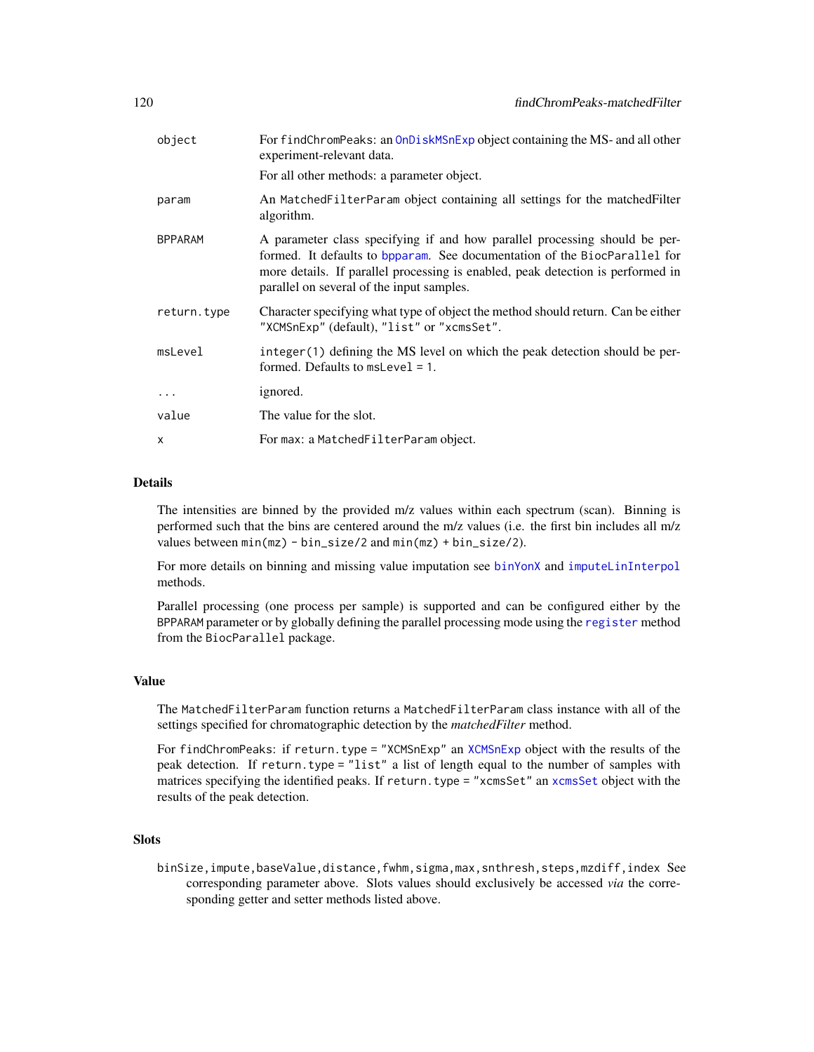| | |
|---|---|
| object | For findChromPeaks: an OnDiskMSnExp object containing the MS- and all other experiment-relevant data.<br>For all other methods: a parameter object. |
| param | An MatchedFilterParam object containing all settings for the matchedFilter algorithm. |
| BPPARAM | A parameter class specifying if and how parallel processing should be performed. It defaults to bpparam. See documentation of the BiocParallel for more details. If parallel processing is enabled, peak detection is performed in parallel on several of the input samples. |
| return.type | Character specifying what type of object the method should return. Can be either "XCMSnExp" (default), "list" or "xcmsSet". |
| msLevel | integer(1) defining the MS level on which the peak detection should be performed. Defaults to msLevel = 1. |
| ... | ignored. |
| value | The value for the slot. |
| x | For max: a MatchedFilterParam object. |

## Details

The intensities are binned by the provided m/z values within each spectrum (scan). Binning is performed such that the bins are centered around the m/z values (i.e. the first bin includes all m/z values between min(mz) - bin_size/2 and min(mz) + bin_size/2).

For more details on binning and missing value imputation see binYonX and imputeLinInterpol methods.

Parallel processing (one process per sample) is supported and can be configured either by the BPPARAM parameter or by globally defining the parallel processing mode using the register method from the BiocParallel package.

## Value

The MatchedFilterParam function returns a MatchedFilterParam class instance with all of the settings specified for chromatographic detection by the *matchedFilter* method.

For findChromPeaks: if return.type = "XCMSnExp" an XCMSnExp object with the results of the peak detection. If return.type = "list" a list of length equal to the number of samples with matrices specifying the identified peaks. If return.type = "xcmsSet" an xcmsSet object with the results of the peak detection.

## Slots

binSize,impute,baseValue,distance,fwhm,sigma,max,snthresh,steps,mzdiff,index See corresponding parameter above. Slots values should exclusively be accessed *via* the corresponding getter and setter methods listed above.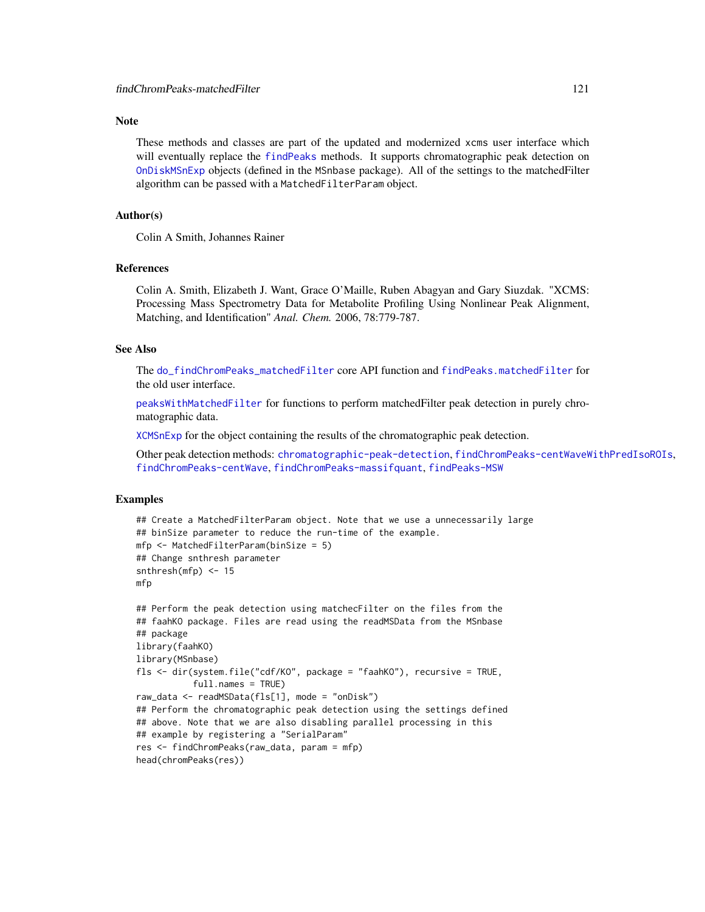## Note

These methods and classes are part of the updated and modernized xcms user interface which will eventually replace the findPeaks methods. It supports chromatographic peak detection on OnDiskMSnExp objects (defined in the MSnbase package). All of the settings to the matchedFilter algorithm can be passed with a MatchedFilterParam object.

## Author(s)

Colin A Smith, Johannes Rainer

## References

Colin A. Smith, Elizabeth J. Want, Grace O'Maille, Ruben Abagyan and Gary Siuzdak. "XCMS: Processing Mass Spectrometry Data for Metabolite Profiling Using Nonlinear Peak Alignment, Matching, and Identification" *Anal. Chem.* 2006, 78:779-787.

## See Also

The do_findChromPeaks_matchedFilter core API function and findPeaks.matchedFilter for the old user interface.

peaksWithMatchedFilter for functions to perform matchedFilter peak detection in purely chromatographic data.

XCMSnExp for the object containing the results of the chromatographic peak detection.

Other peak detection methods: chromatographic-peak-detection, findChromPeaks-centWaveWithPredIsoROIs, findChromPeaks-centWave, findChromPeaks-massifquant, findPeaks-MSW

## Examples

```
## Create a MatchedFilterParam object. Note that we use a unnecessarily large
## binSize parameter to reduce the run-time of the example.
mfp <- MatchedFilterParam(binSize = 5)
## Change snthresh parameter
snthresh(mfp) <- 15
mfp

## Perform the peak detection using matchecFilter on the files from the
## faahKO package. Files are read using the readMSData from the MSnbase
## package
library(faahKO)
library(MSnbase)
fls <- dir(system.file("cdf/KO", package = "faahKO"), recursive = TRUE,
           full.names = TRUE)
raw_data <- readMSData(fls[1], mode = "onDisk")
## Perform the chromatographic peak detection using the settings defined
## above. Note that we are also disabling parallel processing in this
## example by registering a "SerialParam"
res <- findChromPeaks(raw_data, param = mfp)
head(chromPeaks(res))
```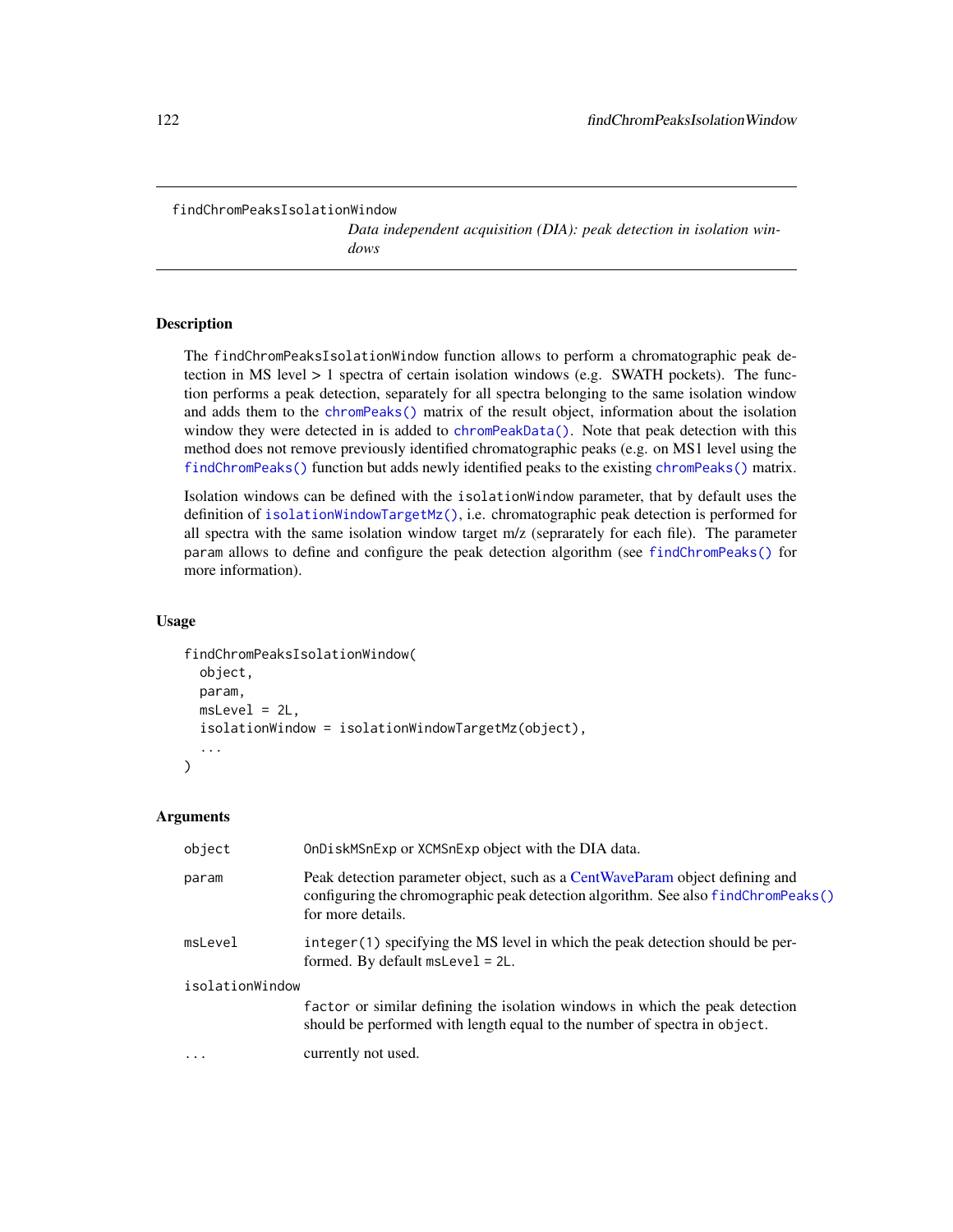findChromPeaksIsolationWindow

*Data independent acquisition (DIA): peak detection in isolation windows*

## Description

The `findChromPeaksIsolationWindow` function allows to perform a chromatographic peak detection in MS level > 1 spectra of certain isolation windows (e.g. SWATH pockets). The function performs a peak detection, separately for all spectra belonging to the same isolation window and adds them to the `chromPeaks()` matrix of the result object, information about the isolation window they were detected in is added to `chromPeakData()`. Note that peak detection with this method does not remove previously identified chromatographic peaks (e.g. on MS1 level using the `findChromPeaks()` function but adds newly identified peaks to the existing `chromPeaks()` matrix.

Isolation windows can be defined with the `isolationWindow` parameter, that by default uses the definition of `isolationWindowTargetMz()`, i.e. chromatographic peak detection is performed for all spectra with the same isolation window target m/z (seprarately for each file). The parameter `param` allows to define and configure the peak detection algorithm (see `findChromPeaks()` for more information).

## Usage

```
findChromPeaksIsolationWindow(
  object,
  param,
  msLevel = 2L,
  isolationWindow = isolationWindowTargetMz(object),
  ...
)
```

## Arguments

| | |
|---|---|
| `object` | `OnDiskMSnExp` or `XCMSnExp` object with the DIA data. |
| `param` | Peak detection parameter object, such as a CentWaveParam object defining and configuring the chromographic peak detection algorithm. See also `findChromPeaks()` for more details. |
| `msLevel` | `integer(1)` specifying the MS level in which the peak detection should be performed. By default `msLevel = 2L`. |
| `isolationWindow` | `factor` or similar defining the isolation windows in which the peak detection should be performed with length equal to the number of spectra in `object`. |
| `...` | currently not used. |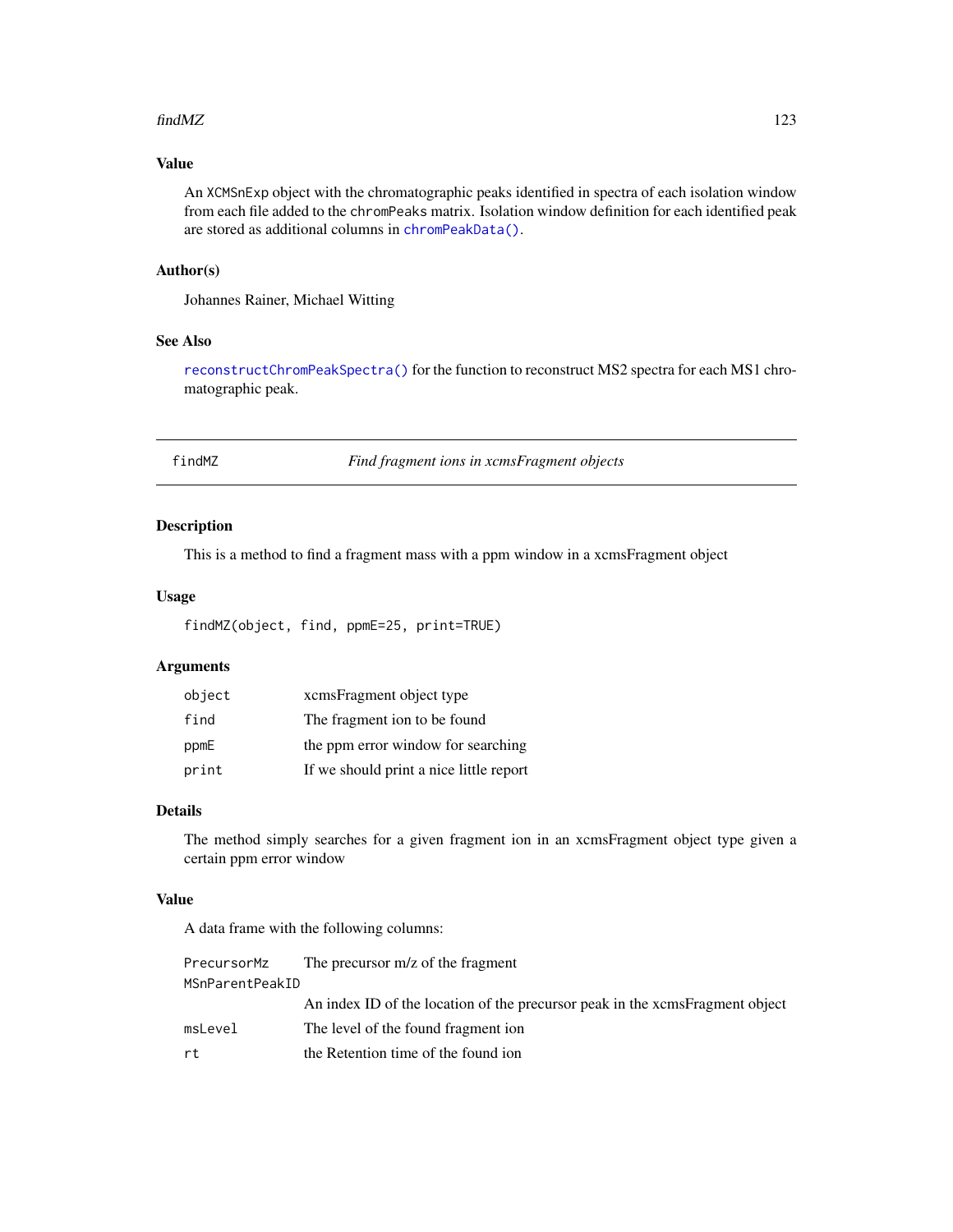### Value

An `XCMSnExp` object with the chromatographic peaks identified in spectra of each isolation window from each file added to the `chromPeaks` matrix. Isolation window definition for each identified peak are stored as additional columns in `chromPeakData()`.

### Author(s)

Johannes Rainer, Michael Witting

### See Also

`reconstructChromPeakSpectra()` for the function to reconstruct MS2 spectra for each MS1 chromatographic peak.

---

## findMZ — *Find fragment ions in xcmsFragment objects*

---

### Description

This is a method to find a fragment mass with a ppm window in a xcmsFragment object

### Usage

```
findMZ(object, find, ppmE=25, print=TRUE)
```

### Arguments

| | |
|---|---|
| `object` | xcmsFragment object type |
| `find` | The fragment ion to be found |
| `ppmE` | the ppm error window for searching |
| `print` | If we should print a nice little report |

### Details

The method simply searches for a given fragment ion in an xcmsFragment object type given a certain ppm error window

### Value

A data frame with the following columns:

| | |
|---|---|
| `PrecursorMz` | The precursor m/z of the fragment |
| `MSnParentPeakID` | An index ID of the location of the precursor peak in the xcmsFragment object |
| `msLevel` | The level of the found fragment ion |
| `rt` | the Retention time of the found ion |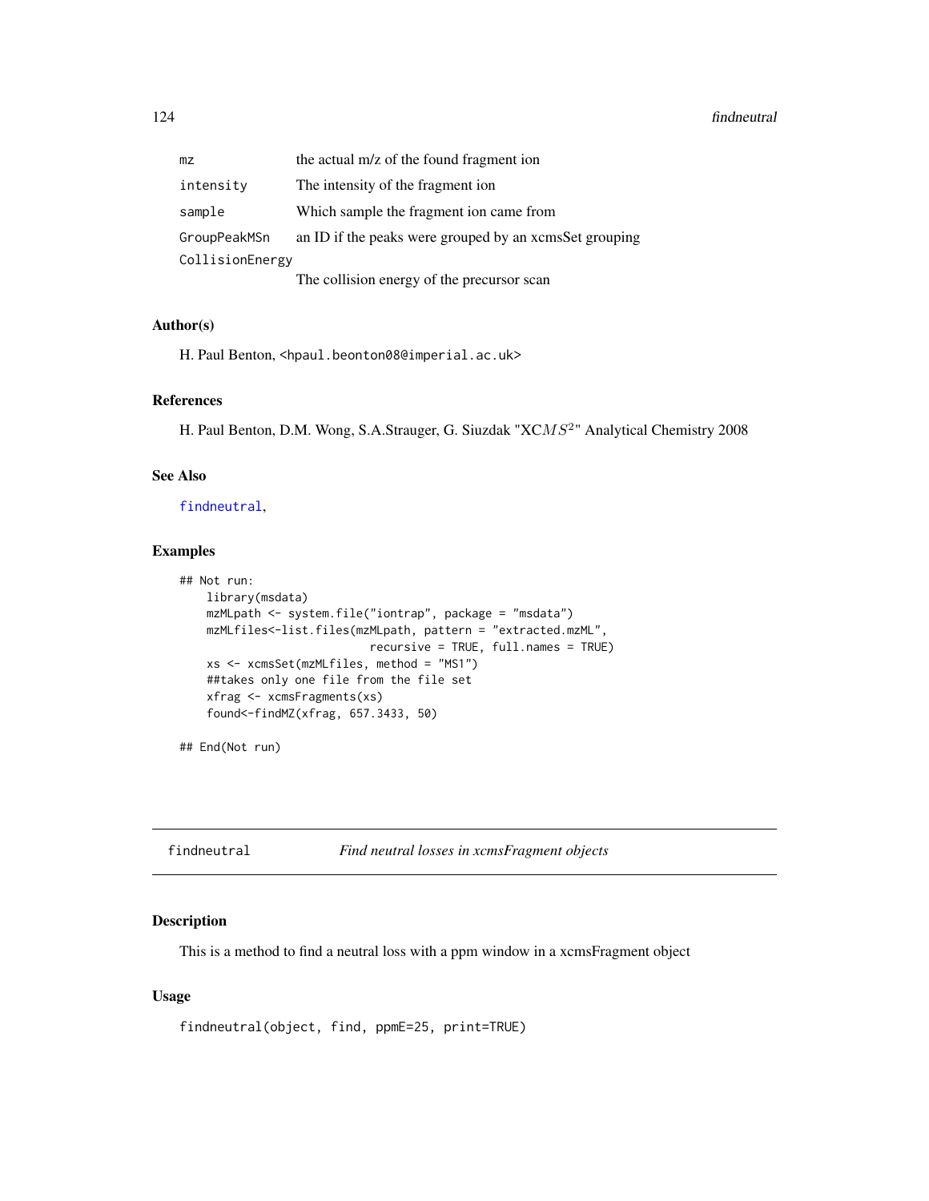| | |
|---|---|
| `mz` | the actual m/z of the found fragment ion |
| `intensity` | The intensity of the fragment ion |
| `sample` | Which sample the fragment ion came from |
| `GroupPeakMSn` | an ID if the peaks were grouped by an xcmsSet grouping |
| `CollisionEnergy` | The collision energy of the precursor scan |

### Author(s)

H. Paul Benton, <hpaul.beonton08@imperial.ac.uk>

### References

H. Paul Benton, D.M. Wong, S.A.Strauger, G. Siuzdak "XC$MS^2$" Analytical Chemistry 2008

### See Also

findneutral,

### Examples

```
## Not run:
    library(msdata)
    mzMLpath <- system.file("iontrap", package = "msdata")
    mzMLfiles<-list.files(mzMLpath, pattern = "extracted.mzML",
                            recursive = TRUE, full.names = TRUE)
    xs <- xcmsSet(mzMLfiles, method = "MS1")
    ##takes only one file from the file set
    xfrag <- xcmsFragments(xs)
    found<-findMZ(xfrag, 657.3433, 50)

## End(Not run)
```

---

## findneutral — *Find neutral losses in xcmsFragment objects*

### Description

This is a method to find a neutral loss with a ppm window in a xcmsFragment object

### Usage

```
findneutral(object, find, ppmE=25, print=TRUE)
```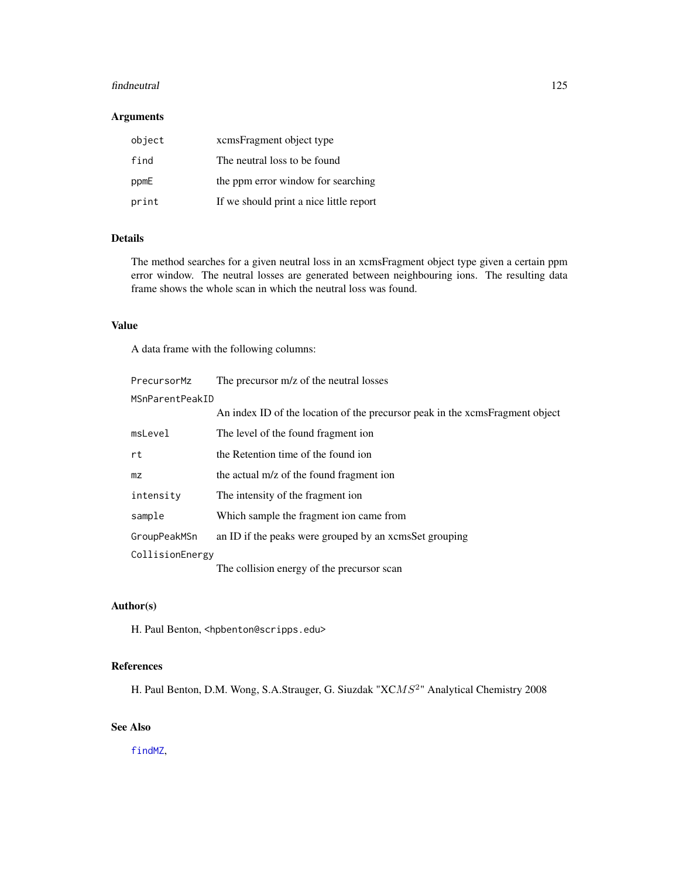## Arguments

| | |
|---|---|
| object | xcmsFragment object type |
| find | The neutral loss to be found |
| ppmE | the ppm error window for searching |
| print | If we should print a nice little report |

## Details

The method searches for a given neutral loss in an xcmsFragment object type given a certain ppm error window. The neutral losses are generated between neighbouring ions. The resulting data frame shows the whole scan in which the neutral loss was found.

## Value

A data frame with the following columns:

| | |
|---|---|
| PrecursorMz | The precursor m/z of the neutral losses |
| MSnParentPeakID | An index ID of the location of the precursor peak in the xcmsFragment object |
| msLevel | The level of the found fragment ion |
| rt | the Retention time of the found ion |
| mz | the actual m/z of the found fragment ion |
| intensity | The intensity of the fragment ion |
| sample | Which sample the fragment ion came from |
| GroupPeakMSn | an ID if the peaks were grouped by an xcmsSet grouping |
| CollisionEnergy | The collision energy of the precursor scan |

## Author(s)

H. Paul Benton, <hpbenton@scripps.edu>

## References

H. Paul Benton, D.M. Wong, S.A.Strauger, G. Siuzdak "XC$MS^2$" Analytical Chemistry 2008

## See Also

findMZ,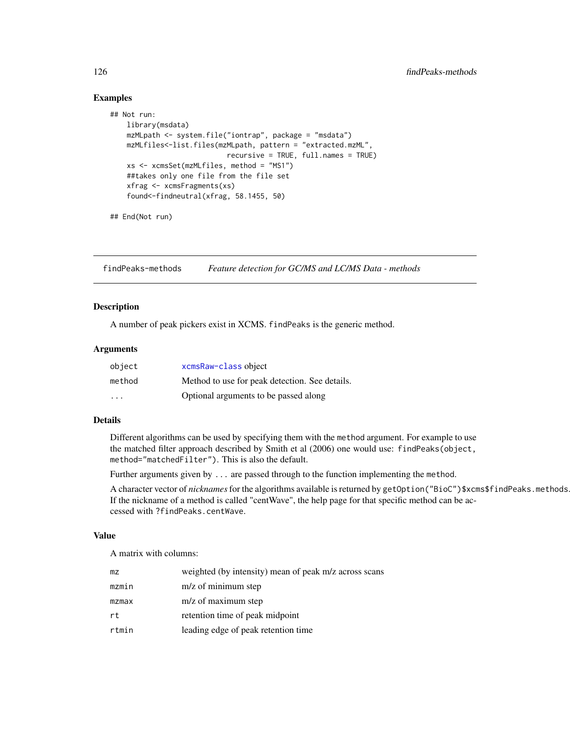## Examples

```
## Not run:
    library(msdata)
    mzMLpath <- system.file("iontrap", package = "msdata")
    mzMLfiles<-list.files(mzMLpath, pattern = "extracted.mzML",
                          recursive = TRUE, full.names = TRUE)
    xs <- xcmsSet(mzMLfiles, method = "MS1")
    ##takes only one file from the file set
    xfrag <- xcmsFragments(xs)
    found<-findneutral(xfrag, 58.1455, 50)

## End(Not run)
```

---

# findPeaks-methods &nbsp;&nbsp;&nbsp; *Feature detection for GC/MS and LC/MS Data - methods*

---

## Description

A number of peak pickers exist in XCMS. `findPeaks` is the generic method.

## Arguments

| | |
|---|---|
| `object` | `xcmsRaw-class` object |
| `method` | Method to use for peak detection. See details. |
| `...` | Optional arguments to be passed along |

## Details

Different algorithms can be used by specifying them with the `method` argument. For example to use the matched filter approach described by Smith et al (2006) one would use: `findPeaks(object, method="matchedFilter")`. This is also the default.

Further arguments given by `...` are passed through to the function implementing the `method`.

A character vector of *nicknames* for the algorithms available is returned by `getOption("BioC")$xcms$findPeaks.methods`. If the nickname of a method is called "centWave", the help page for that specific method can be accessed with `?findPeaks.centWave`.

## Value

A matrix with columns:

| | |
|---|---|
| `mz` | weighted (by intensity) mean of peak m/z across scans |
| `mzmin` | m/z of minimum step |
| `mzmax` | m/z of maximum step |
| `rt` | retention time of peak midpoint |
| `rtmin` | leading edge of peak retention time |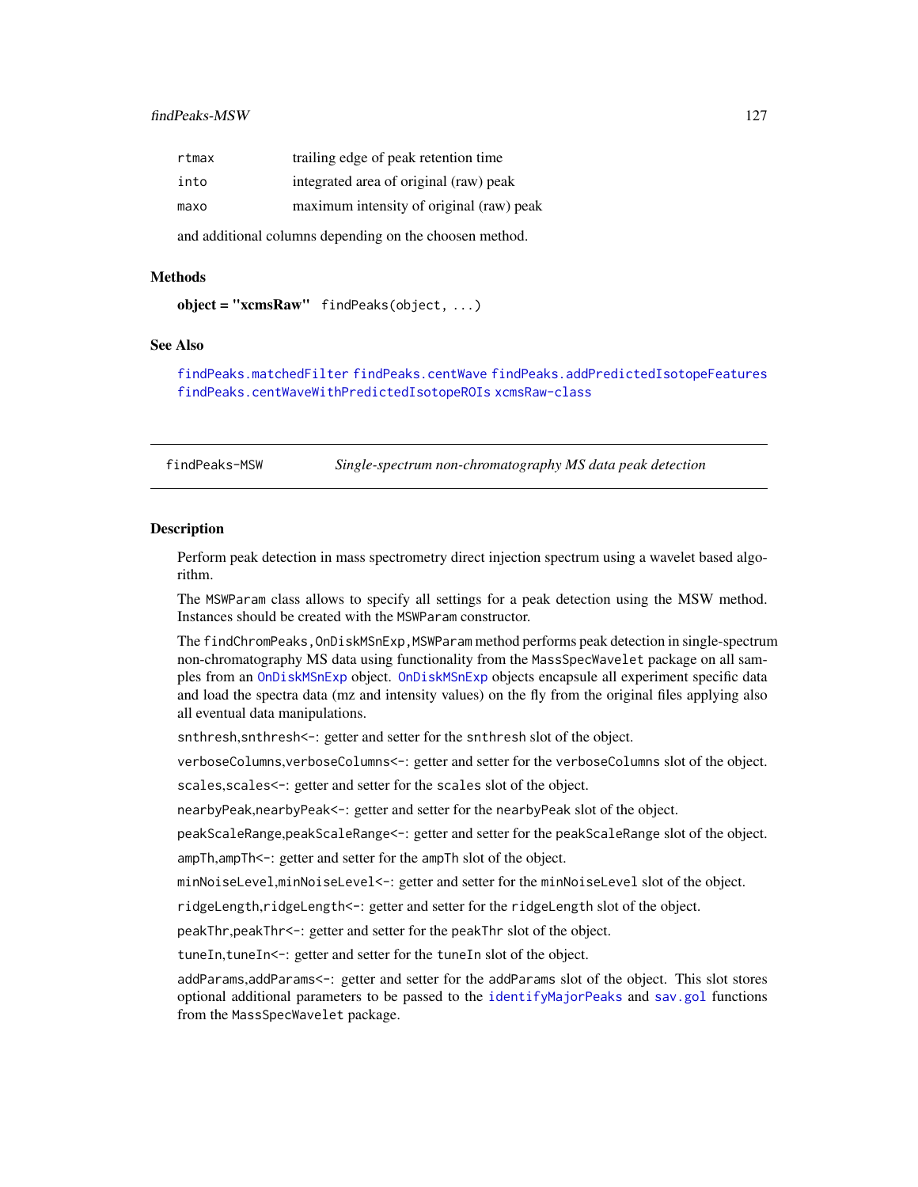| | |
|---|---|
| rtmax | trailing edge of peak retention time |
| into | integrated area of original (raw) peak |
| maxo | maximum intensity of original (raw) peak |

and additional columns depending on the choosen method.

## Methods

**object = "xcmsRaw"** `findPeaks(object, ...)`

## See Also

findPeaks.matchedFilter findPeaks.centWave findPeaks.addPredictedIsotopeFeatures findPeaks.centWaveWithPredictedIsotopeROIs xcmsRaw-class

---

# findPeaks-MSW *Single-spectrum non-chromatography MS data peak detection*

---

## Description

Perform peak detection in mass spectrometry direct injection spectrum using a wavelet based algorithm.

The MSWParam class allows to specify all settings for a peak detection using the MSW method. Instances should be created with the MSWParam constructor.

The findChromPeaks,OnDiskMSnExp,MSWParam method performs peak detection in single-spectrum non-chromatography MS data using functionality from the MassSpecWavelet package on all samples from an OnDiskMSnExp object. OnDiskMSnExp objects encapsule all experiment specific data and load the spectra data (mz and intensity values) on the fly from the original files applying also all eventual data manipulations.

snthresh,snthresh<-: getter and setter for the snthresh slot of the object.

verboseColumns,verboseColumns<-: getter and setter for the verboseColumns slot of the object.

scales,scales<-: getter and setter for the scales slot of the object.

nearbyPeak,nearbyPeak<-: getter and setter for the nearbyPeak slot of the object.

peakScaleRange,peakScaleRange<-: getter and setter for the peakScaleRange slot of the object.

ampTh,ampTh<-: getter and setter for the ampTh slot of the object.

minNoiseLevel,minNoiseLevel<-: getter and setter for the minNoiseLevel slot of the object.

ridgeLength,ridgeLength<-: getter and setter for the ridgeLength slot of the object.

peakThr,peakThr<-: getter and setter for the peakThr slot of the object.

tuneIn,tuneIn<-: getter and setter for the tuneIn slot of the object.

addParams,addParams<-: getter and setter for the addParams slot of the object. This slot stores optional additional parameters to be passed to the identifyMajorPeaks and sav.gol functions from the MassSpecWavelet package.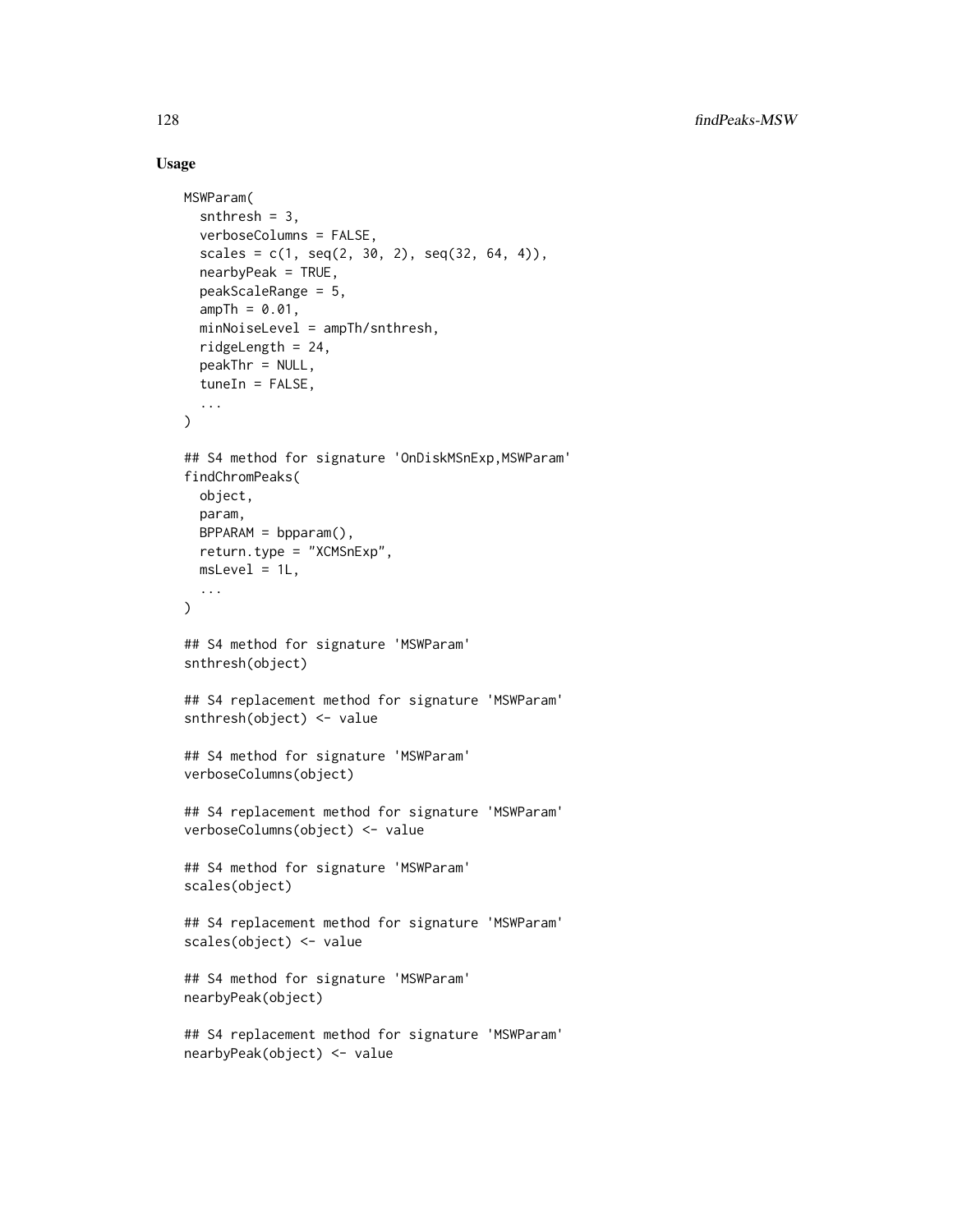## Usage

```
MSWParam(
  snthresh = 3,
  verboseColumns = FALSE,
  scales = c(1, seq(2, 30, 2), seq(32, 64, 4)),
  nearbyPeak = TRUE,
  peakScaleRange = 5,
  ampTh = 0.01,
  minNoiseLevel = ampTh/snthresh,
  ridgeLength = 24,
  peakThr = NULL,
  tuneIn = FALSE,
  ...
)

## S4 method for signature 'OnDiskMSnExp,MSWParam'
findChromPeaks(
  object,
  param,
  BPPARAM = bpparam(),
  return.type = "XCMSnExp",
  msLevel = 1L,
  ...
)

## S4 method for signature 'MSWParam'
snthresh(object)

## S4 replacement method for signature 'MSWParam'
snthresh(object) <- value

## S4 method for signature 'MSWParam'
verboseColumns(object)

## S4 replacement method for signature 'MSWParam'
verboseColumns(object) <- value

## S4 method for signature 'MSWParam'
scales(object)

## S4 replacement method for signature 'MSWParam'
scales(object) <- value

## S4 method for signature 'MSWParam'
nearbyPeak(object)

## S4 replacement method for signature 'MSWParam'
nearbyPeak(object) <- value
```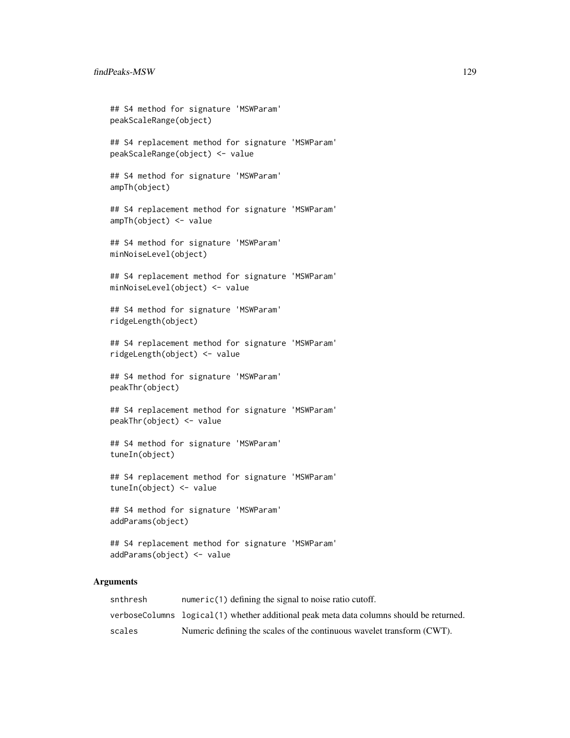```
## S4 method for signature 'MSWParam'
peakScaleRange(object)

## S4 replacement method for signature 'MSWParam'
peakScaleRange(object) <- value

## S4 method for signature 'MSWParam'
ampTh(object)

## S4 replacement method for signature 'MSWParam'
ampTh(object) <- value

## S4 method for signature 'MSWParam'
minNoiseLevel(object)

## S4 replacement method for signature 'MSWParam'
minNoiseLevel(object) <- value

## S4 method for signature 'MSWParam'
ridgeLength(object)

## S4 replacement method for signature 'MSWParam'
ridgeLength(object) <- value

## S4 method for signature 'MSWParam'
peakThr(object)

## S4 replacement method for signature 'MSWParam'
peakThr(object) <- value

## S4 method for signature 'MSWParam'
tuneIn(object)

## S4 replacement method for signature 'MSWParam'
tuneIn(object) <- value

## S4 method for signature 'MSWParam'
addParams(object)

## S4 replacement method for signature 'MSWParam'
addParams(object) <- value
```

### Arguments

| | |
|---|---|
| snthresh | `numeric(1)` defining the signal to noise ratio cutoff. |
| verboseColumns | `logical(1)` whether additional peak meta data columns should be returned. |
| scales | Numeric defining the scales of the continuous wavelet transform (CWT). |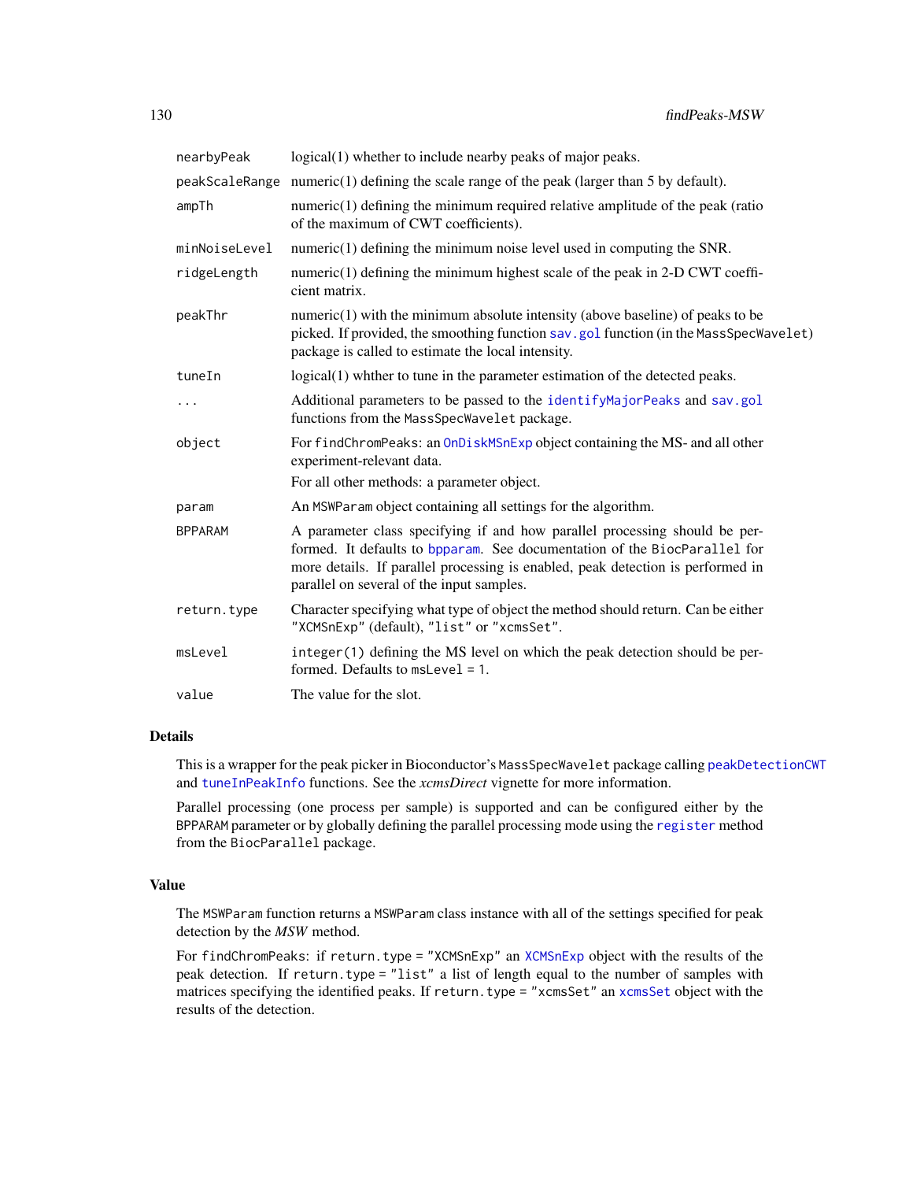| | |
|---|---|
| nearbyPeak | logical(1) whether to include nearby peaks of major peaks. |
| peakScaleRange | numeric(1) defining the scale range of the peak (larger than 5 by default). |
| ampTh | numeric(1) defining the minimum required relative amplitude of the peak (ratio of the maximum of CWT coefficients). |
| minNoiseLevel | numeric(1) defining the minimum noise level used in computing the SNR. |
| ridgeLength | numeric(1) defining the minimum highest scale of the peak in 2-D CWT coefficient matrix. |
| peakThr | numeric(1) with the minimum absolute intensity (above baseline) of peaks to be picked. If provided, the smoothing function `sav.gol` function (in the `MassSpecWavelet`) package is called to estimate the local intensity. |
| tuneIn | logical(1) whther to tune in the parameter estimation of the detected peaks. |
| ... | Additional parameters to be passed to the `identifyMajorPeaks` and `sav.gol` functions from the `MassSpecWavelet` package. |
| object | For `findChromPeaks`: an `OnDiskMSnExp` object containing the MS- and all other experiment-relevant data.<br>For all other methods: a parameter object. |
| param | An `MSWParam` object containing all settings for the algorithm. |
| BPPARAM | A parameter class specifying if and how parallel processing should be performed. It defaults to `bpparam`. See documentation of the `BiocParallel` for more details. If parallel processing is enabled, peak detection is performed in parallel on several of the input samples. |
| return.type | Character specifying what type of object the method should return. Can be either `"XCMSnExp"` (default), `"list"` or `"xcmsSet"`. |
| msLevel | `integer(1)` defining the MS level on which the peak detection should be performed. Defaults to `msLevel = 1`. |
| value | The value for the slot. |

## Details

This is a wrapper for the peak picker in Bioconductor's `MassSpecWavelet` package calling `peakDetectionCWT` and `tuneInPeakInfo` functions. See the *xcmsDirect* vignette for more information.

Parallel processing (one process per sample) is supported and can be configured either by the `BPPARAM` parameter or by globally defining the parallel processing mode using the `register` method from the `BiocParallel` package.

## Value

The `MSWParam` function returns a `MSWParam` class instance with all of the settings specified for peak detection by the *MSW* method.

For `findChromPeaks`: if `return.type = "XCMSnExp"` an `XCMSnExp` object with the results of the peak detection. If `return.type = "list"` a list of length equal to the number of samples with matrices specifying the identified peaks. If `return.type = "xcmsSet"` an `xcmsSet` object with the results of the detection.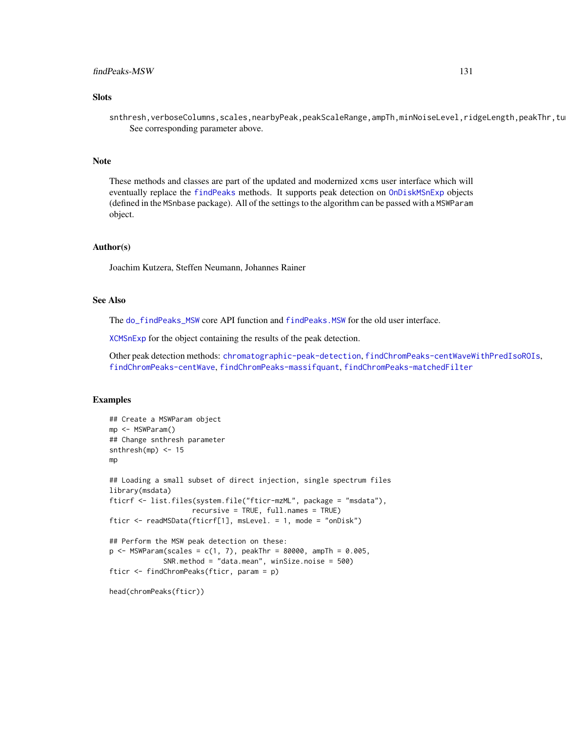## Slots

snthresh,verboseColumns,scales,nearbyPeak,peakScaleRange,ampTh,minNoiseLevel,ridgeLength,peakThr,tu
: See corresponding parameter above.

## Note

These methods and classes are part of the updated and modernized xcms user interface which will eventually replace the findPeaks methods. It supports peak detection on OnDiskMSnExp objects (defined in the MSnbase package). All of the settings to the algorithm can be passed with a MSWParam object.

## Author(s)

Joachim Kutzera, Steffen Neumann, Johannes Rainer

## See Also

The do_findPeaks_MSW core API function and findPeaks.MSW for the old user interface.

XCMSnExp for the object containing the results of the peak detection.

Other peak detection methods: chromatographic-peak-detection, findChromPeaks-centWaveWithPredIsoROIs, findChromPeaks-centWave, findChromPeaks-massifquant, findChromPeaks-matchedFilter

## Examples

```
## Create a MSWParam object
mp <- MSWParam()
## Change snthresh parameter
snthresh(mp) <- 15
mp

## Loading a small subset of direct injection, single spectrum files
library(msdata)
fticrf <- list.files(system.file("fticr-mzML", package = "msdata"),
                     recursive = TRUE, full.names = TRUE)
fticr <- readMSData(fticrf[1], msLevel. = 1, mode = "onDisk")

## Perform the MSW peak detection on these:
p <- MSWParam(scales = c(1, 7), peakThr = 80000, ampTh = 0.005,
             SNR.method = "data.mean", winSize.noise = 500)
fticr <- findChromPeaks(fticr, param = p)

head(chromPeaks(fticr))
```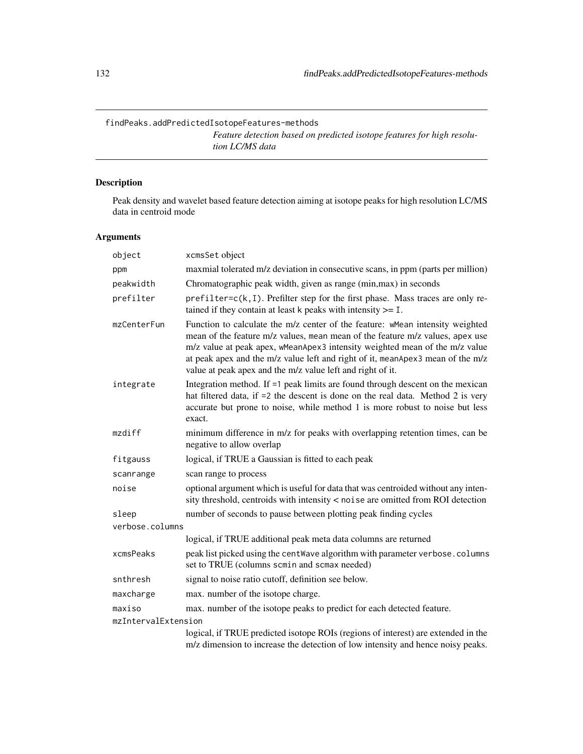findPeaks.addPredictedIsotopeFeatures-methods

*Feature detection based on predicted isotope features for high resolution LC/MS data*

## Description

Peak density and wavelet based feature detection aiming at isotope peaks for high resolution LC/MS data in centroid mode

## Arguments

| | |
|---|---|
| object | xcmsSet object |
| ppm | maxmial tolerated m/z deviation in consecutive scans, in ppm (parts per million) |
| peakwidth | Chromatographic peak width, given as range (min,max) in seconds |
| prefilter | prefilter=c(k,I). Prefilter step for the first phase. Mass traces are only retained if they contain at least k peaks with intensity >= I. |
| mzCenterFun | Function to calculate the m/z center of the feature: wMean intensity weighted mean of the feature m/z values, mean mean of the feature m/z values, apex use m/z value at peak apex, wMeanApex3 intensity weighted mean of the m/z value at peak apex and the m/z value left and right of it, meanApex3 mean of the m/z value at peak apex and the m/z value left and right of it. |
| integrate | Integration method. If =1 peak limits are found through descent on the mexican hat filtered data, if =2 the descent is done on the real data. Method 2 is very accurate but prone to noise, while method 1 is more robust to noise but less exact. |
| mzdiff | minimum difference in m/z for peaks with overlapping retention times, can be negative to allow overlap |
| fitgauss | logical, if TRUE a Gaussian is fitted to each peak |
| scanrange | scan range to process |
| noise | optional argument which is useful for data that was centroided without any intensity threshold, centroids with intensity < noise are omitted from ROI detection |
| sleep | number of seconds to pause between plotting peak finding cycles |
| verbose.columns | logical, if TRUE additional peak meta data columns are returned |
| xcmsPeaks | peak list picked using the centWave algorithm with parameter verbose.columns set to TRUE (columns scmin and scmax needed) |
| snthresh | signal to noise ratio cutoff, definition see below. |
| maxcharge | max. number of the isotope charge. |
| maxiso | max. number of the isotope peaks to predict for each detected feature. |
| mzIntervalExtension | logical, if TRUE predicted isotope ROIs (regions of interest) are extended in the m/z dimension to increase the detection of low intensity and hence noisy peaks. |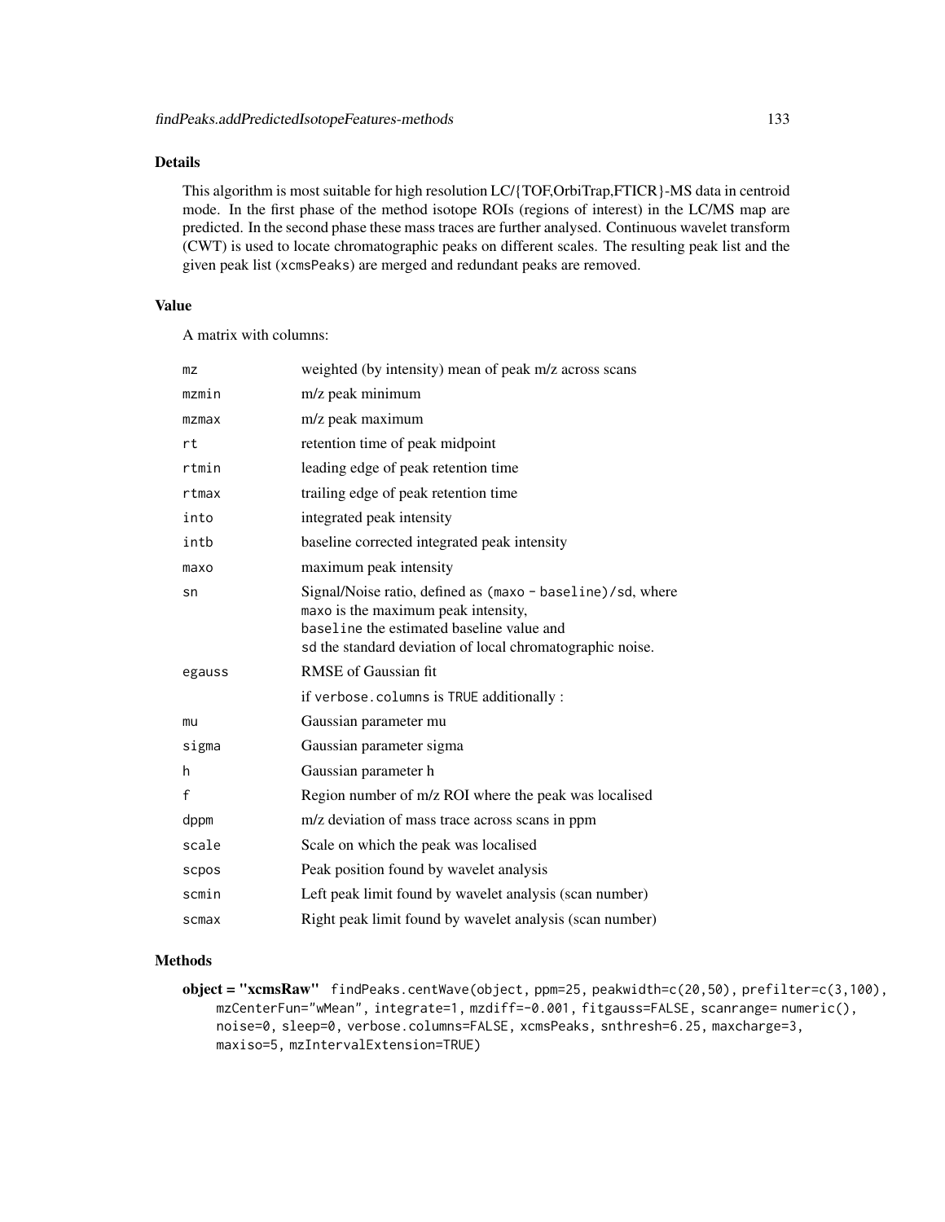## Details

This algorithm is most suitable for high resolution LC/{TOF,OrbiTrap,FTICR}-MS data in centroid mode. In the first phase of the method isotope ROIs (regions of interest) in the LC/MS map are predicted. In the second phase these mass traces are further analysed. Continuous wavelet transform (CWT) is used to locate chromatographic peaks on different scales. The resulting peak list and the given peak list (`xcmsPeaks`) are merged and redundant peaks are removed.

## Value

A matrix with columns:

| | |
|---|---|
| `mz` | weighted (by intensity) mean of peak m/z across scans |
| `mzmin` | m/z peak minimum |
| `mzmax` | m/z peak maximum |
| `rt` | retention time of peak midpoint |
| `rtmin` | leading edge of peak retention time |
| `rtmax` | trailing edge of peak retention time |
| `into` | integrated peak intensity |
| `intb` | baseline corrected integrated peak intensity |
| `maxo` | maximum peak intensity |
| `sn` | Signal/Noise ratio, defined as `(maxo - baseline)/sd`, where `maxo` is the maximum peak intensity, `baseline` the estimated baseline value and `sd` the standard deviation of local chromatographic noise. |
| `egauss` | RMSE of Gaussian fit |
| | if `verbose.columns` is `TRUE` additionally : |
| `mu` | Gaussian parameter mu |
| `sigma` | Gaussian parameter sigma |
| `h` | Gaussian parameter h |
| `f` | Region number of m/z ROI where the peak was localised |
| `dppm` | m/z deviation of mass trace across scans in ppm |
| `scale` | Scale on which the peak was localised |
| `scpos` | Peak position found by wavelet analysis |
| `scmin` | Left peak limit found by wavelet analysis (scan number) |
| `scmax` | Right peak limit found by wavelet analysis (scan number) |

## Methods

**object = "xcmsRaw"** 
```
findPeaks.centWave(object, ppm=25, peakwidth=c(20,50), prefilter=c(3,100),
    mzCenterFun="wMean", integrate=1, mzdiff=-0.001, fitgauss=FALSE, scanrange= numeric(),
    noise=0, sleep=0, verbose.columns=FALSE, xcmsPeaks, snthresh=6.25, maxcharge=3,
    maxiso=5, mzIntervalExtension=TRUE)
```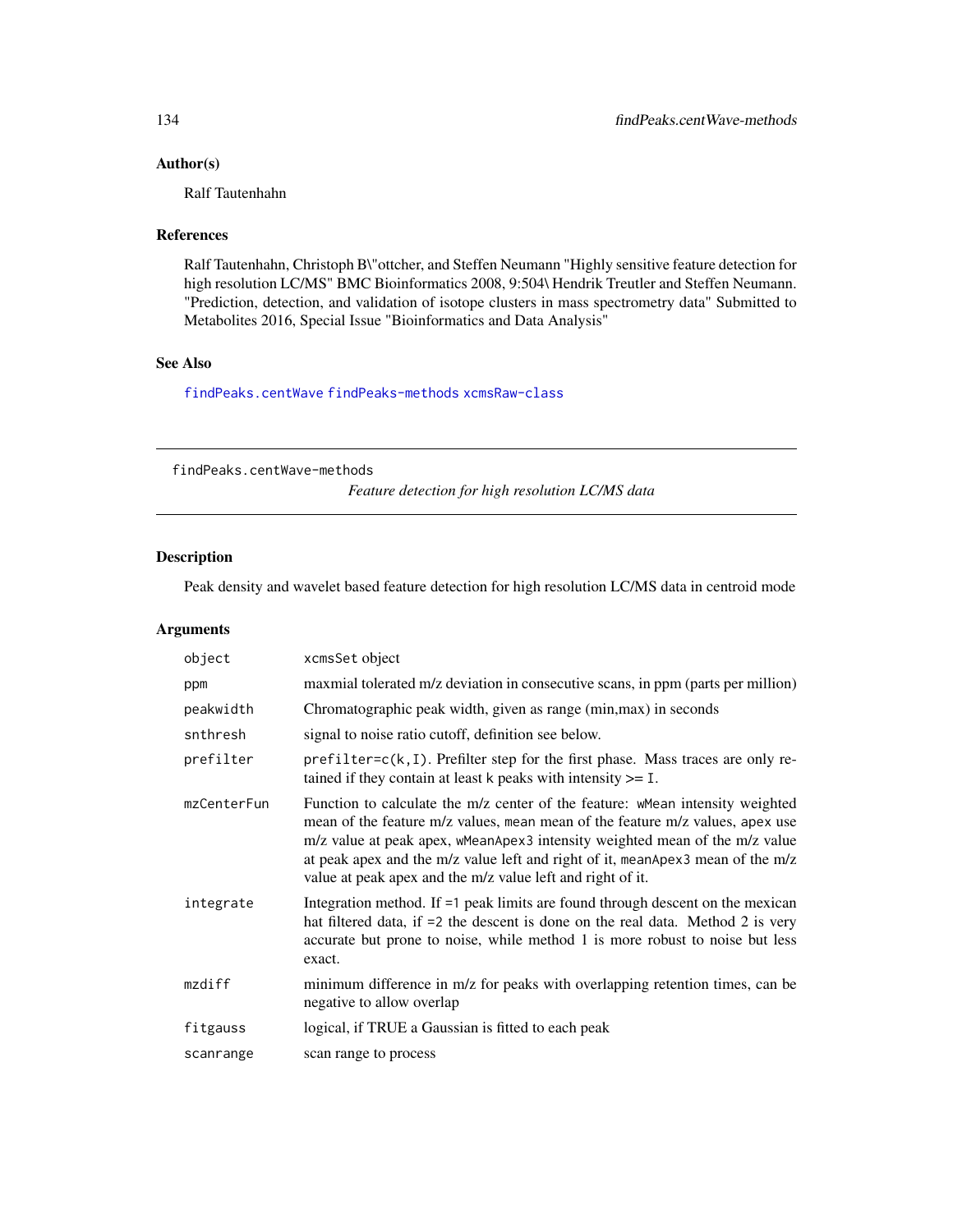## Author(s)

Ralf Tautenhahn

## References

Ralf Tautenhahn, Christoph B\"ottcher, and Steffen Neumann "Highly sensitive feature detection for high resolution LC/MS" BMC Bioinformatics 2008, 9:504\ Hendrik Treutler and Steffen Neumann. "Prediction, detection, and validation of isotope clusters in mass spectrometry data" Submitted to Metabolites 2016, Special Issue "Bioinformatics and Data Analysis"

## See Also

findPeaks.centWave findPeaks-methods xcmsRaw-class

---

findPeaks.centWave-methods

*Feature detection for high resolution LC/MS data*

---

## Description

Peak density and wavelet based feature detection for high resolution LC/MS data in centroid mode

## Arguments

| | |
|---|---|
| `object` | xcmsSet object |
| `ppm` | maxmial tolerated m/z deviation in consecutive scans, in ppm (parts per million) |
| `peakwidth` | Chromatographic peak width, given as range (min,max) in seconds |
| `snthresh` | signal to noise ratio cutoff, definition see below. |
| `prefilter` | `prefilter=c(k,I)`. Prefilter step for the first phase. Mass traces are only retained if they contain at least `k` peaks with intensity >= `I`. |
| `mzCenterFun` | Function to calculate the m/z center of the feature: `wMean` intensity weighted mean of the feature m/z values, `mean` mean of the feature m/z values, `apex` use m/z value at peak apex, `wMeanApex3` intensity weighted mean of the m/z value at peak apex and the m/z value left and right of it, `meanApex3` mean of the m/z value at peak apex and the m/z value left and right of it. |
| `integrate` | Integration method. If =1 peak limits are found through descent on the mexican hat filtered data, if =2 the descent is done on the real data. Method 2 is very accurate but prone to noise, while method 1 is more robust to noise but less exact. |
| `mzdiff` | minimum difference in m/z for peaks with overlapping retention times, can be negative to allow overlap |
| `fitgauss` | logical, if TRUE a Gaussian is fitted to each peak |
| `scanrange` | scan range to process |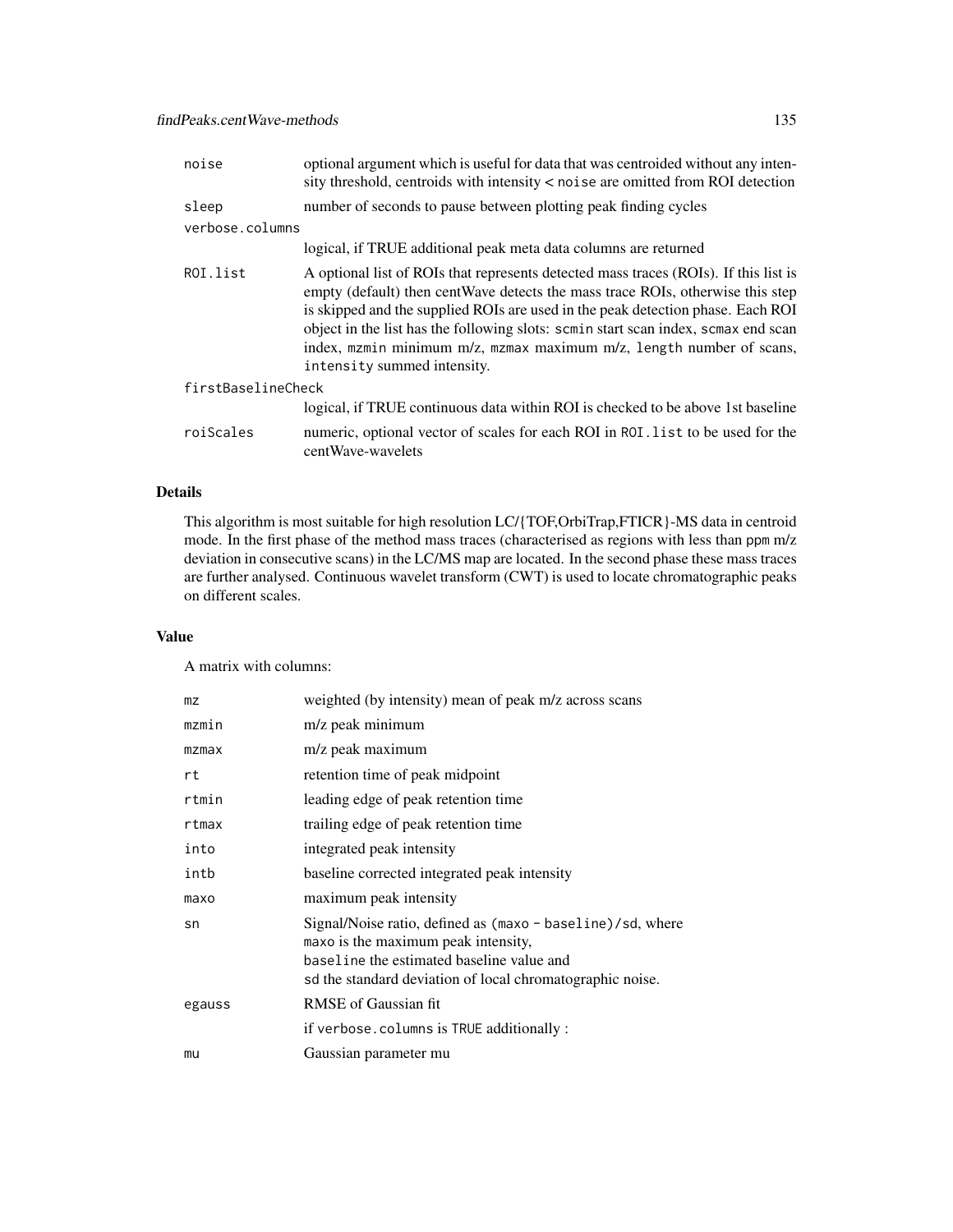| | |
|---|---|
| `noise` | optional argument which is useful for data that was centroided without any intensity threshold, centroids with intensity < `noise` are omitted from ROI detection |
| `sleep` | number of seconds to pause between plotting peak finding cycles |
| `verbose.columns` | logical, if TRUE additional peak meta data columns are returned |
| `ROI.list` | A optional list of ROIs that represents detected mass traces (ROIs). If this list is empty (default) then centWave detects the mass trace ROIs, otherwise this step is skipped and the supplied ROIs are used in the peak detection phase. Each ROI object in the list has the following slots: `scmin` start scan index, `scmax` end scan index, `mzmin` minimum m/z, `mzmax` maximum m/z, `length` number of scans, `intensity` summed intensity. |
| `firstBaselineCheck` | logical, if TRUE continuous data within ROI is checked to be above 1st baseline |
| `roiScales` | numeric, optional vector of scales for each ROI in `ROI.list` to be used for the centWave-wavelets |

## Details

This algorithm is most suitable for high resolution LC/{TOF,OrbiTrap,FTICR}-MS data in centroid mode. In the first phase of the method mass traces (characterised as regions with less than `ppm` m/z deviation in consecutive scans) in the LC/MS map are located. In the second phase these mass traces are further analysed. Continuous wavelet transform (CWT) is used to locate chromatographic peaks on different scales.

## Value

A matrix with columns:

| | |
|---|---|
| `mz` | weighted (by intensity) mean of peak m/z across scans |
| `mzmin` | m/z peak minimum |
| `mzmax` | m/z peak maximum |
| `rt` | retention time of peak midpoint |
| `rtmin` | leading edge of peak retention time |
| `rtmax` | trailing edge of peak retention time |
| `into` | integrated peak intensity |
| `intb` | baseline corrected integrated peak intensity |
| `maxo` | maximum peak intensity |
| `sn` | Signal/Noise ratio, defined as `(maxo - baseline)/sd`, where `maxo` is the maximum peak intensity, `baseline` the estimated baseline value and `sd` the standard deviation of local chromatographic noise. |
| `egauss` | RMSE of Gaussian fit |
| | if `verbose.columns` is `TRUE` additionally : |
| `mu` | Gaussian parameter mu |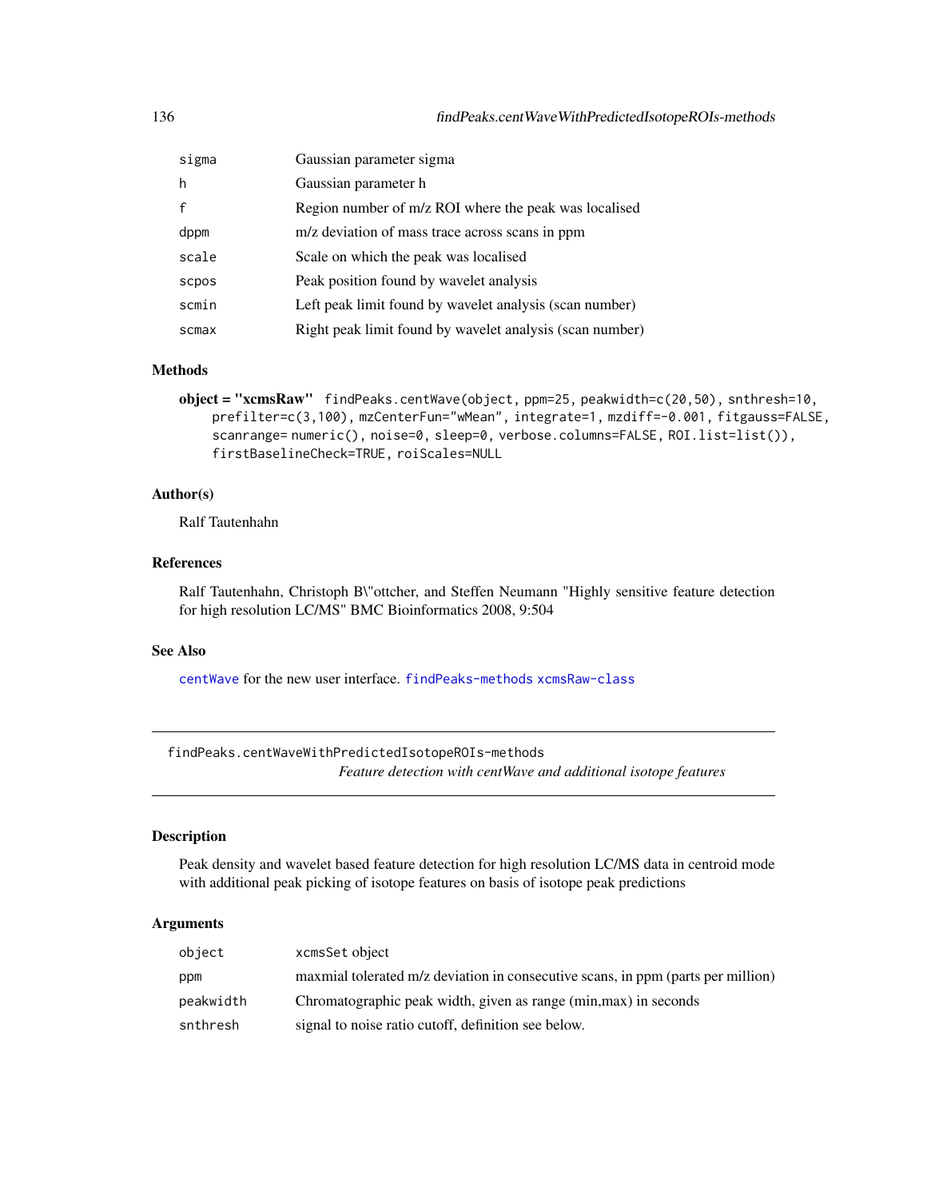| | |
|---|---|
| sigma | Gaussian parameter sigma |
| h | Gaussian parameter h |
| f | Region number of m/z ROI where the peak was localised |
| dppm | m/z deviation of mass trace across scans in ppm |
| scale | Scale on which the peak was localised |
| scpos | Peak position found by wavelet analysis |
| scmin | Left peak limit found by wavelet analysis (scan number) |
| scmax | Right peak limit found by wavelet analysis (scan number) |

## Methods

**object = "xcmsRaw"** `findPeaks.centWave(object, ppm=25, peakwidth=c(20,50), snthresh=10, prefilter=c(3,100), mzCenterFun="wMean", integrate=1, mzdiff=-0.001, fitgauss=FALSE, scanrange= numeric(), noise=0, sleep=0, verbose.columns=FALSE, ROI.list=list()), firstBaselineCheck=TRUE, roiScales=NULL`

## Author(s)

Ralf Tautenhahn

## References

Ralf Tautenhahn, Christoph B\"ottcher, and Steffen Neumann "Highly sensitive feature detection for high resolution LC/MS" BMC Bioinformatics 2008, 9:504

## See Also

centWave for the new user interface. findPeaks-methods xcmsRaw-class

---

# findPeaks.centWaveWithPredictedIsotopeROIs-methods

*Feature detection with centWave and additional isotope features*

## Description

Peak density and wavelet based feature detection for high resolution LC/MS data in centroid mode with additional peak picking of isotope features on basis of isotope peak predictions

## Arguments

| | |
|---|---|
| object | xcmsSet object |
| ppm | maxmial tolerated m/z deviation in consecutive scans, in ppm (parts per million) |
| peakwidth | Chromatographic peak width, given as range (min,max) in seconds |
| snthresh | signal to noise ratio cutoff, definition see below. |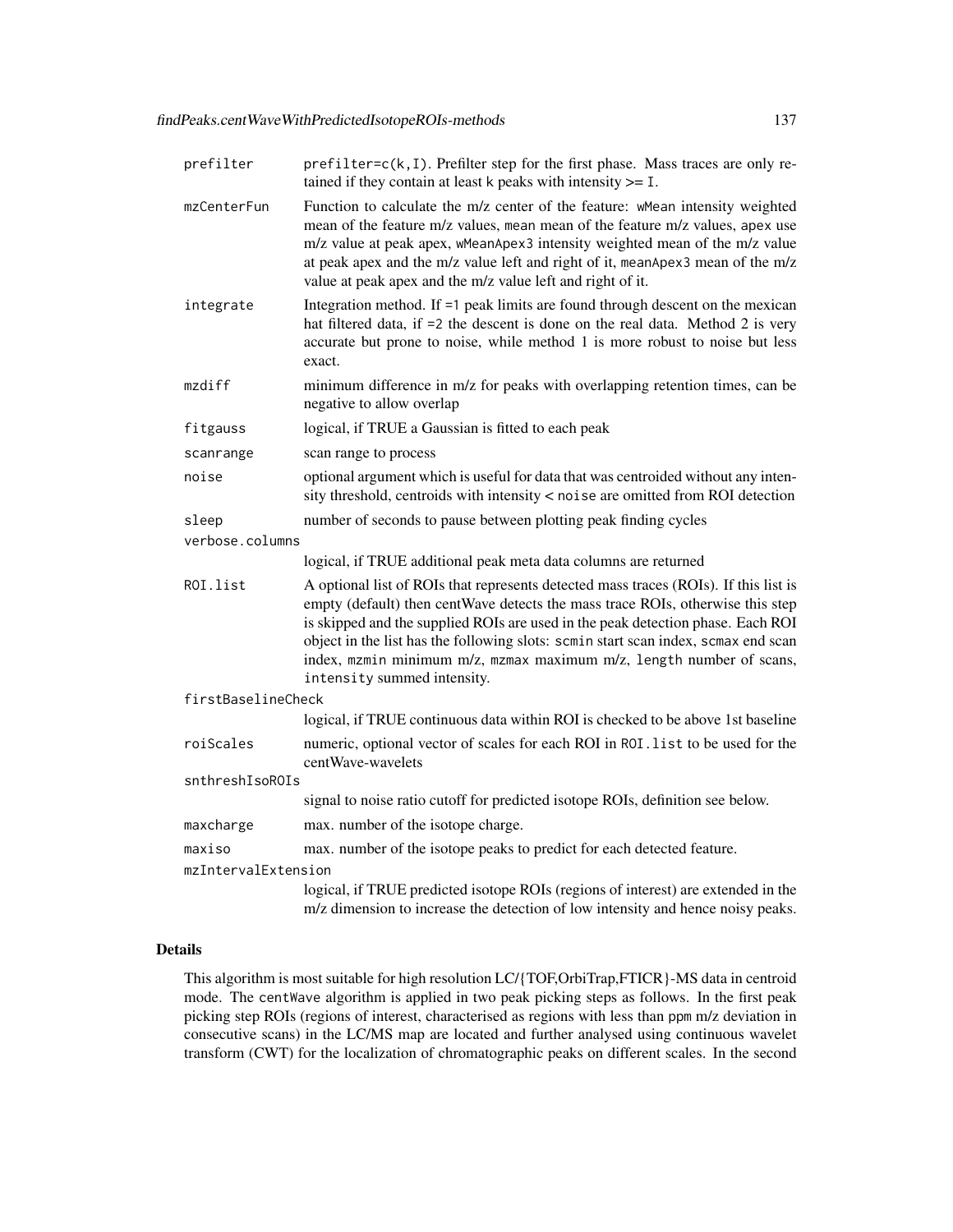| | |
|---|---|
| `prefilter` | `prefilter=c(k,I)`. Prefilter step for the first phase. Mass traces are only retained if they contain at least `k` peaks with intensity >= `I`. |
| `mzCenterFun` | Function to calculate the m/z center of the feature: `wMean` intensity weighted mean of the feature m/z values, `mean` mean of the feature m/z values, `apex` use m/z value at peak apex, `wMeanApex3` intensity weighted mean of the m/z value at peak apex and the m/z value left and right of it, `meanApex3` mean of the m/z value at peak apex and the m/z value left and right of it. |
| `integrate` | Integration method. If `=1` peak limits are found through descent on the mexican hat filtered data, if `=2` the descent is done on the real data. Method 2 is very accurate but prone to noise, while method 1 is more robust to noise but less exact. |
| `mzdiff` | minimum difference in m/z for peaks with overlapping retention times, can be negative to allow overlap |
| `fitgauss` | logical, if TRUE a Gaussian is fitted to each peak |
| `scanrange` | scan range to process |
| `noise` | optional argument which is useful for data that was centroided without any intensity threshold, centroids with intensity < `noise` are omitted from ROI detection |
| `sleep` | number of seconds to pause between plotting peak finding cycles |
| `verbose.columns` | logical, if TRUE additional peak meta data columns are returned |
| `ROI.list` | A optional list of ROIs that represents detected mass traces (ROIs). If this list is empty (default) then centWave detects the mass trace ROIs, otherwise this step is skipped and the supplied ROIs are used in the peak detection phase. Each ROI object in the list has the following slots: `scmin` start scan index, `scmax` end scan index, `mzmin` minimum m/z, `mzmax` maximum m/z, `length` number of scans, `intensity` summed intensity. |
| `firstBaselineCheck` | logical, if TRUE continuous data within ROI is checked to be above 1st baseline |
| `roiScales` | numeric, optional vector of scales for each ROI in `ROI.list` to be used for the centWave-wavelets |
| `snthreshIsoROIs` | signal to noise ratio cutoff for predicted isotope ROIs, definition see below. |
| `maxcharge` | max. number of the isotope charge. |
| `maxiso` | max. number of the isotope peaks to predict for each detected feature. |
| `mzIntervalExtension` | logical, if TRUE predicted isotope ROIs (regions of interest) are extended in the m/z dimension to increase the detection of low intensity and hence noisy peaks. |

## Details

This algorithm is most suitable for high resolution LC/{TOF,OrbiTrap,FTICR}-MS data in centroid mode. The `centWave` algorithm is applied in two peak picking steps as follows. In the first peak picking step ROIs (regions of interest, characterised as regions with less than `ppm` m/z deviation in consecutive scans) in the LC/MS map are located and further analysed using continuous wavelet transform (CWT) for the localization of chromatographic peaks on different scales. In the second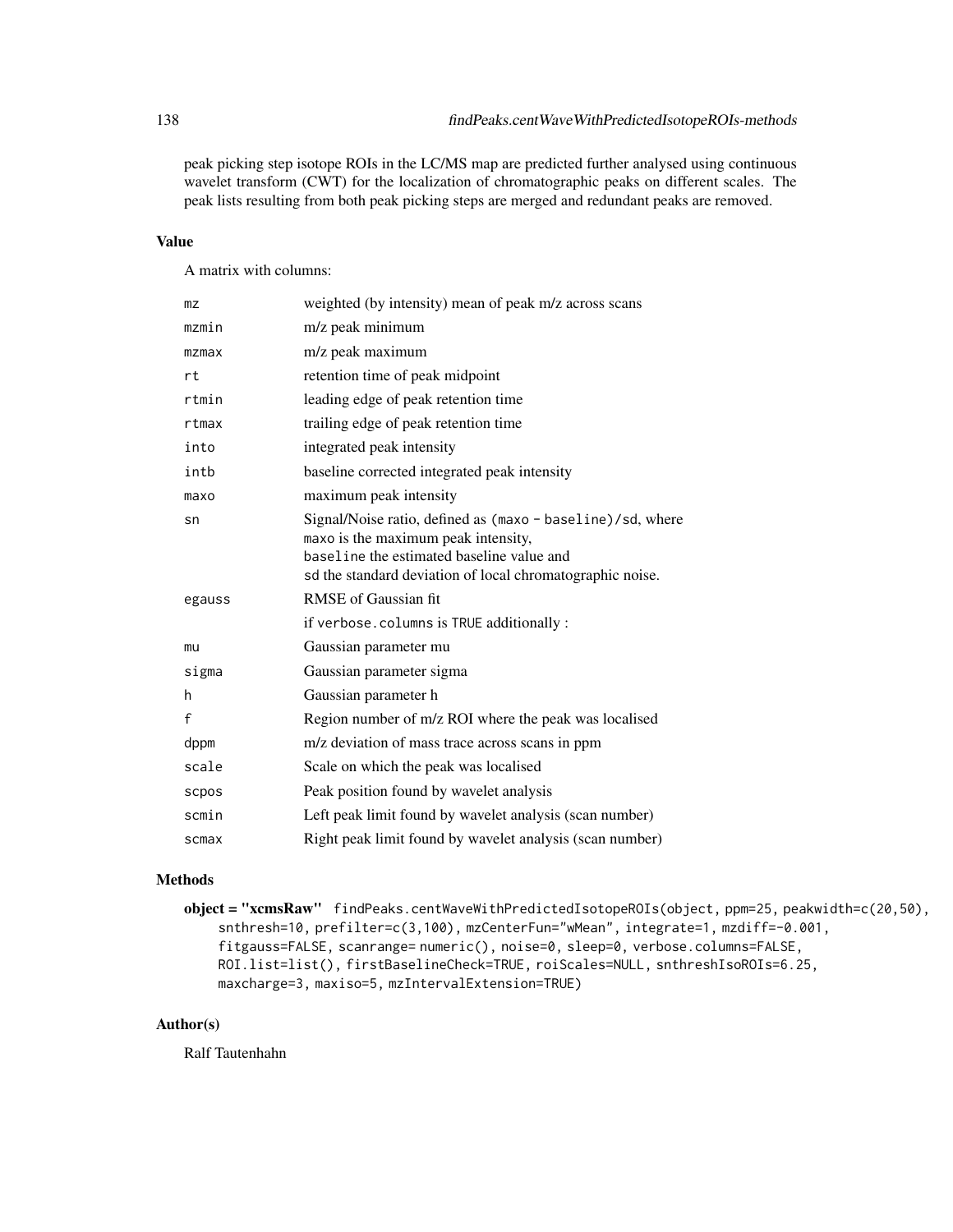peak picking step isotope ROIs in the LC/MS map are predicted further analysed using continuous wavelet transform (CWT) for the localization of chromatographic peaks on different scales. The peak lists resulting from both peak picking steps are merged and redundant peaks are removed.

## Value

A matrix with columns:

| | |
|---|---|
| `mz` | weighted (by intensity) mean of peak m/z across scans |
| `mzmin` | m/z peak minimum |
| `mzmax` | m/z peak maximum |
| `rt` | retention time of peak midpoint |
| `rtmin` | leading edge of peak retention time |
| `rtmax` | trailing edge of peak retention time |
| `into` | integrated peak intensity |
| `intb` | baseline corrected integrated peak intensity |
| `maxo` | maximum peak intensity |
| `sn` | Signal/Noise ratio, defined as `(maxo - baseline)/sd`, where `maxo` is the maximum peak intensity, `baseline` the estimated baseline value and `sd` the standard deviation of local chromatographic noise. |
| `egauss` | RMSE of Gaussian fit |
| | if `verbose.columns` is `TRUE` additionally : |
| `mu` | Gaussian parameter mu |
| `sigma` | Gaussian parameter sigma |
| `h` | Gaussian parameter h |
| `f` | Region number of m/z ROI where the peak was localised |
| `dppm` | m/z deviation of mass trace across scans in ppm |
| `scale` | Scale on which the peak was localised |
| `scpos` | Peak position found by wavelet analysis |
| `scmin` | Left peak limit found by wavelet analysis (scan number) |
| `scmax` | Right peak limit found by wavelet analysis (scan number) |

## Methods

**object = "xcmsRaw"**

```
findPeaks.centWaveWithPredictedIsotopeROIs(object, ppm=25, peakwidth=c(20,50),
    snthresh=10, prefilter=c(3,100), mzCenterFun="wMean", integrate=1, mzdiff=-0.001,
    fitgauss=FALSE, scanrange= numeric(), noise=0, sleep=0, verbose.columns=FALSE,
    ROI.list=list(), firstBaselineCheck=TRUE, roiScales=NULL, snthreshIsoROIs=6.25,
    maxcharge=3, maxiso=5, mzIntervalExtension=TRUE)
```

## Author(s)

Ralf Tautenhahn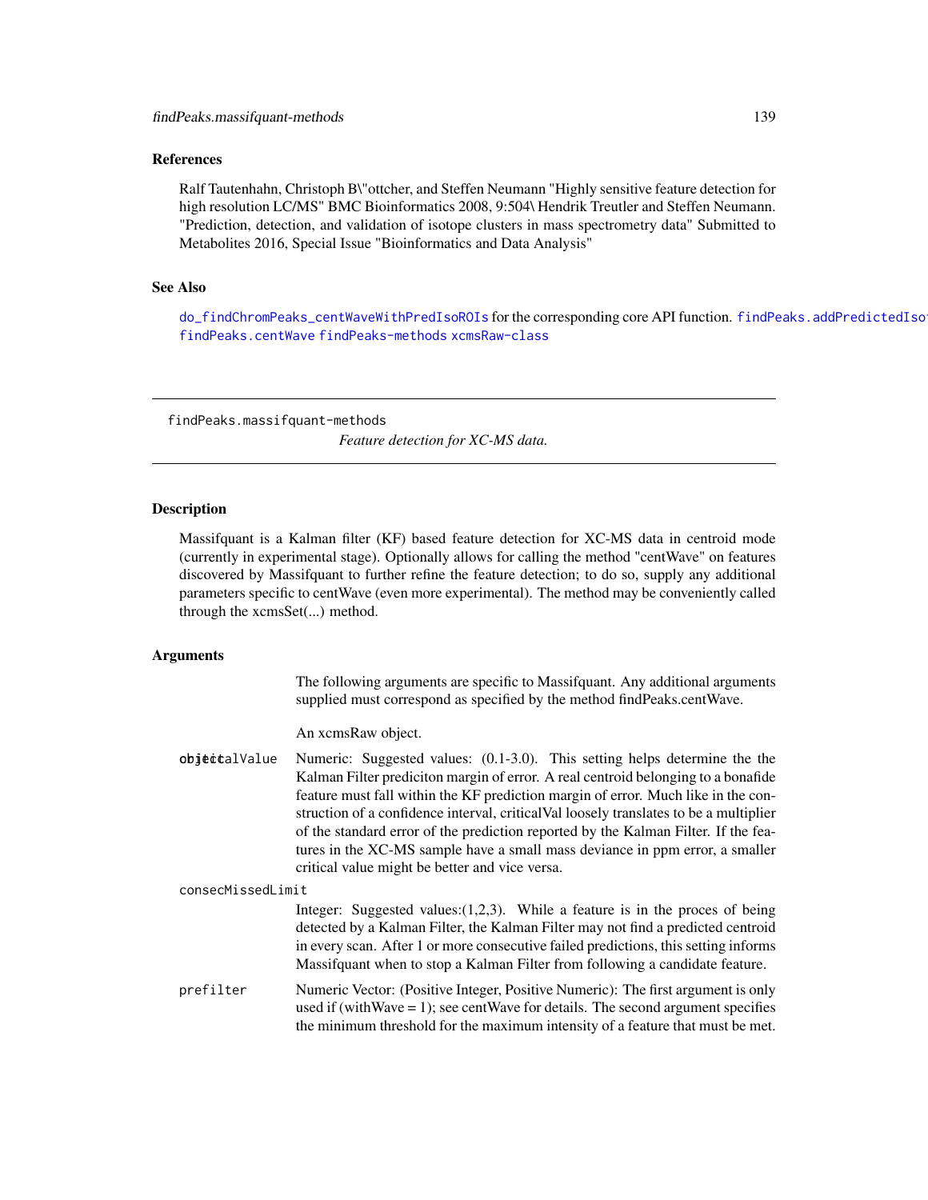## References

Ralf Tautenhahn, Christoph B\"ottcher, and Steffen Neumann "Highly sensitive feature detection for high resolution LC/MS" BMC Bioinformatics 2008, 9:504\ Hendrik Treutler and Steffen Neumann. "Prediction, detection, and validation of isotope clusters in mass spectrometry data" Submitted to Metabolites 2016, Special Issue "Bioinformatics and Data Analysis"

## See Also

`do_findChromPeaks_centWaveWithPredIsoROIs` for the corresponding core API function. `findPeaks.addPredictedIso` `findPeaks.centWave` `findPeaks-methods` `xcmsRaw-class`

---

`findPeaks.massifquant-methods`

*Feature detection for XC-MS data.*

---

## Description

Massifquant is a Kalman filter (KF) based feature detection for XC-MS data in centroid mode (currently in experimental stage). Optionally allows for calling the method "centWave" on features discovered by Massifquant to further refine the feature detection; to do so, supply any additional parameters specific to centWave (even more experimental). The method may be conveniently called through the xcmsSet(...) method.

## Arguments

The following arguments are specific to Massifquant. Any additional arguments supplied must correspond as specified by the method findPeaks.centWave.

`object` An xcmsRaw object.

`criticalValue` Numeric: Suggested values: (0.1-3.0). This setting helps determine the the Kalman Filter prediciton margin of error. A real centroid belonging to a bonafide feature must fall within the KF prediction margin of error. Much like in the construction of a confidence interval, criticalVal loosely translates to be a multiplier of the standard error of the prediction reported by the Kalman Filter. If the features in the XC-MS sample have a small mass deviance in ppm error, a smaller critical value might be better and vice versa.

`consecMissedLimit`
Integer: Suggested values:(1,2,3). While a feature is in the proces of being detected by a Kalman Filter, the Kalman Filter may not find a predicted centroid in every scan. After 1 or more consecutive failed predictions, this setting informs Massifquant when to stop a Kalman Filter from following a candidate feature.

`prefilter` Numeric Vector: (Positive Integer, Positive Numeric): The first argument is only used if (withWave = 1); see centWave for details. The second argument specifies the minimum threshold for the maximum intensity of a feature that must be met.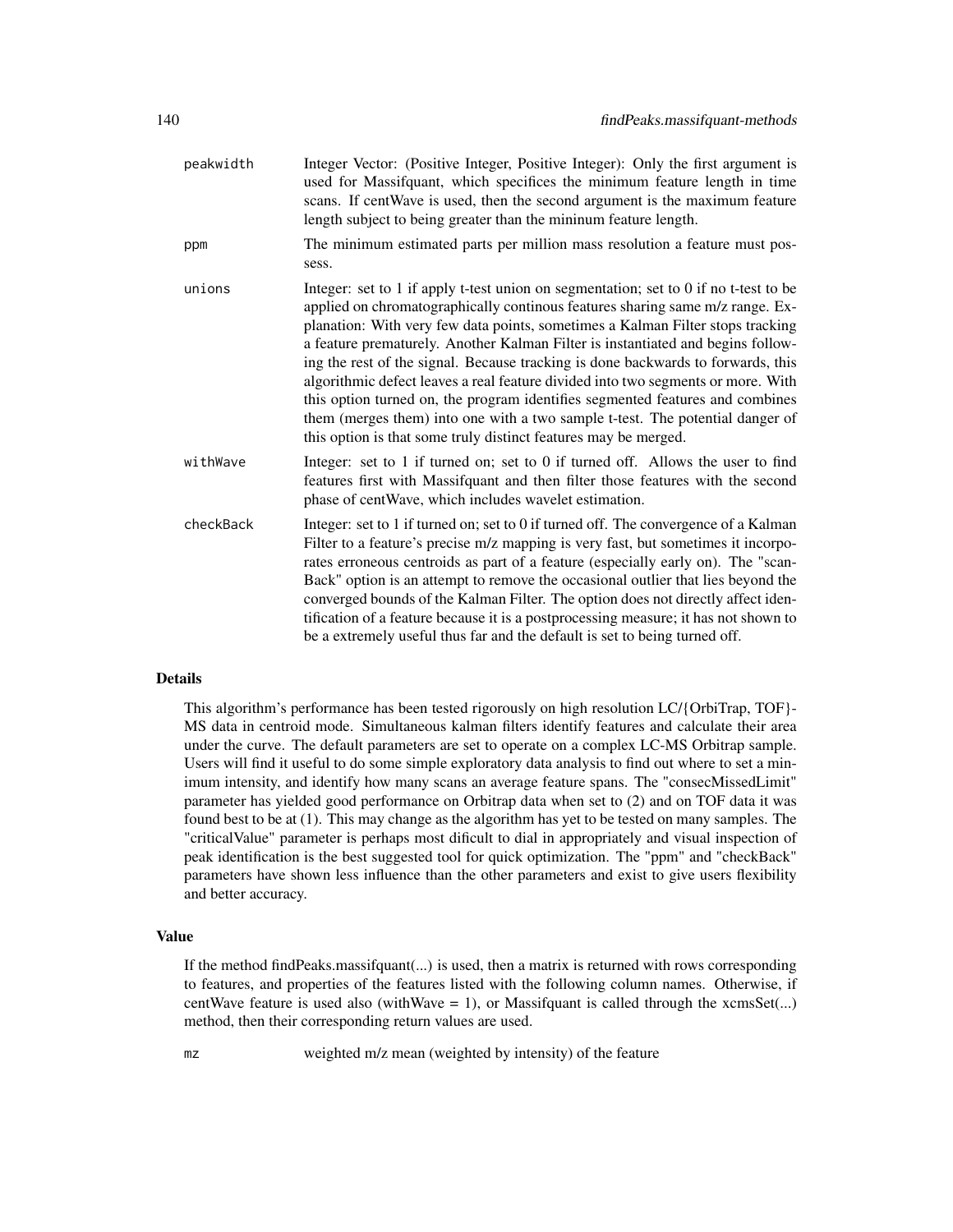peakwidth
: Integer Vector: (Positive Integer, Positive Integer): Only the first argument is used for Massifquant, which specifices the minimum feature length in time scans. If centWave is used, then the second argument is the maximum feature length subject to being greater than the mininum feature length.

ppm
: The minimum estimated parts per million mass resolution a feature must possess.

unions
: Integer: set to 1 if apply t-test union on segmentation; set to 0 if no t-test to be applied on chromatographically continous features sharing same m/z range. Explanation: With very few data points, sometimes a Kalman Filter stops tracking a feature prematurely. Another Kalman Filter is instantiated and begins following the rest of the signal. Because tracking is done backwards to forwards, this algorithmic defect leaves a real feature divided into two segments or more. With this option turned on, the program identifies segmented features and combines them (merges them) into one with a two sample t-test. The potential danger of this option is that some truly distinct features may be merged.

withWave
: Integer: set to 1 if turned on; set to 0 if turned off. Allows the user to find features first with Massifquant and then filter those features with the second phase of centWave, which includes wavelet estimation.

checkBack
: Integer: set to 1 if turned on; set to 0 if turned off. The convergence of a Kalman Filter to a feature's precise m/z mapping is very fast, but sometimes it incorporates erroneous centroids as part of a feature (especially early on). The "scanBack" option is an attempt to remove the occasional outlier that lies beyond the converged bounds of the Kalman Filter. The option does not directly affect identification of a feature because it is a postprocessing measure; it has not shown to be a extremely useful thus far and the default is set to being turned off.

## Details

This algorithm's performance has been tested rigorously on high resolution LC/{OrbiTrap, TOF}-MS data in centroid mode. Simultaneous kalman filters identify features and calculate their area under the curve. The default parameters are set to operate on a complex LC-MS Orbitrap sample. Users will find it useful to do some simple exploratory data analysis to find out where to set a minimum intensity, and identify how many scans an average feature spans. The "consecMissedLimit" parameter has yielded good performance on Orbitrap data when set to (2) and on TOF data it was found best to be at (1). This may change as the algorithm has yet to be tested on many samples. The "criticalValue" parameter is perhaps most dificult to dial in appropriately and visual inspection of peak identification is the best suggested tool for quick optimization. The "ppm" and "checkBack" parameters have shown less influence than the other parameters and exist to give users flexibility and better accuracy.

## Value

If the method findPeaks.massifquant(...) is used, then a matrix is returned with rows corresponding to features, and properties of the features listed with the following column names. Otherwise, if centWave feature is used also (withWave = 1), or Massifquant is called through the xcmsSet(...) method, then their corresponding return values are used.

mz
: weighted m/z mean (weighted by intensity) of the feature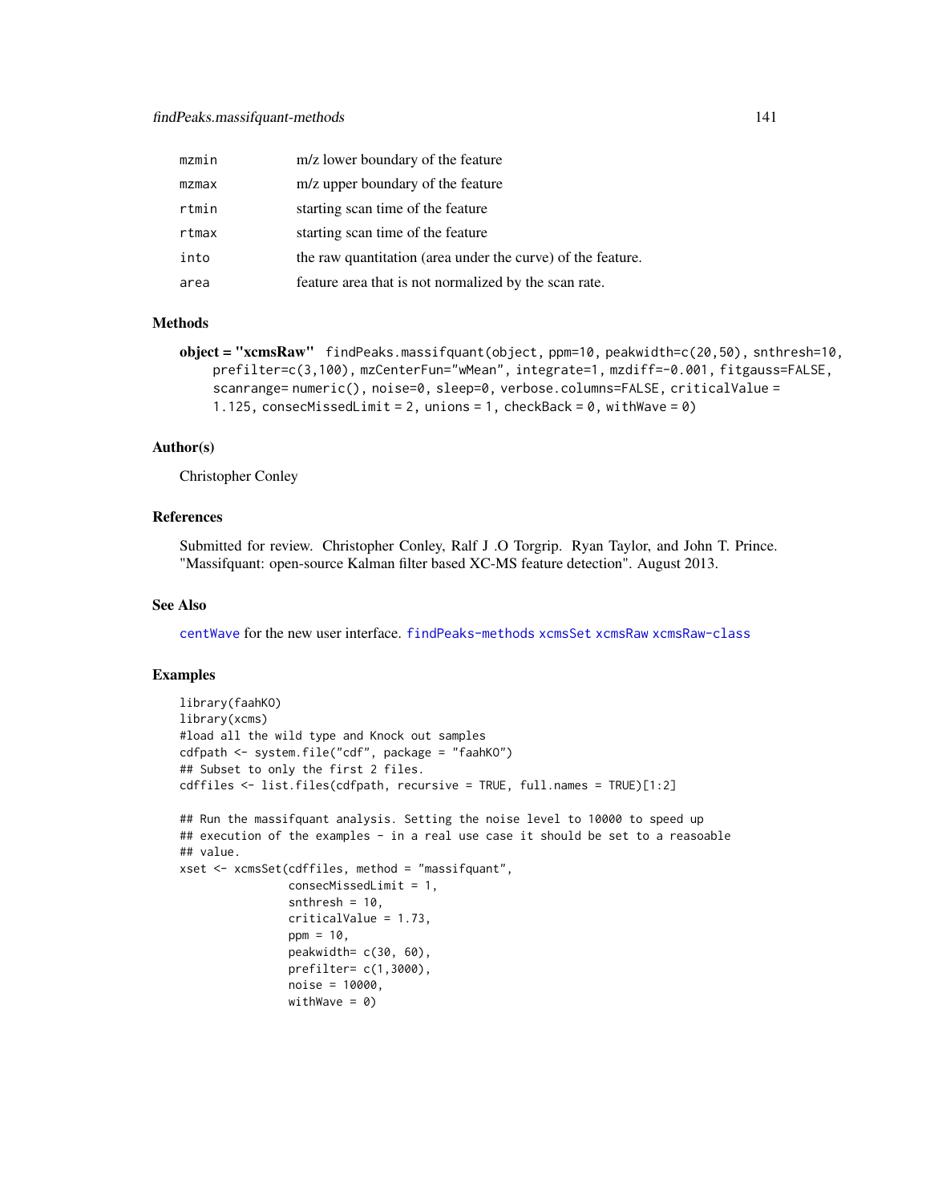| | |
|---|---|
| mzmin | m/z lower boundary of the feature |
| mzmax | m/z upper boundary of the feature |
| rtmin | starting scan time of the feature |
| rtmax | starting scan time of the feature |
| into | the raw quantitation (area under the curve) of the feature. |
| area | feature area that is not normalized by the scan rate. |

## Methods

**object = "xcmsRaw"** `findPeaks.massifquant(object, ppm=10, peakwidth=c(20,50), snthresh=10, prefilter=c(3,100), mzCenterFun="wMean", integrate=1, mzdiff=-0.001, fitgauss=FALSE, scanrange= numeric(), noise=0, sleep=0, verbose.columns=FALSE, criticalValue = 1.125, consecMissedLimit = 2, unions = 1, checkBack = 0, withWave = 0)`

## Author(s)

Christopher Conley

## References

Submitted for review. Christopher Conley, Ralf J .O Torgrip. Ryan Taylor, and John T. Prince. "Massifquant: open-source Kalman filter based XC-MS feature detection". August 2013.

## See Also

centWave for the new user interface. findPeaks-methods xcmsSet xcmsRaw xcmsRaw-class

## Examples

```
library(faahKO)
library(xcms)
#load all the wild type and Knock out samples
cdfpath <- system.file("cdf", package = "faahKO")
## Subset to only the first 2 files.
cdffiles <- list.files(cdfpath, recursive = TRUE, full.names = TRUE)[1:2]

## Run the massifquant analysis. Setting the noise level to 10000 to speed up
## execution of the examples - in a real use case it should be set to a reasoable
## value.
xset <- xcmsSet(cdffiles, method = "massifquant",
                consecMissedLimit = 1,
                snthresh = 10,
                criticalValue = 1.73,
                ppm = 10,
                peakwidth= c(30, 60),
                prefilter= c(1,3000),
                noise = 10000,
                withWave = 0)
```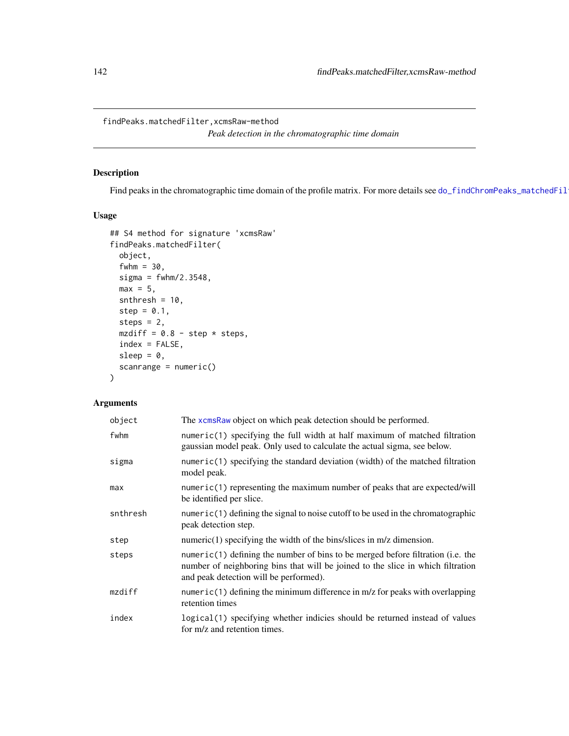findPeaks.matchedFilter,xcmsRaw-method

*Peak detection in the chromatographic time domain*

## Description

Find peaks in the chromatographic time domain of the profile matrix. For more details see do_findChromPeaks_matchedFil

## Usage

```
## S4 method for signature 'xcmsRaw'
findPeaks.matchedFilter(
  object,
  fwhm = 30,
  sigma = fwhm/2.3548,
  max = 5,
  snthresh = 10,
  step = 0.1,
  steps = 2,
  mzdiff = 0.8 - step * steps,
  index = FALSE,
  sleep = 0,
  scanrange = numeric()
)
```

## Arguments

| | |
|---|---|
| object | The xcmsRaw object on which peak detection should be performed. |
| fwhm | numeric(1) specifying the full width at half maximum of matched filtration gaussian model peak. Only used to calculate the actual sigma, see below. |
| sigma | numeric(1) specifying the standard deviation (width) of the matched filtration model peak. |
| max | numeric(1) representing the maximum number of peaks that are expected/will be identified per slice. |
| snthresh | numeric(1) defining the signal to noise cutoff to be used in the chromatographic peak detection step. |
| step | numeric(1) specifying the width of the bins/slices in m/z dimension. |
| steps | numeric(1) defining the number of bins to be merged before filtration (i.e. the number of neighboring bins that will be joined to the slice in which filtration and peak detection will be performed). |
| mzdiff | numeric(1) defining the minimum difference in m/z for peaks with overlapping retention times |
| index | logical(1) specifying whether indicies should be returned instead of values for m/z and retention times. |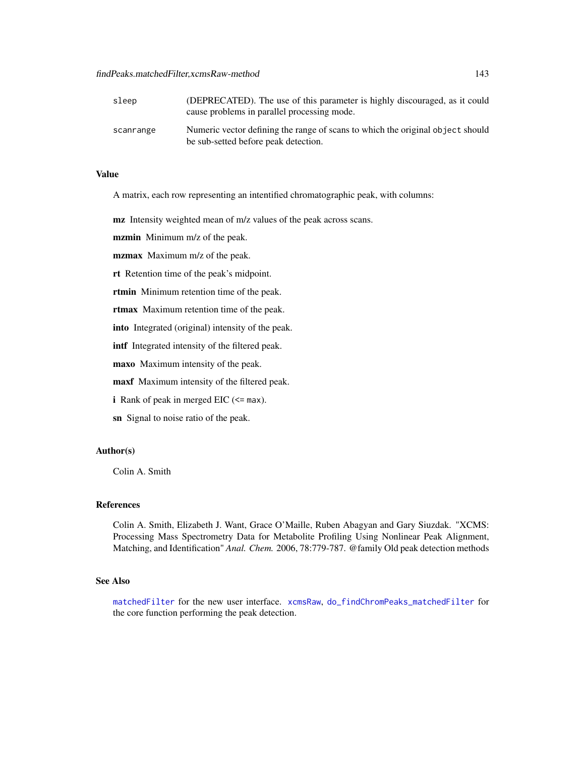| | |
|---|---|
| `sleep` | (DEPRECATED). The use of this parameter is highly discouraged, as it could cause problems in parallel processing mode. |
| `scanrange` | Numeric vector defining the range of scans to which the original `object` should be sub-setted before peak detection. |

### Value

A matrix, each row representing an intentified chromatographic peak, with columns:

**mz** Intensity weighted mean of m/z values of the peak across scans.

**mzmin** Minimum m/z of the peak.

**mzmax** Maximum m/z of the peak.

**rt** Retention time of the peak's midpoint.

**rtmin** Minimum retention time of the peak.

**rtmax** Maximum retention time of the peak.

**into** Integrated (original) intensity of the peak.

**intf** Integrated intensity of the filtered peak.

**maxo** Maximum intensity of the peak.

**maxf** Maximum intensity of the filtered peak.

**i** Rank of peak in merged EIC (<= `max`).

**sn** Signal to noise ratio of the peak.

### Author(s)

Colin A. Smith

### References

Colin A. Smith, Elizabeth J. Want, Grace O'Maille, Ruben Abagyan and Gary Siuzdak. "XCMS: Processing Mass Spectrometry Data for Metabolite Profiling Using Nonlinear Peak Alignment, Matching, and Identification" *Anal. Chem.* 2006, 78:779-787. @family Old peak detection methods

### See Also

`matchedFilter` for the new user interface. `xcmsRaw`, `do_findChromPeaks_matchedFilter` for the core function performing the peak detection.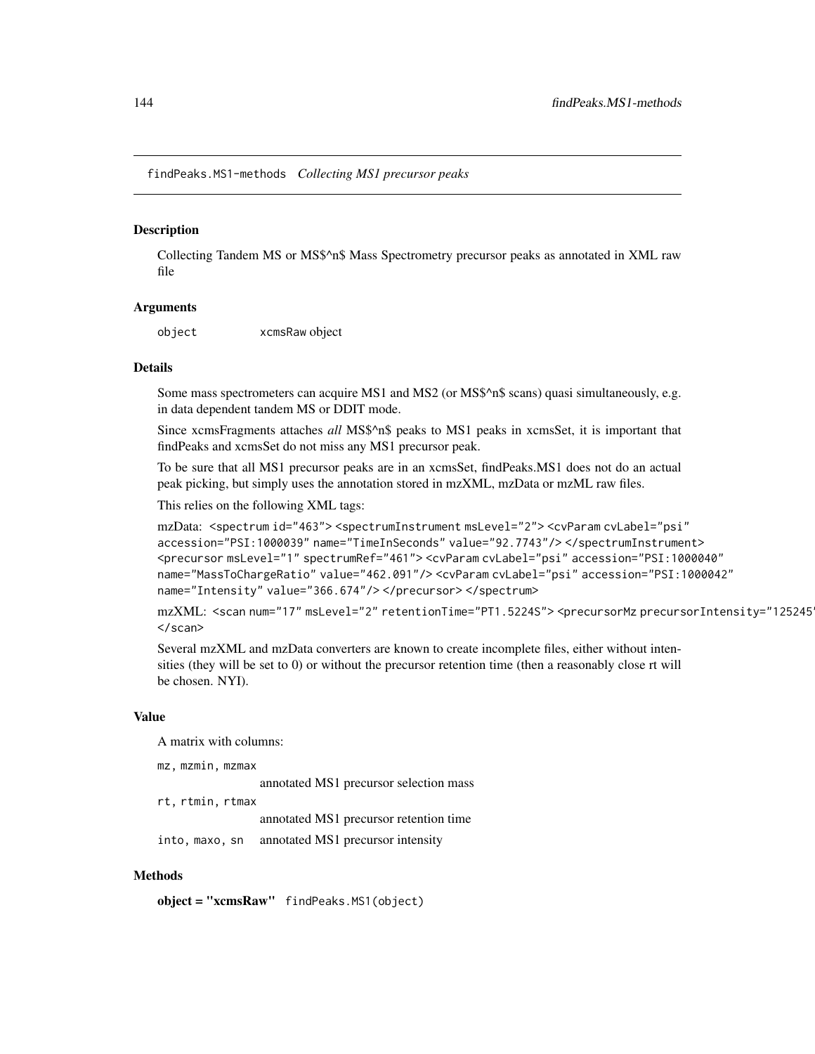## findPeaks.MS1-methods *Collecting MS1 precursor peaks*

### Description

Collecting Tandem MS or MS$^n$ Mass Spectrometry precursor peaks as annotated in XML raw file

### Arguments

`object` xcmsRaw object

### Details

Some mass spectrometers can acquire MS1 and MS2 (or MS$^n$ scans) quasi simultaneously, e.g. in data dependent tandem MS or DDIT mode.

Since xcmsFragments attaches *all* MS$^n$ peaks to MS1 peaks in xcmsSet, it is important that findPeaks and xcmsSet do not miss any MS1 precursor peak.

To be sure that all MS1 precursor peaks are in an xcmsSet, findPeaks.MS1 does not do an actual peak picking, but simply uses the annotation stored in mzXML, mzData or mzML raw files.

This relies on the following XML tags:

mzData: `<spectrum id="463"> <spectrumInstrument msLevel="2"> <cvParam cvLabel="psi" accession="PSI:1000039" name="TimeInSeconds" value="92.7743"/> </spectrumInstrument> <precursor msLevel="1" spectrumRef="461"> <cvParam cvLabel="psi" accession="PSI:1000040" name="MassToChargeRatio" value="462.091"/> <cvParam cvLabel="psi" accession="PSI:1000042" name="Intensity" value="366.674"/> </precursor> </spectrum>`

mzXML: `<scan num="17" msLevel="2" retentionTime="PT1.5224S"> <precursorMz precursorIntensity="125245" </scan>`

Several mzXML and mzData converters are known to create incomplete files, either without intensities (they will be set to 0) or without the precursor retention time (then a reasonably close rt will be chosen. NYI).

### Value

A matrix with columns:

`mz, mzmin, mzmax`
annotated MS1 precursor selection mass

`rt, rtmin, rtmax`
annotated MS1 precursor retention time

`into, maxo, sn` annotated MS1 precursor intensity

### Methods

**object = "xcmsRaw"** `findPeaks.MS1(object)`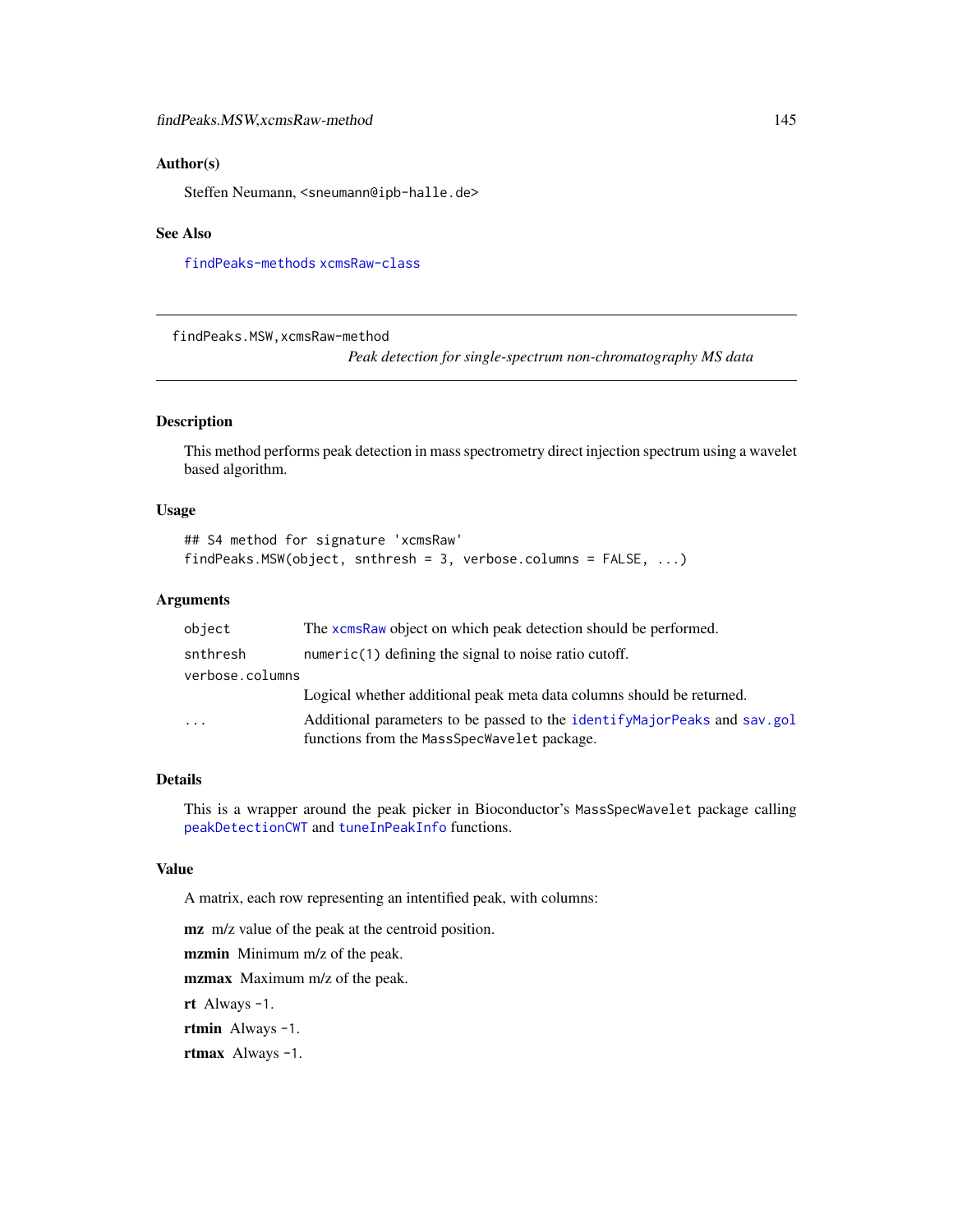### Author(s)

Steffen Neumann, <sneumann@ipb-halle.de>

### See Also

findPeaks-methods xcmsRaw-class

---

findPeaks.MSW,xcmsRaw-method

*Peak detection for single-spectrum non-chromatography MS data*

---

### Description

This method performs peak detection in mass spectrometry direct injection spectrum using a wavelet based algorithm.

### Usage

```
## S4 method for signature 'xcmsRaw'
findPeaks.MSW(object, snthresh = 3, verbose.columns = FALSE, ...)
```

### Arguments

| | |
|---|---|
| object | The xcmsRaw object on which peak detection should be performed. |
| snthresh | numeric(1) defining the signal to noise ratio cutoff. |
| verbose.columns | Logical whether additional peak meta data columns should be returned. |
| ... | Additional parameters to be passed to the identifyMajorPeaks and sav.gol functions from the MassSpecWavelet package. |

### Details

This is a wrapper around the peak picker in Bioconductor's MassSpecWavelet package calling peakDetectionCWT and tuneInPeakInfo functions.

### Value

A matrix, each row representing an intentified peak, with columns:

**mz** m/z value of the peak at the centroid position.

**mzmin** Minimum m/z of the peak.

**mzmax** Maximum m/z of the peak.

**rt** Always -1.

**rtmin** Always -1.

**rtmax** Always -1.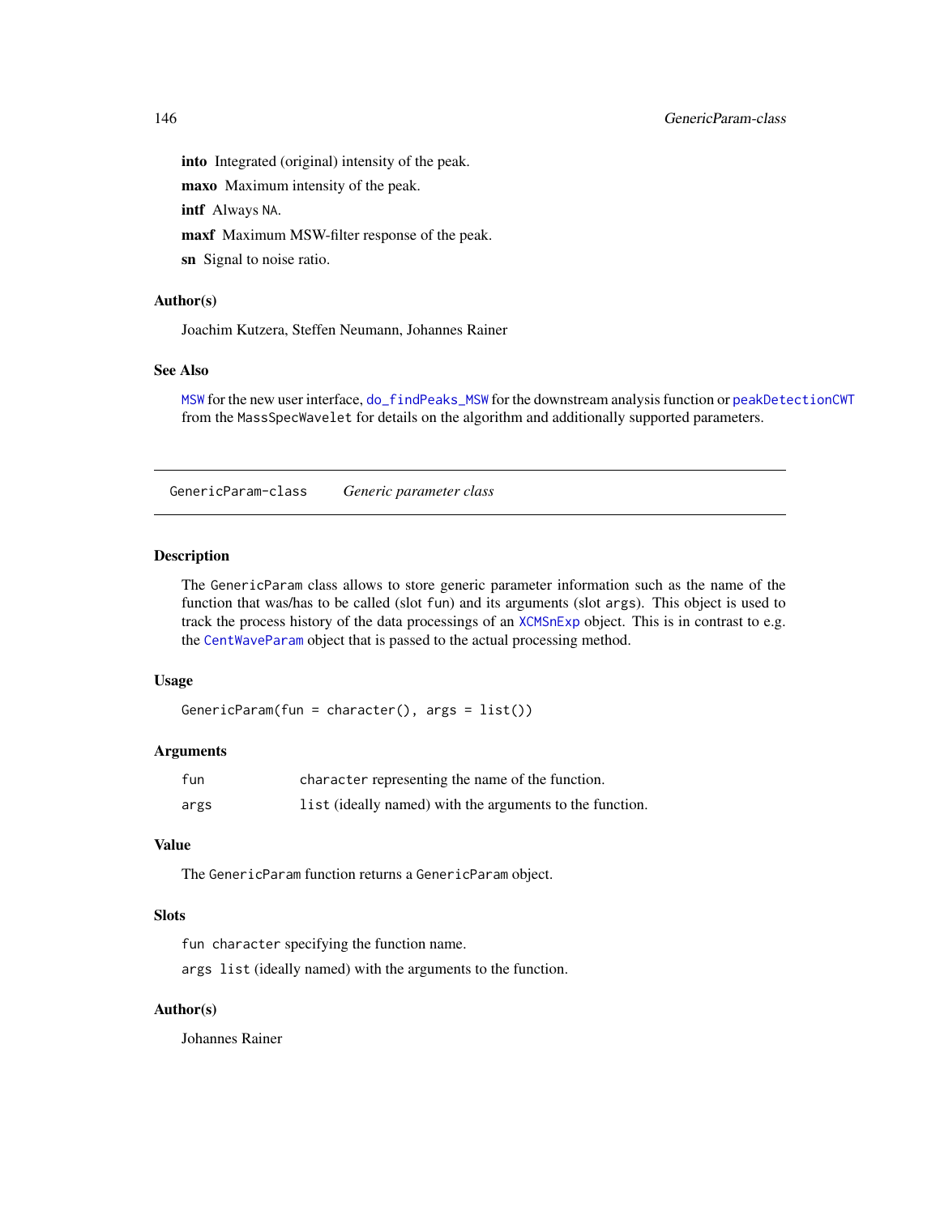**into** Integrated (original) intensity of the peak.

**maxo** Maximum intensity of the peak.

**intf** Always NA.

**maxf** Maximum MSW-filter response of the peak.

**sn** Signal to noise ratio.

### Author(s)

Joachim Kutzera, Steffen Neumann, Johannes Rainer

### See Also

MSW for the new user interface, do_findPeaks_MSW for the downstream analysis function or peakDetectionCWT from the MassSpecWavelet for details on the algorithm and additionally supported parameters.

---

## GenericParam-class    *Generic parameter class*

---

### Description

The GenericParam class allows to store generic parameter information such as the name of the function that was/has to be called (slot fun) and its arguments (slot args). This object is used to track the process history of the data processings of an XCMSnExp object. This is in contrast to e.g. the CentWaveParam object that is passed to the actual processing method.

### Usage

```
GenericParam(fun = character(), args = list())
```

### Arguments

| | |
|---|---|
| fun | character representing the name of the function. |
| args | list (ideally named) with the arguments to the function. |

### Value

The GenericParam function returns a GenericParam object.

### Slots

fun character specifying the function name.

args list (ideally named) with the arguments to the function.

### Author(s)

Johannes Rainer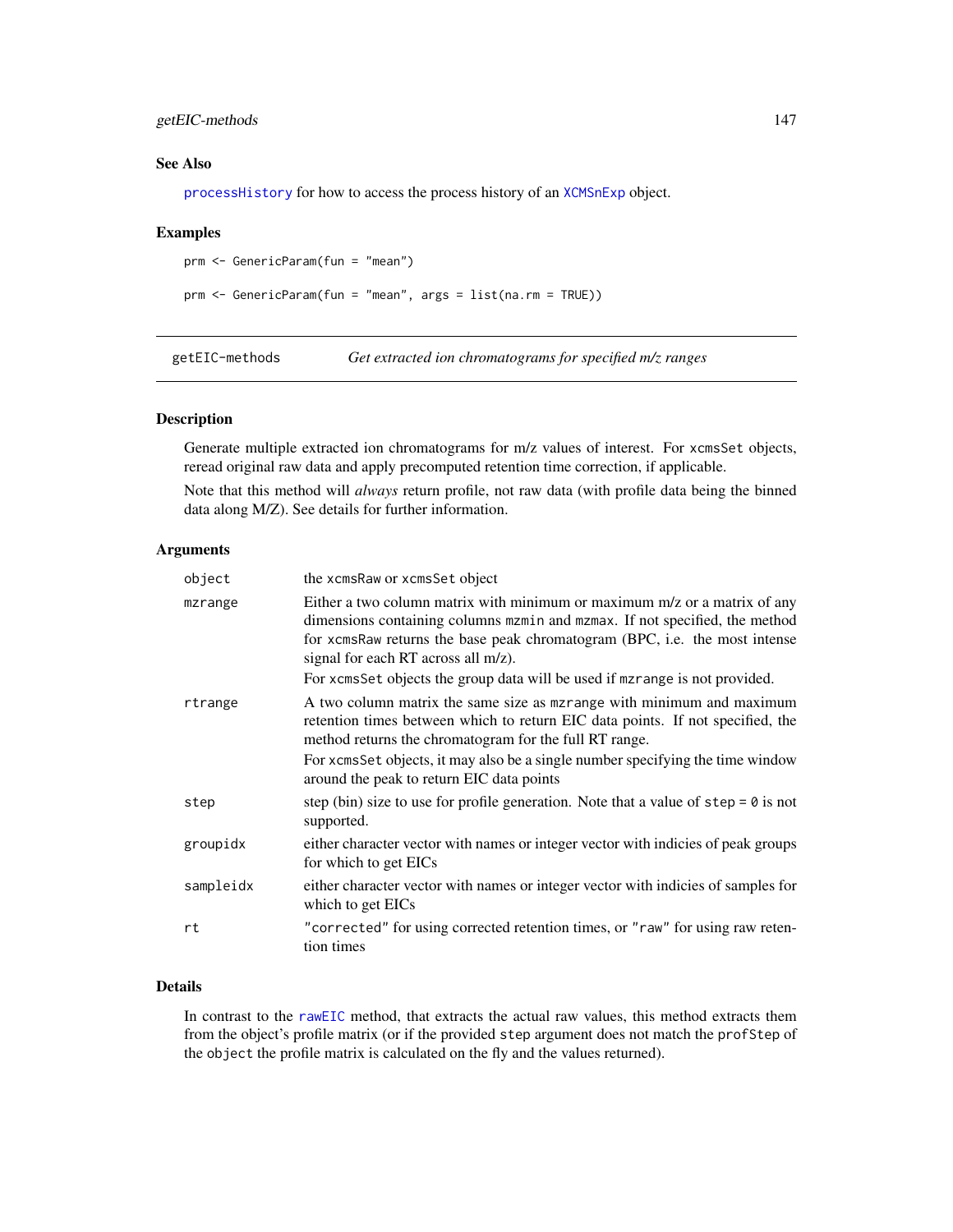## See Also

processHistory for how to access the process history of an XCMSnExp object.

## Examples

```
prm <- GenericParam(fun = "mean")

prm <- GenericParam(fun = "mean", args = list(na.rm = TRUE))
```

---

# getEIC-methods *Get extracted ion chromatograms for specified m/z ranges*

## Description

Generate multiple extracted ion chromatograms for m/z values of interest. For xcmsSet objects, reread original raw data and apply precomputed retention time correction, if applicable.

Note that this method will *always* return profile, not raw data (with profile data being the binned data along M/Z). See details for further information.

## Arguments

| | |
|---|---|
| object | the xcmsRaw or xcmsSet object |
| mzrange | Either a two column matrix with minimum or maximum m/z or a matrix of any dimensions containing columns mzmin and mzmax. If not specified, the method for xcmsRaw returns the base peak chromatogram (BPC, i.e. the most intense signal for each RT across all m/z).<br>For xcmsSet objects the group data will be used if mzrange is not provided. |
| rtrange | A two column matrix the same size as mzrange with minimum and maximum retention times between which to return EIC data points. If not specified, the method returns the chromatogram for the full RT range.<br>For xcmsSet objects, it may also be a single number specifying the time window around the peak to return EIC data points |
| step | step (bin) size to use for profile generation. Note that a value of step = 0 is not supported. |
| groupidx | either character vector with names or integer vector with indicies of peak groups for which to get EICs |
| sampleidx | either character vector with names or integer vector with indicies of samples for which to get EICs |
| rt | "corrected" for using corrected retention times, or "raw" for using raw retention times |

## Details

In contrast to the rawEIC method, that extracts the actual raw values, this method extracts them from the object's profile matrix (or if the provided step argument does not match the profStep of the object the profile matrix is calculated on the fly and the values returned).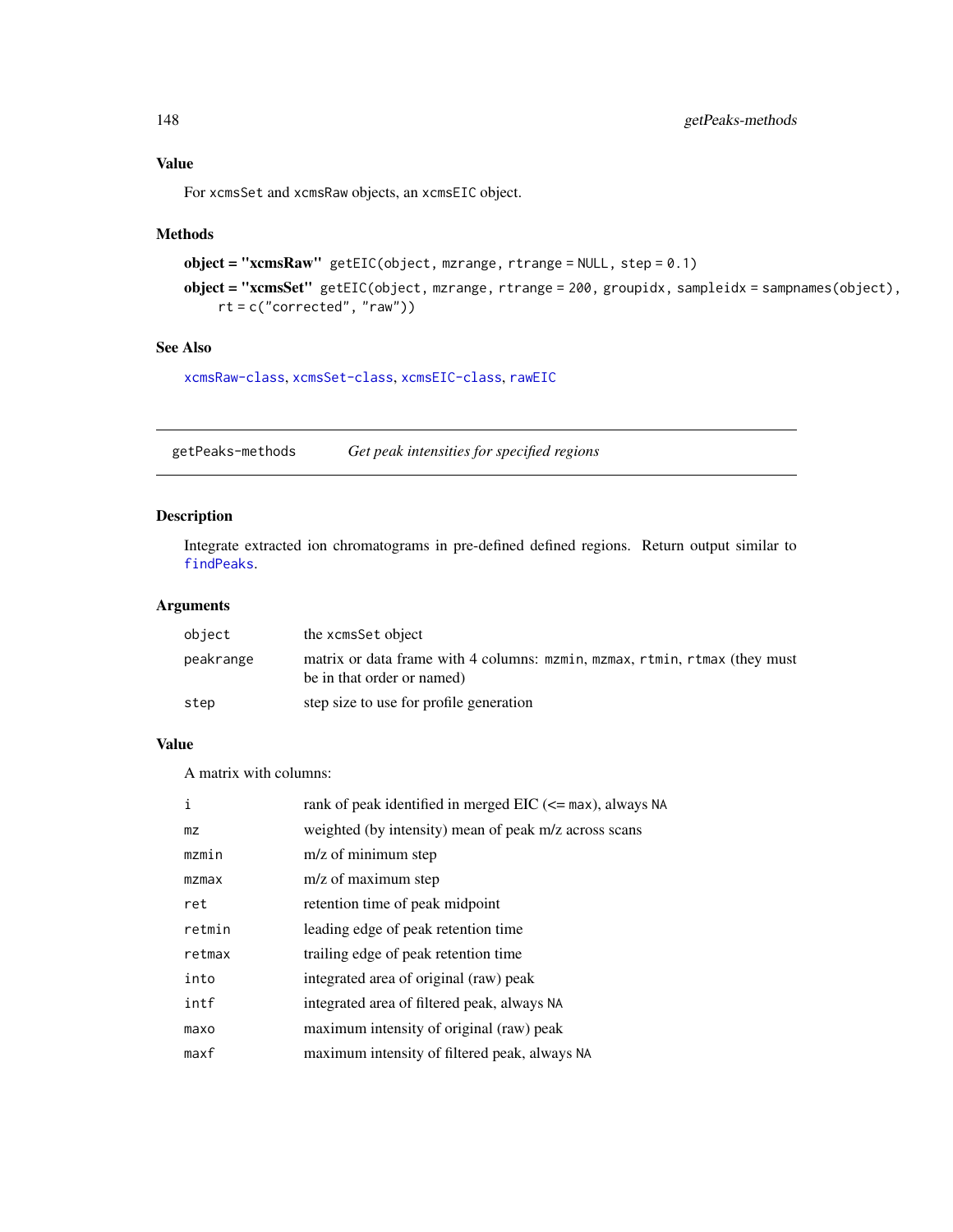## Value

For xcmsSet and xcmsRaw objects, an xcmsEIC object.

## Methods

**object = "xcmsRaw"** `getEIC(object, mzrange, rtrange = NULL, step = 0.1)`

**object = "xcmsSet"** `getEIC(object, mzrange, rtrange = 200, groupidx, sampleidx = sampnames(object), rt = c("corrected", "raw"))`

## See Also

xcmsRaw-class, xcmsSet-class, xcmsEIC-class, rawEIC

---

# getPeaks-methods — *Get peak intensities for specified regions*

## Description

Integrate extracted ion chromatograms in pre-defined defined regions. Return output similar to findPeaks.

## Arguments

| | |
|---|---|
| object | the xcmsSet object |
| peakrange | matrix or data frame with 4 columns: mzmin, mzmax, rtmin, rtmax (they must be in that order or named) |
| step | step size to use for profile generation |

## Value

A matrix with columns:

| | |
|---|---|
| i | rank of peak identified in merged EIC (<= max), always NA |
| mz | weighted (by intensity) mean of peak m/z across scans |
| mzmin | m/z of minimum step |
| mzmax | m/z of maximum step |
| ret | retention time of peak midpoint |
| retmin | leading edge of peak retention time |
| retmax | trailing edge of peak retention time |
| into | integrated area of original (raw) peak |
| intf | integrated area of filtered peak, always NA |
| maxo | maximum intensity of original (raw) peak |
| maxf | maximum intensity of filtered peak, always NA |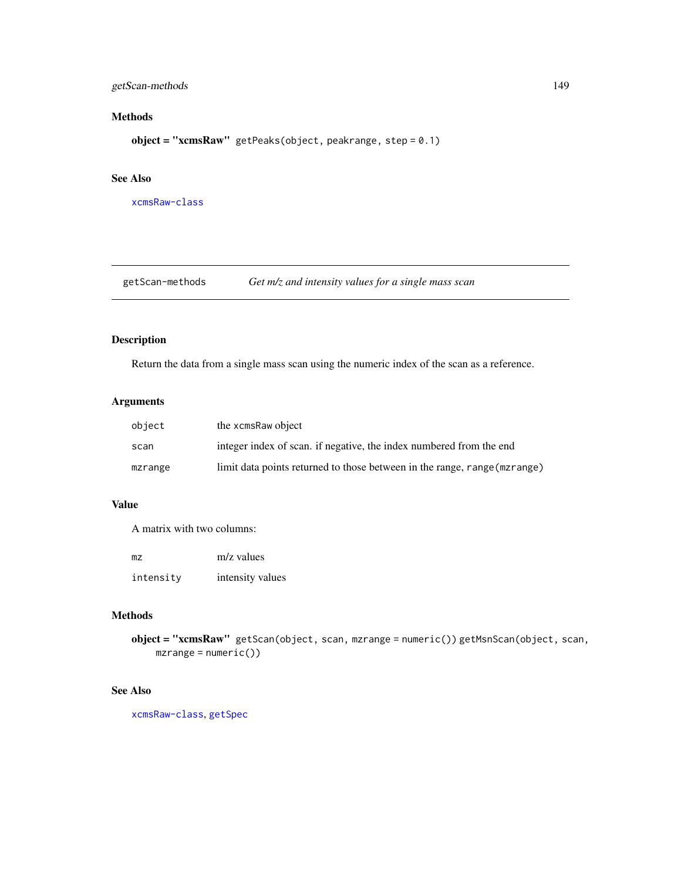### Methods

**object = "xcmsRaw"** `getPeaks(object, peakrange, step = 0.1)`

### See Also

`xcmsRaw-class`

---

## getScan-methods — *Get m/z and intensity values for a single mass scan*

---

### Description

Return the data from a single mass scan using the numeric index of the scan as a reference.

### Arguments

| | |
|---|---|
| `object` | the `xcmsRaw` object |
| `scan` | integer index of scan. if negative, the index numbered from the end |
| `mzrange` | limit data points returned to those between in the range, `range(mzrange)` |

### Value

A matrix with two columns:

| | |
|---|---|
| `mz` | m/z values |
| `intensity` | intensity values |

### Methods

**object = "xcmsRaw"** `getScan(object, scan, mzrange = numeric())` `getMsnScan(object, scan, mzrange = numeric())`

### See Also

`xcmsRaw-class`, `getSpec`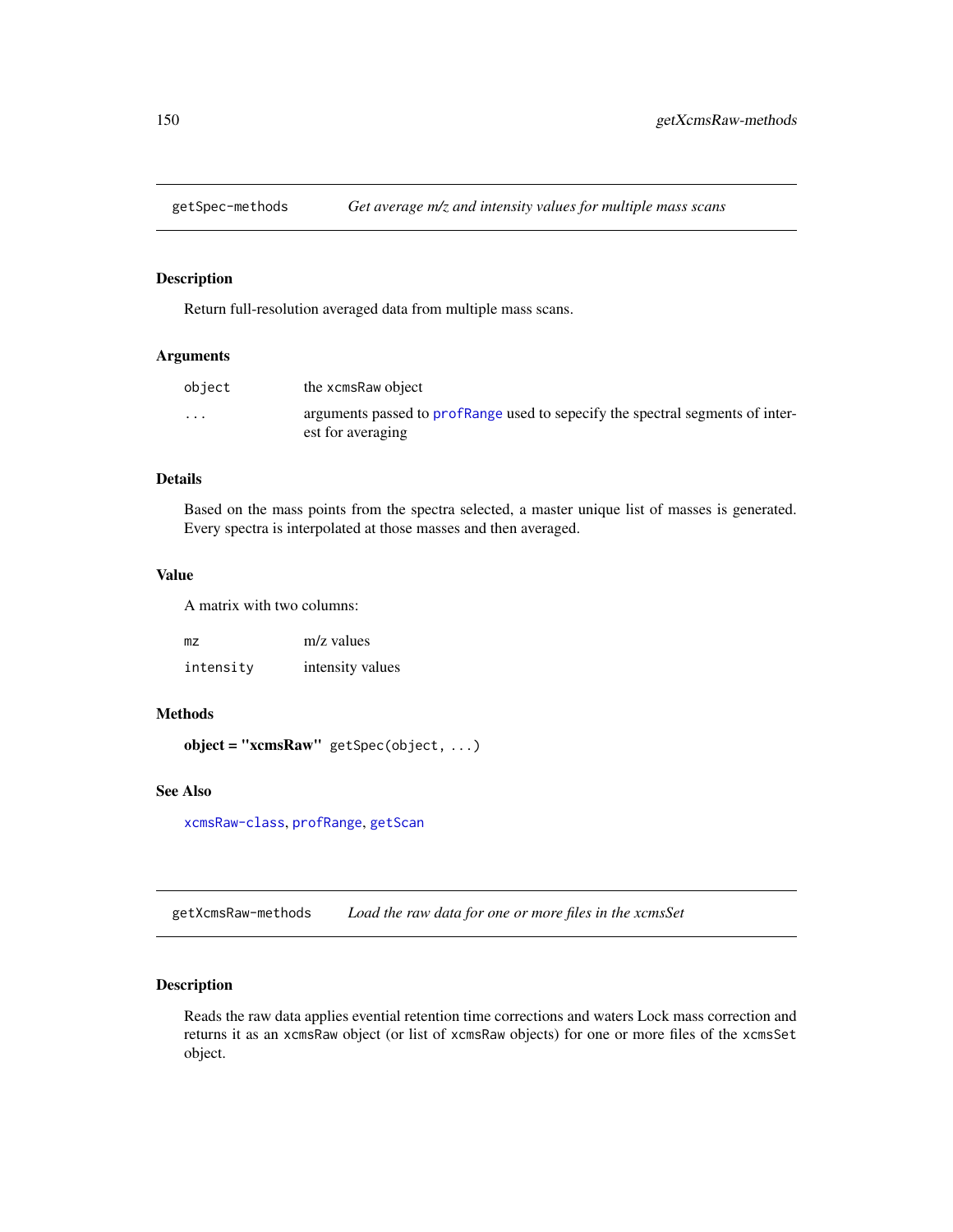## getSpec-methods — *Get average m/z and intensity values for multiple mass scans*

### Description

Return full-resolution averaged data from multiple mass scans.

### Arguments

| | |
|---|---|
| `object` | the `xcmsRaw` object |
| `...` | arguments passed to `profRange` used to sepecify the spectral segments of interest for averaging |

### Details

Based on the mass points from the spectra selected, a master unique list of masses is generated. Every spectra is interpolated at those masses and then averaged.

### Value

A matrix with two columns:

| | |
|---|---|
| `mz` | m/z values |
| `intensity` | intensity values |

### Methods

**object = "xcmsRaw"** `getSpec(object, ...)`

### See Also

`xcmsRaw-class`, `profRange`, `getScan`

## getXcmsRaw-methods — *Load the raw data for one or more files in the xcmsSet*

### Description

Reads the raw data applies evential retention time corrections and waters Lock mass correction and returns it as an `xcmsRaw` object (or list of `xcmsRaw` objects) for one or more files of the `xcmsSet` object.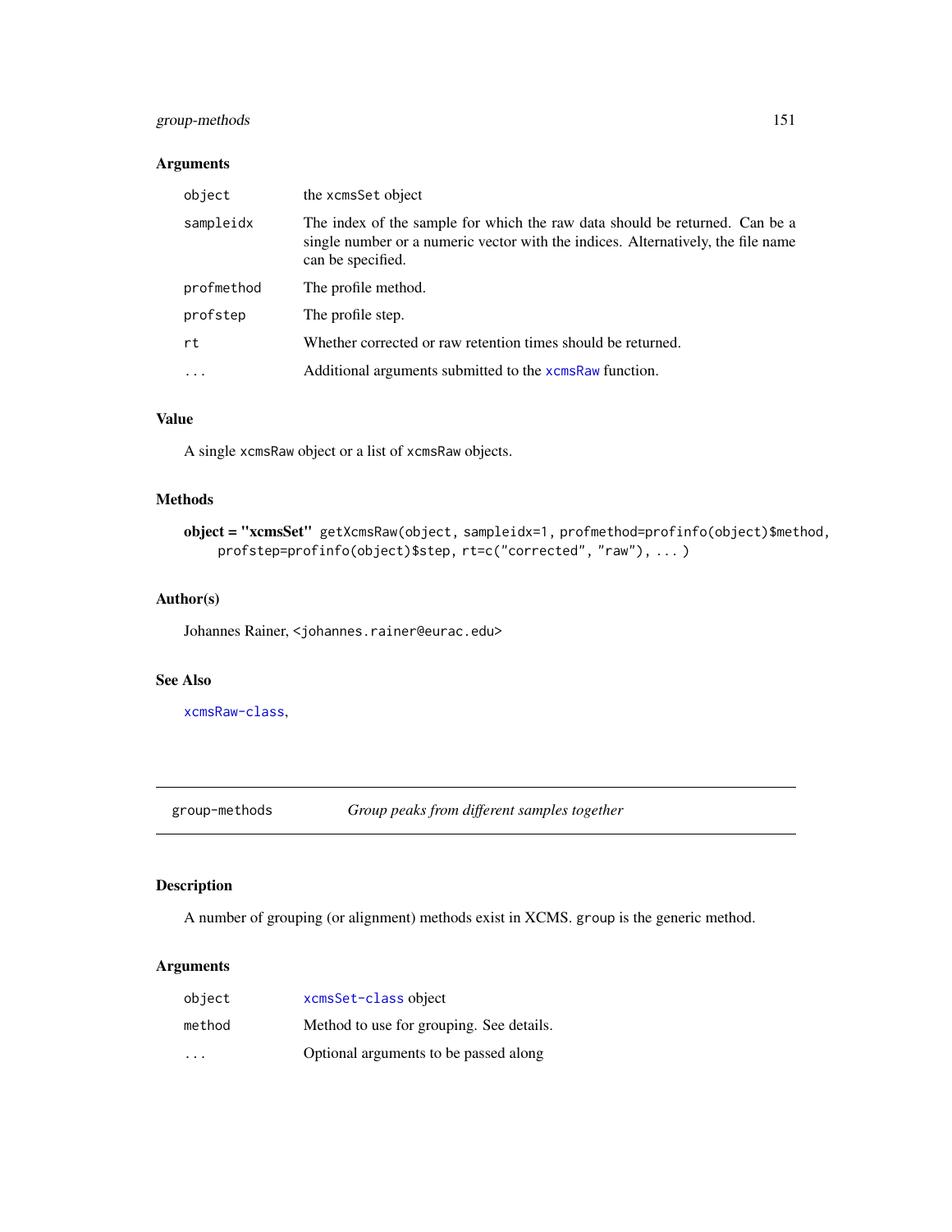## Arguments

| | |
|---|---|
| object | the xcmsSet object |
| sampleidx | The index of the sample for which the raw data should be returned. Can be a single number or a numeric vector with the indices. Alternatively, the file name can be specified. |
| profmethod | The profile method. |
| profstep | The profile step. |
| rt | Whether corrected or raw retention times should be returned. |
| ... | Additional arguments submitted to the xcmsRaw function. |

## Value

A single xcmsRaw object or a list of xcmsRaw objects.

## Methods

**object = "xcmsSet"** `getXcmsRaw(object, sampleidx=1, profmethod=profinfo(object)$method, profstep=profinfo(object)$step, rt=c("corrected", "raw"), ... )`

## Author(s)

Johannes Rainer, <johannes.rainer@eurac.edu>

## See Also

xcmsRaw-class,

---

# group-methods — *Group peaks from different samples together*

## Description

A number of grouping (or alignment) methods exist in XCMS. group is the generic method.

## Arguments

| | |
|---|---|
| object | xcmsSet-class object |
| method | Method to use for grouping. See details. |
| ... | Optional arguments to be passed along |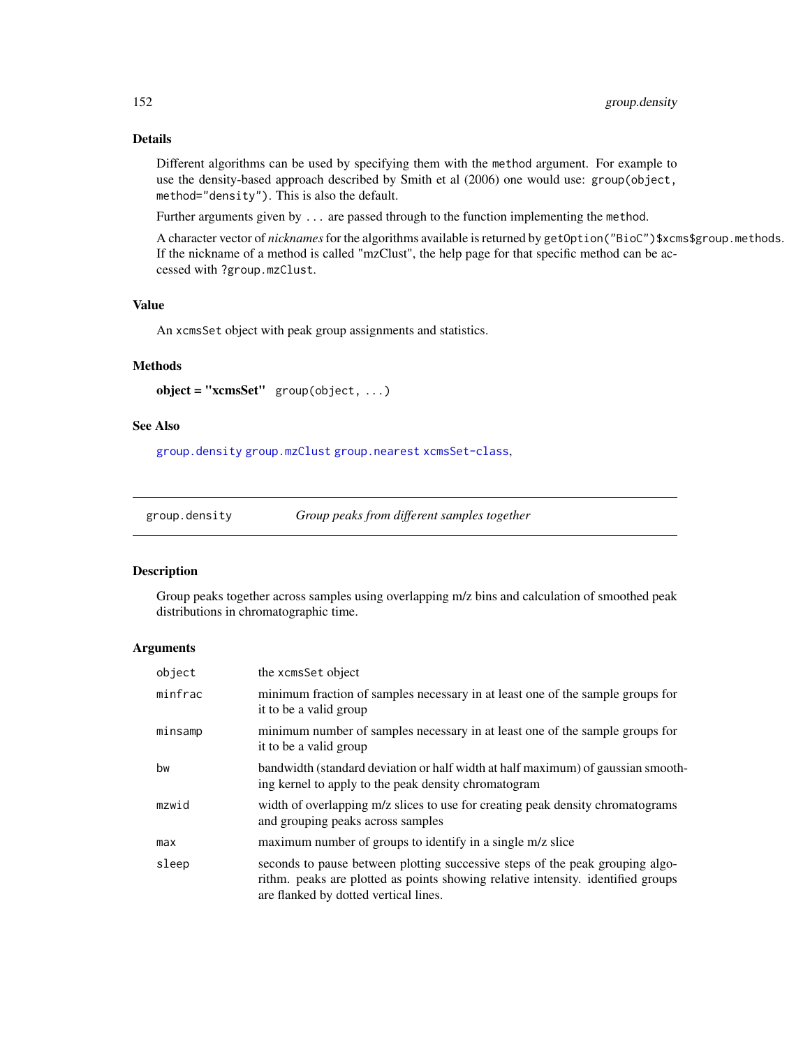### Details

Different algorithms can be used by specifying them with the method argument. For example to use the density-based approach described by Smith et al (2006) one would use: `group(object, method="density")`. This is also the default.

Further arguments given by `...` are passed through to the function implementing the method.

A character vector of *nicknames* for the algorithms available is returned by `getOption("BioC")$xcms$group.methods`. If the nickname of a method is called "mzClust", the help page for that specific method can be accessed with `?group.mzClust`.

### Value

An `xcmsSet` object with peak group assignments and statistics.

### Methods

**object = "xcmsSet"** `group(object, ...)`

### See Also

group.density group.mzClust group.nearest xcmsSet-class,

---

## group.density &nbsp;&nbsp;&nbsp; *Group peaks from different samples together*

### Description

Group peaks together across samples using overlapping m/z bins and calculation of smoothed peak distributions in chromatographic time.

### Arguments

| | |
|---|---|
| object | the xcmsSet object |
| minfrac | minimum fraction of samples necessary in at least one of the sample groups for it to be a valid group |
| minsamp | minimum number of samples necessary in at least one of the sample groups for it to be a valid group |
| bw | bandwidth (standard deviation or half width at half maximum) of gaussian smoothing kernel to apply to the peak density chromatogram |
| mzwid | width of overlapping m/z slices to use for creating peak density chromatograms and grouping peaks across samples |
| max | maximum number of groups to identify in a single m/z slice |
| sleep | seconds to pause between plotting successive steps of the peak grouping algorithm. peaks are plotted as points showing relative intensity. identified groups are flanked by dotted vertical lines. |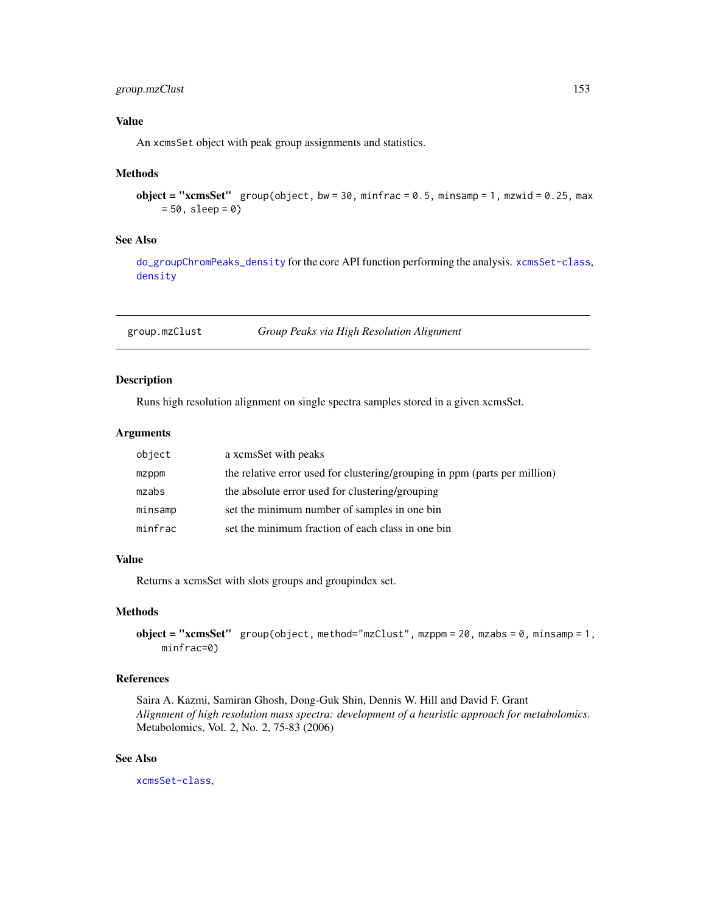### Value

An xcmsSet object with peak group assignments and statistics.

### Methods

**object = "xcmsSet"** `group(object, bw = 30, minfrac = 0.5, minsamp = 1, mzwid = 0.25, max = 50, sleep = 0)`

### See Also

do_groupChromPeaks_density for the core API function performing the analysis. xcmsSet-class, density

---

## group.mzClust — *Group Peaks via High Resolution Alignment*

---

### Description

Runs high resolution alignment on single spectra samples stored in a given xcmsSet.

### Arguments

| | |
|---|---|
| object | a xcmsSet with peaks |
| mzppm | the relative error used for clustering/grouping in ppm (parts per million) |
| mzabs | the absolute error used for clustering/grouping |
| minsamp | set the minimum number of samples in one bin |
| minfrac | set the minimum fraction of each class in one bin |

### Value

Returns a xcmsSet with slots groups and groupindex set.

### Methods

**object = "xcmsSet"** `group(object, method="mzClust", mzppm = 20, mzabs = 0, minsamp = 1, minfrac=0)`

### References

Saira A. Kazmi, Samiran Ghosh, Dong-Guk Shin, Dennis W. Hill and David F. Grant
*Alignment of high resolution mass spectra: development of a heuristic approach for metabolomics*. Metabolomics, Vol. 2, No. 2, 75-83 (2006)

### See Also

xcmsSet-class,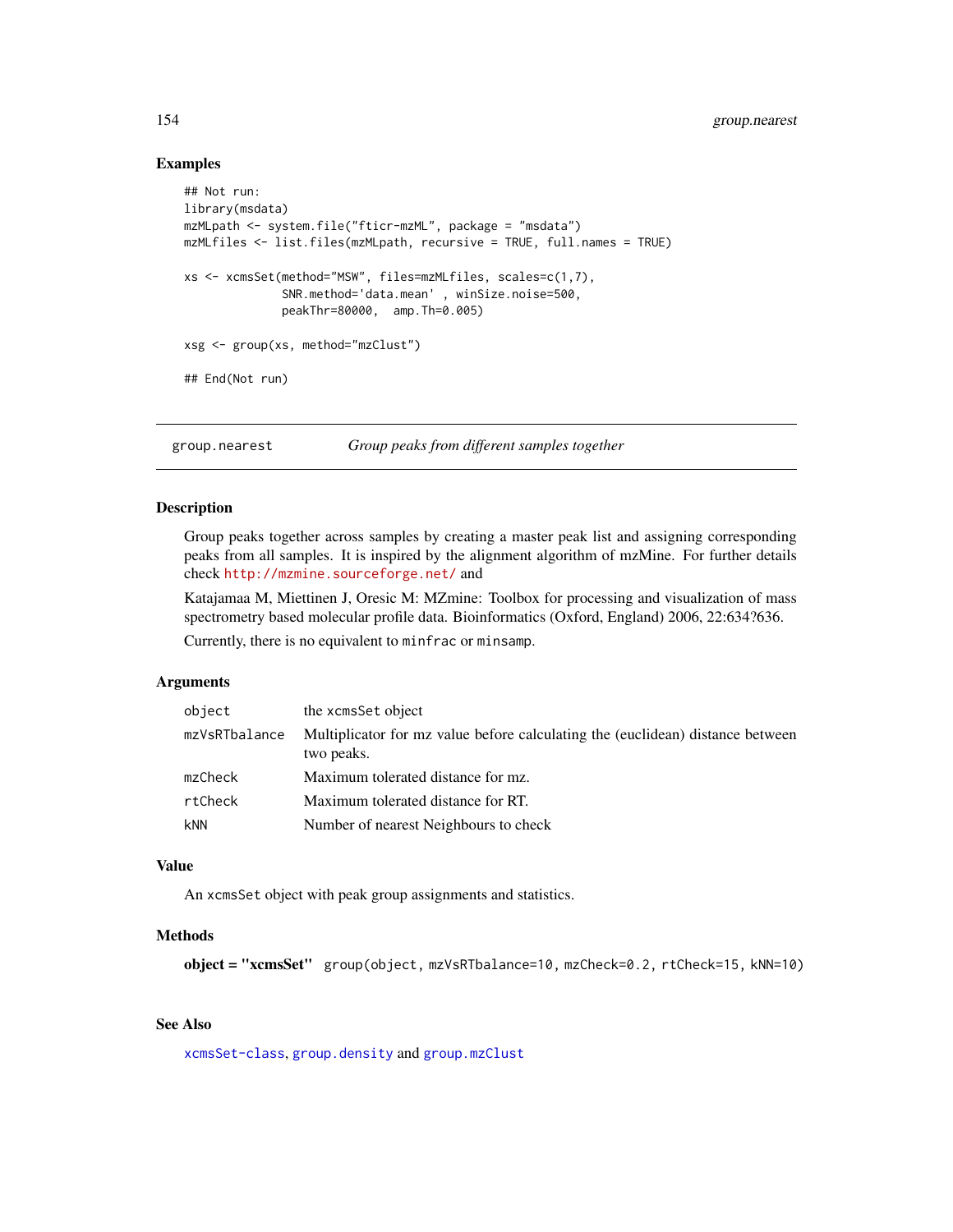### Examples

```
## Not run:
library(msdata)
mzMLpath <- system.file("fticr-mzML", package = "msdata")
mzMLfiles <- list.files(mzMLpath, recursive = TRUE, full.names = TRUE)

xs <- xcmsSet(method="MSW", files=mzMLfiles, scales=c(1,7),
              SNR.method='data.mean' , winSize.noise=500,
              peakThr=80000,  amp.Th=0.005)

xsg <- group(xs, method="mzClust")

## End(Not run)
```

---

## group.nearest *Group peaks from different samples together*

---

### Description

Group peaks together across samples by creating a master peak list and assigning corresponding peaks from all samples. It is inspired by the alignment algorithm of mzMine. For further details check http://mzmine.sourceforge.net/ and

Katajamaa M, Miettinen J, Oresic M: MZmine: Toolbox for processing and visualization of mass spectrometry based molecular profile data. Bioinformatics (Oxford, England) 2006, 22:634?636.

Currently, there is no equivalent to `minfrac` or `minsamp`.

### Arguments

| | |
|---|---|
| `object` | the `xcmsSet` object |
| `mzVsRTbalance` | Multiplicator for mz value before calculating the (euclidean) distance between two peaks. |
| `mzCheck` | Maximum tolerated distance for mz. |
| `rtCheck` | Maximum tolerated distance for RT. |
| `kNN` | Number of nearest Neighbours to check |

### Value

An `xcmsSet` object with peak group assignments and statistics.

### Methods

**object = "xcmsSet"** `group(object, mzVsRTbalance=10, mzCheck=0.2, rtCheck=15, kNN=10)`

### See Also

`xcmsSet-class`, `group.density` and `group.mzClust`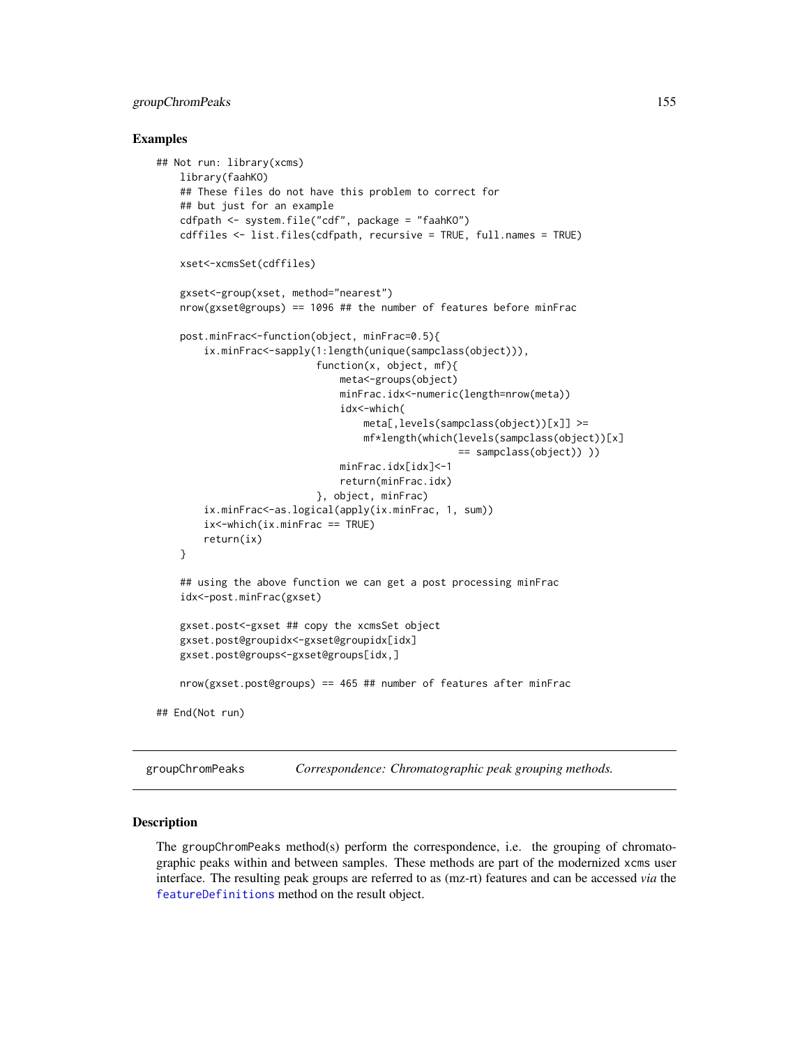### Examples

```
## Not run: library(xcms)
    library(faahKO)
    ## These files do not have this problem to correct for
    ## but just for an example
    cdfpath <- system.file("cdf", package = "faahKO")
    cdffiles <- list.files(cdfpath, recursive = TRUE, full.names = TRUE)

    xset<-xcmsSet(cdffiles)

    gxset<-group(xset, method="nearest")
    nrow(gxset@groups) == 1096 ## the number of features before minFrac

    post.minFrac<-function(object, minFrac=0.5){
        ix.minFrac<-sapply(1:length(unique(sampclass(object))),
                          function(x, object, mf){
                              meta<-groups(object)
                              minFrac.idx<-numeric(length=nrow(meta))
                              idx<-which(
                                  meta[,levels(sampclass(object))[x]] >=
                                  mf*length(which(levels(sampclass(object))[x]
                                                 == sampclass(object)) ))
                              minFrac.idx[idx]<-1
                              return(minFrac.idx)
                          }, object, minFrac)
        ix.minFrac<-as.logical(apply(ix.minFrac, 1, sum))
        ix<-which(ix.minFrac == TRUE)
        return(ix)
    }

    ## using the above function we can get a post processing minFrac
    idx<-post.minFrac(gxset)

    gxset.post<-gxset ## copy the xcmsSet object
    gxset.post@groupidx<-gxset@groupidx[idx]
    gxset.post@groups<-gxset@groups[idx,]

    nrow(gxset.post@groups) == 465 ## number of features after minFrac

## End(Not run)
```

---

`groupChromPeaks` *Correspondence: Chromatographic peak grouping methods.*

---

### Description

The `groupChromPeaks` method(s) perform the correspondence, i.e. the grouping of chromatographic peaks within and between samples. These methods are part of the modernized `xcms` user interface. The resulting peak groups are referred to as (mz-rt) features and can be accessed *via* the `featureDefinitions` method on the result object.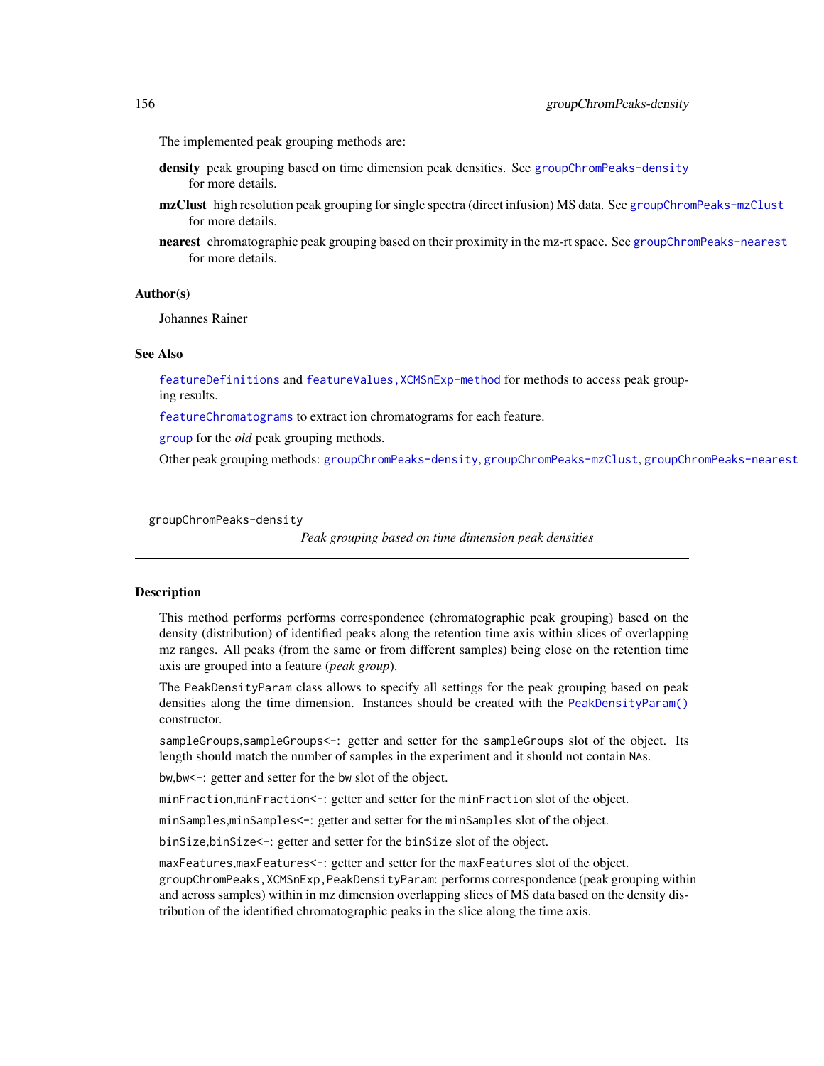The implemented peak grouping methods are:

**density** peak grouping based on time dimension peak densities. See `groupChromPeaks-density` for more details.

**mzClust** high resolution peak grouping for single spectra (direct infusion) MS data. See `groupChromPeaks-mzClust` for more details.

**nearest** chromatographic peak grouping based on their proximity in the mz-rt space. See `groupChromPeaks-nearest` for more details.

### Author(s)

Johannes Rainer

### See Also

`featureDefinitions` and `featureValues,XCMSnExp-method` for methods to access peak grouping results.

`featureChromatograms` to extract ion chromatograms for each feature.

`group` for the *old* peak grouping methods.

Other peak grouping methods: `groupChromPeaks-density`, `groupChromPeaks-mzClust`, `groupChromPeaks-nearest`

---

## groupChromPeaks-density

*Peak grouping based on time dimension peak densities*

---

### Description

This method performs performs correspondence (chromatographic peak grouping) based on the density (distribution) of identified peaks along the retention time axis within slices of overlapping mz ranges. All peaks (from the same or from different samples) being close on the retention time axis are grouped into a feature (*peak group*).

The `PeakDensityParam` class allows to specify all settings for the peak grouping based on peak densities along the time dimension. Instances should be created with the `PeakDensityParam()` constructor.

`sampleGroups`,`sampleGroups<-`: getter and setter for the `sampleGroups` slot of the object. Its length should match the number of samples in the experiment and it should not contain `NA`s.

`bw`,`bw<-`: getter and setter for the `bw` slot of the object.

`minFraction`,`minFraction<-`: getter and setter for the `minFraction` slot of the object.

`minSamples`,`minSamples<-`: getter and setter for the `minSamples` slot of the object.

`binSize`,`binSize<-`: getter and setter for the `binSize` slot of the object.

`maxFeatures`,`maxFeatures<-`: getter and setter for the `maxFeatures` slot of the object.

`groupChromPeaks,XCMSnExp,PeakDensityParam`: performs correspondence (peak grouping within and across samples) within in mz dimension overlapping slices of MS data based on the density distribution of the identified chromatographic peaks in the slice along the time axis.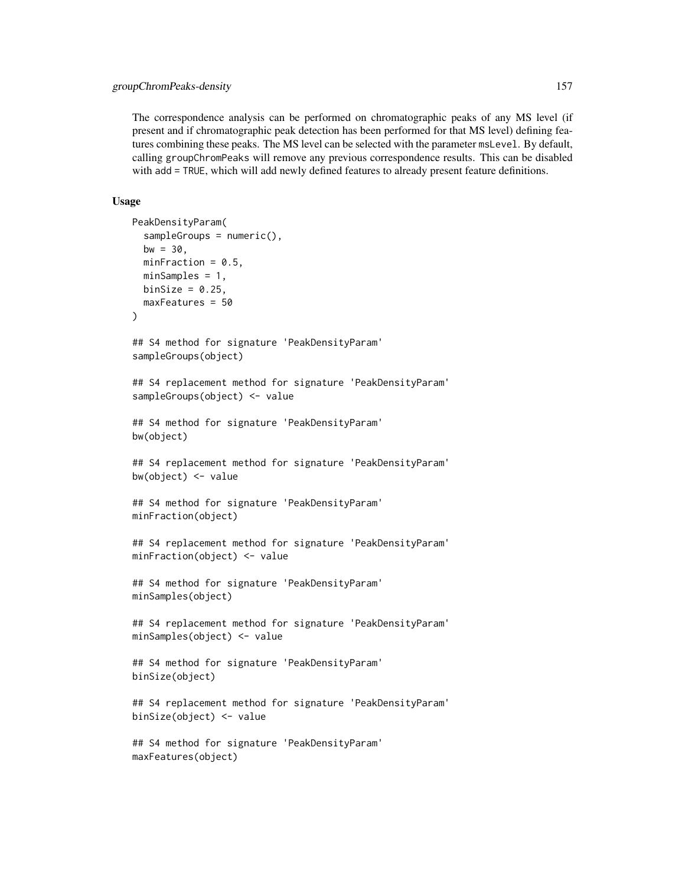The correspondence analysis can be performed on chromatographic peaks of any MS level (if present and if chromatographic peak detection has been performed for that MS level) defining features combining these peaks. The MS level can be selected with the parameter `msLevel`. By default, calling `groupChromPeaks` will remove any previous correspondence results. This can be disabled with `add = TRUE`, which will add newly defined features to already present feature definitions.

## Usage

```
PeakDensityParam(
  sampleGroups = numeric(),
  bw = 30,
  minFraction = 0.5,
  minSamples = 1,
  binSize = 0.25,
  maxFeatures = 50
)

## S4 method for signature 'PeakDensityParam'
sampleGroups(object)

## S4 replacement method for signature 'PeakDensityParam'
sampleGroups(object) <- value

## S4 method for signature 'PeakDensityParam'
bw(object)

## S4 replacement method for signature 'PeakDensityParam'
bw(object) <- value

## S4 method for signature 'PeakDensityParam'
minFraction(object)

## S4 replacement method for signature 'PeakDensityParam'
minFraction(object) <- value

## S4 method for signature 'PeakDensityParam'
minSamples(object)

## S4 replacement method for signature 'PeakDensityParam'
minSamples(object) <- value

## S4 method for signature 'PeakDensityParam'
binSize(object)

## S4 replacement method for signature 'PeakDensityParam'
binSize(object) <- value

## S4 method for signature 'PeakDensityParam'
maxFeatures(object)
```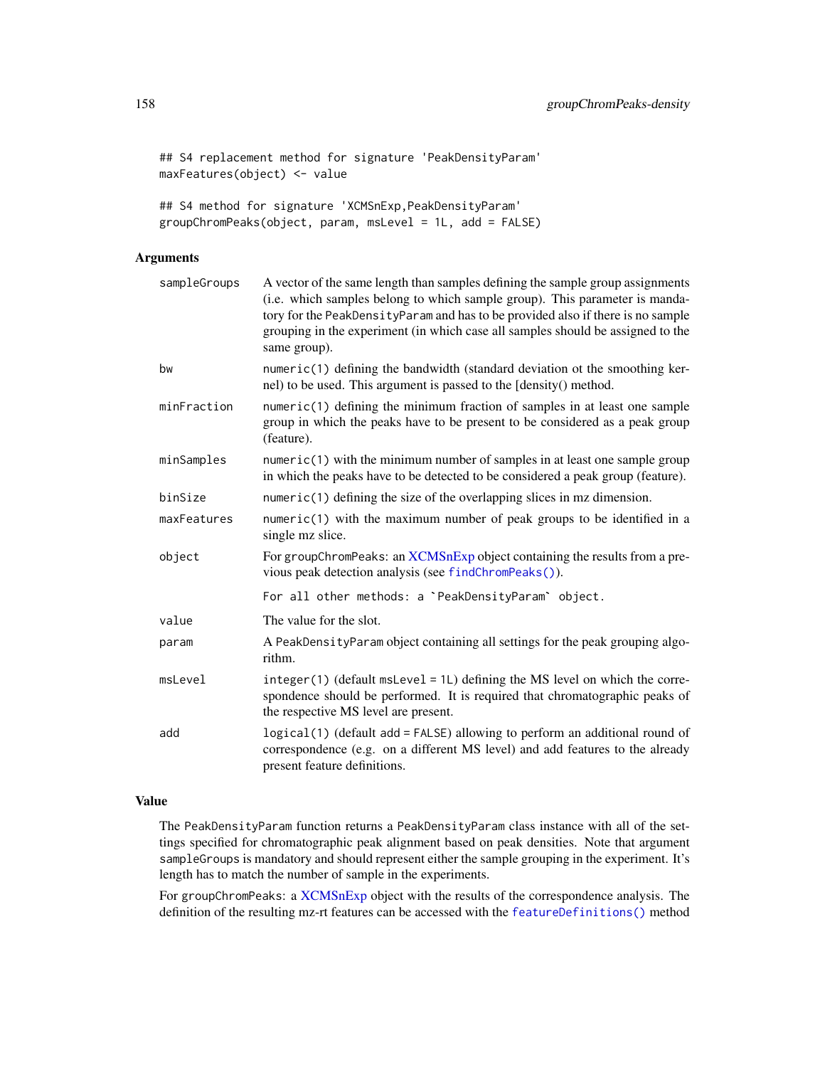```
## S4 replacement method for signature 'PeakDensityParam'
maxFeatures(object) <- value

## S4 method for signature 'XCMSnExp,PeakDensityParam'
groupChromPeaks(object, param, msLevel = 1L, add = FALSE)
```

### Arguments

| | |
|---|---|
| sampleGroups | A vector of the same length than samples defining the sample group assignments (i.e. which samples belong to which sample group). This parameter is mandatory for the PeakDensityParam and has to be provided also if there is no sample grouping in the experiment (in which case all samples should be assigned to the same group). |
| bw | numeric(1) defining the bandwidth (standard deviation ot the smoothing kernel) to be used. This argument is passed to the [density() method. |
| minFraction | numeric(1) defining the minimum fraction of samples in at least one sample group in which the peaks have to be present to be considered as a peak group (feature). |
| minSamples | numeric(1) with the minimum number of samples in at least one sample group in which the peaks have to be detected to be considered a peak group (feature). |
| binSize | numeric(1) defining the size of the overlapping slices in mz dimension. |
| maxFeatures | numeric(1) with the maximum number of peak groups to be identified in a single mz slice. |
| object | For groupChromPeaks: an XCMSnExp object containing the results from a previous peak detection analysis (see findChromPeaks()). <br><br> For all other methods: a `PeakDensityParam` object. |
| value | The value for the slot. |
| param | A PeakDensityParam object containing all settings for the peak grouping algorithm. |
| msLevel | integer(1) (default msLevel = 1L) defining the MS level on which the correspondence should be performed. It is required that chromatographic peaks of the respective MS level are present. |
| add | logical(1) (default add = FALSE) allowing to perform an additional round of correspondence (e.g. on a different MS level) and add features to the already present feature definitions. |

### Value

The PeakDensityParam function returns a PeakDensityParam class instance with all of the settings specified for chromatographic peak alignment based on peak densities. Note that argument sampleGroups is mandatory and should represent either the sample grouping in the experiment. It's length has to match the number of sample in the experiments.

For groupChromPeaks: a XCMSnExp object with the results of the correspondence analysis. The definition of the resulting mz-rt features can be accessed with the featureDefinitions() method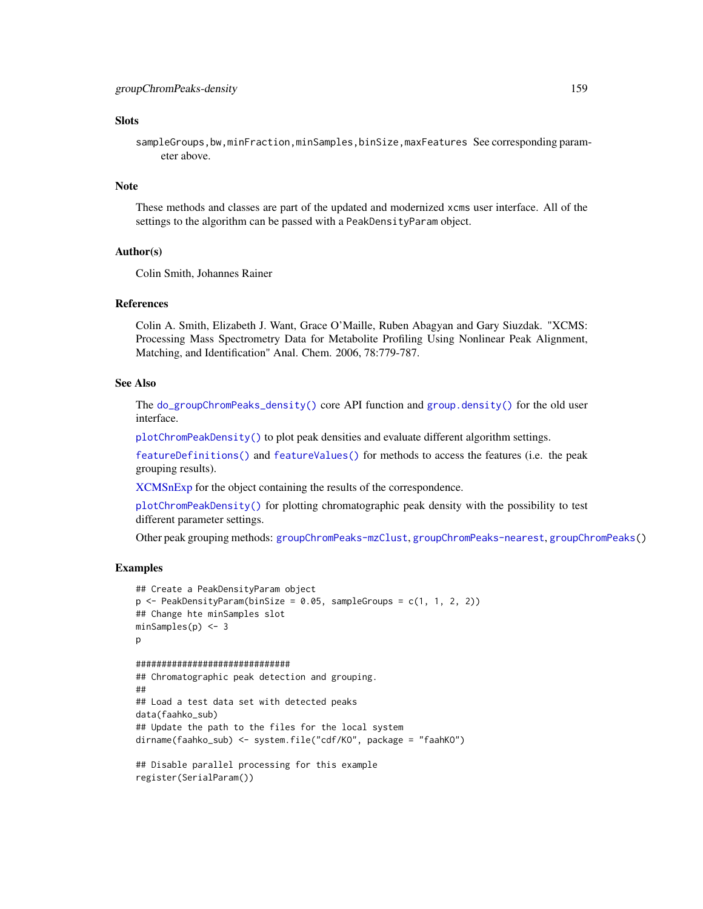## Slots

sampleGroups,bw,minFraction,minSamples,binSize,maxFeatures See corresponding parameter above.

## Note

These methods and classes are part of the updated and modernized xcms user interface. All of the settings to the algorithm can be passed with a PeakDensityParam object.

## Author(s)

Colin Smith, Johannes Rainer

## References

Colin A. Smith, Elizabeth J. Want, Grace O'Maille, Ruben Abagyan and Gary Siuzdak. "XCMS: Processing Mass Spectrometry Data for Metabolite Profiling Using Nonlinear Peak Alignment, Matching, and Identification" Anal. Chem. 2006, 78:779-787.

## See Also

The do_groupChromPeaks_density() core API function and group.density() for the old user interface.

plotChromPeakDensity() to plot peak densities and evaluate different algorithm settings.

featureDefinitions() and featureValues() for methods to access the features (i.e. the peak grouping results).

XCMSnExp for the object containing the results of the correspondence.

plotChromPeakDensity() for plotting chromatographic peak density with the possibility to test different parameter settings.

Other peak grouping methods: groupChromPeaks-mzClust, groupChromPeaks-nearest, groupChromPeaks()

## Examples

```
## Create a PeakDensityParam object
p <- PeakDensityParam(binSize = 0.05, sampleGroups = c(1, 1, 2, 2))
## Change hte minSamples slot
minSamples(p) <- 3
p

##############################
## Chromatographic peak detection and grouping.
##
## Load a test data set with detected peaks
data(faahko_sub)
## Update the path to the files for the local system
dirname(faahko_sub) <- system.file("cdf/KO", package = "faahKO")

## Disable parallel processing for this example
register(SerialParam())
```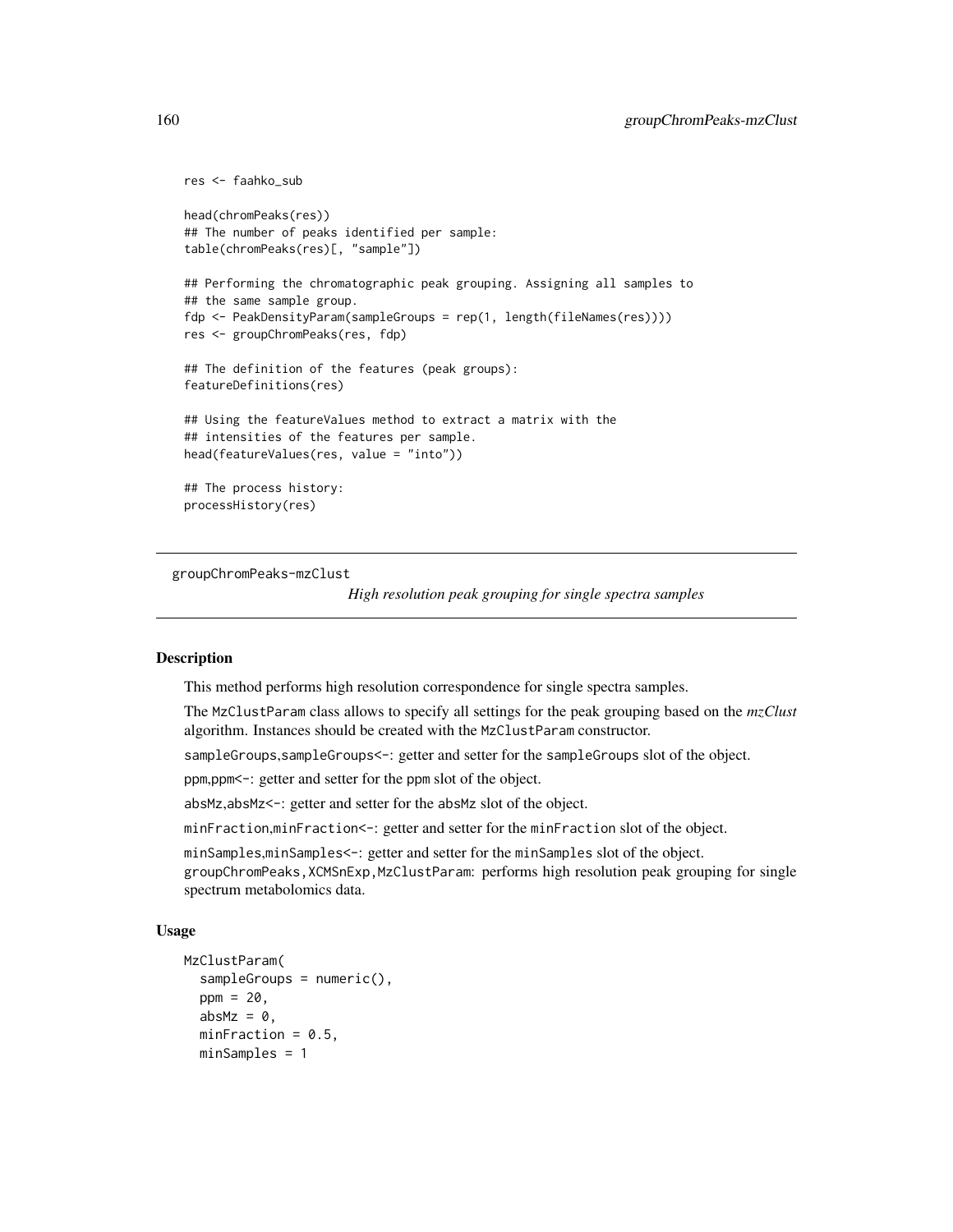```
res <- faahko_sub

head(chromPeaks(res))
## The number of peaks identified per sample:
table(chromPeaks(res)[, "sample"])

## Performing the chromatographic peak grouping. Assigning all samples to
## the same sample group.
fdp <- PeakDensityParam(sampleGroups = rep(1, length(fileNames(res))))
res <- groupChromPeaks(res, fdp)

## The definition of the features (peak groups):
featureDefinitions(res)

## Using the featureValues method to extract a matrix with the
## intensities of the features per sample.
head(featureValues(res, value = "into"))

## The process history:
processHistory(res)
```

---

## groupChromPeaks-mzClust

*High resolution peak grouping for single spectra samples*

---

### Description

This method performs high resolution correspondence for single spectra samples.

The `MzClustParam` class allows to specify all settings for the peak grouping based on the *mzClust* algorithm. Instances should be created with the `MzClustParam` constructor.

`sampleGroups`,`sampleGroups<-`: getter and setter for the `sampleGroups` slot of the object.

`ppm`,`ppm<-`: getter and setter for the `ppm` slot of the object.

`absMz`,`absMz<-`: getter and setter for the `absMz` slot of the object.

`minFraction`,`minFraction<-`: getter and setter for the `minFraction` slot of the object.

`minSamples`,`minSamples<-`: getter and setter for the `minSamples` slot of the object.

`groupChromPeaks,XCMSnExp,MzClustParam`: performs high resolution peak grouping for single spectrum metabolomics data.

### Usage

```
MzClustParam(
  sampleGroups = numeric(),
  ppm = 20,
  absMz = 0,
  minFraction = 0.5,
  minSamples = 1
```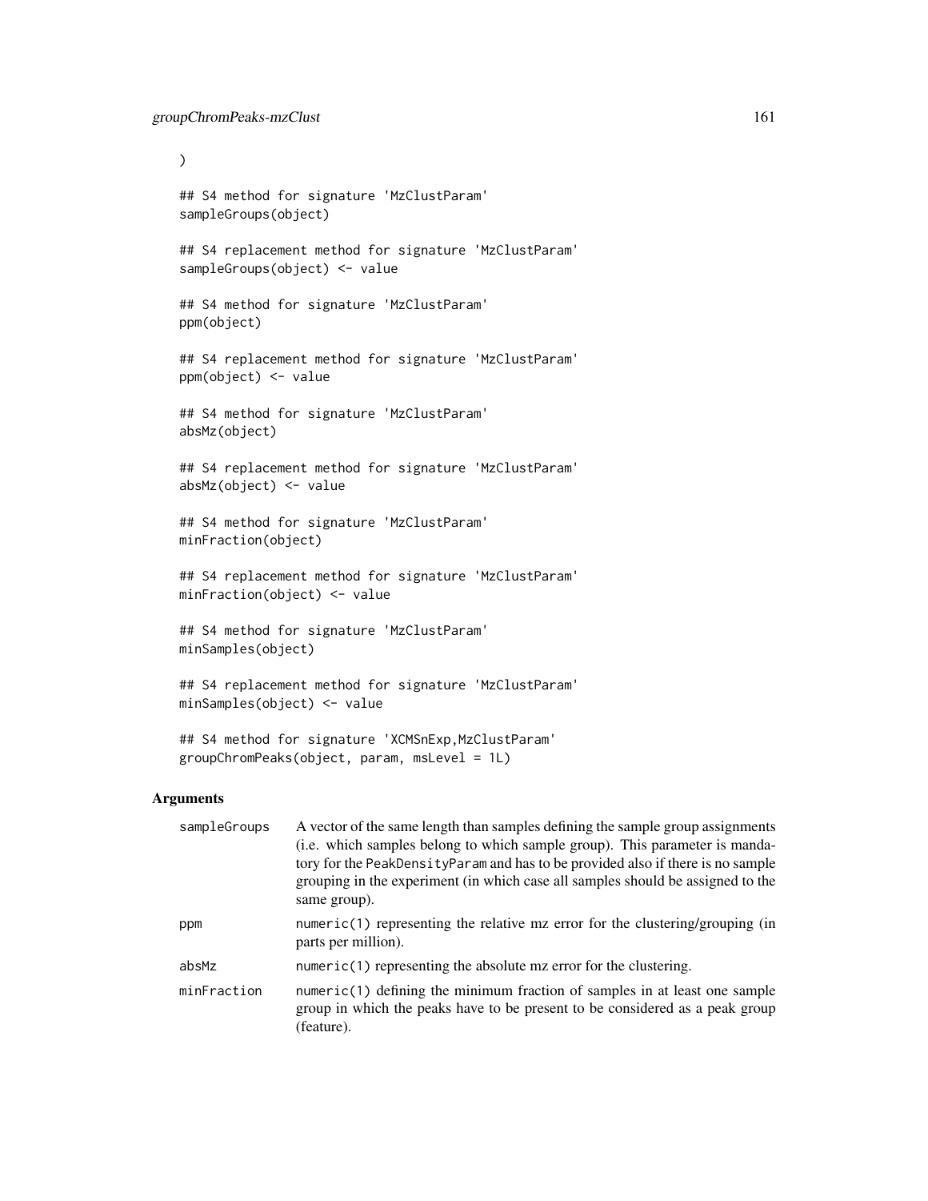```
)

## S4 method for signature 'MzClustParam'
sampleGroups(object)

## S4 replacement method for signature 'MzClustParam'
sampleGroups(object) <- value

## S4 method for signature 'MzClustParam'
ppm(object)

## S4 replacement method for signature 'MzClustParam'
ppm(object) <- value

## S4 method for signature 'MzClustParam'
absMz(object)

## S4 replacement method for signature 'MzClustParam'
absMz(object) <- value

## S4 method for signature 'MzClustParam'
minFraction(object)

## S4 replacement method for signature 'MzClustParam'
minFraction(object) <- value

## S4 method for signature 'MzClustParam'
minSamples(object)

## S4 replacement method for signature 'MzClustParam'
minSamples(object) <- value

## S4 method for signature 'XCMSnExp,MzClustParam'
groupChromPeaks(object, param, msLevel = 1L)
```

### Arguments

| | |
|---|---|
| sampleGroups | A vector of the same length than samples defining the sample group assignments (i.e. which samples belong to which sample group). This parameter is mandatory for the PeakDensityParam and has to be provided also if there is no sample grouping in the experiment (in which case all samples should be assigned to the same group). |
| ppm | numeric(1) representing the relative mz error for the clustering/grouping (in parts per million). |
| absMz | numeric(1) representing the absolute mz error for the clustering. |
| minFraction | numeric(1) defining the minimum fraction of samples in at least one sample group in which the peaks have to be present to be considered as a peak group (feature). |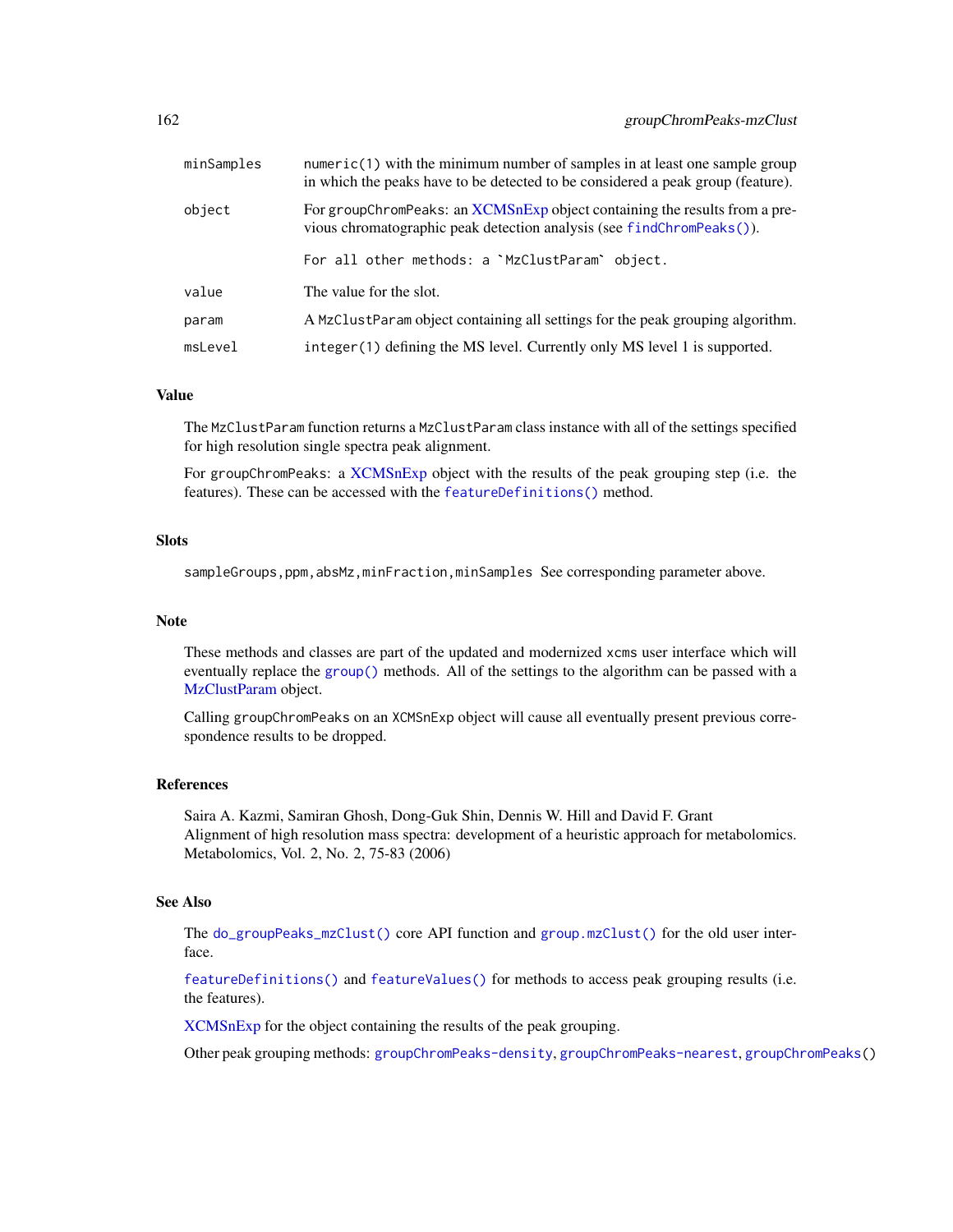| | |
|---|---|
| minSamples | numeric(1) with the minimum number of samples in at least one sample group in which the peaks have to be detected to be considered a peak group (feature). |
| object | For groupChromPeaks: an XCMSnExp object containing the results from a previous chromatographic peak detection analysis (see findChromPeaks()). For all other methods: a `MzClustParam` object. |
| value | The value for the slot. |
| param | A MzClustParam object containing all settings for the peak grouping algorithm. |
| msLevel | integer(1) defining the MS level. Currently only MS level 1 is supported. |

### Value

The MzClustParam function returns a MzClustParam class instance with all of the settings specified for high resolution single spectra peak alignment.

For groupChromPeaks: a XCMSnExp object with the results of the peak grouping step (i.e. the features). These can be accessed with the featureDefinitions() method.

### Slots

sampleGroups,ppm,absMz,minFraction,minSamples See corresponding parameter above.

### Note

These methods and classes are part of the updated and modernized xcms user interface which will eventually replace the group() methods. All of the settings to the algorithm can be passed with a MzClustParam object.

Calling groupChromPeaks on an XCMSnExp object will cause all eventually present previous correspondence results to be dropped.

### References

Saira A. Kazmi, Samiran Ghosh, Dong-Guk Shin, Dennis W. Hill and David F. Grant
Alignment of high resolution mass spectra: development of a heuristic approach for metabolomics.
Metabolomics, Vol. 2, No. 2, 75-83 (2006)

### See Also

The do_groupPeaks_mzClust() core API function and group.mzClust() for the old user interface.

featureDefinitions() and featureValues() for methods to access peak grouping results (i.e. the features).

XCMSnExp for the object containing the results of the peak grouping.

Other peak grouping methods: groupChromPeaks-density, groupChromPeaks-nearest, groupChromPeaks()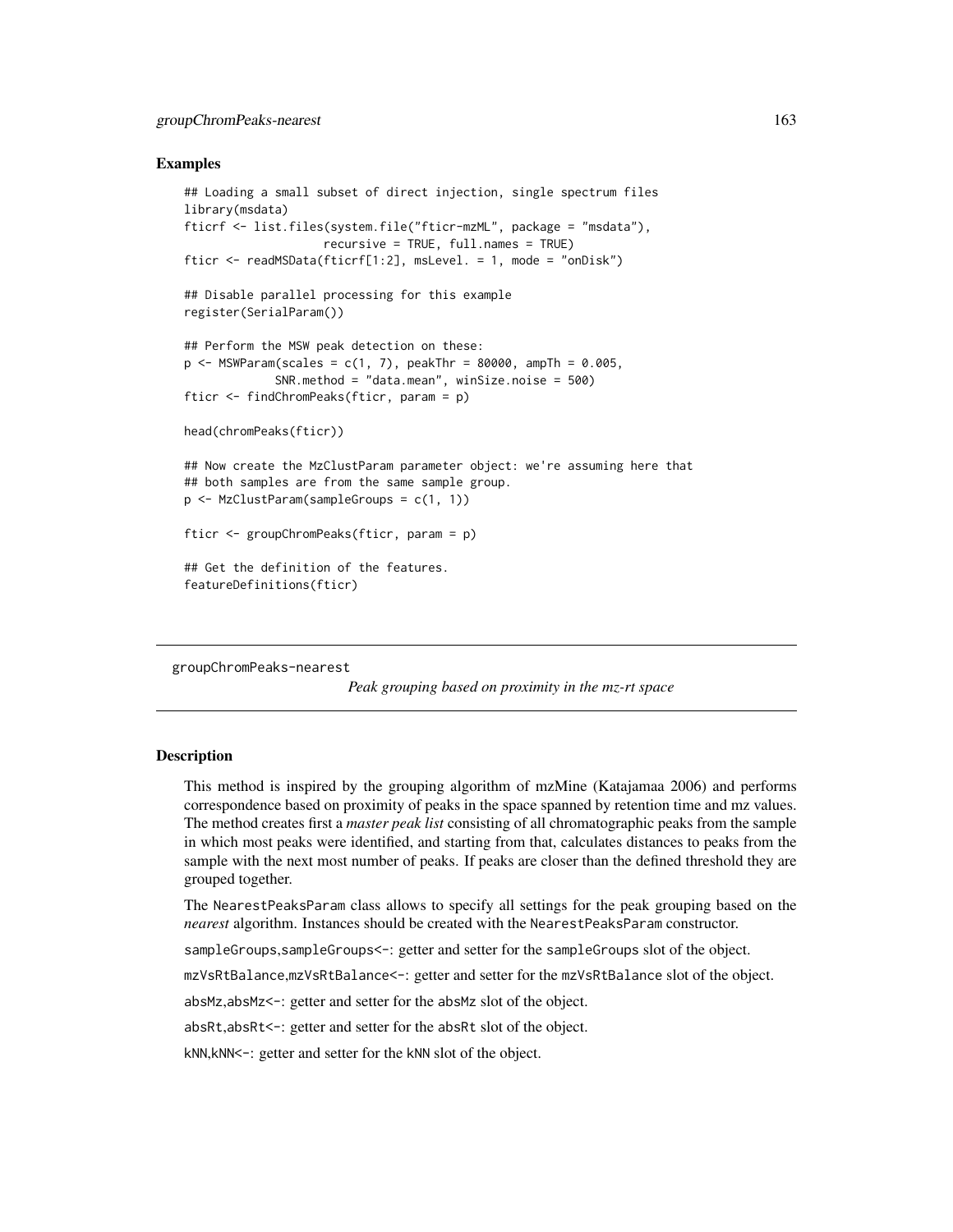## Examples

```
## Loading a small subset of direct injection, single spectrum files
library(msdata)
fticrf <- list.files(system.file("fticr-mzML", package = "msdata"),
                    recursive = TRUE, full.names = TRUE)
fticr <- readMSData(fticrf[1:2], msLevel. = 1, mode = "onDisk")

## Disable parallel processing for this example
register(SerialParam())

## Perform the MSW peak detection on these:
p <- MSWParam(scales = c(1, 7), peakThr = 80000, ampTh = 0.005,
             SNR.method = "data.mean", winSize.noise = 500)
fticr <- findChromPeaks(fticr, param = p)

head(chromPeaks(fticr))

## Now create the MzClustParam parameter object: we're assuming here that
## both samples are from the same sample group.
p <- MzClustParam(sampleGroups = c(1, 1))

fticr <- groupChromPeaks(fticr, param = p)

## Get the definition of the features.
featureDefinitions(fticr)
```

---

# groupChromPeaks-nearest

*Peak grouping based on proximity in the mz-rt space*

---

## Description

This method is inspired by the grouping algorithm of mzMine (Katajamaa 2006) and performs correspondence based on proximity of peaks in the space spanned by retention time and mz values. The method creates first a *master peak list* consisting of all chromatographic peaks from the sample in which most peaks were identified, and starting from that, calculates distances to peaks from the sample with the next most number of peaks. If peaks are closer than the defined threshold they are grouped together.

The `NearestPeaksParam` class allows to specify all settings for the peak grouping based on the *nearest* algorithm. Instances should be created with the `NearestPeaksParam` constructor.

`sampleGroups`,`sampleGroups<-`: getter and setter for the `sampleGroups` slot of the object.

`mzVsRtBalance`,`mzVsRtBalance<-`: getter and setter for the `mzVsRtBalance` slot of the object.

`absMz`,`absMz<-`: getter and setter for the `absMz` slot of the object.

`absRt`,`absRt<-`: getter and setter for the `absRt` slot of the object.

`kNN`,`kNN<-`: getter and setter for the `kNN` slot of the object.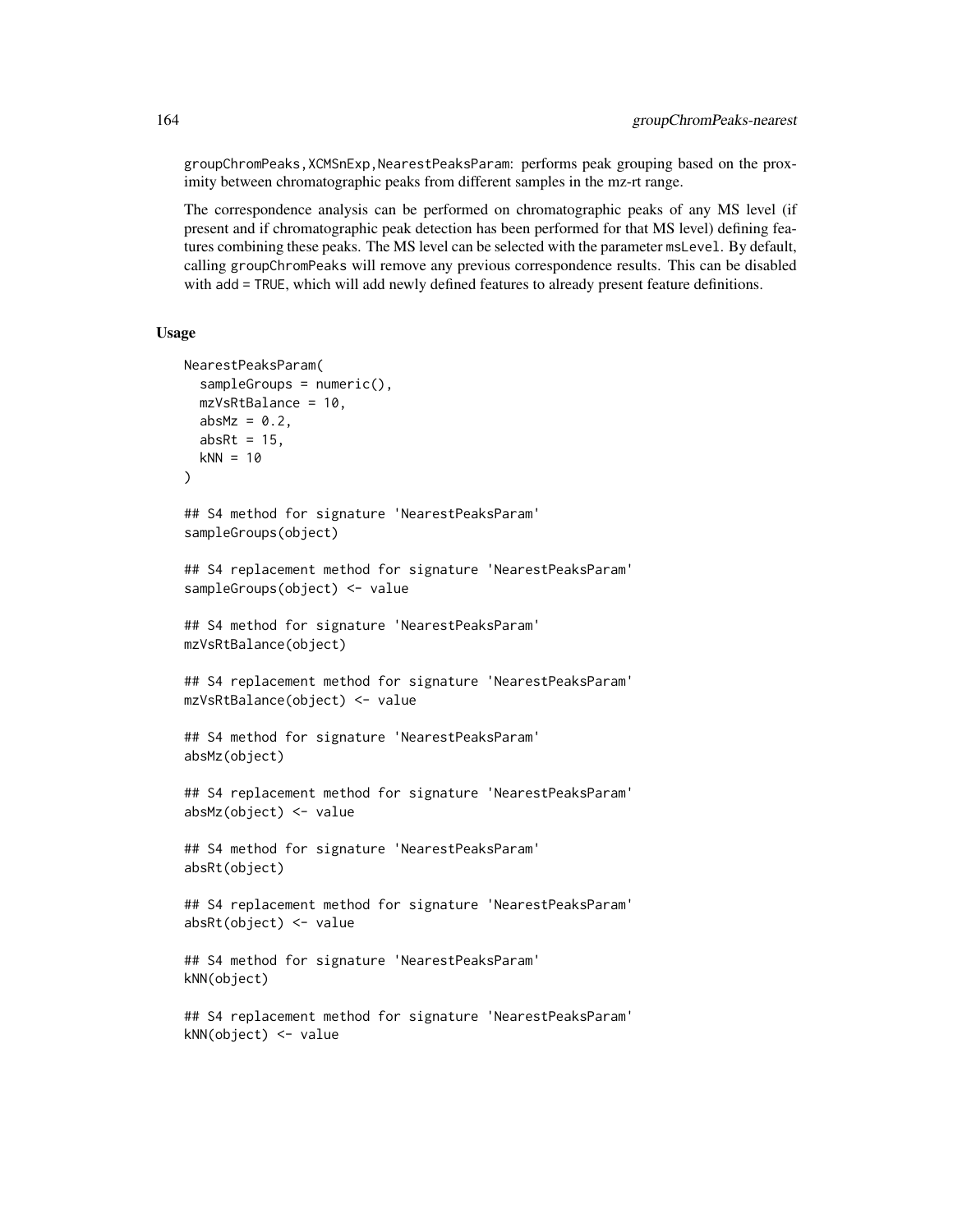`groupChromPeaks,XCMSnExp,NearestPeaksParam`: performs peak grouping based on the proximity between chromatographic peaks from different samples in the mz-rt range.

The correspondence analysis can be performed on chromatographic peaks of any MS level (if present and if chromatographic peak detection has been performed for that MS level) defining features combining these peaks. The MS level can be selected with the parameter `msLevel`. By default, calling `groupChromPeaks` will remove any previous correspondence results. This can be disabled with `add = TRUE`, which will add newly defined features to already present feature definitions.

## Usage

```
NearestPeaksParam(
  sampleGroups = numeric(),
  mzVsRtBalance = 10,
  absMz = 0.2,
  absRt = 15,
  kNN = 10
)

## S4 method for signature 'NearestPeaksParam'
sampleGroups(object)

## S4 replacement method for signature 'NearestPeaksParam'
sampleGroups(object) <- value

## S4 method for signature 'NearestPeaksParam'
mzVsRtBalance(object)

## S4 replacement method for signature 'NearestPeaksParam'
mzVsRtBalance(object) <- value

## S4 method for signature 'NearestPeaksParam'
absMz(object)

## S4 replacement method for signature 'NearestPeaksParam'
absMz(object) <- value

## S4 method for signature 'NearestPeaksParam'
absRt(object)

## S4 replacement method for signature 'NearestPeaksParam'
absRt(object) <- value

## S4 method for signature 'NearestPeaksParam'
kNN(object)

## S4 replacement method for signature 'NearestPeaksParam'
kNN(object) <- value
```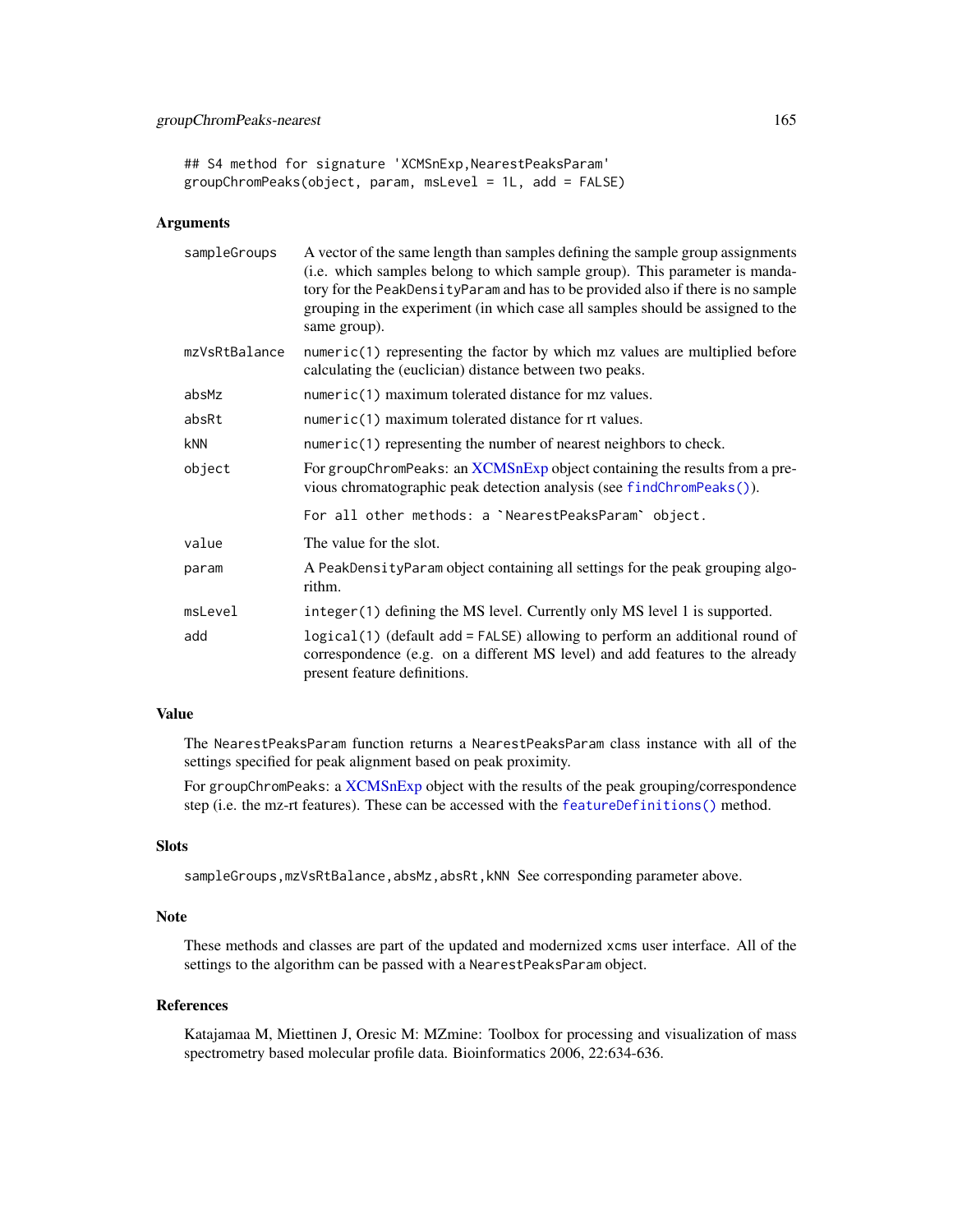```
## S4 method for signature 'XCMSnExp,NearestPeaksParam'
groupChromPeaks(object, param, msLevel = 1L, add = FALSE)
```

### Arguments

| | |
|---|---|
| sampleGroups | A vector of the same length than samples defining the sample group assignments (i.e. which samples belong to which sample group). This parameter is mandatory for the PeakDensityParam and has to be provided also if there is no sample grouping in the experiment (in which case all samples should be assigned to the same group). |
| mzVsRtBalance | numeric(1) representing the factor by which mz values are multiplied before calculating the (euclician) distance between two peaks. |
| absMz | numeric(1) maximum tolerated distance for mz values. |
| absRt | numeric(1) maximum tolerated distance for rt values. |
| kNN | numeric(1) representing the number of nearest neighbors to check. |
| object | For groupChromPeaks: an XCMSnExp object containing the results from a previous chromatographic peak detection analysis (see findChromPeaks()). For all other methods: a `NearestPeaksParam` object. |
| value | The value for the slot. |
| param | A PeakDensityParam object containing all settings for the peak grouping algorithm. |
| msLevel | integer(1) defining the MS level. Currently only MS level 1 is supported. |
| add | logical(1) (default add = FALSE) allowing to perform an additional round of correspondence (e.g. on a different MS level) and add features to the already present feature definitions. |

### Value

The NearestPeaksParam function returns a NearestPeaksParam class instance with all of the settings specified for peak alignment based on peak proximity.

For groupChromPeaks: a XCMSnExp object with the results of the peak grouping/correspondence step (i.e. the mz-rt features). These can be accessed with the featureDefinitions() method.

### Slots

sampleGroups,mzVsRtBalance,absMz,absRt,kNN See corresponding parameter above.

### Note

These methods and classes are part of the updated and modernized xcms user interface. All of the settings to the algorithm can be passed with a NearestPeaksParam object.

### References

Katajamaa M, Miettinen J, Oresic M: MZmine: Toolbox for processing and visualization of mass spectrometry based molecular profile data. Bioinformatics 2006, 22:634-636.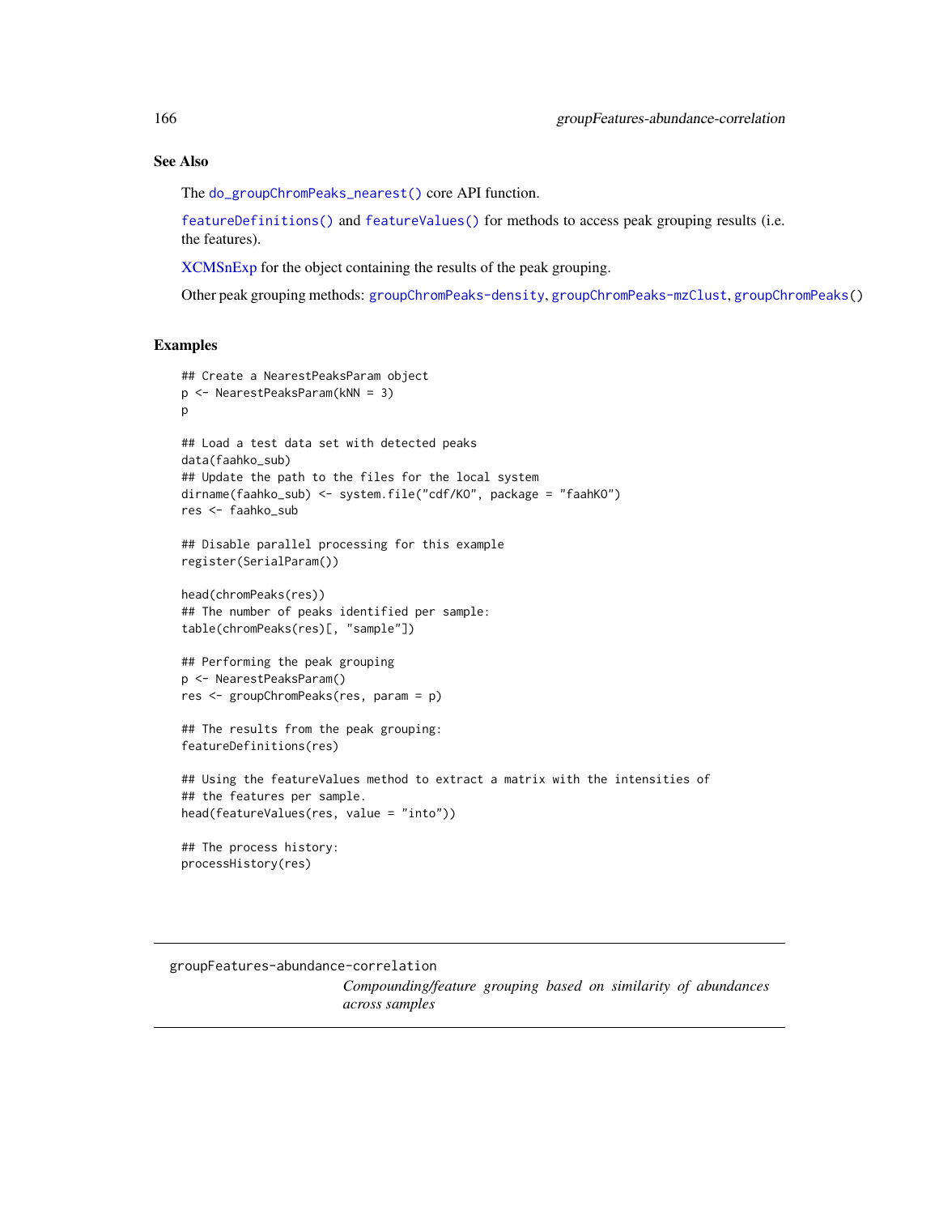## See Also

The do_groupChromPeaks_nearest() core API function.

featureDefinitions() and featureValues() for methods to access peak grouping results (i.e. the features).

XCMSnExp for the object containing the results of the peak grouping.

Other peak grouping methods: groupChromPeaks-density, groupChromPeaks-mzClust, groupChromPeaks()

## Examples

```
## Create a NearestPeaksParam object
p <- NearestPeaksParam(kNN = 3)
p

## Load a test data set with detected peaks
data(faahko_sub)
## Update the path to the files for the local system
dirname(faahko_sub) <- system.file("cdf/KO", package = "faahKO")
res <- faahko_sub

## Disable parallel processing for this example
register(SerialParam())

head(chromPeaks(res))
## The number of peaks identified per sample:
table(chromPeaks(res)[, "sample"])

## Performing the peak grouping
p <- NearestPeaksParam()
res <- groupChromPeaks(res, param = p)

## The results from the peak grouping:
featureDefinitions(res)

## Using the featureValues method to extract a matrix with the intensities of
## the features per sample.
head(featureValues(res, value = "into"))

## The process history:
processHistory(res)
```

---

groupFeatures-abundance-correlation
*Compounding/feature grouping based on similarity of abundances across samples*

---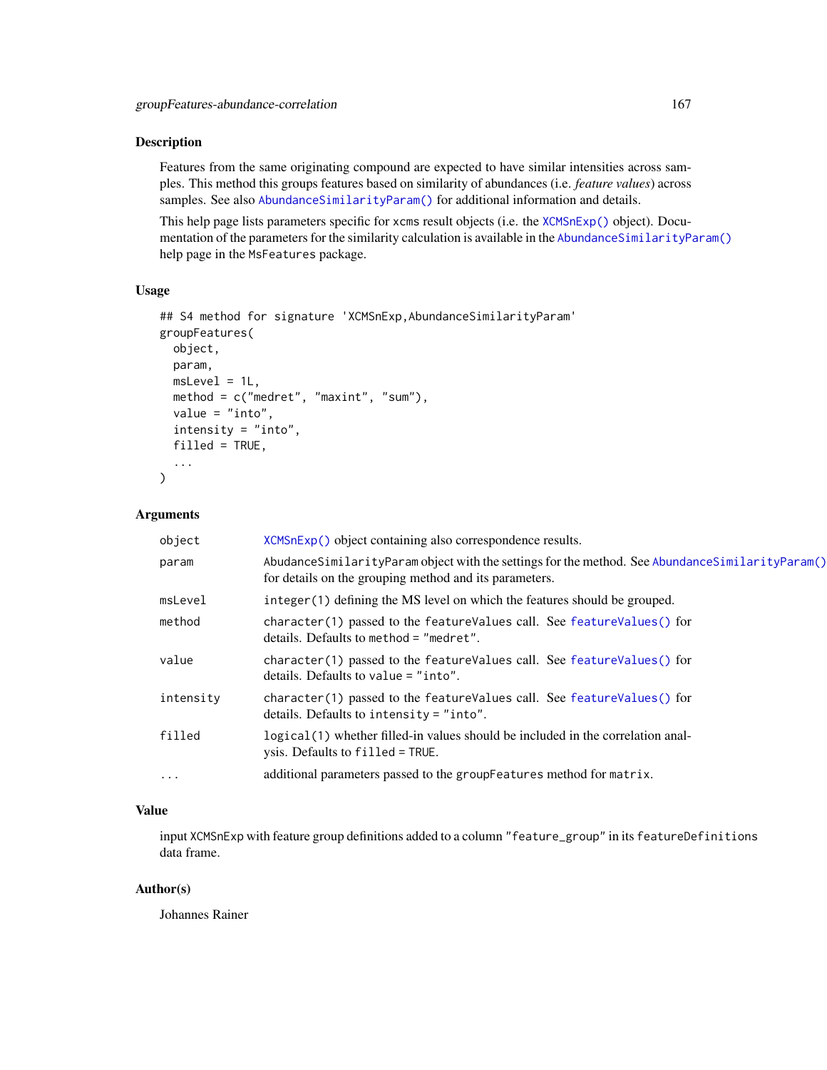## Description

Features from the same originating compound are expected to have similar intensities across samples. This method this groups features based on similarity of abundances (i.e. *feature values*) across samples. See also AbundanceSimilarityParam() for additional information and details.

This help page lists parameters specific for xcms result objects (i.e. the XCMSnExp() object). Documentation of the parameters for the similarity calculation is available in the AbundanceSimilarityParam() help page in the MsFeatures package.

## Usage

```
## S4 method for signature 'XCMSnExp,AbundanceSimilarityParam'
groupFeatures(
  object,
  param,
  msLevel = 1L,
  method = c("medret", "maxint", "sum"),
  value = "into",
  intensity = "into",
  filled = TRUE,
  ...
)
```

## Arguments

| | |
|---|---|
| object | XCMSnExp() object containing also correspondence results. |
| param | AbudanceSimilarityParam object with the settings for the method. See AbundanceSimilarityParam() for details on the grouping method and its parameters. |
| msLevel | integer(1) defining the MS level on which the features should be grouped. |
| method | character(1) passed to the featureValues call. See featureValues() for details. Defaults to method = "medret". |
| value | character(1) passed to the featureValues call. See featureValues() for details. Defaults to value = "into". |
| intensity | character(1) passed to the featureValues call. See featureValues() for details. Defaults to intensity = "into". |
| filled | logical(1) whether filled-in values should be included in the correlation analysis. Defaults to filled = TRUE. |
| ... | additional parameters passed to the groupFeatures method for matrix. |

## Value

input XCMSnExp with feature group definitions added to a column "feature_group" in its featureDefinitions data frame.

## Author(s)

Johannes Rainer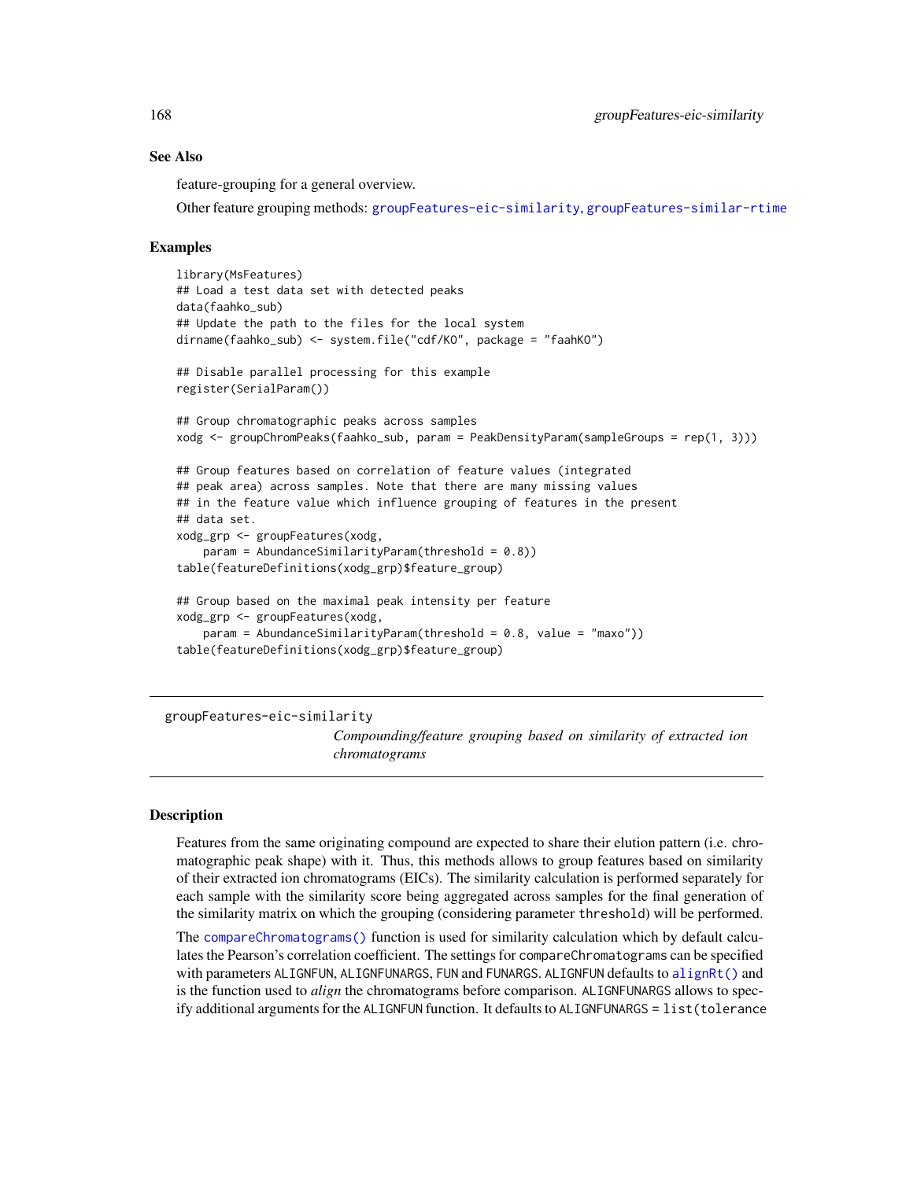## See Also

feature-grouping for a general overview.

Other feature grouping methods: groupFeatures-eic-similarity, groupFeatures-similar-rtime

## Examples

```
library(MsFeatures)
## Load a test data set with detected peaks
data(faahko_sub)
## Update the path to the files for the local system
dirname(faahko_sub) <- system.file("cdf/KO", package = "faahKO")

## Disable parallel processing for this example
register(SerialParam())

## Group chromatographic peaks across samples
xodg <- groupChromPeaks(faahko_sub, param = PeakDensityParam(sampleGroups = rep(1, 3)))

## Group features based on correlation of feature values (integrated
## peak area) across samples. Note that there are many missing values
## in the feature value which influence grouping of features in the present
## data set.
xodg_grp <- groupFeatures(xodg,
    param = AbundanceSimilarityParam(threshold = 0.8))
table(featureDefinitions(xodg_grp)$feature_group)

## Group based on the maximal peak intensity per feature
xodg_grp <- groupFeatures(xodg,
    param = AbundanceSimilarityParam(threshold = 0.8, value = "maxo"))
table(featureDefinitions(xodg_grp)$feature_group)
```

---

groupFeatures-eic-similarity

*Compounding/feature grouping based on similarity of extracted ion chromatograms*

---

## Description

Features from the same originating compound are expected to share their elution pattern (i.e. chromatographic peak shape) with it. Thus, this methods allows to group features based on similarity of their extracted ion chromatograms (EICs). The similarity calculation is performed separately for each sample with the similarity score being aggregated across samples for the final generation of the similarity matrix on which the grouping (considering parameter threshold) will be performed.

The compareChromatograms() function is used for similarity calculation which by default calculates the Pearson's correlation coefficient. The settings for compareChromatograms can be specified with parameters ALIGNFUN, ALIGNFUNARGS, FUN and FUNARGS. ALIGNFUN defaults to alignRt() and is the function used to *align* the chromatograms before comparison. ALIGNFUNARGS allows to specify additional arguments for the ALIGNFUN function. It defaults to ALIGNFUNARGS = list(tolerance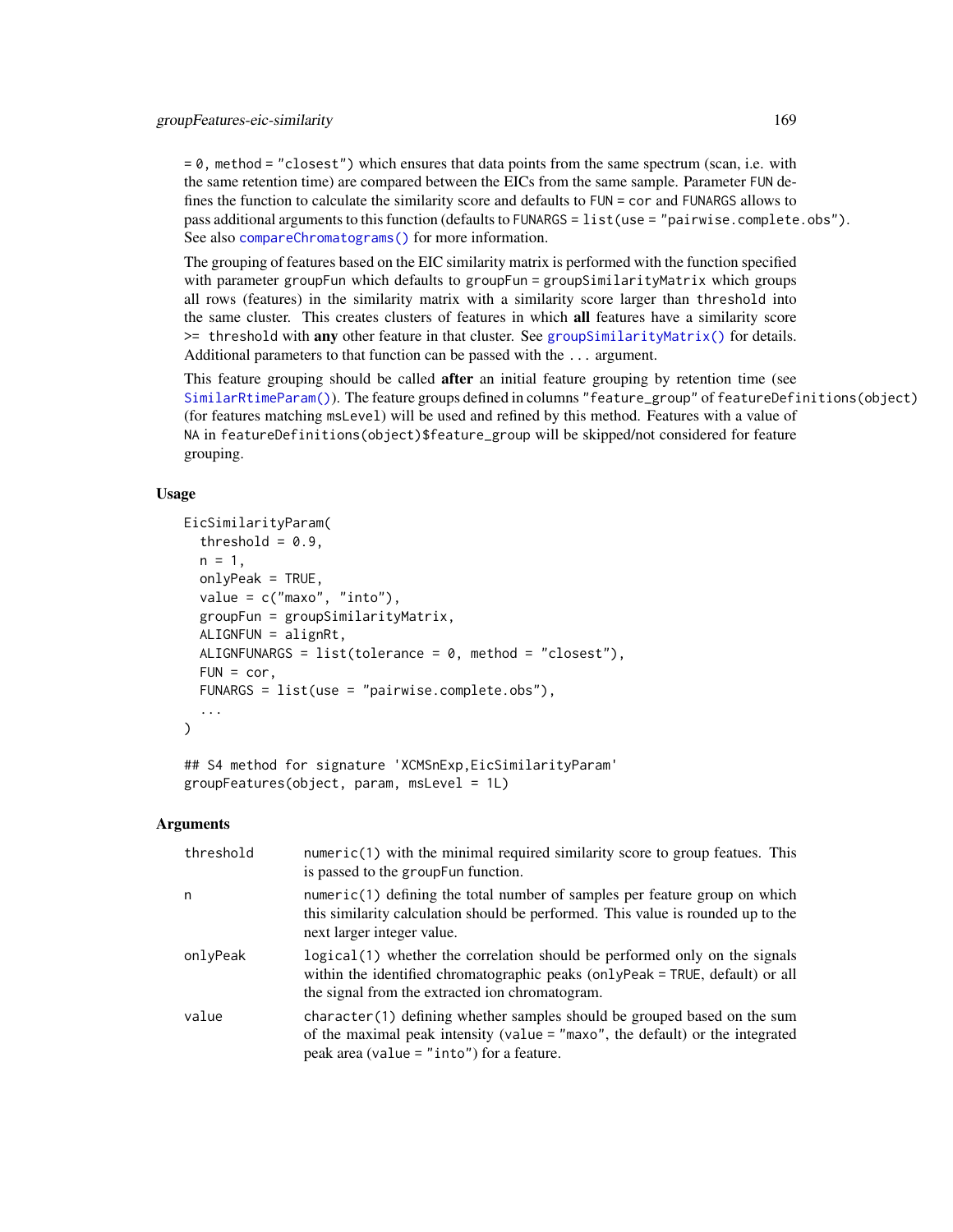= 0, method = "closest") which ensures that data points from the same spectrum (scan, i.e. with the same retention time) are compared between the EICs from the same sample. Parameter FUN defines the function to calculate the similarity score and defaults to FUN = cor and FUNARGS allows to pass additional arguments to this function (defaults to FUNARGS = list(use = "pairwise.complete.obs"). See also compareChromatograms() for more information.

The grouping of features based on the EIC similarity matrix is performed with the function specified with parameter groupFun which defaults to groupFun = groupSimilarityMatrix which groups all rows (features) in the similarity matrix with a similarity score larger than threshold into the same cluster. This creates clusters of features in which **all** features have a similarity score >= threshold with **any** other feature in that cluster. See groupSimilarityMatrix() for details. Additional parameters to that function can be passed with the ... argument.

This feature grouping should be called **after** an initial feature grouping by retention time (see SimilarRtimeParam()). The feature groups defined in columns "feature_group" of featureDefinitions(object) (for features matching msLevel) will be used and refined by this method. Features with a value of NA in featureDefinitions(object)$feature_group will be skipped/not considered for feature grouping.

### Usage

```
EicSimilarityParam(
  threshold = 0.9,
  n = 1,
  onlyPeak = TRUE,
  value = c("maxo", "into"),
  groupFun = groupSimilarityMatrix,
  ALIGNFUN = alignRt,
  ALIGNFUNARGS = list(tolerance = 0, method = "closest"),
  FUN = cor,
  FUNARGS = list(use = "pairwise.complete.obs"),
  ...
)

## S4 method for signature 'XCMSnExp,EicSimilarityParam'
groupFeatures(object, param, msLevel = 1L)
```

### Arguments

| | |
|---|---|
| threshold | numeric(1) with the minimal required similarity score to group featues. This is passed to the groupFun function. |
| n | numeric(1) defining the total number of samples per feature group on which this similarity calculation should be performed. This value is rounded up to the next larger integer value. |
| onlyPeak | logical(1) whether the correlation should be performed only on the signals within the identified chromatographic peaks (onlyPeak = TRUE, default) or all the signal from the extracted ion chromatogram. |
| value | character(1) defining whether samples should be grouped based on the sum of the maximal peak intensity (value = "maxo", the default) or the integrated peak area (value = "into") for a feature. |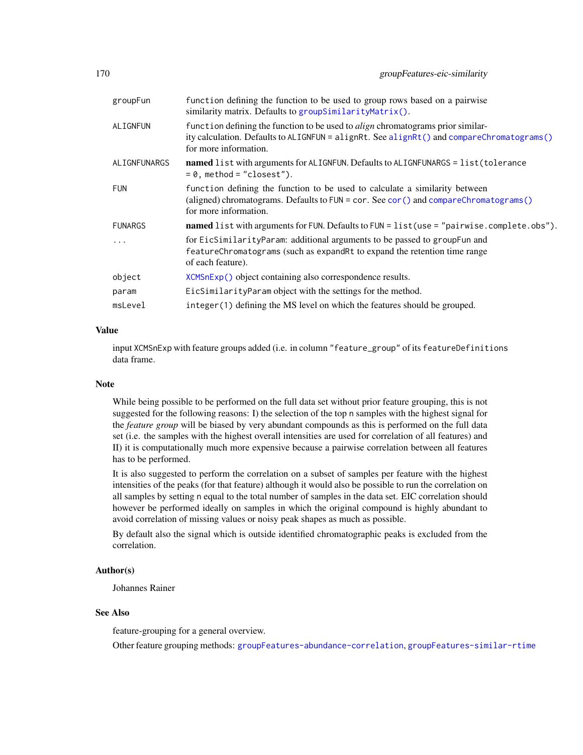| | |
|---|---|
| groupFun | `function` defining the function to be used to group rows based on a pairwise similarity matrix. Defaults to `groupSimilarityMatrix()`. |
| ALIGNFUN | `function` defining the function to be used to *align* chromatograms prior similarity calculation. Defaults to `ALIGNFUN = alignRt`. See `alignRt()` and `compareChromatograms()` for more information. |
| ALIGNFUNARGS | **named** `list` with arguments for `ALIGNFUN`. Defaults to `ALIGNFUNARGS = list(tolerance = 0, method = "closest")`. |
| FUN | `function` defining the function to be used to calculate a similarity between (aligned) chromatograms. Defaults to `FUN = cor`. See `cor()` and `compareChromatograms()` for more information. |
| FUNARGS | **named** `list` with arguments for `FUN`. Defaults to `FUN = list(use = "pairwise.complete.obs")`. |
| ... | for `EicSimilarityParam`: additional arguments to be passed to `groupFun` and `featureChromatograms` (such as `expandRt` to expand the retention time range of each feature). |
| object | `XCMSnExp()` object containing also correspondence results. |
| param | `EicSimilarityParam` object with the settings for the method. |
| msLevel | `integer(1)` defining the MS level on which the features should be grouped. |

## Value

input `XCMSnExp` with feature groups added (i.e. in column `"feature_group"` of its `featureDefinitions` data frame.

## Note

While being possible to be performed on the full data set without prior feature grouping, this is not suggested for the following reasons: I) the selection of the top `n` samples with the highest signal for the *feature group* will be biased by very abundant compounds as this is performed on the full data set (i.e. the samples with the highest overall intensities are used for correlation of all features) and II) it is computationally much more expensive because a pairwise correlation between all features has to be performed.

It is also suggested to perform the correlation on a subset of samples per feature with the highest intensities of the peaks (for that feature) although it would also be possible to run the correlation on all samples by setting `n` equal to the total number of samples in the data set. EIC correlation should however be performed ideally on samples in which the original compound is highly abundant to avoid correlation of missing values or noisy peak shapes as much as possible.

By default also the signal which is outside identified chromatographic peaks is excluded from the correlation.

## Author(s)

Johannes Rainer

## See Also

feature-grouping for a general overview.

Other feature grouping methods: `groupFeatures-abundance-correlation`, `groupFeatures-similar-rtime`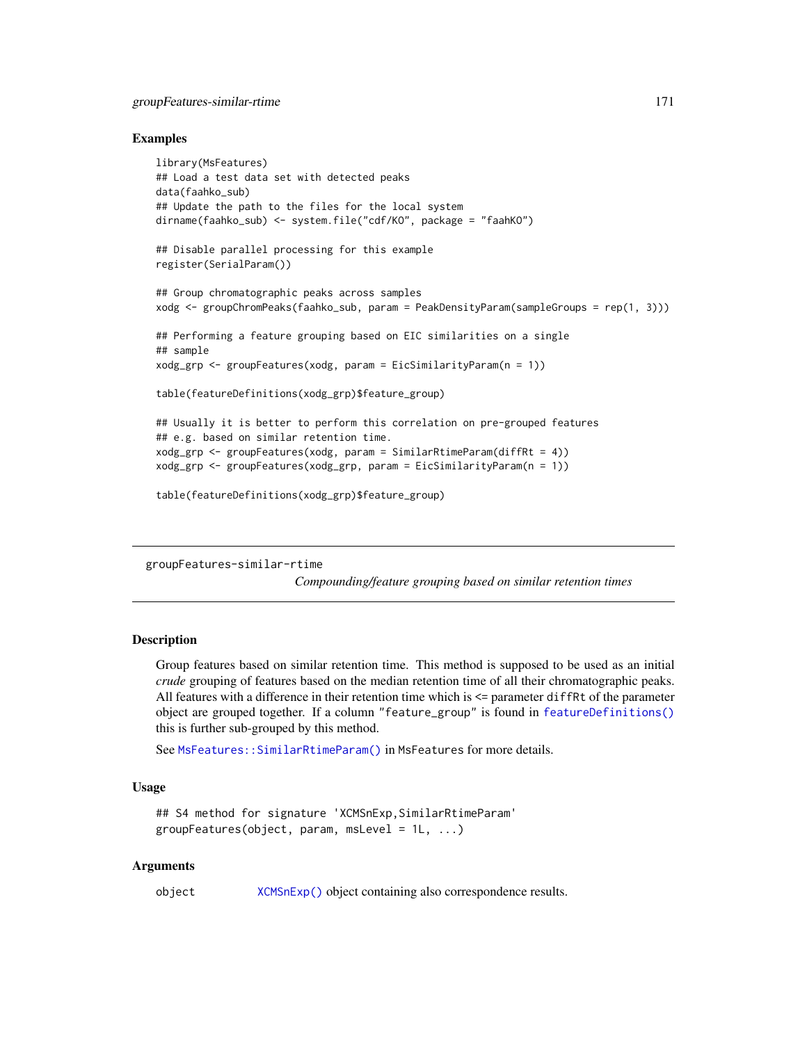## Examples

```
library(MsFeatures)
## Load a test data set with detected peaks
data(faahko_sub)
## Update the path to the files for the local system
dirname(faahko_sub) <- system.file("cdf/KO", package = "faahKO")

## Disable parallel processing for this example
register(SerialParam())

## Group chromatographic peaks across samples
xodg <- groupChromPeaks(faahko_sub, param = PeakDensityParam(sampleGroups = rep(1, 3)))

## Performing a feature grouping based on EIC similarities on a single
## sample
xodg_grp <- groupFeatures(xodg, param = EicSimilarityParam(n = 1))

table(featureDefinitions(xodg_grp)$feature_group)

## Usually it is better to perform this correlation on pre-grouped features
## e.g. based on similar retention time.
xodg_grp <- groupFeatures(xodg, param = SimilarRtimeParam(diffRt = 4))
xodg_grp <- groupFeatures(xodg_grp, param = EicSimilarityParam(n = 1))

table(featureDefinitions(xodg_grp)$feature_group)
```

---

# groupFeatures-similar-rtime

*Compounding/feature grouping based on similar retention times*

## Description

Group features based on similar retention time. This method is supposed to be used as an initial *crude* grouping of features based on the median retention time of all their chromatographic peaks. All features with a difference in their retention time which is <= parameter `diffRt` of the parameter object are grouped together. If a column "feature_group" is found in `featureDefinitions()` this is further sub-grouped by this method.

See `MsFeatures::SimilarRtimeParam()` in `MsFeatures` for more details.

## Usage

```
## S4 method for signature 'XCMSnExp,SimilarRtimeParam'
groupFeatures(object, param, msLevel = 1L, ...)
```

## Arguments

`object` `XCMSnExp()` object containing also correspondence results.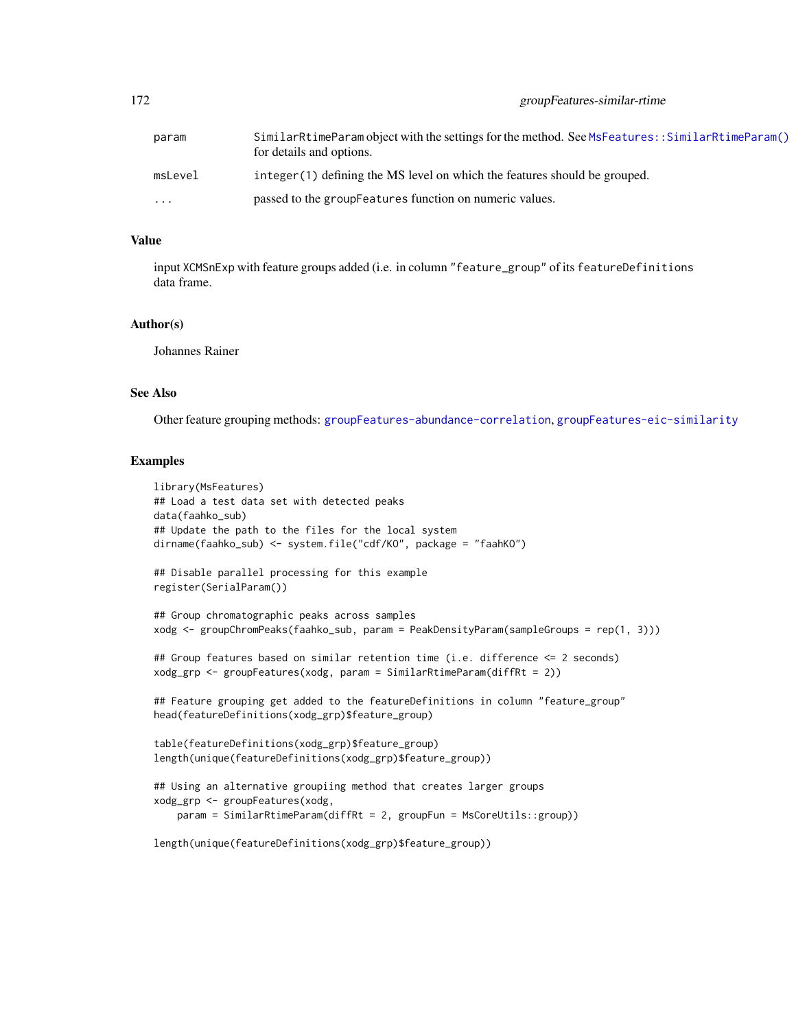| | |
|---|---|
| param | SimilarRtimeParam object with the settings for the method. See MsFeatures::SimilarRtimeParam() for details and options. |
| msLevel | integer(1) defining the MS level on which the features should be grouped. |
| ... | passed to the groupFeatures function on numeric values. |

## Value

input XCMSnExp with feature groups added (i.e. in column "feature_group" of its featureDefinitions data frame.

## Author(s)

Johannes Rainer

## See Also

Other feature grouping methods: groupFeatures-abundance-correlation, groupFeatures-eic-similarity

## Examples

```
library(MsFeatures)
## Load a test data set with detected peaks
data(faahko_sub)
## Update the path to the files for the local system
dirname(faahko_sub) <- system.file("cdf/KO", package = "faahKO")

## Disable parallel processing for this example
register(SerialParam())

## Group chromatographic peaks across samples
xodg <- groupChromPeaks(faahko_sub, param = PeakDensityParam(sampleGroups = rep(1, 3)))

## Group features based on similar retention time (i.e. difference <= 2 seconds)
xodg_grp <- groupFeatures(xodg, param = SimilarRtimeParam(diffRt = 2))

## Feature grouping get added to the featureDefinitions in column "feature_group"
head(featureDefinitions(xodg_grp)$feature_group)

table(featureDefinitions(xodg_grp)$feature_group)
length(unique(featureDefinitions(xodg_grp)$feature_group))

## Using an alternative groupiing method that creates larger groups
xodg_grp <- groupFeatures(xodg,
    param = SimilarRtimeParam(diffRt = 2, groupFun = MsCoreUtils::group))

length(unique(featureDefinitions(xodg_grp)$feature_group))
```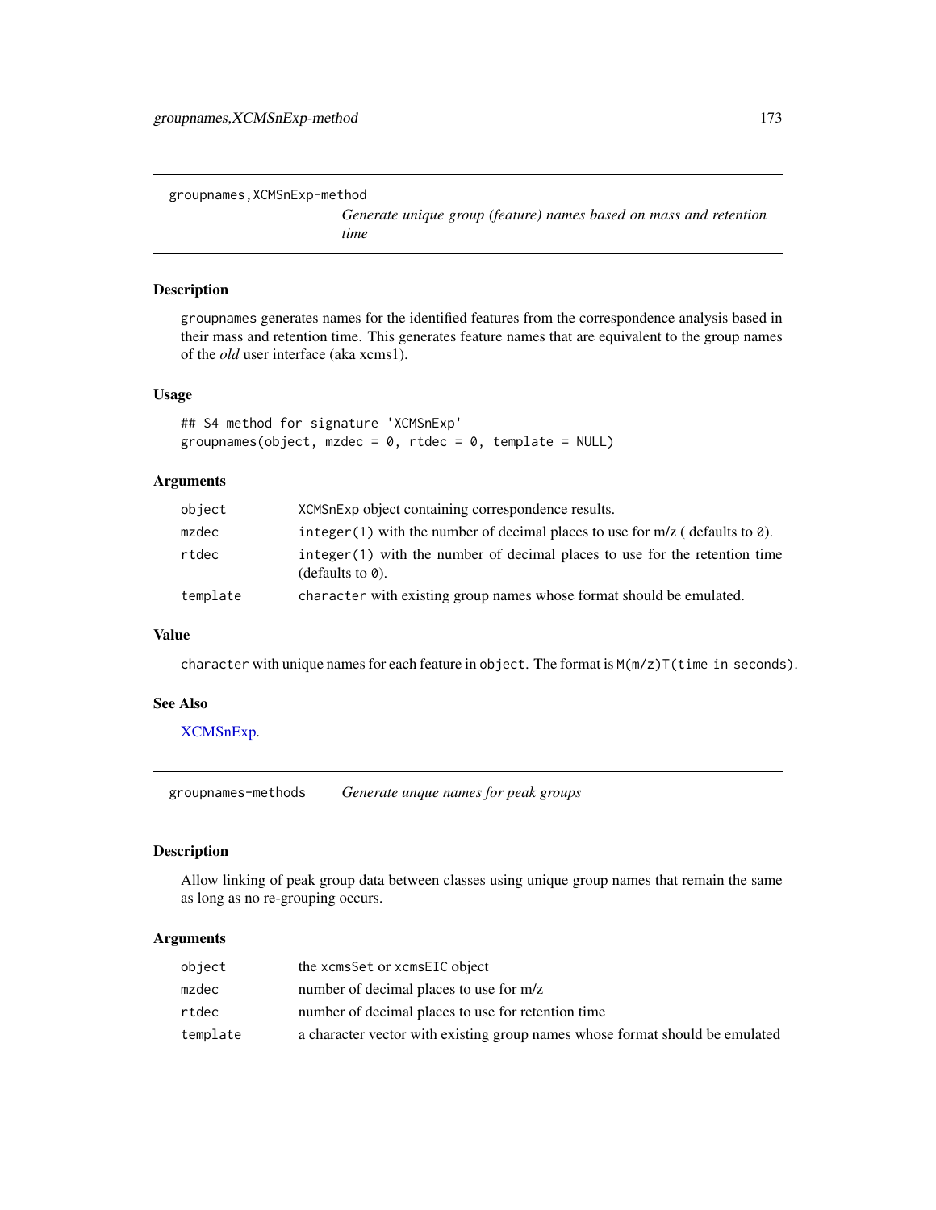## groupnames,XCMSnExp-method

*Generate unique group (feature) names based on mass and retention time*

### Description

`groupnames` generates names for the identified features from the correspondence analysis based in their mass and retention time. This generates feature names that are equivalent to the group names of the *old* user interface (aka xcms1).

### Usage

```
## S4 method for signature 'XCMSnExp'
groupnames(object, mzdec = 0, rtdec = 0, template = NULL)
```

### Arguments

| | |
|---|---|
| `object` | `XCMSnExp` object containing correspondence results. |
| `mzdec` | `integer(1)` with the number of decimal places to use for m/z ( defaults to `0`). |
| `rtdec` | `integer(1)` with the number of decimal places to use for the retention time (defaults to `0`). |
| `template` | `character` with existing group names whose format should be emulated. |

### Value

`character` with unique names for each feature in `object`. The format is `M(m/z)T(time in seconds)`.

### See Also

XCMSnExp.

## groupnames-methods

*Generate unque names for peak groups*

### Description

Allow linking of peak group data between classes using unique group names that remain the same as long as no re-grouping occurs.

### Arguments

| | |
|---|---|
| `object` | the `xcmsSet` or `xcmsEIC` object |
| `mzdec` | number of decimal places to use for m/z |
| `rtdec` | number of decimal places to use for retention time |
| `template` | a character vector with existing group names whose format should be emulated |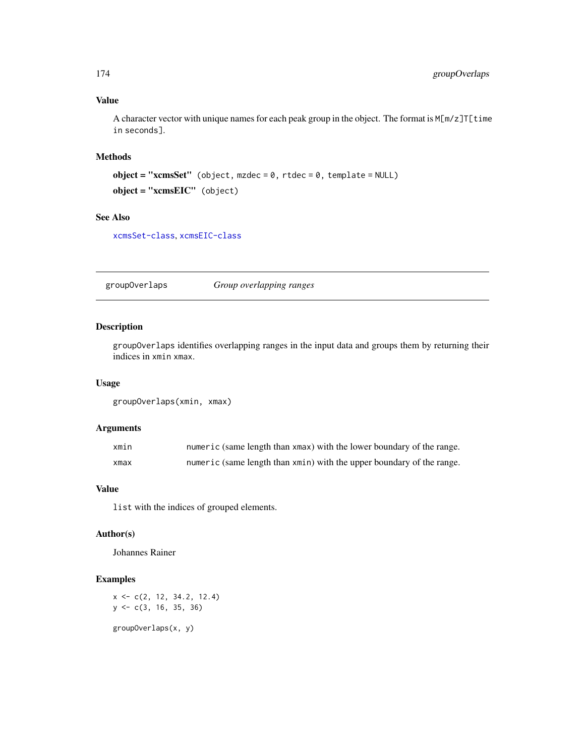### Value

A character vector with unique names for each peak group in the object. The format is `M[m/z]T[time in seconds]`.

### Methods

**object = "xcmsSet"** `(object, mzdec = 0, rtdec = 0, template = NULL)`

**object = "xcmsEIC"** `(object)`

### See Also

`xcmsSet-class`, `xcmsEIC-class`

---

## groupOverlaps *Group overlapping ranges*

---

### Description

`groupOverlaps` identifies overlapping ranges in the input data and groups them by returning their indices in `xmin` `xmax`.

### Usage

```
groupOverlaps(xmin, xmax)
```

### Arguments

| | |
|---|---|
| `xmin` | `numeric` (same length than `xmax`) with the lower boundary of the range. |
| `xmax` | `numeric` (same length than `xmin`) with the upper boundary of the range. |

### Value

`list` with the indices of grouped elements.

### Author(s)

Johannes Rainer

### Examples

```
x <- c(2, 12, 34.2, 12.4)
y <- c(3, 16, 35, 36)

groupOverlaps(x, y)
```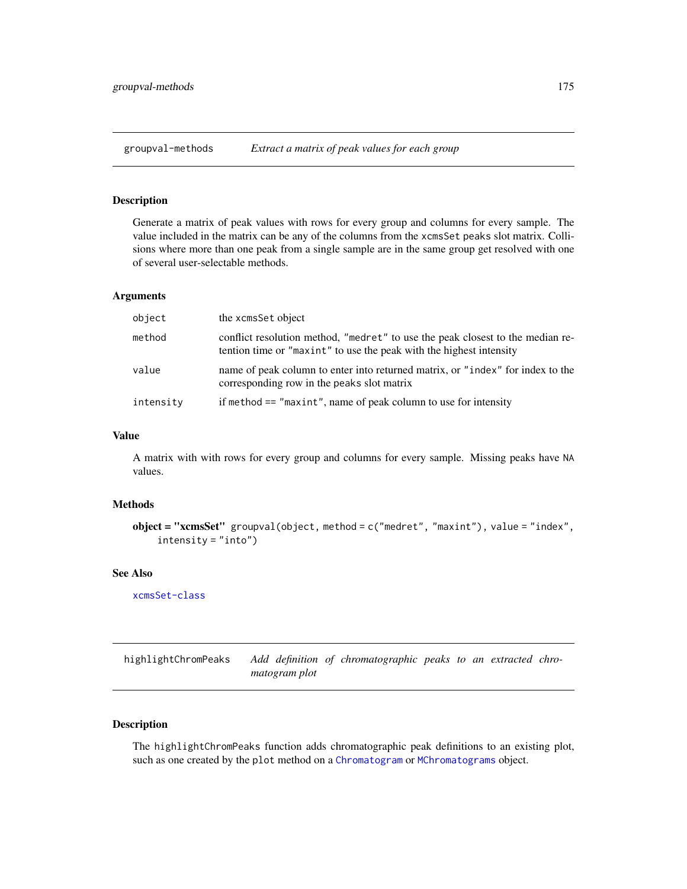## groupval-methods *Extract a matrix of peak values for each group*

### Description

Generate a matrix of peak values with rows for every group and columns for every sample. The value included in the matrix can be any of the columns from the `xcmsSet` `peaks` slot matrix. Collisions where more than one peak from a single sample are in the same group get resolved with one of several user-selectable methods.

### Arguments

| | |
|---|---|
| `object` | the `xcmsSet` object |
| `method` | conflict resolution method, `"medret"` to use the peak closest to the median retention time or `"maxint"` to use the peak with the highest intensity |
| `value` | name of peak column to enter into returned matrix, or `"index"` for index to the corresponding row in the peaks slot matrix |
| `intensity` | if `method == "maxint"`, name of peak column to use for intensity |

### Value

A matrix with with rows for every group and columns for every sample. Missing peaks have `NA` values.

### Methods

**object = "xcmsSet"** `groupval(object, method = c("medret", "maxint"), value = "index", intensity = "into")`

### See Also

`xcmsSet-class`

## highlightChromPeaks *Add definition of chromatographic peaks to an extracted chromatogram plot*

### Description

The `highlightChromPeaks` function adds chromatographic peak definitions to an existing plot, such as one created by the `plot` method on a `Chromatogram` or `MChromatograms` object.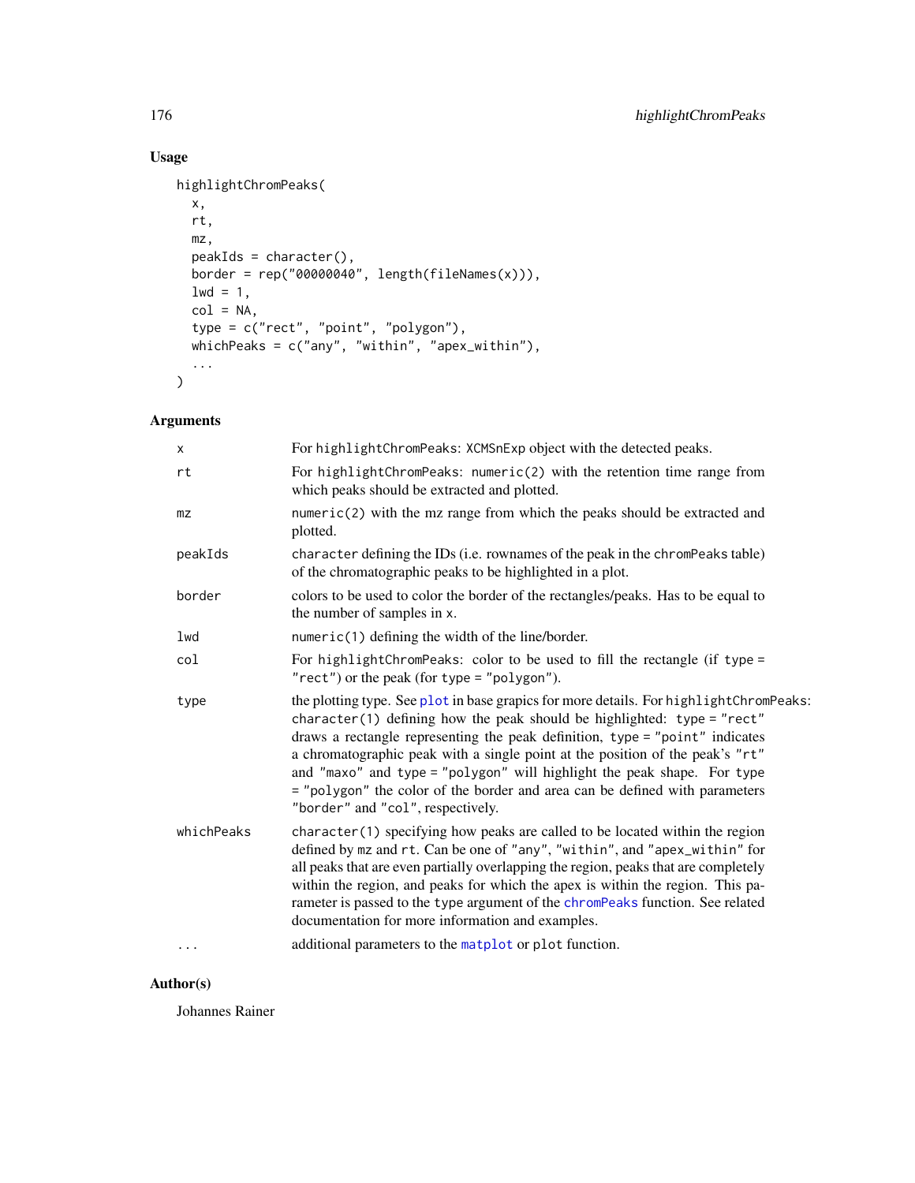## Usage

```
highlightChromPeaks(
  x,
  rt,
  mz,
  peakIds = character(),
  border = rep("00000040", length(fileNames(x))),
  lwd = 1,
  col = NA,
  type = c("rect", "point", "polygon"),
  whichPeaks = c("any", "within", "apex_within"),
  ...
)
```

## Arguments

| | |
|---|---|
| x | For highlightChromPeaks: XCMSnExp object with the detected peaks. |
| rt | For highlightChromPeaks: numeric(2) with the retention time range from which peaks should be extracted and plotted. |
| mz | numeric(2) with the mz range from which the peaks should be extracted and plotted. |
| peakIds | character defining the IDs (i.e. rownames of the peak in the chromPeaks table) of the chromatographic peaks to be highlighted in a plot. |
| border | colors to be used to color the border of the rectangles/peaks. Has to be equal to the number of samples in x. |
| lwd | numeric(1) defining the width of the line/border. |
| col | For highlightChromPeaks: color to be used to fill the rectangle (if type = "rect") or the peak (for type = "polygon"). |
| type | the plotting type. See plot in base grapics for more details. For highlightChromPeaks: character(1) defining how the peak should be highlighted: type = "rect" draws a rectangle representing the peak definition, type = "point" indicates a chromatographic peak with a single point at the position of the peak's "rt" and "maxo" and type = "polygon" will highlight the peak shape. For type = "polygon" the color of the border and area can be defined with parameters "border" and "col", respectively. |
| whichPeaks | character(1) specifying how peaks are called to be located within the region defined by mz and rt. Can be one of "any", "within", and "apex_within" for all peaks that are even partially overlapping the region, peaks that are completely within the region, and peaks for which the apex is within the region. This parameter is passed to the type argument of the chromPeaks function. See related documentation for more information and examples. |
| ... | additional parameters to the matplot or plot function. |

## Author(s)

Johannes Rainer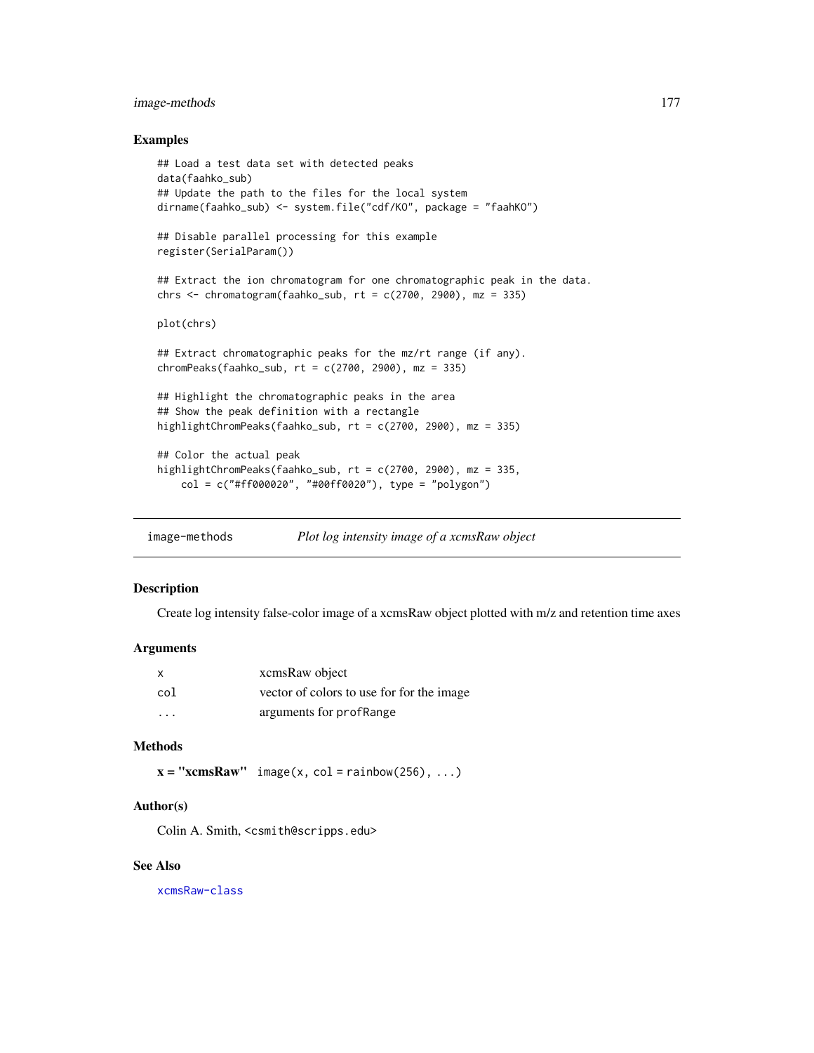## Examples

```
## Load a test data set with detected peaks
data(faahko_sub)
## Update the path to the files for the local system
dirname(faahko_sub) <- system.file("cdf/KO", package = "faahKO")

## Disable parallel processing for this example
register(SerialParam())

## Extract the ion chromatogram for one chromatographic peak in the data.
chrs <- chromatogram(faahko_sub, rt = c(2700, 2900), mz = 335)

plot(chrs)

## Extract chromatographic peaks for the mz/rt range (if any).
chromPeaks(faahko_sub, rt = c(2700, 2900), mz = 335)

## Highlight the chromatographic peaks in the area
## Show the peak definition with a rectangle
highlightChromPeaks(faahko_sub, rt = c(2700, 2900), mz = 335)

## Color the actual peak
highlightChromPeaks(faahko_sub, rt = c(2700, 2900), mz = 335,
    col = c("#ff000020", "#00ff0020"), type = "polygon")
```

---

# image-methods    *Plot log intensity image of a xcmsRaw object*

---

## Description

Create log intensity false-color image of a xcmsRaw object plotted with m/z and retention time axes

## Arguments

| | |
|---|---|
| `x` | xcmsRaw object |
| `col` | vector of colors to use for for the image |
| `...` | arguments for `profRange` |

## Methods

**x = "xcmsRaw"** `image(x, col = rainbow(256), ...)`

## Author(s)

Colin A. Smith, <csmith@scripps.edu>

## See Also

`xcmsRaw-class`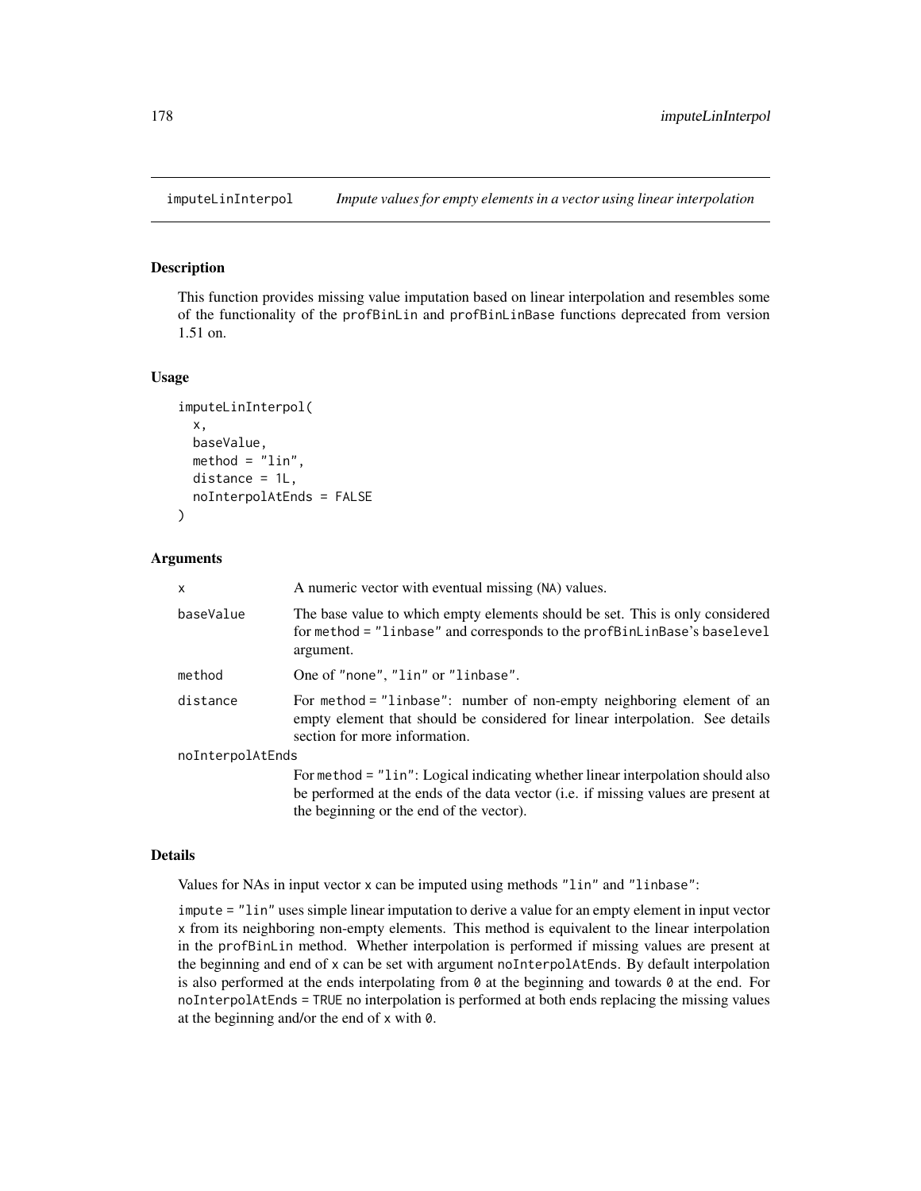imputeLinInterpol *Impute values for empty elements in a vector using linear interpolation*

## Description

This function provides missing value imputation based on linear interpolation and resembles some of the functionality of the `profBinLin` and `profBinLinBase` functions deprecated from version 1.51 on.

## Usage

```
imputeLinInterpol(
  x,
  baseValue,
  method = "lin",
  distance = 1L,
  noInterpolAtEnds = FALSE
)
```

## Arguments

| | |
|---|---|
| `x` | A numeric vector with eventual missing (`NA`) values. |
| `baseValue` | The base value to which empty elements should be set. This is only considered for `method = "linbase"` and corresponds to the `profBinLinBase`'s `baselevel` argument. |
| `method` | One of `"none"`, `"lin"` or `"linbase"`. |
| `distance` | For `method = "linbase"`: number of non-empty neighboring element of an empty element that should be considered for linear interpolation. See details section for more information. |
| `noInterpolAtEnds` | For `method = "lin"`: Logical indicating whether linear interpolation should also be performed at the ends of the data vector (i.e. if missing values are present at the beginning or the end of the vector). |

## Details

Values for NAs in input vector `x` can be imputed using methods `"lin"` and `"linbase"`:

`impute = "lin"` uses simple linear imputation to derive a value for an empty element in input vector `x` from its neighboring non-empty elements. This method is equivalent to the linear interpolation in the `profBinLin` method. Whether interpolation is performed if missing values are present at the beginning and end of `x` can be set with argument `noInterpolAtEnds`. By default interpolation is also performed at the ends interpolating from `0` at the beginning and towards `0` at the end. For `noInterpolAtEnds = TRUE` no interpolation is performed at both ends replacing the missing values at the beginning and/or the end of `x` with `0`.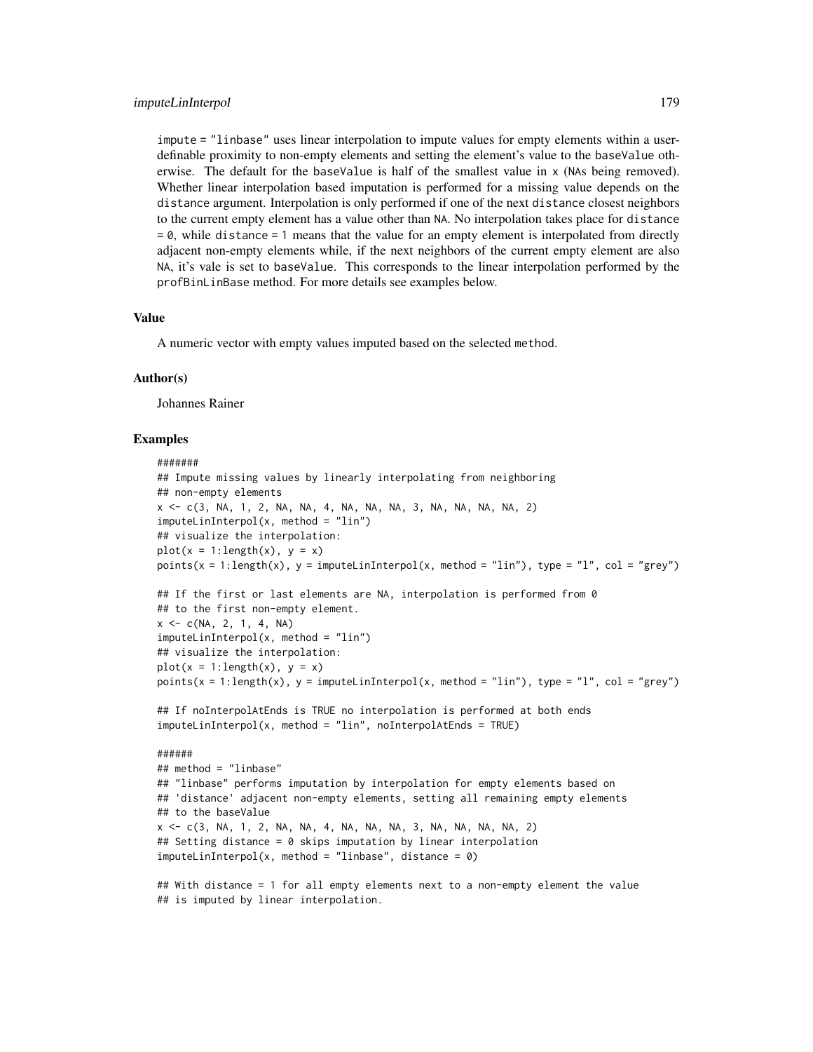impute = "linbase" uses linear interpolation to impute values for empty elements within a user-definable proximity to non-empty elements and setting the element's value to the baseValue otherwise. The default for the baseValue is half of the smallest value in x (NAs being removed). Whether linear interpolation based imputation is performed for a missing value depends on the distance argument. Interpolation is only performed if one of the next distance closest neighbors to the current empty element has a value other than NA. No interpolation takes place for distance = 0, while distance = 1 means that the value for an empty element is interpolated from directly adjacent non-empty elements while, if the next neighbors of the current empty element are also NA, it's vale is set to baseValue. This corresponds to the linear interpolation performed by the profBinLinBase method. For more details see examples below.

### Value

A numeric vector with empty values imputed based on the selected method.

### Author(s)

Johannes Rainer

### Examples

```
#######
## Impute missing values by linearly interpolating from neighboring
## non-empty elements
x <- c(3, NA, 1, 2, NA, NA, 4, NA, NA, NA, 3, NA, NA, NA, NA, 2)
imputeLinInterpol(x, method = "lin")
## visualize the interpolation:
plot(x = 1:length(x), y = x)
points(x = 1:length(x), y = imputeLinInterpol(x, method = "lin"), type = "l", col = "grey")

## If the first or last elements are NA, interpolation is performed from 0
## to the first non-empty element.
x <- c(NA, 2, 1, 4, NA)
imputeLinInterpol(x, method = "lin")
## visualize the interpolation:
plot(x = 1:length(x), y = x)
points(x = 1:length(x), y = imputeLinInterpol(x, method = "lin"), type = "l", col = "grey")

## If noInterpolAtEnds is TRUE no interpolation is performed at both ends
imputeLinInterpol(x, method = "lin", noInterpolAtEnds = TRUE)

######
## method = "linbase"
## "linbase" performs imputation by interpolation for empty elements based on
## 'distance' adjacent non-empty elements, setting all remaining empty elements
## to the baseValue
x <- c(3, NA, 1, 2, NA, NA, 4, NA, NA, NA, 3, NA, NA, NA, NA, 2)
## Setting distance = 0 skips imputation by linear interpolation
imputeLinInterpol(x, method = "linbase", distance = 0)

## With distance = 1 for all empty elements next to a non-empty element the value
## is imputed by linear interpolation.
```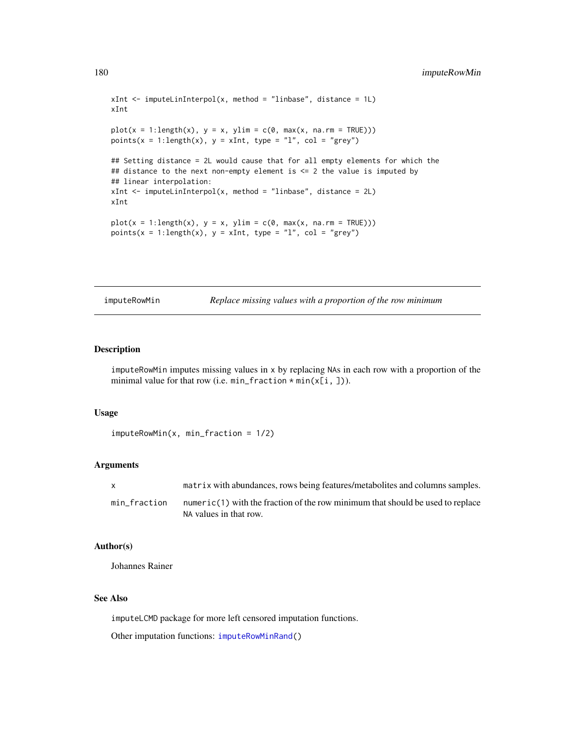```
xInt <- imputeLinInterpol(x, method = "linbase", distance = 1L)
xInt

plot(x = 1:length(x), y = x, ylim = c(0, max(x, na.rm = TRUE)))
points(x = 1:length(x), y = xInt, type = "l", col = "grey")

## Setting distance = 2L would cause that for all empty elements for which the
## distance to the next non-empty element is <= 2 the value is imputed by
## linear interpolation:
xInt <- imputeLinInterpol(x, method = "linbase", distance = 2L)
xInt

plot(x = 1:length(x), y = x, ylim = c(0, max(x, na.rm = TRUE)))
points(x = 1:length(x), y = xInt, type = "l", col = "grey")
```

---

## imputeRowMin — *Replace missing values with a proportion of the row minimum*

### Description

imputeRowMin imputes missing values in x by replacing NAs in each row with a proportion of the minimal value for that row (i.e. min_fraction * min(x[i, ])).

### Usage

```
imputeRowMin(x, min_fraction = 1/2)
```

### Arguments

| | |
|---|---|
| x | matrix with abundances, rows being features/metabolites and columns samples. |
| min_fraction | numeric(1) with the fraction of the row minimum that should be used to replace NA values in that row. |

### Author(s)

Johannes Rainer

### See Also

imputeLCMD package for more left censored imputation functions.

Other imputation functions: imputeRowMinRand()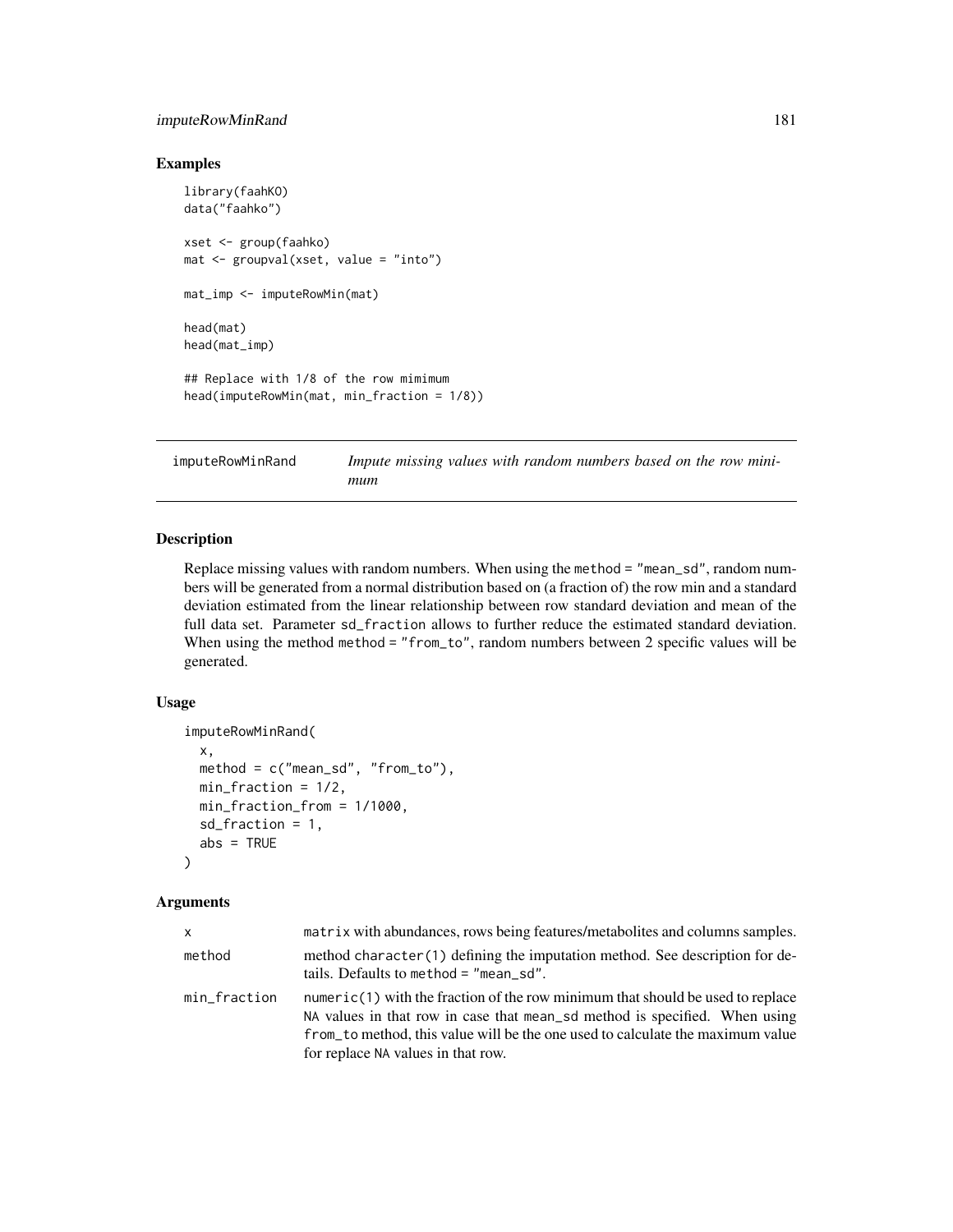## Examples

```
library(faahKO)
data("faahko")

xset <- group(faahko)
mat <- groupval(xset, value = "into")

mat_imp <- imputeRowMin(mat)

head(mat)
head(mat_imp)

## Replace with 1/8 of the row mimimum
head(imputeRowMin(mat, min_fraction = 1/8))
```

---

# imputeRowMinRand — *Impute missing values with random numbers based on the row minimum*

## Description

Replace missing values with random numbers. When using the `method = "mean_sd"`, random numbers will be generated from a normal distribution based on (a fraction of) the row min and a standard deviation estimated from the linear relationship between row standard deviation and mean of the full data set. Parameter `sd_fraction` allows to further reduce the estimated standard deviation. When using the method `method = "from_to"`, random numbers between 2 specific values will be generated.

## Usage

```
imputeRowMinRand(
  x,
  method = c("mean_sd", "from_to"),
  min_fraction = 1/2,
  min_fraction_from = 1/1000,
  sd_fraction = 1,
  abs = TRUE
)
```

## Arguments

| | |
|---|---|
| `x` | `matrix` with abundances, rows being features/metabolites and columns samples. |
| `method` | method `character(1)` defining the imputation method. See description for details. Defaults to `method = "mean_sd"`. |
| `min_fraction` | `numeric(1)` with the fraction of the row minimum that should be used to replace `NA` values in that row in case that `mean_sd` method is specified. When using `from_to` method, this value will be the one used to calculate the maximum value for replace `NA` values in that row. |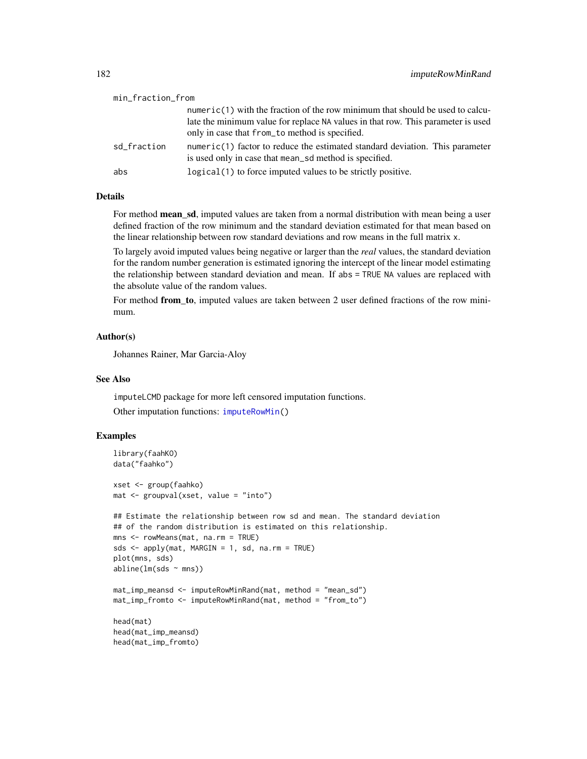min_fraction_from
: `numeric(1)` with the fraction of the row minimum that should be used to calculate the minimum value for replace `NA` values in that row. This parameter is used only in case that `from_to` method is specified.

sd_fraction
: `numeric(1)` factor to reduce the estimated standard deviation. This parameter is used only in case that `mean_sd` method is specified.

abs
: `logical(1)` to force imputed values to be strictly positive.

### Details

For method **mean_sd**, imputed values are taken from a normal distribution with mean being a user defined fraction of the row minimum and the standard deviation estimated for that mean based on the linear relationship between row standard deviations and row means in the full matrix `x`.

To largely avoid imputed values being negative or larger than the *real* values, the standard deviation for the random number generation is estimated ignoring the intercept of the linear model estimating the relationship between standard deviation and mean. If `abs = TRUE` `NA` values are replaced with the absolute value of the random values.

For method **from_to**, imputed values are taken between 2 user defined fractions of the row minimum.

### Author(s)

Johannes Rainer, Mar Garcia-Aloy

### See Also

`imputeLCMD` package for more left censored imputation functions.

Other imputation functions: `imputeRowMin()`

### Examples

```
library(faahKO)
data("faahko")

xset <- group(faahko)
mat <- groupval(xset, value = "into")

## Estimate the relationship between row sd and mean. The standard deviation
## of the random distribution is estimated on this relationship.
mns <- rowMeans(mat, na.rm = TRUE)
sds <- apply(mat, MARGIN = 1, sd, na.rm = TRUE)
plot(mns, sds)
abline(lm(sds ~ mns))

mat_imp_meansd <- imputeRowMinRand(mat, method = "mean_sd")
mat_imp_fromto <- imputeRowMinRand(mat, method = "from_to")

head(mat)
head(mat_imp_meansd)
head(mat_imp_fromto)
```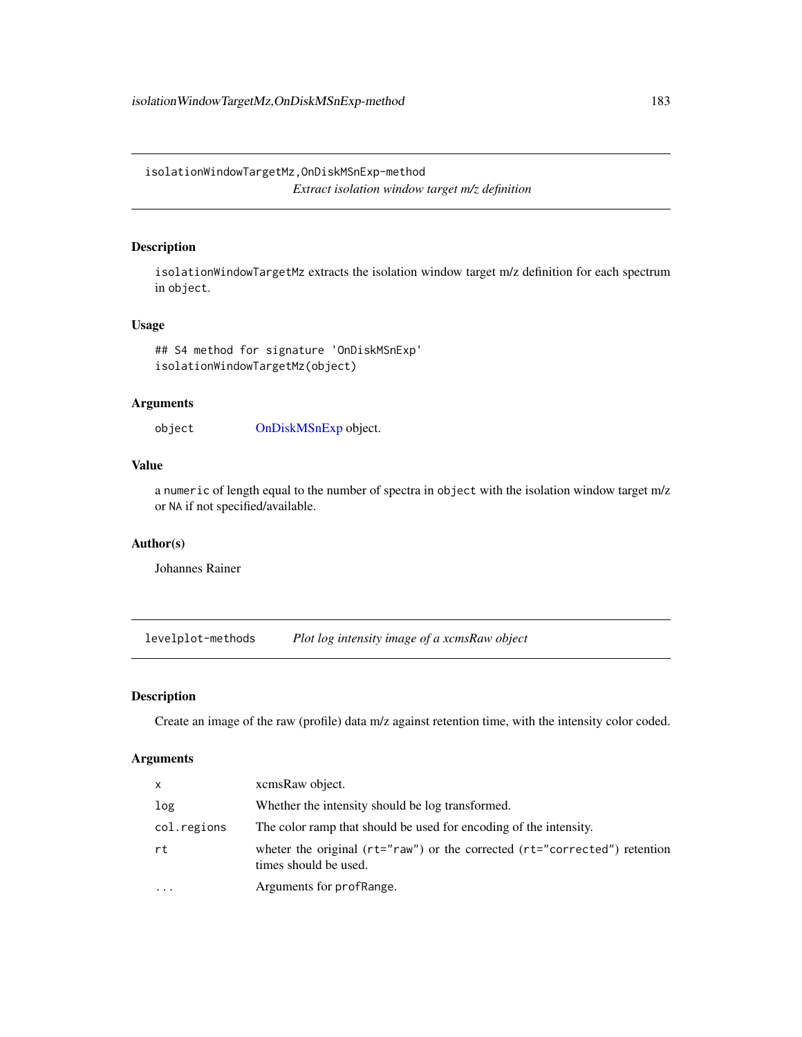## isolationWindowTargetMz,OnDiskMSnExp-method

*Extract isolation window target m/z definition*

### Description

`isolationWindowTargetMz` extracts the isolation window target m/z definition for each spectrum in `object`.

### Usage

```
## S4 method for signature 'OnDiskMSnExp'
isolationWindowTargetMz(object)
```

### Arguments

| | |
|---|---|
| `object` | OnDiskMSnExp object. |

### Value

a `numeric` of length equal to the number of spectra in `object` with the isolation window target m/z or `NA` if not specified/available.

### Author(s)

Johannes Rainer

## levelplot-methods

*Plot log intensity image of a xcmsRaw object*

### Description

Create an image of the raw (profile) data m/z against retention time, with the intensity color coded.

### Arguments

| | |
|---|---|
| `x` | xcmsRaw object. |
| `log` | Whether the intensity should be log transformed. |
| `col.regions` | The color ramp that should be used for encoding of the intensity. |
| `rt` | wheter the original (`rt="raw"`) or the corrected (`rt="corrected"`) retention times should be used. |
| `...` | Arguments for `profRange`. |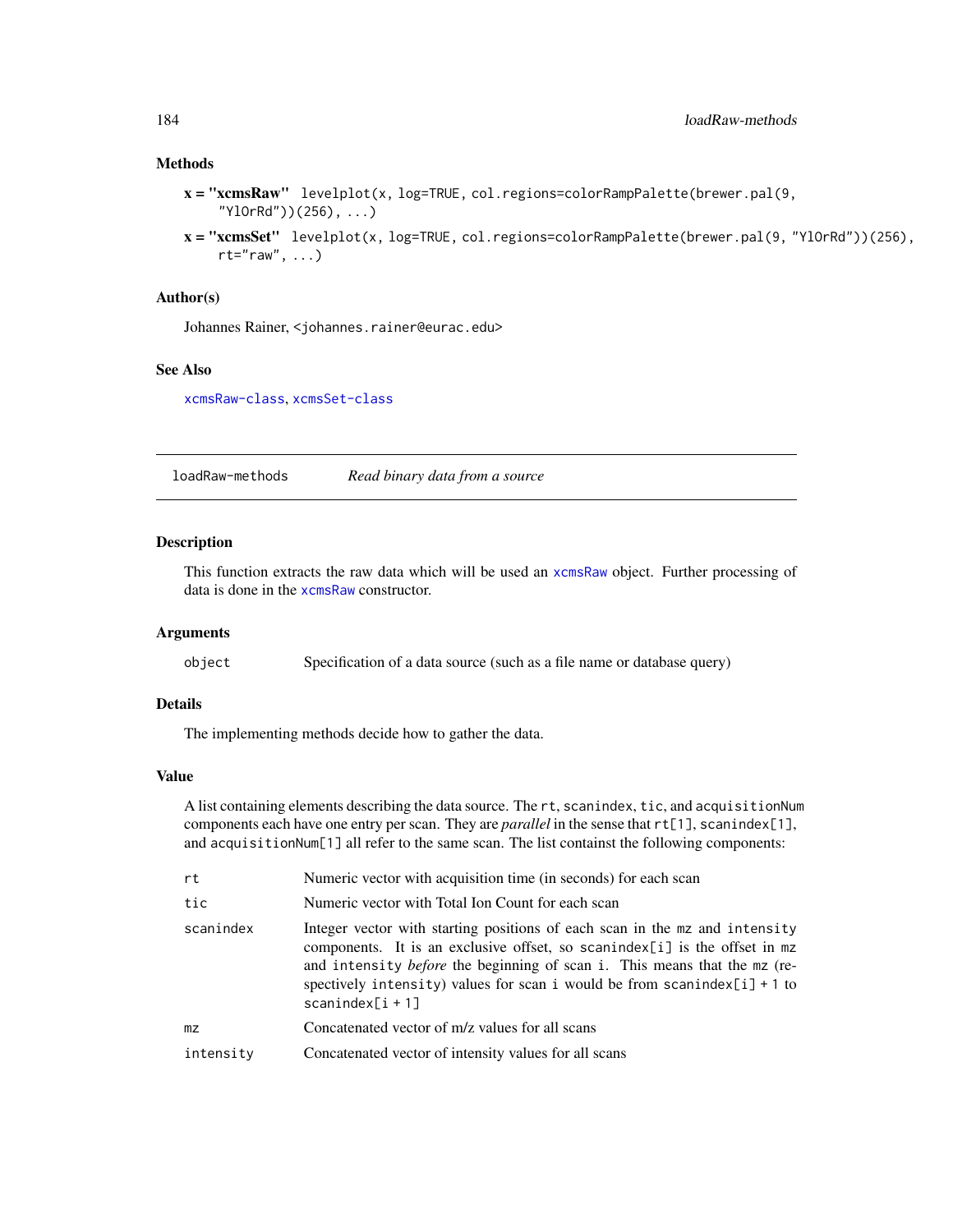## Methods

**x = "xcmsRaw"** `levelplot(x, log=TRUE, col.regions=colorRampPalette(brewer.pal(9, "YlOrRd"))(256), ...)`

**x = "xcmsSet"** `levelplot(x, log=TRUE, col.regions=colorRampPalette(brewer.pal(9, "YlOrRd"))(256), rt="raw", ...)`

## Author(s)

Johannes Rainer, <johannes.rainer@eurac.edu>

## See Also

xcmsRaw-class, xcmsSet-class

---

# loadRaw-methods *Read binary data from a source*

## Description

This function extracts the raw data which will be used an xcmsRaw object. Further processing of data is done in the xcmsRaw constructor.

## Arguments

| | |
|---|---|
| object | Specification of a data source (such as a file name or database query) |

## Details

The implementing methods decide how to gather the data.

## Value

A list containing elements describing the data source. The rt, scanindex, tic, and acquisitionNum components each have one entry per scan. They are *parallel* in the sense that rt[1], scanindex[1], and acquisitionNum[1] all refer to the same scan. The list containst the following components:

| | |
|---|---|
| rt | Numeric vector with acquisition time (in seconds) for each scan |
| tic | Numeric vector with Total Ion Count for each scan |
| scanindex | Integer vector with starting positions of each scan in the mz and intensity components. It is an exclusive offset, so scanindex[i] is the offset in mz and intensity *before* the beginning of scan i. This means that the mz (respectively intensity) values for scan i would be from scanindex[i] + 1 to scanindex[i + 1] |
| mz | Concatenated vector of m/z values for all scans |
| intensity | Concatenated vector of intensity values for all scans |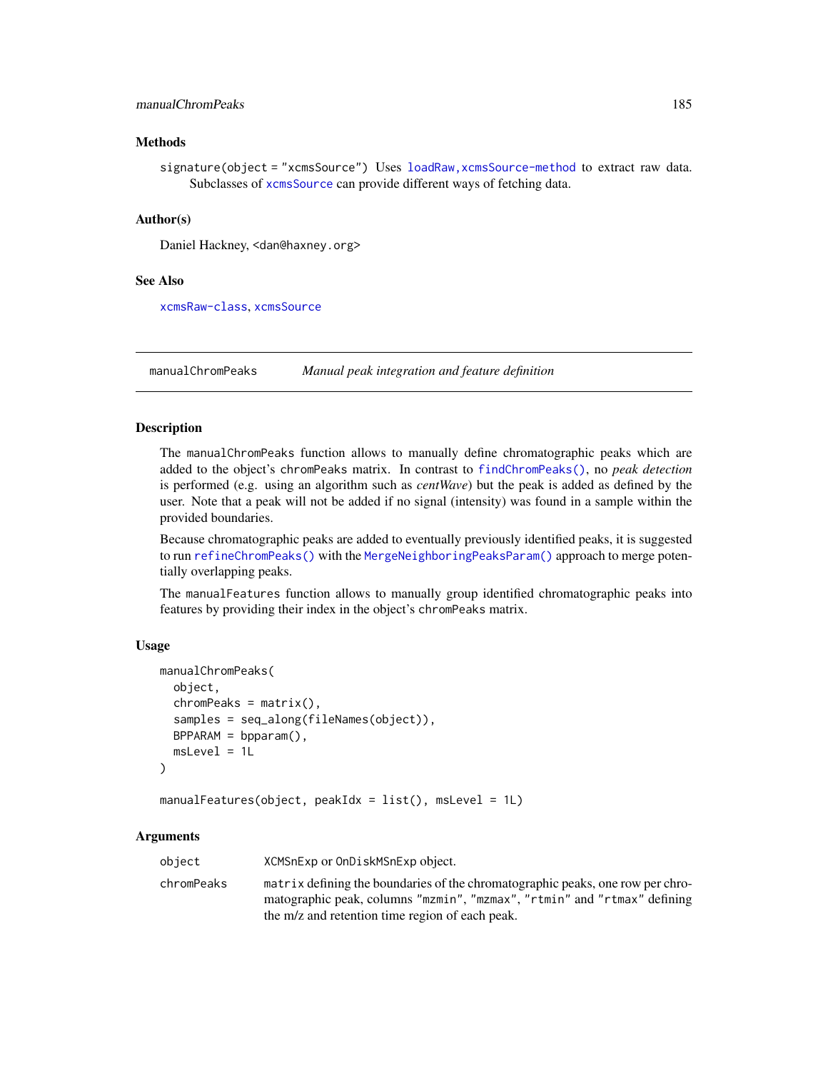### Methods

signature(object = "xcmsSource") Uses `loadRaw,xcmsSource-method` to extract raw data. Subclasses of `xcmsSource` can provide different ways of fetching data.

### Author(s)

Daniel Hackney, <dan@haxney.org>

### See Also

`xcmsRaw-class`, `xcmsSource`

---

## manualChromPeaks — *Manual peak integration and feature definition*

### Description

The `manualChromPeaks` function allows to manually define chromatographic peaks which are added to the object's `chromPeaks` matrix. In contrast to `findChromPeaks()`, no *peak detection* is performed (e.g. using an algorithm such as *centWave*) but the peak is added as defined by the user. Note that a peak will not be added if no signal (intensity) was found in a sample within the provided boundaries.

Because chromatographic peaks are added to eventually previously identified peaks, it is suggested to run `refineChromPeaks()` with the `MergeNeighboringPeaksParam()` approach to merge potentially overlapping peaks.

The `manualFeatures` function allows to manually group identified chromatographic peaks into features by providing their index in the object's `chromPeaks` matrix.

### Usage

```
manualChromPeaks(
  object,
  chromPeaks = matrix(),
  samples = seq_along(fileNames(object)),
  BPPARAM = bpparam(),
  msLevel = 1L
)

manualFeatures(object, peakIdx = list(), msLevel = 1L)
```

### Arguments

| | |
|---|---|
| object | `XCMSnExp` or `OnDiskMSnExp` object. |
| chromPeaks | `matrix` defining the boundaries of the chromatographic peaks, one row per chromatographic peak, columns `"mzmin"`, `"mzmax"`, `"rtmin"` and `"rtmax"` defining the m/z and retention time region of each peak. |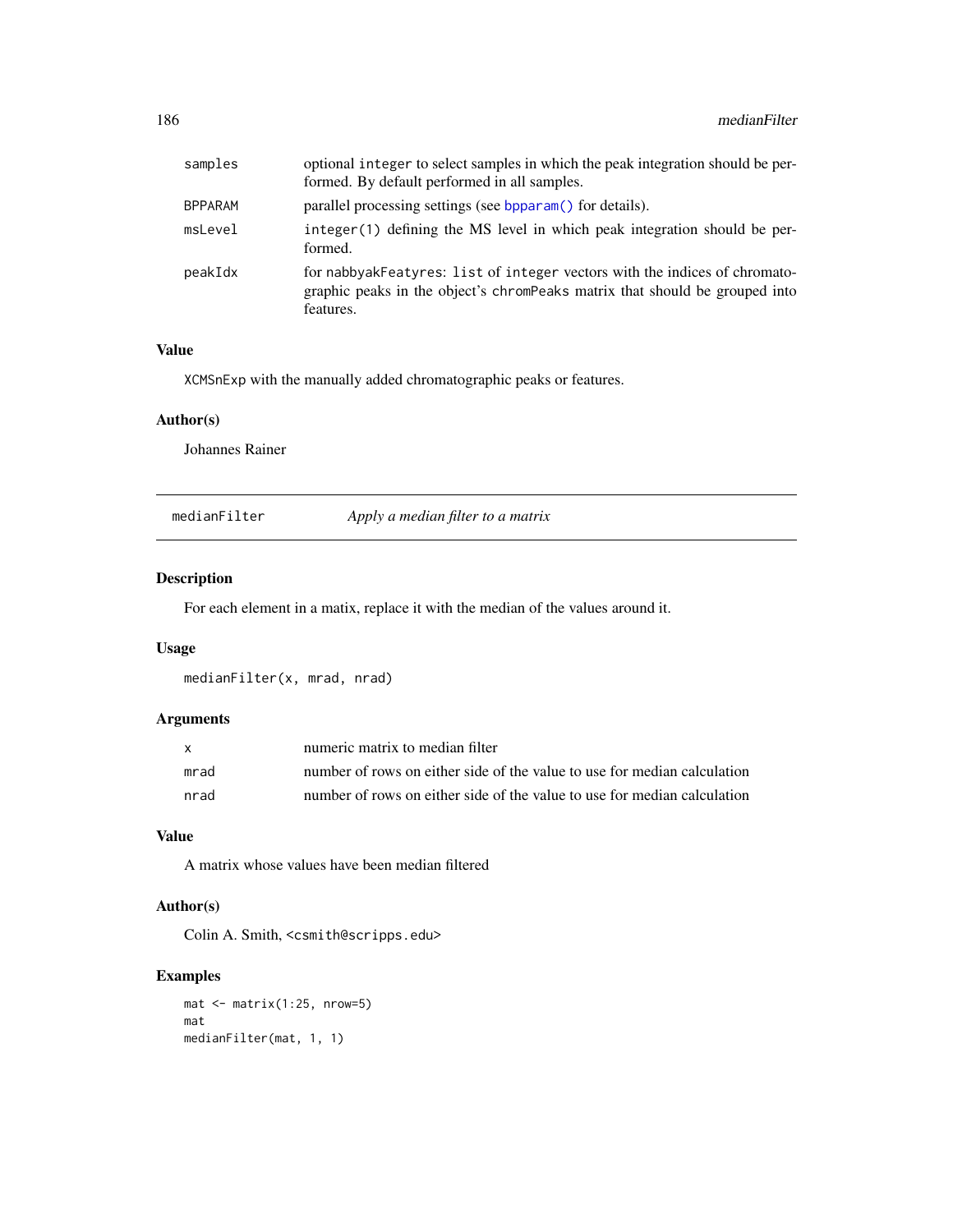| | |
|---|---|
| samples | optional integer to select samples in which the peak integration should be performed. By default performed in all samples. |
| BPPARAM | parallel processing settings (see bpparam() for details). |
| msLevel | integer(1) defining the MS level in which peak integration should be performed. |
| peakIdx | for nabbyakFeatyres: list of integer vectors with the indices of chromatographic peaks in the object's chromPeaks matrix that should be grouped into features. |

## Value

XCMSnExp with the manually added chromatographic peaks or features.

## Author(s)

Johannes Rainer

---

# medianFilter    *Apply a median filter to a matrix*

---

## Description

For each element in a matix, replace it with the median of the values around it.

## Usage

```
medianFilter(x, mrad, nrad)
```

## Arguments

| | |
|---|---|
| x | numeric matrix to median filter |
| mrad | number of rows on either side of the value to use for median calculation |
| nrad | number of rows on either side of the value to use for median calculation |

## Value

A matrix whose values have been median filtered

## Author(s)

Colin A. Smith, <csmith@scripps.edu>

## Examples

```
mat <- matrix(1:25, nrow=5)
mat
medianFilter(mat, 1, 1)
```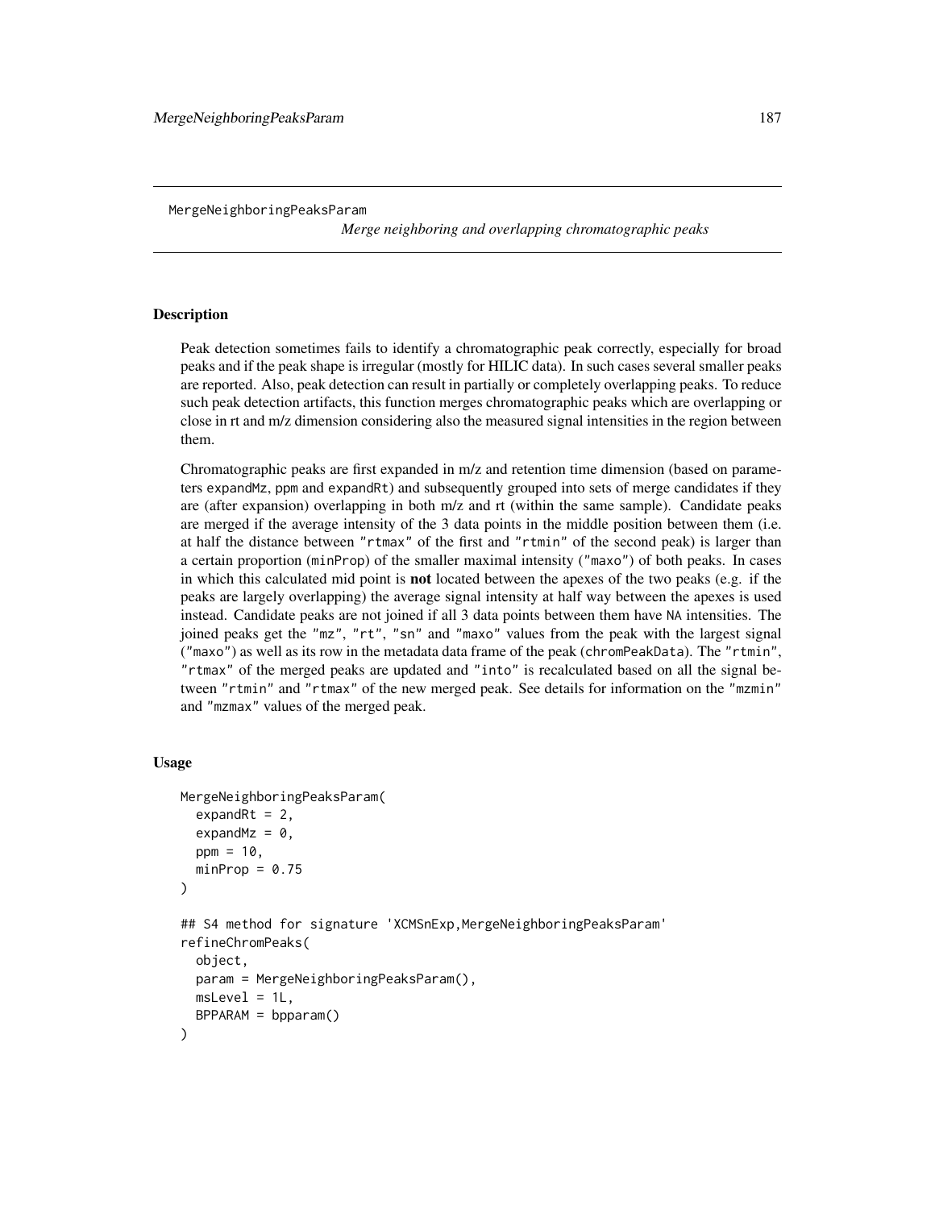MergeNeighboringPeaksParam

*Merge neighboring and overlapping chromatographic peaks*

## Description

Peak detection sometimes fails to identify a chromatographic peak correctly, especially for broad peaks and if the peak shape is irregular (mostly for HILIC data). In such cases several smaller peaks are reported. Also, peak detection can result in partially or completely overlapping peaks. To reduce such peak detection artifacts, this function merges chromatographic peaks which are overlapping or close in rt and m/z dimension considering also the measured signal intensities in the region between them.

Chromatographic peaks are first expanded in m/z and retention time dimension (based on parameters `expandMz`, `ppm` and `expandRt`) and subsequently grouped into sets of merge candidates if they are (after expansion) overlapping in both m/z and rt (within the same sample). Candidate peaks are merged if the average intensity of the 3 data points in the middle position between them (i.e. at half the distance between `"rtmax"` of the first and `"rtmin"` of the second peak) is larger than a certain proportion (`minProp`) of the smaller maximal intensity (`"maxo"`) of both peaks. In cases in which this calculated mid point is **not** located between the apexes of the two peaks (e.g. if the peaks are largely overlapping) the average signal intensity at half way between the apexes is used instead. Candidate peaks are not joined if all 3 data points between them have `NA` intensities. The joined peaks get the `"mz"`, `"rt"`, `"sn"` and `"maxo"` values from the peak with the largest signal (`"maxo"`) as well as its row in the metadata data frame of the peak (`chromPeakData`). The `"rtmin"`, `"rtmax"` of the merged peaks are updated and `"into"` is recalculated based on all the signal between `"rtmin"` and `"rtmax"` of the new merged peak. See details for information on the `"mzmin"` and `"mzmax"` values of the merged peak.

## Usage

```
MergeNeighboringPeaksParam(
  expandRt = 2,
  expandMz = 0,
  ppm = 10,
  minProp = 0.75
)

## S4 method for signature 'XCMSnExp,MergeNeighboringPeaksParam'
refineChromPeaks(
  object,
  param = MergeNeighboringPeaksParam(),
  msLevel = 1L,
  BPPARAM = bpparam()
)
```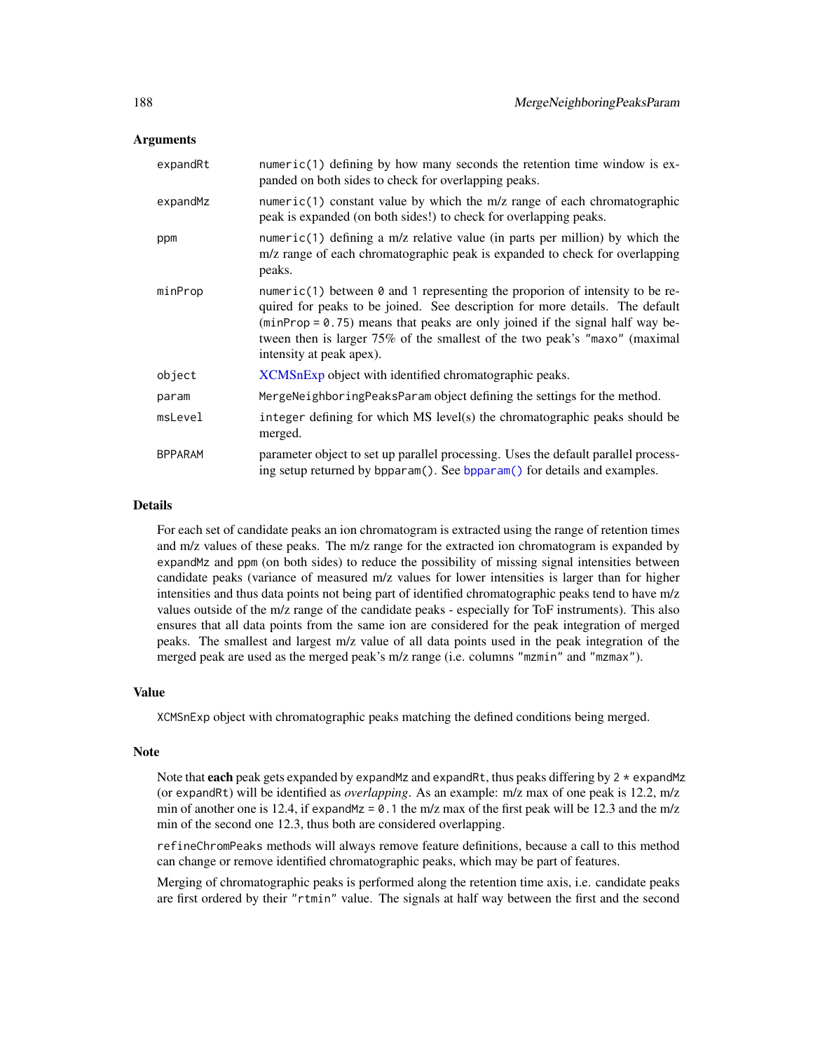### Arguments

| | |
|---|---|
| expandRt | numeric(1) defining by how many seconds the retention time window is expanded on both sides to check for overlapping peaks. |
| expandMz | numeric(1) constant value by which the m/z range of each chromatographic peak is expanded (on both sides!) to check for overlapping peaks. |
| ppm | numeric(1) defining a m/z relative value (in parts per million) by which the m/z range of each chromatographic peak is expanded to check for overlapping peaks. |
| minProp | numeric(1) between 0 and 1 representing the proporion of intensity to be required for peaks to be joined. See description for more details. The default (minProp = 0.75) means that peaks are only joined if the signal half way between then is larger 75% of the smallest of the two peak's "maxo" (maximal intensity at peak apex). |
| object | XCMSnExp object with identified chromatographic peaks. |
| param | MergeNeighboringPeaksParam object defining the settings for the method. |
| msLevel | integer defining for which MS level(s) the chromatographic peaks should be merged. |
| BPPARAM | parameter object to set up parallel processing. Uses the default parallel processing setup returned by bpparam(). See bpparam() for details and examples. |

### Details

For each set of candidate peaks an ion chromatogram is extracted using the range of retention times and m/z values of these peaks. The m/z range for the extracted ion chromatogram is expanded by expandMz and ppm (on both sides) to reduce the possibility of missing signal intensities between candidate peaks (variance of measured m/z values for lower intensities is larger than for higher intensities and thus data points not being part of identified chromatographic peaks tend to have m/z values outside of the m/z range of the candidate peaks - especially for ToF instruments). This also ensures that all data points from the same ion are considered for the peak integration of merged peaks. The smallest and largest m/z value of all data points used in the peak integration of the merged peak are used as the merged peak's m/z range (i.e. columns "mzmin" and "mzmax").

### Value

XCMSnExp object with chromatographic peaks matching the defined conditions being merged.

### Note

Note that **each** peak gets expanded by expandMz and expandRt, thus peaks differing by 2 * expandMz (or expandRt) will be identified as *overlapping*. As an example: m/z max of one peak is 12.2, m/z min of another one is 12.4, if expandMz = 0.1 the m/z max of the first peak will be 12.3 and the m/z min of the second one 12.3, thus both are considered overlapping.

refineChromPeaks methods will always remove feature definitions, because a call to this method can change or remove identified chromatographic peaks, which may be part of features.

Merging of chromatographic peaks is performed along the retention time axis, i.e. candidate peaks are first ordered by their "rtmin" value. The signals at half way between the first and the second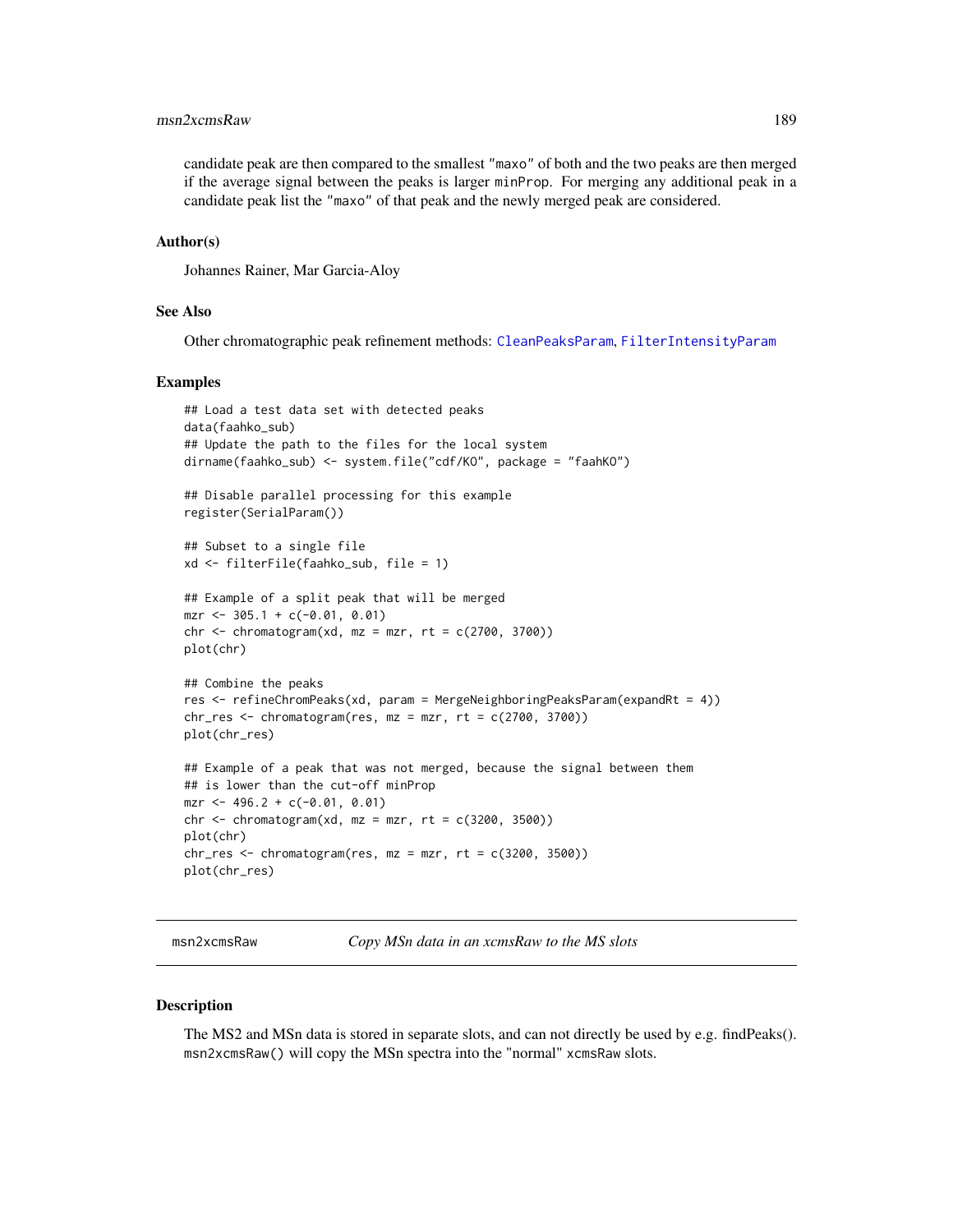candidate peak are then compared to the smallest "maxo" of both and the two peaks are then merged if the average signal between the peaks is larger minProp. For merging any additional peak in a candidate peak list the "maxo" of that peak and the newly merged peak are considered.

### Author(s)

Johannes Rainer, Mar Garcia-Aloy

### See Also

Other chromatographic peak refinement methods: CleanPeaksParam, FilterIntensityParam

### Examples

```
## Load a test data set with detected peaks
data(faahko_sub)
## Update the path to the files for the local system
dirname(faahko_sub) <- system.file("cdf/KO", package = "faahKO")

## Disable parallel processing for this example
register(SerialParam())

## Subset to a single file
xd <- filterFile(faahko_sub, file = 1)

## Example of a split peak that will be merged
mzr <- 305.1 + c(-0.01, 0.01)
chr <- chromatogram(xd, mz = mzr, rt = c(2700, 3700))
plot(chr)

## Combine the peaks
res <- refineChromPeaks(xd, param = MergeNeighboringPeaksParam(expandRt = 4))
chr_res <- chromatogram(res, mz = mzr, rt = c(2700, 3700))
plot(chr_res)

## Example of a peak that was not merged, because the signal between them
## is lower than the cut-off minProp
mzr <- 496.2 + c(-0.01, 0.01)
chr <- chromatogram(xd, mz = mzr, rt = c(3200, 3500))
plot(chr)
chr_res <- chromatogram(res, mz = mzr, rt = c(3200, 3500))
plot(chr_res)
```

---

## msn2xcmsRaw *Copy MSn data in an xcmsRaw to the MS slots*

### Description

The MS2 and MSn data is stored in separate slots, and can not directly be used by e.g. findPeaks(). msn2xcmsRaw() will copy the MSn spectra into the "normal" xcmsRaw slots.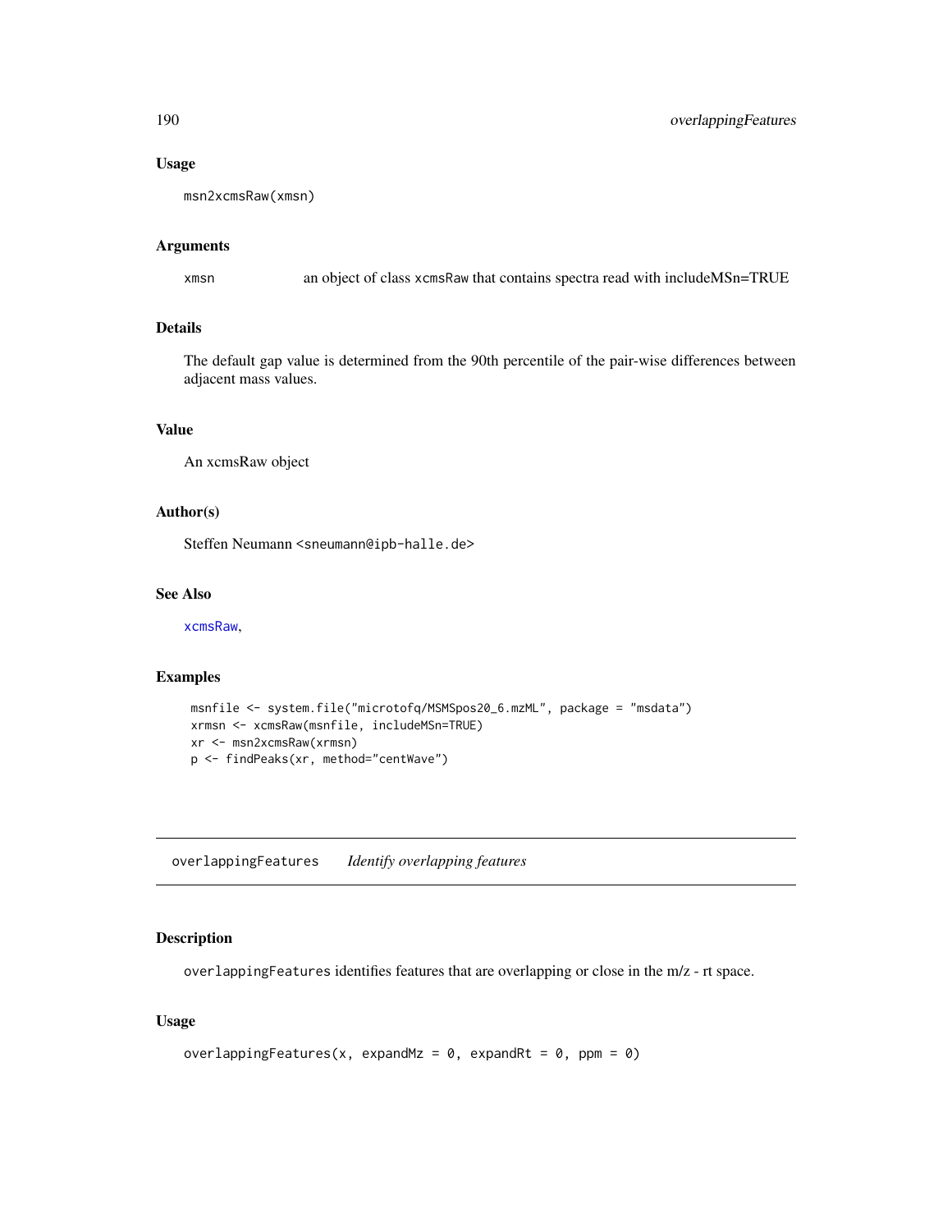### Usage

```
msn2xcmsRaw(xmsn)
```

### Arguments

| | |
|---|---|
| xmsn | an object of class xcmsRaw that contains spectra read with includeMSn=TRUE |

### Details

The default gap value is determined from the 90th percentile of the pair-wise differences between adjacent mass values.

### Value

An xcmsRaw object

### Author(s)

Steffen Neumann <sneumann@ipb-halle.de>

### See Also

xcmsRaw,

### Examples

```
msnfile <- system.file("microtofq/MSMSpos20_6.mzML", package = "msdata")
xrmsn <- xcmsRaw(msnfile, includeMSn=TRUE)
xr <- msn2xcmsRaw(xrmsn)
p <- findPeaks(xr, method="centWave")
```

---

## overlappingFeatures *Identify overlapping features*

### Description

overlappingFeatures identifies features that are overlapping or close in the m/z - rt space.

### Usage

```
overlappingFeatures(x, expandMz = 0, expandRt = 0, ppm = 0)
```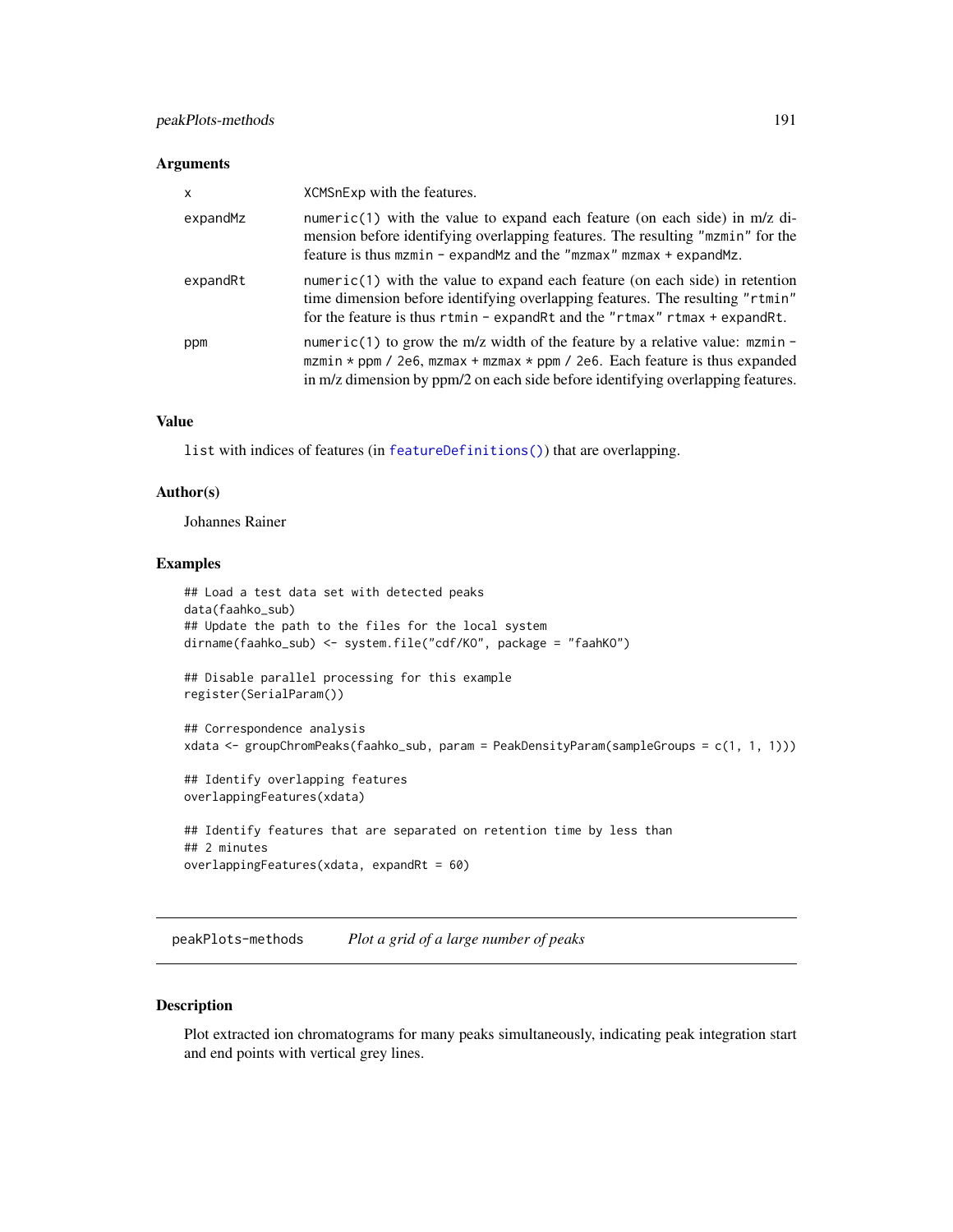### Arguments

| | |
|---|---|
| x | XCMSnExp with the features. |
| expandMz | numeric(1) with the value to expand each feature (on each side) in m/z dimension before identifying overlapping features. The resulting "mzmin" for the feature is thus mzmin - expandMz and the "mzmax" mzmax + expandMz. |
| expandRt | numeric(1) with the value to expand each feature (on each side) in retention time dimension before identifying overlapping features. The resulting "rtmin" for the feature is thus rtmin - expandRt and the "rtmax" rtmax + expandRt. |
| ppm | numeric(1) to grow the m/z width of the feature by a relative value: mzmin - mzmin * ppm / 2e6, mzmax + mzmax * ppm / 2e6. Each feature is thus expanded in m/z dimension by ppm/2 on each side before identifying overlapping features. |

### Value

list with indices of features (in featureDefinitions()) that are overlapping.

### Author(s)

Johannes Rainer

### Examples

```
## Load a test data set with detected peaks
data(faahko_sub)
## Update the path to the files for the local system
dirname(faahko_sub) <- system.file("cdf/KO", package = "faahKO")

## Disable parallel processing for this example
register(SerialParam())

## Correspondence analysis
xdata <- groupChromPeaks(faahko_sub, param = PeakDensityParam(sampleGroups = c(1, 1, 1)))

## Identify overlapping features
overlappingFeatures(xdata)

## Identify features that are separated on retention time by less than
## 2 minutes
overlappingFeatures(xdata, expandRt = 60)
```

## peakPlots-methods *Plot a grid of a large number of peaks*

### Description

Plot extracted ion chromatograms for many peaks simultaneously, indicating peak integration start and end points with vertical grey lines.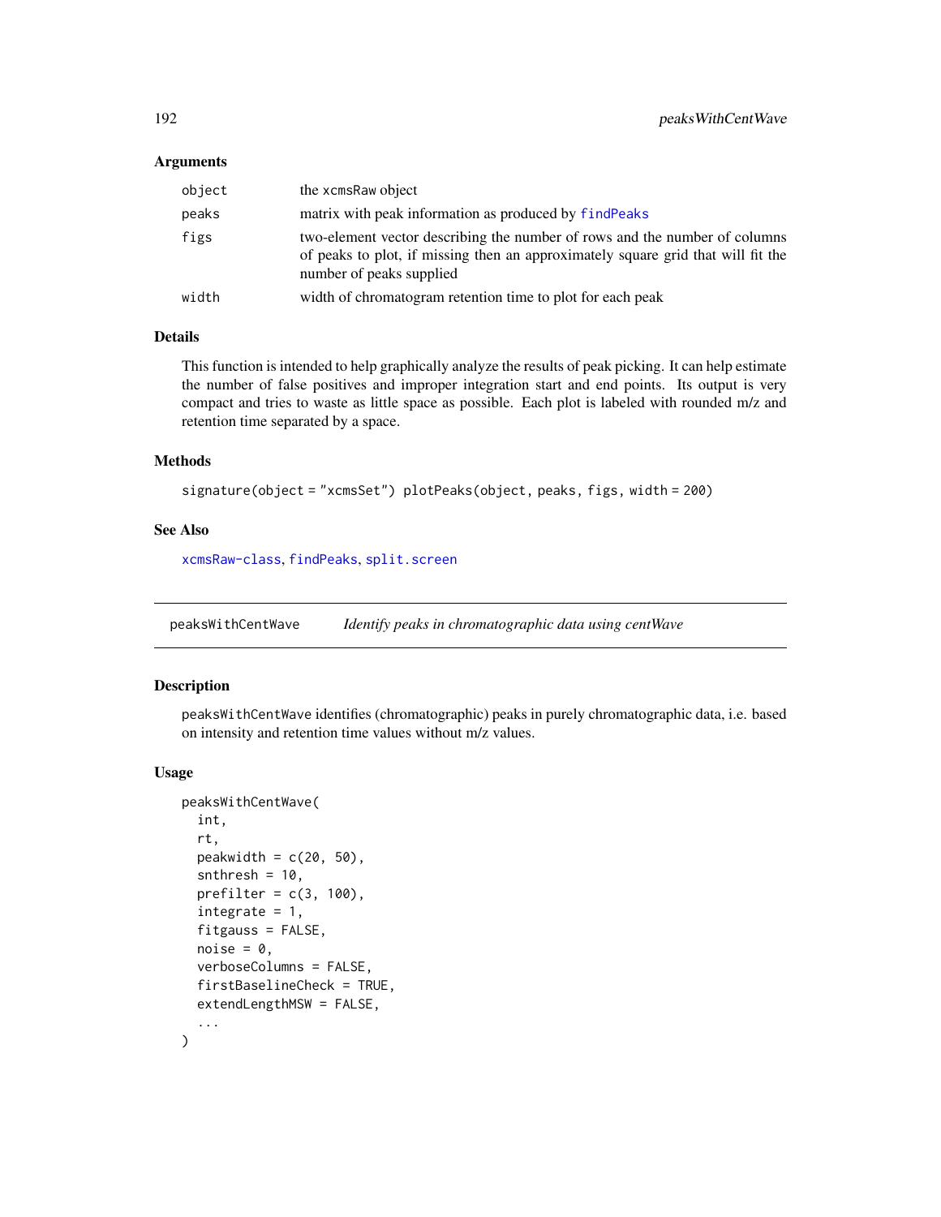### Arguments

| | |
|---|---|
| object | the xcmsRaw object |
| peaks | matrix with peak information as produced by findPeaks |
| figs | two-element vector describing the number of rows and the number of columns of peaks to plot, if missing then an approximately square grid that will fit the number of peaks supplied |
| width | width of chromatogram retention time to plot for each peak |

### Details

This function is intended to help graphically analyze the results of peak picking. It can help estimate the number of false positives and improper integration start and end points. Its output is very compact and tries to waste as little space as possible. Each plot is labeled with rounded m/z and retention time separated by a space.

### Methods

```
signature(object = "xcmsSet") plotPeaks(object, peaks, figs, width = 200)
```

### See Also

xcmsRaw-class, findPeaks, split.screen

---

## peaksWithCentWave — *Identify peaks in chromatographic data using centWave*

### Description

peaksWithCentWave identifies (chromatographic) peaks in purely chromatographic data, i.e. based on intensity and retention time values without m/z values.

### Usage

```
peaksWithCentWave(
  int,
  rt,
  peakwidth = c(20, 50),
  snthresh = 10,
  prefilter = c(3, 100),
  integrate = 1,
  fitgauss = FALSE,
  noise = 0,
  verboseColumns = FALSE,
  firstBaselineCheck = TRUE,
  extendLengthMSW = FALSE,
  ...
)
```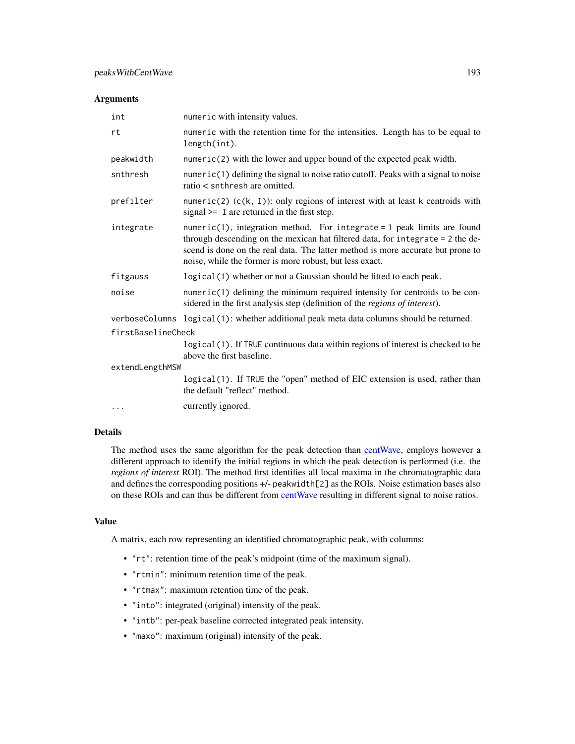## Arguments

| | |
|---|---|
| `int` | `numeric` with intensity values. |
| `rt` | `numeric` with the retention time for the intensities. Length has to be equal to `length(int)`. |
| `peakwidth` | `numeric(2)` with the lower and upper bound of the expected peak width. |
| `snthresh` | `numeric(1)` defining the signal to noise ratio cutoff. Peaks with a signal to noise ratio < `snthresh` are omitted. |
| `prefilter` | `numeric(2)` (`c(k, I)`): only regions of interest with at least `k` centroids with signal `>= I` are returned in the first step. |
| `integrate` | `numeric(1)`, integration method. For `integrate = 1` peak limits are found through descending on the mexican hat filtered data, for `integrate = 2` the descend is done on the real data. The latter method is more accurate but prone to noise, while the former is more robust, but less exact. |
| `fitgauss` | `logical(1)` whether or not a Gaussian should be fitted to each peak. |
| `noise` | `numeric(1)` defining the minimum required intensity for centroids to be considered in the first analysis step (definition of the *regions of interest*). |
| `verboseColumns` | `logical(1)`: whether additional peak meta data columns should be returned. |
| `firstBaselineCheck` | `logical(1)`. If `TRUE` continuous data within regions of interest is checked to be above the first baseline. |
| `extendLengthMSW` | `logical(1)`. If `TRUE` the "open" method of EIC extension is used, rather than the default "reflect" method. |
| `...` | currently ignored. |

## Details

The method uses the same algorithm for the peak detection than centWave, employs however a different approach to identify the initial regions in which the peak detection is performed (i.e. the *regions of interest* ROI). The method first identifies all local maxima in the chromatographic data and defines the corresponding positions +/- `peakwidth[2]` as the ROIs. Noise estimation bases also on these ROIs and can thus be different from centWave resulting in different signal to noise ratios.

## Value

A matrix, each row representing an identified chromatographic peak, with columns:

- `"rt"`: retention time of the peak's midpoint (time of the maximum signal).
- `"rtmin"`: minimum retention time of the peak.
- `"rtmax"`: maximum retention time of the peak.
- `"into"`: integrated (original) intensity of the peak.
- `"intb"`: per-peak baseline corrected integrated peak intensity.
- `"maxo"`: maximum (original) intensity of the peak.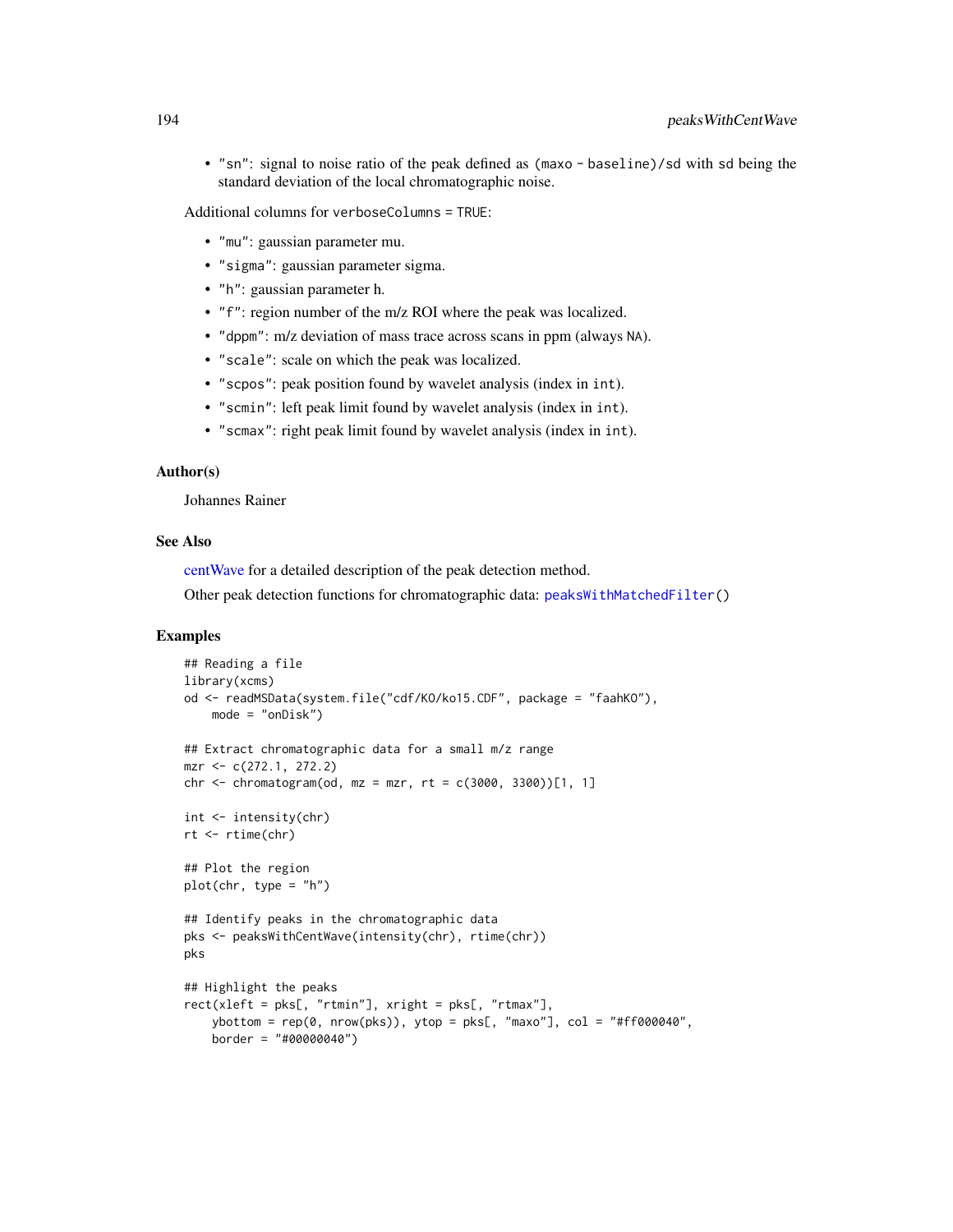- "sn": signal to noise ratio of the peak defined as (maxo - baseline)/sd with sd being the standard deviation of the local chromatographic noise.

Additional columns for verboseColumns = TRUE:

- "mu": gaussian parameter mu.
- "sigma": gaussian parameter sigma.
- "h": gaussian parameter h.
- "f": region number of the m/z ROI where the peak was localized.
- "dppm": m/z deviation of mass trace across scans in ppm (always NA).
- "scale": scale on which the peak was localized.
- "scpos": peak position found by wavelet analysis (index in int).
- "scmin": left peak limit found by wavelet analysis (index in int).
- "scmax": right peak limit found by wavelet analysis (index in int).

### Author(s)

Johannes Rainer

### See Also

centWave for a detailed description of the peak detection method.

Other peak detection functions for chromatographic data: peaksWithMatchedFilter()

### Examples

```
## Reading a file
library(xcms)
od <- readMSData(system.file("cdf/KO/ko15.CDF", package = "faahKO"),
    mode = "onDisk")

## Extract chromatographic data for a small m/z range
mzr <- c(272.1, 272.2)
chr <- chromatogram(od, mz = mzr, rt = c(3000, 3300))[1, 1]

int <- intensity(chr)
rt <- rtime(chr)

## Plot the region
plot(chr, type = "h")

## Identify peaks in the chromatographic data
pks <- peaksWithCentWave(intensity(chr), rtime(chr))
pks

## Highlight the peaks
rect(xleft = pks[, "rtmin"], xright = pks[, "rtmax"],
    ybottom = rep(0, nrow(pks)), ytop = pks[, "maxo"], col = "#ff000040",
    border = "#00000040")
```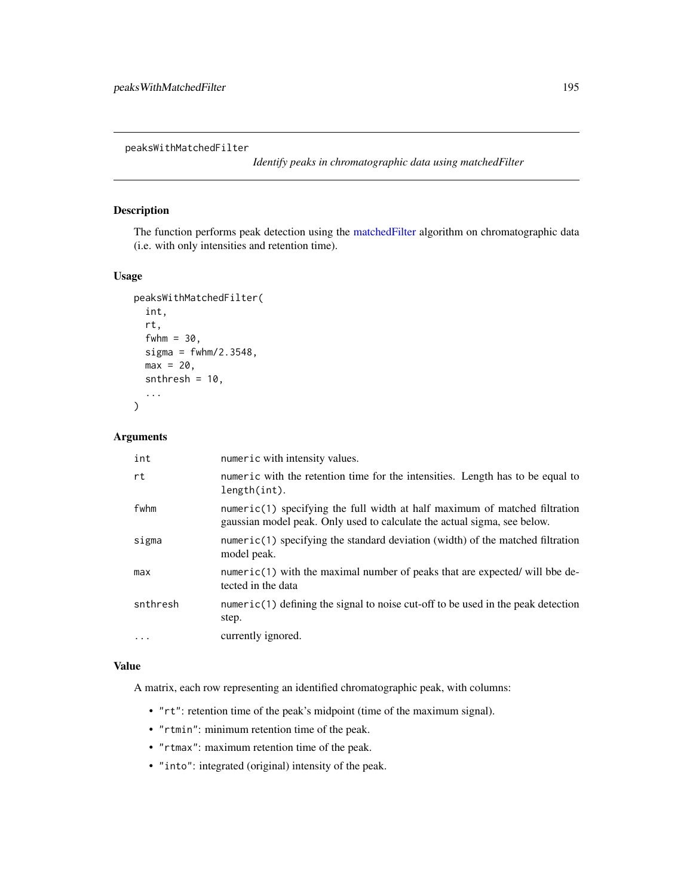peaksWithMatchedFilter

*Identify peaks in chromatographic data using matchedFilter*

## Description

The function performs peak detection using the matchedFilter algorithm on chromatographic data (i.e. with only intensities and retention time).

## Usage

```
peaksWithMatchedFilter(
  int,
  rt,
  fwhm = 30,
  sigma = fwhm/2.3548,
  max = 20,
  snthresh = 10,
  ...
)
```

## Arguments

| | |
|---|---|
| int | `numeric` with intensity values. |
| rt | `numeric` with the retention time for the intensities. Length has to be equal to `length(int)`. |
| fwhm | `numeric(1)` specifying the full width at half maximum of matched filtration gaussian model peak. Only used to calculate the actual sigma, see below. |
| sigma | `numeric(1)` specifying the standard deviation (width) of the matched filtration model peak. |
| max | `numeric(1)` with the maximal number of peaks that are expected/ will bbe detected in the data |
| snthresh | `numeric(1)` defining the signal to noise cut-off to be used in the peak detection step. |
| ... | currently ignored. |

## Value

A matrix, each row representing an identified chromatographic peak, with columns:

- `"rt"`: retention time of the peak's midpoint (time of the maximum signal).
- `"rtmin"`: minimum retention time of the peak.
- `"rtmax"`: maximum retention time of the peak.
- `"into"`: integrated (original) intensity of the peak.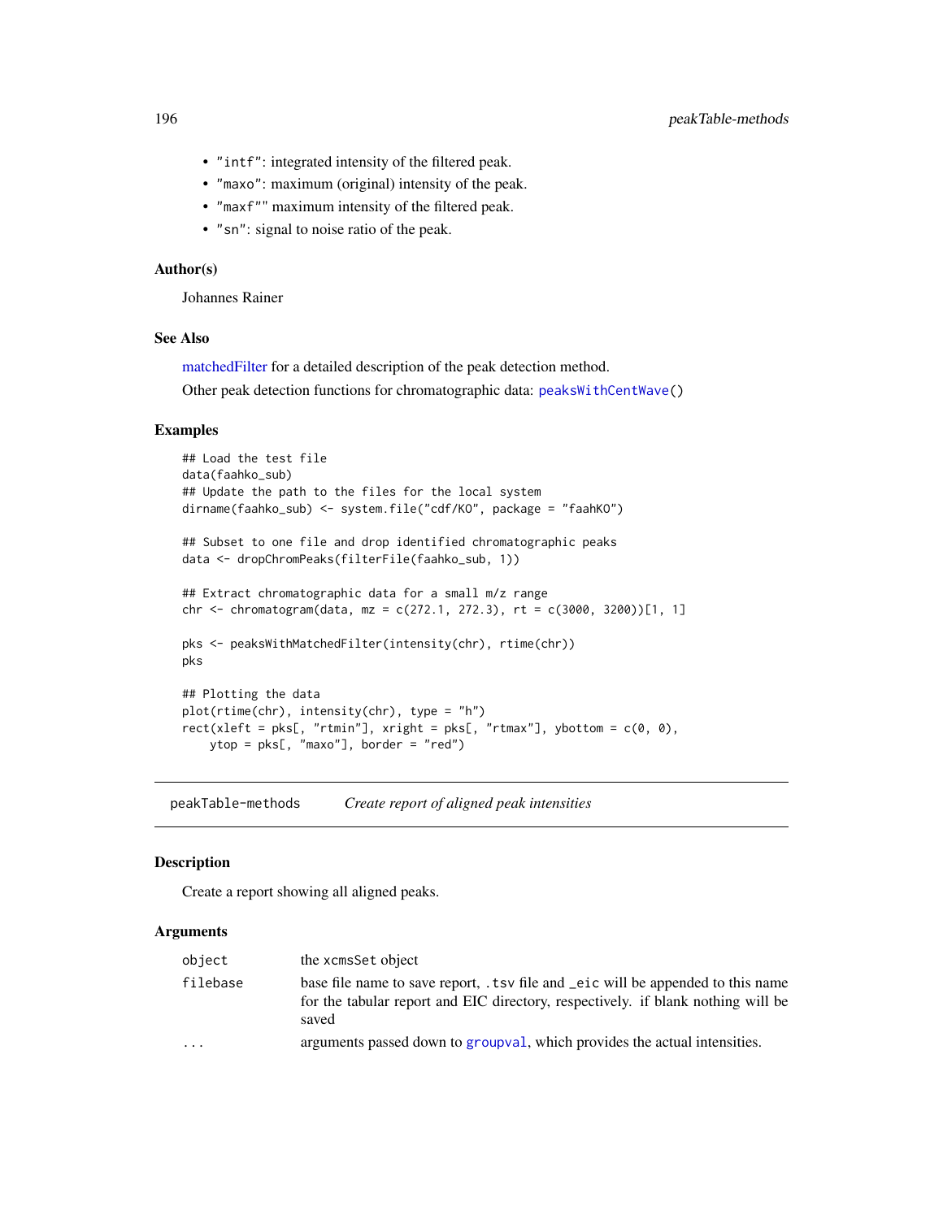- "intf": integrated intensity of the filtered peak.
- "maxo": maximum (original) intensity of the peak.
- "maxf"" maximum intensity of the filtered peak.
- "sn": signal to noise ratio of the peak.

### Author(s)

Johannes Rainer

### See Also

matchedFilter for a detailed description of the peak detection method.

Other peak detection functions for chromatographic data: `peaksWithCentWave()`

### Examples

```
## Load the test file
data(faahko_sub)
## Update the path to the files for the local system
dirname(faahko_sub) <- system.file("cdf/KO", package = "faahKO")

## Subset to one file and drop identified chromatographic peaks
data <- dropChromPeaks(filterFile(faahko_sub, 1))

## Extract chromatographic data for a small m/z range
chr <- chromatogram(data, mz = c(272.1, 272.3), rt = c(3000, 3200))[1, 1]

pks <- peaksWithMatchedFilter(intensity(chr), rtime(chr))
pks

## Plotting the data
plot(rtime(chr), intensity(chr), type = "h")
rect(xleft = pks[, "rtmin"], xright = pks[, "rtmax"], ybottom = c(0, 0),
    ytop = pks[, "maxo"], border = "red")
```

---

## peakTable-methods    *Create report of aligned peak intensities*

### Description

Create a report showing all aligned peaks.

### Arguments

| | |
|---|---|
| object | the xcmsSet object |
| filebase | base file name to save report, .tsv file and _eic will be appended to this name for the tabular report and EIC directory, respectively. if blank nothing will be saved |
| ... | arguments passed down to groupval, which provides the actual intensities. |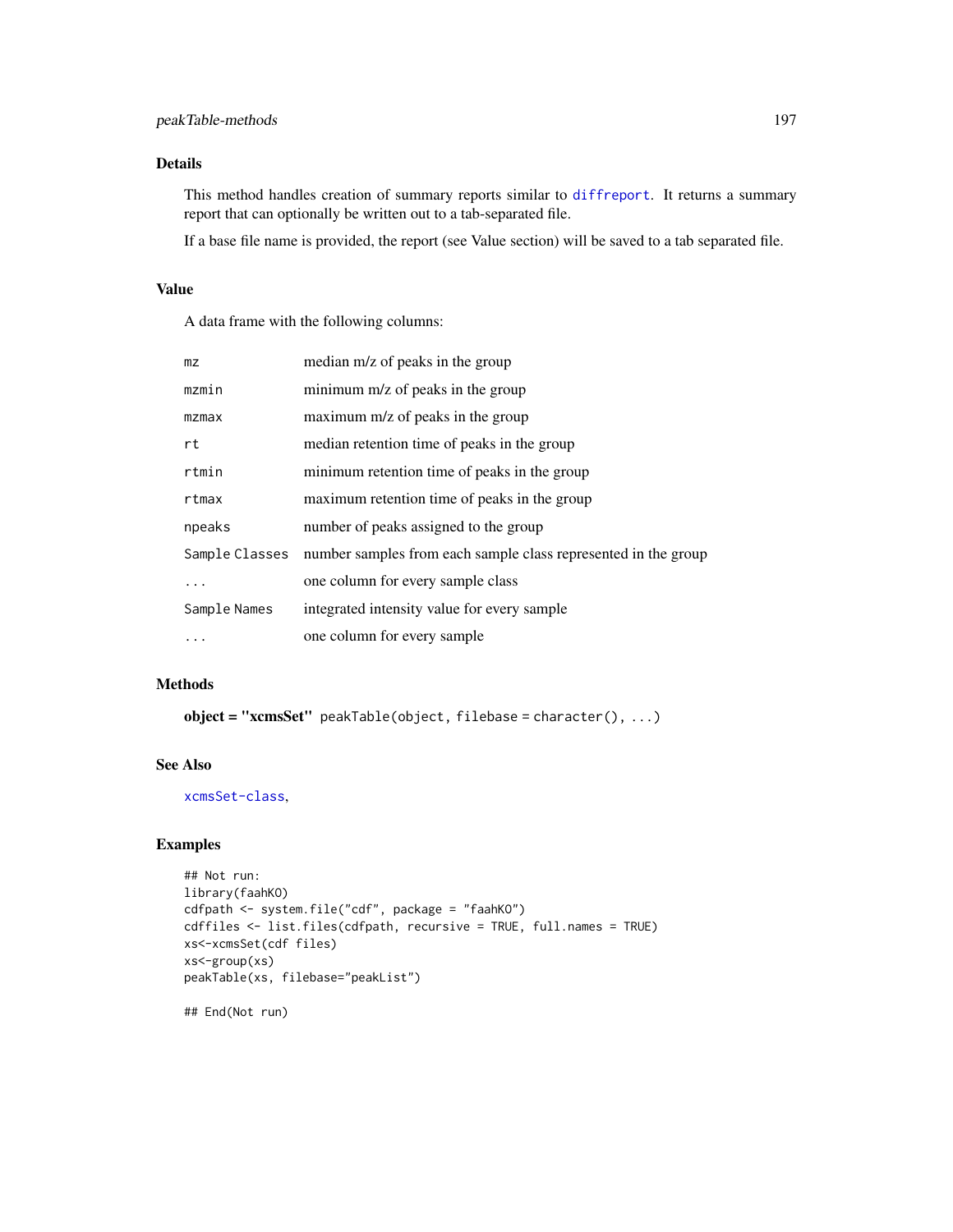## Details

This method handles creation of summary reports similar to `diffreport`. It returns a summary report that can optionally be written out to a tab-separated file.

If a base file name is provided, the report (see Value section) will be saved to a tab separated file.

## Value

A data frame with the following columns:

| | |
|---|---|
| `mz` | median m/z of peaks in the group |
| `mzmin` | minimum m/z of peaks in the group |
| `mzmax` | maximum m/z of peaks in the group |
| `rt` | median retention time of peaks in the group |
| `rtmin` | minimum retention time of peaks in the group |
| `rtmax` | maximum retention time of peaks in the group |
| `npeaks` | number of peaks assigned to the group |
| `Sample Classes` | number samples from each sample class represented in the group |
| `...` | one column for every sample class |
| `Sample Names` | integrated intensity value for every sample |
| `...` | one column for every sample |

## Methods

**object = "xcmsSet"** `peakTable(object, filebase = character(), ...)`

## See Also

`xcmsSet-class`,

## Examples

```
## Not run:
library(faahKO)
cdfpath <- system.file("cdf", package = "faahKO")
cdffiles <- list.files(cdfpath, recursive = TRUE, full.names = TRUE)
xs<-xcmsSet(cdf files)
xs<-group(xs)
peakTable(xs, filebase="peakList")

## End(Not run)
```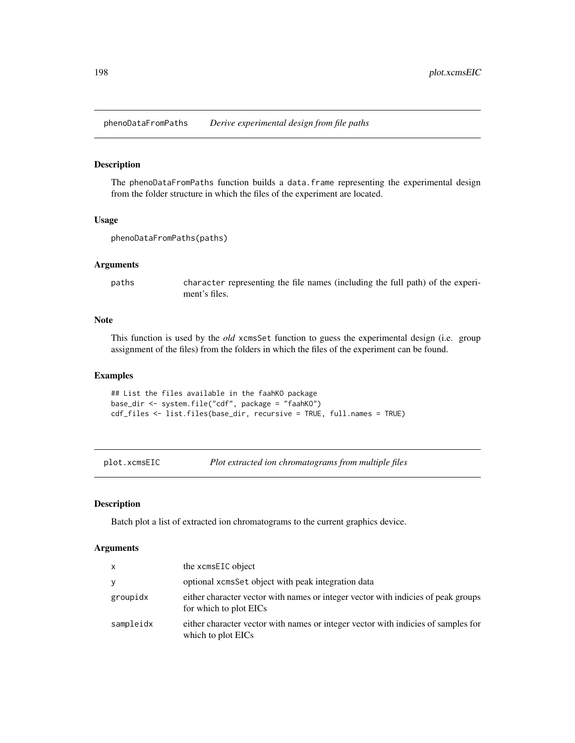## phenoDataFromPaths *Derive experimental design from file paths*

### Description

The phenoDataFromPaths function builds a data.frame representing the experimental design from the folder structure in which the files of the experiment are located.

### Usage

```
phenoDataFromPaths(paths)
```

### Arguments

| | |
|---|---|
| paths | character representing the file names (including the full path) of the experiment's files. |

### Note

This function is used by the *old* xcmsSet function to guess the experimental design (i.e. group assignment of the files) from the folders in which the files of the experiment can be found.

### Examples

```
## List the files available in the faahKO package
base_dir <- system.file("cdf", package = "faahKO")
cdf_files <- list.files(base_dir, recursive = TRUE, full.names = TRUE)
```

## plot.xcmsEIC *Plot extracted ion chromatograms from multiple files*

### Description

Batch plot a list of extracted ion chromatograms to the current graphics device.

### Arguments

| | |
|---|---|
| x | the xcmsEIC object |
| y | optional xcmsSet object with peak integration data |
| groupidx | either character vector with names or integer vector with indicies of peak groups for which to plot EICs |
| sampleidx | either character vector with names or integer vector with indicies of samples for which to plot EICs |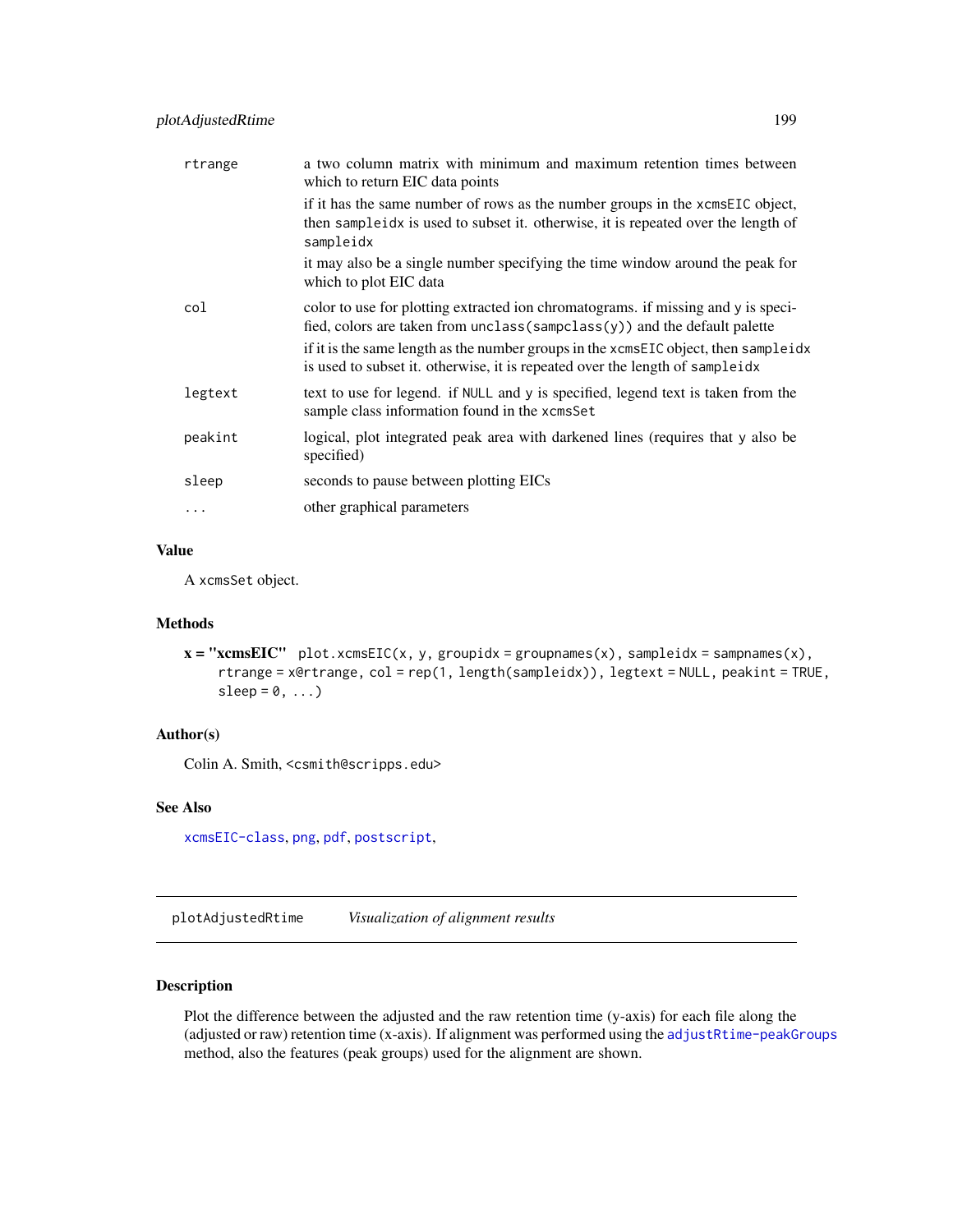| | |
|---|---|
| `rtrange` | a two column matrix with minimum and maximum retention times between which to return EIC data points<br><br>if it has the same number of rows as the number groups in the `xcmsEIC` object, then `sampleidx` is used to subset it. otherwise, it is repeated over the length of `sampleidx`<br><br>it may also be a single number specifying the time window around the peak for which to plot EIC data |
| `col` | color to use for plotting extracted ion chromatograms. if missing and `y` is specified, colors are taken from `unclass(sampclass(y))` and the default palette<br><br>if it is the same length as the number groups in the `xcmsEIC` object, then `sampleidx` is used to subset it. otherwise, it is repeated over the length of `sampleidx` |
| `legtext` | text to use for legend. if `NULL` and `y` is specified, legend text is taken from the sample class information found in the `xcmsSet` |
| `peakint` | logical, plot integrated peak area with darkened lines (requires that `y` also be specified) |
| `sleep` | seconds to pause between plotting EICs |
| `...` | other graphical parameters |

## Value

A `xcmsSet` object.

## Methods

**x = "xcmsEIC"** `plot.xcmsEIC(x, y, groupidx = groupnames(x), sampleidx = sampnames(x), rtrange = x@rtrange, col = rep(1, length(sampleidx)), legtext = NULL, peakint = TRUE, sleep = 0, ...)`

## Author(s)

Colin A. Smith, <csmith@scripps.edu>

## See Also

`xcmsEIC-class`, `png`, `pdf`, `postscript`,

---

# plotAdjustedRtime *Visualization of alignment results*

---

## Description

Plot the difference between the adjusted and the raw retention time (y-axis) for each file along the (adjusted or raw) retention time (x-axis). If alignment was performed using the `adjustRtime-peakGroups` method, also the features (peak groups) used for the alignment are shown.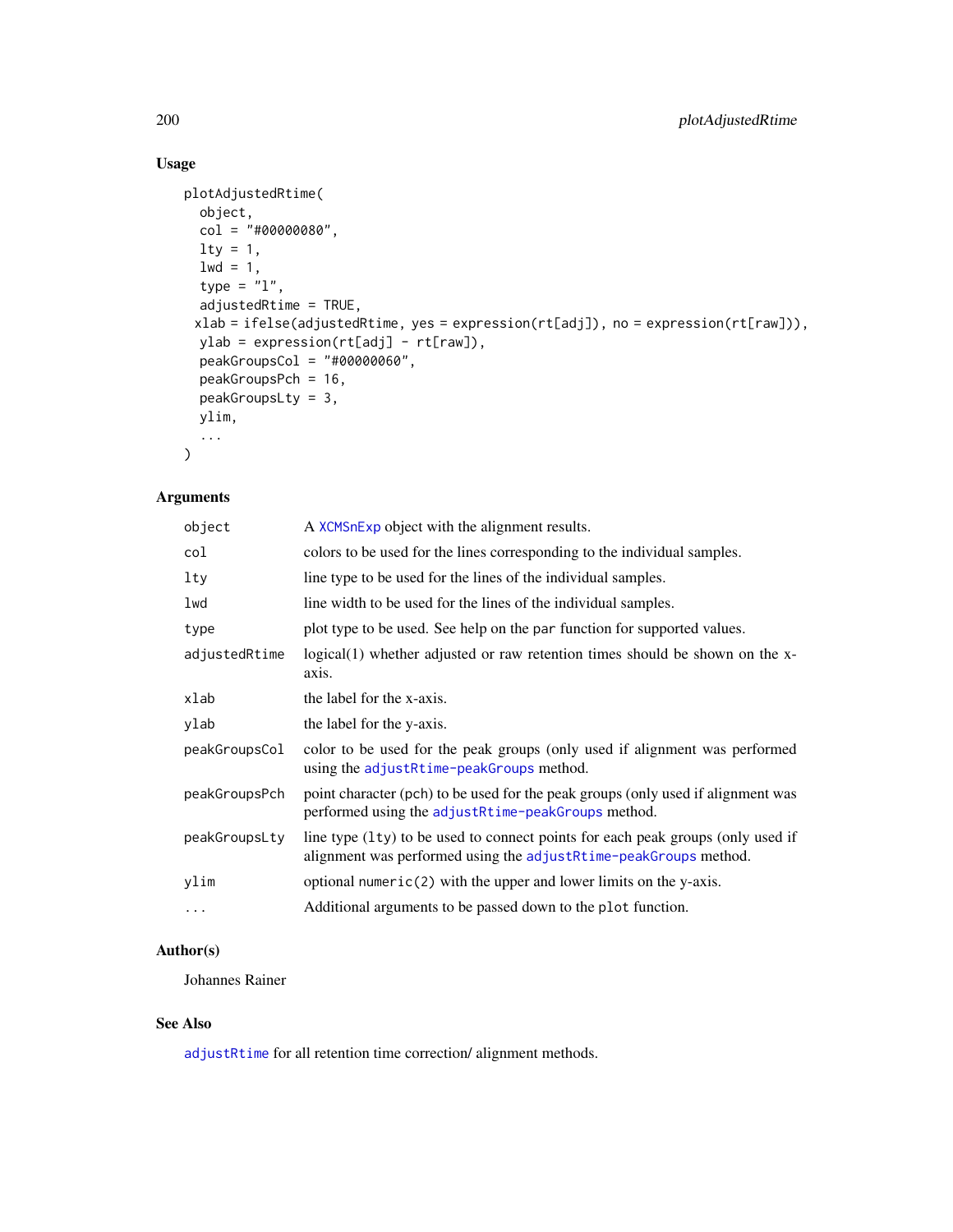## Usage

```
plotAdjustedRtime(
  object,
  col = "#00000080",
  lty = 1,
  lwd = 1,
  type = "l",
  adjustedRtime = TRUE,
 xlab = ifelse(adjustedRtime, yes = expression(rt[adj]), no = expression(rt[raw])),
  ylab = expression(rt[adj] - rt[raw]),
  peakGroupsCol = "#00000060",
  peakGroupsPch = 16,
  peakGroupsLty = 3,
  ylim,
  ...
)
```

## Arguments

| | |
|---|---|
| `object` | A `XCMSnExp` object with the alignment results. |
| `col` | colors to be used for the lines corresponding to the individual samples. |
| `lty` | line type to be used for the lines of the individual samples. |
| `lwd` | line width to be used for the lines of the individual samples. |
| `type` | plot type to be used. See help on the `par` function for supported values. |
| `adjustedRtime` | logical(1) whether adjusted or raw retention times should be shown on the x-axis. |
| `xlab` | the label for the x-axis. |
| `ylab` | the label for the y-axis. |
| `peakGroupsCol` | color to be used for the peak groups (only used if alignment was performed using the `adjustRtime-peakGroups` method. |
| `peakGroupsPch` | point character (pch) to be used for the peak groups (only used if alignment was performed using the `adjustRtime-peakGroups` method. |
| `peakGroupsLty` | line type (`lty`) to be used to connect points for each peak groups (only used if alignment was performed using the `adjustRtime-peakGroups` method. |
| `ylim` | optional `numeric(2)` with the upper and lower limits on the y-axis. |
| `...` | Additional arguments to be passed down to the `plot` function. |

## Author(s)

Johannes Rainer

## See Also

`adjustRtime` for all retention time correction/ alignment methods.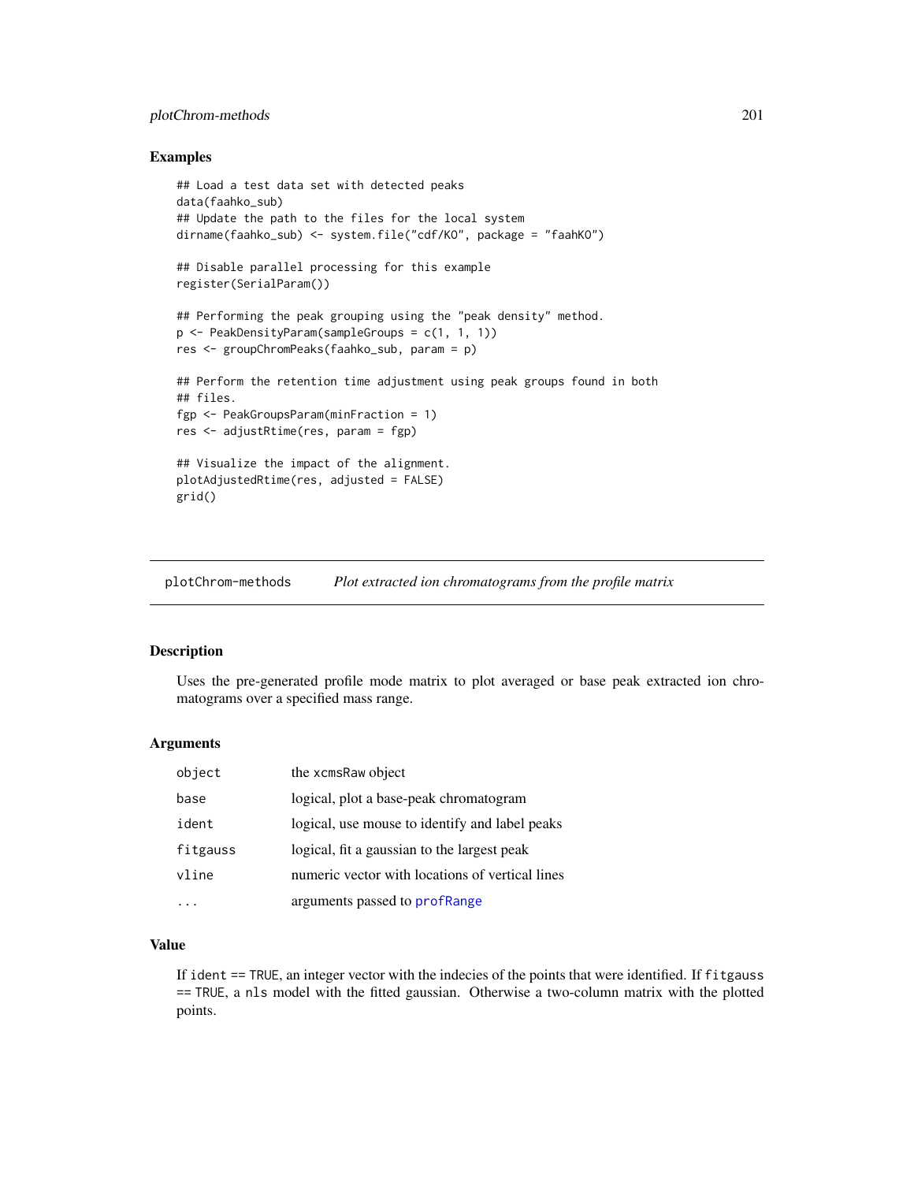### Examples

```
## Load a test data set with detected peaks
data(faahko_sub)
## Update the path to the files for the local system
dirname(faahko_sub) <- system.file("cdf/KO", package = "faahKO")

## Disable parallel processing for this example
register(SerialParam())

## Performing the peak grouping using the "peak density" method.
p <- PeakDensityParam(sampleGroups = c(1, 1, 1))
res <- groupChromPeaks(faahko_sub, param = p)

## Perform the retention time adjustment using peak groups found in both
## files.
fgp <- PeakGroupsParam(minFraction = 1)
res <- adjustRtime(res, param = fgp)

## Visualize the impact of the alignment.
plotAdjustedRtime(res, adjusted = FALSE)
grid()
```

---

## plotChrom-methods — *Plot extracted ion chromatograms from the profile matrix*

### Description

Uses the pre-generated profile mode matrix to plot averaged or base peak extracted ion chromatograms over a specified mass range.

### Arguments

| | |
|---|---|
| `object` | the `xcmsRaw` object |
| `base` | logical, plot a base-peak chromatogram |
| `ident` | logical, use mouse to identify and label peaks |
| `fitgauss` | logical, fit a gaussian to the largest peak |
| `vline` | numeric vector with locations of vertical lines |
| `...` | arguments passed to `profRange` |

### Value

If `ident == TRUE`, an integer vector with the indecies of the points that were identified. If `fitgauss == TRUE`, a `nls` model with the fitted gaussian. Otherwise a two-column matrix with the plotted points.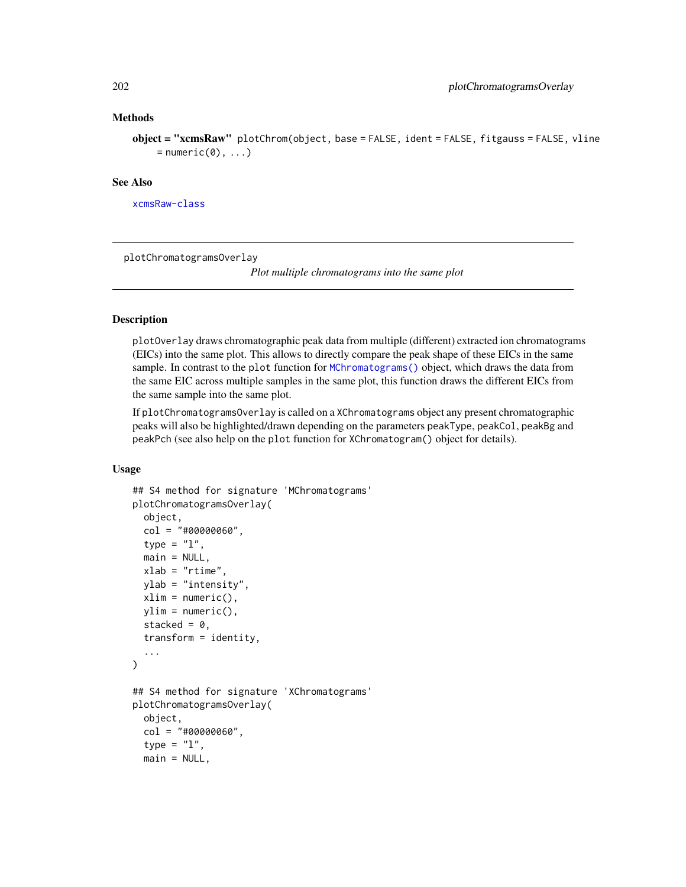## Methods

**object = "xcmsRaw"** `plotChrom(object, base = FALSE, ident = FALSE, fitgauss = FALSE, vline = numeric(0), ...)`

## See Also

xcmsRaw-class

---

plotChromatogramsOverlay *Plot multiple chromatograms into the same plot*

---

## Description

`plotOverlay` draws chromatographic peak data from multiple (different) extracted ion chromatograms (EICs) into the same plot. This allows to directly compare the peak shape of these EICs in the same sample. In contrast to the `plot` function for `MChromatograms()` object, which draws the data from the same EIC across multiple samples in the same plot, this function draws the different EICs from the same sample into the same plot.

If `plotChromatogramsOverlay` is called on a `XChromatograms` object any present chromatographic peaks will also be highlighted/drawn depending on the parameters `peakType`, `peakCol`, `peakBg` and `peakPch` (see also help on the `plot` function for `XChromatogram()` object for details).

## Usage

```
## S4 method for signature 'MChromatograms'
plotChromatogramsOverlay(
  object,
  col = "#00000060",
  type = "l",
  main = NULL,
  xlab = "rtime",
  ylab = "intensity",
  xlim = numeric(),
  ylim = numeric(),
  stacked = 0,
  transform = identity,
  ...
)

## S4 method for signature 'XChromatograms'
plotChromatogramsOverlay(
  object,
  col = "#00000060",
  type = "l",
  main = NULL,
```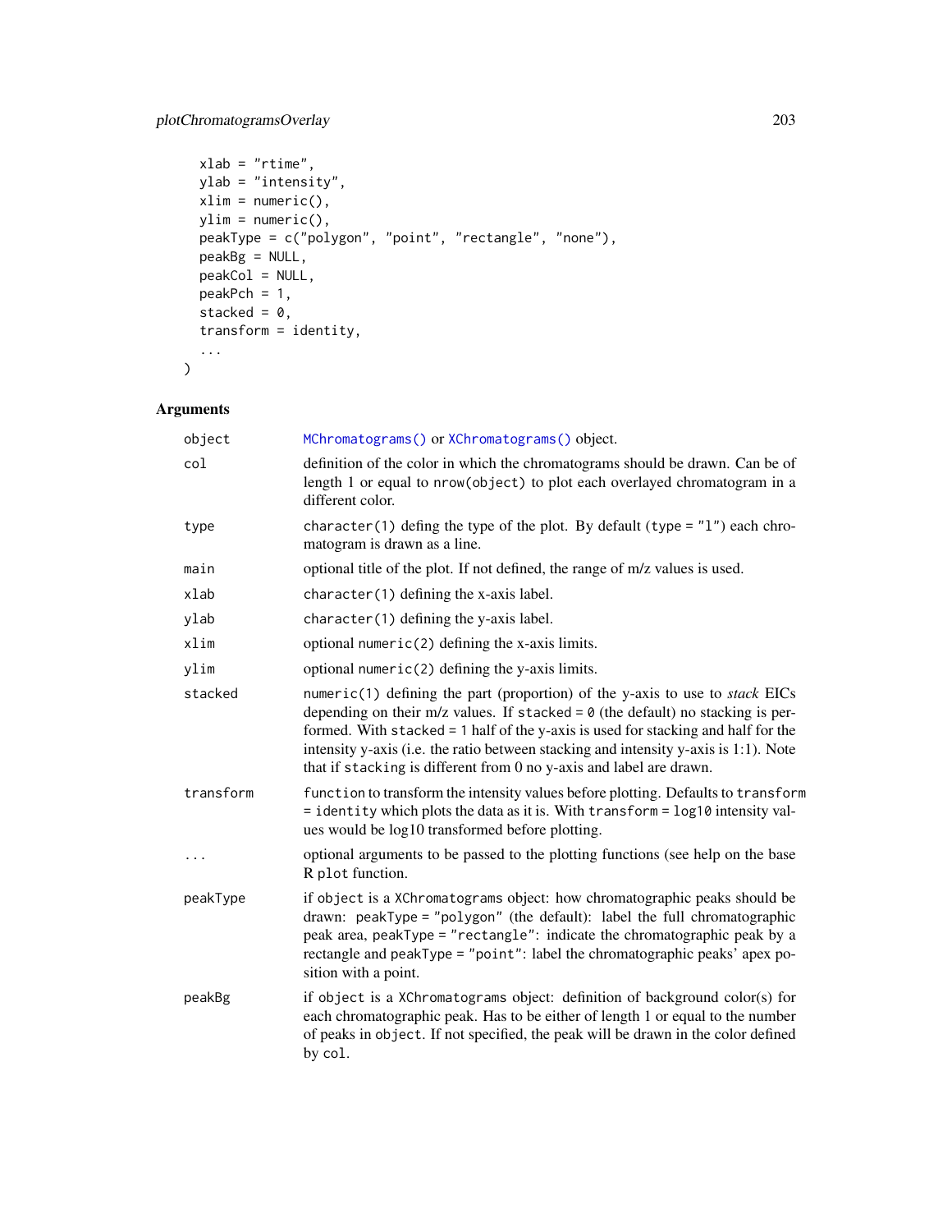```
  xlab = "rtime",
  ylab = "intensity",
  xlim = numeric(),
  ylim = numeric(),
  peakType = c("polygon", "point", "rectangle", "none"),
  peakBg = NULL,
  peakCol = NULL,
  peakPch = 1,
  stacked = 0,
  transform = identity,
  ...
)
```

## Arguments

| | |
|---|---|
| object | MChromatograms() or XChromatograms() object. |
| col | definition of the color in which the chromatograms should be drawn. Can be of length 1 or equal to nrow(object) to plot each overlayed chromatogram in a different color. |
| type | character(1) defing the type of the plot. By default (type = "l") each chromatogram is drawn as a line. |
| main | optional title of the plot. If not defined, the range of m/z values is used. |
| xlab | character(1) defining the x-axis label. |
| ylab | character(1) defining the y-axis label. |
| xlim | optional numeric(2) defining the x-axis limits. |
| ylim | optional numeric(2) defining the y-axis limits. |
| stacked | numeric(1) defining the part (proportion) of the y-axis to use to *stack* EICs depending on their m/z values. If stacked = 0 (the default) no stacking is performed. With stacked = 1 half of the y-axis is used for stacking and half for the intensity y-axis (i.e. the ratio between stacking and intensity y-axis is 1:1). Note that if stacking is different from 0 no y-axis and label are drawn. |
| transform | function to transform the intensity values before plotting. Defaults to transform = identity which plots the data as it is. With transform = log10 intensity values would be log10 transformed before plotting. |
| ... | optional arguments to be passed to the plotting functions (see help on the base R plot function. |
| peakType | if object is a XChromatograms object: how chromatographic peaks should be drawn: peakType = "polygon" (the default): label the full chromatographic peak area, peakType = "rectangle": indicate the chromatographic peak by a rectangle and peakType = "point": label the chromatographic peaks' apex position with a point. |
| peakBg | if object is a XChromatograms object: definition of background color(s) for each chromatographic peak. Has to be either of length 1 or equal to the number of peaks in object. If not specified, the peak will be drawn in the color defined by col. |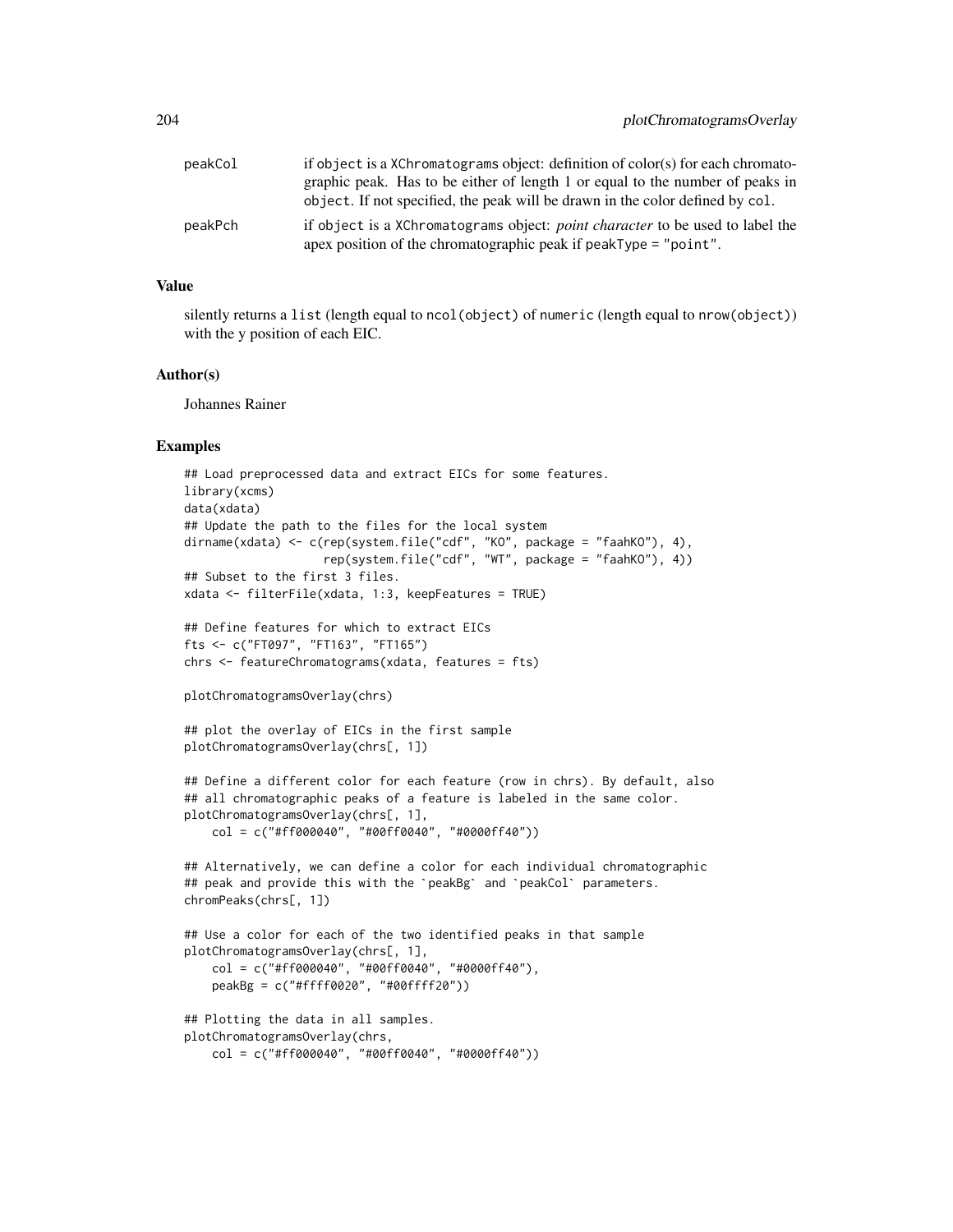| | |
|---|---|
| peakCol | if object is a XChromatograms object: definition of color(s) for each chromatographic peak. Has to be either of length 1 or equal to the number of peaks in object. If not specified, the peak will be drawn in the color defined by col. |
| peakPch | if object is a XChromatograms object: *point character* to be used to label the apex position of the chromatographic peak if peakType = "point". |

## Value

silently returns a list (length equal to ncol(object) of numeric (length equal to nrow(object)) with the y position of each EIC.

## Author(s)

Johannes Rainer

## Examples

```
## Load preprocessed data and extract EICs for some features.
library(xcms)
data(xdata)
## Update the path to the files for the local system
dirname(xdata) <- c(rep(system.file("cdf", "KO", package = "faahKO"), 4),
                    rep(system.file("cdf", "WT", package = "faahKO"), 4))
## Subset to the first 3 files.
xdata <- filterFile(xdata, 1:3, keepFeatures = TRUE)

## Define features for which to extract EICs
fts <- c("FT097", "FT163", "FT165")
chrs <- featureChromatograms(xdata, features = fts)

plotChromatogramsOverlay(chrs)

## plot the overlay of EICs in the first sample
plotChromatogramsOverlay(chrs[, 1])

## Define a different color for each feature (row in chrs). By default, also
## all chromatographic peaks of a feature is labeled in the same color.
plotChromatogramsOverlay(chrs[, 1],
    col = c("#ff000040", "#00ff0040", "#0000ff40"))

## Alternatively, we can define a color for each individual chromatographic
## peak and provide this with the `peakBg` and `peakCol` parameters.
chromPeaks(chrs[, 1])

## Use a color for each of the two identified peaks in that sample
plotChromatogramsOverlay(chrs[, 1],
    col = c("#ff000040", "#00ff0040", "#0000ff40"),
    peakBg = c("#ffff0020", "#00ffff20"))

## Plotting the data in all samples.
plotChromatogramsOverlay(chrs,
    col = c("#ff000040", "#00ff0040", "#0000ff40"))
```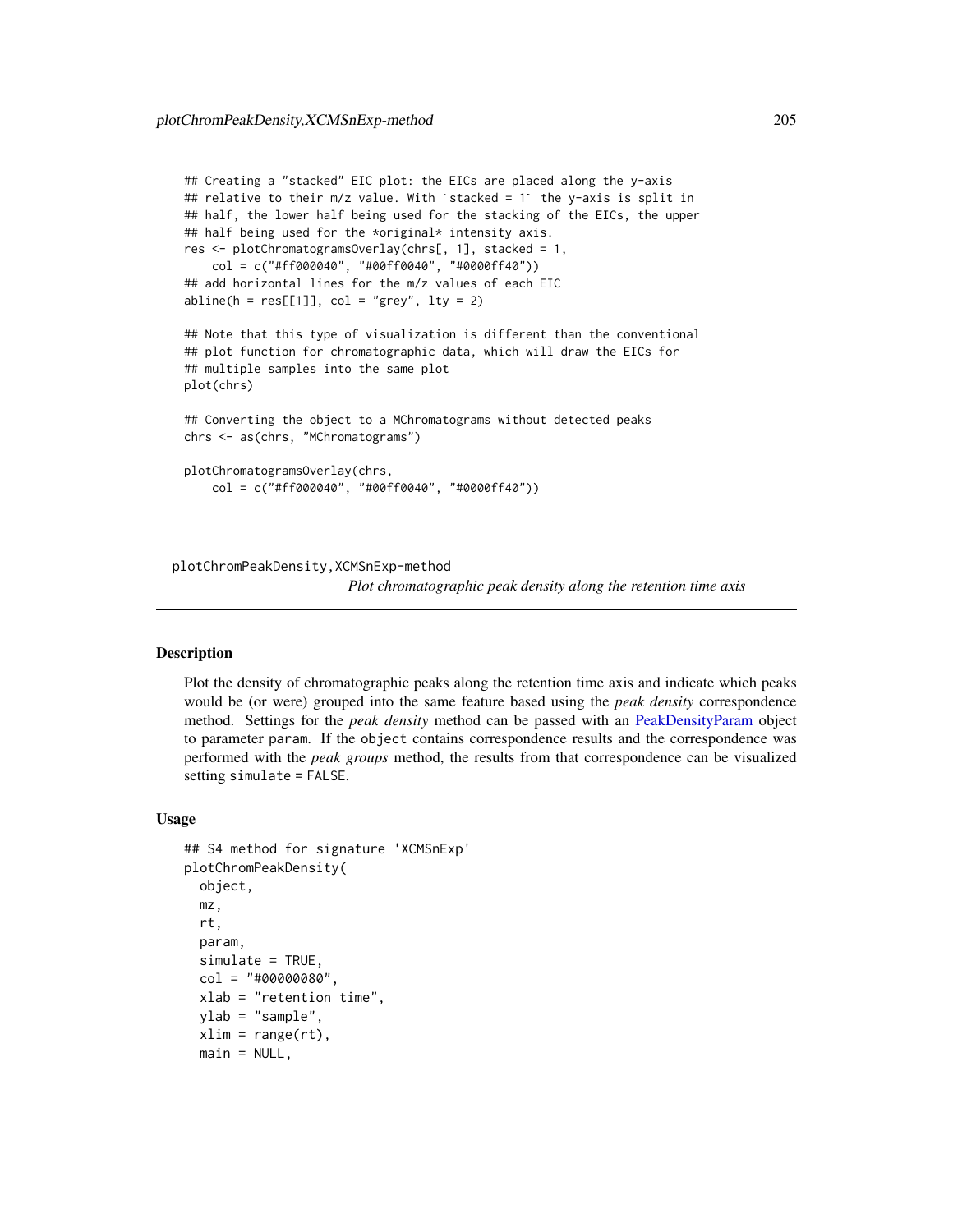```
## Creating a "stacked" EIC plot: the EICs are placed along the y-axis
## relative to their m/z value. With `stacked = 1` the y-axis is split in
## half, the lower half being used for the stacking of the EICs, the upper
## half being used for the *original* intensity axis.
res <- plotChromatogramsOverlay(chrs[, 1], stacked = 1,
    col = c("#ff000040", "#00ff0040", "#0000ff40"))
## add horizontal lines for the m/z values of each EIC
abline(h = res[[1]], col = "grey", lty = 2)

## Note that this type of visualization is different than the conventional
## plot function for chromatographic data, which will draw the EICs for
## multiple samples into the same plot
plot(chrs)

## Converting the object to a MChromatograms without detected peaks
chrs <- as(chrs, "MChromatograms")

plotChromatogramsOverlay(chrs,
    col = c("#ff000040", "#00ff0040", "#0000ff40"))
```

## plotChromPeakDensity,XCMSnExp-method

*Plot chromatographic peak density along the retention time axis*

### Description

Plot the density of chromatographic peaks along the retention time axis and indicate which peaks would be (or were) grouped into the same feature based using the *peak density* correspondence method. Settings for the *peak density* method can be passed with an PeakDensityParam object to parameter param. If the object contains correspondence results and the correspondence was performed with the *peak groups* method, the results from that correspondence can be visualized setting simulate = FALSE.

### Usage

```
## S4 method for signature 'XCMSnExp'
plotChromPeakDensity(
  object,
  mz,
  rt,
  param,
  simulate = TRUE,
  col = "#00000080",
  xlab = "retention time",
  ylab = "sample",
  xlim = range(rt),
  main = NULL,
```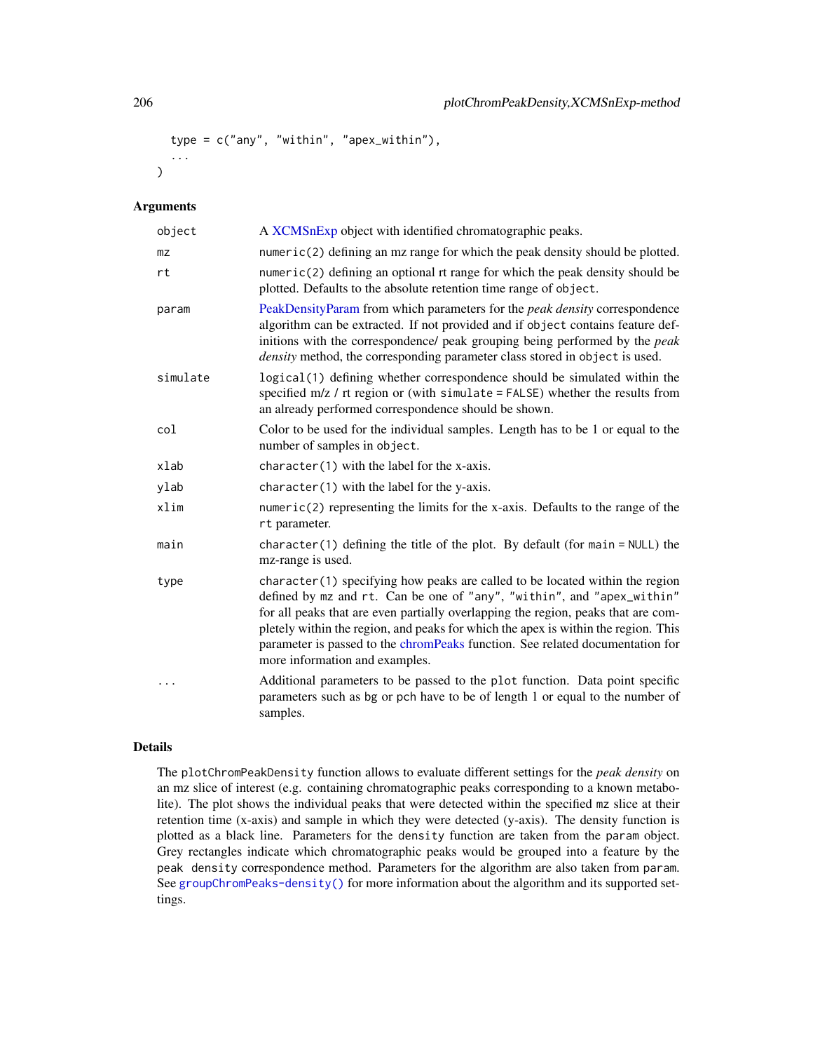```
  type = c("any", "within", "apex_within"),
  ...
)
```

## Arguments

| | |
|---|---|
| object | A XCMSnExp object with identified chromatographic peaks. |
| mz | `numeric(2)` defining an mz range for which the peak density should be plotted. |
| rt | `numeric(2)` defining an optional rt range for which the peak density should be plotted. Defaults to the absolute retention time range of `object`. |
| param | PeakDensityParam from which parameters for the *peak density* correspondence algorithm can be extracted. If not provided and if `object` contains feature definitions with the correspondence/ peak grouping being performed by the *peak density* method, the corresponding parameter class stored in `object` is used. |
| simulate | `logical(1)` defining whether correspondence should be simulated within the specified m/z / rt region or (with `simulate = FALSE`) whether the results from an already performed correspondence should be shown. |
| col | Color to be used for the individual samples. Length has to be 1 or equal to the number of samples in `object`. |
| xlab | `character(1)` with the label for the x-axis. |
| ylab | `character(1)` with the label for the y-axis. |
| xlim | `numeric(2)` representing the limits for the x-axis. Defaults to the range of the `rt` parameter. |
| main | `character(1)` defining the title of the plot. By default (for `main = NULL`) the mz-range is used. |
| type | `character(1)` specifying how peaks are called to be located within the region defined by `mz` and `rt`. Can be one of `"any"`, `"within"`, and `"apex_within"` for all peaks that are even partially overlapping the region, peaks that are completely within the region, and peaks for which the apex is within the region. This parameter is passed to the chromPeaks function. See related documentation for more information and examples. |
| ... | Additional parameters to be passed to the `plot` function. Data point specific parameters such as `bg` or `pch` have to be of length 1 or equal to the number of samples. |

## Details

The `plotChromPeakDensity` function allows to evaluate different settings for the *peak density* on an mz slice of interest (e.g. containing chromatographic peaks corresponding to a known metabolite). The plot shows the individual peaks that were detected within the specified `mz` slice at their retention time (x-axis) and sample in which they were detected (y-axis). The density function is plotted as a black line. Parameters for the `density` function are taken from the `param` object. Grey rectangles indicate which chromatographic peaks would be grouped into a feature by the `peak density` correspondence method. Parameters for the algorithm are also taken from `param`. See `groupChromPeaks-density()` for more information about the algorithm and its supported settings.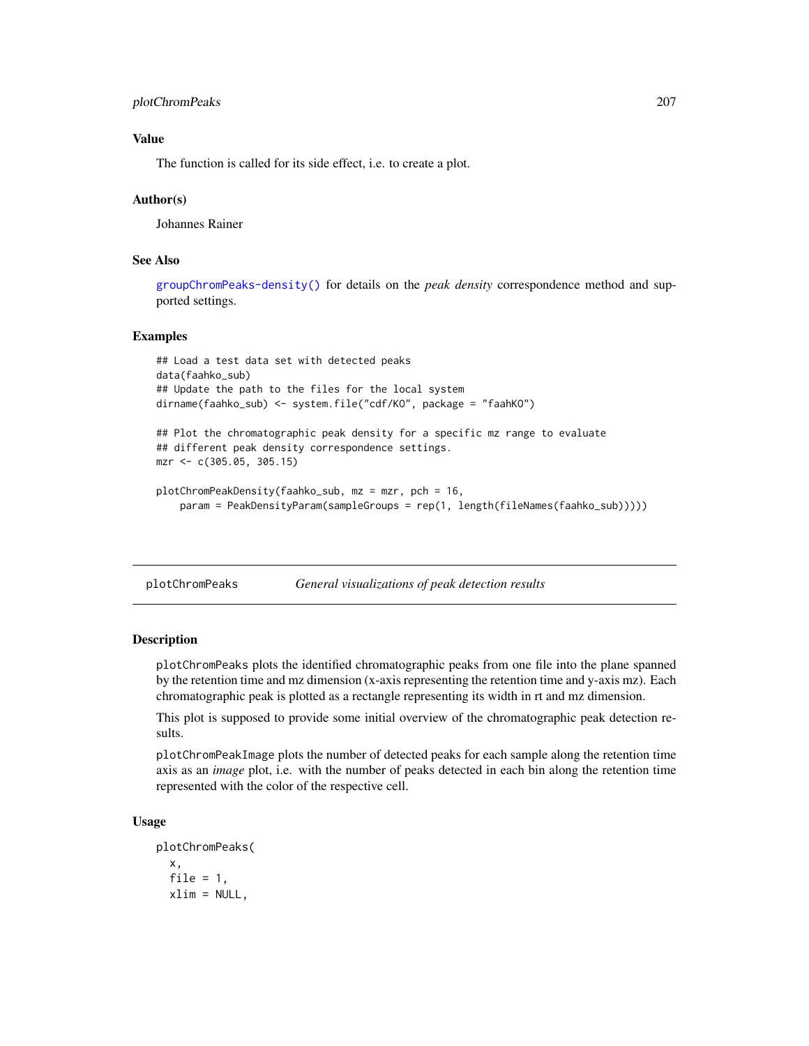## Value

The function is called for its side effect, i.e. to create a plot.

## Author(s)

Johannes Rainer

## See Also

groupChromPeaks-density() for details on the *peak density* correspondence method and supported settings.

## Examples

```
## Load a test data set with detected peaks
data(faahko_sub)
## Update the path to the files for the local system
dirname(faahko_sub) <- system.file("cdf/KO", package = "faahKO")

## Plot the chromatographic peak density for a specific mz range to evaluate
## different peak density correspondence settings.
mzr <- c(305.05, 305.15)

plotChromPeakDensity(faahko_sub, mz = mzr, pch = 16,
    param = PeakDensityParam(sampleGroups = rep(1, length(fileNames(faahko_sub)))))
```

---

# plotChromPeaks — *General visualizations of peak detection results*

## Description

plotChromPeaks plots the identified chromatographic peaks from one file into the plane spanned by the retention time and mz dimension (x-axis representing the retention time and y-axis mz). Each chromatographic peak is plotted as a rectangle representing its width in rt and mz dimension.

This plot is supposed to provide some initial overview of the chromatographic peak detection results.

plotChromPeakImage plots the number of detected peaks for each sample along the retention time axis as an *image* plot, i.e. with the number of peaks detected in each bin along the retention time represented with the color of the respective cell.

## Usage

```
plotChromPeaks(
  x,
  file = 1,
  xlim = NULL,
```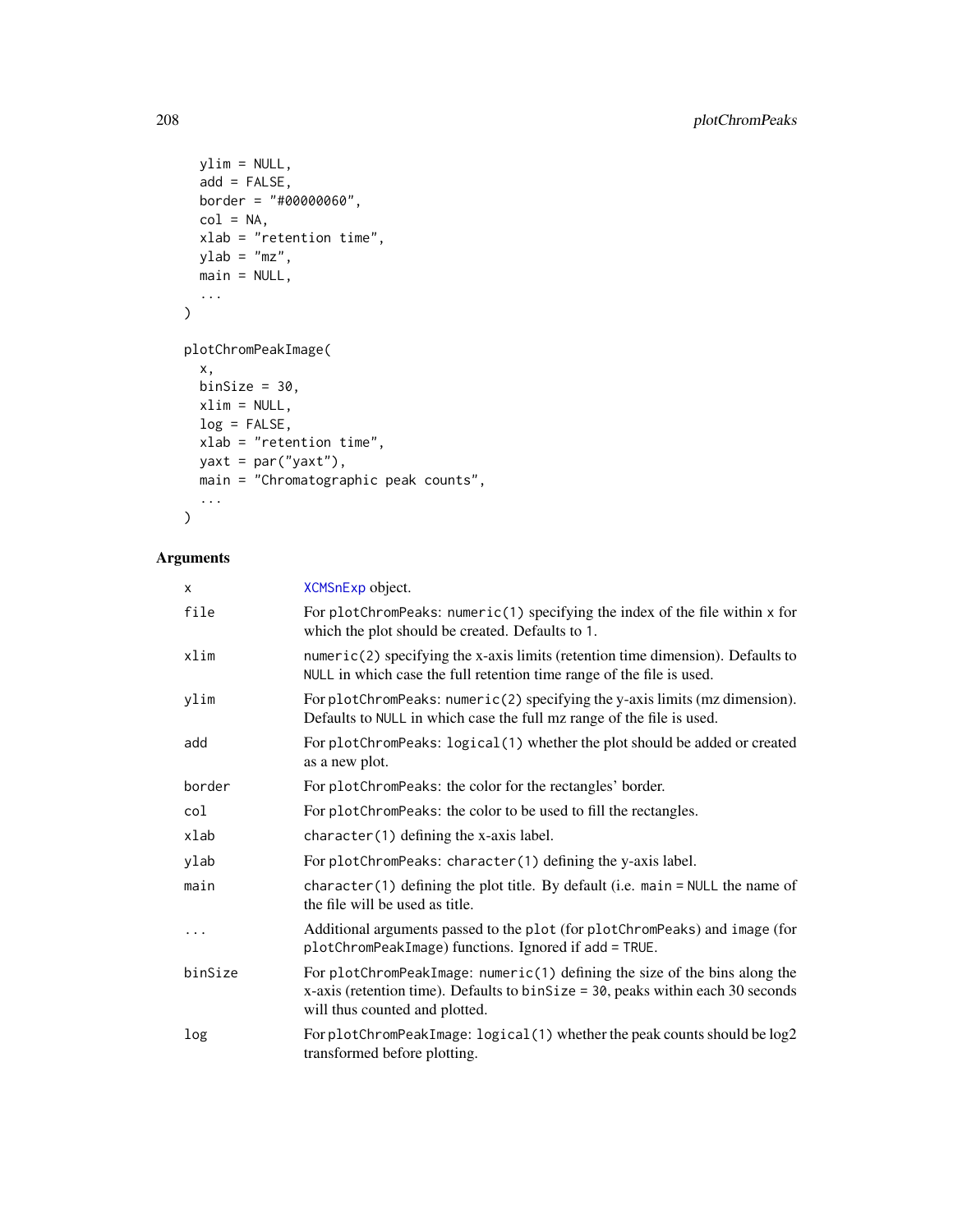```
  ylim = NULL,
  add = FALSE,
  border = "#00000060",
  col = NA,
  xlab = "retention time",
  ylab = "mz",
  main = NULL,
  ...
)

plotChromPeakImage(
  x,
  binSize = 30,
  xlim = NULL,
  log = FALSE,
  xlab = "retention time",
  yaxt = par("yaxt"),
  main = "Chromatographic peak counts",
  ...
)
```

## Arguments

| | |
|---|---|
| x | XCMSnExp object. |
| file | For plotChromPeaks: numeric(1) specifying the index of the file within x for which the plot should be created. Defaults to 1. |
| xlim | numeric(2) specifying the x-axis limits (retention time dimension). Defaults to NULL in which case the full retention time range of the file is used. |
| ylim | For plotChromPeaks: numeric(2) specifying the y-axis limits (mz dimension). Defaults to NULL in which case the full mz range of the file is used. |
| add | For plotChromPeaks: logical(1) whether the plot should be added or created as a new plot. |
| border | For plotChromPeaks: the color for the rectangles' border. |
| col | For plotChromPeaks: the color to be used to fill the rectangles. |
| xlab | character(1) defining the x-axis label. |
| ylab | For plotChromPeaks: character(1) defining the y-axis label. |
| main | character(1) defining the plot title. By default (i.e. main = NULL the name of the file will be used as title. |
| ... | Additional arguments passed to the plot (for plotChromPeaks) and image (for plotChromPeakImage) functions. Ignored if add = TRUE. |
| binSize | For plotChromPeakImage: numeric(1) defining the size of the bins along the x-axis (retention time). Defaults to binSize = 30, peaks within each 30 seconds will thus counted and plotted. |
| log | For plotChromPeakImage: logical(1) whether the peak counts should be log2 transformed before plotting. |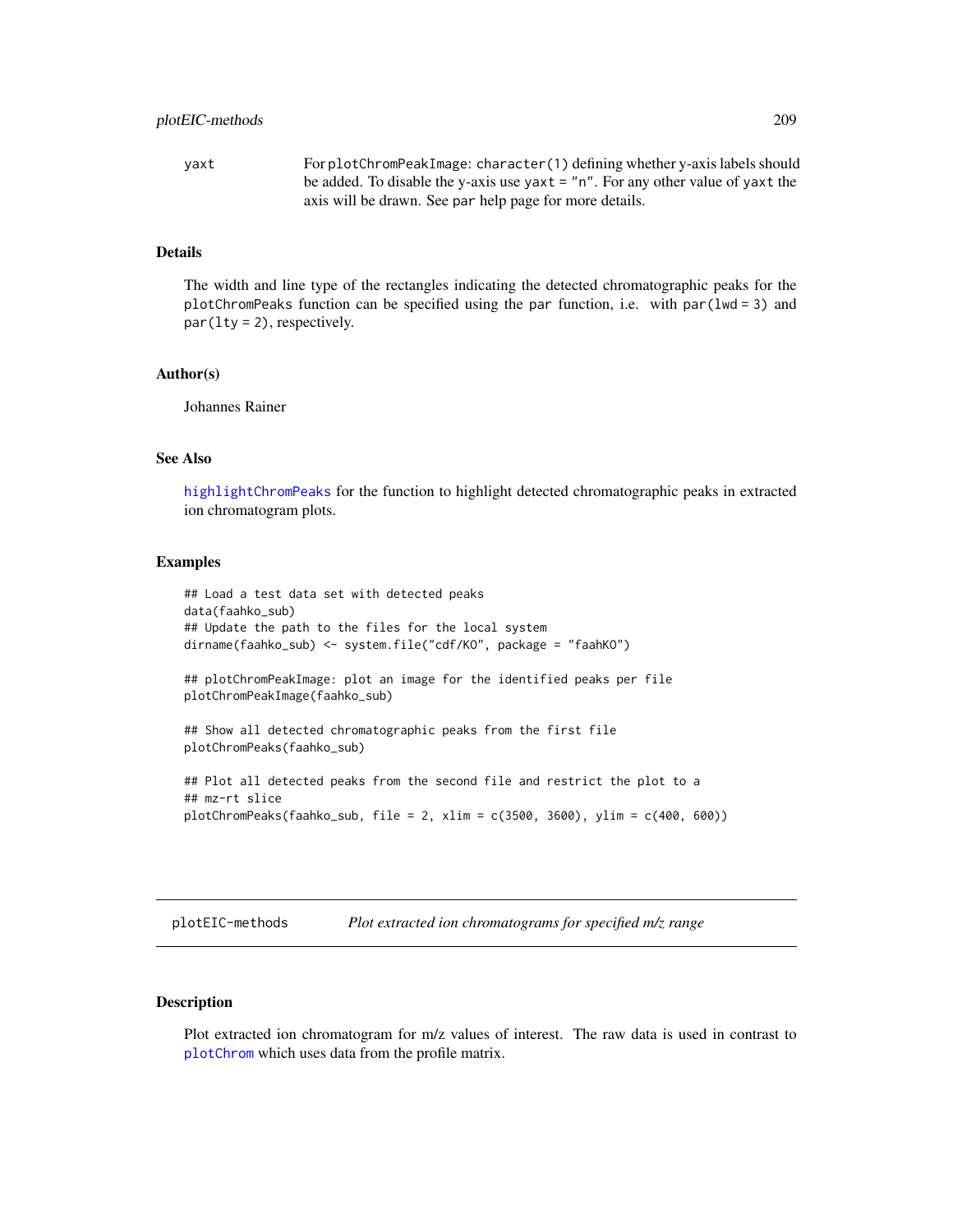yaxt For plotChromPeakImage: character(1) defining whether y-axis labels should be added. To disable the y-axis use yaxt = "n". For any other value of yaxt the axis will be drawn. See par help page for more details.

## Details

The width and line type of the rectangles indicating the detected chromatographic peaks for the plotChromPeaks function can be specified using the par function, i.e. with par(lwd = 3) and par(lty = 2), respectively.

## Author(s)

Johannes Rainer

## See Also

highlightChromPeaks for the function to highlight detected chromatographic peaks in extracted ion chromatogram plots.

## Examples

```
## Load a test data set with detected peaks
data(faahko_sub)
## Update the path to the files for the local system
dirname(faahko_sub) <- system.file("cdf/KO", package = "faahKO")

## plotChromPeakImage: plot an image for the identified peaks per file
plotChromPeakImage(faahko_sub)

## Show all detected chromatographic peaks from the first file
plotChromPeaks(faahko_sub)

## Plot all detected peaks from the second file and restrict the plot to a
## mz-rt slice
plotChromPeaks(faahko_sub, file = 2, xlim = c(3500, 3600), ylim = c(400, 600))
```

---

# plotEIC-methods *Plot extracted ion chromatograms for specified m/z range*

## Description

Plot extracted ion chromatogram for m/z values of interest. The raw data is used in contrast to plotChrom which uses data from the profile matrix.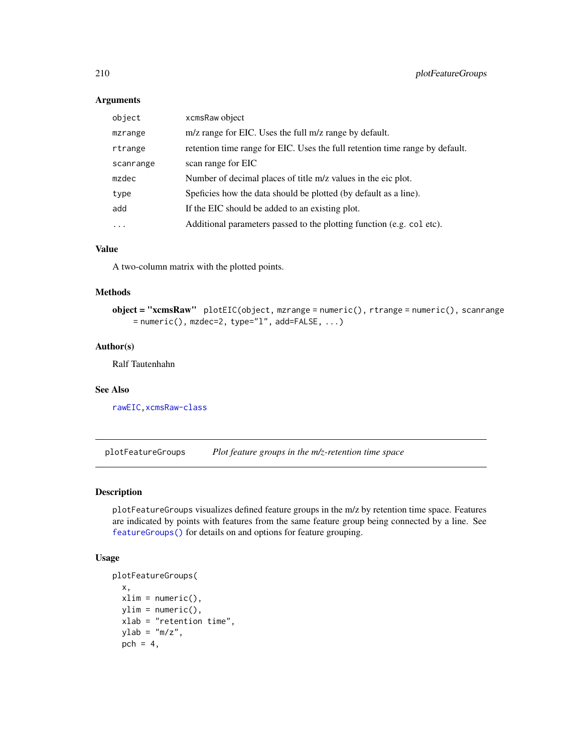## Arguments

| | |
|---|---|
| object | xcmsRaw object |
| mzrange | m/z range for EIC. Uses the full m/z range by default. |
| rtrange | retention time range for EIC. Uses the full retention time range by default. |
| scanrange | scan range for EIC |
| mzdec | Number of decimal places of title m/z values in the eic plot. |
| type | Speficies how the data should be plotted (by default as a line). |
| add | If the EIC should be added to an existing plot. |
| ... | Additional parameters passed to the plotting function (e.g. col etc). |

## Value

A two-column matrix with the plotted points.

## Methods

**object = "xcmsRaw"** `plotEIC(object, mzrange = numeric(), rtrange = numeric(), scanrange = numeric(), mzdec=2, type="l", add=FALSE, ...)`

## Author(s)

Ralf Tautenhahn

## See Also

rawEIC, xcmsRaw-class

---

# plotFeatureGroups — *Plot feature groups in the m/z-retention time space*

## Description

plotFeatureGroups visualizes defined feature groups in the m/z by retention time space. Features are indicated by points with features from the same feature group being connected by a line. See featureGroups() for details on and options for feature grouping.

## Usage

```
plotFeatureGroups(
  x,
  xlim = numeric(),
  ylim = numeric(),
  xlab = "retention time",
  ylab = "m/z",
  pch = 4,
```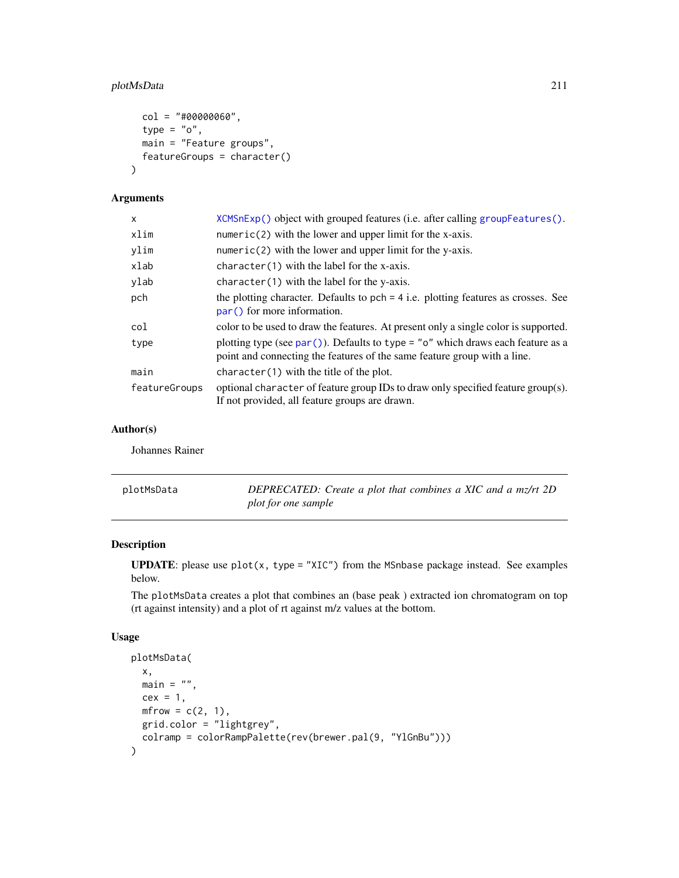```
  col = "#00000060",
  type = "o",
  main = "Feature groups",
  featureGroups = character()
)
```

### Arguments

| | |
|---|---|
| x | XCMSnExp() object with grouped features (i.e. after calling groupFeatures(). |
| xlim | numeric(2) with the lower and upper limit for the x-axis. |
| ylim | numeric(2) with the lower and upper limit for the y-axis. |
| xlab | character(1) with the label for the x-axis. |
| ylab | character(1) with the label for the y-axis. |
| pch | the plotting character. Defaults to pch = 4 i.e. plotting features as crosses. See par() for more information. |
| col | color to be used to draw the features. At present only a single color is supported. |
| type | plotting type (see par()). Defaults to type = "o" which draws each feature as a point and connecting the features of the same feature group with a line. |
| main | character(1) with the title of the plot. |
| featureGroups | optional character of feature group IDs to draw only specified feature group(s). If not provided, all feature groups are drawn. |

### Author(s)

Johannes Rainer

---

## plotMsData — *DEPRECATED: Create a plot that combines a XIC and a mz/rt 2D plot for one sample*

### Description

**UPDATE**: please use plot(x, type = "XIC") from the MSnbase package instead. See examples below.

The plotMsData creates a plot that combines an (base peak ) extracted ion chromatogram on top (rt against intensity) and a plot of rt against m/z values at the bottom.

### Usage

```
plotMsData(
  x,
  main = "",
  cex = 1,
  mfrow = c(2, 1),
  grid.color = "lightgrey",
  colramp = colorRampPalette(rev(brewer.pal(9, "YlGnBu")))
)
```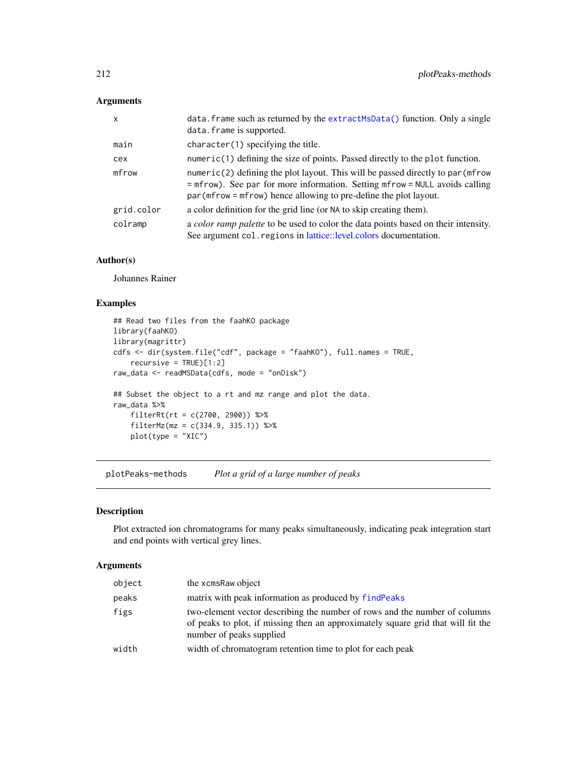### Arguments

| | |
|---|---|
| x | data.frame such as returned by the extractMsData() function. Only a single data.frame is supported. |
| main | character(1) specifying the title. |
| cex | numeric(1) defining the size of points. Passed directly to the plot function. |
| mfrow | numeric(2) defining the plot layout. This will be passed directly to par(mfrow = mfrow). See par for more information. Setting mfrow = NULL avoids calling par(mfrow = mfrow) hence allowing to pre-define the plot layout. |
| grid.color | a color definition for the grid line (or NA to skip creating them). |
| colramp | a *color ramp palette* to be used to color the data points based on their intensity. See argument col.regions in lattice::level.colors documentation. |

### Author(s)

Johannes Rainer

### Examples

```
## Read two files from the faahKO package
library(faahKO)
library(magrittr)
cdfs <- dir(system.file("cdf", package = "faahKO"), full.names = TRUE,
    recursive = TRUE)[1:2]
raw_data <- readMSData(cdfs, mode = "onDisk")

## Subset the object to a rt and mz range and plot the data.
raw_data %>%
    filterRt(rt = c(2700, 2900)) %>%
    filterMz(mz = c(334.9, 335.1)) %>%
    plot(type = "XIC")
```

---

## plotPeaks-methods    *Plot a grid of a large number of peaks*

### Description

Plot extracted ion chromatograms for many peaks simultaneously, indicating peak integration start and end points with vertical grey lines.

### Arguments

| | |
|---|---|
| object | the xcmsRaw object |
| peaks | matrix with peak information as produced by findPeaks |
| figs | two-element vector describing the number of rows and the number of columns of peaks to plot, if missing then an approximately square grid that will fit the number of peaks supplied |
| width | width of chromatogram retention time to plot for each peak |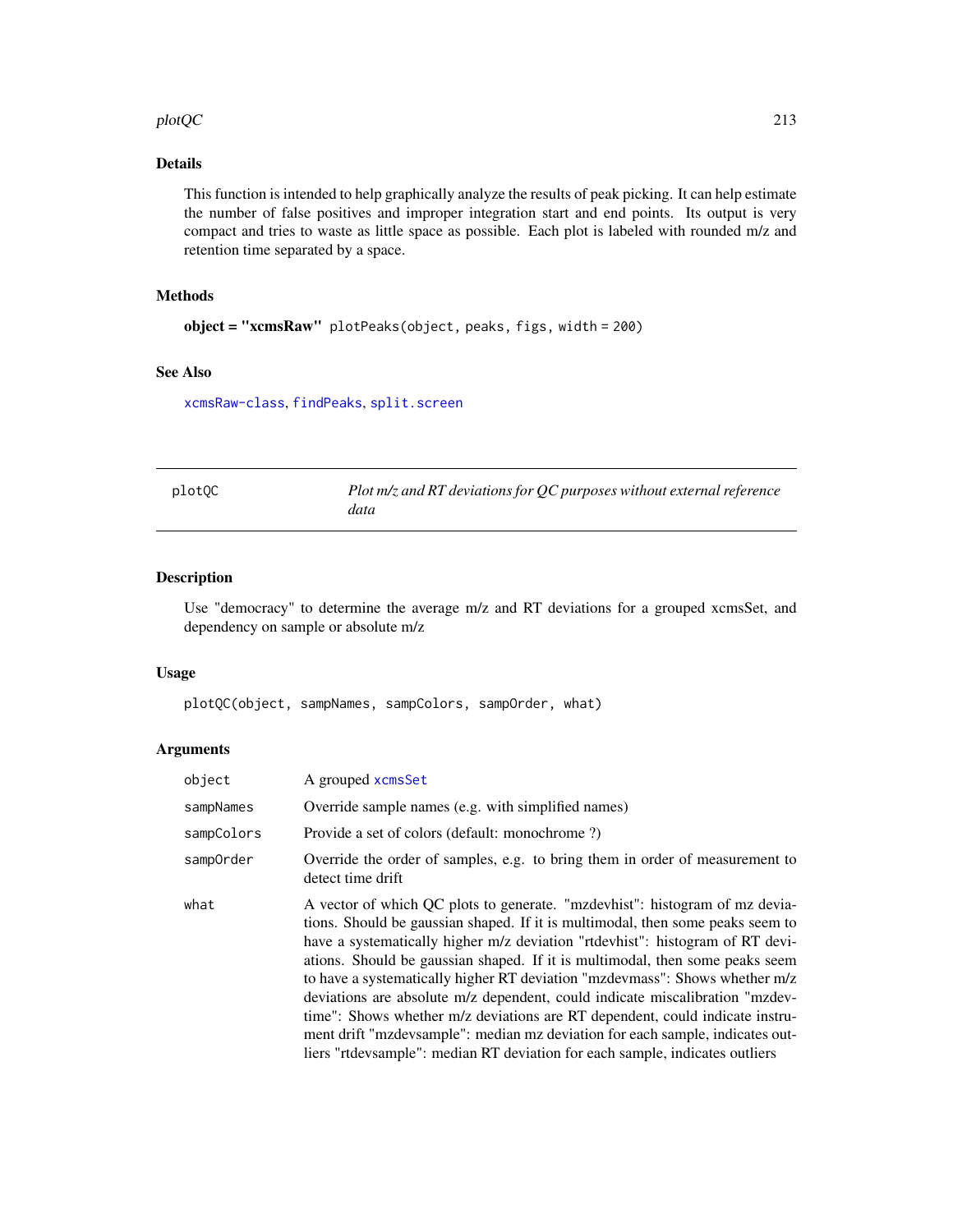## Details

This function is intended to help graphically analyze the results of peak picking. It can help estimate the number of false positives and improper integration start and end points. Its output is very compact and tries to waste as little space as possible. Each plot is labeled with rounded m/z and retention time separated by a space.

## Methods

**object = "xcmsRaw"** `plotPeaks(object, peaks, figs, width = 200)`

## See Also

xcmsRaw-class, findPeaks, split.screen

---

# plotQC — *Plot m/z and RT deviations for QC purposes without external reference data*

## Description

Use "democracy" to determine the average m/z and RT deviations for a grouped xcmsSet, and dependency on sample or absolute m/z

## Usage

```
plotQC(object, sampNames, sampColors, sampOrder, what)
```

## Arguments

| | |
|---|---|
| `object` | A grouped xcmsSet |
| `sampNames` | Override sample names (e.g. with simplified names) |
| `sampColors` | Provide a set of colors (default: monochrome ?) |
| `sampOrder` | Override the order of samples, e.g. to bring them in order of measurement to detect time drift |
| `what` | A vector of which QC plots to generate. "mzdevhist": histogram of mz deviations. Should be gaussian shaped. If it is multimodal, then some peaks seem to have a systematically higher m/z deviation "rtdevhist": histogram of RT deviations. Should be gaussian shaped. If it is multimodal, then some peaks seem to have a systematically higher RT deviation "mzdevmass": Shows whether m/z deviations are absolute m/z dependent, could indicate miscalibration "mzdevtime": Shows whether m/z deviations are RT dependent, could indicate instrument drift "mzdevsample": median mz deviation for each sample, indicates outliers "rtdevsample": median RT deviation for each sample, indicates outliers |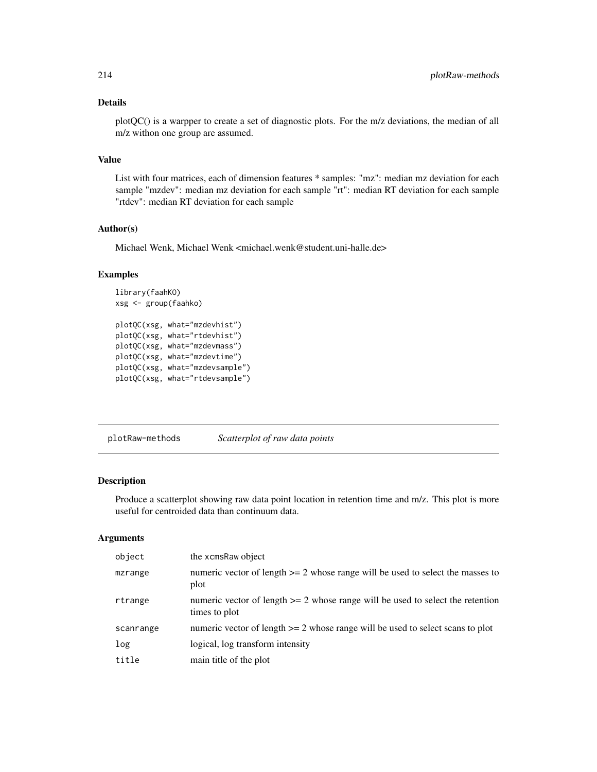## Details

plotQC() is a warpper to create a set of diagnostic plots. For the m/z deviations, the median of all m/z withon one group are assumed.

## Value

List with four matrices, each of dimension features * samples: "mz": median mz deviation for each sample "mzdev": median mz deviation for each sample "rt": median RT deviation for each sample "rtdev": median RT deviation for each sample

## Author(s)

Michael Wenk, Michael Wenk <michael.wenk@student.uni-halle.de>

## Examples

```
library(faahKO)
xsg <- group(faahko)

plotQC(xsg, what="mzdevhist")
plotQC(xsg, what="rtdevhist")
plotQC(xsg, what="mzdevmass")
plotQC(xsg, what="mzdevtime")
plotQC(xsg, what="mzdevsample")
plotQC(xsg, what="rtdevsample")
```

---

# plotRaw-methods *Scatterplot of raw data points*

## Description

Produce a scatterplot showing raw data point location in retention time and m/z. This plot is more useful for centroided data than continuum data.

## Arguments

| | |
|---|---|
| `object` | the xcmsRaw object |
| `mzrange` | numeric vector of length >= 2 whose range will be used to select the masses to plot |
| `rtrange` | numeric vector of length >= 2 whose range will be used to select the retention times to plot |
| `scanrange` | numeric vector of length >= 2 whose range will be used to select scans to plot |
| `log` | logical, log transform intensity |
| `title` | main title of the plot |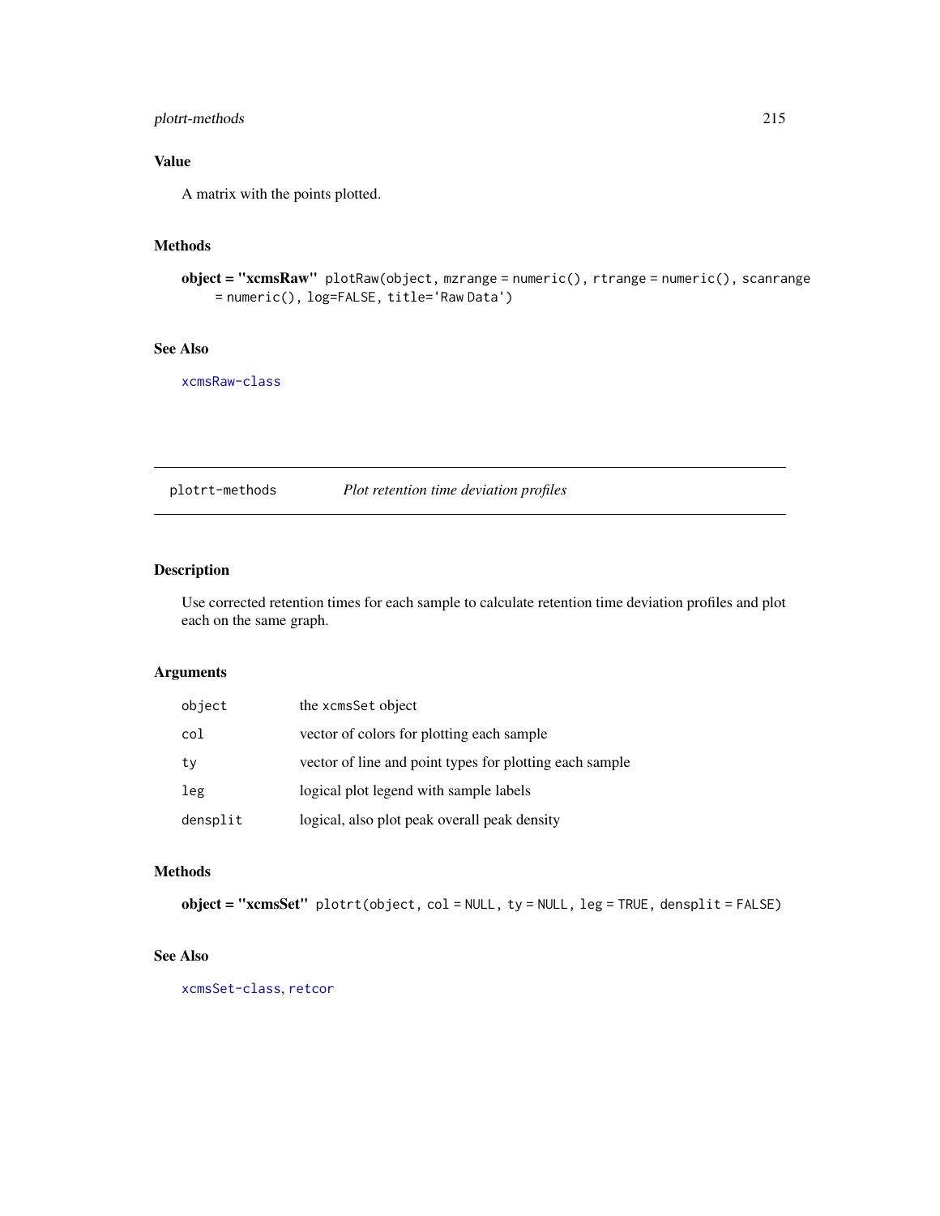### Value

A matrix with the points plotted.

### Methods

**object = "xcmsRaw"** `plotRaw(object, mzrange = numeric(), rtrange = numeric(), scanrange = numeric(), log=FALSE, title='Raw Data')`

### See Also

xcmsRaw-class

---

## plotrt-methods *Plot retention time deviation profiles*

---

### Description

Use corrected retention times for each sample to calculate retention time deviation profiles and plot each on the same graph.

### Arguments

| | |
|---|---|
| `object` | the `xcmsSet` object |
| `col` | vector of colors for plotting each sample |
| `ty` | vector of line and point types for plotting each sample |
| `leg` | logical plot legend with sample labels |
| `densplit` | logical, also plot peak overall peak density |

### Methods

**object = "xcmsSet"** `plotrt(object, col = NULL, ty = NULL, leg = TRUE, densplit = FALSE)`

### See Also

xcmsSet-class, retcor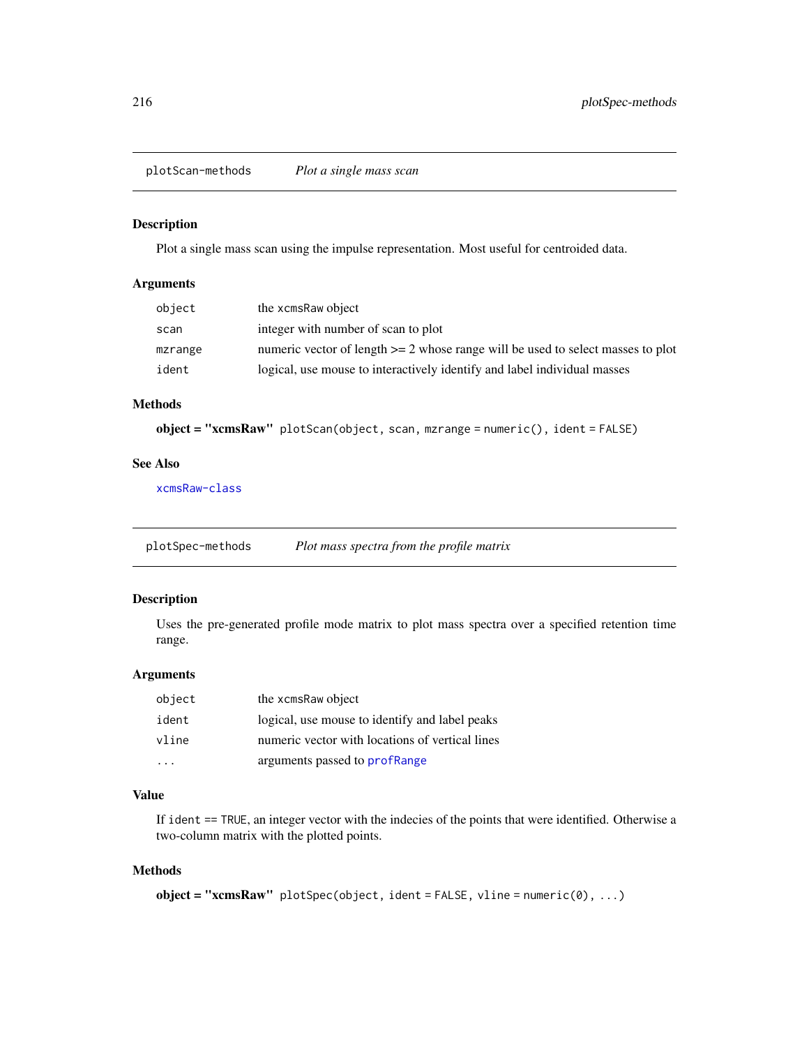## plotScan-methods — *Plot a single mass scan*

### Description

Plot a single mass scan using the impulse representation. Most useful for centroided data.

### Arguments

| | |
|---|---|
| object | the xcmsRaw object |
| scan | integer with number of scan to plot |
| mzrange | numeric vector of length >= 2 whose range will be used to select masses to plot |
| ident | logical, use mouse to interactively identify and label individual masses |

### Methods

**object = "xcmsRaw"** `plotScan(object, scan, mzrange = numeric(), ident = FALSE)`

### See Also

xcmsRaw-class

## plotSpec-methods — *Plot mass spectra from the profile matrix*

### Description

Uses the pre-generated profile mode matrix to plot mass spectra over a specified retention time range.

### Arguments

| | |
|---|---|
| object | the xcmsRaw object |
| ident | logical, use mouse to identify and label peaks |
| vline | numeric vector with locations of vertical lines |
| ... | arguments passed to profRange |

### Value

If `ident == TRUE`, an integer vector with the indecies of the points that were identified. Otherwise a two-column matrix with the plotted points.

### Methods

**object = "xcmsRaw"** `plotSpec(object, ident = FALSE, vline = numeric(0), ...)`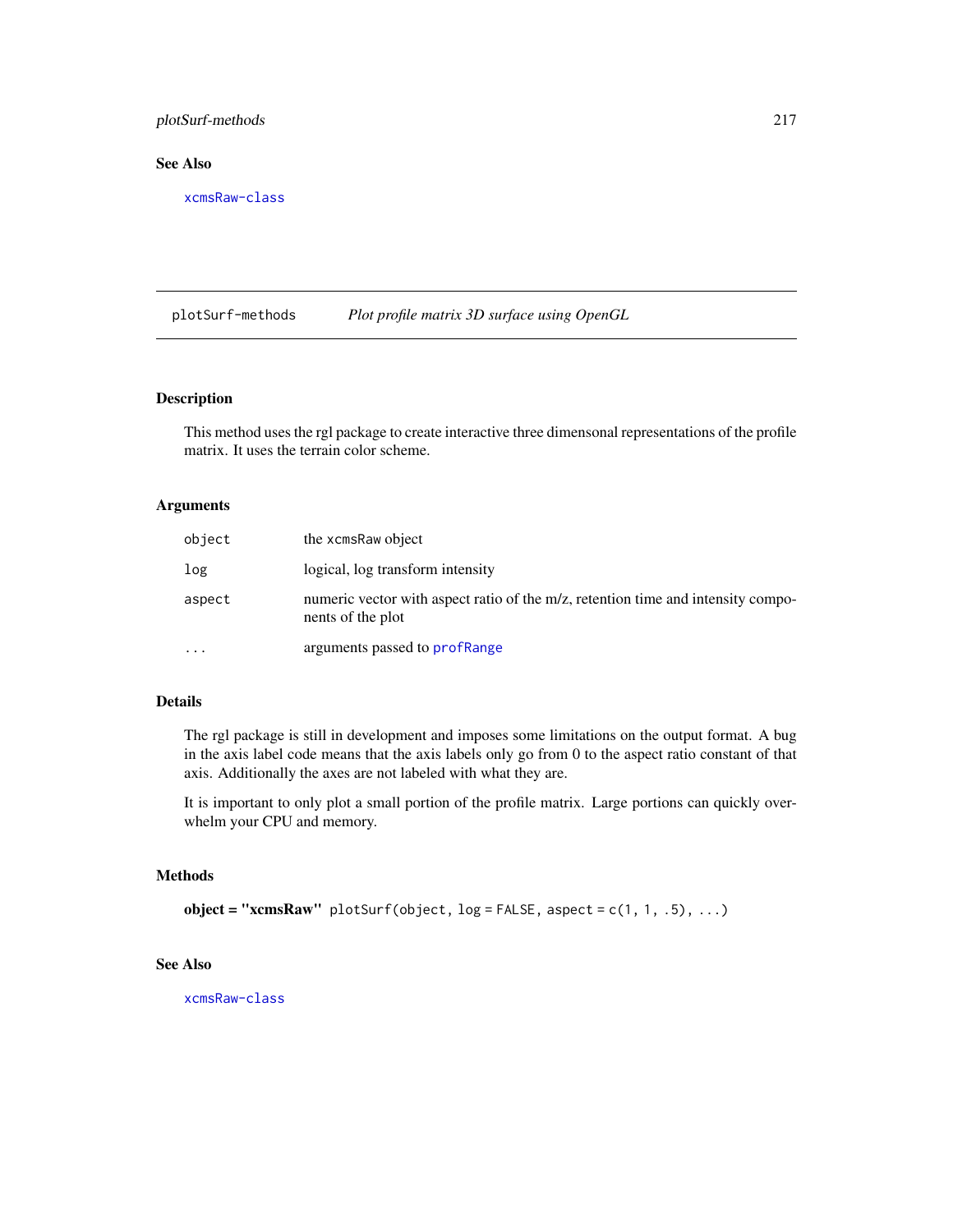## See Also

xcmsRaw-class

---

plotSurf-methods *Plot profile matrix 3D surface using OpenGL*

---

## Description

This method uses the rgl package to create interactive three dimensonal representations of the profile matrix. It uses the terrain color scheme.

## Arguments

| | |
|---|---|
| object | the xcmsRaw object |
| log | logical, log transform intensity |
| aspect | numeric vector with aspect ratio of the m/z, retention time and intensity components of the plot |
| ... | arguments passed to profRange |

## Details

The rgl package is still in development and imposes some limitations on the output format. A bug in the axis label code means that the axis labels only go from 0 to the aspect ratio constant of that axis. Additionally the axes are not labeled with what they are.

It is important to only plot a small portion of the profile matrix. Large portions can quickly overwhelm your CPU and memory.

## Methods

**object = "xcmsRaw"** `plotSurf(object, log = FALSE, aspect = c(1, 1, .5), ...)`

## See Also

xcmsRaw-class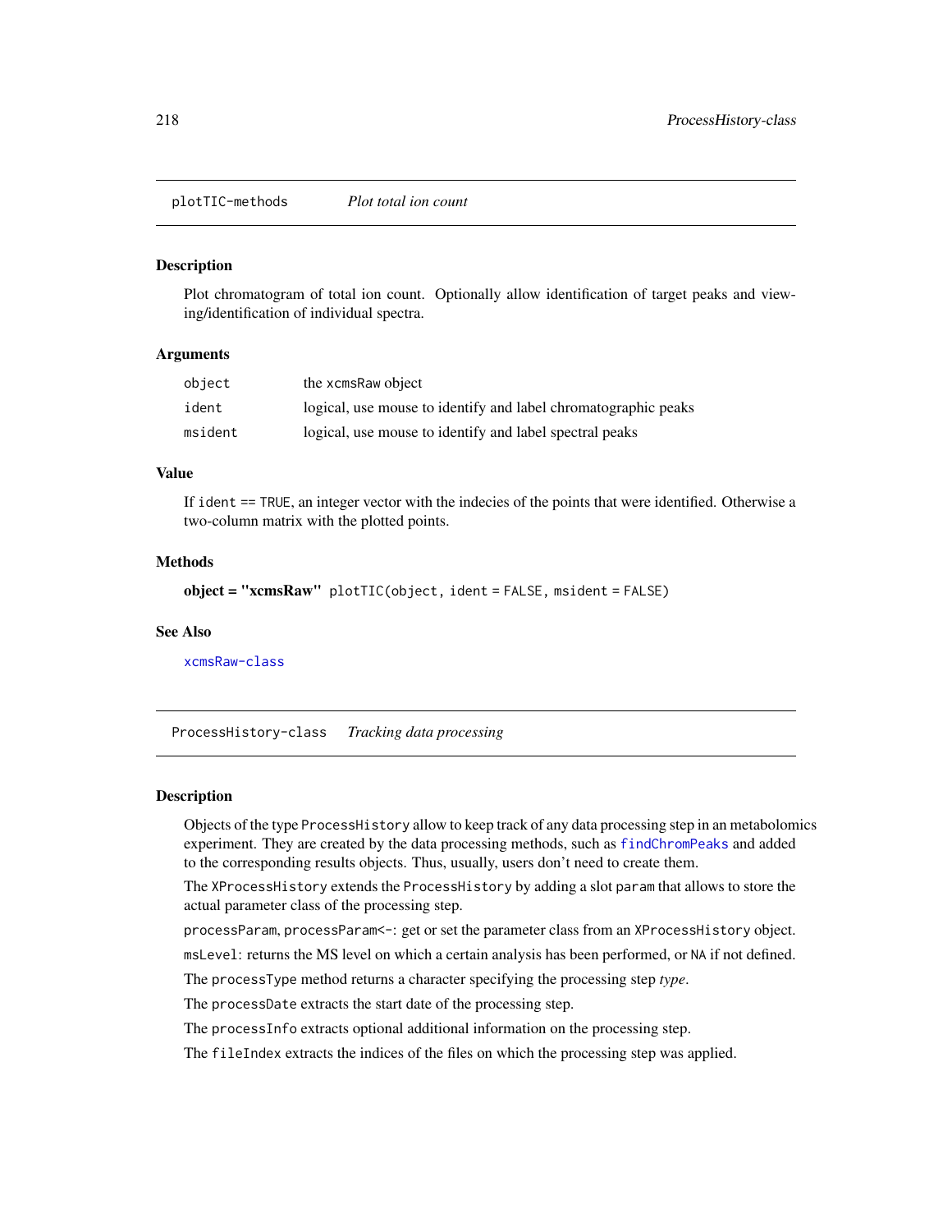## plotTIC-methods *Plot total ion count*

### Description

Plot chromatogram of total ion count. Optionally allow identification of target peaks and viewing/identification of individual spectra.

### Arguments

| | |
|---|---|
| `object` | the `xcmsRaw` object |
| `ident` | logical, use mouse to identify and label chromatographic peaks |
| `msident` | logical, use mouse to identify and label spectral peaks |

### Value

If `ident == TRUE`, an integer vector with the indecies of the points that were identified. Otherwise a two-column matrix with the plotted points.

### Methods

**object = "xcmsRaw"** `plotTIC(object, ident = FALSE, msident = FALSE)`

### See Also

`xcmsRaw-class`

## ProcessHistory-class *Tracking data processing*

### Description

Objects of the type `ProcessHistory` allow to keep track of any data processing step in an metabolomics experiment. They are created by the data processing methods, such as `findChromPeaks` and added to the corresponding results objects. Thus, usually, users don't need to create them.

The `XProcessHistory` extends the `ProcessHistory` by adding a slot `param` that allows to store the actual parameter class of the processing step.

`processParam`, `processParam<-`: get or set the parameter class from an `XProcessHistory` object.

`msLevel`: returns the MS level on which a certain analysis has been performed, or `NA` if not defined.

The `processType` method returns a character specifying the processing step *type*.

The `processDate` extracts the start date of the processing step.

The `processInfo` extracts optional additional information on the processing step.

The `fileIndex` extracts the indices of the files on which the processing step was applied.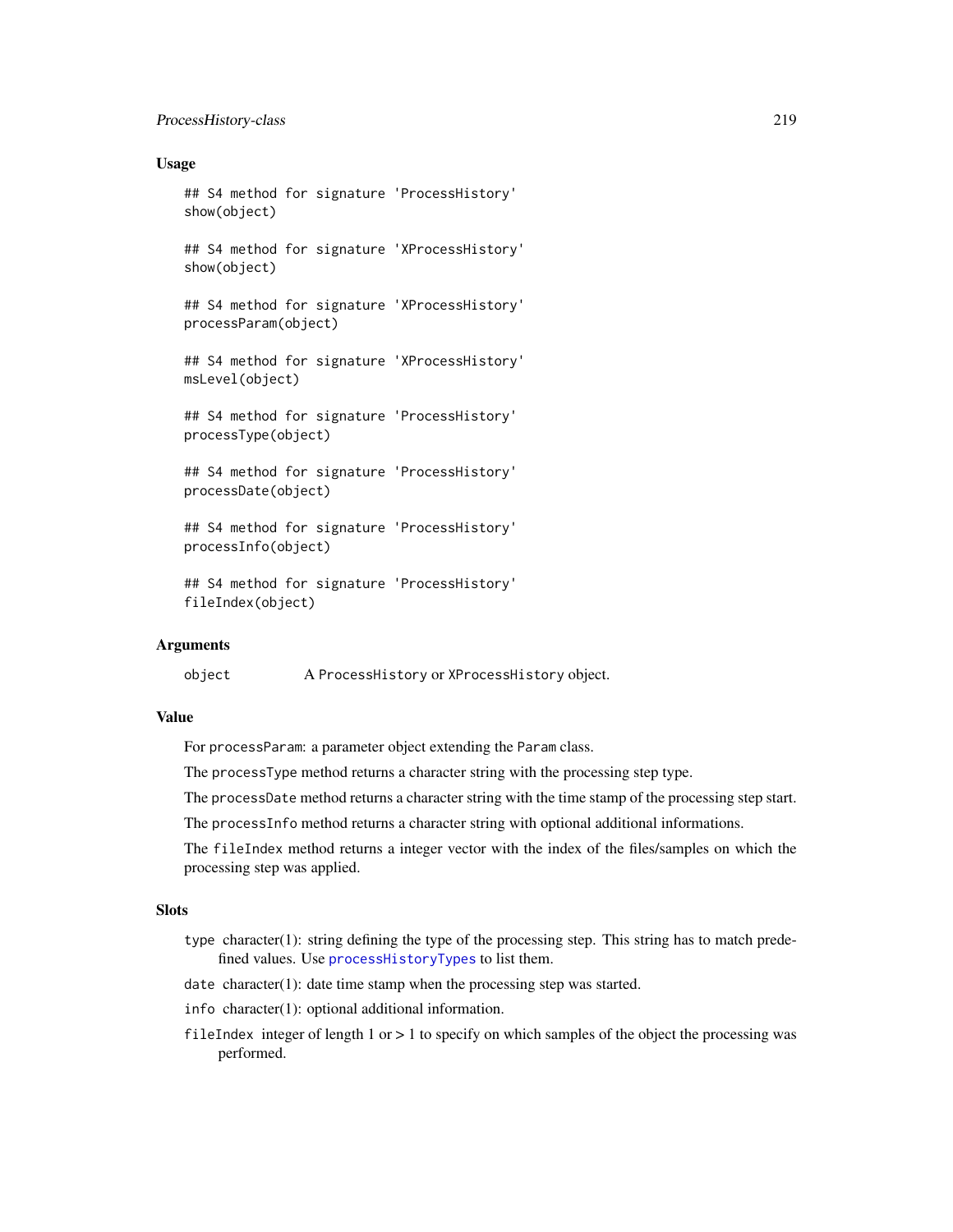## Usage

```
## S4 method for signature 'ProcessHistory'
show(object)

## S4 method for signature 'XProcessHistory'
show(object)

## S4 method for signature 'XProcessHistory'
processParam(object)

## S4 method for signature 'XProcessHistory'
msLevel(object)

## S4 method for signature 'ProcessHistory'
processType(object)

## S4 method for signature 'ProcessHistory'
processDate(object)

## S4 method for signature 'ProcessHistory'
processInfo(object)

## S4 method for signature 'ProcessHistory'
fileIndex(object)
```

## Arguments

| | |
|---|---|
| `object` | A `ProcessHistory` or `XProcessHistory` object. |

## Value

For `processParam`: a parameter object extending the `Param` class.

The `processType` method returns a character string with the processing step type.

The `processDate` method returns a character string with the time stamp of the processing step start.

The `processInfo` method returns a character string with optional additional informations.

The `fileIndex` method returns a integer vector with the index of the files/samples on which the processing step was applied.

## Slots

- `type` character(1): string defining the type of the processing step. This string has to match predefined values. Use `processHistoryTypes` to list them.
- `date` character(1): date time stamp when the processing step was started.
- `info` character(1): optional additional information.
- `fileIndex` integer of length 1 or > 1 to specify on which samples of the object the processing was performed.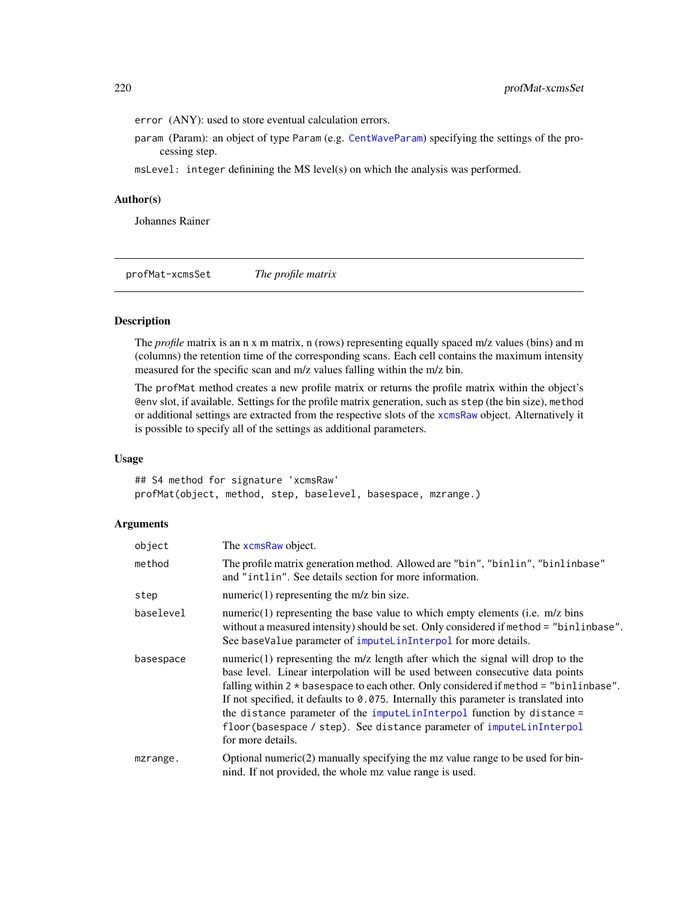error (ANY): used to store eventual calculation errors.

param (Param): an object of type Param (e.g. CentWaveParam) specifying the settings of the processing step.

msLevel: integer defining the MS level(s) on which the analysis was performed.

### Author(s)

Johannes Rainer

---

## profMat-xcmsSet *The profile matrix*

---

### Description

The *profile* matrix is an n x m matrix, n (rows) representing equally spaced m/z values (bins) and m (columns) the retention time of the corresponding scans. Each cell contains the maximum intensity measured for the specific scan and m/z values falling within the m/z bin.

The profMat method creates a new profile matrix or returns the profile matrix within the object's @env slot, if available. Settings for the profile matrix generation, such as step (the bin size), method or additional settings are extracted from the respective slots of the xcmsRaw object. Alternatively it is possible to specify all of the settings as additional parameters.

### Usage

```
## S4 method for signature 'xcmsRaw'
profMat(object, method, step, baselevel, basespace, mzrange.)
```

### Arguments

| | |
|---|---|
| object | The xcmsRaw object. |
| method | The profile matrix generation method. Allowed are "bin", "binlin", "binlinbase" and "intlin". See details section for more information. |
| step | numeric(1) representing the m/z bin size. |
| baselevel | numeric(1) representing the base value to which empty elements (i.e. m/z bins without a measured intensity) should be set. Only considered if method = "binlinbase". See baseValue parameter of imputeLinInterpol for more details. |
| basespace | numeric(1) representing the m/z length after which the signal will drop to the base level. Linear interpolation will be used between consecutive data points falling within 2 * basespace to each other. Only considered if method = "binlinbase". If not specified, it defaults to 0.075. Internally this parameter is translated into the distance parameter of the imputeLinInterpol function by distance = floor(basespace / step). See distance parameter of imputeLinInterpol for more details. |
| mzrange. | Optional numeric(2) manually specifying the mz value range to be used for binnind. If not provided, the whole mz value range is used. |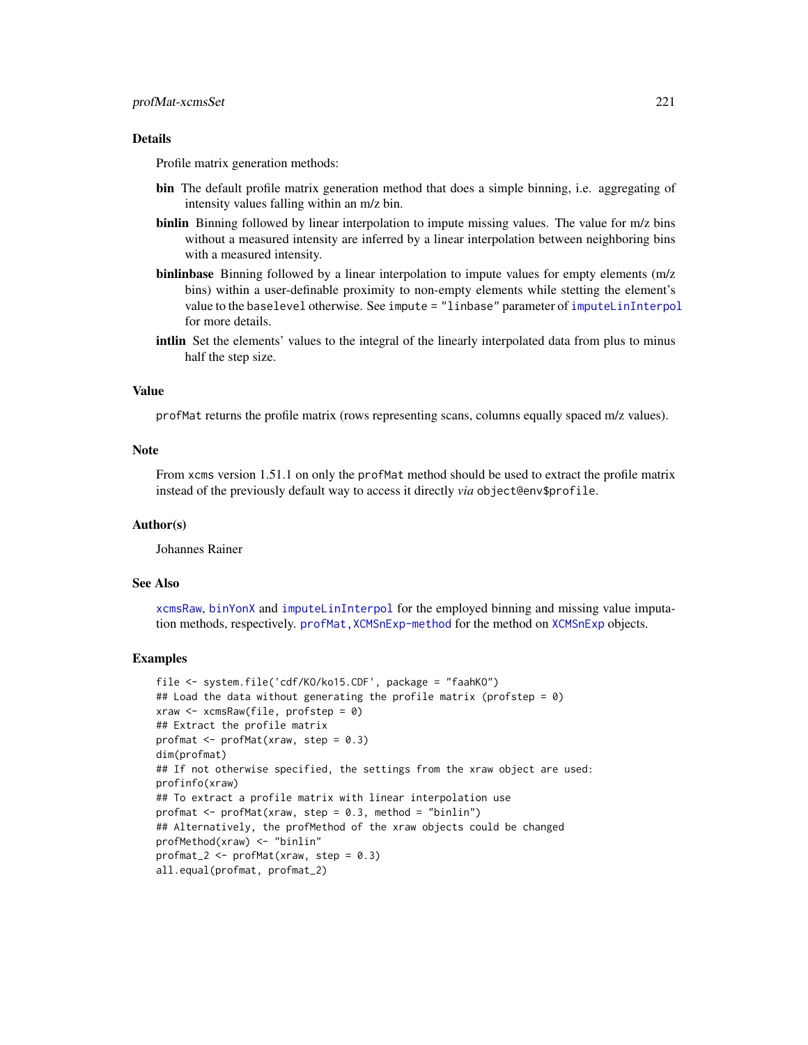### Details

Profile matrix generation methods:

**bin** The default profile matrix generation method that does a simple binning, i.e. aggregating of intensity values falling within an m/z bin.

**binlin** Binning followed by linear interpolation to impute missing values. The value for m/z bins without a measured intensity are inferred by a linear interpolation between neighboring bins with a measured intensity.

**binlinbase** Binning followed by a linear interpolation to impute values for empty elements (m/z bins) within a user-definable proximity to non-empty elements while stetting the element's value to the `baselevel` otherwise. See `impute = "linbase"` parameter of `imputeLinInterpol` for more details.

**intlin** Set the elements' values to the integral of the linearly interpolated data from plus to minus half the step size.

### Value

`profMat` returns the profile matrix (rows representing scans, columns equally spaced m/z values).

### Note

From `xcms` version 1.51.1 on only the `profMat` method should be used to extract the profile matrix instead of the previously default way to access it directly *via* `object@env$profile`.

### Author(s)

Johannes Rainer

### See Also

`xcmsRaw`, `binYonX` and `imputeLinInterpol` for the employed binning and missing value imputation methods, respectively. `profMat,XCMSnExp-method` for the method on `XCMSnExp` objects.

### Examples

```
file <- system.file('cdf/KO/ko15.CDF', package = "faahKO")
## Load the data without generating the profile matrix (profstep = 0)
xraw <- xcmsRaw(file, profstep = 0)
## Extract the profile matrix
profmat <- profMat(xraw, step = 0.3)
dim(profmat)
## If not otherwise specified, the settings from the xraw object are used:
profinfo(xraw)
## To extract a profile matrix with linear interpolation use
profmat <- profMat(xraw, step = 0.3, method = "binlin")
## Alternatively, the profMethod of the xraw objects could be changed
profMethod(xraw) <- "binlin"
profmat_2 <- profMat(xraw, step = 0.3)
all.equal(profmat, profmat_2)
```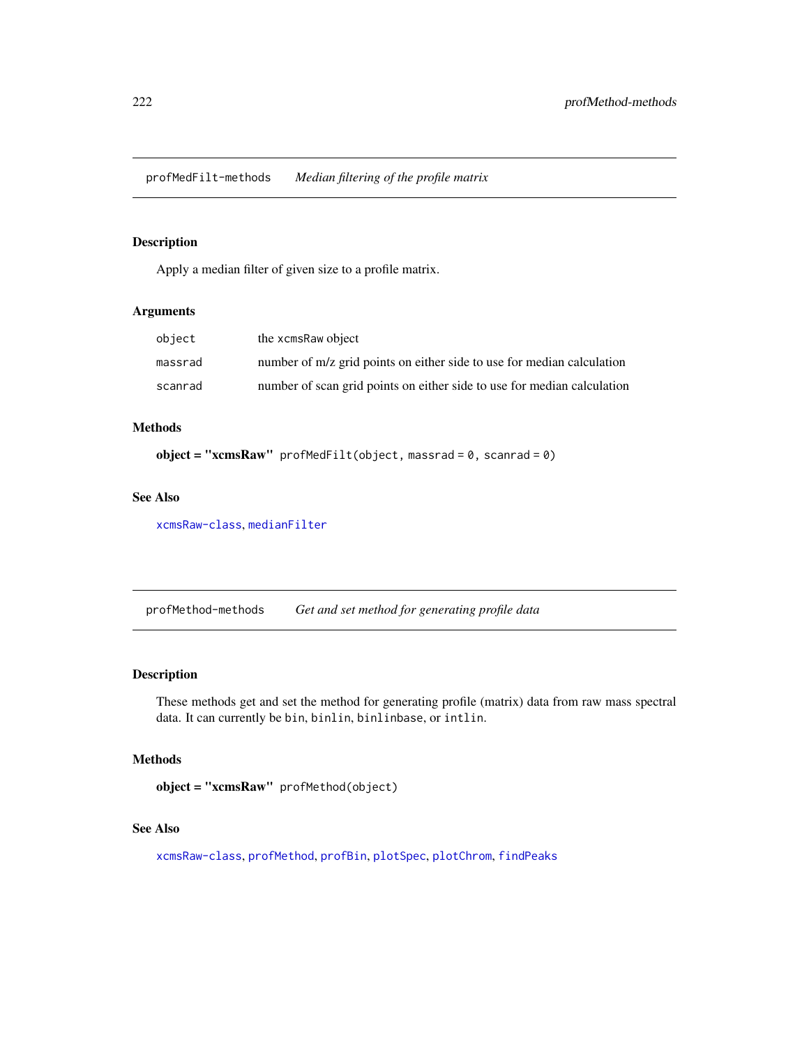## profMedFilt-methods *Median filtering of the profile matrix*

### Description

Apply a median filter of given size to a profile matrix.

### Arguments

| | |
|---|---|
| `object` | the `xcmsRaw` object |
| `massrad` | number of m/z grid points on either side to use for median calculation |
| `scanrad` | number of scan grid points on either side to use for median calculation |

### Methods

**object = "xcmsRaw"** `profMedFilt(object, massrad = 0, scanrad = 0)`

### See Also

`xcmsRaw-class`, `medianFilter`

## profMethod-methods *Get and set method for generating profile data*

### Description

These methods get and set the method for generating profile (matrix) data from raw mass spectral data. It can currently be `bin`, `binlin`, `binlinbase`, or `intlin`.

### Methods

**object = "xcmsRaw"** `profMethod(object)`

### See Also

`xcmsRaw-class`, `profMethod`, `profBin`, `plotSpec`, `plotChrom`, `findPeaks`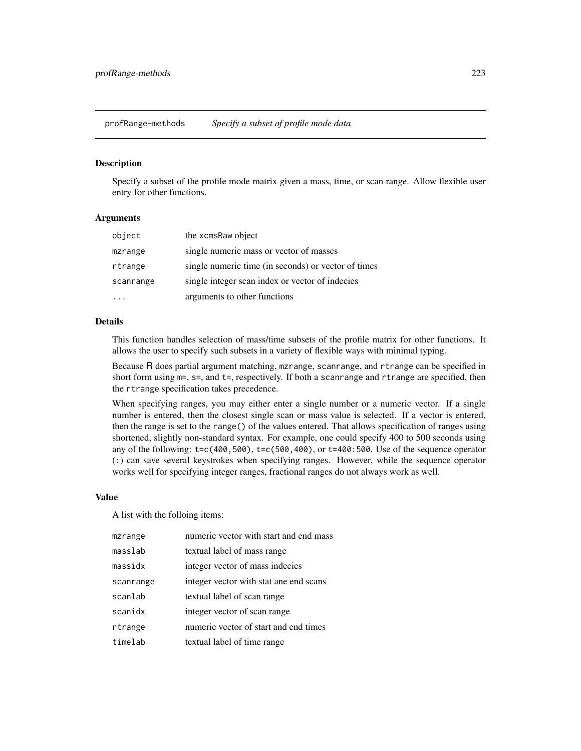## profRange-methods *Specify a subset of profile mode data*

### Description

Specify a subset of the profile mode matrix given a mass, time, or scan range. Allow flexible user entry for other functions.

### Arguments

| | |
|---|---|
| `object` | the `xcmsRaw` object |
| `mzrange` | single numeric mass or vector of masses |
| `rtrange` | single numeric time (in seconds) or vector of times |
| `scanrange` | single integer scan index or vector of indecies |
| `...` | arguments to other functions |

### Details

This function handles selection of mass/time subsets of the profile matrix for other functions. It allows the user to specify such subsets in a variety of flexible ways with minimal typing.

Because R does partial argument matching, `mzrange`, `scanrange`, and `rtrange` can be specified in short form using `m=`, `s=`, and `t=`, respectively. If both a `scanrange` and `rtrange` are specified, then the `rtrange` specification takes precedence.

When specifying ranges, you may either enter a single number or a numeric vector. If a single number is entered, then the closest single scan or mass value is selected. If a vector is entered, then the range is set to the `range()` of the values entered. That allows specification of ranges using shortened, slightly non-standard syntax. For example, one could specify 400 to 500 seconds using any of the following: `t=c(400,500)`, `t=c(500,400)`, or `t=400:500`. Use of the sequence operator (`:`) can save several keystrokes when specifying ranges. However, while the sequence operator works well for specifying integer ranges, fractional ranges do not always work as well.

### Value

A list with the folloing items:

| | |
|---|---|
| `mzrange` | numeric vector with start and end mass |
| `masslab` | textual label of mass range |
| `massidx` | integer vector of mass indecies |
| `scanrange` | integer vector with stat ane end scans |
| `scanlab` | textual label of scan range |
| `scanidx` | integer vector of scan range |
| `rtrange` | numeric vector of start and end times |
| `timelab` | textual label of time range |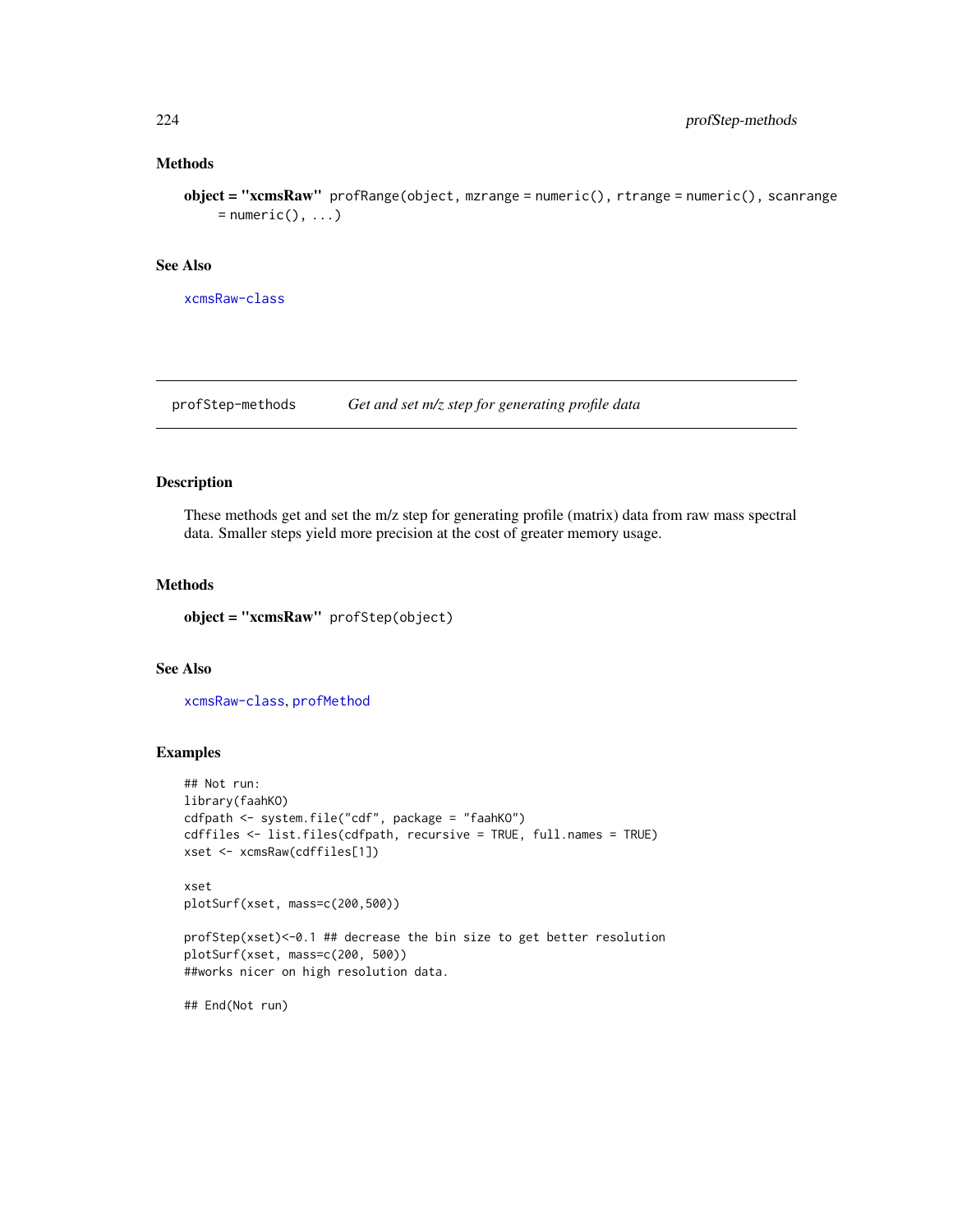## Methods

**object = "xcmsRaw"** `profRange(object, mzrange = numeric(), rtrange = numeric(), scanrange = numeric(), ...)`

## See Also

xcmsRaw-class

---

# profStep-methods — *Get and set m/z step for generating profile data*

---

## Description

These methods get and set the m/z step for generating profile (matrix) data from raw mass spectral data. Smaller steps yield more precision at the cost of greater memory usage.

## Methods

**object = "xcmsRaw"** `profStep(object)`

## See Also

xcmsRaw-class, profMethod

## Examples

```
## Not run:
library(faahKO)
cdfpath <- system.file("cdf", package = "faahKO")
cdffiles <- list.files(cdfpath, recursive = TRUE, full.names = TRUE)
xset <- xcmsRaw(cdffiles[1])

xset
plotSurf(xset, mass=c(200,500))

profStep(xset)<-0.1 ## decrease the bin size to get better resolution
plotSurf(xset, mass=c(200, 500))
##works nicer on high resolution data.

## End(Not run)
```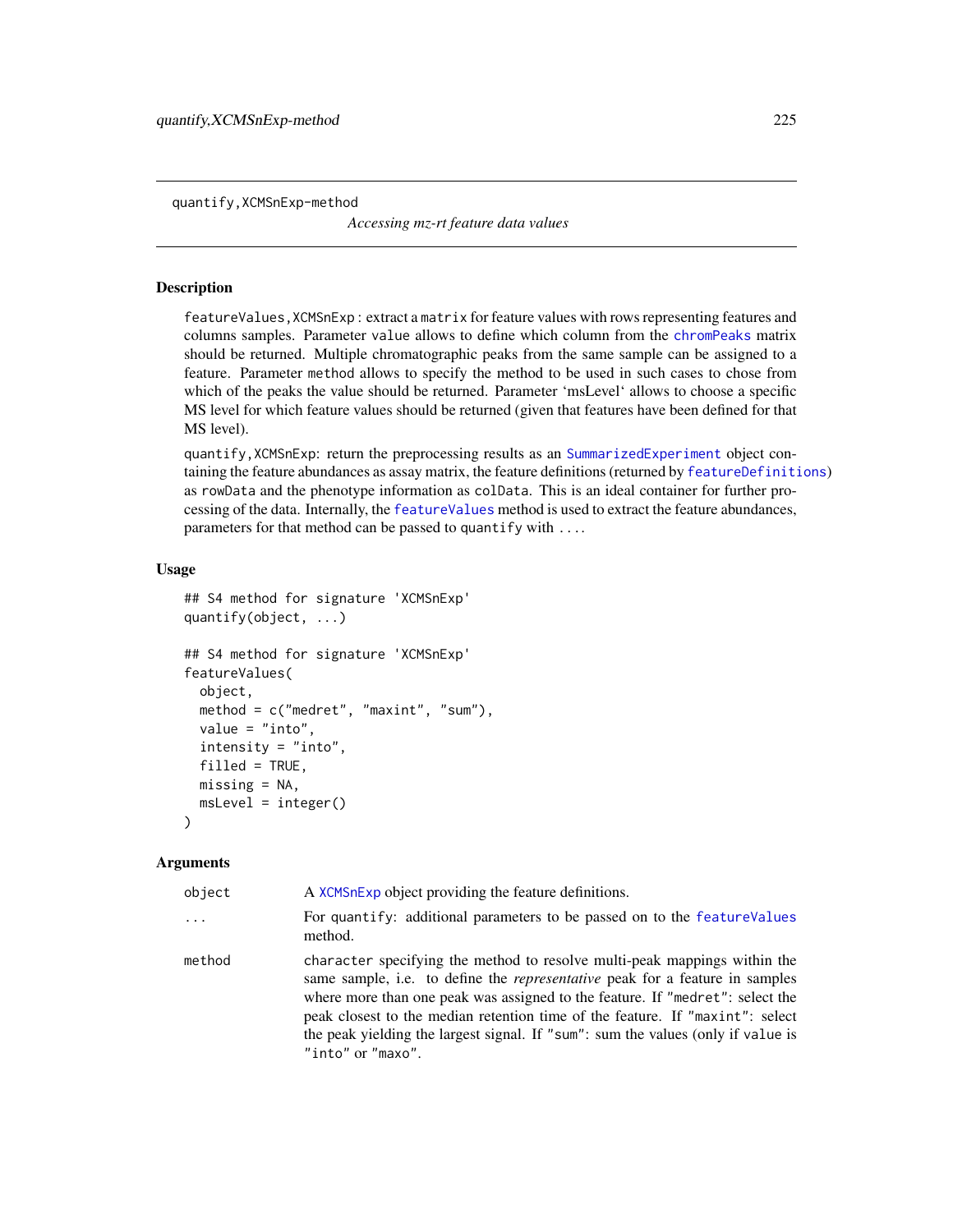quantify,XCMSnExp-method

*Accessing mz-rt feature data values*

## Description

featureValues,XCMSnExp : extract a matrix for feature values with rows representing features and columns samples. Parameter value allows to define which column from the chromPeaks matrix should be returned. Multiple chromatographic peaks from the same sample can be assigned to a feature. Parameter method allows to specify the method to be used in such cases to chose from which of the peaks the value should be returned. Parameter 'msLevel' allows to choose a specific MS level for which feature values should be returned (given that features have been defined for that MS level).

quantify,XCMSnExp: return the preprocessing results as an SummarizedExperiment object containing the feature abundances as assay matrix, the feature definitions (returned by featureDefinitions) as rowData and the phenotype information as colData. This is an ideal container for further processing of the data. Internally, the featureValues method is used to extract the feature abundances, parameters for that method can be passed to quantify with ....

## Usage

```
## S4 method for signature 'XCMSnExp'
quantify(object, ...)

## S4 method for signature 'XCMSnExp'
featureValues(
  object,
  method = c("medret", "maxint", "sum"),
  value = "into",
  intensity = "into",
  filled = TRUE,
  missing = NA,
  msLevel = integer()
)
```

## Arguments

| | |
|---|---|
| object | A XCMSnExp object providing the feature definitions. |
| ... | For quantify: additional parameters to be passed on to the featureValues method. |
| method | character specifying the method to resolve multi-peak mappings within the same sample, i.e. to define the *representative* peak for a feature in samples where more than one peak was assigned to the feature. If "medret": select the peak closest to the median retention time of the feature. If "maxint": select the peak yielding the largest signal. If "sum": sum the values (only if value is "into" or "maxo". |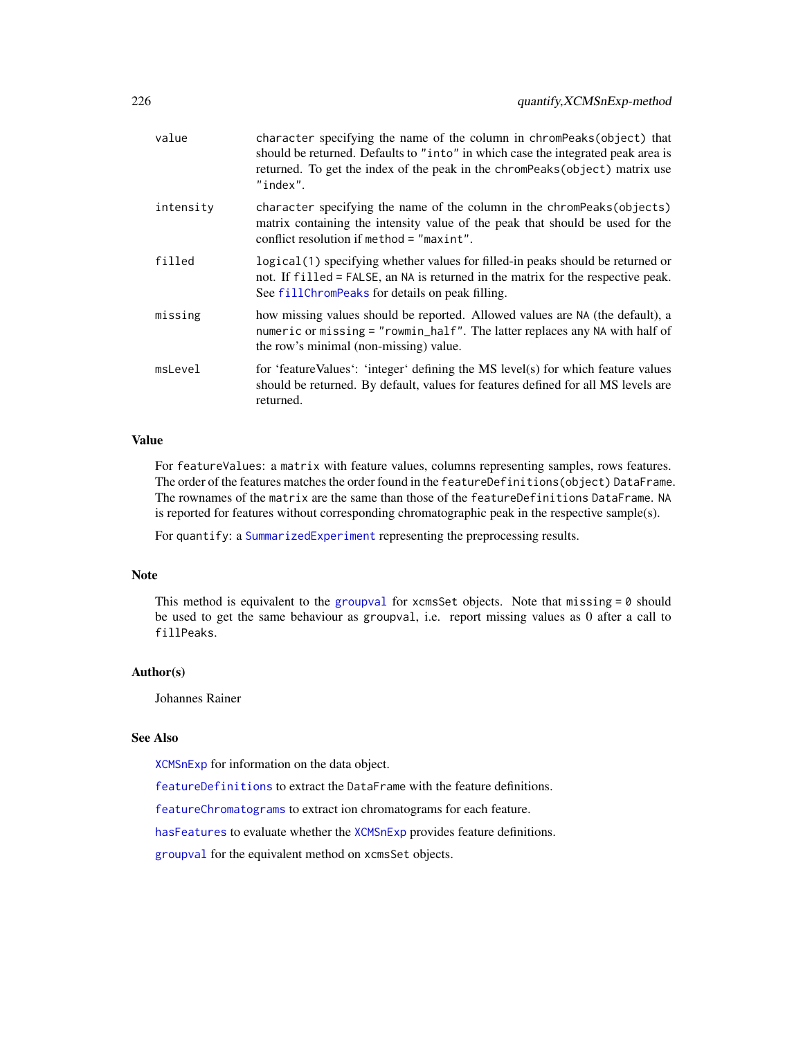| | |
|---|---|
| value | character specifying the name of the column in chromPeaks(object) that should be returned. Defaults to "into" in which case the integrated peak area is returned. To get the index of the peak in the chromPeaks(object) matrix use "index". |
| intensity | character specifying the name of the column in the chromPeaks(objects) matrix containing the intensity value of the peak that should be used for the conflict resolution if method = "maxint". |
| filled | logical(1) specifying whether values for filled-in peaks should be returned or not. If filled = FALSE, an NA is returned in the matrix for the respective peak. See fillChromPeaks for details on peak filling. |
| missing | how missing values should be reported. Allowed values are NA (the default), a numeric or missing = "rowmin_half". The latter replaces any NA with half of the row's minimal (non-missing) value. |
| msLevel | for 'featureValues': 'integer' defining the MS level(s) for which feature values should be returned. By default, values for features defined for all MS levels are returned. |

## Value

For featureValues: a matrix with feature values, columns representing samples, rows features. The order of the features matches the order found in the featureDefinitions(object) DataFrame. The rownames of the matrix are the same than those of the featureDefinitions DataFrame. NA is reported for features without corresponding chromatographic peak in the respective sample(s).

For quantify: a SummarizedExperiment representing the preprocessing results.

## Note

This method is equivalent to the groupval for xcmsSet objects. Note that missing = 0 should be used to get the same behaviour as groupval, i.e. report missing values as 0 after a call to fillPeaks.

## Author(s)

Johannes Rainer

## See Also

XCMSnExp for information on the data object.

featureDefinitions to extract the DataFrame with the feature definitions.

featureChromatograms to extract ion chromatograms for each feature.

hasFeatures to evaluate whether the XCMSnExp provides feature definitions.

groupval for the equivalent method on xcmsSet objects.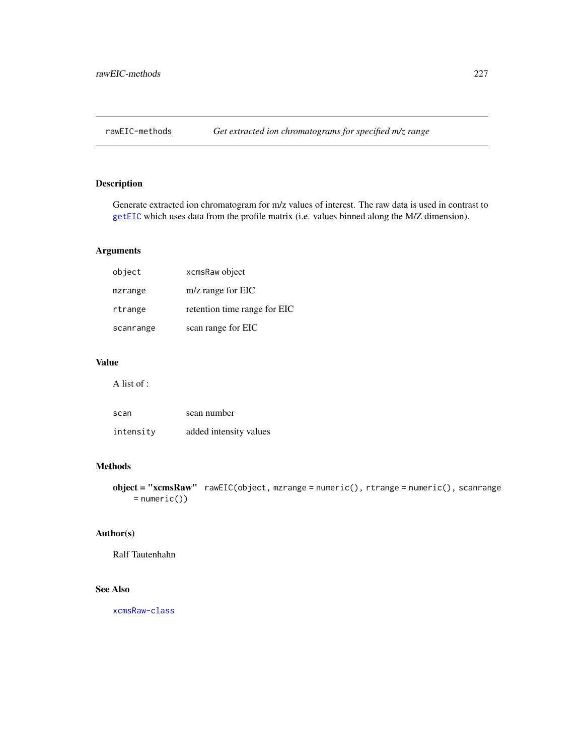## rawEIC-methods *Get extracted ion chromatograms for specified m/z range*

### Description

Generate extracted ion chromatogram for m/z values of interest. The raw data is used in contrast to `getEIC` which uses data from the profile matrix (i.e. values binned along the M/Z dimension).

### Arguments

| | |
|---|---|
| `object` | `xcmsRaw` object |
| `mzrange` | m/z range for EIC |
| `rtrange` | retention time range for EIC |
| `scanrange` | scan range for EIC |

### Value

A list of :

| | |
|---|---|
| `scan` | scan number |
| `intensity` | added intensity values |

### Methods

**object = "xcmsRaw"** `rawEIC(object, mzrange = numeric(), rtrange = numeric(), scanrange = numeric())`

### Author(s)

Ralf Tautenhahn

### See Also

`xcmsRaw-class`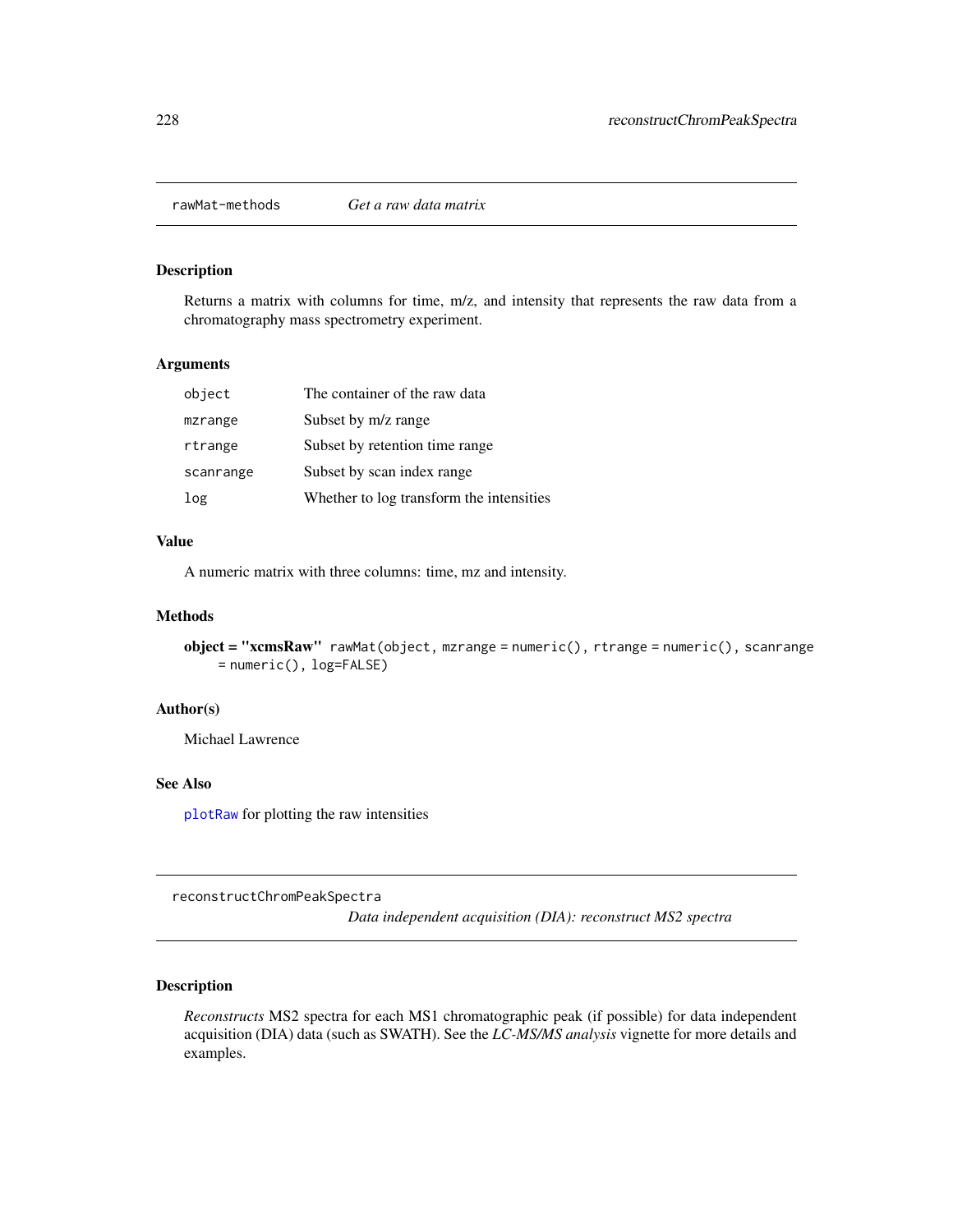## rawMat-methods *Get a raw data matrix*

### Description

Returns a matrix with columns for time, m/z, and intensity that represents the raw data from a chromatography mass spectrometry experiment.

### Arguments

| | |
|---|---|
| `object` | The container of the raw data |
| `mzrange` | Subset by m/z range |
| `rtrange` | Subset by retention time range |
| `scanrange` | Subset by scan index range |
| `log` | Whether to log transform the intensities |

### Value

A numeric matrix with three columns: time, mz and intensity.

### Methods

**object = "xcmsRaw"** `rawMat(object, mzrange = numeric(), rtrange = numeric(), scanrange = numeric(), log=FALSE)`

### Author(s)

Michael Lawrence

### See Also

`plotRaw` for plotting the raw intensities

---

## reconstructChromPeakSpectra *Data independent acquisition (DIA): reconstruct MS2 spectra*

### Description

*Reconstructs* MS2 spectra for each MS1 chromatographic peak (if possible) for data independent acquisition (DIA) data (such as SWATH). See the *LC-MS/MS analysis* vignette for more details and examples.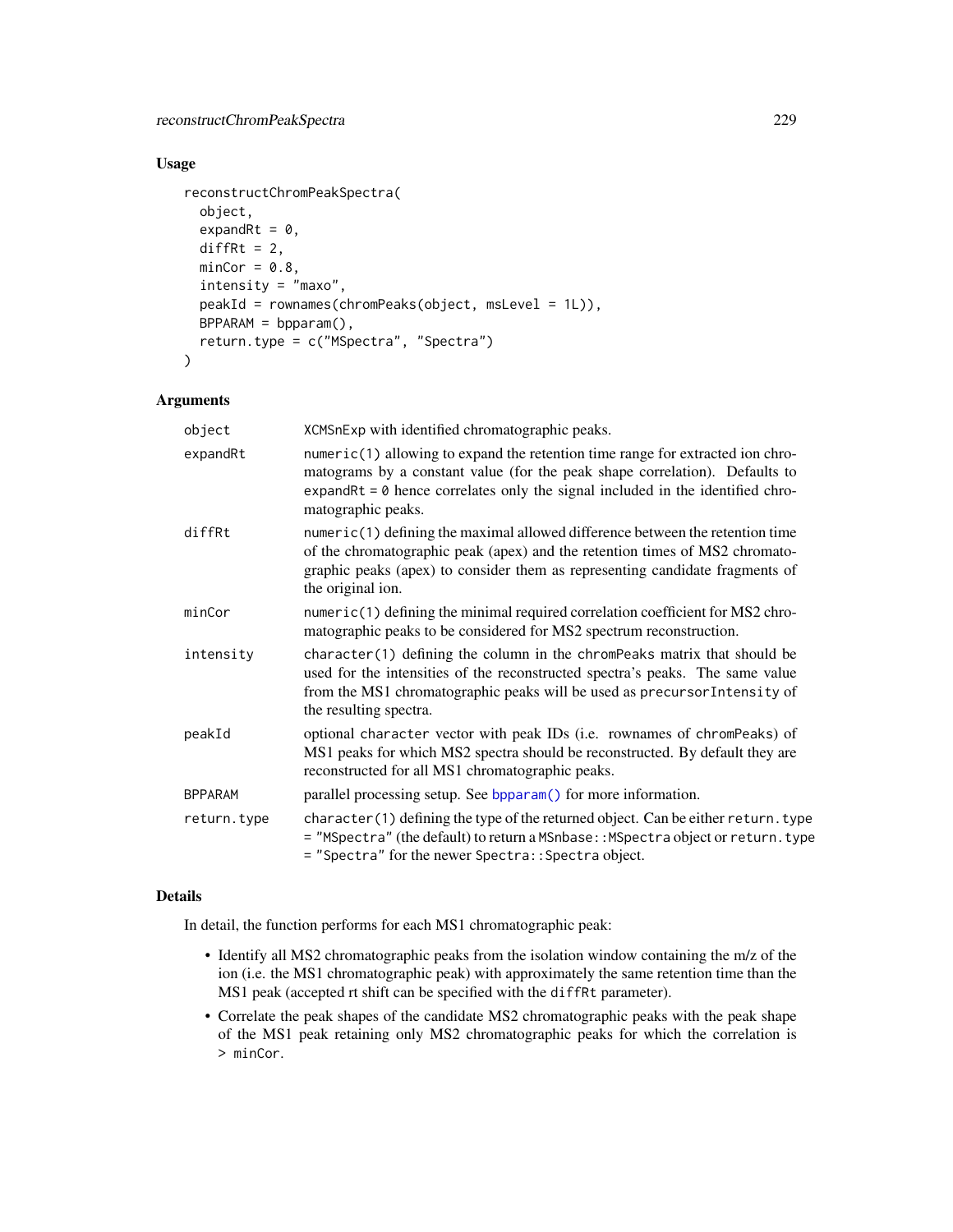## Usage

```
reconstructChromPeakSpectra(
  object,
  expandRt = 0,
  diffRt = 2,
  minCor = 0.8,
  intensity = "maxo",
  peakId = rownames(chromPeaks(object, msLevel = 1L)),
  BPPARAM = bpparam(),
  return.type = c("MSpectra", "Spectra")
)
```

## Arguments

| | |
|---|---|
| object | XCMSnExp with identified chromatographic peaks. |
| expandRt | numeric(1) allowing to expand the retention time range for extracted ion chromatograms by a constant value (for the peak shape correlation). Defaults to expandRt = 0 hence correlates only the signal included in the identified chromatographic peaks. |
| diffRt | numeric(1) defining the maximal allowed difference between the retention time of the chromatographic peak (apex) and the retention times of MS2 chromatographic peaks (apex) to consider them as representing candidate fragments of the original ion. |
| minCor | numeric(1) defining the minimal required correlation coefficient for MS2 chromatographic peaks to be considered for MS2 spectrum reconstruction. |
| intensity | character(1) defining the column in the chromPeaks matrix that should be used for the intensities of the reconstructed spectra's peaks. The same value from the MS1 chromatographic peaks will be used as precursorIntensity of the resulting spectra. |
| peakId | optional character vector with peak IDs (i.e. rownames of chromPeaks) of MS1 peaks for which MS2 spectra should be reconstructed. By default they are reconstructed for all MS1 chromatographic peaks. |
| BPPARAM | parallel processing setup. See bpparam() for more information. |
| return.type | character(1) defining the type of the returned object. Can be either return.type = "MSpectra" (the default) to return a MSnbase::MSpectra object or return.type = "Spectra" for the newer Spectra::Spectra object. |

## Details

In detail, the function performs for each MS1 chromatographic peak:

- Identify all MS2 chromatographic peaks from the isolation window containing the m/z of the ion (i.e. the MS1 chromatographic peak) with approximately the same retention time than the MS1 peak (accepted rt shift can be specified with the diffRt parameter).
- Correlate the peak shapes of the candidate MS2 chromatographic peaks with the peak shape of the MS1 peak retaining only MS2 chromatographic peaks for which the correlation is > minCor.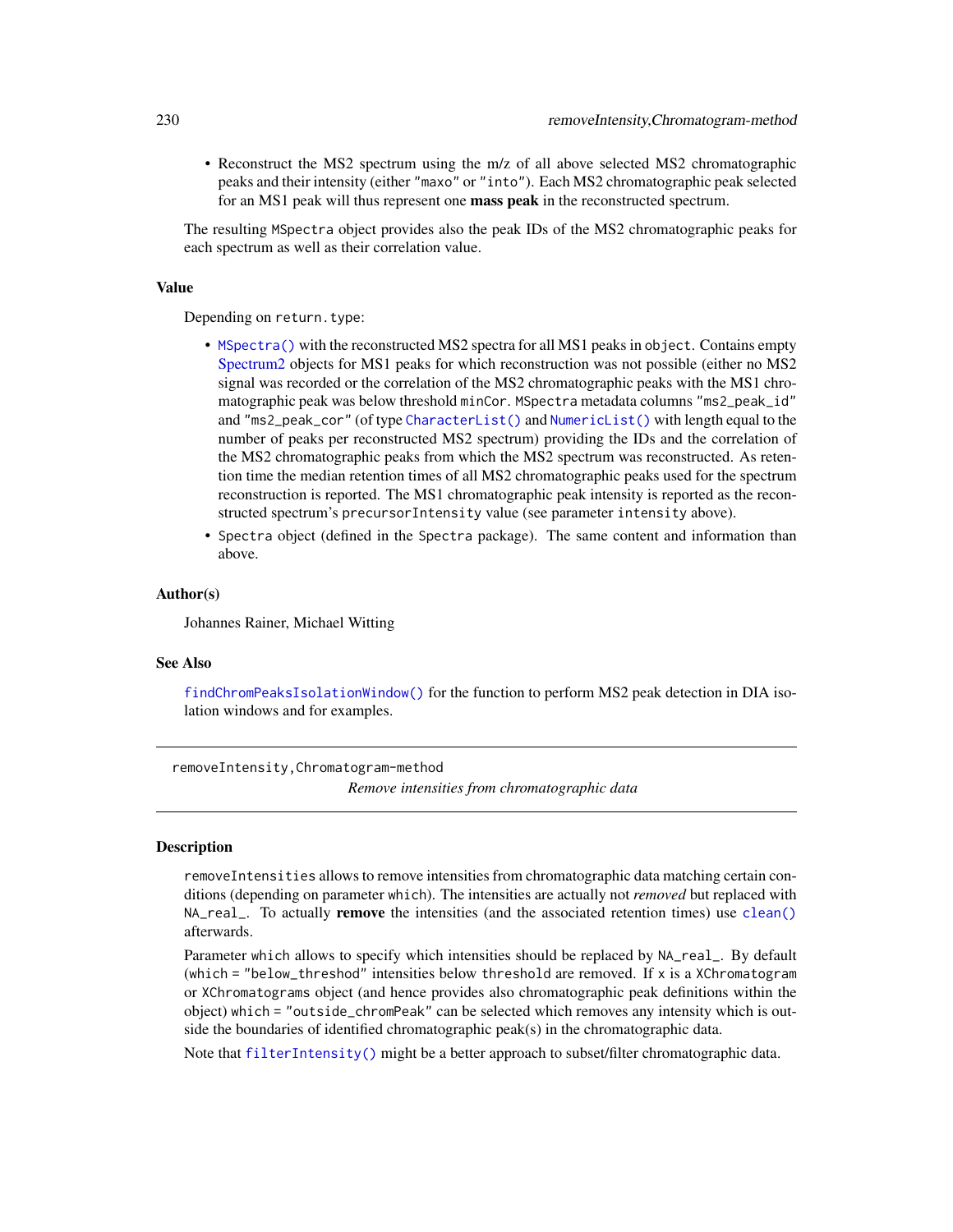- Reconstruct the MS2 spectrum using the m/z of all above selected MS2 chromatographic peaks and their intensity (either "maxo" or "into"). Each MS2 chromatographic peak selected for an MS1 peak will thus represent one **mass peak** in the reconstructed spectrum.

The resulting MSpectra object provides also the peak IDs of the MS2 chromatographic peaks for each spectrum as well as their correlation value.

### Value

Depending on return.type:

- MSpectra() with the reconstructed MS2 spectra for all MS1 peaks in object. Contains empty Spectrum2 objects for MS1 peaks for which reconstruction was not possible (either no MS2 signal was recorded or the correlation of the MS2 chromatographic peaks with the MS1 chromatographic peak was below threshold minCor. MSpectra metadata columns "ms2_peak_id" and "ms2_peak_cor" (of type CharacterList() and NumericList() with length equal to the number of peaks per reconstructed MS2 spectrum) providing the IDs and the correlation of the MS2 chromatographic peaks from which the MS2 spectrum was reconstructed. As retention time the median retention times of all MS2 chromatographic peaks used for the spectrum reconstruction is reported. The MS1 chromatographic peak intensity is reported as the reconstructed spectrum's precursorIntensity value (see parameter intensity above).
- Spectra object (defined in the Spectra package). The same content and information than above.

### Author(s)

Johannes Rainer, Michael Witting

### See Also

findChromPeaksIsolationWindow() for the function to perform MS2 peak detection in DIA isolation windows and for examples.

---

## removeIntensity,Chromatogram-method

*Remove intensities from chromatographic data*

---

### Description

removeIntensities allows to remove intensities from chromatographic data matching certain conditions (depending on parameter which). The intensities are actually not *removed* but replaced with NA_real_. To actually **remove** the intensities (and the associated retention times) use clean() afterwards.

Parameter which allows to specify which intensities should be replaced by NA_real_. By default (which = "below_threshod" intensities below threshold are removed. If x is a XChromatogram or XChromatograms object (and hence provides also chromatographic peak definitions within the object) which = "outside_chromPeak" can be selected which removes any intensity which is outside the boundaries of identified chromatographic peak(s) in the chromatographic data.

Note that filterIntensity() might be a better approach to subset/filter chromatographic data.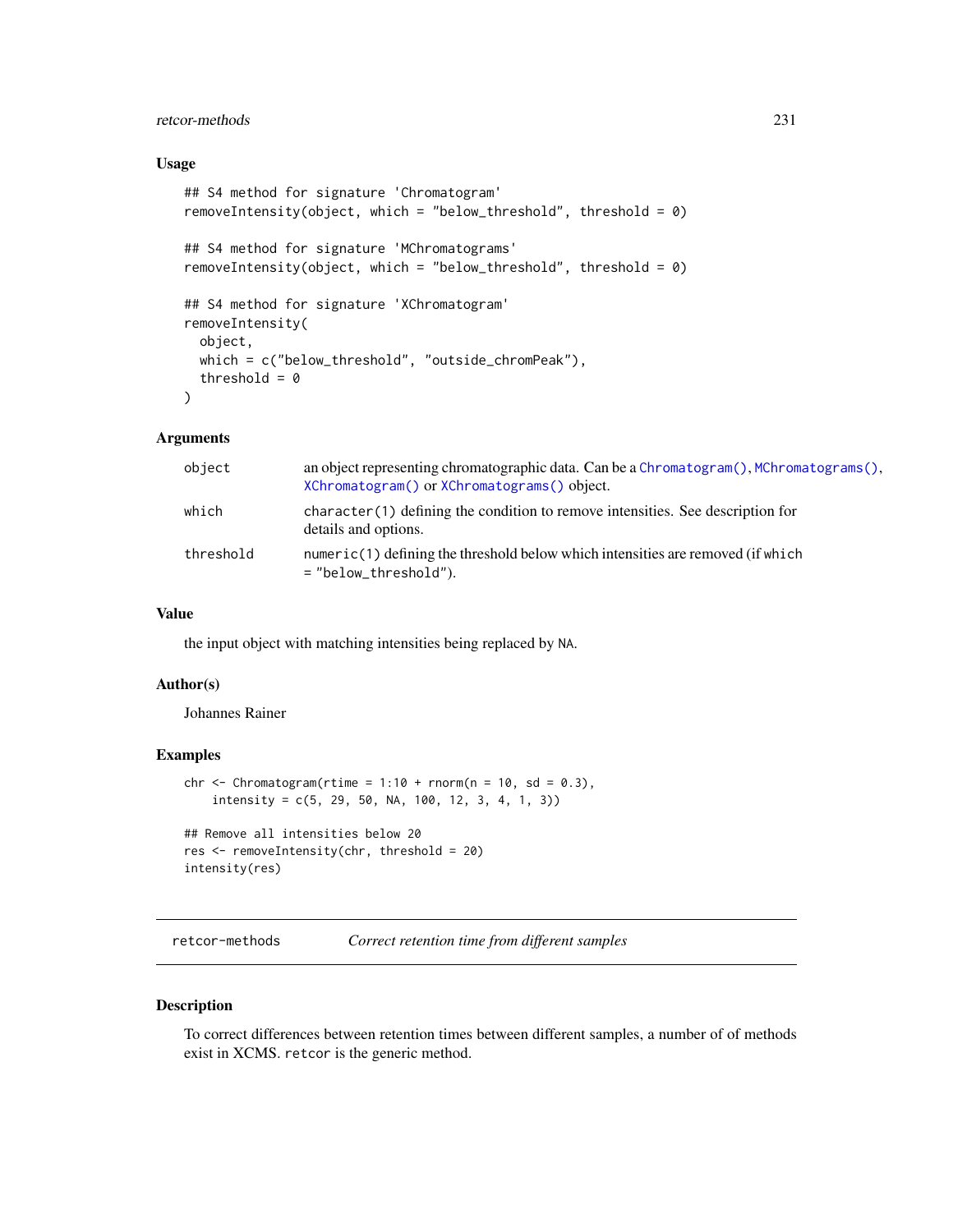### Usage

```
## S4 method for signature 'Chromatogram'
removeIntensity(object, which = "below_threshold", threshold = 0)

## S4 method for signature 'MChromatograms'
removeIntensity(object, which = "below_threshold", threshold = 0)

## S4 method for signature 'XChromatogram'
removeIntensity(
  object,
  which = c("below_threshold", "outside_chromPeak"),
  threshold = 0
)
```

### Arguments

| | |
|---|---|
| `object` | an object representing chromatographic data. Can be a `Chromatogram()`, `MChromatograms()`, `XChromatogram()` or `XChromatograms()` object. |
| `which` | `character(1)` defining the condition to remove intensities. See description for details and options. |
| `threshold` | `numeric(1)` defining the threshold below which intensities are removed (if `which = "below_threshold"`). |

### Value

the input object with matching intensities being replaced by `NA`.

### Author(s)

Johannes Rainer

### Examples

```
chr <- Chromatogram(rtime = 1:10 + rnorm(n = 10, sd = 0.3),
    intensity = c(5, 29, 50, NA, 100, 12, 3, 4, 1, 3))

## Remove all intensities below 20
res <- removeIntensity(chr, threshold = 20)
intensity(res)
```

---

## retcor-methods — *Correct retention time from different samples*

### Description

To correct differences between retention times between different samples, a number of of methods exist in XCMS. `retcor` is the generic method.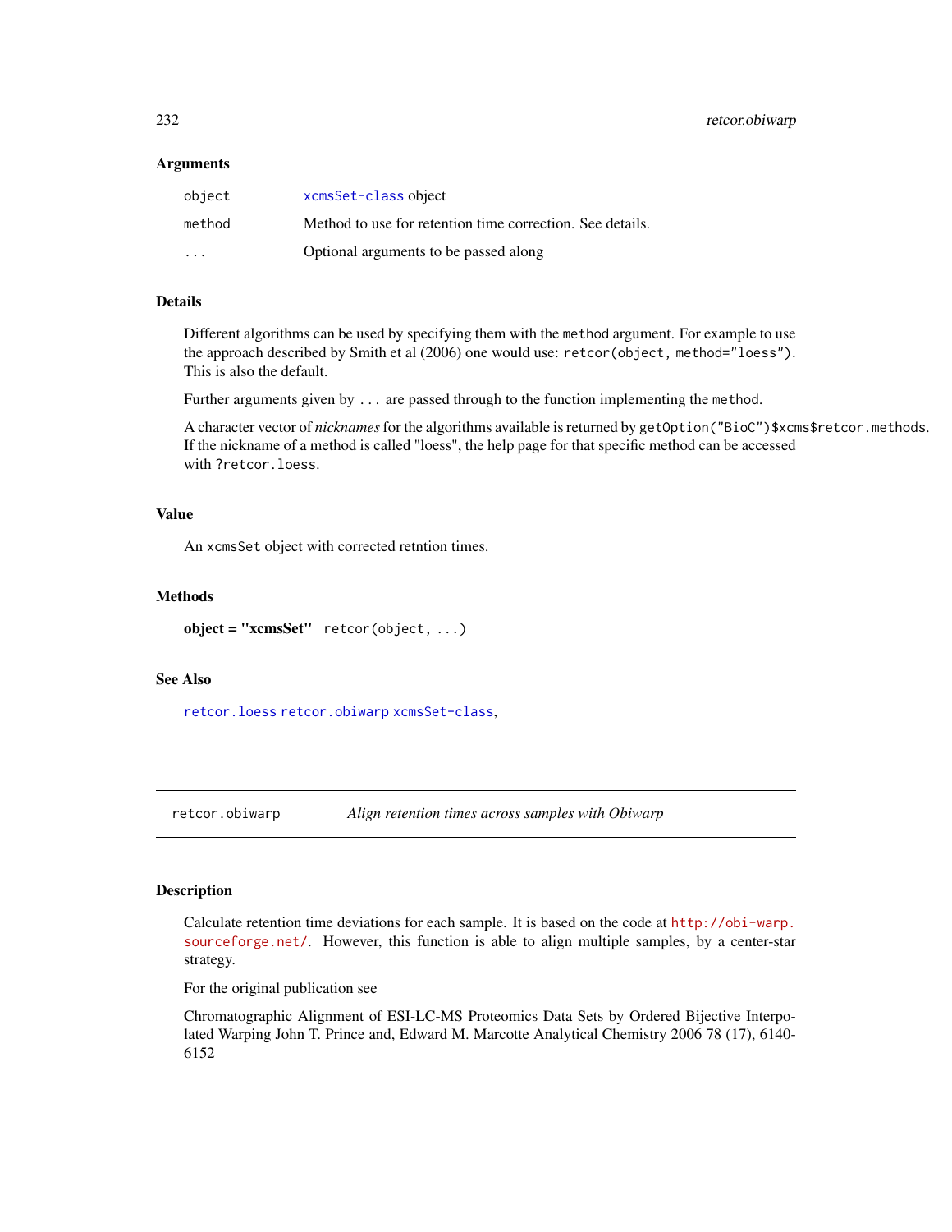### Arguments

| | |
|---|---|
| object | xcmsSet-class object |
| method | Method to use for retention time correction. See details. |
| ... | Optional arguments to be passed along |

### Details

Different algorithms can be used by specifying them with the method argument. For example to use the approach described by Smith et al (2006) one would use: `retcor(object, method="loess")`. This is also the default.

Further arguments given by `...` are passed through to the function implementing the method.

A character vector of *nicknames* for the algorithms available is returned by `getOption("BioC")$xcms$retcor.methods`. If the nickname of a method is called "loess", the help page for that specific method can be accessed with `?retcor.loess`.

### Value

An xcmsSet object with corrected retntion times.

### Methods

**object = "xcmsSet"** `retcor(object, ...)`

### See Also

retcor.loess retcor.obiwarp xcmsSet-class,

---

## retcor.obiwarp — *Align retention times across samples with Obiwarp*

### Description

Calculate retention time deviations for each sample. It is based on the code at http://obi-warp.sourceforge.net/. However, this function is able to align multiple samples, by a center-star strategy.

For the original publication see

Chromatographic Alignment of ESI-LC-MS Proteomics Data Sets by Ordered Bijective Interpolated Warping John T. Prince and, Edward M. Marcotte Analytical Chemistry 2006 78 (17), 6140-6152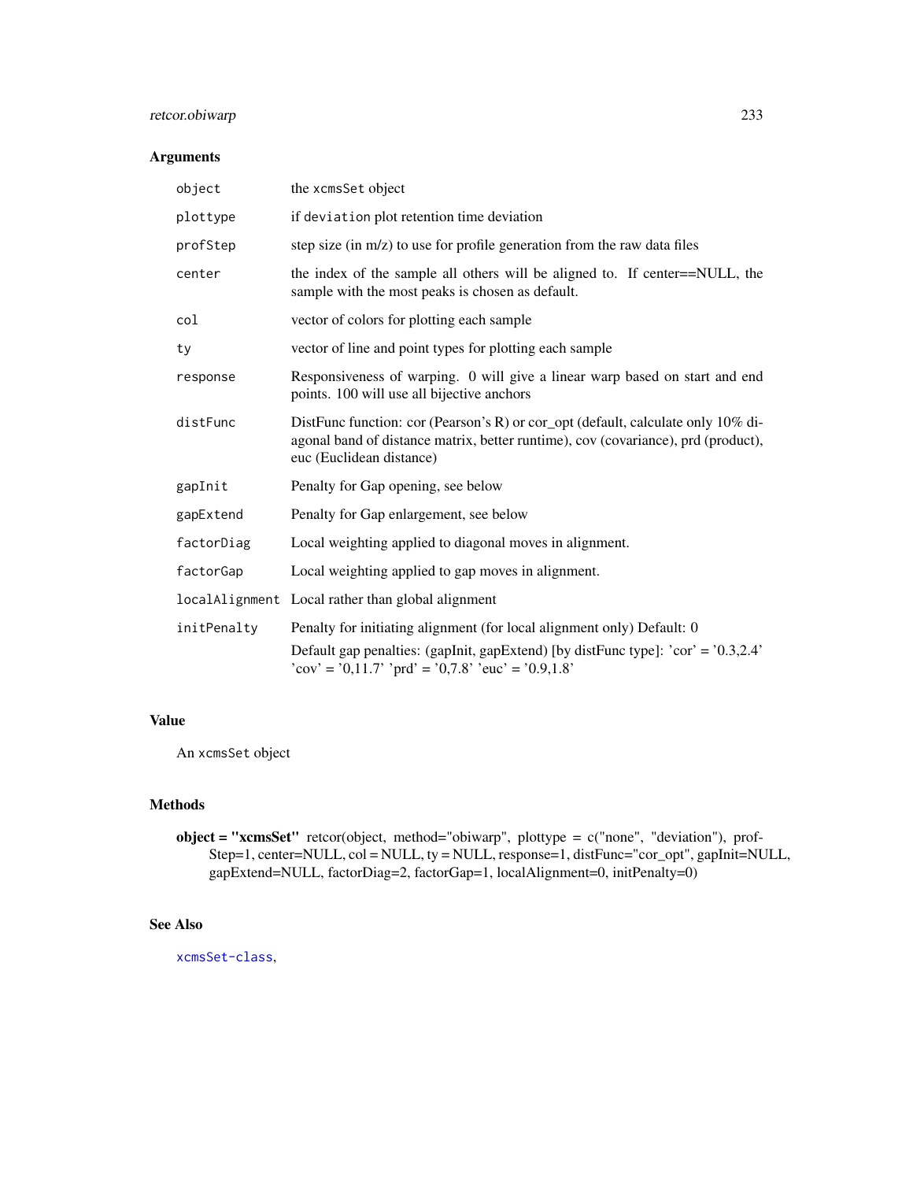## Arguments

| | |
|---|---|
| `object` | the `xcmsSet` object |
| `plottype` | if `deviation` plot retention time deviation |
| `profStep` | step size (in m/z) to use for profile generation from the raw data files |
| `center` | the index of the sample all others will be aligned to. If center==NULL, the sample with the most peaks is chosen as default. |
| `col` | vector of colors for plotting each sample |
| `ty` | vector of line and point types for plotting each sample |
| `response` | Responsiveness of warping. 0 will give a linear warp based on start and end points. 100 will use all bijective anchors |
| `distFunc` | DistFunc function: cor (Pearson's R) or cor_opt (default, calculate only 10% diagonal band of distance matrix, better runtime), cov (covariance), prd (product), euc (Euclidean distance) |
| `gapInit` | Penalty for Gap opening, see below |
| `gapExtend` | Penalty for Gap enlargement, see below |
| `factorDiag` | Local weighting applied to diagonal moves in alignment. |
| `factorGap` | Local weighting applied to gap moves in alignment. |
| `localAlignment` | Local rather than global alignment |
| `initPenalty` | Penalty for initiating alignment (for local alignment only) Default: 0<br>Default gap penalties: (gapInit, gapExtend) [by distFunc type]: 'cor' = '0.3,2.4' 'cov' = '0,11.7' 'prd' = '0,7.8' 'euc' = '0.9,1.8' |

## Value

An `xcmsSet` object

## Methods

**object = "xcmsSet"** retcor(object, method="obiwarp", plottype = c("none", "deviation"), profStep=1, center=NULL, col = NULL, ty = NULL, response=1, distFunc="cor_opt", gapInit=NULL, gapExtend=NULL, factorDiag=2, factorGap=1, localAlignment=0, initPenalty=0)

## See Also

`xcmsSet-class`,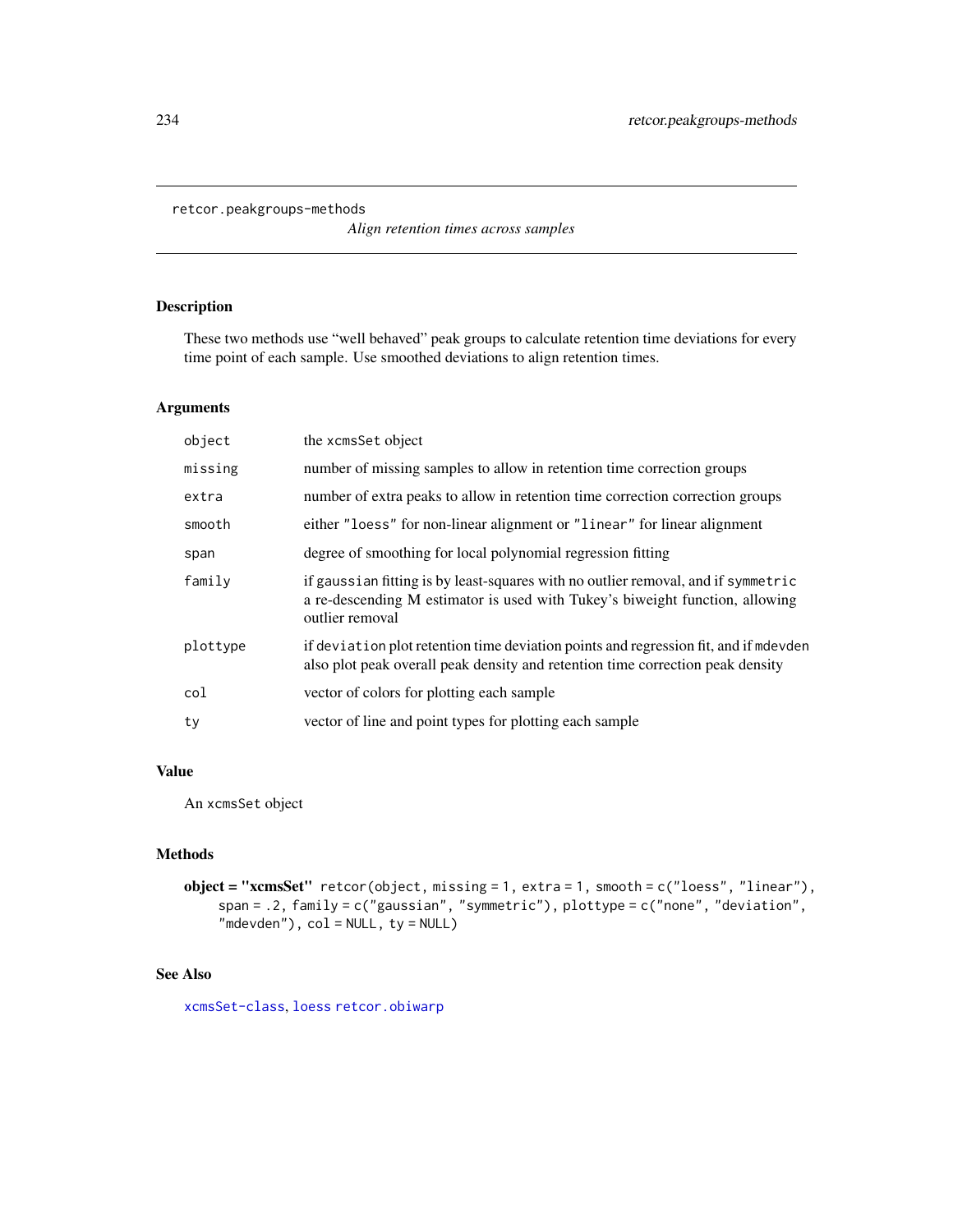retcor.peakgroups-methods

*Align retention times across samples*

## Description

These two methods use "well behaved" peak groups to calculate retention time deviations for every time point of each sample. Use smoothed deviations to align retention times.

## Arguments

| | |
|---|---|
| `object` | the `xcmsSet` object |
| `missing` | number of missing samples to allow in retention time correction groups |
| `extra` | number of extra peaks to allow in retention time correction correction groups |
| `smooth` | either `"loess"` for non-linear alignment or `"linear"` for linear alignment |
| `span` | degree of smoothing for local polynomial regression fitting |
| `family` | if `gaussian` fitting is by least-squares with no outlier removal, and if `symmetric` a re-descending M estimator is used with Tukey's biweight function, allowing outlier removal |
| `plottype` | if `deviation` plot retention time deviation points and regression fit, and if `mdevden` also plot peak overall peak density and retention time correction peak density |
| `col` | vector of colors for plotting each sample |
| `ty` | vector of line and point types for plotting each sample |

## Value

An `xcmsSet` object

## Methods

**object = "xcmsSet"**

```
retcor(object, missing = 1, extra = 1, smooth = c("loess", "linear"),
    span = .2, family = c("gaussian", "symmetric"), plottype = c("none", "deviation",
    "mdevden"), col = NULL, ty = NULL)
```

## See Also

`xcmsSet-class`, `loess` `retcor.obiwarp`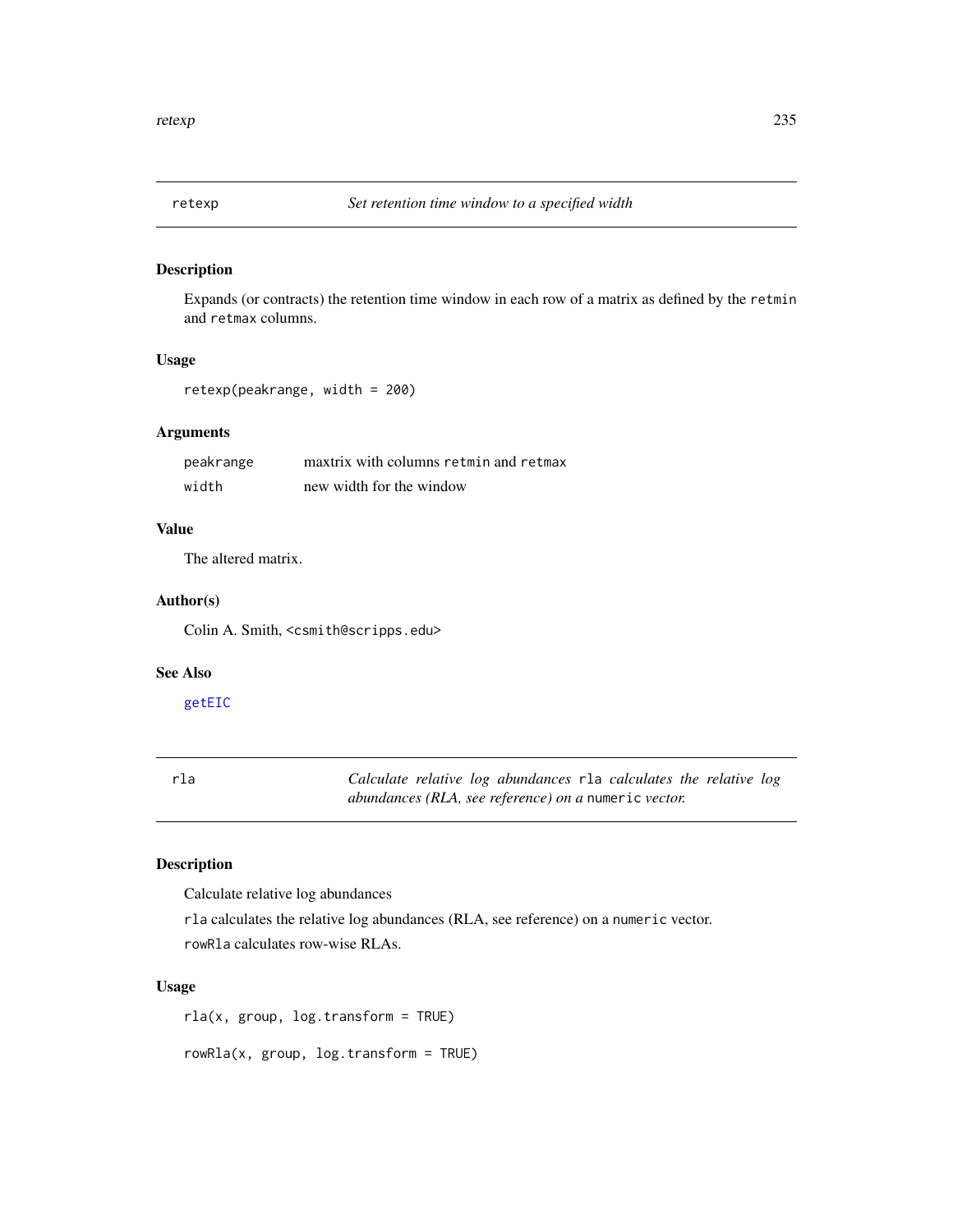## retexp — *Set retention time window to a specified width*

### Description

Expands (or contracts) the retention time window in each row of a matrix as defined by the `retmin` and `retmax` columns.

### Usage

```
retexp(peakrange, width = 200)
```

### Arguments

| | |
|---|---|
| `peakrange` | maxtrix with columns `retmin` and `retmax` |
| `width` | new width for the window |

### Value

The altered matrix.

### Author(s)

Colin A. Smith, <csmith@scripps.edu>

### See Also

`getEIC`

## rla — *Calculate relative log abundances `rla` calculates the relative log abundances (RLA, see reference) on a `numeric` vector.*

### Description

Calculate relative log abundances

`rla` calculates the relative log abundances (RLA, see reference) on a `numeric` vector.

`rowRla` calculates row-wise RLAs.

### Usage

```
rla(x, group, log.transform = TRUE)

rowRla(x, group, log.transform = TRUE)
```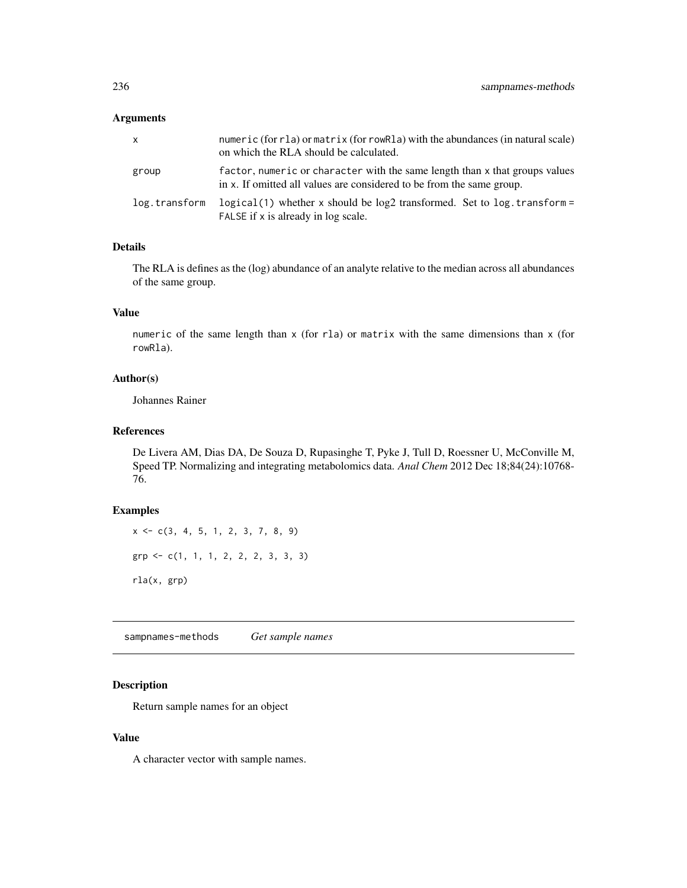## Arguments

| | |
|---|---|
| x | numeric (for rla) or matrix (for rowRla) with the abundances (in natural scale) on which the RLA should be calculated. |
| group | factor, numeric or character with the same length than x that groups values in x. If omitted all values are considered to be from the same group. |
| log.transform | logical(1) whether x should be log2 transformed. Set to log.transform = FALSE if x is already in log scale. |

## Details

The RLA is defines as the (log) abundance of an analyte relative to the median across all abundances of the same group.

## Value

numeric of the same length than x (for rla) or matrix with the same dimensions than x (for rowRla).

## Author(s)

Johannes Rainer

## References

De Livera AM, Dias DA, De Souza D, Rupasinghe T, Pyke J, Tull D, Roessner U, McConville M, Speed TP. Normalizing and integrating metabolomics data. *Anal Chem* 2012 Dec 18;84(24):10768-76.

## Examples

```
x <- c(3, 4, 5, 1, 2, 3, 7, 8, 9)

grp <- c(1, 1, 1, 2, 2, 2, 3, 3, 3)

rla(x, grp)
```

---

# sampnames-methods *Get sample names*

## Description

Return sample names for an object

## Value

A character vector with sample names.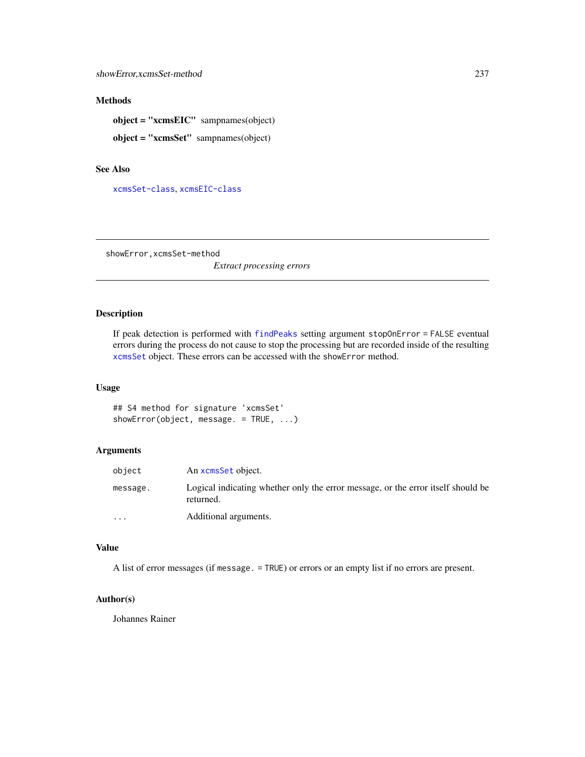### Methods

**object = "xcmsEIC"** sampnames(object)

**object = "xcmsSet"** sampnames(object)

### See Also

xcmsSet-class, xcmsEIC-class

---

`showError,xcmsSet-method`    *Extract processing errors*

---

### Description

If peak detection is performed with findPeaks setting argument `stopOnError = FALSE` eventual errors during the process do not cause to stop the processing but are recorded inside of the resulting xcmsSet object. These errors can be accessed with the `showError` method.

### Usage

```
## S4 method for signature 'xcmsSet'
showError(object, message. = TRUE, ...)
```

### Arguments

| | |
|---|---|
| `object` | An xcmsSet object. |
| `message.` | Logical indicating whether only the error message, or the error itself should be returned. |
| `...` | Additional arguments. |

### Value

A list of error messages (if `message. = TRUE`) or errors or an empty list if no errors are present.

### Author(s)

Johannes Rainer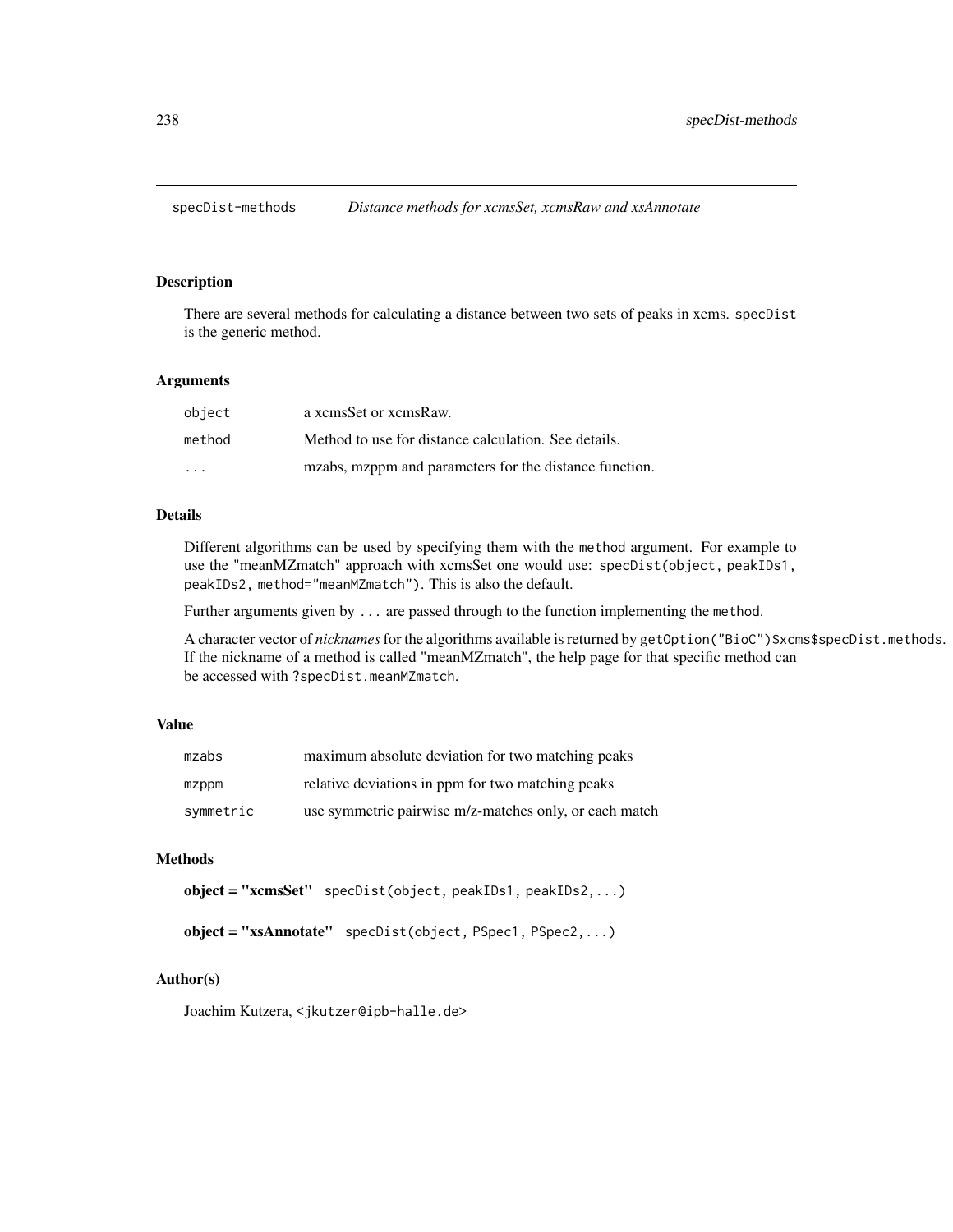specDist-methods    *Distance methods for xcmsSet, xcmsRaw and xsAnnotate*

## Description

There are several methods for calculating a distance between two sets of peaks in xcms. `specDist` is the generic method.

## Arguments

| | |
|---|---|
| `object` | a xcmsSet or xcmsRaw. |
| `method` | Method to use for distance calculation. See details. |
| `...` | mzabs, mzppm and parameters for the distance function. |

## Details

Different algorithms can be used by specifying them with the `method` argument. For example to use the "meanMZmatch" approach with xcmsSet one would use: `specDist(object, peakIDs1, peakIDs2, method="meanMZmatch")`. This is also the default.

Further arguments given by `...` are passed through to the function implementing the `method`.

A character vector of *nicknames* for the algorithms available is returned by `getOption("BioC")$xcms$specDist.methods`. If the nickname of a method is called "meanMZmatch", the help page for that specific method can be accessed with `?specDist.meanMZmatch`.

## Value

| | |
|---|---|
| `mzabs` | maximum absolute deviation for two matching peaks |
| `mzppm` | relative deviations in ppm for two matching peaks |
| `symmetric` | use symmetric pairwise m/z-matches only, or each match |

## Methods

**object = "xcmsSet"** `specDist(object, peakIDs1, peakIDs2,...)`

**object = "xsAnnotate"** `specDist(object, PSpec1, PSpec2,...)`

## Author(s)

Joachim Kutzera, <jkutzer@ipb-halle.de>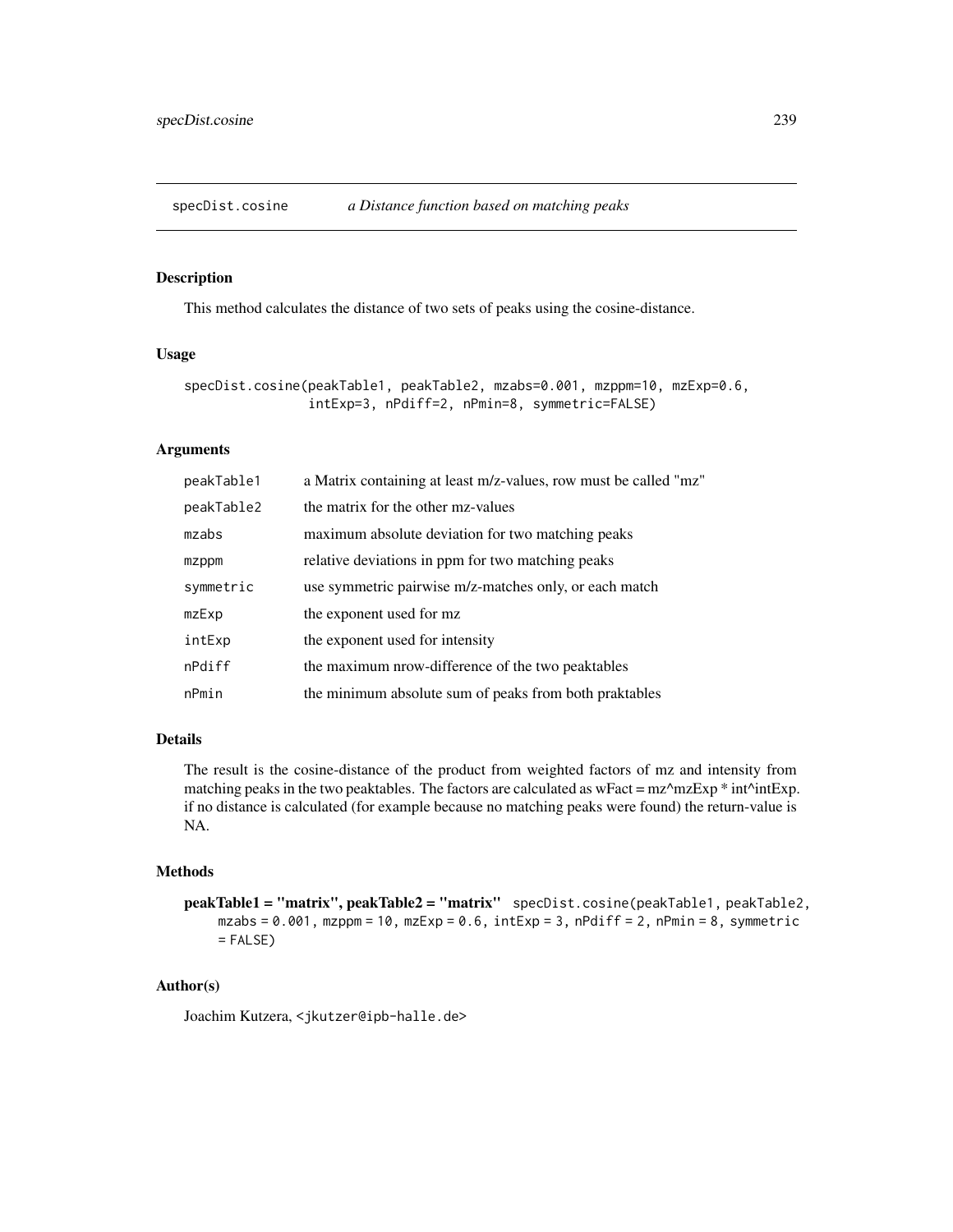specDist.cosine *a Distance function based on matching peaks*

## Description

This method calculates the distance of two sets of peaks using the cosine-distance.

## Usage

```
specDist.cosine(peakTable1, peakTable2, mzabs=0.001, mzppm=10, mzExp=0.6,
                intExp=3, nPdiff=2, nPmin=8, symmetric=FALSE)
```

## Arguments

| | |
|---|---|
| peakTable1 | a Matrix containing at least m/z-values, row must be called "mz" |
| peakTable2 | the matrix for the other mz-values |
| mzabs | maximum absolute deviation for two matching peaks |
| mzppm | relative deviations in ppm for two matching peaks |
| symmetric | use symmetric pairwise m/z-matches only, or each match |
| mzExp | the exponent used for mz |
| intExp | the exponent used for intensity |
| nPdiff | the maximum nrow-difference of the two peaktables |
| nPmin | the minimum absolute sum of peaks from both praktables |

## Details

The result is the cosine-distance of the product from weighted factors of mz and intensity from matching peaks in the two peaktables. The factors are calculated as wFact = mz^mzExp * int^intExp. if no distance is calculated (for example because no matching peaks were found) the return-value is NA.

## Methods

**peakTable1 = "matrix", peakTable2 = "matrix"** `specDist.cosine(peakTable1, peakTable2, mzabs = 0.001, mzppm = 10, mzExp = 0.6, intExp = 3, nPdiff = 2, nPmin = 8, symmetric = FALSE)`

## Author(s)

Joachim Kutzera, <jkutzer@ipb-halle.de>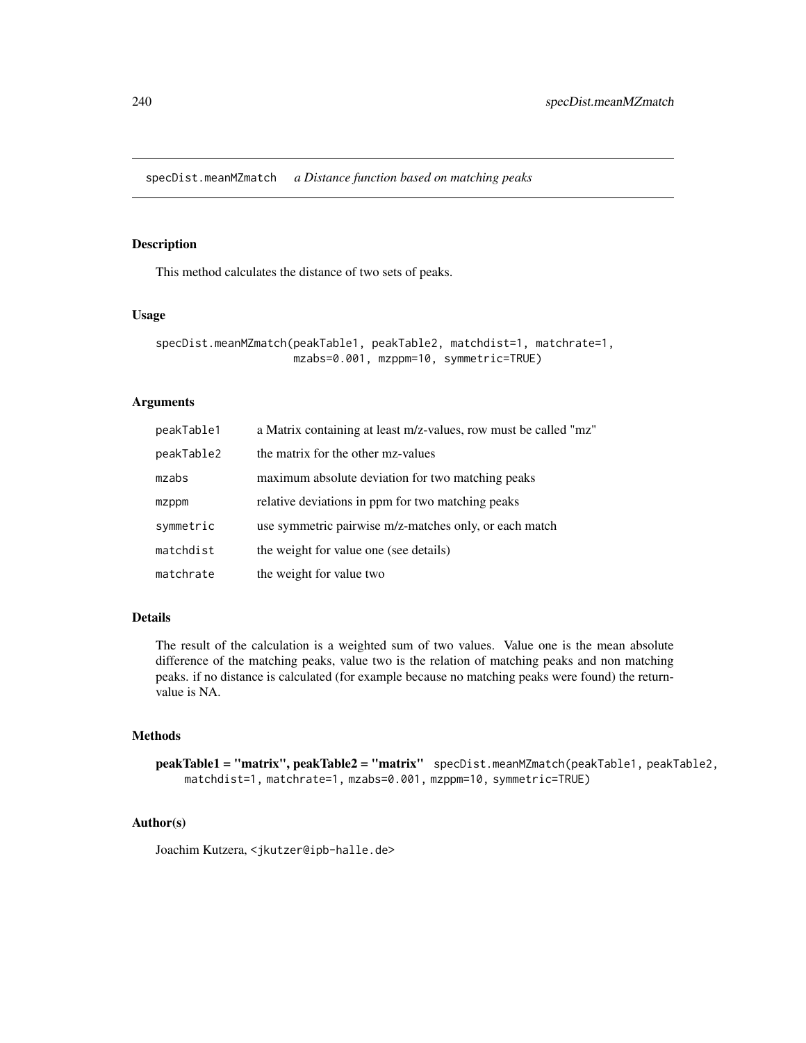# specDist.meanMZmatch *a Distance function based on matching peaks*

## Description

This method calculates the distance of two sets of peaks.

## Usage

```
specDist.meanMZmatch(peakTable1, peakTable2, matchdist=1, matchrate=1,
                    mzabs=0.001, mzppm=10, symmetric=TRUE)
```

## Arguments

| | |
|---|---|
| peakTable1 | a Matrix containing at least m/z-values, row must be called "mz" |
| peakTable2 | the matrix for the other mz-values |
| mzabs | maximum absolute deviation for two matching peaks |
| mzppm | relative deviations in ppm for two matching peaks |
| symmetric | use symmetric pairwise m/z-matches only, or each match |
| matchdist | the weight for value one (see details) |
| matchrate | the weight for value two |

## Details

The result of the calculation is a weighted sum of two values. Value one is the mean absolute difference of the matching peaks, value two is the relation of matching peaks and non matching peaks. if no distance is calculated (for example because no matching peaks were found) the return-value is NA.

## Methods

**peakTable1 = "matrix", peakTable2 = "matrix"** `specDist.meanMZmatch(peakTable1, peakTable2, matchdist=1, matchrate=1, mzabs=0.001, mzppm=10, symmetric=TRUE)`

## Author(s)

Joachim Kutzera, <jkutzer@ipb-halle.de>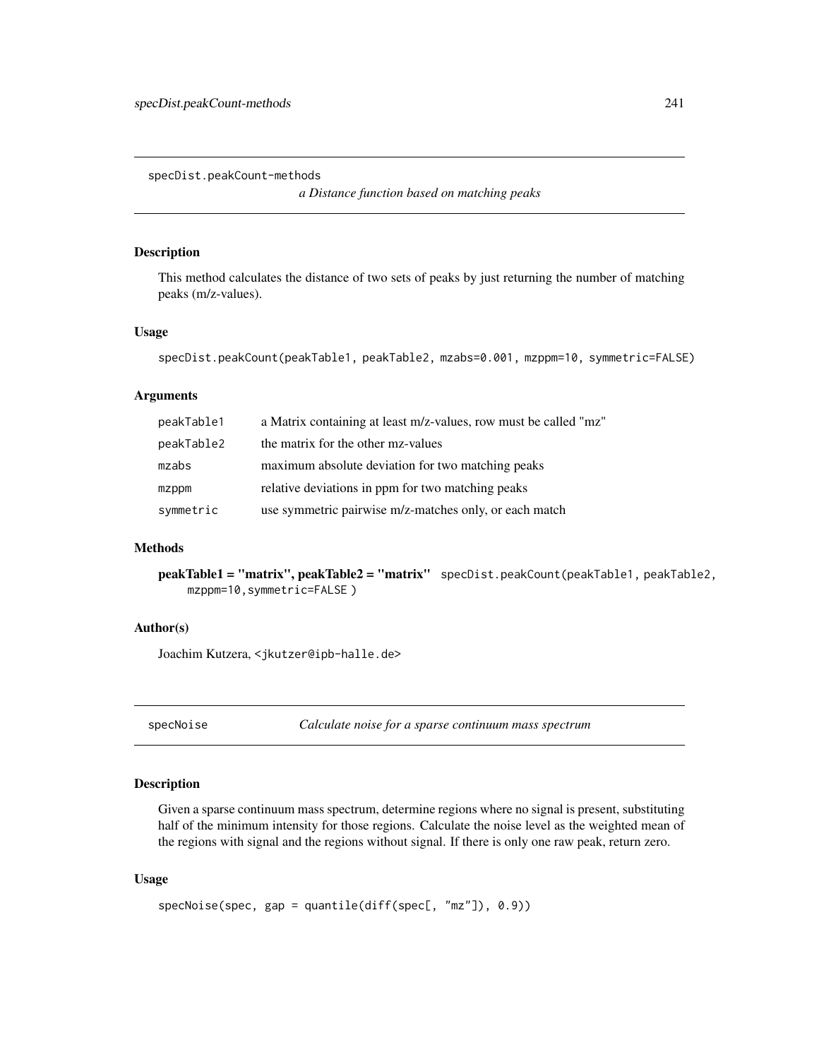## specDist.peakCount-methods

*a Distance function based on matching peaks*

### Description

This method calculates the distance of two sets of peaks by just returning the number of matching peaks (m/z-values).

### Usage

```
specDist.peakCount(peakTable1, peakTable2, mzabs=0.001, mzppm=10, symmetric=FALSE)
```

### Arguments

| | |
|---|---|
| peakTable1 | a Matrix containing at least m/z-values, row must be called "mz" |
| peakTable2 | the matrix for the other mz-values |
| mzabs | maximum absolute deviation for two matching peaks |
| mzppm | relative deviations in ppm for two matching peaks |
| symmetric | use symmetric pairwise m/z-matches only, or each match |

### Methods

**peakTable1 = "matrix", peakTable2 = "matrix"** `specDist.peakCount(peakTable1, peakTable2, mzppm=10,symmetric=FALSE )`

### Author(s)

Joachim Kutzera, <jkutzer@ipb-halle.de>

## specNoise

*Calculate noise for a sparse continuum mass spectrum*

### Description

Given a sparse continuum mass spectrum, determine regions where no signal is present, substituting half of the minimum intensity for those regions. Calculate the noise level as the weighted mean of the regions with signal and the regions without signal. If there is only one raw peak, return zero.

### Usage

```
specNoise(spec, gap = quantile(diff(spec[, "mz"]), 0.9))
```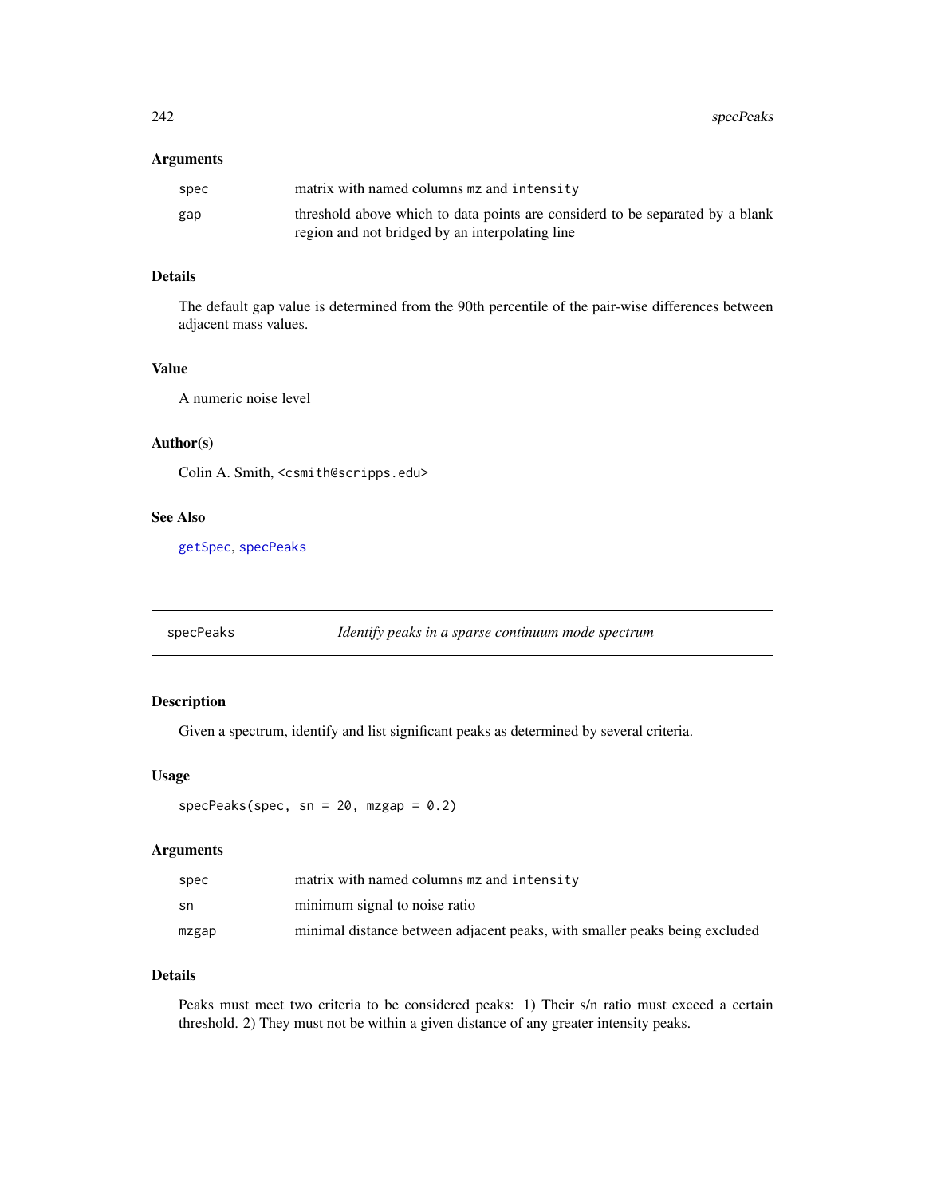### Arguments

| | |
|---|---|
| spec | matrix with named columns mz and intensity |
| gap | threshold above which to data points are considerd to be separated by a blank region and not bridged by an interpolating line |

### Details

The default gap value is determined from the 90th percentile of the pair-wise differences between adjacent mass values.

### Value

A numeric noise level

### Author(s)

Colin A. Smith, <csmith@scripps.edu>

### See Also

getSpec, specPeaks

---

## specPeaks *Identify peaks in a sparse continuum mode spectrum*

### Description

Given a spectrum, identify and list significant peaks as determined by several criteria.

### Usage

```
specPeaks(spec, sn = 20, mzgap = 0.2)
```

### Arguments

| | |
|---|---|
| spec | matrix with named columns mz and intensity |
| sn | minimum signal to noise ratio |
| mzgap | minimal distance between adjacent peaks, with smaller peaks being excluded |

### Details

Peaks must meet two criteria to be considered peaks: 1) Their s/n ratio must exceed a certain threshold. 2) They must not be within a given distance of any greater intensity peaks.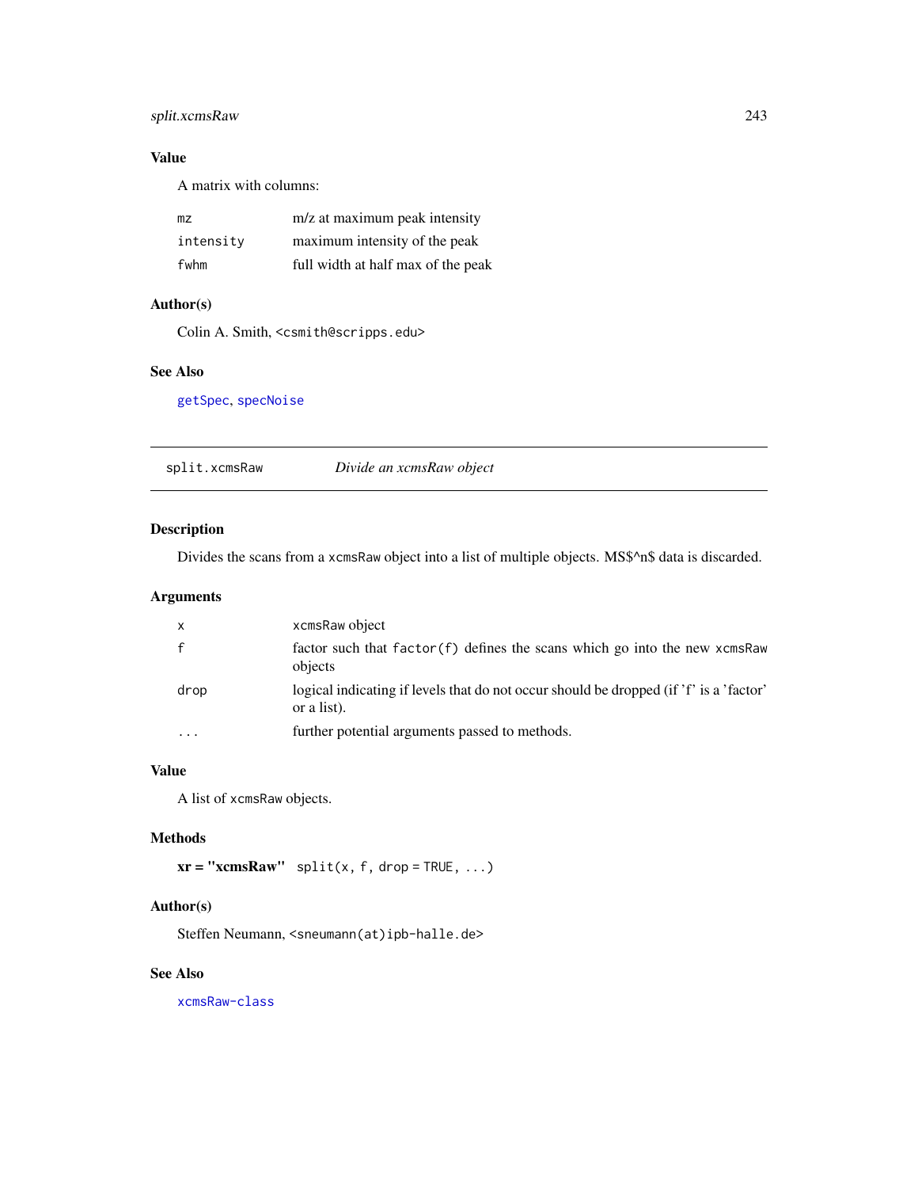### Value

A matrix with columns:

| | |
|---|---|
| mz | m/z at maximum peak intensity |
| intensity | maximum intensity of the peak |
| fwhm | full width at half max of the peak |

### Author(s)

Colin A. Smith, <csmith@scripps.edu>

### See Also

getSpec, specNoise

---

## split.xcmsRaw    *Divide an xcmsRaw object*

### Description

Divides the scans from a xcmsRaw object into a list of multiple objects. MS$^n$ data is discarded.

### Arguments

| | |
|---|---|
| x | xcmsRaw object |
| f | factor such that factor(f) defines the scans which go into the new xcmsRaw objects |
| drop | logical indicating if levels that do not occur should be dropped (if 'f' is a 'factor' or a list). |
| ... | further potential arguments passed to methods. |

### Value

A list of xcmsRaw objects.

### Methods

**xr = "xcmsRaw"** `split(x, f, drop = TRUE, ...)`

### Author(s)

Steffen Neumann, <sneumann(at)ipb-halle.de>

### See Also

xcmsRaw-class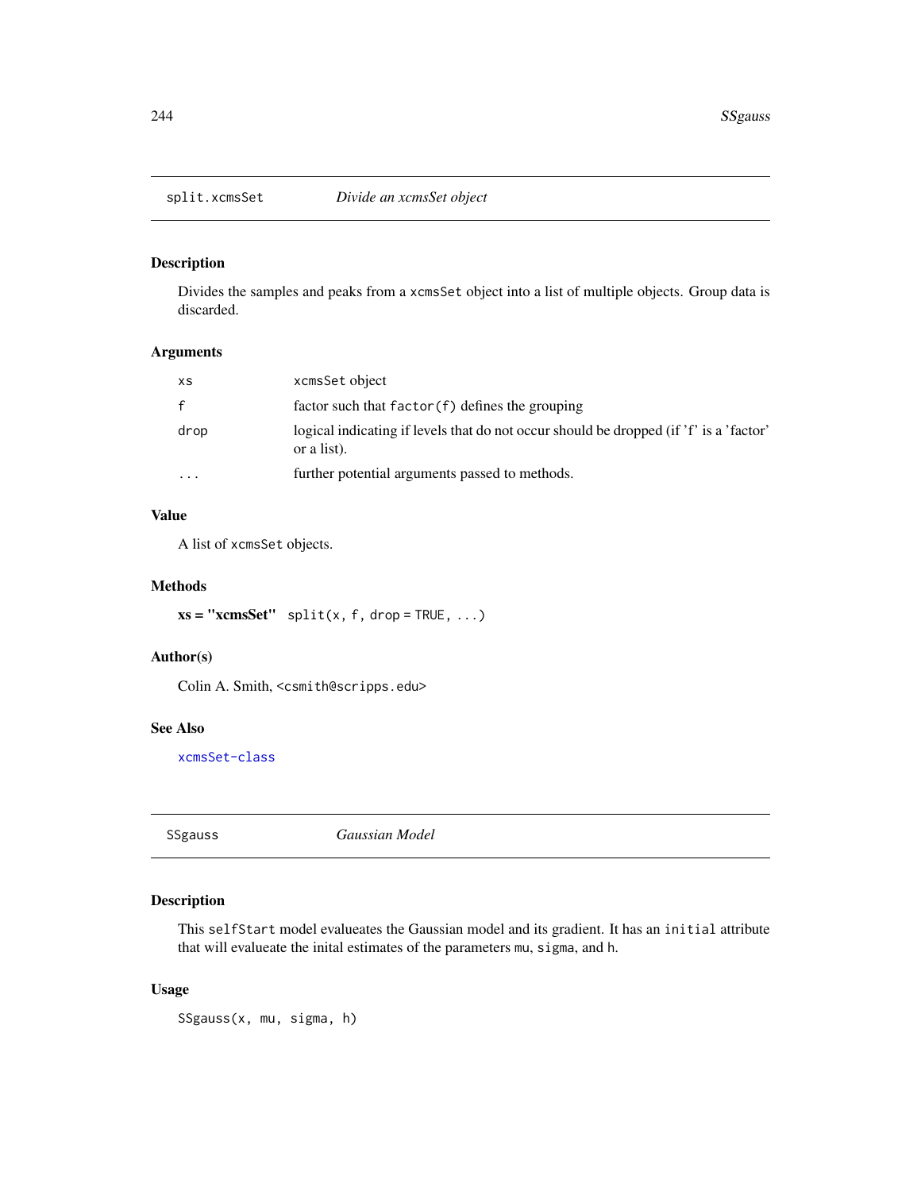## split.xcmsSet *Divide an xcmsSet object*

### Description

Divides the samples and peaks from a `xcmsSet` object into a list of multiple objects. Group data is discarded.

### Arguments

| | |
|---|---|
| `xs` | `xcmsSet` object |
| `f` | factor such that `factor(f)` defines the grouping |
| `drop` | logical indicating if levels that do not occur should be dropped (if 'f' is a 'factor' or a list). |
| `...` | further potential arguments passed to methods. |

### Value

A list of `xcmsSet` objects.

### Methods

**xs = "xcmsSet"** `split(x, f, drop = TRUE, ...)`

### Author(s)

Colin A. Smith, <csmith@scripps.edu>

### See Also

`xcmsSet-class`

## SSgauss *Gaussian Model*

### Description

This `selfStart` model evalueates the Gaussian model and its gradient. It has an `initial` attribute that will evalueate the inital estimates of the parameters `mu`, `sigma`, and `h`.

### Usage

```
SSgauss(x, mu, sigma, h)
```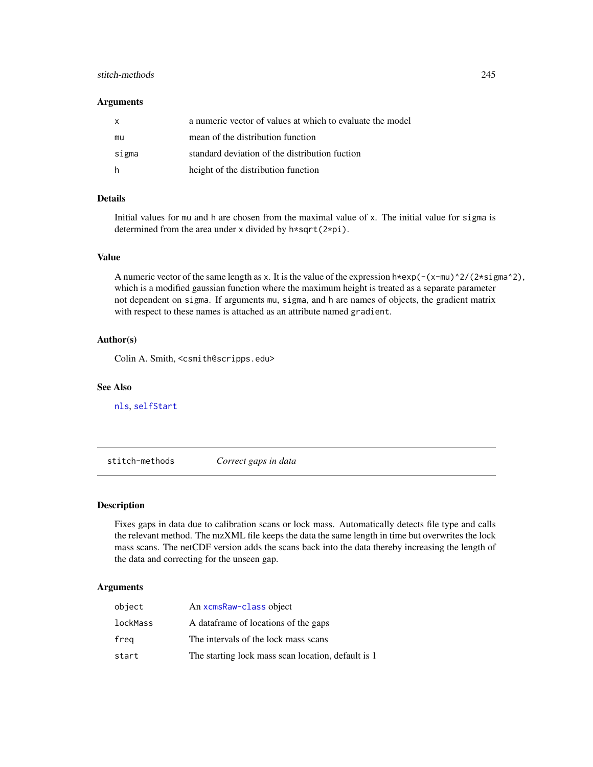### Arguments

| | |
|---|---|
| x | a numeric vector of values at which to evaluate the model |
| mu | mean of the distribution function |
| sigma | standard deviation of the distribution fuction |
| h | height of the distribution function |

### Details

Initial values for `mu` and `h` are chosen from the maximal value of `x`. The initial value for `sigma` is determined from the area under `x` divided by `h*sqrt(2*pi)`.

### Value

A numeric vector of the same length as `x`. It is the value of the expression `h*exp(-(x-mu)^2/(2*sigma^2)`, which is a modified gaussian function where the maximum height is treated as a separate parameter not dependent on `sigma`. If arguments `mu`, `sigma`, and `h` are names of objects, the gradient matrix with respect to these names is attached as an attribute named `gradient`.

### Author(s)

Colin A. Smith, <csmith@scripps.edu>

### See Also

`nls`, `selfStart`

---

## stitch-methods *Correct gaps in data*

### Description

Fixes gaps in data due to calibration scans or lock mass. Automatically detects file type and calls the relevant method. The mzXML file keeps the data the same length in time but overwrites the lock mass scans. The netCDF version adds the scans back into the data thereby increasing the length of the data and correcting for the unseen gap.

### Arguments

| | |
|---|---|
| object | An `xcmsRaw-class` object |
| lockMass | A dataframe of locations of the gaps |
| freq | The intervals of the lock mass scans |
| start | The starting lock mass scan location, default is 1 |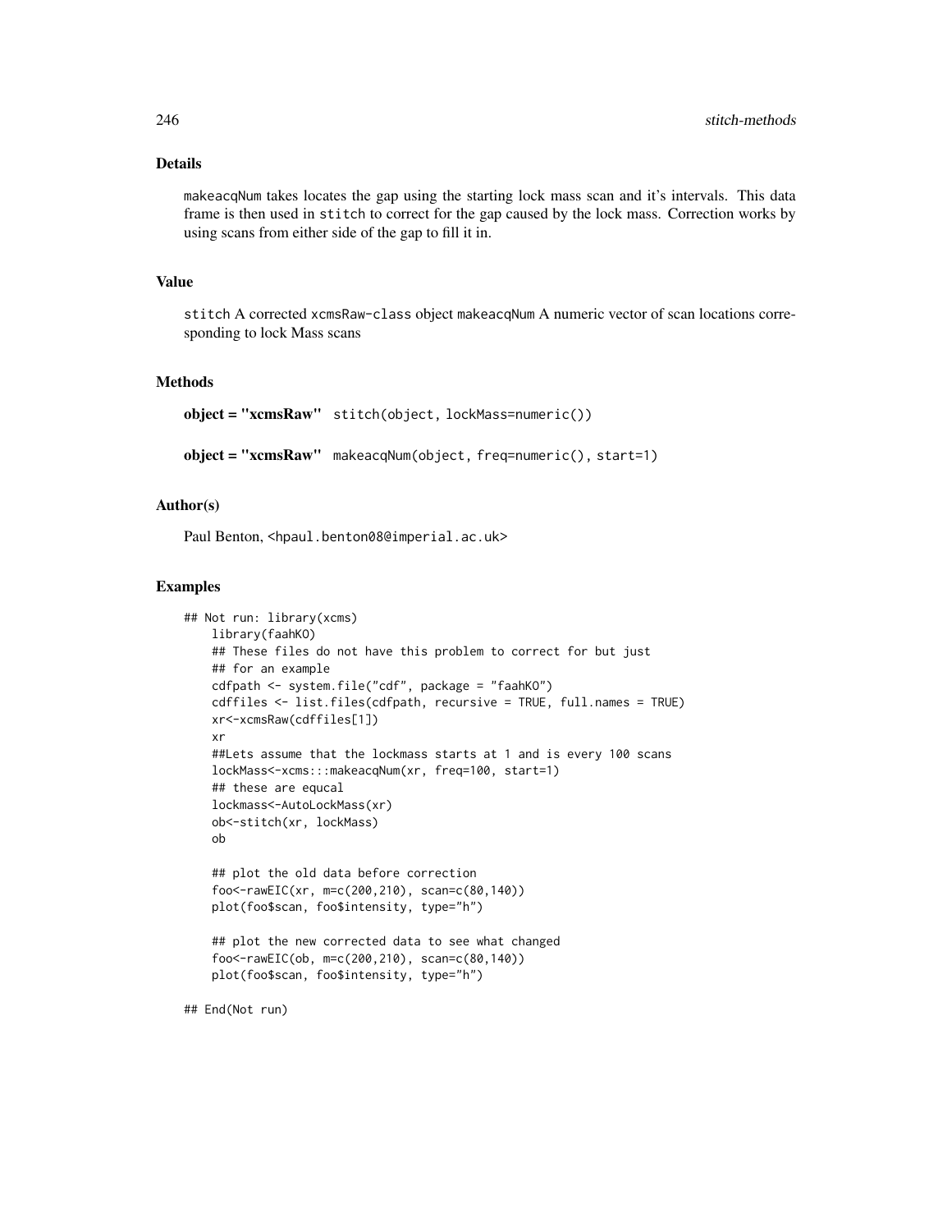## Details

makeacqNum takes locates the gap using the starting lock mass scan and it's intervals. This data frame is then used in stitch to correct for the gap caused by the lock mass. Correction works by using scans from either side of the gap to fill it in.

## Value

stitch A corrected xcmsRaw-class object makeacqNum A numeric vector of scan locations corresponding to lock Mass scans

## Methods

**object = "xcmsRaw"** `stitch(object, lockMass=numeric())`

**object = "xcmsRaw"** `makeacqNum(object, freq=numeric(), start=1)`

## Author(s)

Paul Benton, <hpaul.benton08@imperial.ac.uk>

## Examples

```
## Not run: library(xcms)
    library(faahKO)
    ## These files do not have this problem to correct for but just
    ## for an example
    cdfpath <- system.file("cdf", package = "faahKO")
    cdffiles <- list.files(cdfpath, recursive = TRUE, full.names = TRUE)
    xr<-xcmsRaw(cdffiles[1])
    xr
    ##Lets assume that the lockmass starts at 1 and is every 100 scans
    lockMass<-xcms:::makeacqNum(xr, freq=100, start=1)
    ## these are equcal
    lockmass<-AutoLockMass(xr)
    ob<-stitch(xr, lockMass)
    ob

    ## plot the old data before correction
    foo<-rawEIC(xr, m=c(200,210), scan=c(80,140))
    plot(foo$scan, foo$intensity, type="h")

    ## plot the new corrected data to see what changed
    foo<-rawEIC(ob, m=c(200,210), scan=c(80,140))
    plot(foo$scan, foo$intensity, type="h")

## End(Not run)
```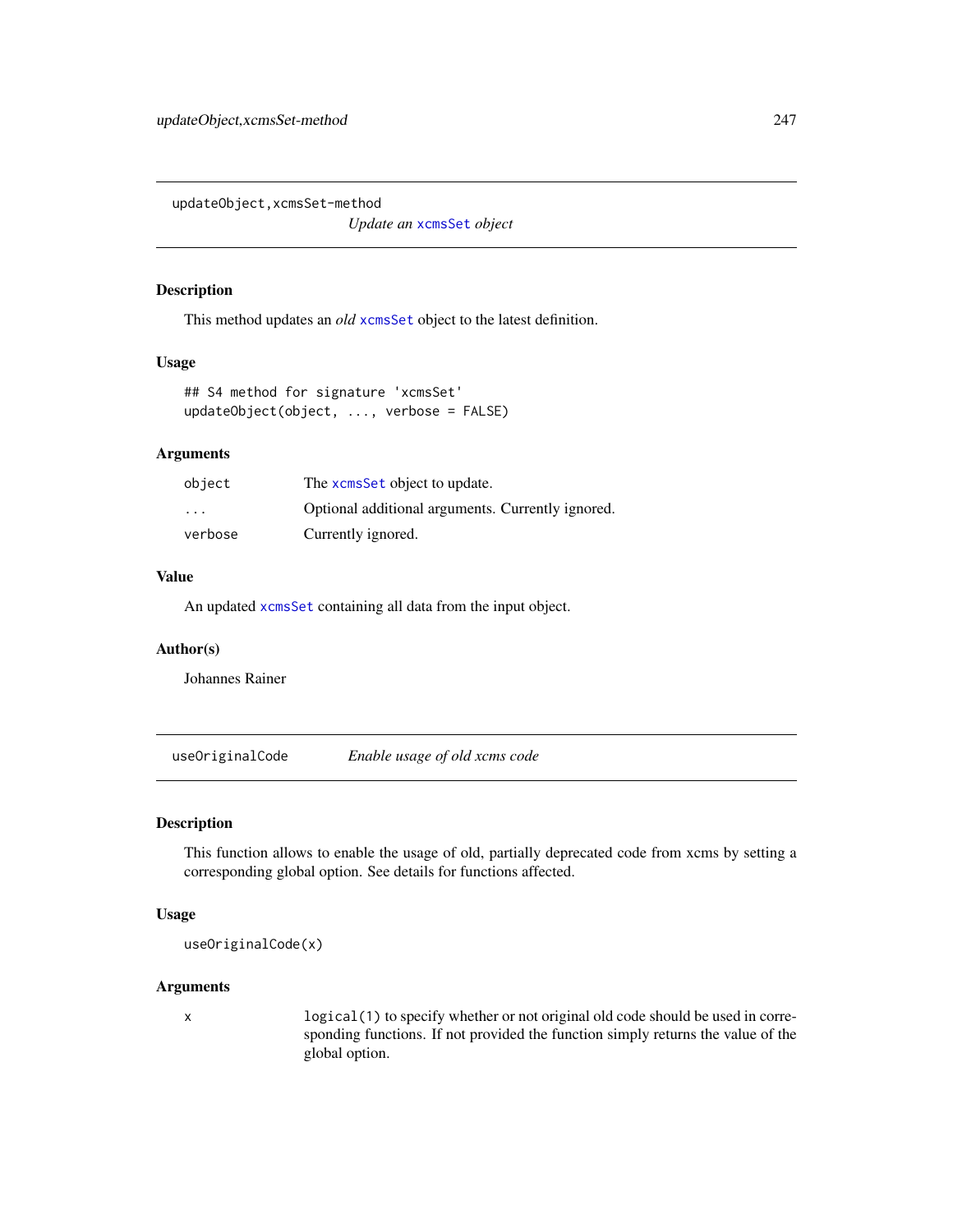## updateObject,xcmsSet-method

*Update an xcmsSet object*

### Description

This method updates an *old* xcmsSet object to the latest definition.

### Usage

```
## S4 method for signature 'xcmsSet'
updateObject(object, ..., verbose = FALSE)
```

### Arguments

| | |
|---|---|
| object | The xcmsSet object to update. |
| ... | Optional additional arguments. Currently ignored. |
| verbose | Currently ignored. |

### Value

An updated xcmsSet containing all data from the input object.

### Author(s)

Johannes Rainer

## useOriginalCode

*Enable usage of old xcms code*

### Description

This function allows to enable the usage of old, partially deprecated code from xcms by setting a corresponding global option. See details for functions affected.

### Usage

```
useOriginalCode(x)
```

### Arguments

| | |
|---|---|
| x | `logical(1)` to specify whether or not original old code should be used in corresponding functions. If not provided the function simply returns the value of the global option. |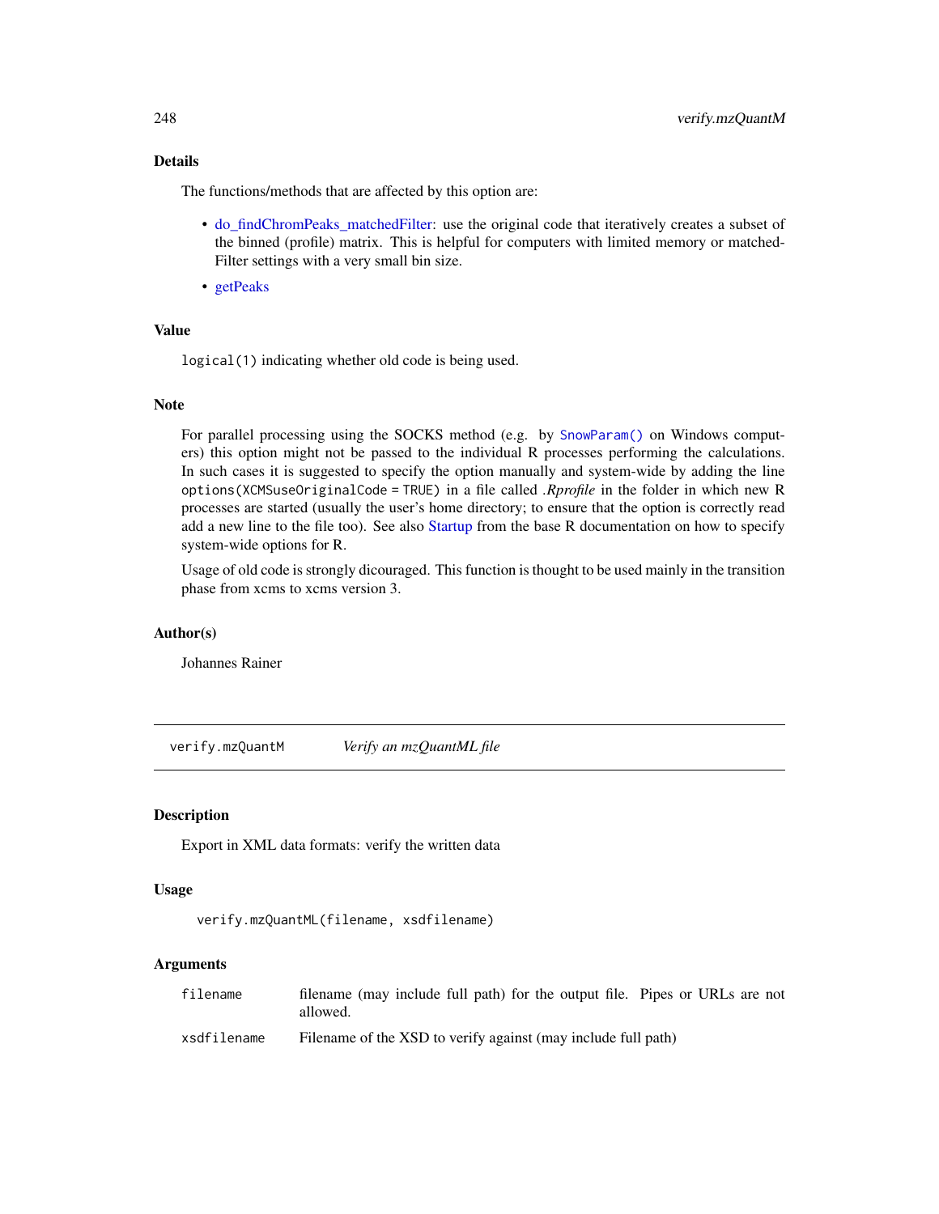### Details

The functions/methods that are affected by this option are:

- do_findChromPeaks_matchedFilter: use the original code that iteratively creates a subset of the binned (profile) matrix. This is helpful for computers with limited memory or matchedFilter settings with a very small bin size.
- getPeaks

### Value

`logical(1)` indicating whether old code is being used.

### Note

For parallel processing using the SOCKS method (e.g. by `SnowParam()` on Windows computers) this option might not be passed to the individual R processes performing the calculations. In such cases it is suggested to specify the option manually and system-wide by adding the line `options(XCMSuseOriginalCode = TRUE)` in a file called *.Rprofile* in the folder in which new R processes are started (usually the user's home directory; to ensure that the option is correctly read add a new line to the file too). See also Startup from the base R documentation on how to specify system-wide options for R.

Usage of old code is strongly dicouraged. This function is thought to be used mainly in the transition phase from xcms to xcms version 3.

### Author(s)

Johannes Rainer

---

## verify.mzQuantM *Verify an mzQuantML file*

### Description

Export in XML data formats: verify the written data

### Usage

```
verify.mzQuantML(filename, xsdfilename)
```

### Arguments

| | |
|---|---|
| filename | filename (may include full path) for the output file. Pipes or URLs are not allowed. |
| xsdfilename | Filename of the XSD to verify against (may include full path) |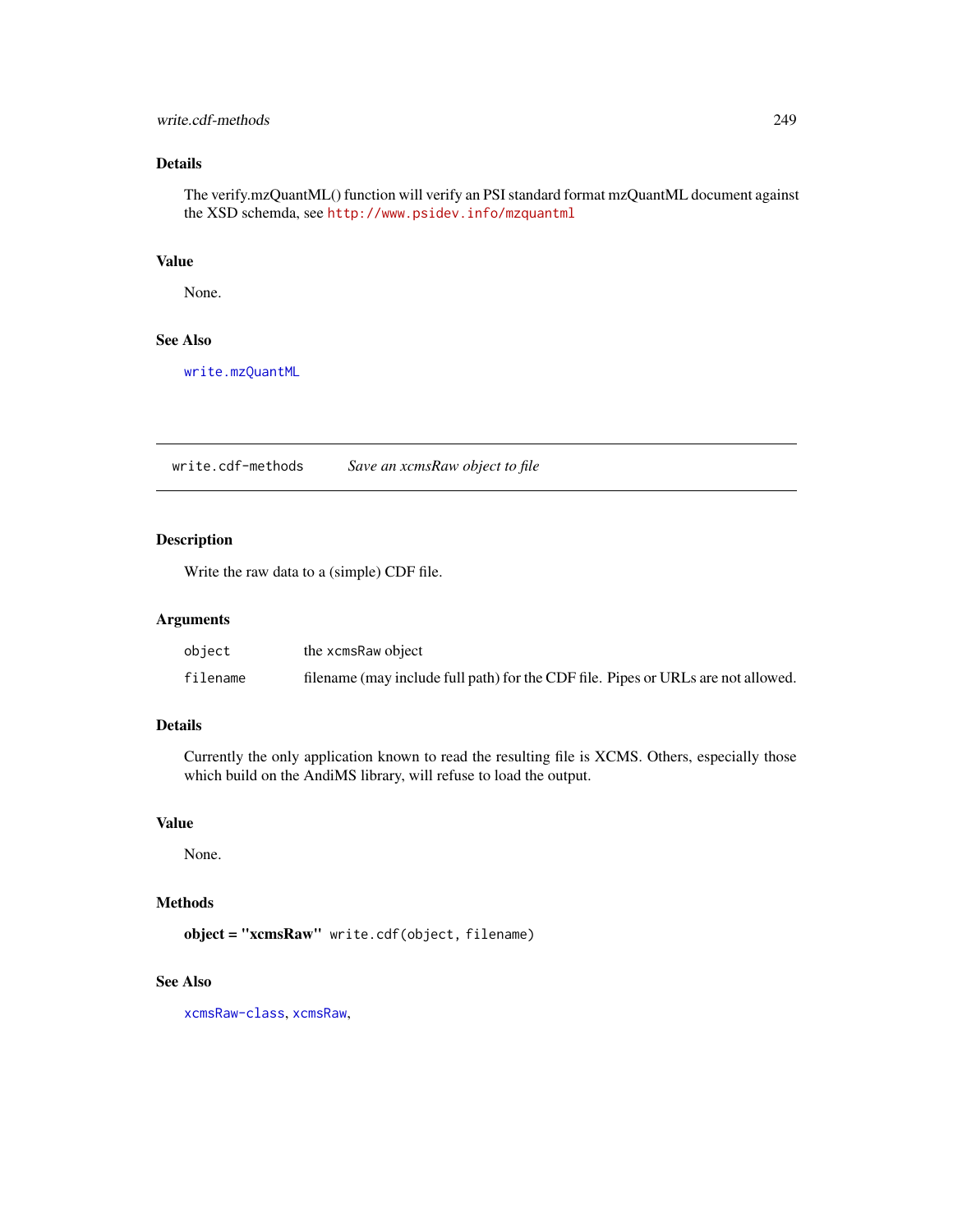## Details

The verify.mzQuantML() function will verify an PSI standard format mzQuantML document against the XSD schemda, see http://www.psidev.info/mzquantml

## Value

None.

## See Also

`write.mzQuantML`

---

# write.cdf-methods — *Save an xcmsRaw object to file*

## Description

Write the raw data to a (simple) CDF file.

## Arguments

| | |
|---|---|
| `object` | the `xcmsRaw` object |
| `filename` | filename (may include full path) for the CDF file. Pipes or URLs are not allowed. |

## Details

Currently the only application known to read the resulting file is XCMS. Others, especially those which build on the AndiMS library, will refuse to load the output.

## Value

None.

## Methods

**object = "xcmsRaw"** `write.cdf(object, filename)`

## See Also

`xcmsRaw-class`, `xcmsRaw`,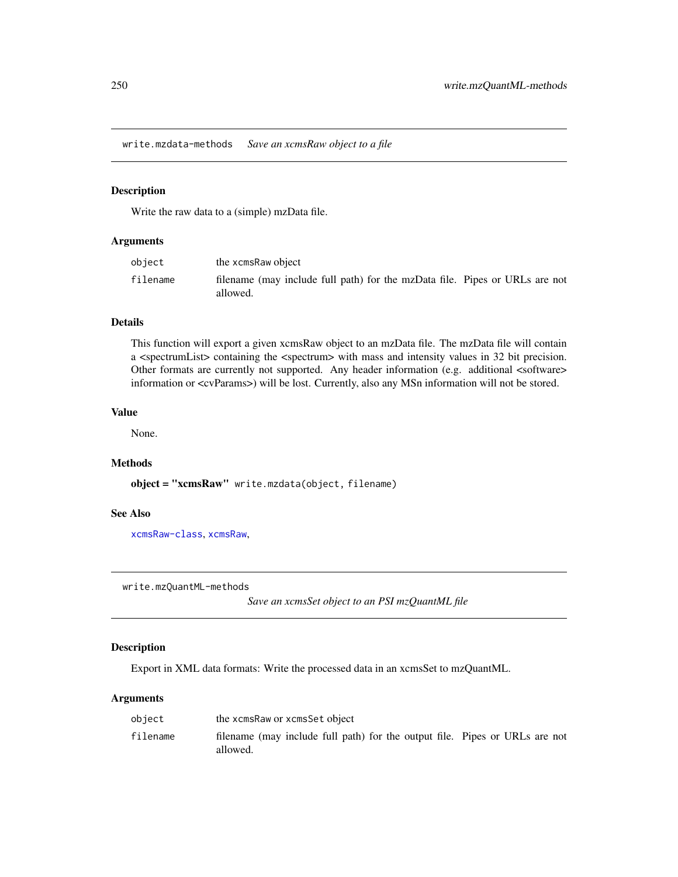## write.mzdata-methods *Save an xcmsRaw object to a file*

### Description

Write the raw data to a (simple) mzData file.

### Arguments

| | |
|---|---|
| object | the xcmsRaw object |
| filename | filename (may include full path) for the mzData file. Pipes or URLs are not allowed. |

### Details

This function will export a given xcmsRaw object to an mzData file. The mzData file will contain a <spectrumList> containing the <spectrum> with mass and intensity values in 32 bit precision. Other formats are currently not supported. Any header information (e.g. additional <software> information or <cvParams>) will be lost. Currently, also any MSn information will not be stored.

### Value

None.

### Methods

**object = "xcmsRaw"** `write.mzdata(object, filename)`

### See Also

xcmsRaw-class, xcmsRaw,

## write.mzQuantML-methods *Save an xcmsSet object to an PSI mzQuantML file*

### Description

Export in XML data formats: Write the processed data in an xcmsSet to mzQuantML.

### Arguments

| | |
|---|---|
| object | the xcmsRaw or xcmsSet object |
| filename | filename (may include full path) for the output file. Pipes or URLs are not allowed. |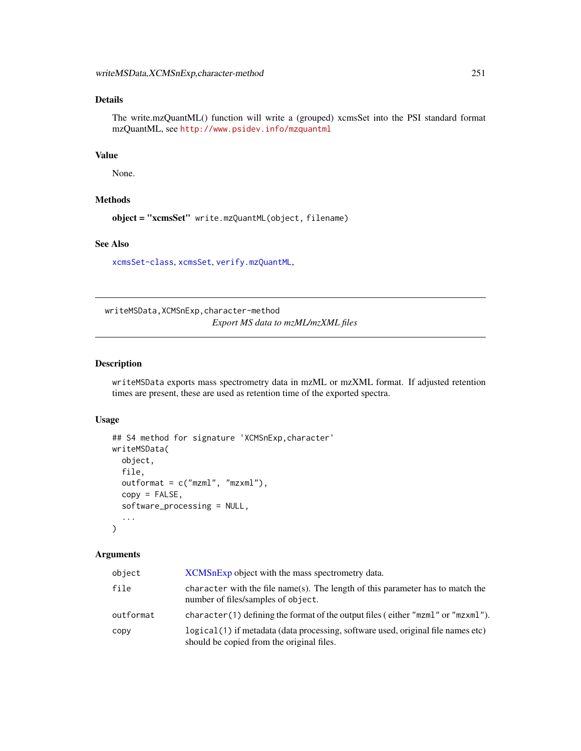## Details

The write.mzQuantML() function will write a (grouped) xcmsSet into the PSI standard format mzQuantML, see http://www.psidev.info/mzquantml

## Value

None.

## Methods

**object = "xcmsSet"** `write.mzQuantML(object, filename)`

## See Also

xcmsSet-class, xcmsSet, verify.mzQuantML,

---

# writeMSData,XCMSnExp,character-method

*Export MS data to mzML/mzXML files*

---

## Description

`writeMSData` exports mass spectrometry data in mzML or mzXML format. If adjusted retention times are present, these are used as retention time of the exported spectra.

## Usage

```
## S4 method for signature 'XCMSnExp,character'
writeMSData(
  object,
  file,
  outformat = c("mzml", "mzxml"),
  copy = FALSE,
  software_processing = NULL,
  ...
)
```

## Arguments

| | |
|---|---|
| `object` | XCMSnExp object with the mass spectrometry data. |
| `file` | `character` with the file name(s). The length of this parameter has to match the number of files/samples of `object`. |
| `outformat` | `character(1)` defining the format of the output files ( either `"mzml"` or `"mzxml"`). |
| `copy` | `logical(1)` if metadata (data processing, software used, original file names etc) should be copied from the original files. |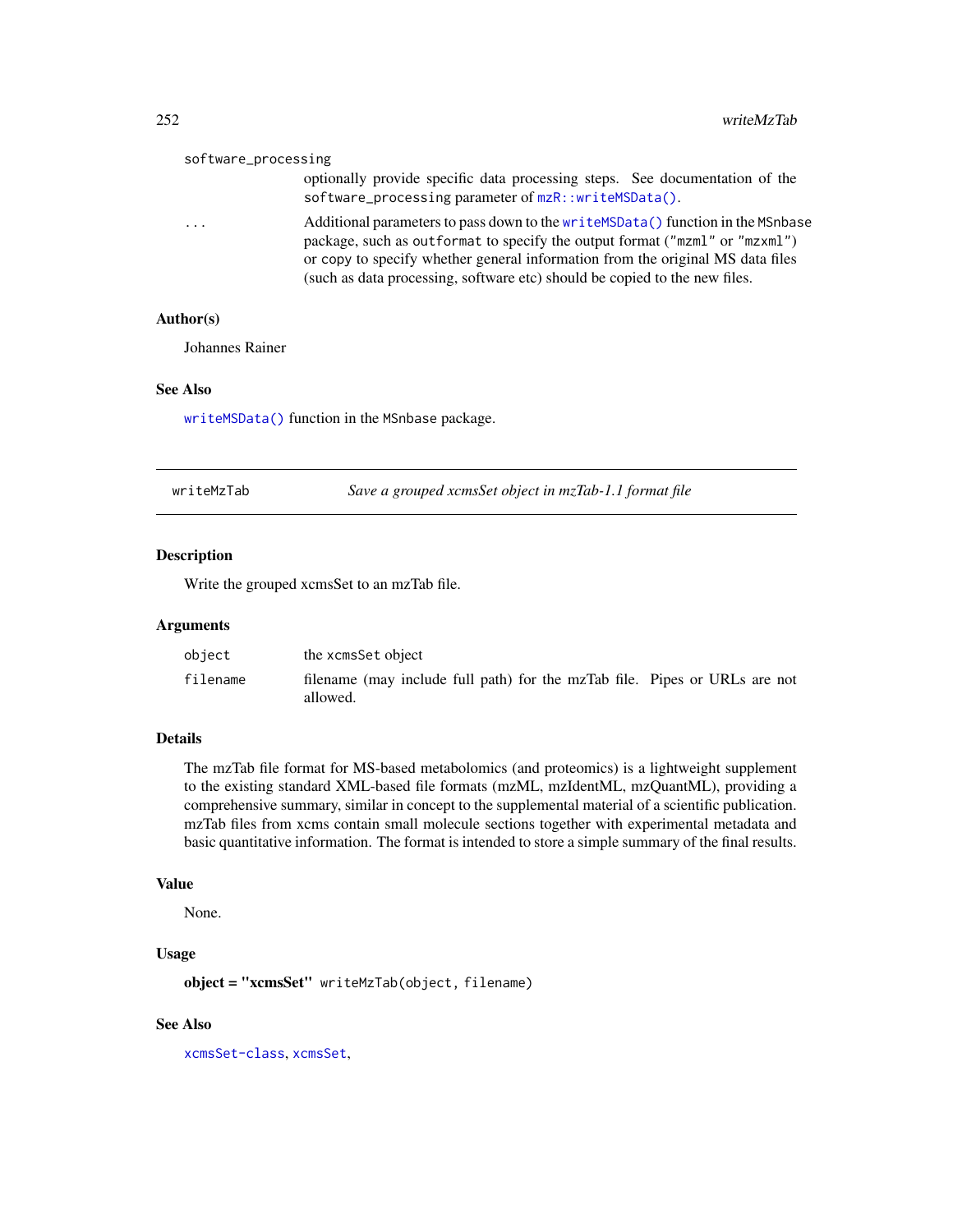software_processing

optionally provide specific data processing steps. See documentation of the `software_processing` parameter of `mzR::writeMSData()`.

`...` Additional parameters to pass down to the `writeMSData()` function in the `MSnbase` package, such as `outformat` to specify the output format (`"mzml"` or `"mzxml"`) or `copy` to specify whether general information from the original MS data files (such as data processing, software etc) should be copied to the new files.

### Author(s)

Johannes Rainer

### See Also

`writeMSData()` function in the `MSnbase` package.

---

## writeMzTab — *Save a grouped xcmsSet object in mzTab-1.1 format file*

---

### Description

Write the grouped xcmsSet to an mzTab file.

### Arguments

| | |
|---|---|
| `object` | the `xcmsSet` object |
| `filename` | filename (may include full path) for the mzTab file. Pipes or URLs are not allowed. |

### Details

The mzTab file format for MS-based metabolomics (and proteomics) is a lightweight supplement to the existing standard XML-based file formats (mzML, mzIdentML, mzQuantML), providing a comprehensive summary, similar in concept to the supplemental material of a scientific publication. mzTab files from xcms contain small molecule sections together with experimental metadata and basic quantitative information. The format is intended to store a simple summary of the final results.

### Value

None.

### Usage

**object = "xcmsSet"** `writeMzTab(object, filename)`

### See Also

`xcmsSet-class`, `xcmsSet`,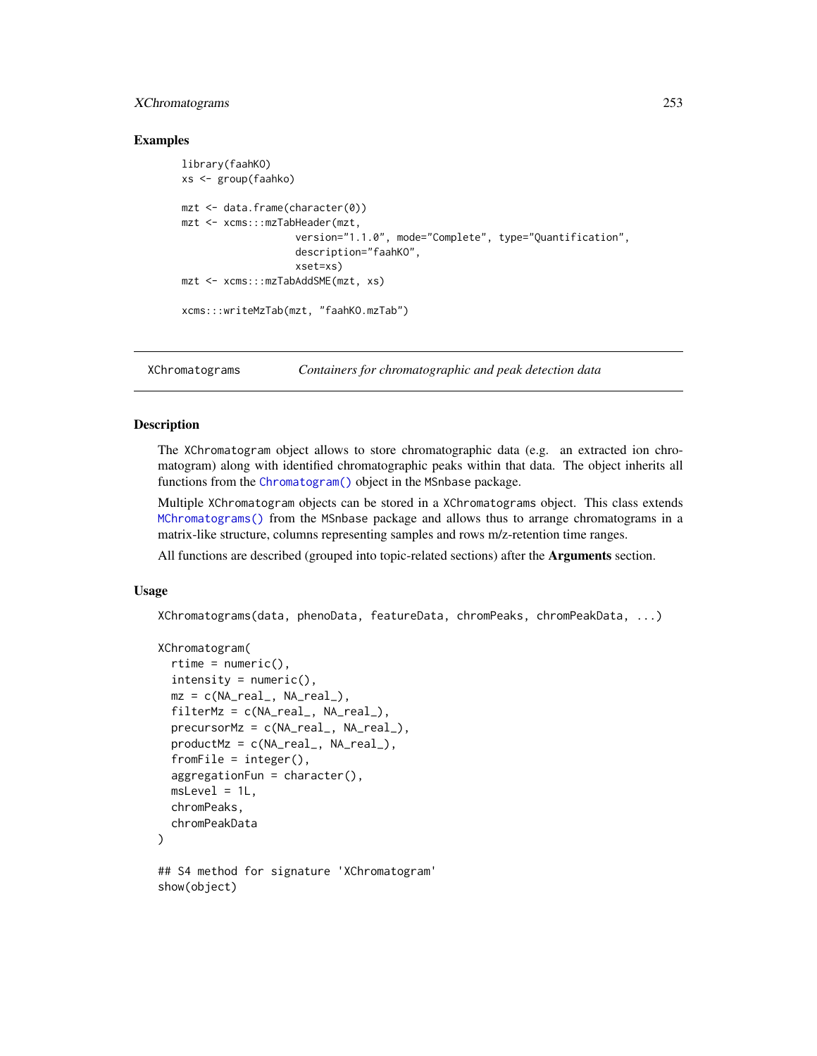### Examples

```
library(faahKO)
xs <- group(faahko)

mzt <- data.frame(character(0))
mzt <- xcms:::mzTabHeader(mzt,
                  version="1.1.0", mode="Complete", type="Quantification",
                  description="faahKO",
                  xset=xs)
mzt <- xcms:::mzTabAddSME(mzt, xs)

xcms:::writeMzTab(mzt, "faahKO.mzTab")
```

---

`XChromatograms` *Containers for chromatographic and peak detection data*

---

### Description

The XChromatogram object allows to store chromatographic data (e.g. an extracted ion chromatogram) along with identified chromatographic peaks within that data. The object inherits all functions from the Chromatogram() object in the MSnbase package.

Multiple XChromatogram objects can be stored in a XChromatograms object. This class extends MChromatograms() from the MSnbase package and allows thus to arrange chromatograms in a matrix-like structure, columns representing samples and rows m/z-retention time ranges.

All functions are described (grouped into topic-related sections) after the **Arguments** section.

### Usage

```
XChromatograms(data, phenoData, featureData, chromPeaks, chromPeakData, ...)

XChromatogram(
  rtime = numeric(),
  intensity = numeric(),
  mz = c(NA_real_, NA_real_),
  filterMz = c(NA_real_, NA_real_),
  precursorMz = c(NA_real_, NA_real_),
  productMz = c(NA_real_, NA_real_),
  fromFile = integer(),
  aggregationFun = character(),
  msLevel = 1L,
  chromPeaks,
  chromPeakData
)

## S4 method for signature 'XChromatogram'
show(object)
```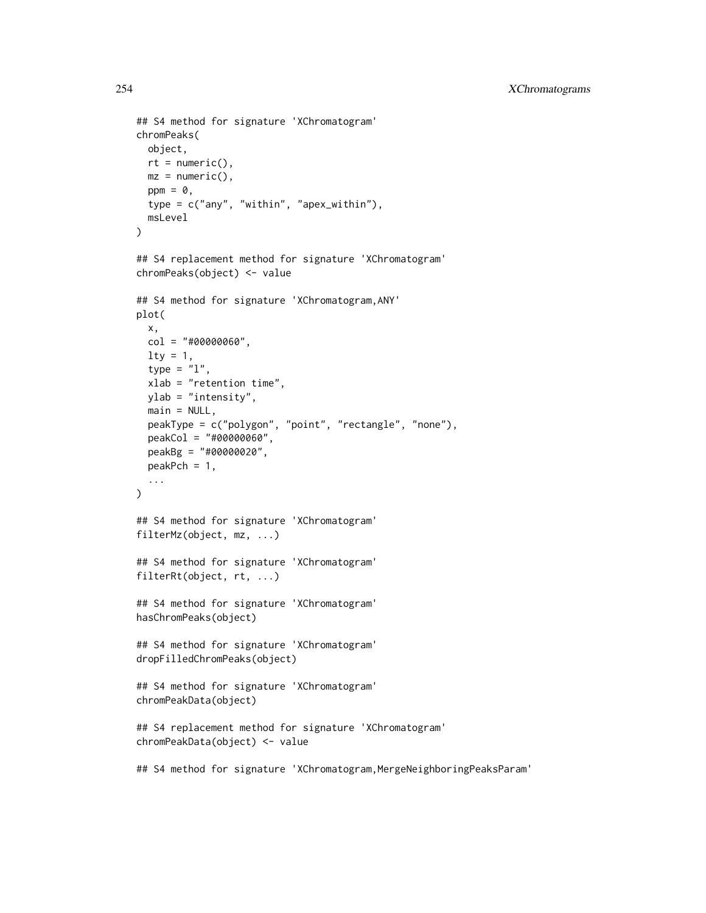```
## S4 method for signature 'XChromatogram'
chromPeaks(
  object,
  rt = numeric(),
  mz = numeric(),
  ppm = 0,
  type = c("any", "within", "apex_within"),
  msLevel
)

## S4 replacement method for signature 'XChromatogram'
chromPeaks(object) <- value

## S4 method for signature 'XChromatogram,ANY'
plot(
  x,
  col = "#00000060",
  lty = 1,
  type = "l",
  xlab = "retention time",
  ylab = "intensity",
  main = NULL,
  peakType = c("polygon", "point", "rectangle", "none"),
  peakCol = "#00000060",
  peakBg = "#00000020",
  peakPch = 1,
  ...
)

## S4 method for signature 'XChromatogram'
filterMz(object, mz, ...)

## S4 method for signature 'XChromatogram'
filterRt(object, rt, ...)

## S4 method for signature 'XChromatogram'
hasChromPeaks(object)

## S4 method for signature 'XChromatogram'
dropFilledChromPeaks(object)

## S4 method for signature 'XChromatogram'
chromPeakData(object)

## S4 replacement method for signature 'XChromatogram'
chromPeakData(object) <- value

## S4 method for signature 'XChromatogram,MergeNeighboringPeaksParam'
```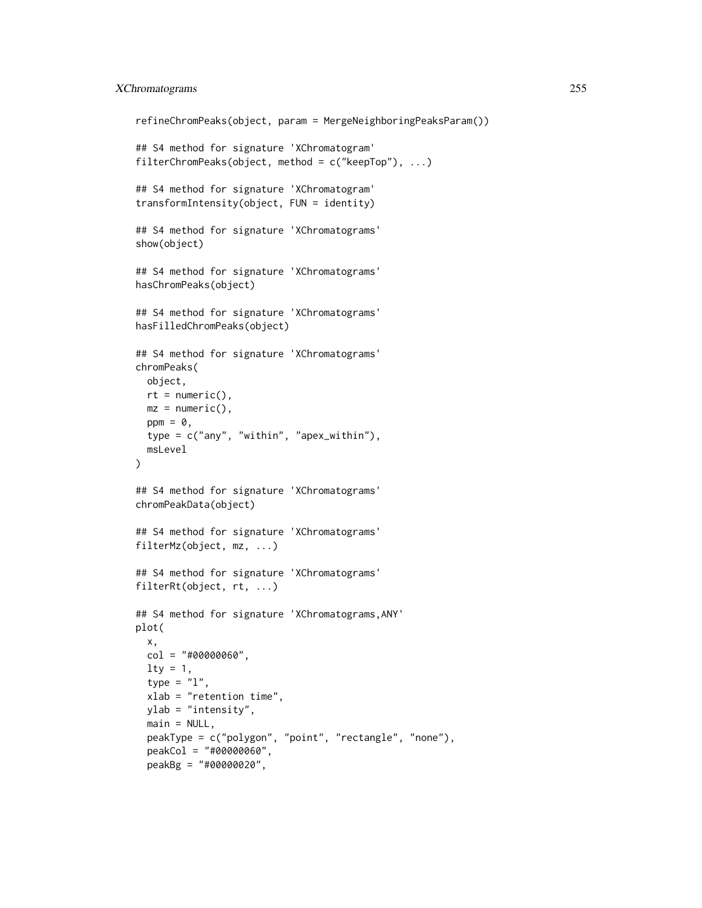```
refineChromPeaks(object, param = MergeNeighboringPeaksParam())

## S4 method for signature 'XChromatogram'
filterChromPeaks(object, method = c("keepTop"), ...)

## S4 method for signature 'XChromatogram'
transformIntensity(object, FUN = identity)

## S4 method for signature 'XChromatograms'
show(object)

## S4 method for signature 'XChromatograms'
hasChromPeaks(object)

## S4 method for signature 'XChromatograms'
hasFilledChromPeaks(object)

## S4 method for signature 'XChromatograms'
chromPeaks(
  object,
  rt = numeric(),
  mz = numeric(),
  ppm = 0,
  type = c("any", "within", "apex_within"),
  msLevel
)

## S4 method for signature 'XChromatograms'
chromPeakData(object)

## S4 method for signature 'XChromatograms'
filterMz(object, mz, ...)

## S4 method for signature 'XChromatograms'
filterRt(object, rt, ...)

## S4 method for signature 'XChromatograms,ANY'
plot(
  x,
  col = "#00000060",
  lty = 1,
  type = "l",
  xlab = "retention time",
  ylab = "intensity",
  main = NULL,
  peakType = c("polygon", "point", "rectangle", "none"),
  peakCol = "#00000060",
  peakBg = "#00000020",
```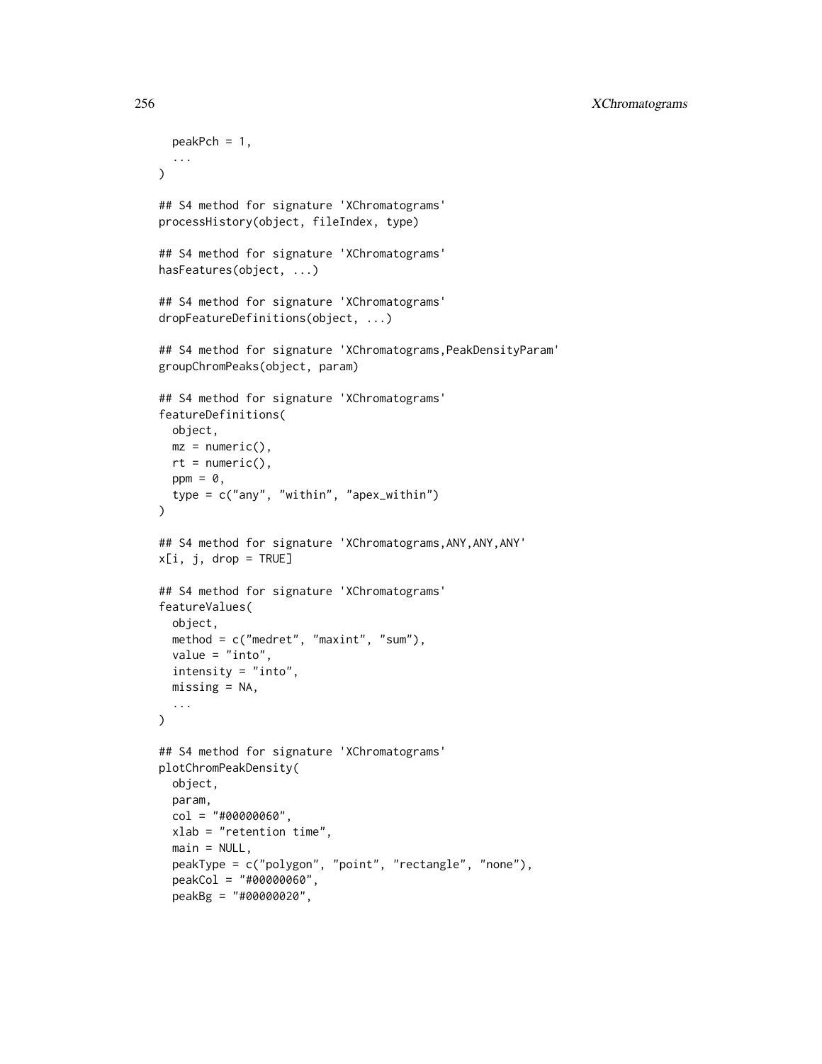```
  peakPch = 1,
  ...
)

## S4 method for signature 'XChromatograms'
processHistory(object, fileIndex, type)

## S4 method for signature 'XChromatograms'
hasFeatures(object, ...)

## S4 method for signature 'XChromatograms'
dropFeatureDefinitions(object, ...)

## S4 method for signature 'XChromatograms,PeakDensityParam'
groupChromPeaks(object, param)

## S4 method for signature 'XChromatograms'
featureDefinitions(
  object,
  mz = numeric(),
  rt = numeric(),
  ppm = 0,
  type = c("any", "within", "apex_within")
)

## S4 method for signature 'XChromatograms,ANY,ANY,ANY'
x[i, j, drop = TRUE]

## S4 method for signature 'XChromatograms'
featureValues(
  object,
  method = c("medret", "maxint", "sum"),
  value = "into",
  intensity = "into",
  missing = NA,
  ...
)

## S4 method for signature 'XChromatograms'
plotChromPeakDensity(
  object,
  param,
  col = "#00000060",
  xlab = "retention time",
  main = NULL,
  peakType = c("polygon", "point", "rectangle", "none"),
  peakCol = "#00000060",
  peakBg = "#00000020",
```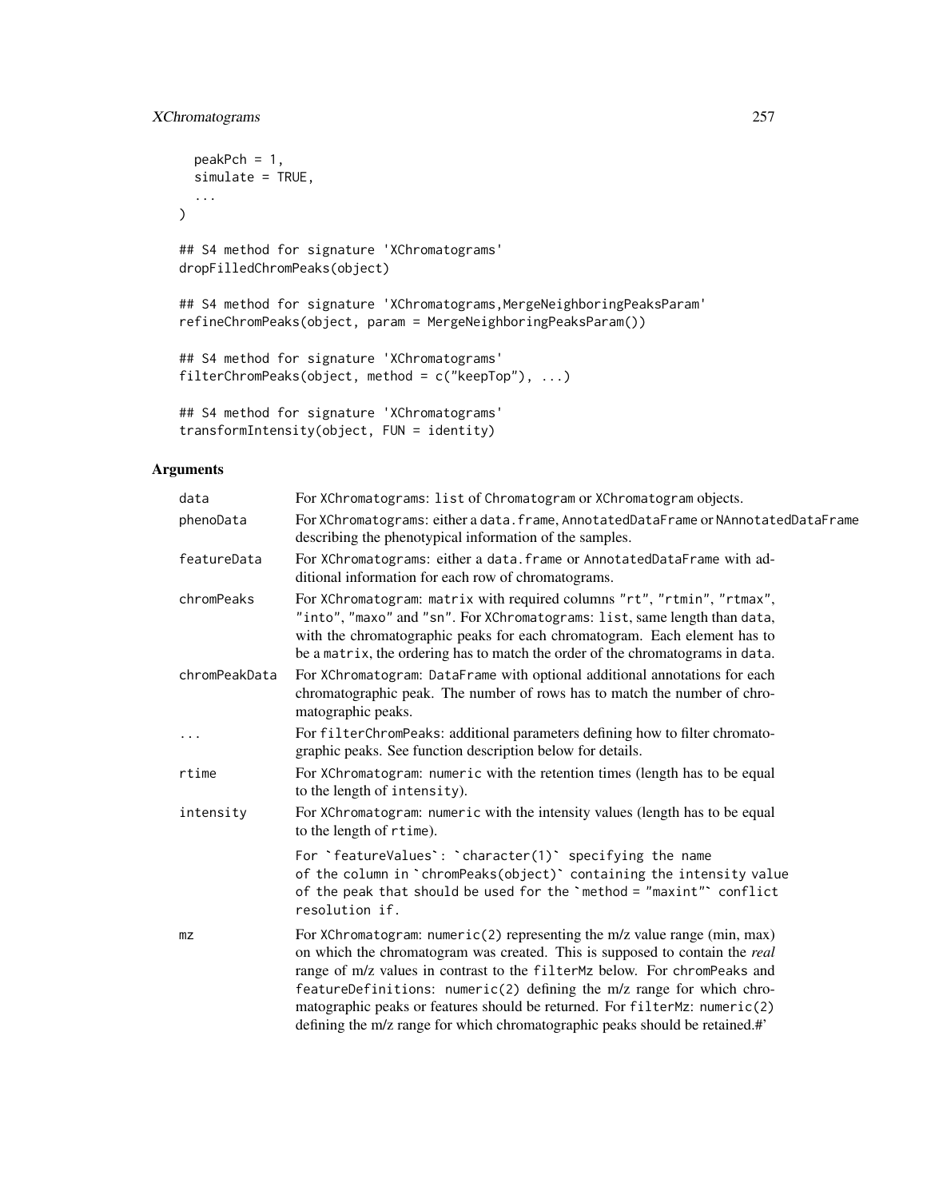```
  peakPch = 1,
  simulate = TRUE,
  ...
)

## S4 method for signature 'XChromatograms'
dropFilledChromPeaks(object)

## S4 method for signature 'XChromatograms,MergeNeighboringPeaksParam'
refineChromPeaks(object, param = MergeNeighboringPeaksParam())

## S4 method for signature 'XChromatograms'
filterChromPeaks(object, method = c("keepTop"), ...)

## S4 method for signature 'XChromatograms'
transformIntensity(object, FUN = identity)
```

## Arguments

| | |
|---|---|
| data | For XChromatograms: list of Chromatogram or XChromatogram objects. |
| phenoData | For XChromatograms: either a data.frame, AnnotatedDataFrame or NAnnotatedDataFrame describing the phenotypical information of the samples. |
| featureData | For XChromatograms: either a data.frame or AnnotatedDataFrame with additional information for each row of chromatograms. |
| chromPeaks | For XChromatogram: matrix with required columns "rt", "rtmin", "rtmax", "into", "maxo" and "sn". For XChromatograms: list, same length than data, with the chromatographic peaks for each chromatogram. Each element has to be a matrix, the ordering has to match the order of the chromatograms in data. |
| chromPeakData | For XChromatogram: DataFrame with optional additional annotations for each chromatographic peak. The number of rows has to match the number of chromatographic peaks. |
| ... | For filterChromPeaks: additional parameters defining how to filter chromatographic peaks. See function description below for details. |
| rtime | For XChromatogram: numeric with the retention times (length has to be equal to the length of intensity). |
| intensity | For XChromatogram: numeric with the intensity values (length has to be equal to the length of rtime). <br><br> For \`featureValues\`: \`character(1)\` specifying the name of the column in \`chromPeaks(object)\` containing the intensity value of the peak that should be used for the \`method = "maxint"\` conflict resolution if. |
| mz | For XChromatogram: numeric(2) representing the m/z value range (min, max) on which the chromatogram was created. This is supposed to contain the *real* range of m/z values in contrast to the filterMz below. For chromPeaks and featureDefinitions: numeric(2) defining the m/z range for which chromatographic peaks or features should be returned. For filterMz: numeric(2) defining the m/z range for which chromatographic peaks should be retained.#' |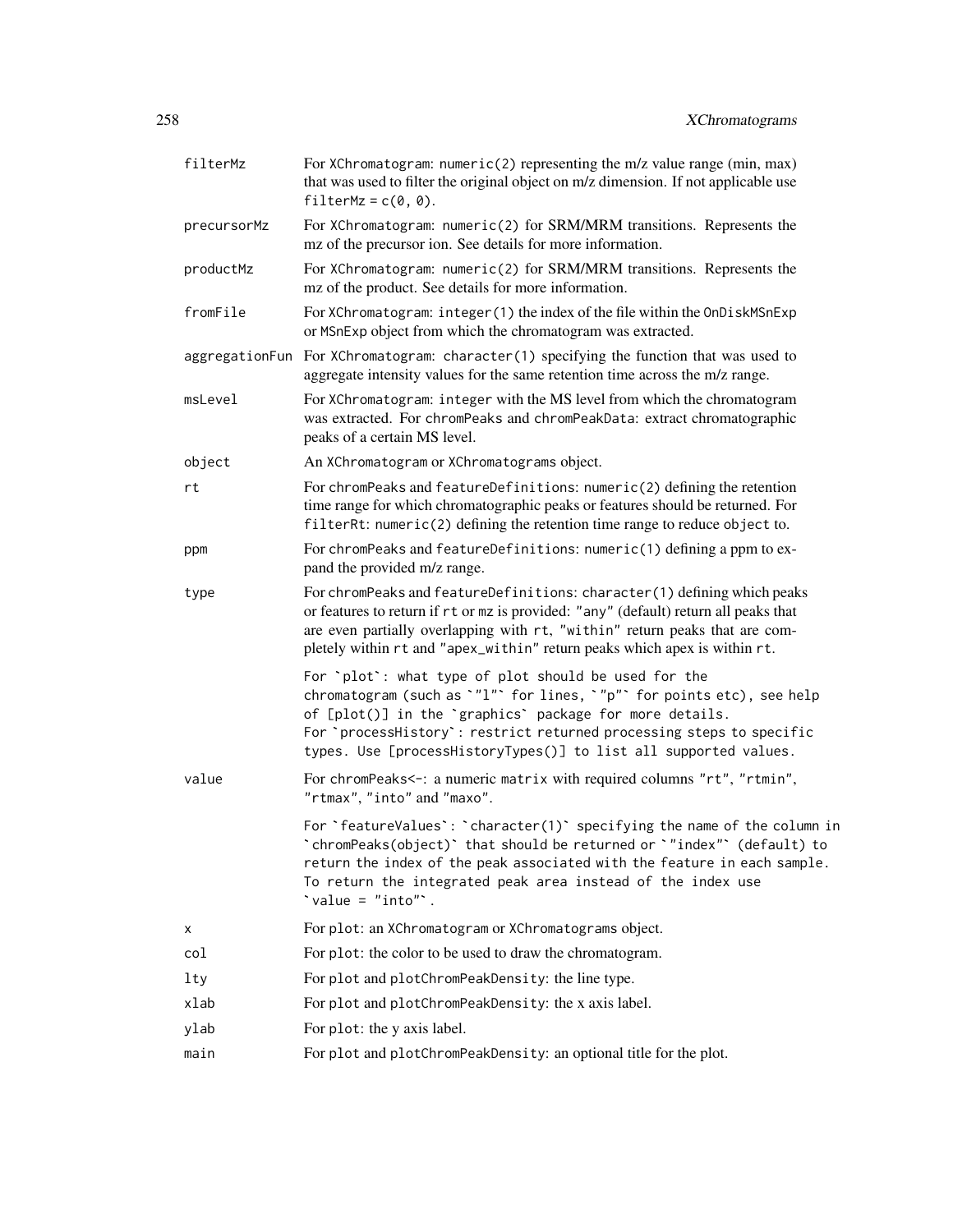| | |
|---|---|
| `filterMz` | For `XChromatogram`: `numeric(2)` representing the m/z value range (min, max) that was used to filter the original object on m/z dimension. If not applicable use `filterMz = c(0, 0)`. |
| `precursorMz` | For `XChromatogram`: `numeric(2)` for SRM/MRM transitions. Represents the mz of the precursor ion. See details for more information. |
| `productMz` | For `XChromatogram`: `numeric(2)` for SRM/MRM transitions. Represents the mz of the product. See details for more information. |
| `fromFile` | For `XChromatogram`: `integer(1)` the index of the file within the `OnDiskMSnExp` or `MSnExp` object from which the chromatogram was extracted. |
| `aggregationFun` | For `XChromatogram`: `character(1)` specifying the function that was used to aggregate intensity values for the same retention time across the m/z range. |
| `msLevel` | For `XChromatogram`: `integer` with the MS level from which the chromatogram was extracted. For `chromPeaks` and `chromPeakData`: extract chromatographic peaks of a certain MS level. |
| `object` | An `XChromatogram` or `XChromatograms` object. |
| `rt` | For `chromPeaks` and `featureDefinitions`: `numeric(2)` defining the retention time range for which chromatographic peaks or features should be returned. For `filterRt`: `numeric(2)` defining the retention time range to reduce `object` to. |
| `ppm` | For `chromPeaks` and `featureDefinitions`: `numeric(1)` defining a ppm to expand the provided m/z range. |
| `type` | For `chromPeaks` and `featureDefinitions`: `character(1)` defining which peaks or features to return if `rt` or `mz` is provided: `"any"` (default) return all peaks that are even partially overlapping with `rt`, `"within"` return peaks that are completely within `rt` and `"apex_within"` return peaks which apex is within `rt`.<br><br>For `` `plot` ``: what type of plot should be used for the chromatogram (such as `` `"l"` `` for lines, `` `"p"` `` for points etc), see help of [plot()] in the `` `graphics` `` package for more details. For `` `processHistory` ``: restrict returned processing steps to specific types. Use [processHistoryTypes()] to list all supported values. |
| `value` | For `chromPeaks<-`: a numeric `matrix` with required columns `"rt"`, `"rtmin"`, `"rtmax"`, `"into"` and `"maxo"`.<br><br>For `` `featureValues` ``: `` `character(1)` `` specifying the name of the column in `` `chromPeaks(object)` `` that should be returned or `` `"index"` `` (default) to return the index of the peak associated with the feature in each sample. To return the integrated peak area instead of the index use `` `value = "into"` ``. |
| `x` | For `plot`: an `XChromatogram` or `XChromatograms` object. |
| `col` | For `plot`: the color to be used to draw the chromatogram. |
| `lty` | For `plot` and `plotChromPeakDensity`: the line type. |
| `xlab` | For `plot` and `plotChromPeakDensity`: the x axis label. |
| `ylab` | For `plot`: the y axis label. |
| `main` | For `plot` and `plotChromPeakDensity`: an optional title for the plot. |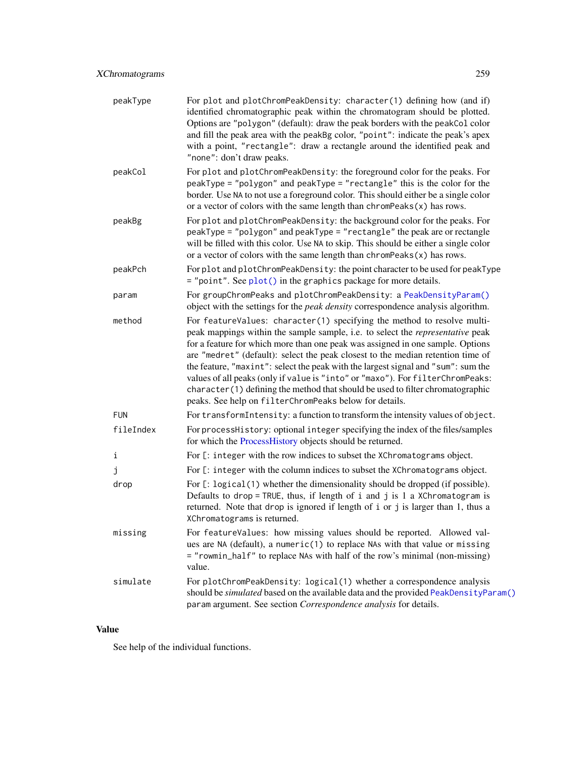| | |
|---|---|
| peakType | For `plot` and `plotChromPeakDensity`: `character(1)` defining how (and if) identified chromatographic peak within the chromatogram should be plotted. Options are `"polygon"` (default): draw the peak borders with the `peakCol` color and fill the peak area with the `peakBg` color, `"point"`: indicate the peak's apex with a point, `"rectangle"`: draw a rectangle around the identified peak and `"none"`: don't draw peaks. |
| peakCol | For `plot` and `plotChromPeakDensity`: the foreground color for the peaks. For `peakType = "polygon"` and `peakType = "rectangle"` this is the color for the border. Use `NA` to not use a foreground color. This should either be a single color or a vector of colors with the same length than `chromPeaks(x)` has rows. |
| peakBg | For `plot` and `plotChromPeakDensity`: the background color for the peaks. For `peakType = "polygon"` and `peakType = "rectangle"` the peak are or rectangle will be filled with this color. Use `NA` to skip. This should be either a single color or a vector of colors with the same length than `chromPeaks(x)` has rows. |
| peakPch | For `plot` and `plotChromPeakDensity`: the point character to be used for `peakType = "point"`. See `plot()` in the `graphics` package for more details. |
| param | For `groupChromPeaks` and `plotChromPeakDensity`: a `PeakDensityParam()` object with the settings for the *peak density* correspondence analysis algorithm. |
| method | For `featureValues`: `character(1)` specifying the method to resolve multi-peak mappings within the sample sample, i.e. to select the *representative* peak for a feature for which more than one peak was assigned in one sample. Options are `"medret"` (default): select the peak closest to the median retention time of the feature, `"maxint"`: select the peak with the largest signal and `"sum"`: sum the values of all peaks (only if `value` is `"into"` or `"maxo"`). For `filterChromPeaks`: `character(1)` defining the method that should be used to filter chromatographic peaks. See help on `filterChromPeaks` below for details. |
| FUN | For `transformIntensity`: a function to transform the intensity values of `object`. |
| fileIndex | For `processHistory`: optional `integer` specifying the index of the files/samples for which the ProcessHistory objects should be returned. |
| i | For `[`: `integer` with the row indices to subset the `XChromatograms` object. |
| j | For `[`: `integer` with the column indices to subset the `XChromatograms` object. |
| drop | For `[`: `logical(1)` whether the dimensionality should be dropped (if possible). Defaults to `drop = TRUE`, thus, if length of `i` and `j` is 1 a `XChromatogram` is returned. Note that `drop` is ignored if length of `i` or `j` is larger than 1, thus a `XChromatograms` is returned. |
| missing | For `featureValues`: how missing values should be reported. Allowed values are `NA` (default), a `numeric(1)` to replace `NA`s with that value or `missing = "rowmin_half"` to replace `NA`s with half of the row's minimal (non-missing) value. |
| simulate | For `plotChromPeakDensity`: `logical(1)` whether a correspondence analysis should be *simulated* based on the available data and the provided `PeakDensityParam()` `param` argument. See section *Correspondence analysis* for details. |

## Value

See help of the individual functions.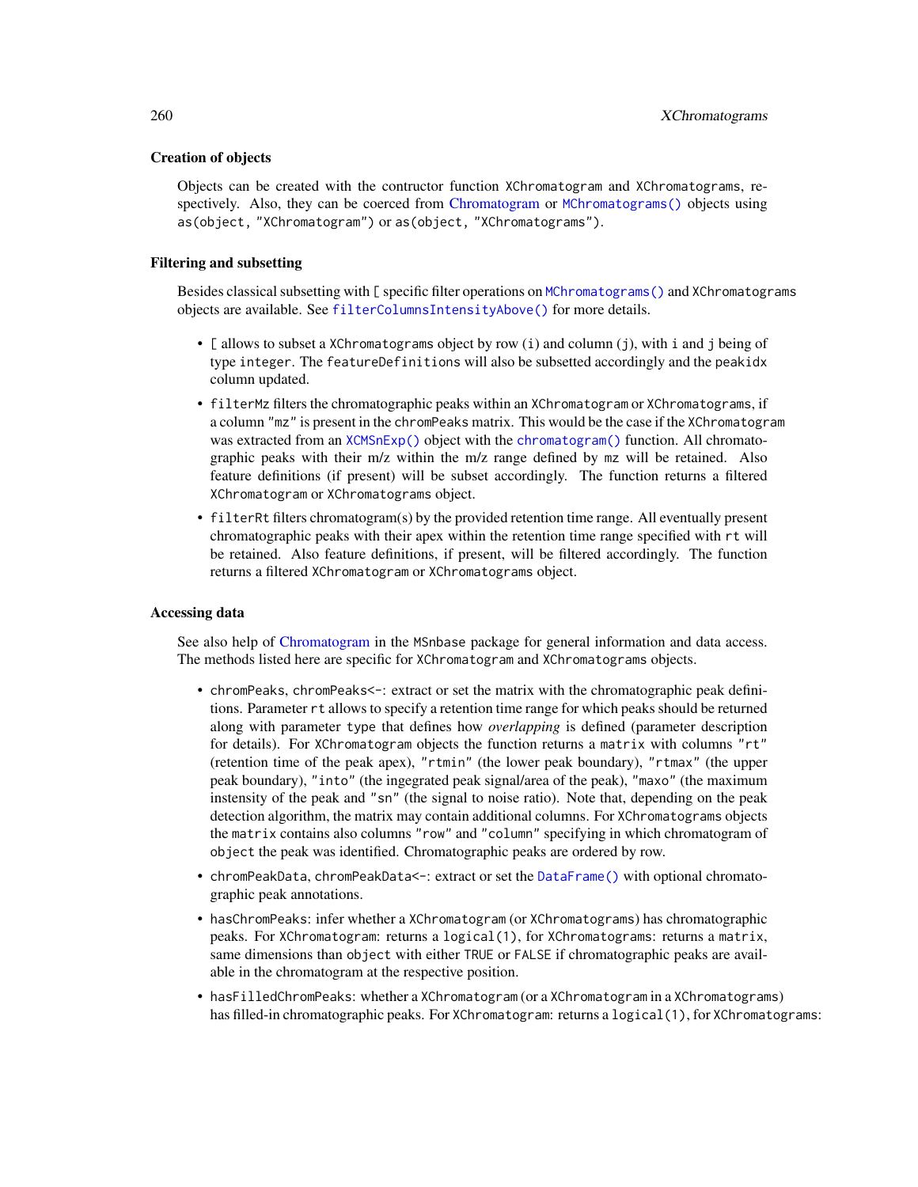### Creation of objects

Objects can be created with the contructor function XChromatogram and XChromatograms, respectively. Also, they can be coerced from Chromatogram or MChromatograms() objects using as(object, "XChromatogram") or as(object, "XChromatograms").

### Filtering and subsetting

Besides classical subsetting with [ specific filter operations on MChromatograms() and XChromatograms objects are available. See filterColumnsIntensityAbove() for more details.

- [ allows to subset a XChromatograms object by row (i) and column (j), with i and j being of type integer. The featureDefinitions will also be subsetted accordingly and the peakidx column updated.
- filterMz filters the chromatographic peaks within an XChromatogram or XChromatograms, if a column "mz" is present in the chromPeaks matrix. This would be the case if the XChromatogram was extracted from an XCMSnExp() object with the chromatogram() function. All chromatographic peaks with their m/z within the m/z range defined by mz will be retained. Also feature definitions (if present) will be subset accordingly. The function returns a filtered XChromatogram or XChromatograms object.
- filterRt filters chromatogram(s) by the provided retention time range. All eventually present chromatographic peaks with their apex within the retention time range specified with rt will be retained. Also feature definitions, if present, will be filtered accordingly. The function returns a filtered XChromatogram or XChromatograms object.

### Accessing data

See also help of Chromatogram in the MSnbase package for general information and data access. The methods listed here are specific for XChromatogram and XChromatograms objects.

- chromPeaks, chromPeaks<-: extract or set the matrix with the chromatographic peak definitions. Parameter rt allows to specify a retention time range for which peaks should be returned along with parameter type that defines how *overlapping* is defined (parameter description for details). For XChromatogram objects the function returns a matrix with columns "rt" (retention time of the peak apex), "rtmin" (the lower peak boundary), "rtmax" (the upper peak boundary), "into" (the ingegrated peak signal/area of the peak), "maxo" (the maximum instensity of the peak and "sn" (the signal to noise ratio). Note that, depending on the peak detection algorithm, the matrix may contain additional columns. For XChromatograms objects the matrix contains also columns "row" and "column" specifying in which chromatogram of object the peak was identified. Chromatographic peaks are ordered by row.
- chromPeakData, chromPeakData<-: extract or set the DataFrame() with optional chromatographic peak annotations.
- hasChromPeaks: infer whether a XChromatogram (or XChromatograms) has chromatographic peaks. For XChromatogram: returns a logical(1), for XChromatograms: returns a matrix, same dimensions than object with either TRUE or FALSE if chromatographic peaks are available in the chromatogram at the respective position.
- hasFilledChromPeaks: whether a XChromatogram (or a XChromatogram in a XChromatograms) has filled-in chromatographic peaks. For XChromatogram: returns a logical(1), for XChromatograms: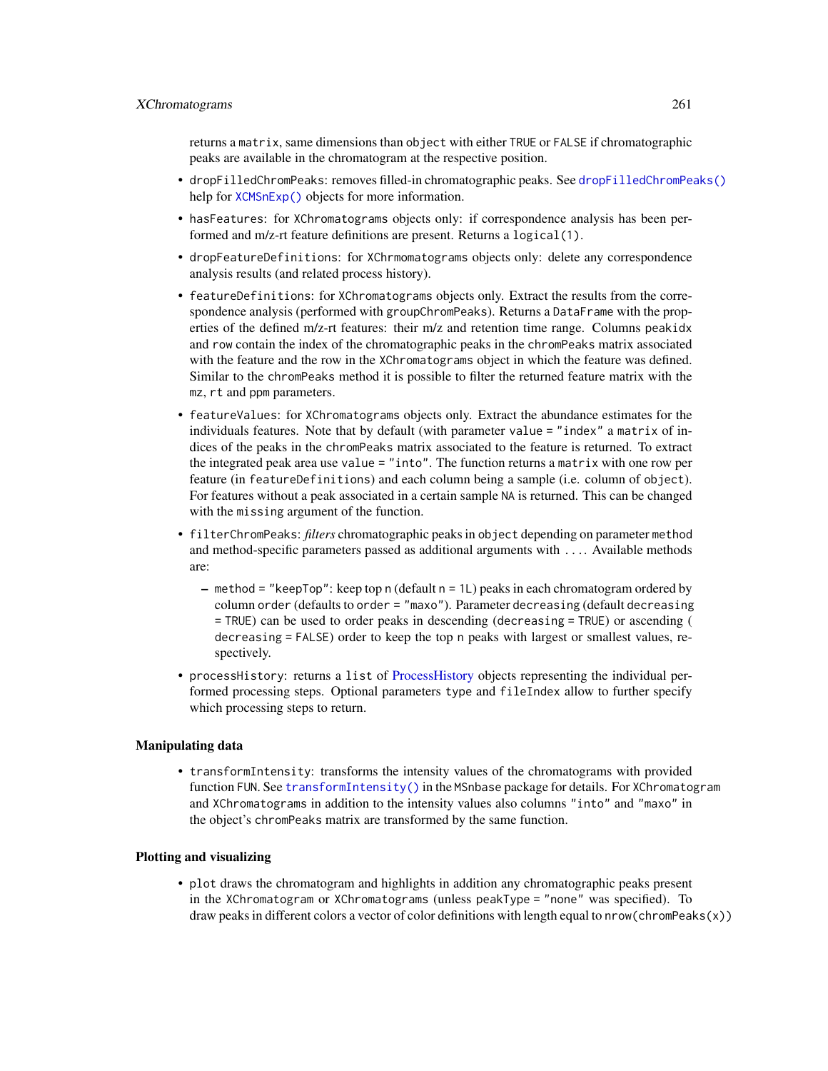returns a `matrix`, same dimensions than `object` with either `TRUE` or `FALSE` if chromatographic peaks are available in the chromatogram at the respective position.

- `dropFilledChromPeaks`: removes filled-in chromatographic peaks. See `dropFilledChromPeaks()` help for `XCMSnExp()` objects for more information.
- `hasFeatures`: for `XChromatograms` objects only: if correspondence analysis has been performed and m/z-rt feature definitions are present. Returns a `logical(1)`.
- `dropFeatureDefinitions`: for `XChrmomatograms` objects only: delete any correspondence analysis results (and related process history).
- `featureDefinitions`: for `XChromatograms` objects only. Extract the results from the correspondence analysis (performed with `groupChromPeaks`). Returns a `DataFrame` with the properties of the defined m/z-rt features: their m/z and retention time range. Columns `peakidx` and `row` contain the index of the chromatographic peaks in the `chromPeaks` matrix associated with the feature and the row in the `XChromatograms` object in which the feature was defined. Similar to the `chromPeaks` method it is possible to filter the returned feature matrix with the `mz`, `rt` and `ppm` parameters.
- `featureValues`: for `XChromatograms` objects only. Extract the abundance estimates for the individuals features. Note that by default (with parameter `value = "index"` a `matrix` of indices of the peaks in the `chromPeaks` matrix associated to the feature is returned. To extract the integrated peak area use `value = "into"`. The function returns a `matrix` with one row per feature (in `featureDefinitions`) and each column being a sample (i.e. column of `object`). For features without a peak associated in a certain sample `NA` is returned. This can be changed with the `missing` argument of the function.
- `filterChromPeaks`: *filters* chromatographic peaks in `object` depending on parameter `method` and method-specific parameters passed as additional arguments with `...`. Available methods are:
  - `method = "keepTop"`: keep top `n` (default `n = 1L`) peaks in each chromatogram ordered by column `order` (defaults to `order = "maxo"`). Parameter `decreasing` (default `decreasing = TRUE`) can be used to order peaks in descending (`decreasing = TRUE`) or ascending ( `decreasing = FALSE`) order to keep the top `n` peaks with largest or smallest values, respectively.
- `processHistory`: returns a `list` of ProcessHistory objects representing the individual performed processing steps. Optional parameters `type` and `fileIndex` allow to further specify which processing steps to return.

### Manipulating data

- `transformIntensity`: transforms the intensity values of the chromatograms with provided function `FUN`. See `transformIntensity()` in the `MSnbase` package for details. For `XChromatogram` and `XChromatograms` in addition to the intensity values also columns `"into"` and `"maxo"` in the object's `chromPeaks` matrix are transformed by the same function.

### Plotting and visualizing

- `plot` draws the chromatogram and highlights in addition any chromatographic peaks present in the `XChromatogram` or `XChromatograms` (unless `peakType = "none"` was specified). To draw peaks in different colors a vector of color definitions with length equal to `nrow(chromPeaks(x))`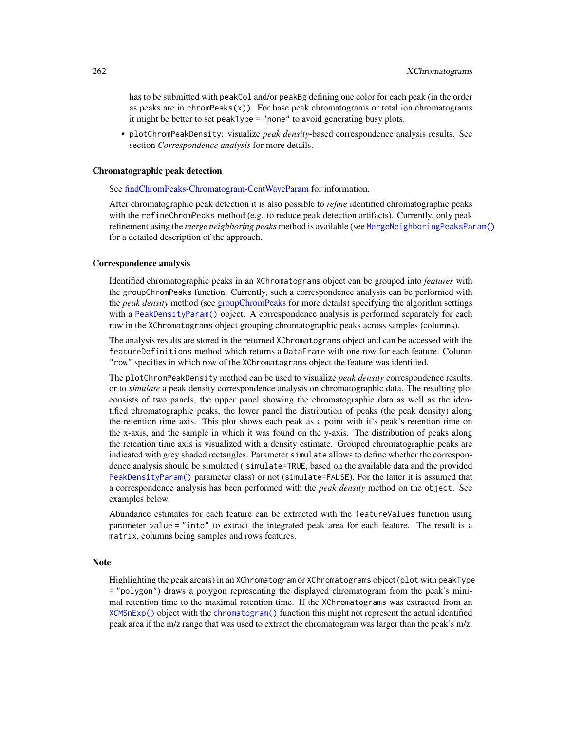has to be submitted with `peakCol` and/or `peakBg` defining one color for each peak (in the order as peaks are in `chromPeaks(x)`). For base peak chromatograms or total ion chromatograms it might be better to set `peakType = "none"` to avoid generating busy plots.

- `plotChromPeakDensity`: visualize *peak density*-based correspondence analysis results. See section *Correspondence analysis* for more details.

### Chromatographic peak detection

See findChromPeaks-Chromatogram-CentWaveParam for information.

After chromatographic peak detection it is also possible to *refine* identified chromatographic peaks with the `refineChromPeaks` method (e.g. to reduce peak detection artifacts). Currently, only peak refinement using the *merge neighboring peaks* method is available (see `MergeNeighboringPeaksParam()` for a detailed description of the approach.

### Correspondence analysis

Identified chromatographic peaks in an `XChromatograms` object can be grouped into *features* with the `groupChromPeaks` function. Currently, such a correspondence analysis can be performed with the *peak density* method (see groupChromPeaks for more details) specifying the algorithm settings with a `PeakDensityParam()` object. A correspondence analysis is performed separately for each row in the `XChromatograms` object grouping chromatographic peaks across samples (columns).

The analysis results are stored in the returned `XChromatograms` object and can be accessed with the `featureDefinitions` method which returns a `DataFrame` with one row for each feature. Column `"row"` specifies in which row of the `XChromatograms` object the feature was identified.

The `plotChromPeakDensity` method can be used to visualize *peak density* correspondence results, or to *simulate* a peak density correspondence analysis on chromatographic data. The resulting plot consists of two panels, the upper panel showing the chromatographic data as well as the identified chromatographic peaks, the lower panel the distribution of peaks (the peak density) along the retention time axis. This plot shows each peak as a point with it's peak's retention time on the x-axis, and the sample in which it was found on the y-axis. The distribution of peaks along the retention time axis is visualized with a density estimate. Grouped chromatographic peaks are indicated with grey shaded rectangles. Parameter `simulate` allows to define whether the correspondence analysis should be simulated ( `simulate=TRUE`, based on the available data and the provided `PeakDensityParam()` parameter class) or not (`simulate=FALSE`). For the latter it is assumed that a correspondence analysis has been performed with the *peak density* method on the `object`. See examples below.

Abundance estimates for each feature can be extracted with the `featureValues` function using parameter `value = "into"` to extract the integrated peak area for each feature. The result is a `matrix`, columns being samples and rows features.

### Note

Highlighting the peak area(s) in an `XChromatogram` or `XChromatograms` object (`plot` with `peakType = "polygon"`) draws a polygon representing the displayed chromatogram from the peak's minimal retention time to the maximal retention time. If the `XChromatograms` was extracted from an `XCMSnExp()` object with the `chromatogram()` function this might not represent the actual identified peak area if the m/z range that was used to extract the chromatogram was larger than the peak's m/z.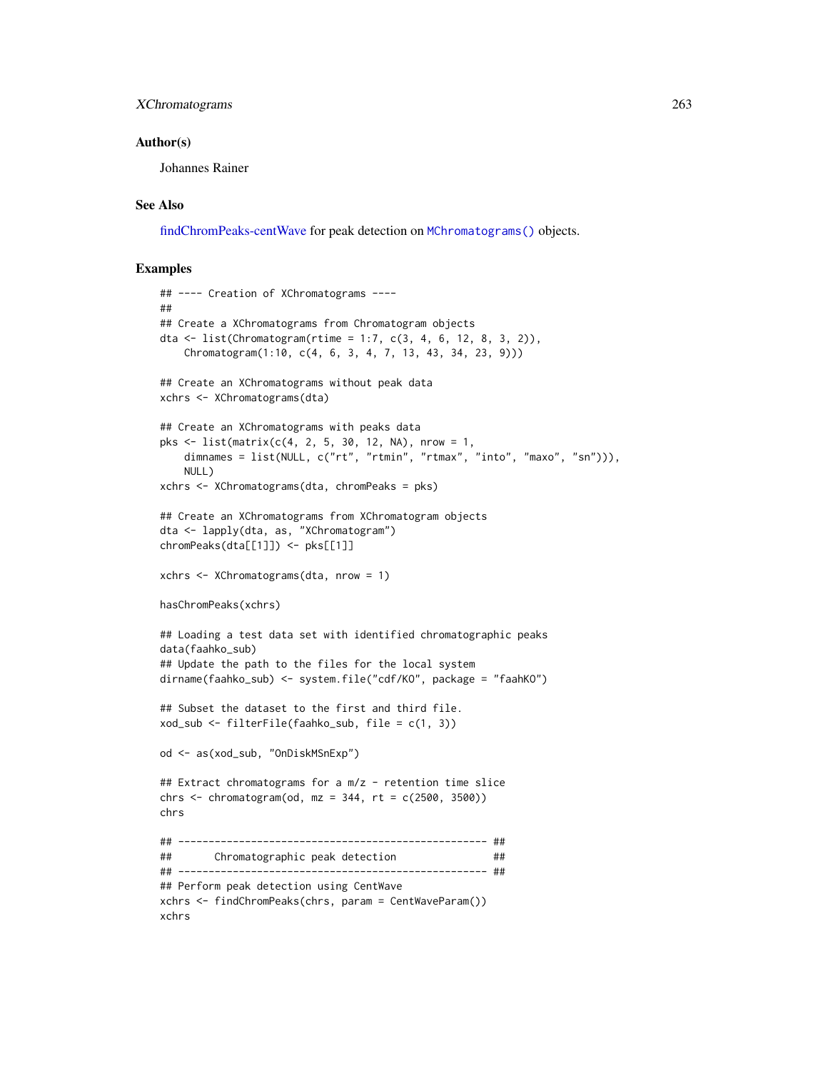### Author(s)

Johannes Rainer

### See Also

findChromPeaks-centWave for peak detection on `MChromatograms()` objects.

### Examples

```
## ---- Creation of XChromatograms ----
##
## Create a XChromatograms from Chromatogram objects
dta <- list(Chromatogram(rtime = 1:7, c(3, 4, 6, 12, 8, 3, 2)),
    Chromatogram(1:10, c(4, 6, 3, 4, 7, 13, 43, 34, 23, 9)))

## Create an XChromatograms without peak data
xchrs <- XChromatograms(dta)

## Create an XChromatograms with peaks data
pks <- list(matrix(c(4, 2, 5, 30, 12, NA), nrow = 1,
    dimnames = list(NULL, c("rt", "rtmin", "rtmax", "into", "maxo", "sn"))),
    NULL)
xchrs <- XChromatograms(dta, chromPeaks = pks)

## Create an XChromatograms from XChromatogram objects
dta <- lapply(dta, as, "XChromatogram")
chromPeaks(dta[[1]]) <- pks[[1]]

xchrs <- XChromatograms(dta, nrow = 1)

hasChromPeaks(xchrs)

## Loading a test data set with identified chromatographic peaks
data(faahko_sub)
## Update the path to the files for the local system
dirname(faahko_sub) <- system.file("cdf/KO", package = "faahKO")

## Subset the dataset to the first and third file.
xod_sub <- filterFile(faahko_sub, file = c(1, 3))

od <- as(xod_sub, "OnDiskMSnExp")

## Extract chromatograms for a m/z - retention time slice
chrs <- chromatogram(od, mz = 344, rt = c(2500, 3500))
chrs

## -------------------------------------------------- ##
##       Chromatographic peak detection               ##
## -------------------------------------------------- ##
## Perform peak detection using CentWave
xchrs <- findChromPeaks(chrs, param = CentWaveParam())
xchrs
```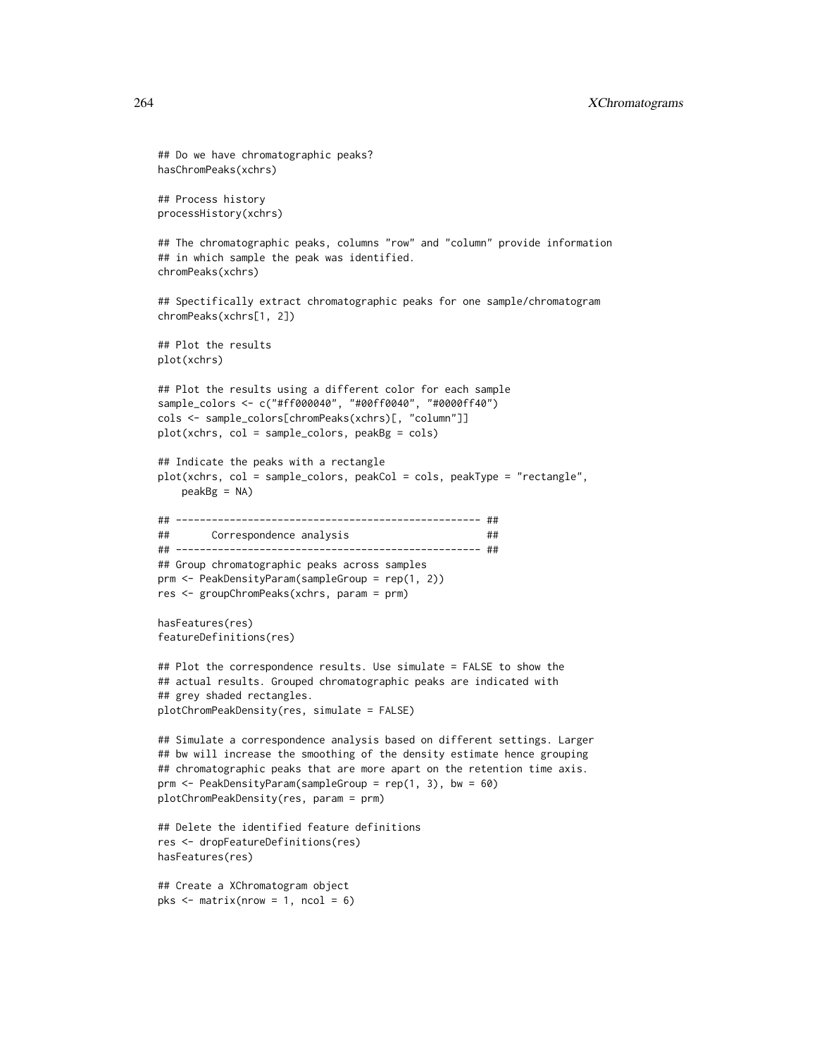```
## Do we have chromatographic peaks?
hasChromPeaks(xchrs)

## Process history
processHistory(xchrs)

## The chromatographic peaks, columns "row" and "column" provide information
## in which sample the peak was identified.
chromPeaks(xchrs)

## Spectifically extract chromatographic peaks for one sample/chromatogram
chromPeaks(xchrs[1, 2])

## Plot the results
plot(xchrs)

## Plot the results using a different color for each sample
sample_colors <- c("#ff000040", "#00ff0040", "#0000ff40")
cols <- sample_colors[chromPeaks(xchrs)[, "column"]]
plot(xchrs, col = sample_colors, peakBg = cols)

## Indicate the peaks with a rectangle
plot(xchrs, col = sample_colors, peakCol = cols, peakType = "rectangle",
    peakBg = NA)

## --------------------------------------------------- ##
##       Correspondence analysis                       ##
## --------------------------------------------------- ##
## Group chromatographic peaks across samples
prm <- PeakDensityParam(sampleGroup = rep(1, 2))
res <- groupChromPeaks(xchrs, param = prm)

hasFeatures(res)
featureDefinitions(res)

## Plot the correspondence results. Use simulate = FALSE to show the
## actual results. Grouped chromatographic peaks are indicated with
## grey shaded rectangles.
plotChromPeakDensity(res, simulate = FALSE)

## Simulate a correspondence analysis based on different settings. Larger
## bw will increase the smoothing of the density estimate hence grouping
## chromatographic peaks that are more apart on the retention time axis.
prm <- PeakDensityParam(sampleGroup = rep(1, 3), bw = 60)
plotChromPeakDensity(res, param = prm)

## Delete the identified feature definitions
res <- dropFeatureDefinitions(res)
hasFeatures(res)

## Create a XChromatogram object
pks <- matrix(nrow = 1, ncol = 6)
```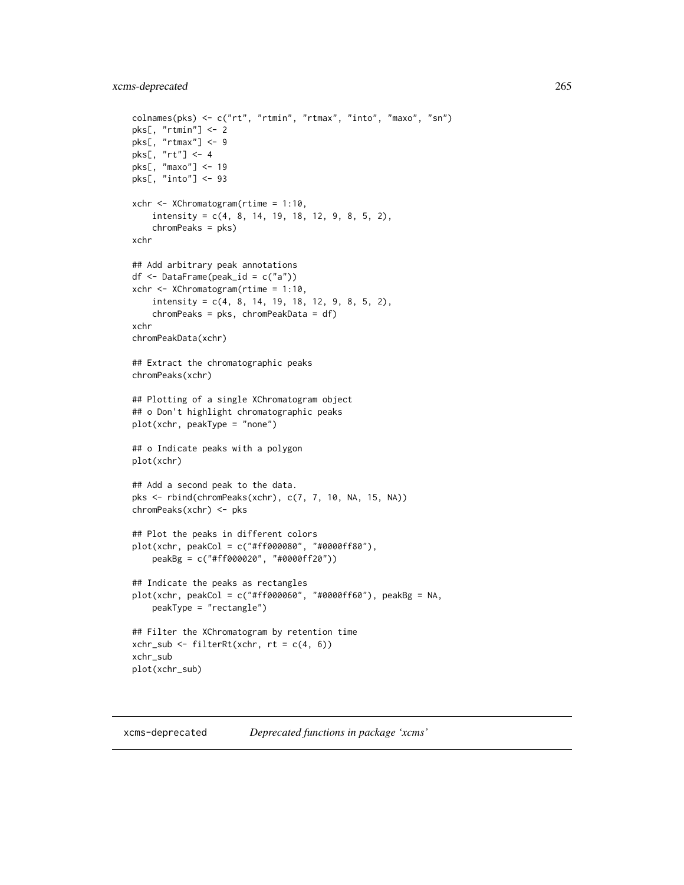```
colnames(pks) <- c("rt", "rtmin", "rtmax", "into", "maxo", "sn")
pks[, "rtmin"] <- 2
pks[, "rtmax"] <- 9
pks[, "rt"] <- 4
pks[, "maxo"] <- 19
pks[, "into"] <- 93

xchr <- XChromatogram(rtime = 1:10,
    intensity = c(4, 8, 14, 19, 18, 12, 9, 8, 5, 2),
    chromPeaks = pks)
xchr

## Add arbitrary peak annotations
df <- DataFrame(peak_id = c("a"))
xchr <- XChromatogram(rtime = 1:10,
    intensity = c(4, 8, 14, 19, 18, 12, 9, 8, 5, 2),
    chromPeaks = pks, chromPeakData = df)
xchr
chromPeakData(xchr)

## Extract the chromatographic peaks
chromPeaks(xchr)

## Plotting of a single XChromatogram object
## o Don't highlight chromatographic peaks
plot(xchr, peakType = "none")

## o Indicate peaks with a polygon
plot(xchr)

## Add a second peak to the data.
pks <- rbind(chromPeaks(xchr), c(7, 7, 10, NA, 15, NA))
chromPeaks(xchr) <- pks

## Plot the peaks in different colors
plot(xchr, peakCol = c("#ff000080", "#0000ff80"),
    peakBg = c("#ff000020", "#0000ff20"))

## Indicate the peaks as rectangles
plot(xchr, peakCol = c("#ff000060", "#0000ff60"), peakBg = NA,
    peakType = "rectangle")

## Filter the XChromatogram by retention time
xchr_sub <- filterRt(xchr, rt = c(4, 6))
xchr_sub
plot(xchr_sub)
```

---

## xcms-deprecated *Deprecated functions in package 'xcms'*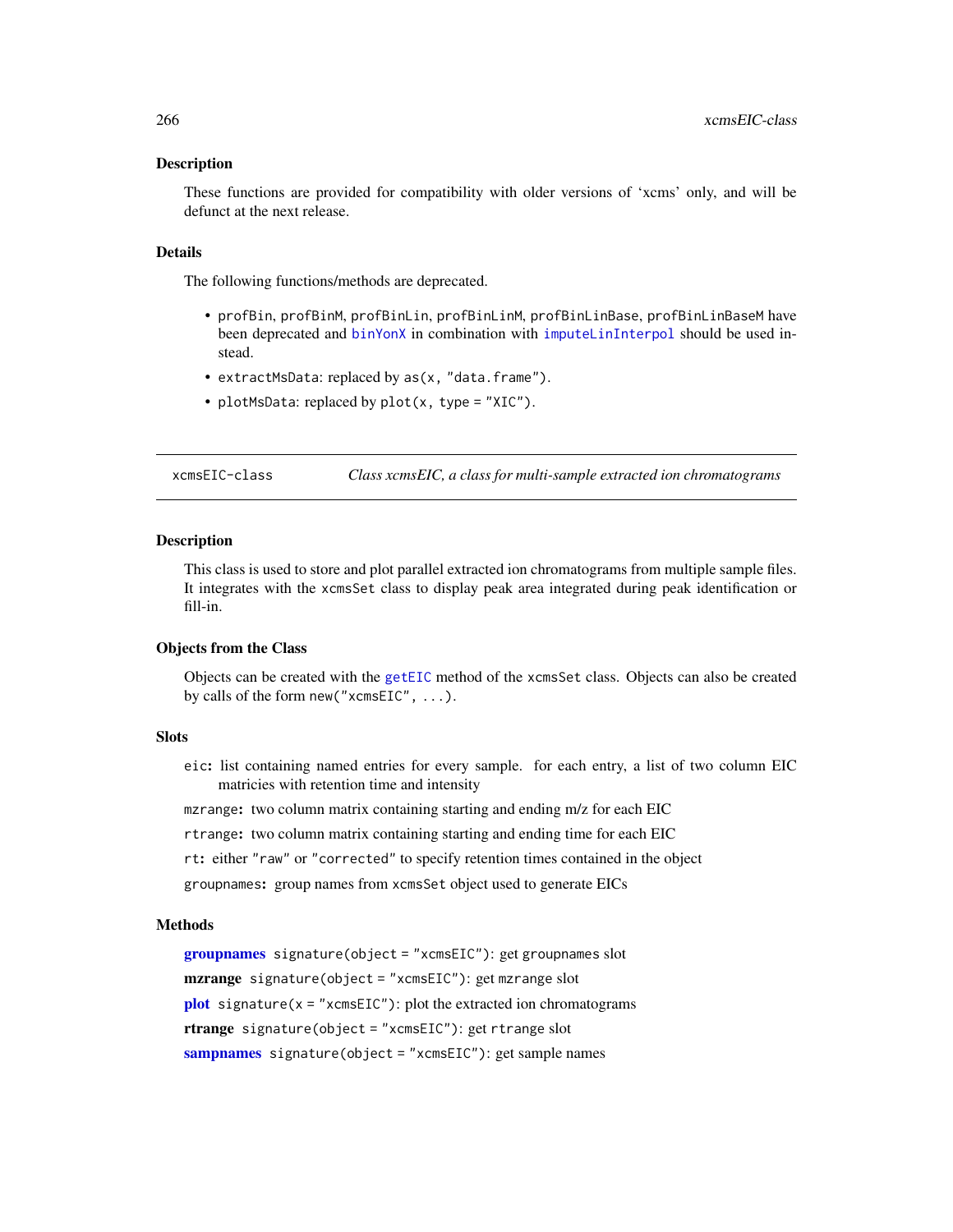### Description

These functions are provided for compatibility with older versions of 'xcms' only, and will be defunct at the next release.

### Details

The following functions/methods are deprecated.

- `profBin`, `profBinM`, `profBinLin`, `profBinLinM`, `profBinLinBase`, `profBinLinBaseM` have been deprecated and `binYonX` in combination with `imputeLinInterpol` should be used instead.
- `extractMsData`: replaced by `as(x, "data.frame")`.
- `plotMsData`: replaced by `plot(x, type = "XIC")`.

---

## xcmsEIC-class — *Class xcmsEIC, a class for multi-sample extracted ion chromatograms*

---

### Description

This class is used to store and plot parallel extracted ion chromatograms from multiple sample files. It integrates with the `xcmsSet` class to display peak area integrated during peak identification or fill-in.

### Objects from the Class

Objects can be created with the `getEIC` method of the `xcmsSet` class. Objects can also be created by calls of the form `new("xcmsEIC", ...)`.

### Slots

`eic`**:** list containing named entries for every sample. for each entry, a list of two column EIC matricies with retention time and intensity

`mzrange`**:** two column matrix containing starting and ending m/z for each EIC

`rtrange`**:** two column matrix containing starting and ending time for each EIC

`rt`**:** either `"raw"` or `"corrected"` to specify retention times contained in the object

`groupnames`**:** group names from `xcmsSet` object used to generate EICs

### Methods

**groupnames** `signature(object = "xcmsEIC")`: get `groupnames` slot

**mzrange** `signature(object = "xcmsEIC")`: get `mzrange` slot

**plot** `signature(x = "xcmsEIC")`: plot the extracted ion chromatograms

**rtrange** `signature(object = "xcmsEIC")`: get `rtrange` slot

**sampnames** `signature(object = "xcmsEIC")`: get sample names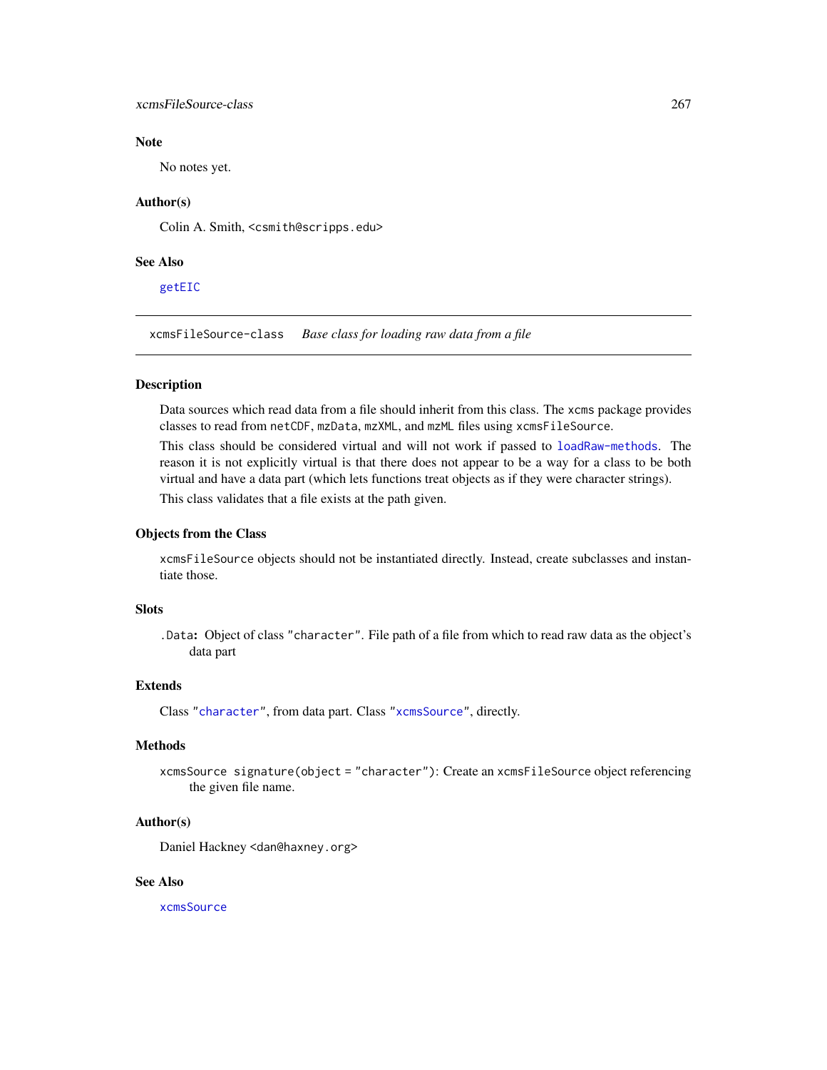### Note

No notes yet.

### Author(s)

Colin A. Smith, <csmith@scripps.edu>

### See Also

getEIC

---

`xcmsFileSource-class` *Base class for loading raw data from a file*

---

### Description

Data sources which read data from a file should inherit from this class. The `xcms` package provides classes to read from `netCDF`, `mzData`, `mzXML`, and `mzML` files using `xcmsFileSource`.

This class should be considered virtual and will not work if passed to `loadRaw-methods`. The reason it is not explicitly virtual is that there does not appear to be a way for a class to be both virtual and have a data part (which lets functions treat objects as if they were character strings).

This class validates that a file exists at the path given.

### Objects from the Class

`xcmsFileSource` objects should not be instantiated directly. Instead, create subclasses and instantiate those.

### Slots

**`.Data`:** Object of class `"character"`. File path of a file from which to read raw data as the object's data part

### Extends

Class `"character"`, from data part. Class `"xcmsSource"`, directly.

### Methods

**`xcmsSource signature(object = "character")`:** Create an `xcmsFileSource` object referencing the given file name.

### Author(s)

Daniel Hackney <dan@haxney.org>

### See Also

xcmsSource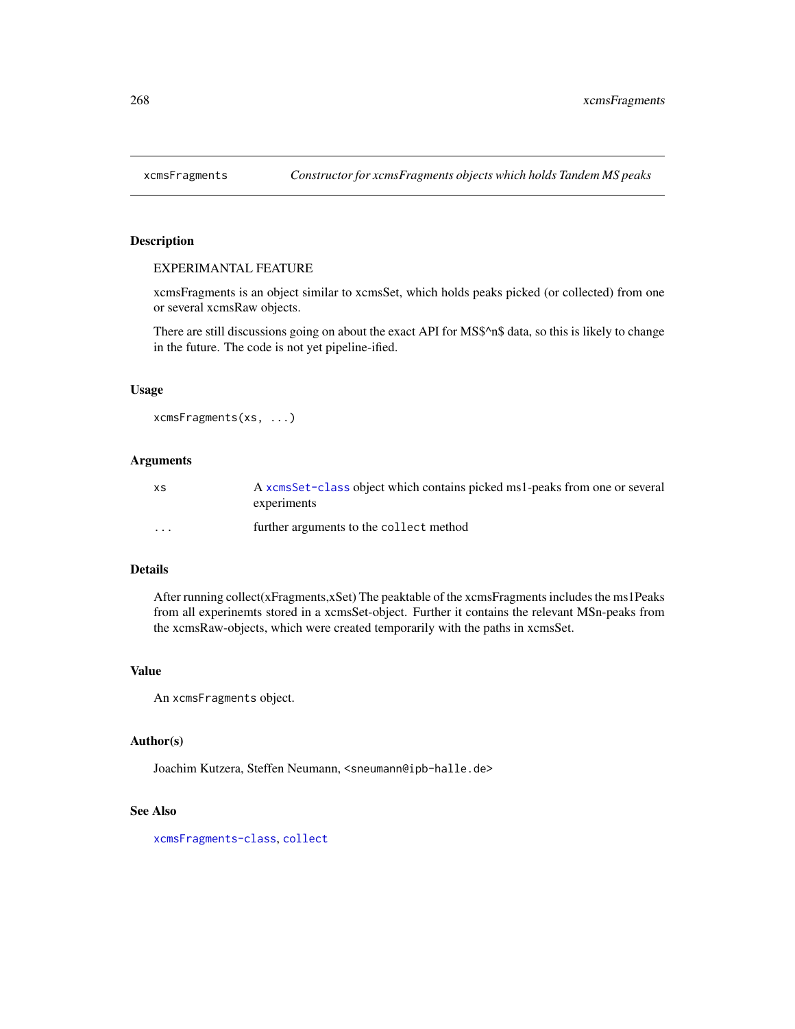xcmsFragments — *Constructor for xcmsFragments objects which holds Tandem MS peaks*

## Description

EXPERIMANTAL FEATURE

xcmsFragments is an object similar to xcmsSet, which holds peaks picked (or collected) from one or several xcmsRaw objects.

There are still discussions going on about the exact API for MS$^n$ data, so this is likely to change in the future. The code is not yet pipeline-ified.

## Usage

```
xcmsFragments(xs, ...)
```

## Arguments

| | |
|---|---|
| xs | A xcmsSet-class object which contains picked ms1-peaks from one or several experiments |
| ... | further arguments to the `collect` method |

## Details

After running collect(xFragments,xSet) The peaktable of the xcmsFragments includes the ms1Peaks from all experinemts stored in a xcmsSet-object. Further it contains the relevant MSn-peaks from the xcmsRaw-objects, which were created temporarily with the paths in xcmsSet.

## Value

An `xcmsFragments` object.

## Author(s)

Joachim Kutzera, Steffen Neumann, <sneumann@ipb-halle.de>

## See Also

xcmsFragments-class, collect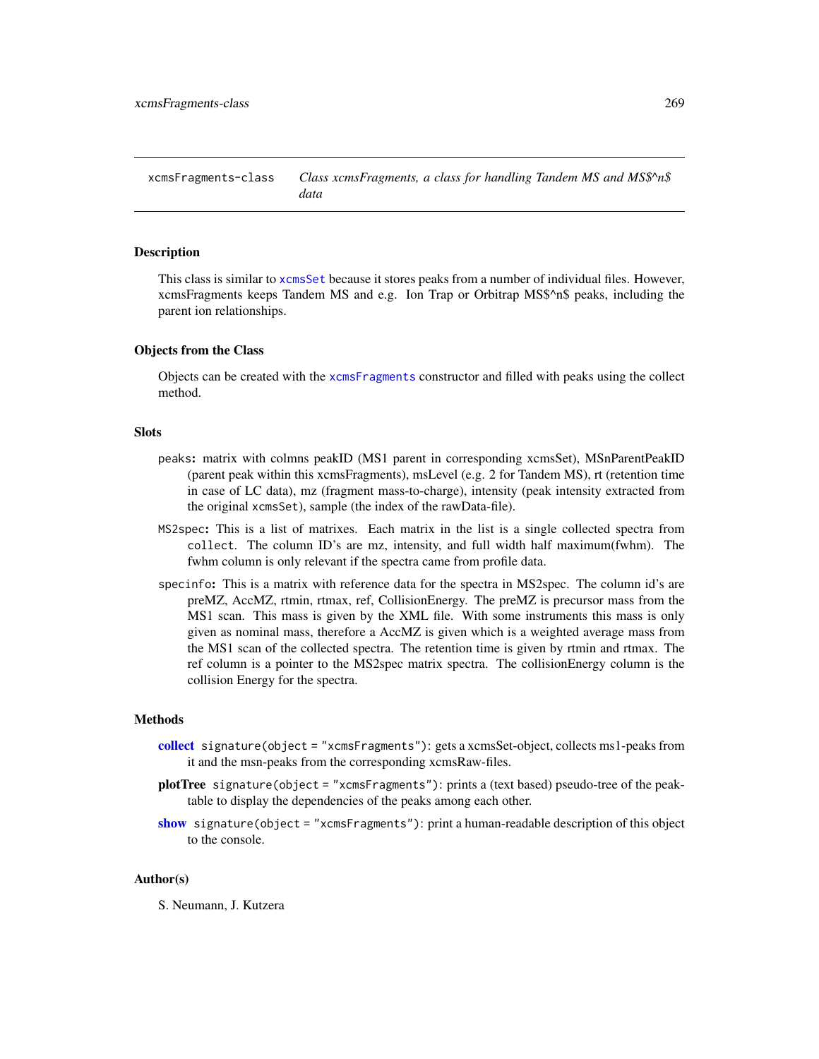xcmsFragments-class *Class xcmsFragments, a class for handling Tandem MS and MS$^n$ data*

## Description

This class is similar to `xcmsSet` because it stores peaks from a number of individual files. However, xcmsFragments keeps Tandem MS and e.g. Ion Trap or Orbitrap MS$^n$ peaks, including the parent ion relationships.

## Objects from the Class

Objects can be created with the `xcmsFragments` constructor and filled with peaks using the collect method.

## Slots

`peaks`**:** matrix with colmns peakID (MS1 parent in corresponding xcmsSet), MSnParentPeakID (parent peak within this xcmsFragments), msLevel (e.g. 2 for Tandem MS), rt (retention time in case of LC data), mz (fragment mass-to-charge), intensity (peak intensity extracted from the original `xcmsSet`), sample (the index of the rawData-file).

`MS2spec`**:** This is a list of matrixes. Each matrix in the list is a single collected spectra from `collect`. The column ID's are mz, intensity, and full width half maximum(fwhm). The fwhm column is only relevant if the spectra came from profile data.

`specinfo`**:** This is a matrix with reference data for the spectra in MS2spec. The column id's are preMZ, AccMZ, rtmin, rtmax, ref, CollisionEnergy. The preMZ is precursor mass from the MS1 scan. This mass is given by the XML file. With some instruments this mass is only given as nominal mass, therefore a AccMZ is given which is a weighted average mass from the MS1 scan of the collected spectra. The retention time is given by rtmin and rtmax. The ref column is a pointer to the MS2spec matrix spectra. The collisionEnergy column is the collision Energy for the spectra.

## Methods

**collect** `signature(object = "xcmsFragments")`: gets a xcmsSet-object, collects ms1-peaks from it and the msn-peaks from the corresponding xcmsRaw-files.

**plotTree** `signature(object = "xcmsFragments")`: prints a (text based) pseudo-tree of the peak-table to display the dependencies of the peaks among each other.

**show** `signature(object = "xcmsFragments")`: print a human-readable description of this object to the console.

## Author(s)

S. Neumann, J. Kutzera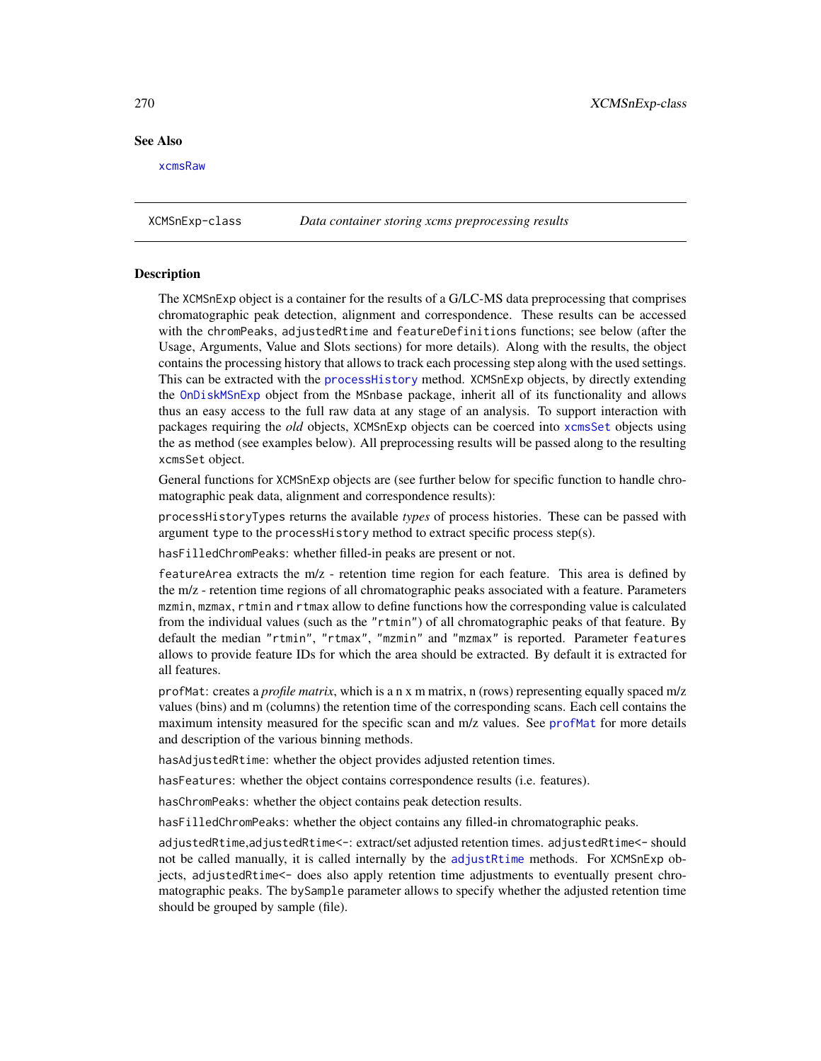## See Also

xcmsRaw

---

## XCMSnExp-class *Data container storing xcms preprocessing results*

---

### Description

The XCMSnExp object is a container for the results of a G/LC-MS data preprocessing that comprises chromatographic peak detection, alignment and correspondence. These results can be accessed with the chromPeaks, adjustedRtime and featureDefinitions functions; see below (after the Usage, Arguments, Value and Slots sections) for more details). Along with the results, the object contains the processing history that allows to track each processing step along with the used settings. This can be extracted with the processHistory method. XCMSnExp objects, by directly extending the OnDiskMSnExp object from the MSnbase package, inherit all of its functionality and allows thus an easy access to the full raw data at any stage of an analysis. To support interaction with packages requiring the *old* objects, XCMSnExp objects can be coerced into xcmsSet objects using the as method (see examples below). All preprocessing results will be passed along to the resulting xcmsSet object.

General functions for XCMSnExp objects are (see further below for specific function to handle chromatographic peak data, alignment and correspondence results):

processHistoryTypes returns the available *types* of process histories. These can be passed with argument type to the processHistory method to extract specific process step(s).

hasFilledChromPeaks: whether filled-in peaks are present or not.

featureArea extracts the m/z - retention time region for each feature. This area is defined by the m/z - retention time regions of all chromatographic peaks associated with a feature. Parameters mzmin, mzmax, rtmin and rtmax allow to define functions how the corresponding value is calculated from the individual values (such as the "rtmin") of all chromatographic peaks of that feature. By default the median "rtmin", "rtmax", "mzmin" and "mzmax" is reported. Parameter features allows to provide feature IDs for which the area should be extracted. By default it is extracted for all features.

profMat: creates a *profile matrix*, which is a n x m matrix, n (rows) representing equally spaced m/z values (bins) and m (columns) the retention time of the corresponding scans. Each cell contains the maximum intensity measured for the specific scan and m/z values. See profMat for more details and description of the various binning methods.

hasAdjustedRtime: whether the object provides adjusted retention times.

hasFeatures: whether the object contains correspondence results (i.e. features).

hasChromPeaks: whether the object contains peak detection results.

hasFilledChromPeaks: whether the object contains any filled-in chromatographic peaks.

adjustedRtime,adjustedRtime<-: extract/set adjusted retention times. adjustedRtime<- should not be called manually, it is called internally by the adjustRtime methods. For XCMSnExp objects, adjustedRtime<- does also apply retention time adjustments to eventually present chromatographic peaks. The bySample parameter allows to specify whether the adjusted retention time should be grouped by sample (file).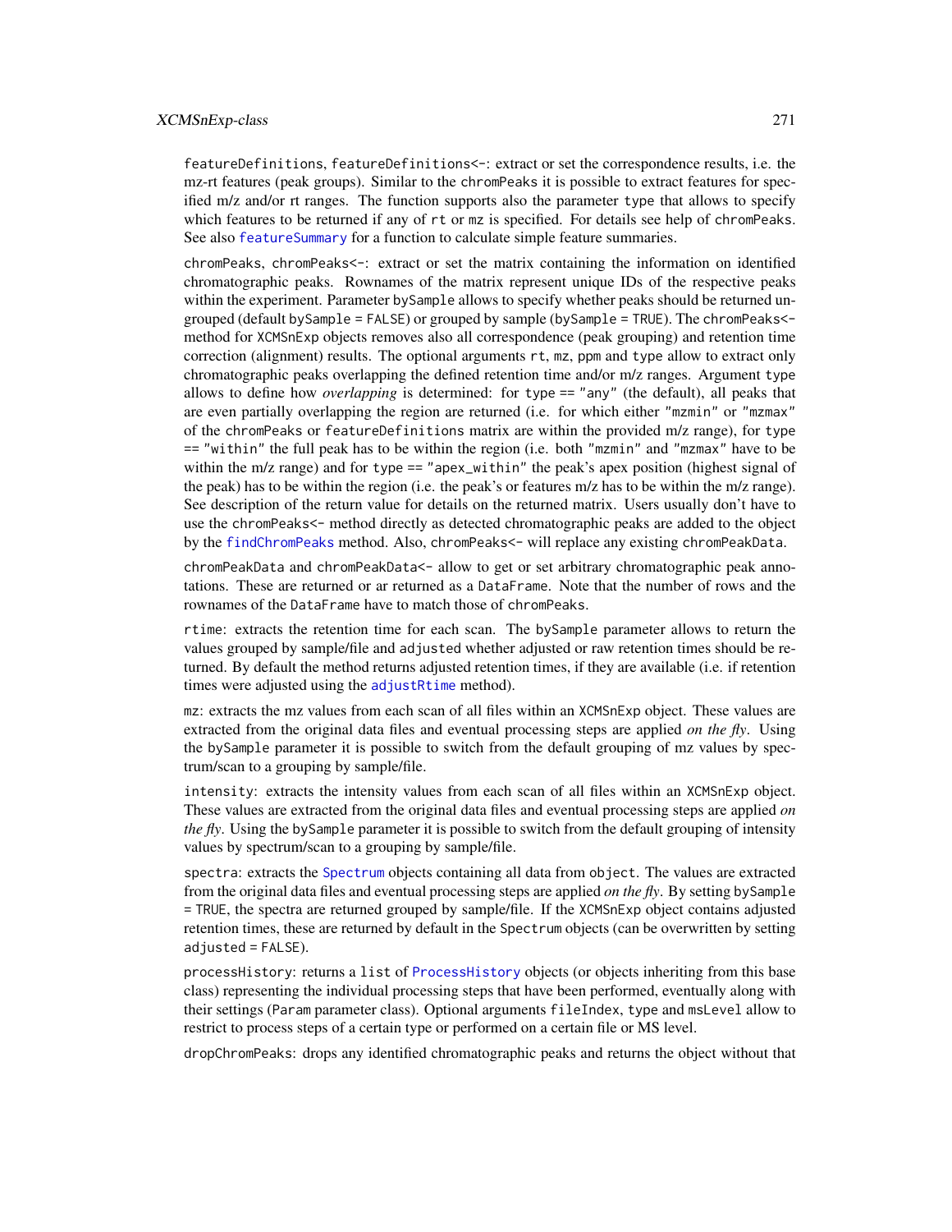featureDefinitions, featureDefinitions<-: extract or set the correspondence results, i.e. the mz-rt features (peak groups). Similar to the chromPeaks it is possible to extract features for specified m/z and/or rt ranges. The function supports also the parameter type that allows to specify which features to be returned if any of rt or mz is specified. For details see help of chromPeaks. See also featureSummary for a function to calculate simple feature summaries.

chromPeaks, chromPeaks<-: extract or set the matrix containing the information on identified chromatographic peaks. Rownames of the matrix represent unique IDs of the respective peaks within the experiment. Parameter bySample allows to specify whether peaks should be returned ungrouped (default bySample = FALSE) or grouped by sample (bySample = TRUE). The chromPeaks<- method for XCMSnExp objects removes also all correspondence (peak grouping) and retention time correction (alignment) results. The optional arguments rt, mz, ppm and type allow to extract only chromatographic peaks overlapping the defined retention time and/or m/z ranges. Argument type allows to define how *overlapping* is determined: for type == "any" (the default), all peaks that are even partially overlapping the region are returned (i.e. for which either "mzmin" or "mzmax" of the chromPeaks or featureDefinitions matrix are within the provided m/z range), for type == "within" the full peak has to be within the region (i.e. both "mzmin" and "mzmax" have to be within the m/z range) and for type == "apex_within" the peak's apex position (highest signal of the peak) has to be within the region (i.e. the peak's or features m/z has to be within the m/z range). See description of the return value for details on the returned matrix. Users usually don't have to use the chromPeaks<- method directly as detected chromatographic peaks are added to the object by the findChromPeaks method. Also, chromPeaks<- will replace any existing chromPeakData.

chromPeakData and chromPeakData<- allow to get or set arbitrary chromatographic peak annotations. These are returned or ar returned as a DataFrame. Note that the number of rows and the rownames of the DataFrame have to match those of chromPeaks.

rtime: extracts the retention time for each scan. The bySample parameter allows to return the values grouped by sample/file and adjusted whether adjusted or raw retention times should be returned. By default the method returns adjusted retention times, if they are available (i.e. if retention times were adjusted using the adjustRtime method).

mz: extracts the mz values from each scan of all files within an XCMSnExp object. These values are extracted from the original data files and eventual processing steps are applied *on the fly*. Using the bySample parameter it is possible to switch from the default grouping of mz values by spectrum/scan to a grouping by sample/file.

intensity: extracts the intensity values from each scan of all files within an XCMSnExp object. These values are extracted from the original data files and eventual processing steps are applied *on the fly*. Using the bySample parameter it is possible to switch from the default grouping of intensity values by spectrum/scan to a grouping by sample/file.

spectra: extracts the Spectrum objects containing all data from object. The values are extracted from the original data files and eventual processing steps are applied *on the fly*. By setting bySample = TRUE, the spectra are returned grouped by sample/file. If the XCMSnExp object contains adjusted retention times, these are returned by default in the Spectrum objects (can be overwritten by setting adjusted = FALSE).

processHistory: returns a list of ProcessHistory objects (or objects inheriting from this base class) representing the individual processing steps that have been performed, eventually along with their settings (Param parameter class). Optional arguments fileIndex, type and msLevel allow to restrict to process steps of a certain type or performed on a certain file or MS level.

dropChromPeaks: drops any identified chromatographic peaks and returns the object without that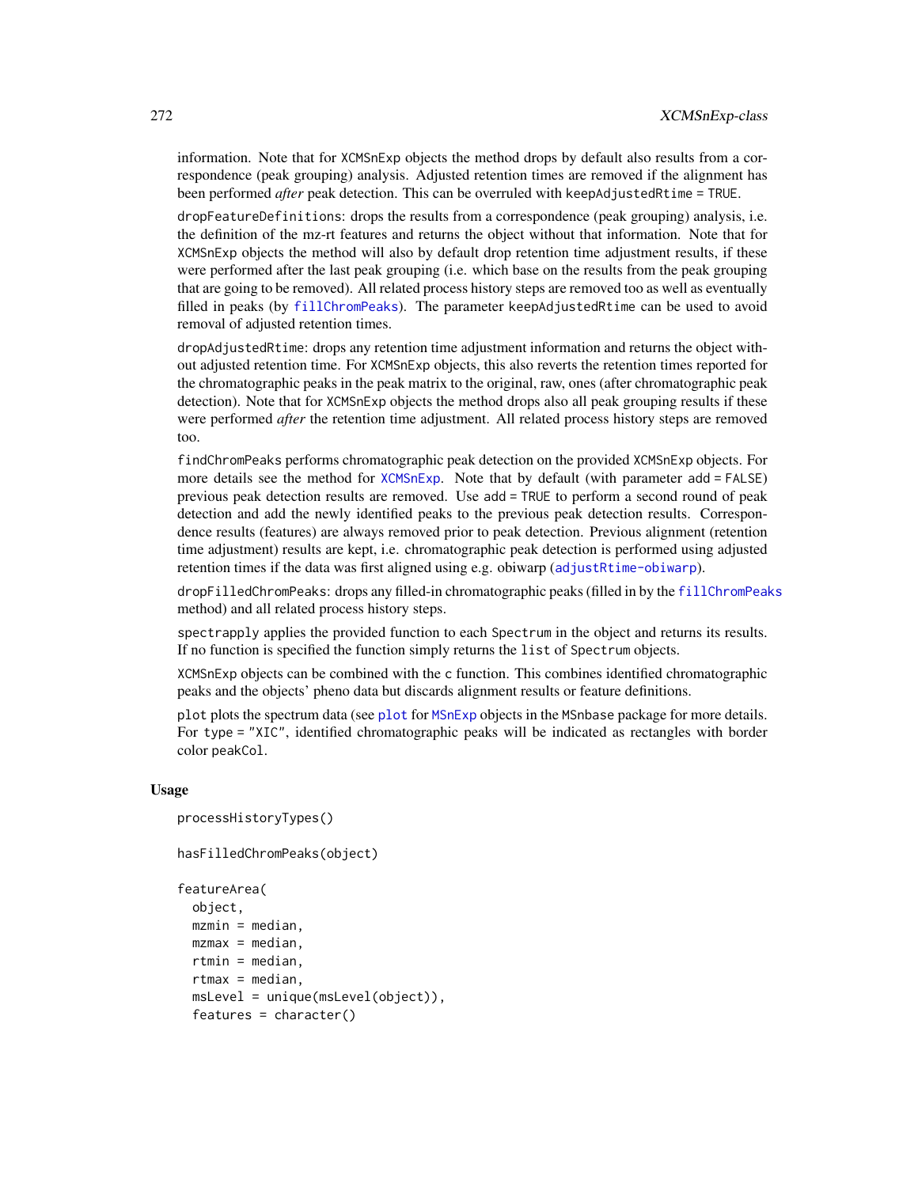information. Note that for `XCMSnExp` objects the method drops by default also results from a correspondence (peak grouping) analysis. Adjusted retention times are removed if the alignment has been performed *after* peak detection. This can be overruled with `keepAdjustedRtime = TRUE`.

`dropFeatureDefinitions`: drops the results from a correspondence (peak grouping) analysis, i.e. the definition of the mz-rt features and returns the object without that information. Note that for `XCMSnExp` objects the method will also by default drop retention time adjustment results, if these were performed after the last peak grouping (i.e. which base on the results from the peak grouping that are going to be removed). All related process history steps are removed too as well as eventually filled in peaks (by `fillChromPeaks`). The parameter `keepAdjustedRtime` can be used to avoid removal of adjusted retention times.

`dropAdjustedRtime`: drops any retention time adjustment information and returns the object without adjusted retention time. For `XCMSnExp` objects, this also reverts the retention times reported for the chromatographic peaks in the peak matrix to the original, raw, ones (after chromatographic peak detection). Note that for `XCMSnExp` objects the method drops also all peak grouping results if these were performed *after* the retention time adjustment. All related process history steps are removed too.

`findChromPeaks` performs chromatographic peak detection on the provided `XCMSnExp` objects. For more details see the method for `XCMSnExp`. Note that by default (with parameter `add = FALSE`) previous peak detection results are removed. Use `add = TRUE` to perform a second round of peak detection and add the newly identified peaks to the previous peak detection results. Correspondence results (features) are always removed prior to peak detection. Previous alignment (retention time adjustment) results are kept, i.e. chromatographic peak detection is performed using adjusted retention times if the data was first aligned using e.g. obiwarp (`adjustRtime-obiwarp`).

`dropFilledChromPeaks`: drops any filled-in chromatographic peaks (filled in by the `fillChromPeaks` method) and all related process history steps.

`spectrapply` applies the provided function to each `Spectrum` in the object and returns its results. If no function is specified the function simply returns the `list` of `Spectrum` objects.

`XCMSnExp` objects can be combined with the `c` function. This combines identified chromatographic peaks and the objects' pheno data but discards alignment results or feature definitions.

`plot` plots the spectrum data (see `plot` for `MSnExp` objects in the `MSnbase` package for more details. For `type = "XIC"`, identified chromatographic peaks will be indicated as rectangles with border color `peakCol`.

## Usage

```
processHistoryTypes()

hasFilledChromPeaks(object)

featureArea(
  object,
  mzmin = median,
  mzmax = median,
  rtmin = median,
  rtmax = median,
  msLevel = unique(msLevel(object)),
  features = character()
```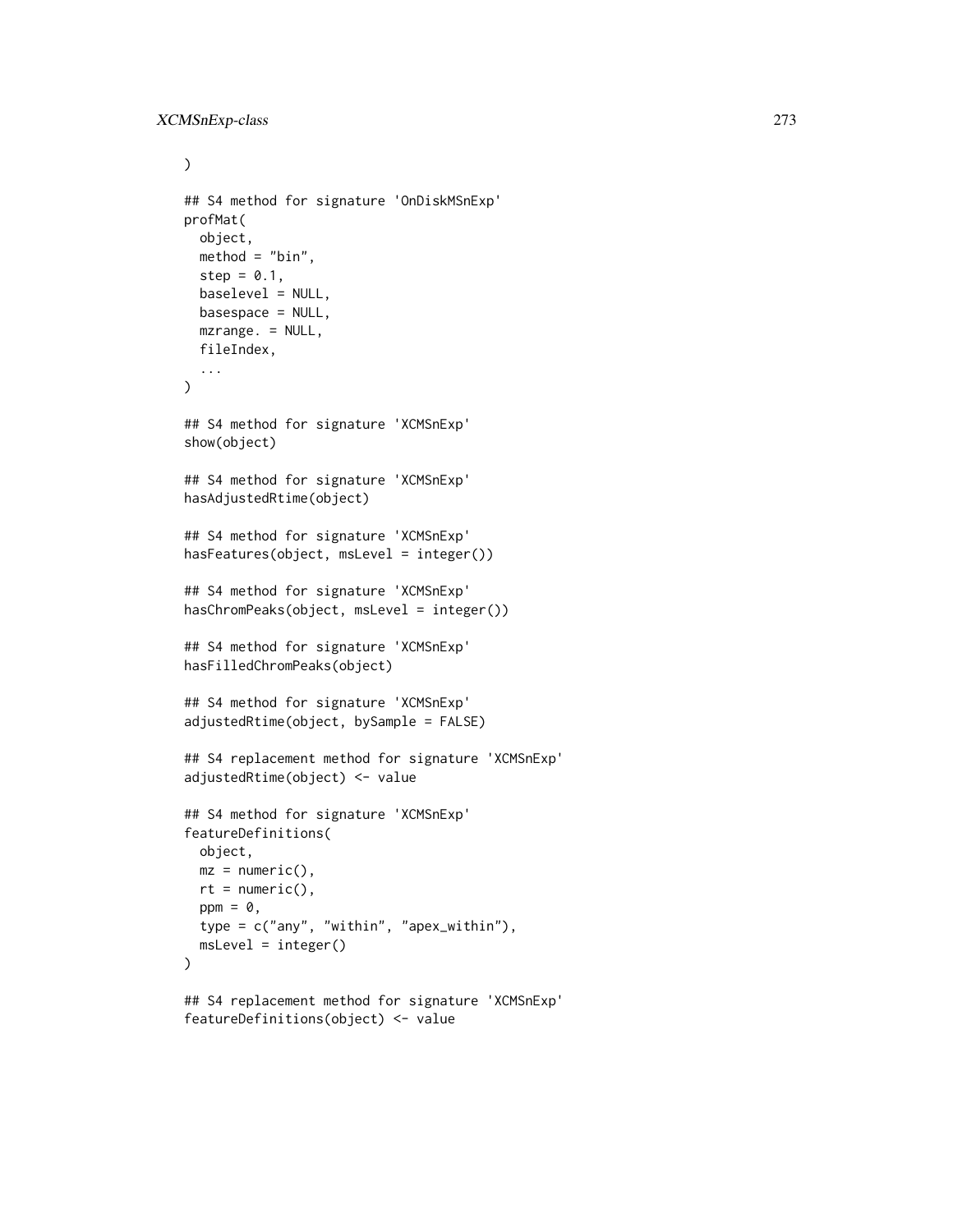```
)

## S4 method for signature 'OnDiskMSnExp'
profMat(
  object,
  method = "bin",
  step = 0.1,
  baselevel = NULL,
  basespace = NULL,
  mzrange. = NULL,
  fileIndex,
  ...
)

## S4 method for signature 'XCMSnExp'
show(object)

## S4 method for signature 'XCMSnExp'
hasAdjustedRtime(object)

## S4 method for signature 'XCMSnExp'
hasFeatures(object, msLevel = integer())

## S4 method for signature 'XCMSnExp'
hasChromPeaks(object, msLevel = integer())

## S4 method for signature 'XCMSnExp'
hasFilledChromPeaks(object)

## S4 method for signature 'XCMSnExp'
adjustedRtime(object, bySample = FALSE)

## S4 replacement method for signature 'XCMSnExp'
adjustedRtime(object) <- value

## S4 method for signature 'XCMSnExp'
featureDefinitions(
  object,
  mz = numeric(),
  rt = numeric(),
  ppm = 0,
  type = c("any", "within", "apex_within"),
  msLevel = integer()
)

## S4 replacement method for signature 'XCMSnExp'
featureDefinitions(object) <- value
```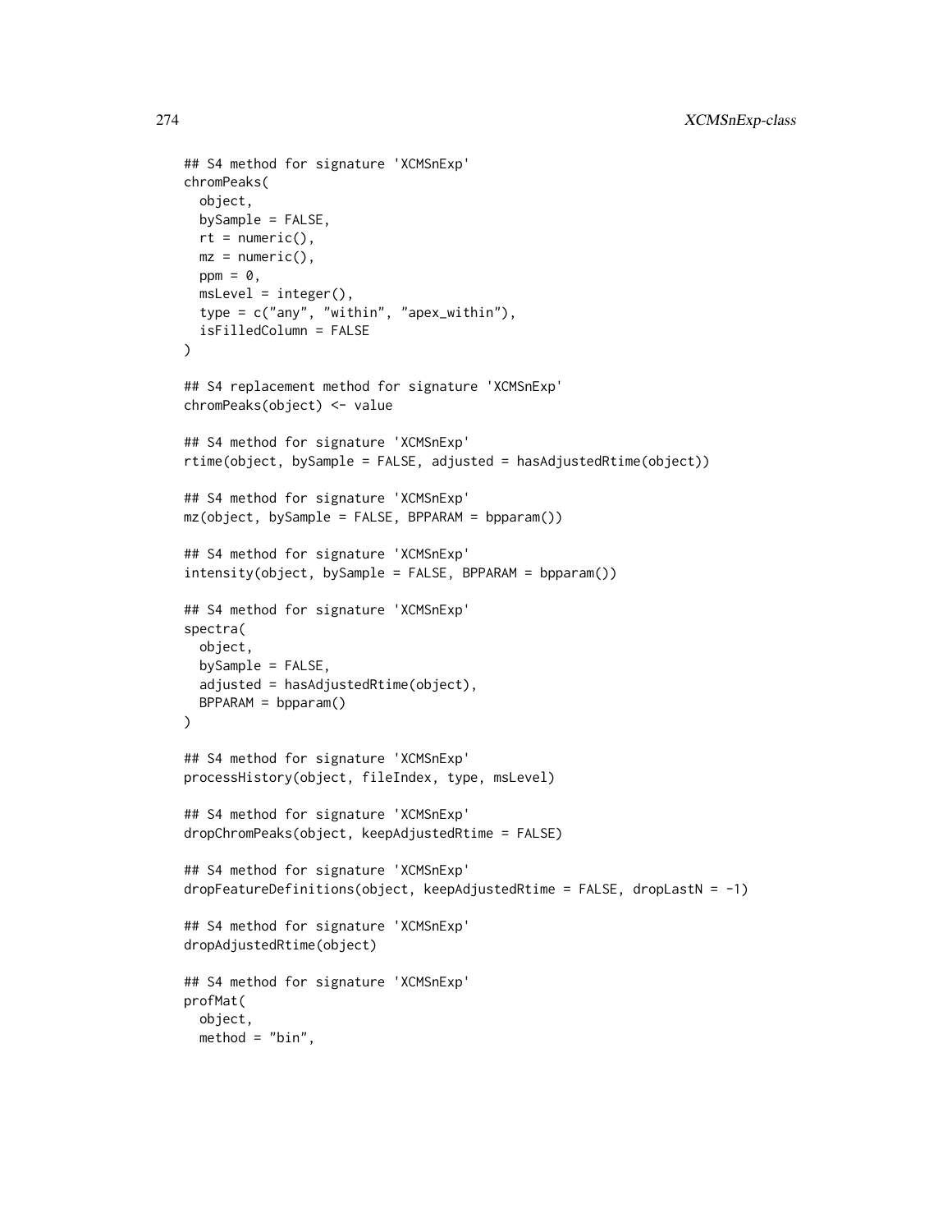```
## S4 method for signature 'XCMSnExp'
chromPeaks(
  object,
  bySample = FALSE,
  rt = numeric(),
  mz = numeric(),
  ppm = 0,
  msLevel = integer(),
  type = c("any", "within", "apex_within"),
  isFilledColumn = FALSE
)

## S4 replacement method for signature 'XCMSnExp'
chromPeaks(object) <- value

## S4 method for signature 'XCMSnExp'
rtime(object, bySample = FALSE, adjusted = hasAdjustedRtime(object))

## S4 method for signature 'XCMSnExp'
mz(object, bySample = FALSE, BPPARAM = bpparam())

## S4 method for signature 'XCMSnExp'
intensity(object, bySample = FALSE, BPPARAM = bpparam())

## S4 method for signature 'XCMSnExp'
spectra(
  object,
  bySample = FALSE,
  adjusted = hasAdjustedRtime(object),
  BPPARAM = bpparam()
)

## S4 method for signature 'XCMSnExp'
processHistory(object, fileIndex, type, msLevel)

## S4 method for signature 'XCMSnExp'
dropChromPeaks(object, keepAdjustedRtime = FALSE)

## S4 method for signature 'XCMSnExp'
dropFeatureDefinitions(object, keepAdjustedRtime = FALSE, dropLastN = -1)

## S4 method for signature 'XCMSnExp'
dropAdjustedRtime(object)

## S4 method for signature 'XCMSnExp'
profMat(
  object,
  method = "bin",
```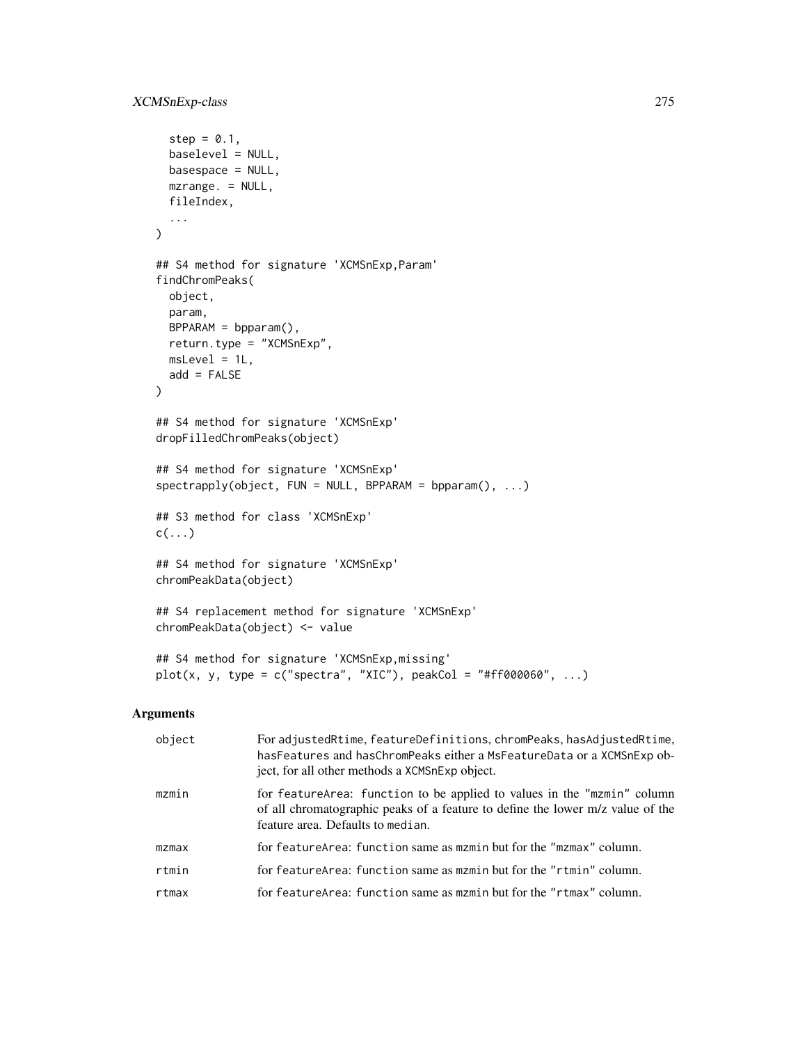```
  step = 0.1,
  baselevel = NULL,
  basespace = NULL,
  mzrange. = NULL,
  fileIndex,
  ...
)

## S4 method for signature 'XCMSnExp,Param'
findChromPeaks(
  object,
  param,
  BPPARAM = bpparam(),
  return.type = "XCMSnExp",
  msLevel = 1L,
  add = FALSE
)

## S4 method for signature 'XCMSnExp'
dropFilledChromPeaks(object)

## S4 method for signature 'XCMSnExp'
spectrapply(object, FUN = NULL, BPPARAM = bpparam(), ...)

## S3 method for class 'XCMSnExp'
c(...)

## S4 method for signature 'XCMSnExp'
chromPeakData(object)

## S4 replacement method for signature 'XCMSnExp'
chromPeakData(object) <- value

## S4 method for signature 'XCMSnExp,missing'
plot(x, y, type = c("spectra", "XIC"), peakCol = "#ff000060", ...)
```

## Arguments

| | |
|---|---|
| object | For adjustedRtime, featureDefinitions, chromPeaks, hasAdjustedRtime, hasFeatures and hasChromPeaks either a MsFeatureData or a XCMSnExp object, for all other methods a XCMSnExp object. |
| mzmin | for featureArea: function to be applied to values in the "mzmin" column of all chromatographic peaks of a feature to define the lower m/z value of the feature area. Defaults to median. |
| mzmax | for featureArea: function same as mzmin but for the "mzmax" column. |
| rtmin | for featureArea: function same as mzmin but for the "rtmin" column. |
| rtmax | for featureArea: function same as mzmin but for the "rtmax" column. |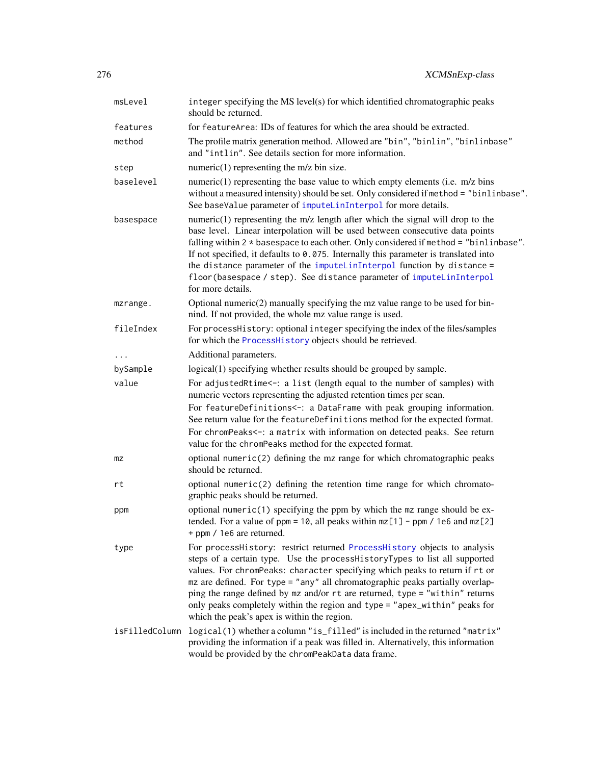| | |
|---|---|
| `msLevel` | `integer` specifying the MS level(s) for which identified chromatographic peaks should be returned. |
| `features` | for `featureArea`: IDs of features for which the area should be extracted. |
| `method` | The profile matrix generation method. Allowed are `"bin"`, `"binlin"`, `"binlinbase"` and `"intlin"`. See details section for more information. |
| `step` | numeric(1) representing the m/z bin size. |
| `baselevel` | numeric(1) representing the base value to which empty elements (i.e. m/z bins without a measured intensity) should be set. Only considered if `method = "binlinbase"`. See `baseValue` parameter of `imputeLinInterpol` for more details. |
| `basespace` | numeric(1) representing the m/z length after which the signal will drop to the base level. Linear interpolation will be used between consecutive data points falling within `2 * basespace` to each other. Only considered if `method = "binlinbase"`. If not specified, it defaults to `0.075`. Internally this parameter is translated into the `distance` parameter of the `imputeLinInterpol` function by `distance = floor(basespace / step)`. See `distance` parameter of `imputeLinInterpol` for more details. |
| `mzrange.` | Optional numeric(2) manually specifying the mz value range to be used for binnind. If not provided, the whole mz value range is used. |
| `fileIndex` | For `processHistory`: optional `integer` specifying the index of the files/samples for which the `ProcessHistory` objects should be retrieved. |
| `...` | Additional parameters. |
| `bySample` | logical(1) specifying whether results should be grouped by sample. |
| `value` | For `adjustedRtime<-`: a `list` (length equal to the number of samples) with numeric vectors representing the adjusted retention times per scan. For `featureDefinitions<-`: a `DataFrame` with peak grouping information. See return value for the `featureDefinitions` method for the expected format. For `chromPeaks<-`: a `matrix` with information on detected peaks. See return value for the `chromPeaks` method for the expected format. |
| `mz` | optional `numeric(2)` defining the mz range for which chromatographic peaks should be returned. |
| `rt` | optional `numeric(2)` defining the retention time range for which chromatographic peaks should be returned. |
| `ppm` | optional `numeric(1)` specifying the ppm by which the `mz` range should be extended. For a value of `ppm = 10`, all peaks within `mz[1] - ppm / 1e6` and `mz[2] + ppm / 1e6` are returned. |
| `type` | For `processHistory`: restrict returned `ProcessHistory` objects to analysis steps of a certain type. Use the `processHistoryTypes` to list all supported values. For `chromPeaks`: `character` specifying which peaks to return if `rt` or `mz` are defined. For `type = "any"` all chromatographic peaks partially overlapping the range defined by `mz` and/or `rt` are returned, `type = "within"` returns only peaks completely within the region and `type = "apex_within"` peaks for which the peak's apex is within the region. |
| `isFilledColumn` | `logical(1)` whether a column `"is_filled"` is included in the returned `"matrix"` providing the information if a peak was filled in. Alternatively, this information would be provided by the `chromPeakData` data frame. |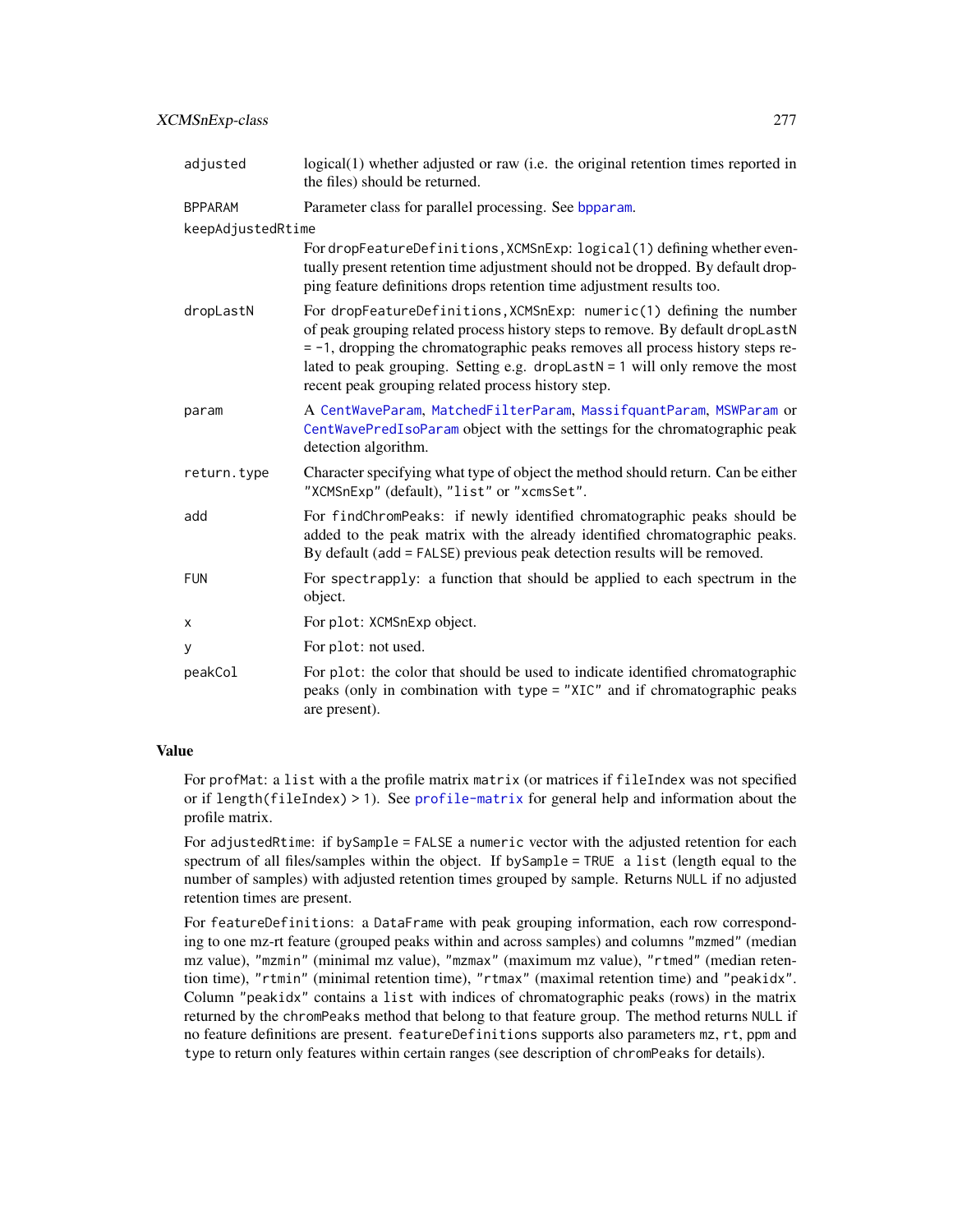| | |
|---|---|
| adjusted | logical(1) whether adjusted or raw (i.e. the original retention times reported in the files) should be returned. |
| BPPARAM | Parameter class for parallel processing. See bpparam. |
| keepAdjustedRtime | For dropFeatureDefinitions,XCMSnExp: logical(1) defining whether eventually present retention time adjustment should not be dropped. By default dropping feature definitions drops retention time adjustment results too. |
| dropLastN | For dropFeatureDefinitions,XCMSnExp: numeric(1) defining the number of peak grouping related process history steps to remove. By default dropLastN = -1, dropping the chromatographic peaks removes all process history steps related to peak grouping. Setting e.g. dropLastN = 1 will only remove the most recent peak grouping related process history step. |
| param | A CentWaveParam, MatchedFilterParam, MassifquantParam, MSWParam or CentWavePredIsoParam object with the settings for the chromatographic peak detection algorithm. |
| return.type | Character specifying what type of object the method should return. Can be either "XCMSnExp" (default), "list" or "xcmsSet". |
| add | For findChromPeaks: if newly identified chromatographic peaks should be added to the peak matrix with the already identified chromatographic peaks. By default (add = FALSE) previous peak detection results will be removed. |
| FUN | For spectrapply: a function that should be applied to each spectrum in the object. |
| x | For plot: XCMSnExp object. |
| y | For plot: not used. |
| peakCol | For plot: the color that should be used to indicate identified chromatographic peaks (only in combination with type = "XIC" and if chromatographic peaks are present). |

## Value

For profMat: a list with a the profile matrix matrix (or matrices if fileIndex was not specified or if length(fileIndex) > 1). See profile-matrix for general help and information about the profile matrix.

For adjustedRtime: if bySample = FALSE a numeric vector with the adjusted retention for each spectrum of all files/samples within the object. If bySample = TRUE a list (length equal to the number of samples) with adjusted retention times grouped by sample. Returns NULL if no adjusted retention times are present.

For featureDefinitions: a DataFrame with peak grouping information, each row corresponding to one mz-rt feature (grouped peaks within and across samples) and columns "mzmed" (median mz value), "mzmin" (minimal mz value), "mzmax" (maximum mz value), "rtmed" (median retention time), "rtmin" (minimal retention time), "rtmax" (maximal retention time) and "peakidx". Column "peakidx" contains a list with indices of chromatographic peaks (rows) in the matrix returned by the chromPeaks method that belong to that feature group. The method returns NULL if no feature definitions are present. featureDefinitions supports also parameters mz, rt, ppm and type to return only features within certain ranges (see description of chromPeaks for details).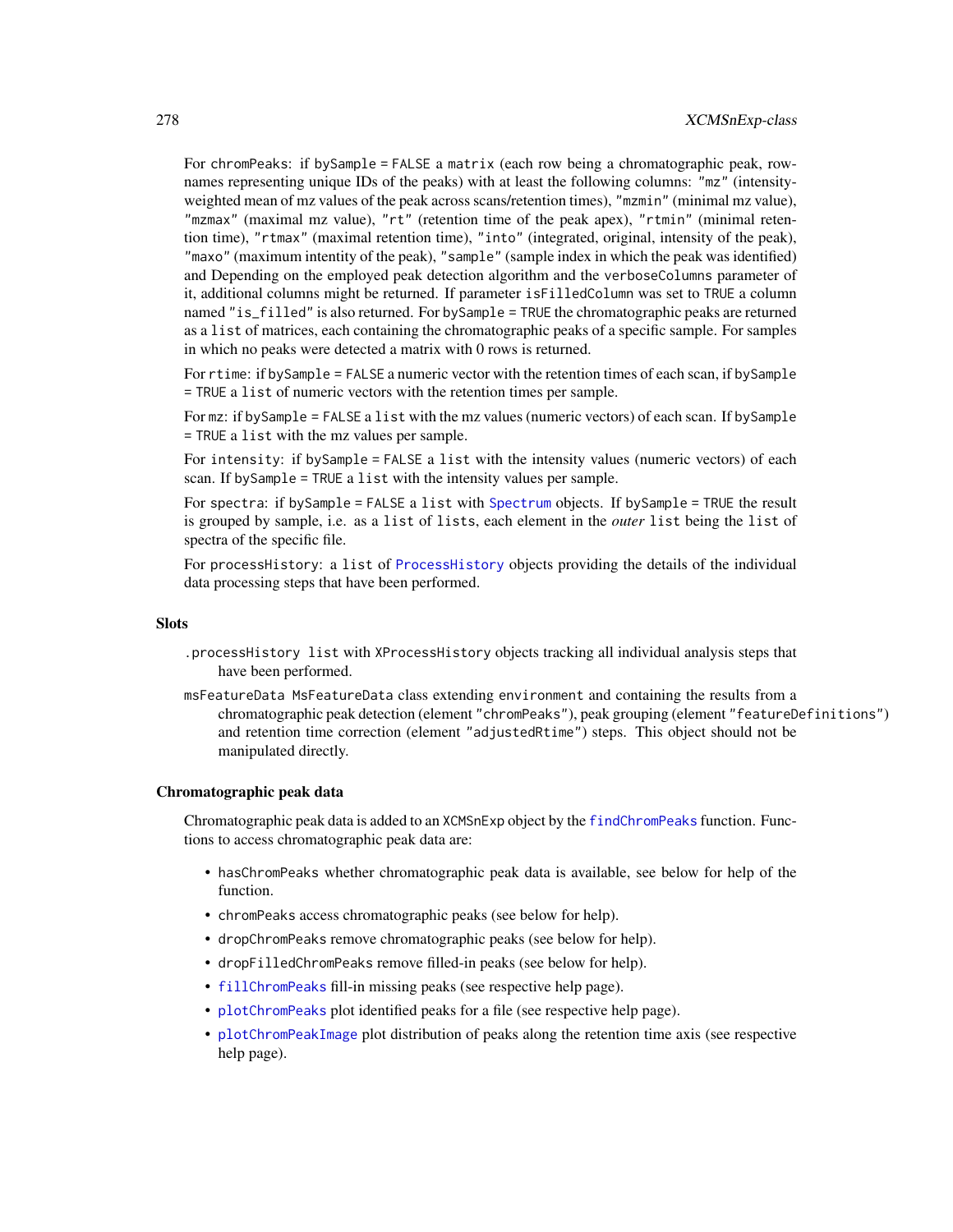For `chromPeaks`: if `bySample = FALSE` a `matrix` (each row being a chromatographic peak, rownames representing unique IDs of the peaks) with at least the following columns: `"mz"` (intensity-weighted mean of mz values of the peak across scans/retention times), `"mzmin"` (minimal mz value), `"mzmax"` (maximal mz value), `"rt"` (retention time of the peak apex), `"rtmin"` (minimal retention time), `"rtmax"` (maximal retention time), `"into"` (integrated, original, intensity of the peak), `"maxo"` (maximum intentity of the peak), `"sample"` (sample index in which the peak was identified) and Depending on the employed peak detection algorithm and the `verboseColumns` parameter of it, additional columns might be returned. If parameter `isFilledColumn` was set to `TRUE` a column named `"is_filled"` is also returned. For `bySample = TRUE` the chromatographic peaks are returned as a `list` of matrices, each containing the chromatographic peaks of a specific sample. For samples in which no peaks were detected a matrix with 0 rows is returned.

For `rtime`: if `bySample = FALSE` a numeric vector with the retention times of each scan, if `bySample = TRUE` a `list` of numeric vectors with the retention times per sample.

For `mz`: if `bySample = FALSE` a `list` with the mz values (numeric vectors) of each scan. If `bySample = TRUE` a `list` with the mz values per sample.

For `intensity`: if `bySample = FALSE` a `list` with the intensity values (numeric vectors) of each scan. If `bySample = TRUE` a `list` with the intensity values per sample.

For `spectra`: if `bySample = FALSE` a `list` with `Spectrum` objects. If `bySample = TRUE` the result is grouped by sample, i.e. as a `list` of `list`s, each element in the *outer* `list` being the `list` of spectra of the specific file.

For `processHistory`: a `list` of `ProcessHistory` objects providing the details of the individual data processing steps that have been performed.

## Slots

`.processHistory` `list` with `XProcessHistory` objects tracking all individual analysis steps that have been performed.

`msFeatureData` `MsFeatureData` class extending `environment` and containing the results from a chromatographic peak detection (element `"chromPeaks"`), peak grouping (element `"featureDefinitions"`) and retention time correction (element `"adjustedRtime"`) steps. This object should not be manipulated directly.

## Chromatographic peak data

Chromatographic peak data is added to an `XCMSnExp` object by the `findChromPeaks` function. Functions to access chromatographic peak data are:

- `hasChromPeaks` whether chromatographic peak data is available, see below for help of the function.
- `chromPeaks` access chromatographic peaks (see below for help).
- `dropChromPeaks` remove chromatographic peaks (see below for help).
- `dropFilledChromPeaks` remove filled-in peaks (see below for help).
- `fillChromPeaks` fill-in missing peaks (see respective help page).
- `plotChromPeaks` plot identified peaks for a file (see respective help page).
- `plotChromPeakImage` plot distribution of peaks along the retention time axis (see respective help page).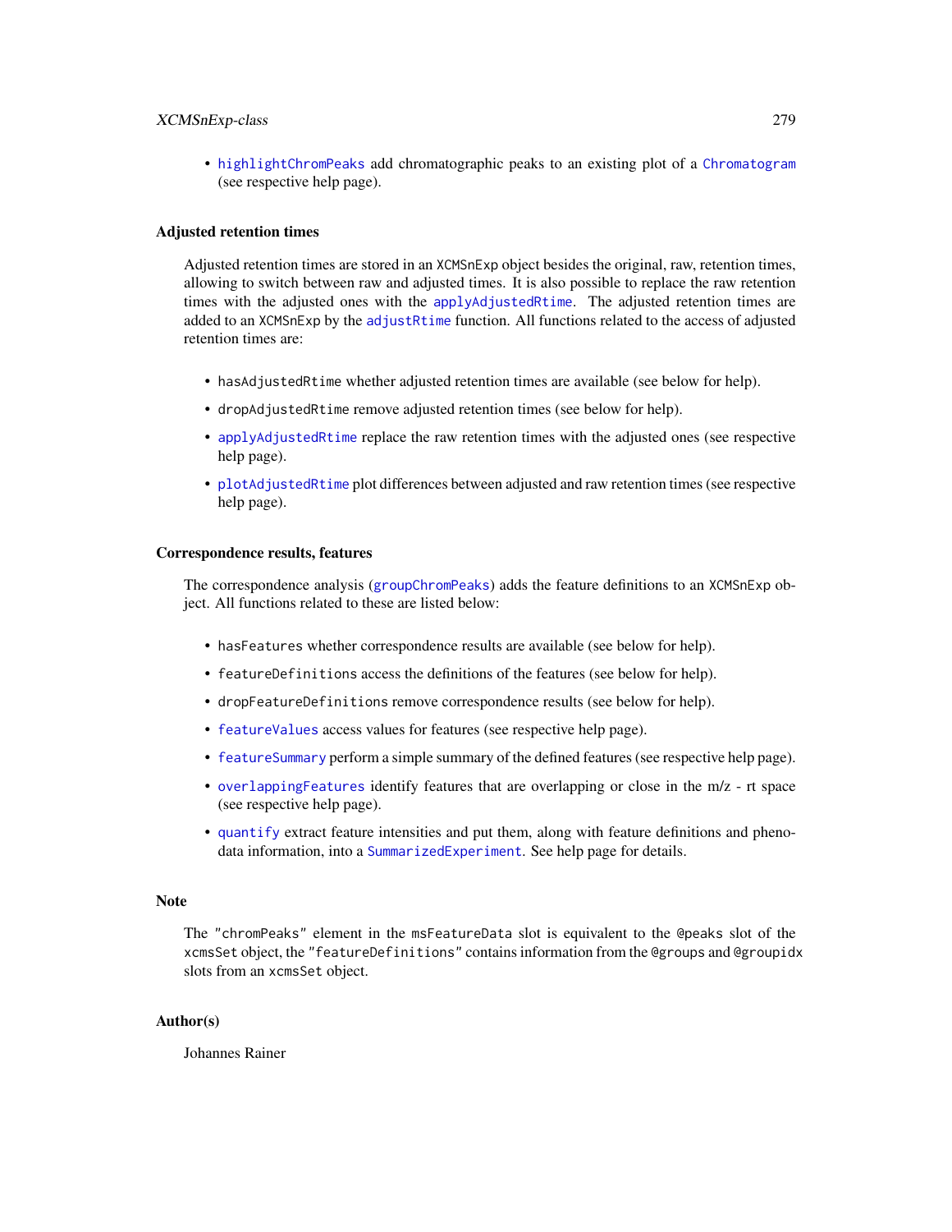- `highlightChromPeaks` add chromatographic peaks to an existing plot of a `Chromatogram` (see respective help page).

### Adjusted retention times

Adjusted retention times are stored in an `XCMSnExp` object besides the original, raw, retention times, allowing to switch between raw and adjusted times. It is also possible to replace the raw retention times with the adjusted ones with the `applyAdjustedRtime`. The adjusted retention times are added to an `XCMSnExp` by the `adjustRtime` function. All functions related to the access of adjusted retention times are:

- `hasAdjustedRtime` whether adjusted retention times are available (see below for help).
- `dropAdjustedRtime` remove adjusted retention times (see below for help).
- `applyAdjustedRtime` replace the raw retention times with the adjusted ones (see respective help page).
- `plotAdjustedRtime` plot differences between adjusted and raw retention times (see respective help page).

### Correspondence results, features

The correspondence analysis (`groupChromPeaks`) adds the feature definitions to an `XCMSnExp` object. All functions related to these are listed below:

- `hasFeatures` whether correspondence results are available (see below for help).
- `featureDefinitions` access the definitions of the features (see below for help).
- `dropFeatureDefinitions` remove correspondence results (see below for help).
- `featureValues` access values for features (see respective help page).
- `featureSummary` perform a simple summary of the defined features (see respective help page).
- `overlappingFeatures` identify features that are overlapping or close in the m/z - rt space (see respective help page).
- `quantify` extract feature intensities and put them, along with feature definitions and phenodata information, into a `SummarizedExperiment`. See help page for details.

## Note

The `"chromPeaks"` element in the `msFeatureData` slot is equivalent to the `@peaks` slot of the `xcmsSet` object, the `"featureDefinitions"` contains information from the `@groups` and `@groupidx` slots from an `xcmsSet` object.

## Author(s)

Johannes Rainer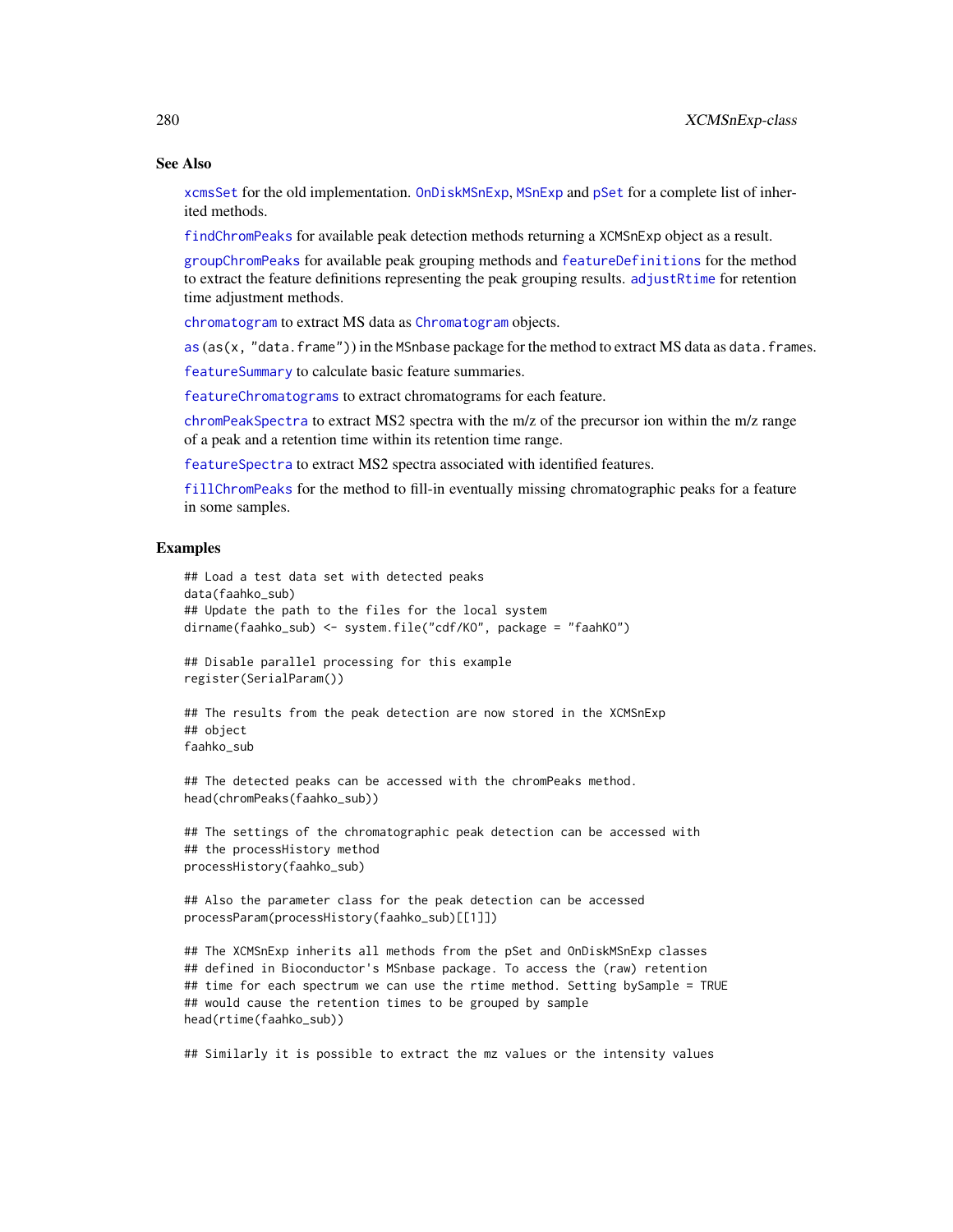## See Also

xcmsSet for the old implementation. OnDiskMSnExp, MSnExp and pSet for a complete list of inherited methods.

findChromPeaks for available peak detection methods returning a XCMSnExp object as a result.

groupChromPeaks for available peak grouping methods and featureDefinitions for the method to extract the feature definitions representing the peak grouping results. adjustRtime for retention time adjustment methods.

chromatogram to extract MS data as Chromatogram objects.

as (as(x, "data.frame")) in the MSnbase package for the method to extract MS data as data.frames.

featureSummary to calculate basic feature summaries.

featureChromatograms to extract chromatograms for each feature.

chromPeakSpectra to extract MS2 spectra with the m/z of the precursor ion within the m/z range of a peak and a retention time within its retention time range.

featureSpectra to extract MS2 spectra associated with identified features.

fillChromPeaks for the method to fill-in eventually missing chromatographic peaks for a feature in some samples.

## Examples

```
## Load a test data set with detected peaks
data(faahko_sub)
## Update the path to the files for the local system
dirname(faahko_sub) <- system.file("cdf/KO", package = "faahKO")

## Disable parallel processing for this example
register(SerialParam())

## The results from the peak detection are now stored in the XCMSnExp
## object
faahko_sub

## The detected peaks can be accessed with the chromPeaks method.
head(chromPeaks(faahko_sub))

## The settings of the chromatographic peak detection can be accessed with
## the processHistory method
processHistory(faahko_sub)

## Also the parameter class for the peak detection can be accessed
processParam(processHistory(faahko_sub)[[1]])

## The XCMSnExp inherits all methods from the pSet and OnDiskMSnExp classes
## defined in Bioconductor's MSnbase package. To access the (raw) retention
## time for each spectrum we can use the rtime method. Setting bySample = TRUE
## would cause the retention times to be grouped by sample
head(rtime(faahko_sub))

## Similarly it is possible to extract the mz values or the intensity values
```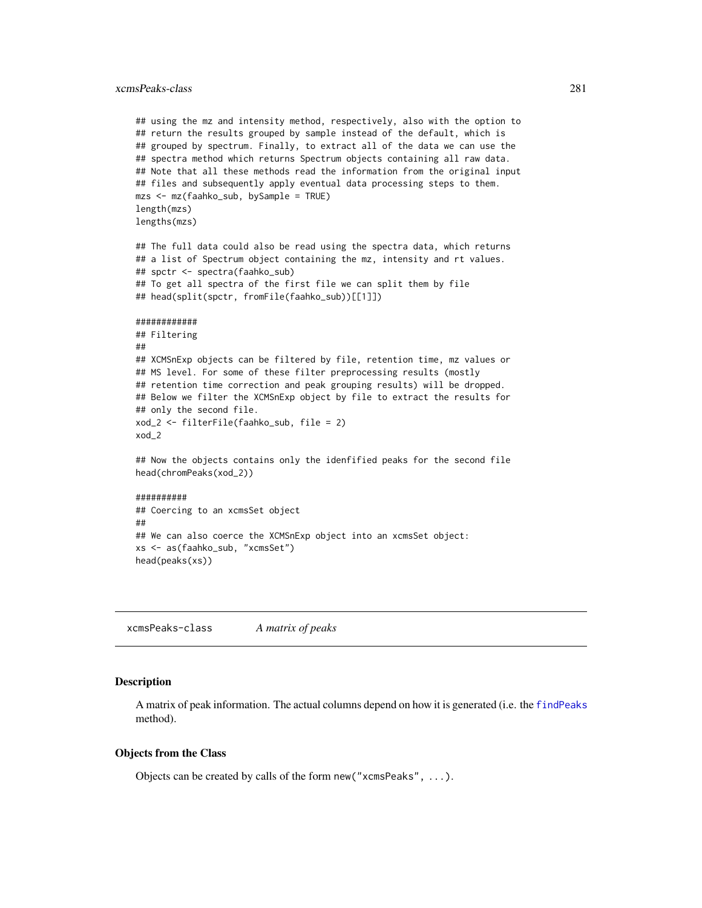```
## using the mz and intensity method, respectively, also with the option to
## return the results grouped by sample instead of the default, which is
## grouped by spectrum. Finally, to extract all of the data we can use the
## spectra method which returns Spectrum objects containing all raw data.
## Note that all these methods read the information from the original input
## files and subsequently apply eventual data processing steps to them.
mzs <- mz(faahko_sub, bySample = TRUE)
length(mzs)
lengths(mzs)

## The full data could also be read using the spectra data, which returns
## a list of Spectrum object containing the mz, intensity and rt values.
## spctr <- spectra(faahko_sub)
## To get all spectra of the first file we can split them by file
## head(split(spctr, fromFile(faahko_sub))[[1]])

############
## Filtering
##
## XCMSnExp objects can be filtered by file, retention time, mz values or
## MS level. For some of these filter preprocessing results (mostly
## retention time correction and peak grouping results) will be dropped.
## Below we filter the XCMSnExp object by file to extract the results for
## only the second file.
xod_2 <- filterFile(faahko_sub, file = 2)
xod_2

## Now the objects contains only the idenfified peaks for the second file
head(chromPeaks(xod_2))

##########
## Coercing to an xcmsSet object
##
## We can also coerce the XCMSnExp object into an xcmsSet object:
xs <- as(faahko_sub, "xcmsSet")
head(peaks(xs))
```

---

# xcmsPeaks-class *A matrix of peaks*

## Description

A matrix of peak information. The actual columns depend on how it is generated (i.e. the findPeaks method).

## Objects from the Class

Objects can be created by calls of the form `new("xcmsPeaks", ...)`.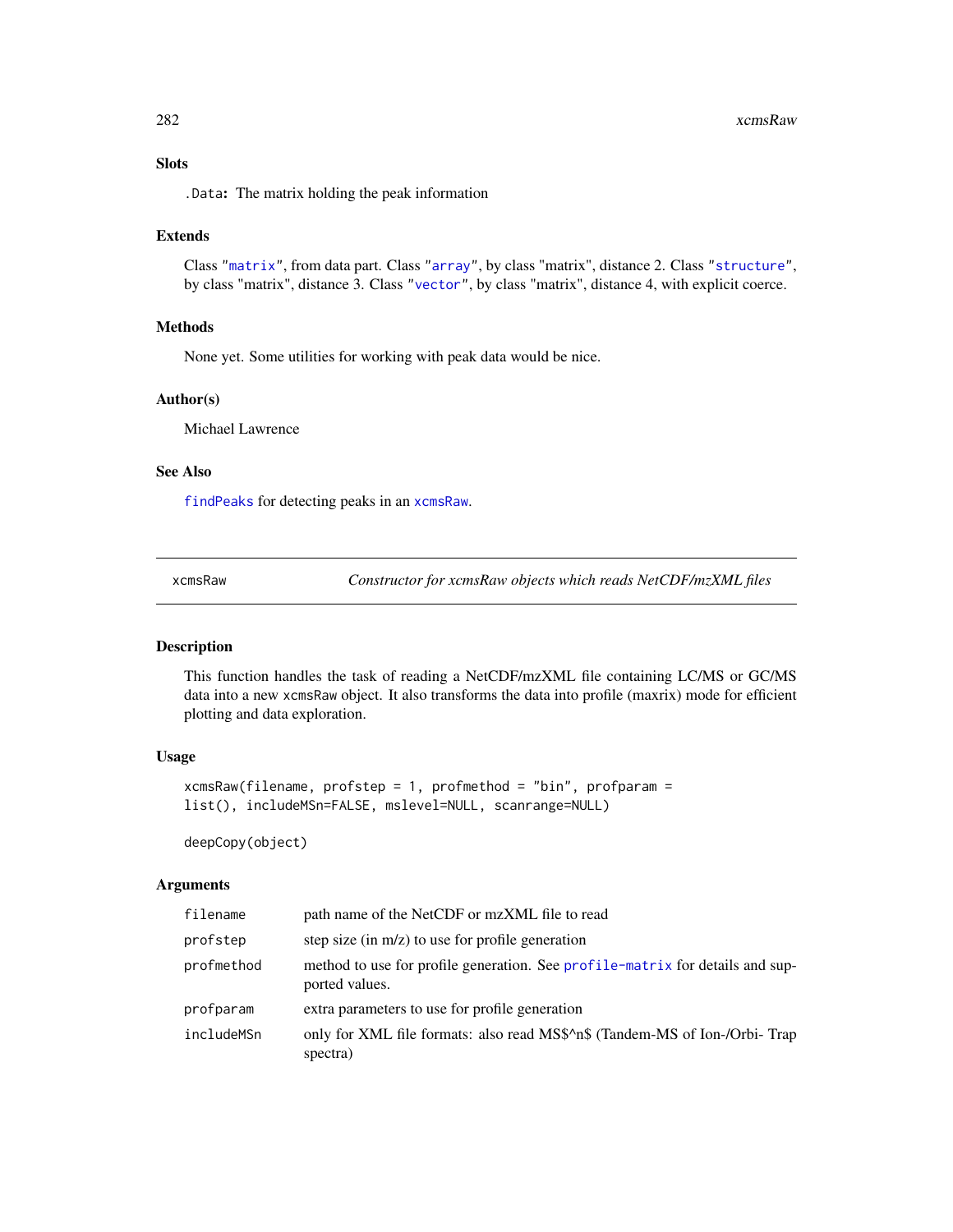### Slots

`.Data`: The matrix holding the peak information

### Extends

Class "matrix", from data part. Class "array", by class "matrix", distance 2. Class "structure", by class "matrix", distance 3. Class "vector", by class "matrix", distance 4, with explicit coerce.

### Methods

None yet. Some utilities for working with peak data would be nice.

### Author(s)

Michael Lawrence

### See Also

`findPeaks` for detecting peaks in an `xcmsRaw`.

---

## xcmsRaw — *Constructor for xcmsRaw objects which reads NetCDF/mzXML files*

### Description

This function handles the task of reading a NetCDF/mzXML file containing LC/MS or GC/MS data into a new `xcmsRaw` object. It also transforms the data into profile (maxrix) mode for efficient plotting and data exploration.

### Usage

```
xcmsRaw(filename, profstep = 1, profmethod = "bin", profparam =
list(), includeMSn=FALSE, mslevel=NULL, scanrange=NULL)

deepCopy(object)
```

### Arguments

| | |
|---|---|
| `filename` | path name of the NetCDF or mzXML file to read |
| `profstep` | step size (in m/z) to use for profile generation |
| `profmethod` | method to use for profile generation. See `profile-matrix` for details and supported values. |
| `profparam` | extra parameters to use for profile generation |
| `includeMSn` | only for XML file formats: also read MS$^n$ (Tandem-MS of Ion-/Orbi- Trap spectra) |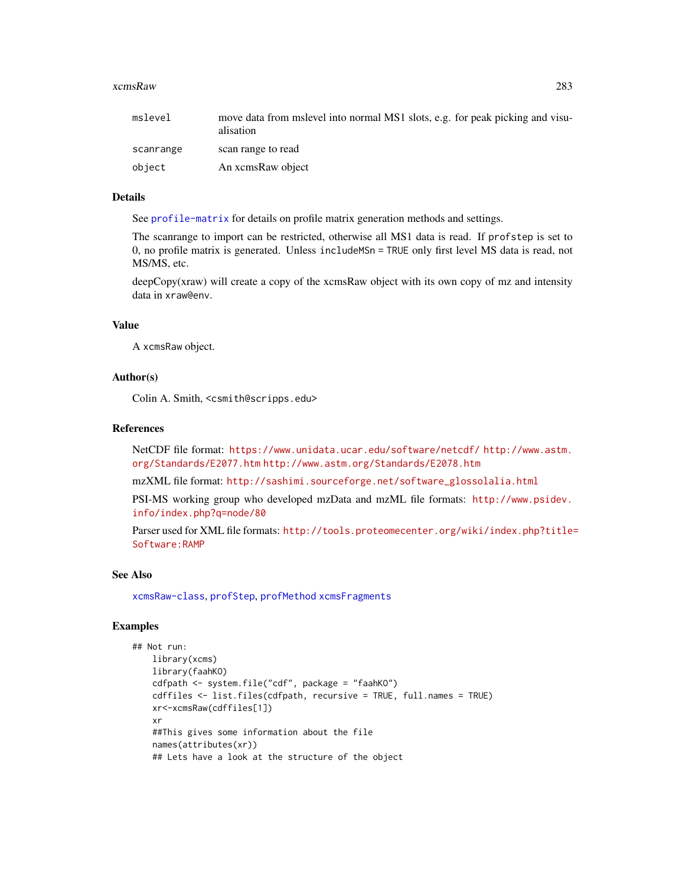| | |
|---|---|
| mslevel | move data from mslevel into normal MS1 slots, e.g. for peak picking and visualisation |
| scanrange | scan range to read |
| object | An xcmsRaw object |

### Details

See profile-matrix for details on profile matrix generation methods and settings.

The scanrange to import can be restricted, otherwise all MS1 data is read. If profstep is set to 0, no profile matrix is generated. Unless includeMSn = TRUE only first level MS data is read, not MS/MS, etc.

deepCopy(xraw) will create a copy of the xcmsRaw object with its own copy of mz and intensity data in xraw@env.

### Value

A xcmsRaw object.

### Author(s)

Colin A. Smith, <csmith@scripps.edu>

### References

NetCDF file format: https://www.unidata.ucar.edu/software/netcdf/ http://www.astm.org/Standards/E2077.htm http://www.astm.org/Standards/E2078.htm

mzXML file format: http://sashimi.sourceforge.net/software_glossolalia.html

PSI-MS working group who developed mzData and mzML file formats: http://www.psidev.info/index.php?q=node/80

Parser used for XML file formats: http://tools.proteomecenter.org/wiki/index.php?title=Software:RAMP

### See Also

xcmsRaw-class, profStep, profMethod xcmsFragments

### Examples

```
## Not run:
    library(xcms)
    library(faahKO)
    cdfpath <- system.file("cdf", package = "faahKO")
    cdffiles <- list.files(cdfpath, recursive = TRUE, full.names = TRUE)
    xr<-xcmsRaw(cdffiles[1])
    xr
    ##This gives some information about the file
    names(attributes(xr))
    ## Lets have a look at the structure of the object
```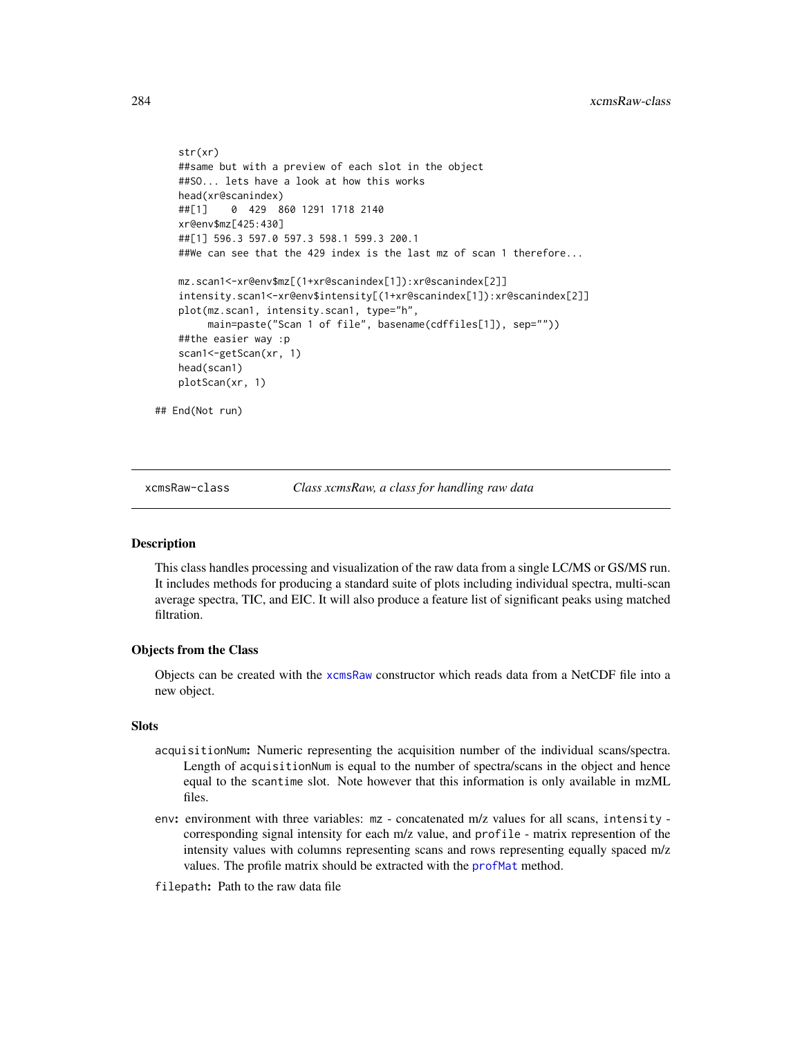```
    str(xr)
    ##same but with a preview of each slot in the object
    ##SO... lets have a look at how this works
    head(xr@scanindex)
    ##[1]    0  429  860 1291 1718 2140
    xr@env$mz[425:430]
    ##[1] 596.3 597.0 597.3 598.1 599.3 200.1
    ##We can see that the 429 index is the last mz of scan 1 therefore...

    mz.scan1<-xr@env$mz[(1+xr@scanindex[1]):xr@scanindex[2]]
    intensity.scan1<-xr@env$intensity[(1+xr@scanindex[1]):xr@scanindex[2]]
    plot(mz.scan1, intensity.scan1, type="h",
         main=paste("Scan 1 of file", basename(cdffiles[1]), sep=""))
    ##the easier way :p
    scan1<-getScan(xr, 1)
    head(scan1)
    plotScan(xr, 1)

## End(Not run)
```

## xcmsRaw-class — *Class xcmsRaw, a class for handling raw data*

### Description

This class handles processing and visualization of the raw data from a single LC/MS or GS/MS run. It includes methods for producing a standard suite of plots including individual spectra, multi-scan average spectra, TIC, and EIC. It will also produce a feature list of significant peaks using matched filtration.

### Objects from the Class

Objects can be created with the `xcmsRaw` constructor which reads data from a NetCDF file into a new object.

### Slots

`acquisitionNum`: Numeric representing the acquisition number of the individual scans/spectra. Length of `acquisitionNum` is equal to the number of spectra/scans in the object and hence equal to the `scantime` slot. Note however that this information is only available in mzML files.

`env`: environment with three variables: `mz` - concatenated m/z values for all scans, `intensity` - corresponding signal intensity for each m/z value, and `profile` - matrix represention of the intensity values with columns representing scans and rows representing equally spaced m/z values. The profile matrix should be extracted with the `profMat` method.

`filepath`: Path to the raw data file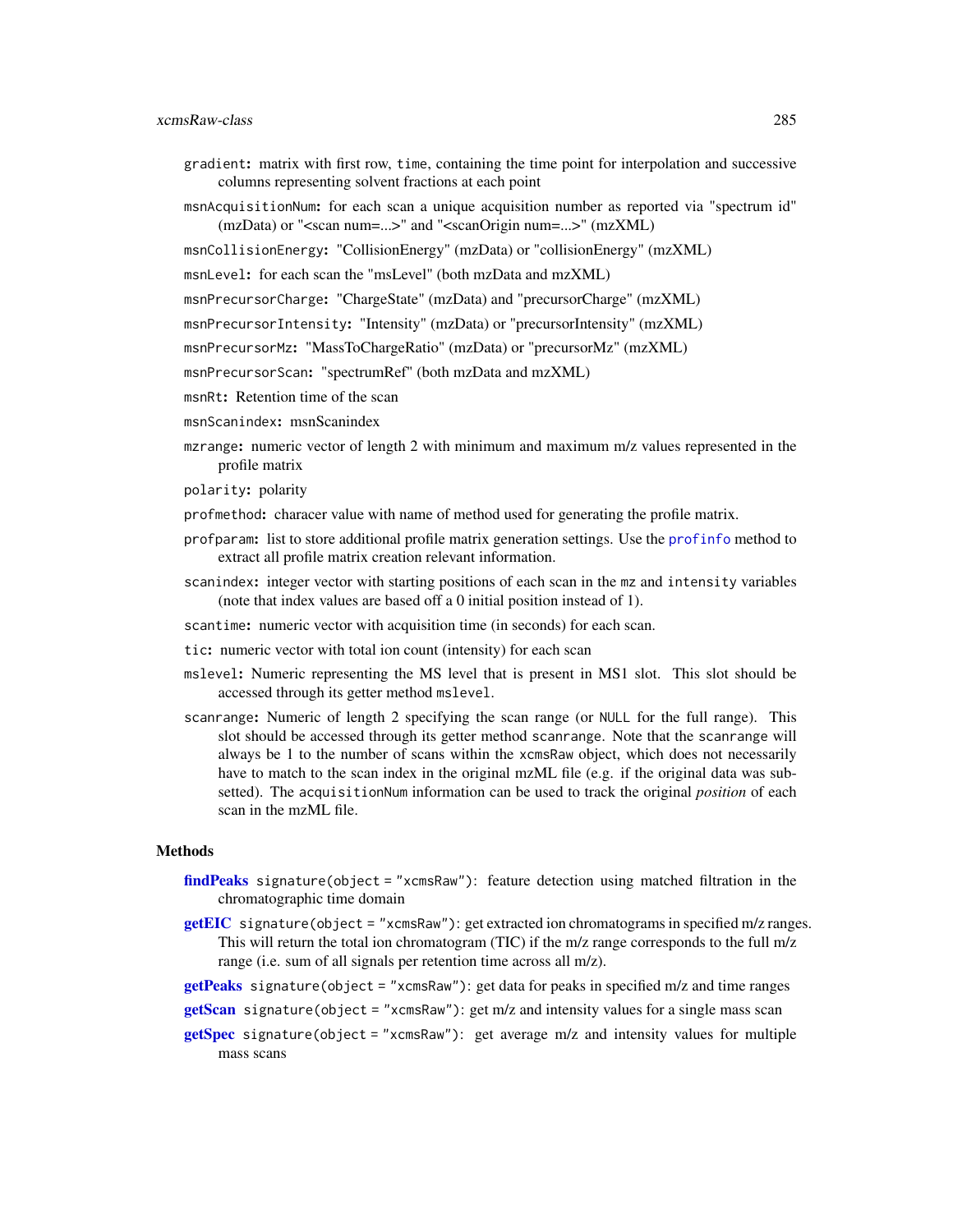`gradient`: matrix with first row, `time`, containing the time point for interpolation and successive columns representing solvent fractions at each point

`msnAcquisitionNum`: for each scan a unique acquisition number as reported via "spectrum id" (mzData) or "<scan num=...>" and "<scanOrigin num=...>" (mzXML)

`msnCollisionEnergy`: "CollisionEnergy" (mzData) or "collisionEnergy" (mzXML)

`msnLevel`: for each scan the "msLevel" (both mzData and mzXML)

`msnPrecursorCharge`: "ChargeState" (mzData) and "precursorCharge" (mzXML)

`msnPrecursorIntensity`: "Intensity" (mzData) or "precursorIntensity" (mzXML)

`msnPrecursorMz`: "MassToChargeRatio" (mzData) or "precursorMz" (mzXML)

`msnPrecursorScan`: "spectrumRef" (both mzData and mzXML)

`msnRt`: Retention time of the scan

`msnScanindex`: msnScanindex

`mzrange`: numeric vector of length 2 with minimum and maximum m/z values represented in the profile matrix

`polarity`: polarity

`profmethod`: characer value with name of method used for generating the profile matrix.

`profparam`: list to store additional profile matrix generation settings. Use the `profinfo` method to extract all profile matrix creation relevant information.

`scanindex`: integer vector with starting positions of each scan in the `mz` and `intensity` variables (note that index values are based off a 0 initial position instead of 1).

`scantime`: numeric vector with acquisition time (in seconds) for each scan.

`tic`: numeric vector with total ion count (intensity) for each scan

`mslevel`: Numeric representing the MS level that is present in MS1 slot. This slot should be accessed through its getter method `mslevel`.

`scanrange`: Numeric of length 2 specifying the scan range (or `NULL` for the full range). This slot should be accessed through its getter method `scanrange`. Note that the `scanrange` will always be 1 to the number of scans within the `xcmsRaw` object, which does not necessarily have to match to the scan index in the original mzML file (e.g. if the original data was subsetted). The `acquisitionNum` information can be used to track the original *position* of each scan in the mzML file.

### Methods

**findPeaks** `signature(object = "xcmsRaw")`: feature detection using matched filtration in the chromatographic time domain

**getEIC** `signature(object = "xcmsRaw")`: get extracted ion chromatograms in specified m/z ranges. This will return the total ion chromatogram (TIC) if the m/z range corresponds to the full m/z range (i.e. sum of all signals per retention time across all m/z).

**getPeaks** `signature(object = "xcmsRaw")`: get data for peaks in specified m/z and time ranges

**getScan** `signature(object = "xcmsRaw")`: get m/z and intensity values for a single mass scan

**getSpec** `signature(object = "xcmsRaw")`: get average m/z and intensity values for multiple mass scans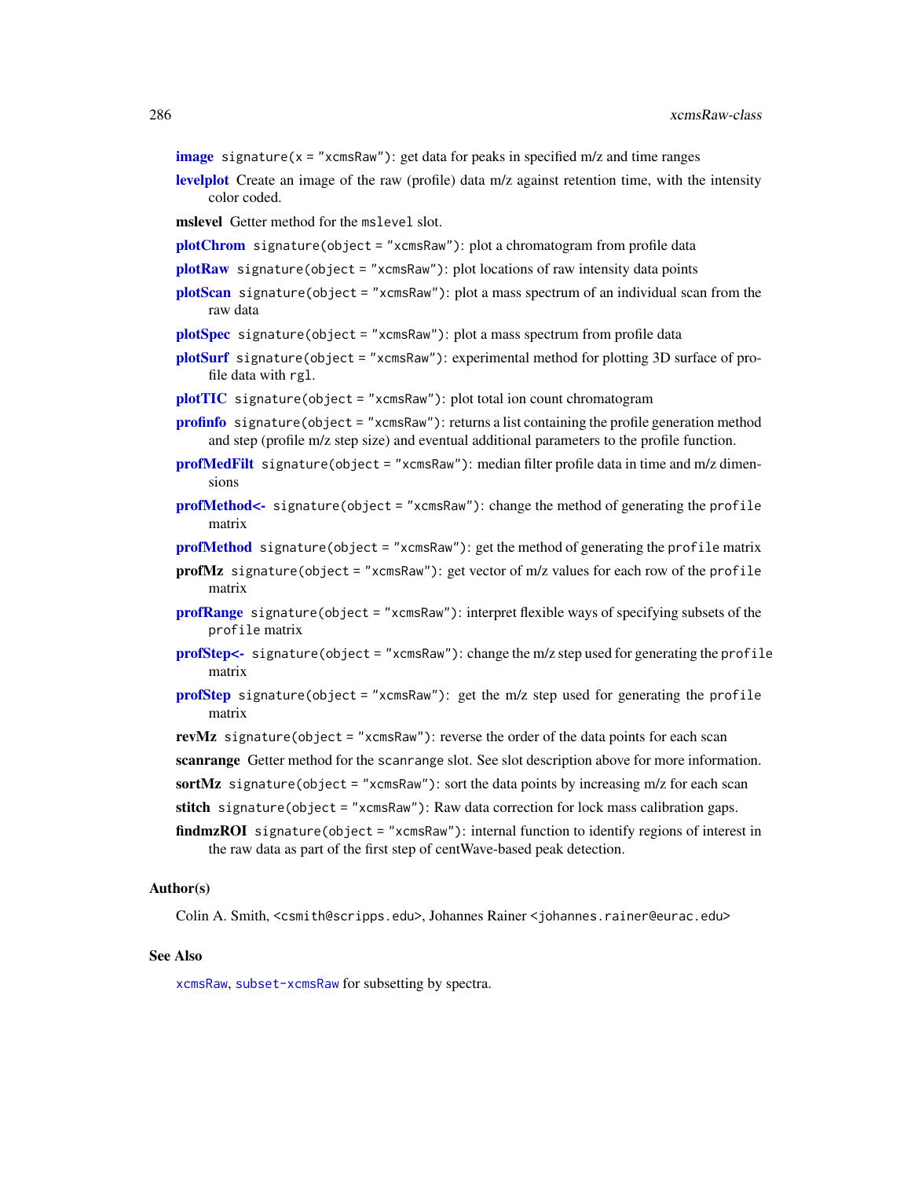**image** `signature(x = "xcmsRaw")`: get data for peaks in specified m/z and time ranges

**levelplot** Create an image of the raw (profile) data m/z against retention time, with the intensity color coded.

**mslevel** Getter method for the `mslevel` slot.

**plotChrom** `signature(object = "xcmsRaw")`: plot a chromatogram from profile data

**plotRaw** `signature(object = "xcmsRaw")`: plot locations of raw intensity data points

**plotScan** `signature(object = "xcmsRaw")`: plot a mass spectrum of an individual scan from the raw data

**plotSpec** `signature(object = "xcmsRaw")`: plot a mass spectrum from profile data

**plotSurf** `signature(object = "xcmsRaw")`: experimental method for plotting 3D surface of profile data with `rgl`.

**plotTIC** `signature(object = "xcmsRaw")`: plot total ion count chromatogram

**profinfo** `signature(object = "xcmsRaw")`: returns a list containing the profile generation method and step (profile m/z step size) and eventual additional parameters to the profile function.

**profMedFilt** `signature(object = "xcmsRaw")`: median filter profile data in time and m/z dimensions

**profMethod<-** `signature(object = "xcmsRaw")`: change the method of generating the `profile` matrix

**profMethod** `signature(object = "xcmsRaw")`: get the method of generating the `profile` matrix

**profMz** `signature(object = "xcmsRaw")`: get vector of m/z values for each row of the `profile` matrix

**profRange** `signature(object = "xcmsRaw")`: interpret flexible ways of specifying subsets of the `profile` matrix

**profStep<-** `signature(object = "xcmsRaw")`: change the m/z step used for generating the `profile` matrix

**profStep** `signature(object = "xcmsRaw")`: get the m/z step used for generating the `profile` matrix

**revMz** `signature(object = "xcmsRaw")`: reverse the order of the data points for each scan

**scanrange** Getter method for the `scanrange` slot. See slot description above for more information.

**sortMz** `signature(object = "xcmsRaw")`: sort the data points by increasing m/z for each scan

**stitch** `signature(object = "xcmsRaw")`: Raw data correction for lock mass calibration gaps.

**findmzROI** `signature(object = "xcmsRaw")`: internal function to identify regions of interest in the raw data as part of the first step of centWave-based peak detection.

## Author(s)

Colin A. Smith, <csmith@scripps.edu>, Johannes Rainer <johannes.rainer@eurac.edu>

## See Also

`xcmsRaw`, `subset-xcmsRaw` for subsetting by spectra.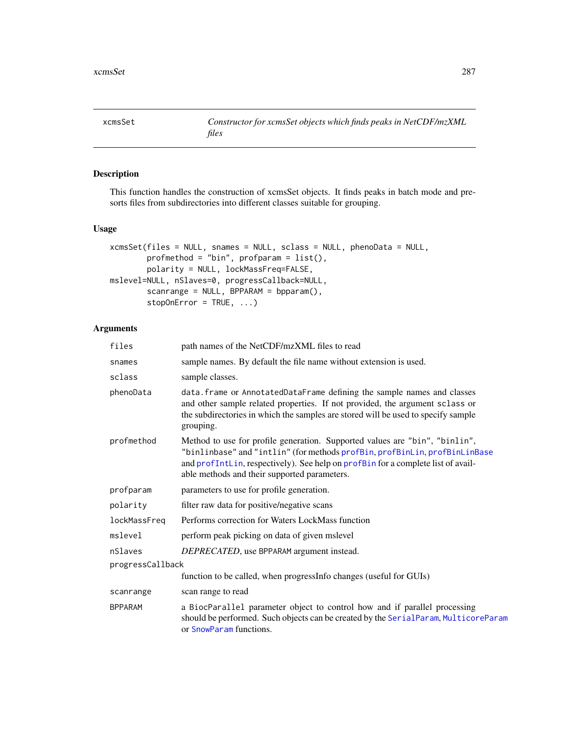| xcmsSet | *Constructor for xcmsSet objects which finds peaks in NetCDF/mzXML files* |
|---|---|

## Description

This function handles the construction of xcmsSet objects. It finds peaks in batch mode and pre-sorts files from subdirectories into different classes suitable for grouping.

## Usage

```
xcmsSet(files = NULL, snames = NULL, sclass = NULL, phenoData = NULL,
        profmethod = "bin", profparam = list(),
        polarity = NULL, lockMassFreq=FALSE,
mslevel=NULL, nSlaves=0, progressCallback=NULL,
        scanrange = NULL, BPPARAM = bpparam(),
        stopOnError = TRUE, ...)
```

## Arguments

| | |
|---|---|
| `files` | path names of the NetCDF/mzXML files to read |
| `snames` | sample names. By default the file name without extension is used. |
| `sclass` | sample classes. |
| `phenoData` | `data.frame` or `AnnotatedDataFrame` defining the sample names and classes and other sample related properties. If not provided, the argument `sclass` or the subdirectories in which the samples are stored will be used to specify sample grouping. |
| `profmethod` | Method to use for profile generation. Supported values are `"bin"`, `"binlin"`, `"binlinbase"` and `"intlin"` (for methods `profBin`, `profBinLin`, `profBinLinBase` and `profIntLin`, respectively). See help on `profBin` for a complete list of available methods and their supported parameters. |
| `profparam` | parameters to use for profile generation. |
| `polarity` | filter raw data for positive/negative scans |
| `lockMassFreq` | Performs correction for Waters LockMass function |
| `mslevel` | perform peak picking on data of given mslevel |
| `nSlaves` | *DEPRECATED*, use `BPPARAM` argument instead. |
| `progressCallback` | function to be called, when progressInfo changes (useful for GUIs) |
| `scanrange` | scan range to read |
| `BPPARAM` | a `BiocParallel` parameter object to control how and if parallel processing should be performed. Such objects can be created by the `SerialParam`, `MulticoreParam` or `SnowParam` functions. |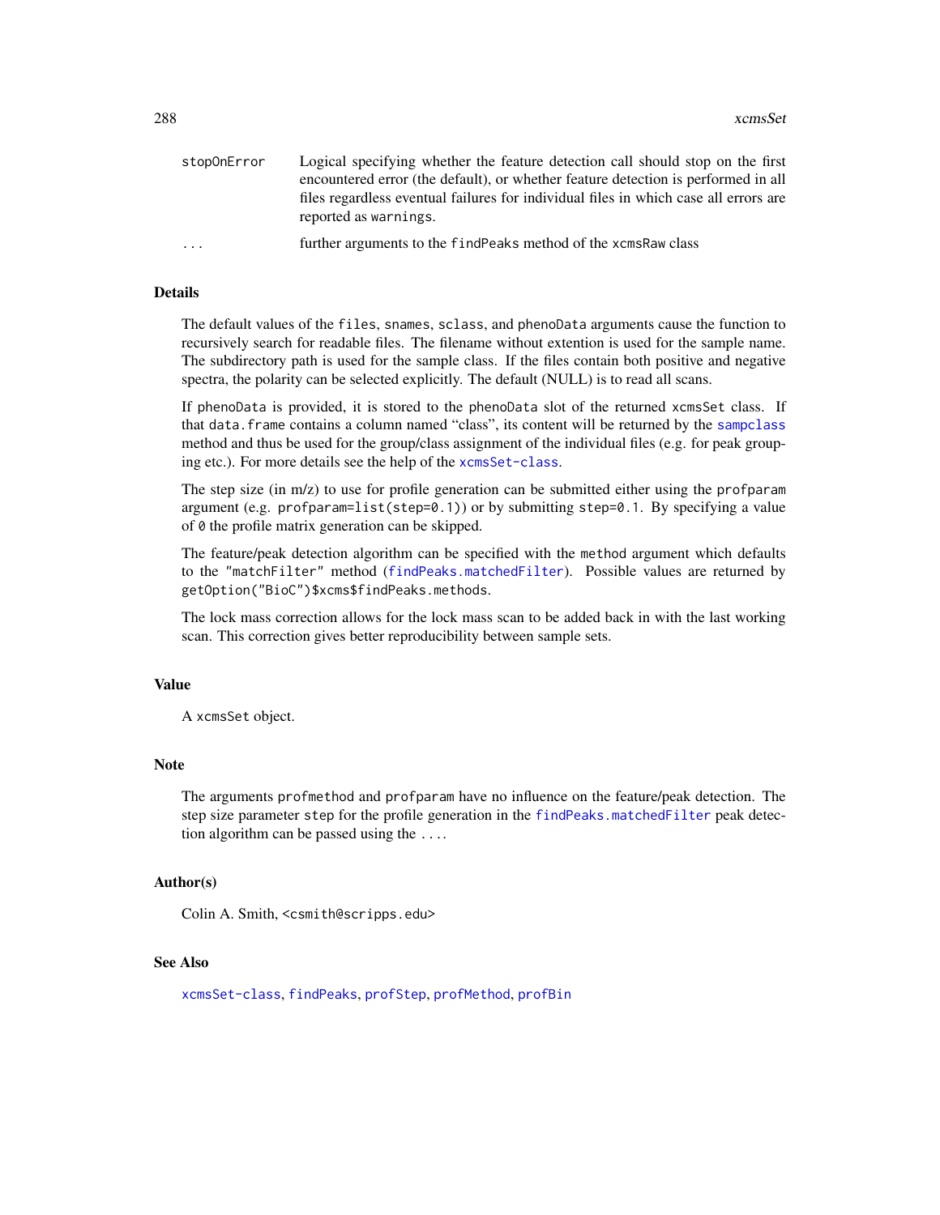| | |
|---|---|
| `stopOnError` | Logical specifying whether the feature detection call should stop on the first encountered error (the default), or whether feature detection is performed in all files regardless eventual failures for individual files in which case all errors are reported as `warnings`. |
| `...` | further arguments to the `findPeaks` method of the `xcmsRaw` class |

## Details

The default values of the `files`, `snames`, `sclass`, and `phenoData` arguments cause the function to recursively search for readable files. The filename without extention is used for the sample name. The subdirectory path is used for the sample class. If the files contain both positive and negative spectra, the polarity can be selected explicitly. The default (NULL) is to read all scans.

If `phenoData` is provided, it is stored to the `phenoData` slot of the returned `xcmsSet` class. If that `data.frame` contains a column named "class", its content will be returned by the `sampclass` method and thus be used for the group/class assignment of the individual files (e.g. for peak grouping etc.). For more details see the help of the `xcmsSet-class`.

The step size (in m/z) to use for profile generation can be submitted either using the `profparam` argument (e.g. `profparam=list(step=0.1)`) or by submitting `step=0.1`. By specifying a value of `0` the profile matrix generation can be skipped.

The feature/peak detection algorithm can be specified with the `method` argument which defaults to the `"matchFilter"` method (`findPeaks.matchedFilter`). Possible values are returned by `getOption("BioC")$xcms$findPeaks.methods`.

The lock mass correction allows for the lock mass scan to be added back in with the last working scan. This correction gives better reproducibility between sample sets.

## Value

A `xcmsSet` object.

## Note

The arguments `profmethod` and `profparam` have no influence on the feature/peak detection. The step size parameter `step` for the profile generation in the `findPeaks.matchedFilter` peak detection algorithm can be passed using the `...`.

## Author(s)

Colin A. Smith, <csmith@scripps.edu>

## See Also

`xcmsSet-class`, `findPeaks`, `profStep`, `profMethod`, `profBin`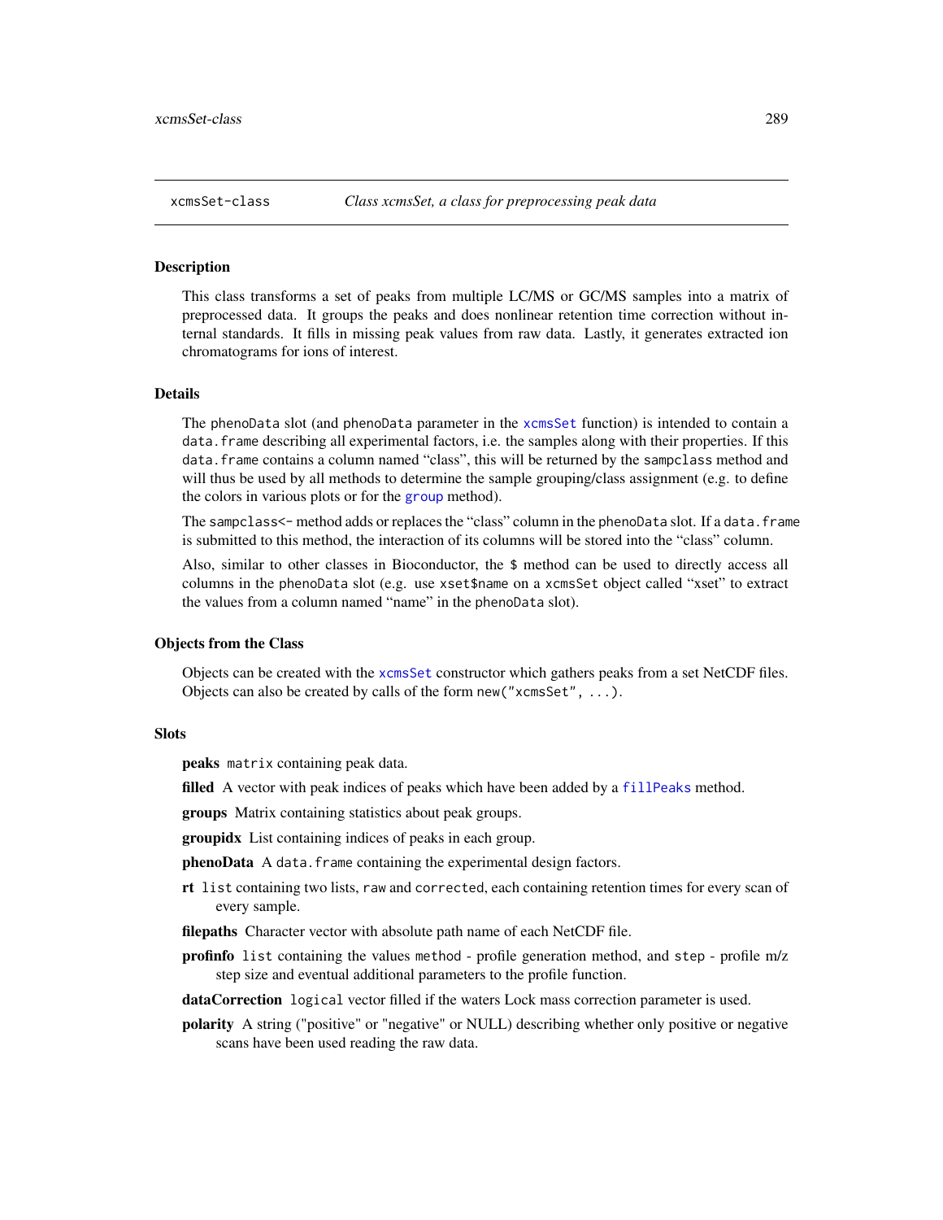## xcmsSet-class *Class xcmsSet, a class for preprocessing peak data*

### Description

This class transforms a set of peaks from multiple LC/MS or GC/MS samples into a matrix of preprocessed data. It groups the peaks and does nonlinear retention time correction without internal standards. It fills in missing peak values from raw data. Lastly, it generates extracted ion chromatograms for ions of interest.

### Details

The `phenoData` slot (and `phenoData` parameter in the `xcmsSet` function) is intended to contain a `data.frame` describing all experimental factors, i.e. the samples along with their properties. If this `data.frame` contains a column named "class", this will be returned by the `sampclass` method and will thus be used by all methods to determine the sample grouping/class assignment (e.g. to define the colors in various plots or for the `group` method).

The `sampclass<-` method adds or replaces the "class" column in the `phenoData` slot. If a `data.frame` is submitted to this method, the interaction of its columns will be stored into the "class" column.

Also, similar to other classes in Bioconductor, the `$` method can be used to directly access all columns in the `phenoData` slot (e.g. use `xset$name` on a `xcmsSet` object called "xset" to extract the values from a column named "name" in the `phenoData` slot).

### Objects from the Class

Objects can be created with the `xcmsSet` constructor which gathers peaks from a set NetCDF files. Objects can also be created by calls of the form `new("xcmsSet", ...)`.

### Slots

**peaks** `matrix` containing peak data.

**filled** A vector with peak indices of peaks which have been added by a `fillPeaks` method.

**groups** Matrix containing statistics about peak groups.

**groupidx** List containing indices of peaks in each group.

**phenoData** A `data.frame` containing the experimental design factors.

**rt** `list` containing two lists, `raw` and `corrected`, each containing retention times for every scan of every sample.

**filepaths** Character vector with absolute path name of each NetCDF file.

**profinfo** `list` containing the values `method` - profile generation method, and `step` - profile m/z step size and eventual additional parameters to the profile function.

**dataCorrection** `logical` vector filled if the waters Lock mass correction parameter is used.

**polarity** A string ("positive" or "negative" or NULL) describing whether only positive or negative scans have been used reading the raw data.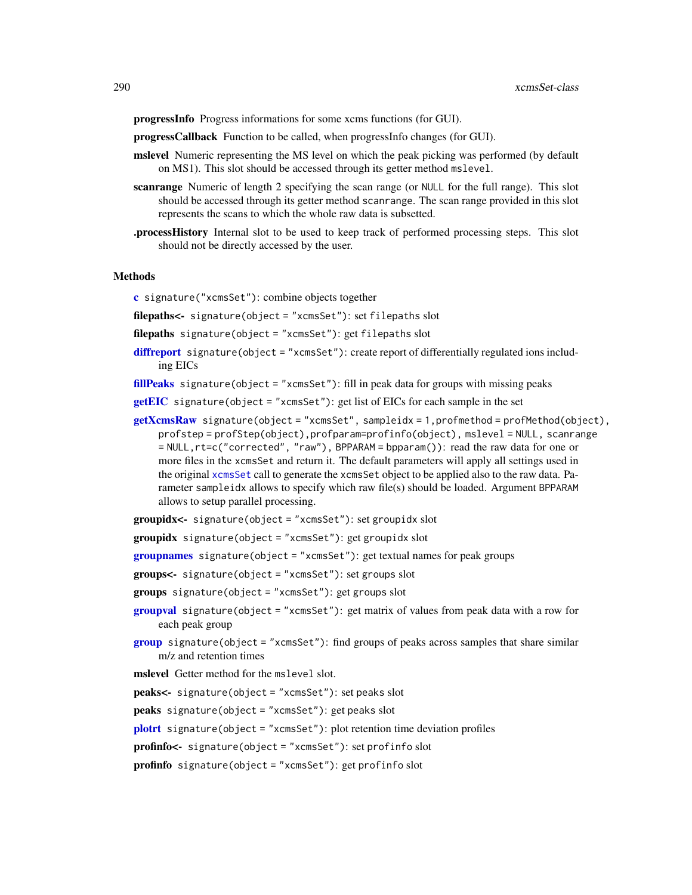**progressInfo** Progress informations for some xcms functions (for GUI).

**progressCallback** Function to be called, when progressInfo changes (for GUI).

**mslevel** Numeric representing the MS level on which the peak picking was performed (by default on MS1). This slot should be accessed through its getter method `mslevel`.

**scanrange** Numeric of length 2 specifying the scan range (or `NULL` for the full range). This slot should be accessed through its getter method `scanrange`. The scan range provided in this slot represents the scans to which the whole raw data is subsetted.

**.processHistory** Internal slot to be used to keep track of performed processing steps. This slot should not be directly accessed by the user.

## Methods

**c** `signature("xcmsSet")`: combine objects together

**filepaths<-** `signature(object = "xcmsSet")`: set `filepaths` slot

**filepaths** `signature(object = "xcmsSet")`: get `filepaths` slot

**diffreport** `signature(object = "xcmsSet")`: create report of differentially regulated ions including EICs

**fillPeaks** `signature(object = "xcmsSet")`: fill in peak data for groups with missing peaks

**getEIC** `signature(object = "xcmsSet")`: get list of EICs for each sample in the set

**getXcmsRaw** `signature(object = "xcmsSet", sampleidx = 1,profmethod = profMethod(object), profstep = profStep(object),profparam=profinfo(object), mslevel = NULL, scanrange = NULL,rt=c("corrected", "raw"), BPPARAM = bpparam())`: read the raw data for one or more files in the `xcmsSet` and return it. The default parameters will apply all settings used in the original `xcmsSet` call to generate the `xcmsSet` object to be applied also to the raw data. Parameter `sampleidx` allows to specify which raw file(s) should be loaded. Argument `BPPARAM` allows to setup parallel processing.

**groupidx<-** `signature(object = "xcmsSet")`: set `groupidx` slot

**groupidx** `signature(object = "xcmsSet")`: get `groupidx` slot

**groupnames** `signature(object = "xcmsSet")`: get textual names for peak groups

**groups<-** `signature(object = "xcmsSet")`: set `groups` slot

**groups** `signature(object = "xcmsSet")`: get `groups` slot

**groupval** `signature(object = "xcmsSet")`: get matrix of values from peak data with a row for each peak group

**group** `signature(object = "xcmsSet")`: find groups of peaks across samples that share similar m/z and retention times

**mslevel** Getter method for the `mslevel` slot.

**peaks<-** `signature(object = "xcmsSet")`: set `peaks` slot

**peaks** `signature(object = "xcmsSet")`: get `peaks` slot

**plotrt** `signature(object = "xcmsSet")`: plot retention time deviation profiles

**profinfo<-** `signature(object = "xcmsSet")`: set `profinfo` slot

**profinfo** `signature(object = "xcmsSet")`: get `profinfo` slot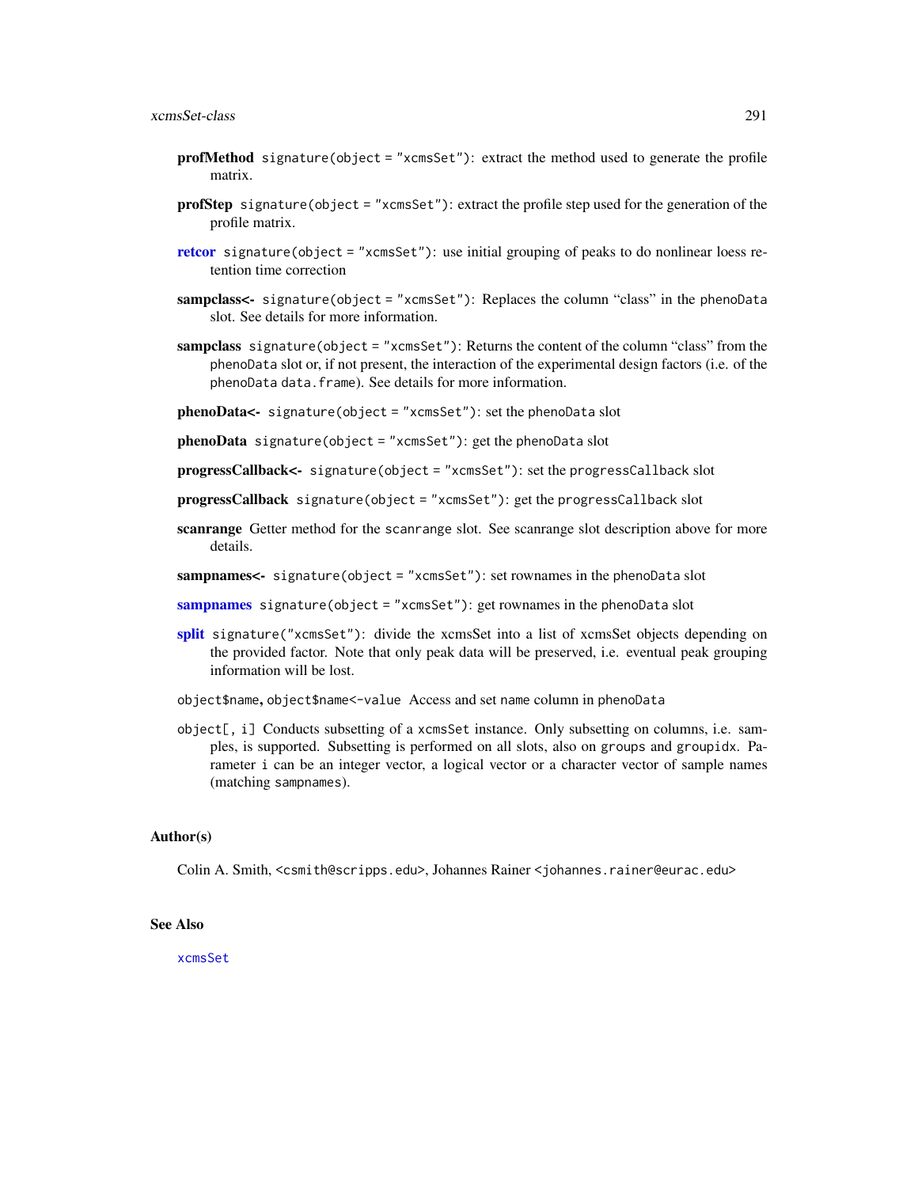**profMethod** `signature(object = "xcmsSet")`: extract the method used to generate the profile matrix.

**profStep** `signature(object = "xcmsSet")`: extract the profile step used for the generation of the profile matrix.

**retcor** `signature(object = "xcmsSet")`: use initial grouping of peaks to do nonlinear loess retention time correction

**sampclass<-** `signature(object = "xcmsSet")`: Replaces the column "class" in the `phenoData` slot. See details for more information.

**sampclass** `signature(object = "xcmsSet")`: Returns the content of the column "class" from the `phenoData` slot or, if not present, the interaction of the experimental design factors (i.e. of the `phenoData` `data.frame`). See details for more information.

**phenoData<-** `signature(object = "xcmsSet")`: set the `phenoData` slot

**phenoData** `signature(object = "xcmsSet")`: get the `phenoData` slot

**progressCallback<-** `signature(object = "xcmsSet")`: set the `progressCallback` slot

**progressCallback** `signature(object = "xcmsSet")`: get the `progressCallback` slot

**scanrange** Getter method for the `scanrange` slot. See scanrange slot description above for more details.

**sampnames<-** `signature(object = "xcmsSet")`: set rownames in the `phenoData` slot

**sampnames** `signature(object = "xcmsSet")`: get rownames in the `phenoData` slot

**split** `signature("xcmsSet")`: divide the xcmsSet into a list of xcmsSet objects depending on the provided factor. Note that only peak data will be preserved, i.e. eventual peak grouping information will be lost.

`object$name`, `object$name<-value` Access and set `name` column in `phenoData`

`object[, i]` Conducts subsetting of a `xcmsSet` instance. Only subsetting on columns, i.e. samples, is supported. Subsetting is performed on all slots, also on `groups` and `groupidx`. Parameter `i` can be an integer vector, a logical vector or a character vector of sample names (matching `sampnames`).

## Author(s)

Colin A. Smith, <csmith@scripps.edu>, Johannes Rainer <johannes.rainer@eurac.edu>

## See Also

`xcmsSet`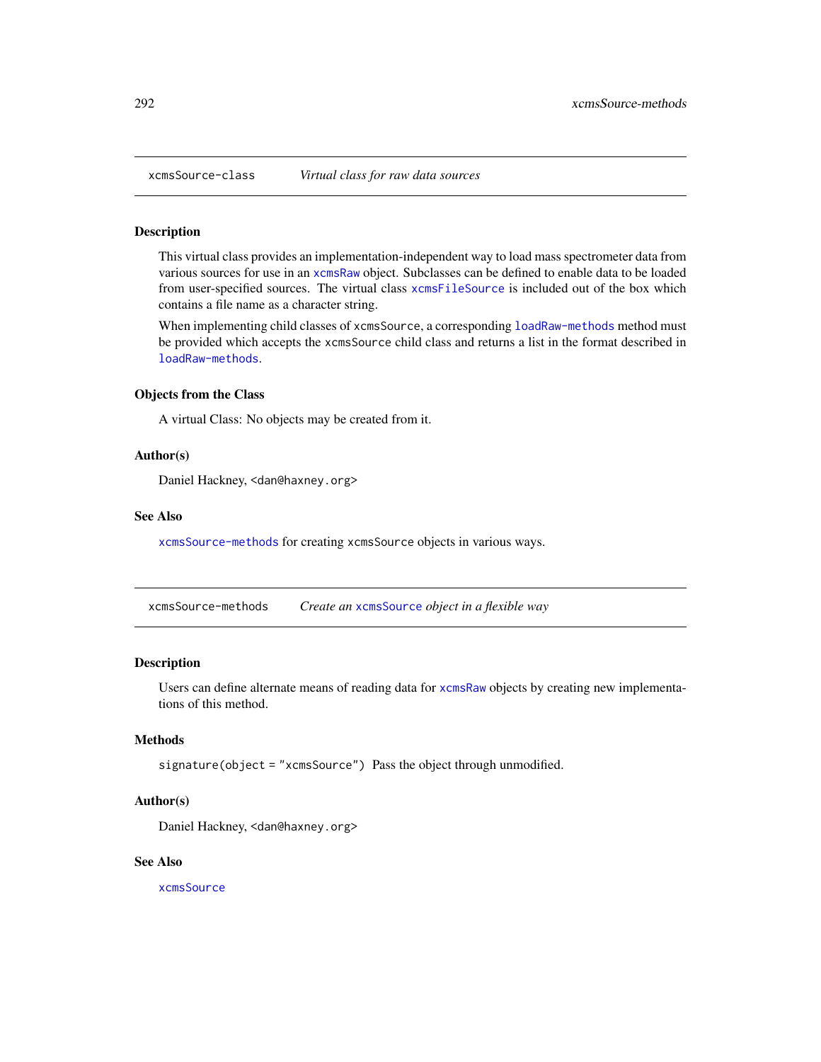## xcmsSource-class *Virtual class for raw data sources*

### Description

This virtual class provides an implementation-independent way to load mass spectrometer data from various sources for use in an xcmsRaw object. Subclasses can be defined to enable data to be loaded from user-specified sources. The virtual class xcmsFileSource is included out of the box which contains a file name as a character string.

When implementing child classes of xcmsSource, a corresponding loadRaw-methods method must be provided which accepts the xcmsSource child class and returns a list in the format described in loadRaw-methods.

### Objects from the Class

A virtual Class: No objects may be created from it.

### Author(s)

Daniel Hackney, <dan@haxney.org>

### See Also

xcmsSource-methods for creating xcmsSource objects in various ways.

## xcmsSource-methods *Create an xcmsSource object in a flexible way*

### Description

Users can define alternate means of reading data for xcmsRaw objects by creating new implementations of this method.

### Methods

signature(object = "xcmsSource") Pass the object through unmodified.

### Author(s)

Daniel Hackney, <dan@haxney.org>

### See Also

xcmsSource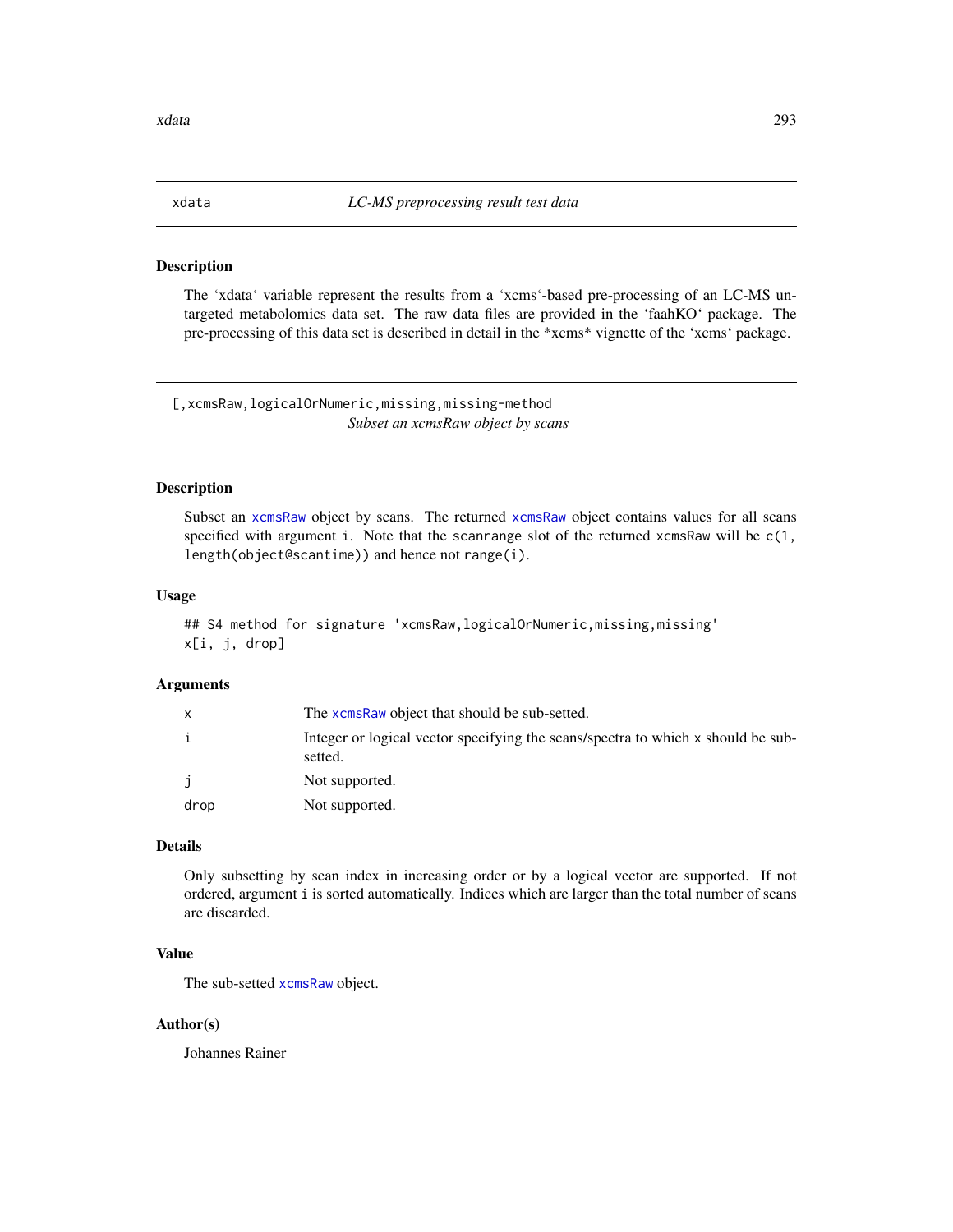## xdata — *LC-MS preprocessing result test data*

### Description

The ‘xdata‘ variable represent the results from a ‘xcms‘-based pre-processing of an LC-MS untargeted metabolomics data set. The raw data files are provided in the ‘faahKO‘ package. The pre-processing of this data set is described in detail in the *xcms* vignette of the ‘xcms‘ package.

## [,xcmsRaw,logicalOrNumeric,missing,missing-method — *Subset an xcmsRaw object by scans*

### Description

Subset an xcmsRaw object by scans. The returned xcmsRaw object contains values for all scans specified with argument i. Note that the scanrange slot of the returned xcmsRaw will be c(1, length(object@scantime)) and hence not range(i).

### Usage

```
## S4 method for signature 'xcmsRaw,logicalOrNumeric,missing,missing'
x[i, j, drop]
```

### Arguments

| | |
|---|---|
| x | The xcmsRaw object that should be sub-setted. |
| i | Integer or logical vector specifying the scans/spectra to which x should be sub-setted. |
| j | Not supported. |
| drop | Not supported. |

### Details

Only subsetting by scan index in increasing order or by a logical vector are supported. If not ordered, argument i is sorted automatically. Indices which are larger than the total number of scans are discarded.

### Value

The sub-setted xcmsRaw object.

### Author(s)

Johannes Rainer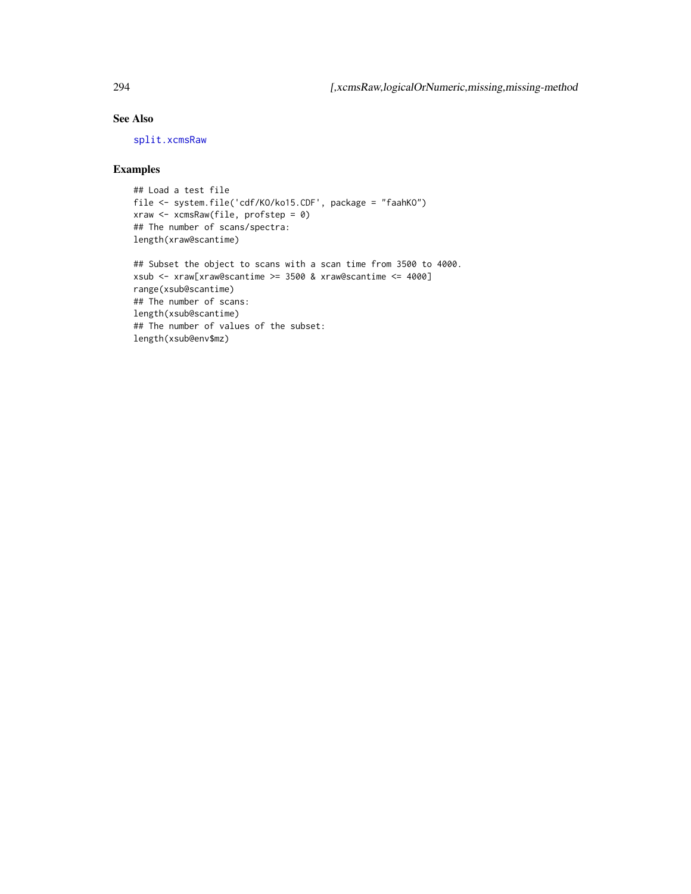## See Also

split.xcmsRaw

## Examples

```
## Load a test file
file <- system.file('cdf/KO/ko15.CDF', package = "faahKO")
xraw <- xcmsRaw(file, profstep = 0)
## The number of scans/spectra:
length(xraw@scantime)

## Subset the object to scans with a scan time from 3500 to 4000.
xsub <- xraw[xraw@scantime >= 3500 & xraw@scantime <= 4000]
range(xsub@scantime)
## The number of scans:
length(xsub@scantime)
## The number of values of the subset:
length(xsub@env$mz)
```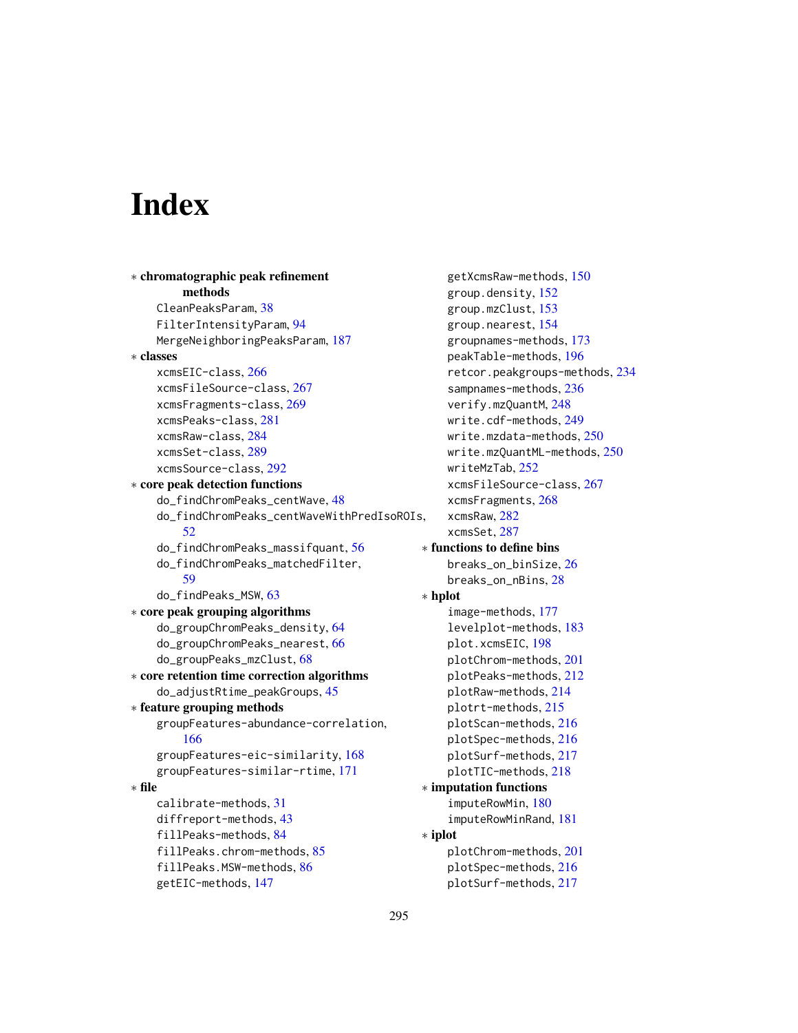# Index

* **chromatographic peak refinement methods**
    - CleanPeaksParam, 38
    - FilterIntensityParam, 94
    - MergeNeighboringPeaksParam, 187
* **classes**
    - xcmsEIC-class, 266
    - xcmsFileSource-class, 267
    - xcmsFragments-class, 269
    - xcmsPeaks-class, 281
    - xcmsRaw-class, 284
    - xcmsSet-class, 289
    - xcmsSource-class, 292
* **core peak detection functions**
    - do_findChromPeaks_centWave, 48
    - do_findChromPeaks_centWaveWithPredIsoROIs, 52
    - do_findChromPeaks_massifquant, 56
    - do_findChromPeaks_matchedFilter, 59
    - do_findPeaks_MSW, 63
* **core peak grouping algorithms**
    - do_groupChromPeaks_density, 64
    - do_groupChromPeaks_nearest, 66
    - do_groupPeaks_mzClust, 68
* **core retention time correction algorithms**
    - do_adjustRtime_peakGroups, 45
* **feature grouping methods**
    - groupFeatures-abundance-correlation, 166
    - groupFeatures-eic-similarity, 168
    - groupFeatures-similar-rtime, 171
* **file**
    - calibrate-methods, 31
    - diffreport-methods, 43
    - fillPeaks-methods, 84
    - fillPeaks.chrom-methods, 85
    - fillPeaks.MSW-methods, 86
    - getEIC-methods, 147
    - getXcmsRaw-methods, 150
    - group.density, 152
    - group.mzClust, 153
    - group.nearest, 154
    - groupnames-methods, 173
    - peakTable-methods, 196
    - retcor.peakgroups-methods, 234
    - sampnames-methods, 236
    - verify.mzQuantM, 248
    - write.cdf-methods, 249
    - write.mzdata-methods, 250
    - write.mzQuantML-methods, 250
    - writeMzTab, 252
    - xcmsFileSource-class, 267
    - xcmsFragments, 268
    - xcmsRaw, 282
    - xcmsSet, 287
* **functions to define bins**
    - breaks_on_binSize, 26
    - breaks_on_nBins, 28
* **hplot**
    - image-methods, 177
    - levelplot-methods, 183
    - plot.xcmsEIC, 198
    - plotChrom-methods, 201
    - plotPeaks-methods, 212
    - plotRaw-methods, 214
    - plotrt-methods, 215
    - plotScan-methods, 216
    - plotSpec-methods, 216
    - plotSurf-methods, 217
    - plotTIC-methods, 218
* **imputation functions**
    - imputeRowMin, 180
    - imputeRowMinRand, 181
* **iplot**
    - plotChrom-methods, 201
    - plotSpec-methods, 216
    - plotSurf-methods, 217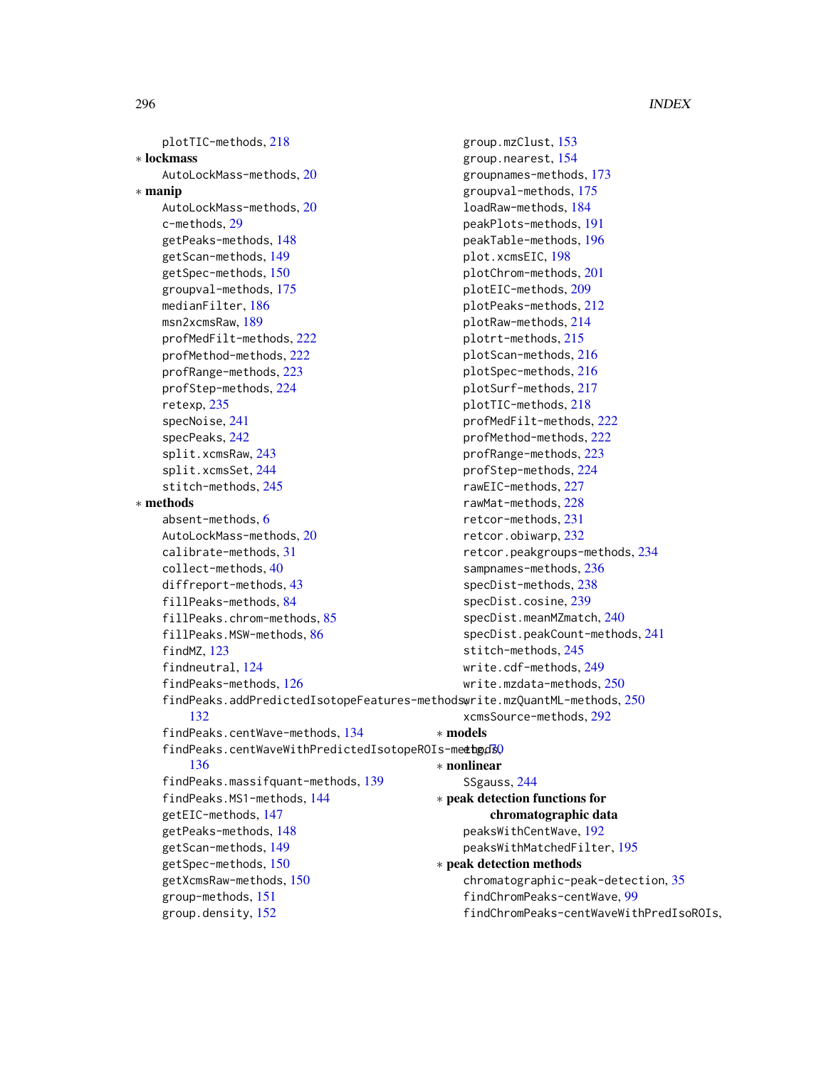plotTIC-methods, 218

∗ **lockmass**

AutoLockMass-methods, 20

∗ **manip**

AutoLockMass-methods, 20
c-methods, 29
getPeaks-methods, 148
getScan-methods, 149
getSpec-methods, 150
groupval-methods, 175
medianFilter, 186
msn2xcmsRaw, 189
profMedFilt-methods, 222
profMethod-methods, 222
profRange-methods, 223
profStep-methods, 224
retexp, 235
specNoise, 241
specPeaks, 242
split.xcmsRaw, 243
split.xcmsSet, 244
stitch-methods, 245

∗ **methods**

absent-methods, 6
AutoLockMass-methods, 20
calibrate-methods, 31
collect-methods, 40
diffreport-methods, 43
fillPeaks-methods, 84
fillPeaks.chrom-methods, 85
fillPeaks.MSW-methods, 86
findMZ, 123
findneutral, 124
findPeaks-methods, 126
findPeaks.addPredictedIsotopeFeatures-methods, 132
findPeaks.centWave-methods, 134
findPeaks.centWaveWithPredictedIsotopeROIs-methods, 136
findPeaks.massifquant-methods, 139
findPeaks.MS1-methods, 144
getEIC-methods, 147
getPeaks-methods, 148
getScan-methods, 149
getSpec-methods, 150
getXcmsRaw-methods, 150
group-methods, 151
group.density, 152
group.mzClust, 153
group.nearest, 154
groupnames-methods, 173
groupval-methods, 175
loadRaw-methods, 184
peakPlots-methods, 191
peakTable-methods, 196
plot.xcmsEIC, 198
plotChrom-methods, 201
plotEIC-methods, 209
plotPeaks-methods, 212
plotRaw-methods, 214
plotrt-methods, 215
plotScan-methods, 216
plotSpec-methods, 216
plotSurf-methods, 217
plotTIC-methods, 218
profMedFilt-methods, 222
profMethod-methods, 222
profRange-methods, 223
profStep-methods, 224
rawEIC-methods, 227
rawMat-methods, 228
retcor-methods, 231
retcor.obiwarp, 232
retcor.peakgroups-methods, 234
sampnames-methods, 236
specDist-methods, 238
specDist.cosine, 239
specDist.meanMZmatch, 240
specDist.peakCount-methods, 241
stitch-methods, 245
write.cdf-methods, 249
write.mzdata-methods, 250
write.mzQuantML-methods, 250
xcmsSource-methods, 292

∗ **models**

etg, 70

∗ **nonlinear**

SSgauss, 244

∗ **peak detection functions for chromatographic data**

peaksWithCentWave, 192
peaksWithMatchedFilter, 195

∗ **peak detection methods**

chromatographic-peak-detection, 35
findChromPeaks-centWave, 99
findChromPeaks-centWaveWithPredIsoROIs,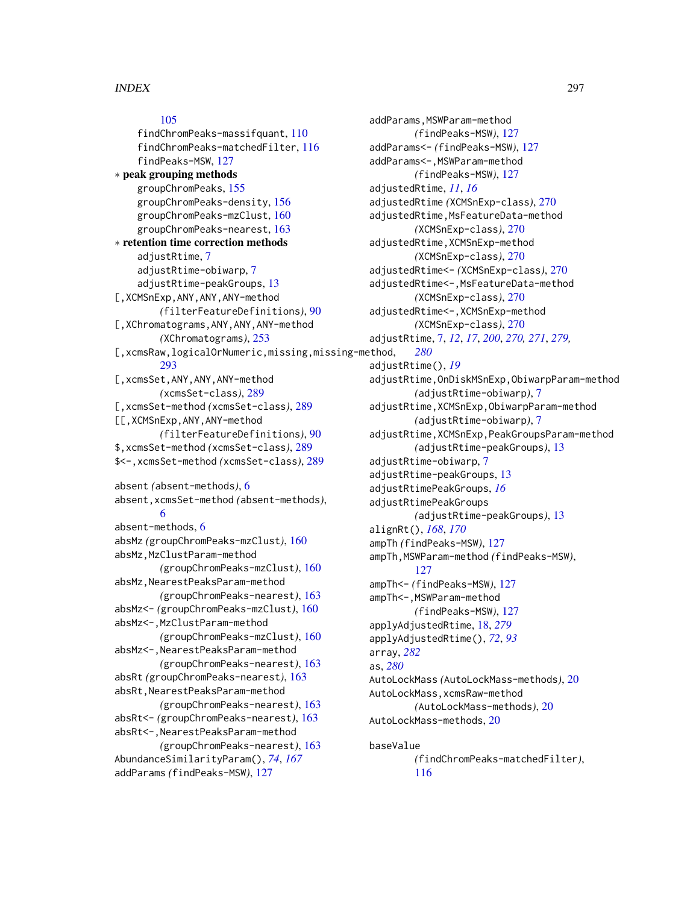105
findChromPeaks-massifquant, 110
findChromPeaks-matchedFilter, 116
findPeaks-MSW, 127

* **peak grouping methods**
  groupChromPeaks, 155
  groupChromPeaks-density, 156
  groupChromPeaks-mzClust, 160
  groupChromPeaks-nearest, 163
* **retention time correction methods**
  adjustRtime, 7
  adjustRtime-obiwarp, 7
  adjustRtime-peakGroups, 13

[,XCMSnExp,ANY,ANY,ANY-method *(filterFeatureDefinitions)*, 90
[,XChromatograms,ANY,ANY,ANY-method *(XChromatograms)*, 253
[,xcmsRaw,logicalOrNumeric,missing,missing-method, 293
[,xcmsSet,ANY,ANY,ANY-method *(xcmsSet-class)*, 289
[,xcmsSet-method *(xcmsSet-class)*, 289
[[,XCMSnExp,ANY,ANY-method *(filterFeatureDefinitions)*, 90
$,xcmsSet-method *(xcmsSet-class)*, 289
$<-,xcmsSet-method *(xcmsSet-class)*, 289

absent *(absent-methods)*, 6
absent,xcmsSet-method *(absent-methods)*, 6
absent-methods, 6
absMz *(groupChromPeaks-mzClust)*, 160
absMz,MzClustParam-method *(groupChromPeaks-mzClust)*, 160
absMz,NearestPeaksParam-method *(groupChromPeaks-nearest)*, 163
absMz<- *(groupChromPeaks-mzClust)*, 160
absMz<-,MzClustParam-method *(groupChromPeaks-mzClust)*, 160
absMz<-,NearestPeaksParam-method *(groupChromPeaks-nearest)*, 163
absRt *(groupChromPeaks-nearest)*, 163
absRt,NearestPeaksParam-method *(groupChromPeaks-nearest)*, 163
absRt<- *(groupChromPeaks-nearest)*, 163
absRt<-,NearestPeaksParam-method *(groupChromPeaks-nearest)*, 163
AbundanceSimilarityParam(), *74*, *167*
addParams *(findPeaks-MSW)*, 127
addParams,MSWParam-method *(findPeaks-MSW)*, 127
addParams<- *(findPeaks-MSW)*, 127
addParams<-,MSWParam-method *(findPeaks-MSW)*, 127
adjustedRtime, *11*, *16*
adjustedRtime *(XCMSnExp-class)*, 270
adjustedRtime,MsFeatureData-method *(XCMSnExp-class)*, 270
adjustedRtime,XCMSnExp-method *(XCMSnExp-class)*, 270
adjustedRtime<- *(XCMSnExp-class)*, 270
adjustedRtime<-,MsFeatureData-method *(XCMSnExp-class)*, 270
adjustedRtime<-,XCMSnExp-method *(XCMSnExp-class)*, 270
adjustRtime, 7, *12*, *17*, *200*, *270*, *271*, *279*, *280*
adjustRtime(), *19*
adjustRtime,OnDiskMSnExp,ObiwarpParam-method *(adjustRtime-obiwarp)*, 7
adjustRtime,XCMSnExp,ObiwarpParam-method *(adjustRtime-obiwarp)*, 7
adjustRtime,XCMSnExp,PeakGroupsParam-method *(adjustRtime-peakGroups)*, 13
adjustRtime-obiwarp, 7
adjustRtime-peakGroups, 13
adjustRtimePeakGroups, *16*
adjustRtimePeakGroups *(adjustRtime-peakGroups)*, 13
alignRt(), *168*, *170*
ampTh *(findPeaks-MSW)*, 127
ampTh,MSWParam-method *(findPeaks-MSW)*, 127
ampTh<- *(findPeaks-MSW)*, 127
ampTh<-,MSWParam-method *(findPeaks-MSW)*, 127
applyAdjustedRtime, 18, *279*
applyAdjustedRtime(), *72*, *93*
array, *282*
as, *280*
AutoLockMass *(AutoLockMass-methods)*, 20
AutoLockMass,xcmsRaw-method *(AutoLockMass-methods)*, 20
AutoLockMass-methods, 20

baseValue *(findChromPeaks-matchedFilter)*, 116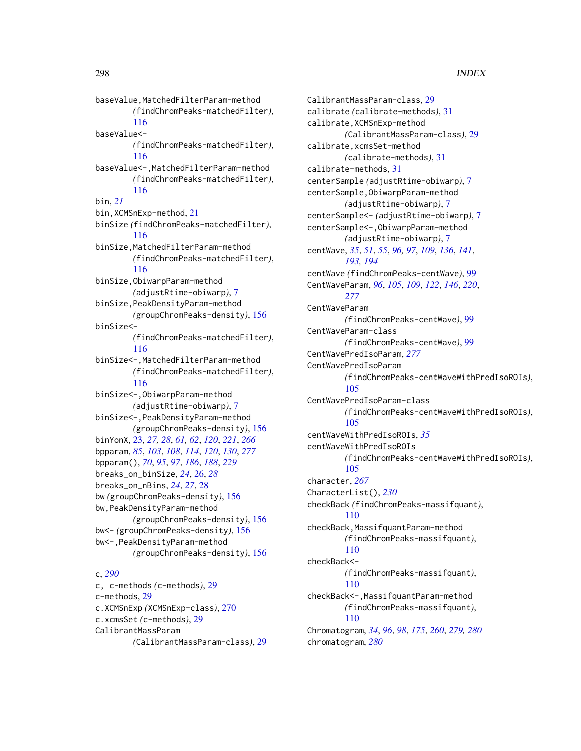baseValue,MatchedFilterParam-method (findChromPeaks-matchedFilter), 116
baseValue<- (findChromPeaks-matchedFilter), 116
baseValue<-,MatchedFilterParam-method (findChromPeaks-matchedFilter), 116
bin, *21*
bin,XCMSnExp-method, 21
binSize (findChromPeaks-matchedFilter), 116
binSize,MatchedFilterParam-method (findChromPeaks-matchedFilter), 116
binSize,ObiwarpParam-method (adjustRtime-obiwarp), 7
binSize,PeakDensityParam-method (groupChromPeaks-density), 156
binSize<- (findChromPeaks-matchedFilter), 116
binSize<-,MatchedFilterParam-method (findChromPeaks-matchedFilter), 116
binSize<-,ObiwarpParam-method (adjustRtime-obiwarp), 7
binSize<-,PeakDensityParam-method (groupChromPeaks-density), 156
binYonX, 23, *27, 28*, *61, 62*, *120*, *221*, *266*
bpparam, *85*, *103*, *108*, *114*, *120*, *130*, *277*
bpparam(), *70*, *95*, *97*, *186*, *188*, *229*
breaks_on_binSize, *24*, 26, *28*
breaks_on_nBins, *24*, *27*, 28
bw (groupChromPeaks-density), 156
bw,PeakDensityParam-method (groupChromPeaks-density), 156
bw<- (groupChromPeaks-density), 156
bw<-,PeakDensityParam-method (groupChromPeaks-density), 156

c, *290*
c, c-methods (c-methods), 29
c-methods, 29
c.XCMSnExp (XCMSnExp-class), 270
c.xcmsSet (c-methods), 29
CalibrantMassParam (CalibrantMassParam-class), 29
CalibrantMassParam-class, 29
calibrate (calibrate-methods), 31
calibrate,XCMSnExp-method (CalibrantMassParam-class), 29
calibrate,xcmsSet-method (calibrate-methods), 31
calibrate-methods, 31
centerSample (adjustRtime-obiwarp), 7
centerSample,ObiwarpParam-method (adjustRtime-obiwarp), 7
centerSample<- (adjustRtime-obiwarp), 7
centerSample<-,ObiwarpParam-method (adjustRtime-obiwarp), 7
centWave, *35*, *51*, *55*, *96, 97*, *109*, *136*, *141*, *193, 194*
centWave (findChromPeaks-centWave), 99
CentWaveParam, *96*, *105*, *109*, *122*, *146*, *220*, *277*
CentWaveParam (findChromPeaks-centWave), 99
CentWaveParam-class (findChromPeaks-centWave), 99
CentWavePredIsoParam, *277*
CentWavePredIsoParam (findChromPeaks-centWaveWithPredIsoROIs), 105
CentWavePredIsoParam-class (findChromPeaks-centWaveWithPredIsoROIs), 105
centWaveWithPredIsoROIs, *35*
centWaveWithPredIsoROIs (findChromPeaks-centWaveWithPredIsoROIs), 105
character, *267*
CharacterList(), *230*
checkBack (findChromPeaks-massifquant), 110
checkBack,MassifquantParam-method (findChromPeaks-massifquant), 110
checkBack<- (findChromPeaks-massifquant), 110
checkBack<-,MassifquantParam-method (findChromPeaks-massifquant), 110
Chromatogram, *34*, *96*, *98*, *175*, *260*, *279, 280*
chromatogram, *280*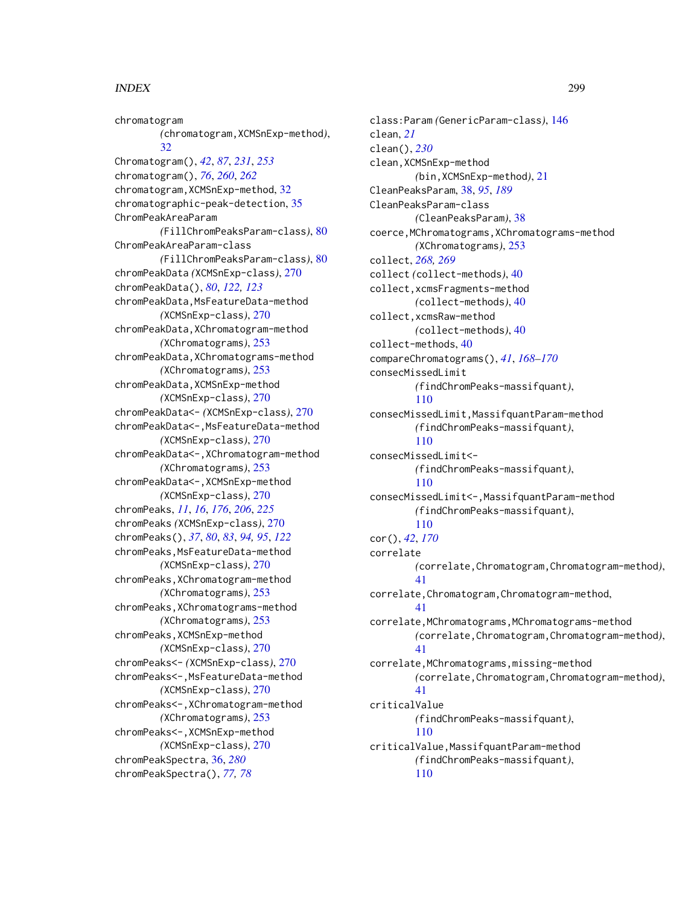chromatogram
*(*chromatogram,XCMSnExp-method*)*, 32
Chromatogram(), *42*, *87*, *231*, *253*
chromatogram(), *76*, *260*, *262*
chromatogram,XCMSnExp-method, 32
chromatographic-peak-detection, 35
ChromPeakAreaParam
*(*FillChromPeaksParam-class*)*, 80
ChromPeakAreaParam-class
*(*FillChromPeaksParam-class*)*, 80
chromPeakData *(*XCMSnExp-class*)*, 270
chromPeakData(), *80*, *122, 123*
chromPeakData,MsFeatureData-method
*(*XCMSnExp-class*)*, 270
chromPeakData,XChromatogram-method
*(*XChromatograms*)*, 253
chromPeakData,XChromatograms-method
*(*XChromatograms*)*, 253
chromPeakData,XCMSnExp-method
*(*XCMSnExp-class*)*, 270
chromPeakData<- *(*XCMSnExp-class*)*, 270
chromPeakData<-,MsFeatureData-method
*(*XCMSnExp-class*)*, 270
chromPeakData<-,XChromatogram-method
*(*XChromatograms*)*, 253
chromPeakData<-,XCMSnExp-method
*(*XCMSnExp-class*)*, 270
chromPeaks, *11*, *16*, *176*, *206*, *225*
chromPeaks *(*XCMSnExp-class*)*, 270
chromPeaks(), *37*, *80*, *83*, *94, 95*, *122*
chromPeaks,MsFeatureData-method
*(*XCMSnExp-class*)*, 270
chromPeaks,XChromatogram-method
*(*XChromatograms*)*, 253
chromPeaks,XChromatograms-method
*(*XChromatograms*)*, 253
chromPeaks,XCMSnExp-method
*(*XCMSnExp-class*)*, 270
chromPeaks<- *(*XCMSnExp-class*)*, 270
chromPeaks<-,MsFeatureData-method
*(*XCMSnExp-class*)*, 270
chromPeaks<-,XChromatogram-method
*(*XChromatograms*)*, 253
chromPeaks<-,XCMSnExp-method
*(*XCMSnExp-class*)*, 270
chromPeakSpectra, 36, *280*
chromPeakSpectra(), *77, 78*
class:Param *(*GenericParam-class*)*, 146
clean, *21*
clean(), *230*
clean,XCMSnExp-method
*(*bin,XCMSnExp-method*)*, 21
CleanPeaksParam, 38, *95*, *189*
CleanPeaksParam-class
*(*CleanPeaksParam*)*, 38
coerce,MChromatograms,XChromatograms-method
*(*XChromatograms*)*, 253
collect, *268, 269*
collect *(*collect-methods*)*, 40
collect,xcmsFragments-method
*(*collect-methods*)*, 40
collect,xcmsRaw-method
*(*collect-methods*)*, 40
collect-methods, 40
compareChromatograms(), *41*, *168–170*
consecMissedLimit
*(*findChromPeaks-massifquant*)*, 110
consecMissedLimit,MassifquantParam-method
*(*findChromPeaks-massifquant*)*, 110
consecMissedLimit<-
*(*findChromPeaks-massifquant*)*, 110
consecMissedLimit<-,MassifquantParam-method
*(*findChromPeaks-massifquant*)*, 110
cor(), *42*, *170*
correlate
*(*correlate,Chromatogram,Chromatogram-method*)*, 41
correlate,Chromatogram,Chromatogram-method, 41
correlate,MChromatograms,MChromatograms-method
*(*correlate,Chromatogram,Chromatogram-method*)*, 41
correlate,MChromatograms,missing-method
*(*correlate,Chromatogram,Chromatogram-method*)*, 41
criticalValue
*(*findChromPeaks-massifquant*)*, 110
criticalValue,MassifquantParam-method
*(*findChromPeaks-massifquant*)*, 110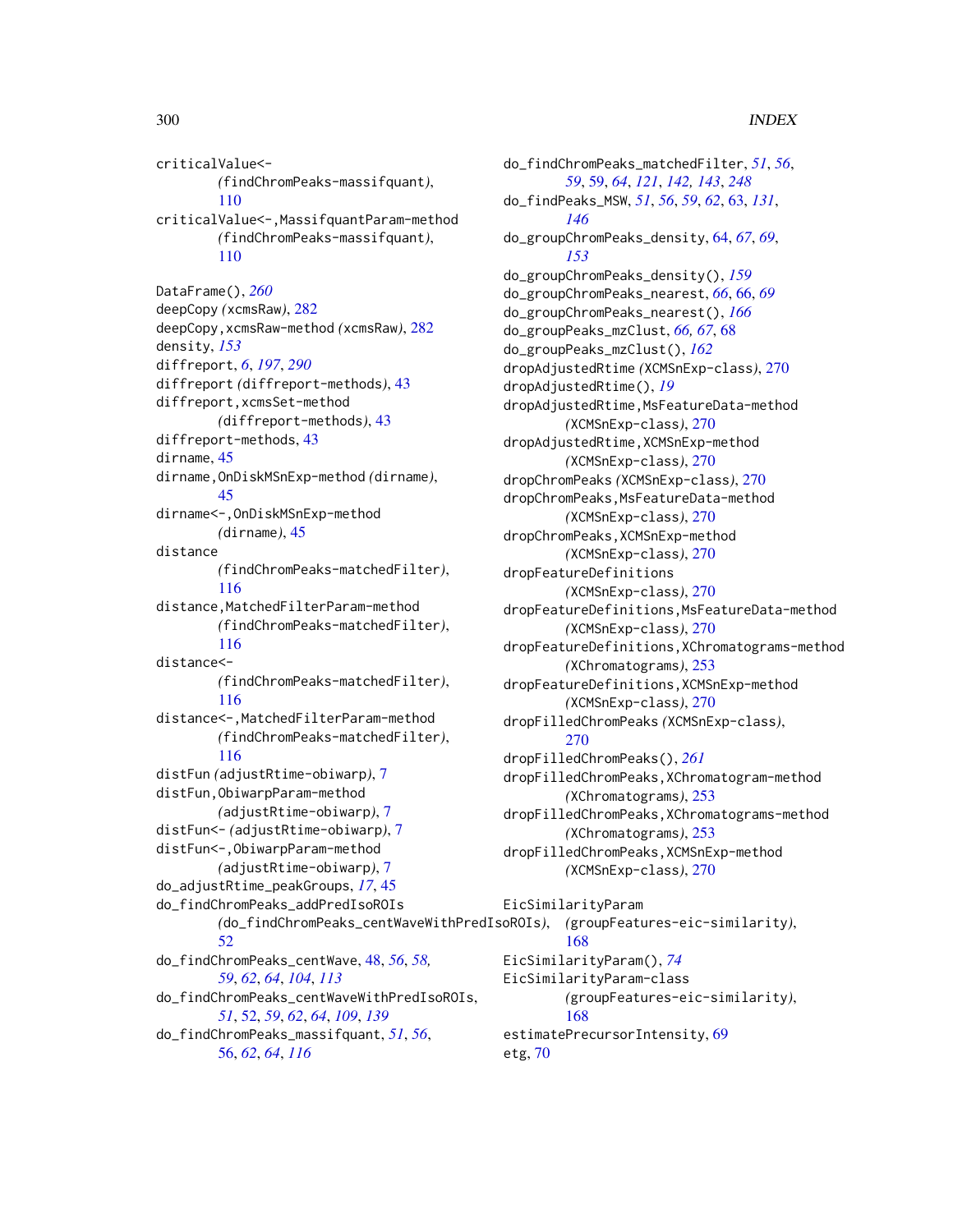criticalValue<- *(findChromPeaks-massifquant)*, 110
criticalValue<-,MassifquantParam-method *(findChromPeaks-massifquant)*, 110

DataFrame(), *260*
deepCopy *(xcmsRaw)*, 282
deepCopy,xcmsRaw-method *(xcmsRaw)*, 282
density, *153*
diffreport, *6*, *197*, *290*
diffreport *(diffreport-methods)*, 43
diffreport,xcmsSet-method *(diffreport-methods)*, 43
diffreport-methods, 43
dirname, 45
dirname,OnDiskMSnExp-method *(dirname)*, 45
dirname<-,OnDiskMSnExp-method *(dirname)*, 45
distance *(findChromPeaks-matchedFilter)*, 116
distance,MatchedFilterParam-method *(findChromPeaks-matchedFilter)*, 116
distance<- *(findChromPeaks-matchedFilter)*, 116
distance<-,MatchedFilterParam-method *(findChromPeaks-matchedFilter)*, 116
distFun *(adjustRtime-obiwarp)*, 7
distFun,ObiwarpParam-method *(adjustRtime-obiwarp)*, 7
distFun<- *(adjustRtime-obiwarp)*, 7
distFun<-,ObiwarpParam-method *(adjustRtime-obiwarp)*, 7
do_adjustRtime_peakGroups, *17*, 45
do_findChromPeaks_addPredIsoROIs *(do_findChromPeaks_centWaveWithPredIsoROIs)*, 52
do_findChromPeaks_centWave, 48, *56*, *58*, *59*, *62*, *64*, *104*, *113*
do_findChromPeaks_centWaveWithPredIsoROIs, *51*, 52, *59*, *62*, *64*, *109*, *139*
do_findChromPeaks_massifquant, *51*, *56*, 56, *62*, *64*, *116*
do_findChromPeaks_matchedFilter, *51*, *56*, *59*, 59, *64*, *121*, *142, 143*, *248*
do_findPeaks_MSW, *51*, *56*, *59*, *62*, 63, *131*, *146*
do_groupChromPeaks_density, 64, *67*, *69*, *153*
do_groupChromPeaks_density(), *159*
do_groupChromPeaks_nearest, *66*, 66, *69*
do_groupChromPeaks_nearest(), *166*
do_groupPeaks_mzClust, *66, 67*, 68
do_groupPeaks_mzClust(), *162*
dropAdjustedRtime *(XCMSnExp-class)*, 270
dropAdjustedRtime(), *19*
dropAdjustedRtime,MsFeatureData-method *(XCMSnExp-class)*, 270
dropAdjustedRtime,XCMSnExp-method *(XCMSnExp-class)*, 270
dropChromPeaks *(XCMSnExp-class)*, 270
dropChromPeaks,MsFeatureData-method *(XCMSnExp-class)*, 270
dropChromPeaks,XCMSnExp-method *(XCMSnExp-class)*, 270
dropFeatureDefinitions *(XCMSnExp-class)*, 270
dropFeatureDefinitions,MsFeatureData-method *(XCMSnExp-class)*, 270
dropFeatureDefinitions,XChromatograms-method *(XChromatograms)*, 253
dropFeatureDefinitions,XCMSnExp-method *(XCMSnExp-class)*, 270
dropFilledChromPeaks *(XCMSnExp-class)*, 270
dropFilledChromPeaks(), *261*
dropFilledChromPeaks,XChromatogram-method *(XChromatograms)*, 253
dropFilledChromPeaks,XChromatograms-method *(XChromatograms)*, 253
dropFilledChromPeaks,XCMSnExp-method *(XCMSnExp-class)*, 270

EicSimilarityParam *(groupFeatures-eic-similarity)*, 168
EicSimilarityParam(), *74*
EicSimilarityParam-class *(groupFeatures-eic-similarity)*, 168
estimatePrecursorIntensity, 69
etg, 70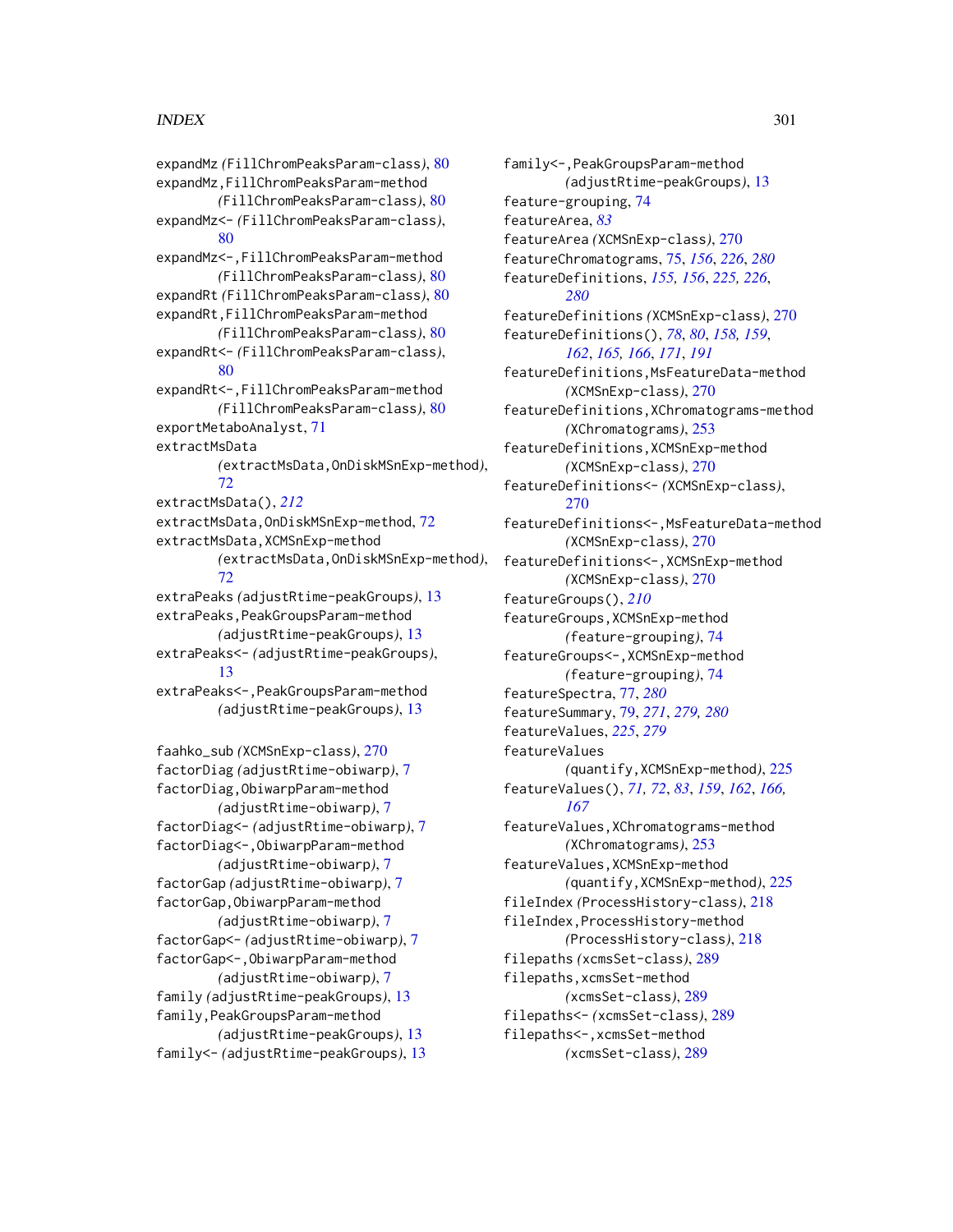expandMz *(FillChromPeaksParam-class)*, 80
expandMz,FillChromPeaksParam-method *(FillChromPeaksParam-class)*, 80
expandMz<- *(FillChromPeaksParam-class)*, 80
expandMz<-,FillChromPeaksParam-method *(FillChromPeaksParam-class)*, 80
expandRt *(FillChromPeaksParam-class)*, 80
expandRt,FillChromPeaksParam-method *(FillChromPeaksParam-class)*, 80
expandRt<- *(FillChromPeaksParam-class)*, 80
expandRt<-,FillChromPeaksParam-method *(FillChromPeaksParam-class)*, 80
exportMetaboAnalyst, 71
extractMsData *(extractMsData,OnDiskMSnExp-method)*, 72
extractMsData(), *212*
extractMsData,OnDiskMSnExp-method, 72
extractMsData,XCMSnExp-method *(extractMsData,OnDiskMSnExp-method)*, 72
extraPeaks *(adjustRtime-peakGroups)*, 13
extraPeaks,PeakGroupsParam-method *(adjustRtime-peakGroups)*, 13
extraPeaks<- *(adjustRtime-peakGroups)*, 13
extraPeaks<-,PeakGroupsParam-method *(adjustRtime-peakGroups)*, 13

faahko_sub *(XCMSnExp-class)*, 270
factorDiag *(adjustRtime-obiwarp)*, 7
factorDiag,ObiwarpParam-method *(adjustRtime-obiwarp)*, 7
factorDiag<- *(adjustRtime-obiwarp)*, 7
factorDiag<-,ObiwarpParam-method *(adjustRtime-obiwarp)*, 7
factorGap *(adjustRtime-obiwarp)*, 7
factorGap,ObiwarpParam-method *(adjustRtime-obiwarp)*, 7
factorGap<- *(adjustRtime-obiwarp)*, 7
factorGap<-,ObiwarpParam-method *(adjustRtime-obiwarp)*, 7
family *(adjustRtime-peakGroups)*, 13
family,PeakGroupsParam-method *(adjustRtime-peakGroups)*, 13
family<- *(adjustRtime-peakGroups)*, 13
family<-,PeakGroupsParam-method *(adjustRtime-peakGroups)*, 13
feature-grouping, 74
featureArea, *83*
featureArea *(XCMSnExp-class)*, 270
featureChromatograms, 75, *156*, *226*, *280*
featureDefinitions, *155, 156*, *225, 226*, *280*
featureDefinitions *(XCMSnExp-class)*, 270
featureDefinitions(), *78*, *80*, *158, 159*, *162*, *165, 166*, *171*, *191*
featureDefinitions,MsFeatureData-method *(XCMSnExp-class)*, 270
featureDefinitions,XChromatograms-method *(XChromatograms)*, 253
featureDefinitions,XCMSnExp-method *(XCMSnExp-class)*, 270
featureDefinitions<- *(XCMSnExp-class)*, 270
featureDefinitions<-,MsFeatureData-method *(XCMSnExp-class)*, 270
featureDefinitions<-,XCMSnExp-method *(XCMSnExp-class)*, 270
featureGroups(), *210*
featureGroups,XCMSnExp-method *(feature-grouping)*, 74
featureGroups<-,XCMSnExp-method *(feature-grouping)*, 74
featureSpectra, 77, *280*
featureSummary, 79, *271*, *279, 280*
featureValues, *225*, *279*
featureValues *(quantify,XCMSnExp-method)*, 225
featureValues(), *71, 72*, *83*, *159*, *162*, *166, 167*
featureValues,XChromatograms-method *(XChromatograms)*, 253
featureValues,XCMSnExp-method *(quantify,XCMSnExp-method)*, 225
fileIndex *(ProcessHistory-class)*, 218
fileIndex,ProcessHistory-method *(ProcessHistory-class)*, 218
filepaths *(xcmsSet-class)*, 289
filepaths,xcmsSet-method *(xcmsSet-class)*, 289
filepaths<- *(xcmsSet-class)*, 289
filepaths<-,xcmsSet-method *(xcmsSet-class)*, 289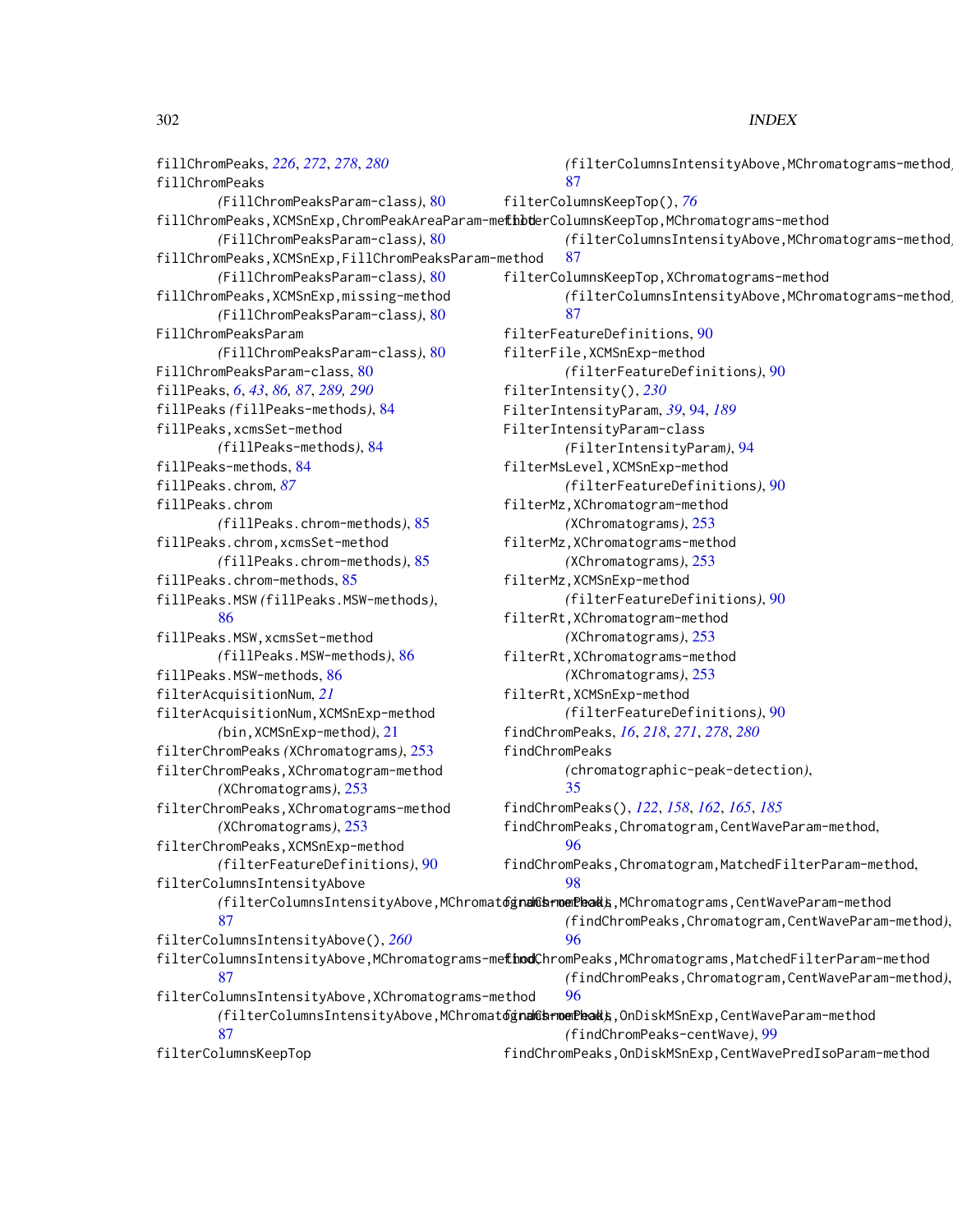fillChromPeaks, *226*, *272*, *278*, *280*
fillChromPeaks
    *(*FillChromPeaksParam-class*)*, 80
fillChromPeaks,XCMSnExp,ChromPeakAreaParam-method
    *(*FillChromPeaksParam-class*)*, 80
fillChromPeaks,XCMSnExp,FillChromPeaksParam-method
    *(*FillChromPeaksParam-class*)*, 80
fillChromPeaks,XCMSnExp,missing-method
    *(*FillChromPeaksParam-class*)*, 80
FillChromPeaksParam
    *(*FillChromPeaksParam-class*)*, 80
FillChromPeaksParam-class, 80
fillPeaks, *6*, *43*, *86, 87*, *289, 290*
fillPeaks *(*fillPeaks-methods*)*, 84
fillPeaks,xcmsSet-method
    *(*fillPeaks-methods*)*, 84
fillPeaks-methods, 84
fillPeaks.chrom, *87*
fillPeaks.chrom
    *(*fillPeaks.chrom-methods*)*, 85
fillPeaks.chrom,xcmsSet-method
    *(*fillPeaks.chrom-methods*)*, 85
fillPeaks.chrom-methods, 85
fillPeaks.MSW *(*fillPeaks.MSW-methods*)*,
    86
fillPeaks.MSW,xcmsSet-method
    *(*fillPeaks.MSW-methods*)*, 86
fillPeaks.MSW-methods, 86
filterAcquisitionNum, *21*
filterAcquisitionNum,XCMSnExp-method
    *(*bin,XCMSnExp-method*)*, 21
filterChromPeaks *(*XChromatograms*)*, 253
filterChromPeaks,XChromatogram-method
    *(*XChromatograms*)*, 253
filterChromPeaks,XChromatograms-method
    *(*XChromatograms*)*, 253
filterChromPeaks,XCMSnExp-method
    *(*filterFeatureDefinitions*)*, 90
filterColumnsIntensityAbove
    *(*filterColumnsIntensityAbove,MChromatograms-method*)*,
    87
filterColumnsIntensityAbove(), *260*
filterColumnsIntensityAbove,MChromatograms-method,
    87
filterColumnsIntensityAbove,XChromatograms-method
    *(*filterColumnsIntensityAbove,MChromatograms-method*)*,
    87
filterColumnsKeepTop
    *(*filterColumnsIntensityAbove,MChromatograms-method*)*,
    87
filterColumnsKeepTop(), *76*
filterColumnsKeepTop,MChromatograms-method
    *(*filterColumnsIntensityAbove,MChromatograms-method*)*,
    87
filterColumnsKeepTop,XChromatograms-method
    *(*filterColumnsIntensityAbove,MChromatograms-method*)*,
    87
filterFeatureDefinitions, 90
filterFile,XCMSnExp-method
    *(*filterFeatureDefinitions*)*, 90
filterIntensity(), *230*
FilterIntensityParam, *39*, 94, *189*
FilterIntensityParam-class
    *(*FilterIntensityParam*)*, 94
filterMsLevel,XCMSnExp-method
    *(*filterFeatureDefinitions*)*, 90
filterMz,XChromatogram-method
    *(*XChromatograms*)*, 253
filterMz,XChromatograms-method
    *(*XChromatograms*)*, 253
filterMz,XCMSnExp-method
    *(*filterFeatureDefinitions*)*, 90
filterRt,XChromatogram-method
    *(*XChromatograms*)*, 253
filterRt,XChromatograms-method
    *(*XChromatograms*)*, 253
filterRt,XCMSnExp-method
    *(*filterFeatureDefinitions*)*, 90
findChromPeaks, *16*, *218*, *271*, *278*, *280*
findChromPeaks
    *(*chromatographic-peak-detection*)*,
    35
findChromPeaks(), *122*, *158*, *162*, *165*, *185*
findChromPeaks,Chromatogram,CentWaveParam-method,
    96
findChromPeaks,Chromatogram,MatchedFilterParam-method,
    98
findChromPeaks,MChromatograms,CentWaveParam-method
    *(*findChromPeaks,Chromatogram,CentWaveParam-method*)*,
    96
findChromPeaks,MChromatograms,MatchedFilterParam-method
    *(*findChromPeaks,Chromatogram,CentWaveParam-method*)*,
    96
findChromPeaks,OnDiskMSnExp,CentWaveParam-method
    *(*findChromPeaks-centWave*)*, 99
findChromPeaks,OnDiskMSnExp,CentWavePredIsoParam-method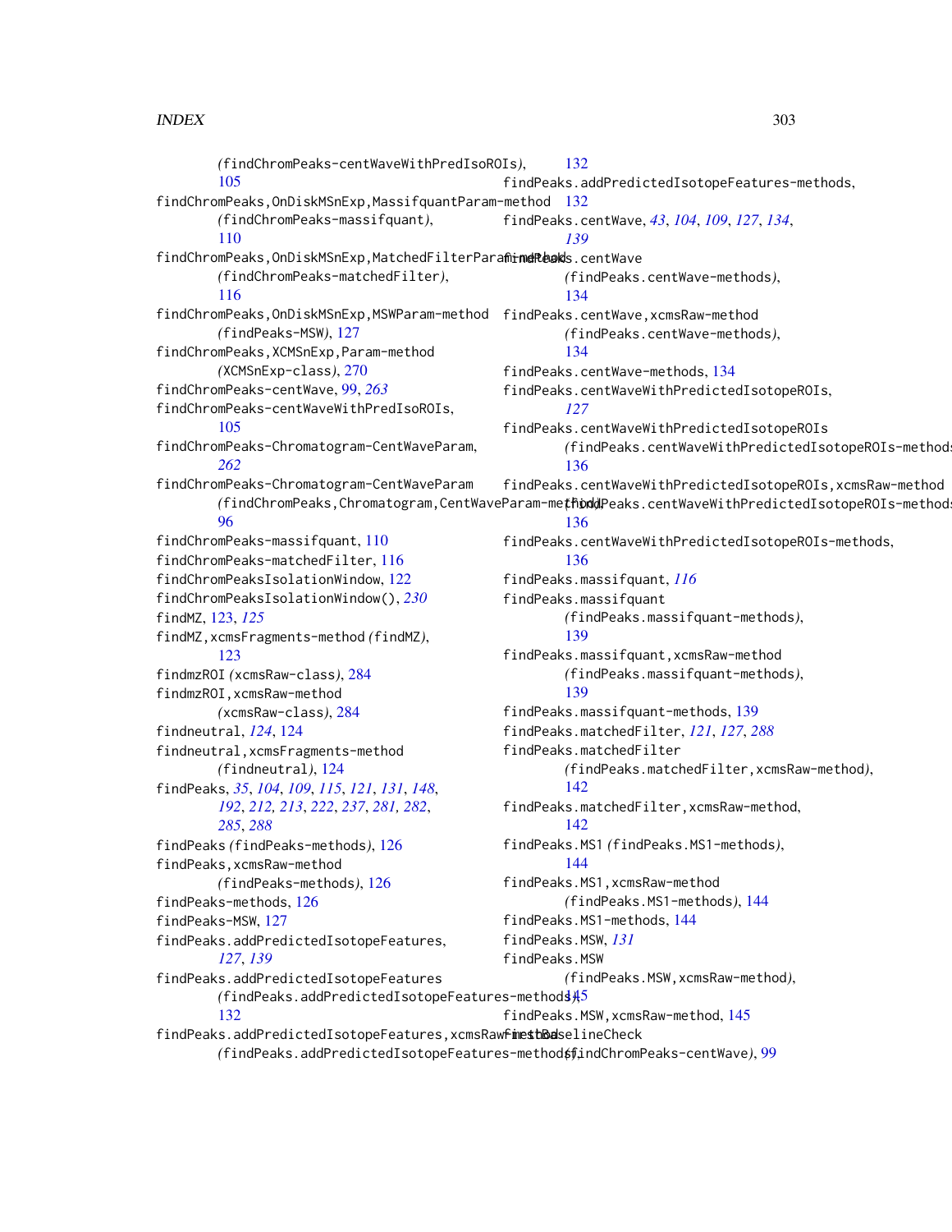(findChromPeaks-centWaveWithPredIsoROIs), 105
findChromPeaks,OnDiskMSnExp,MassifquantParam-method (findChromPeaks-massifquant), 110
findChromPeaks,OnDiskMSnExp,MatchedFilterParam-method (findChromPeaks-matchedFilter), 116
findChromPeaks,OnDiskMSnExp,MSWParam-method (findPeaks-MSW), 127
findChromPeaks,XCMSnExp,Param-method (XCMSnExp-class), 270
findChromPeaks-centWave, 99, *263*
findChromPeaks-centWaveWithPredIsoROIs, 105
findChromPeaks-Chromatogram-CentWaveParam, *262*
findChromPeaks-Chromatogram-CentWaveParam (findChromPeaks,Chromatogram,CentWaveParam-method), 96
findChromPeaks-massifquant, 110
findChromPeaks-matchedFilter, 116
findChromPeaksIsolationWindow, 122
findChromPeaksIsolationWindow(), *230*
findMZ, 123, *125*
findMZ,xcmsFragments-method (findMZ), 123
findmzROI (xcmsRaw-class), 284
findmzROI,xcmsRaw-method (xcmsRaw-class), 284
findneutral, *124*, 124
findneutral,xcmsFragments-method (findneutral), 124
findPeaks, *35*, *104*, *109*, *115*, *121*, *131*, *148*, *192*, *212*, *213*, *222*, *237*, *281*, *282*, *285*, *288*
findPeaks (findPeaks-methods), 126
findPeaks,xcmsRaw-method (findPeaks-methods), 126
findPeaks-methods, 126
findPeaks-MSW, 127
findPeaks.addPredictedIsotopeFeatures, *127*, *139*
findPeaks.addPredictedIsotopeFeatures (findPeaks.addPredictedIsotopeFeatures-methods), 132
findPeaks.addPredictedIsotopeFeatures,xcmsRaw-method (findPeaks.addPredictedIsotopeFeatures-methods), 132
findPeaks.addPredictedIsotopeFeatures-methods, 132
findPeaks.centWave, *43*, *104*, *109*, *127*, *134*, *139*
findPeaks.centWave (findPeaks.centWave-methods), 134
findPeaks.centWave,xcmsRaw-method (findPeaks.centWave-methods), 134
findPeaks.centWave-methods, 134
findPeaks.centWaveWithPredictedIsotopeROIs, *127*
findPeaks.centWaveWithPredictedIsotopeROIs (findPeaks.centWaveWithPredictedIsotopeROIs-methods), 136
findPeaks.centWaveWithPredictedIsotopeROIs,xcmsRaw-method (findPeaks.centWaveWithPredictedIsotopeROIs-methods), 136
findPeaks.centWaveWithPredictedIsotopeROIs-methods, 136
findPeaks.massifquant, *116*
findPeaks.massifquant (findPeaks.massifquant-methods), 139
findPeaks.massifquant,xcmsRaw-method (findPeaks.massifquant-methods), 139
findPeaks.massifquant-methods, 139
findPeaks.matchedFilter, *121*, *127*, *288*
findPeaks.matchedFilter (findPeaks.matchedFilter,xcmsRaw-method), 142
findPeaks.matchedFilter,xcmsRaw-method, 142
findPeaks.MS1 (findPeaks.MS1-methods), 144
findPeaks.MS1,xcmsRaw-method (findPeaks.MS1-methods), 144
findPeaks.MS1-methods, 144
findPeaks.MSW, *131*
findPeaks.MSW (findPeaks.MSW,xcmsRaw-method), 145
findPeaks.MSW,xcmsRaw-method, 145
firstBaselineCheck (findChromPeaks-centWave), 99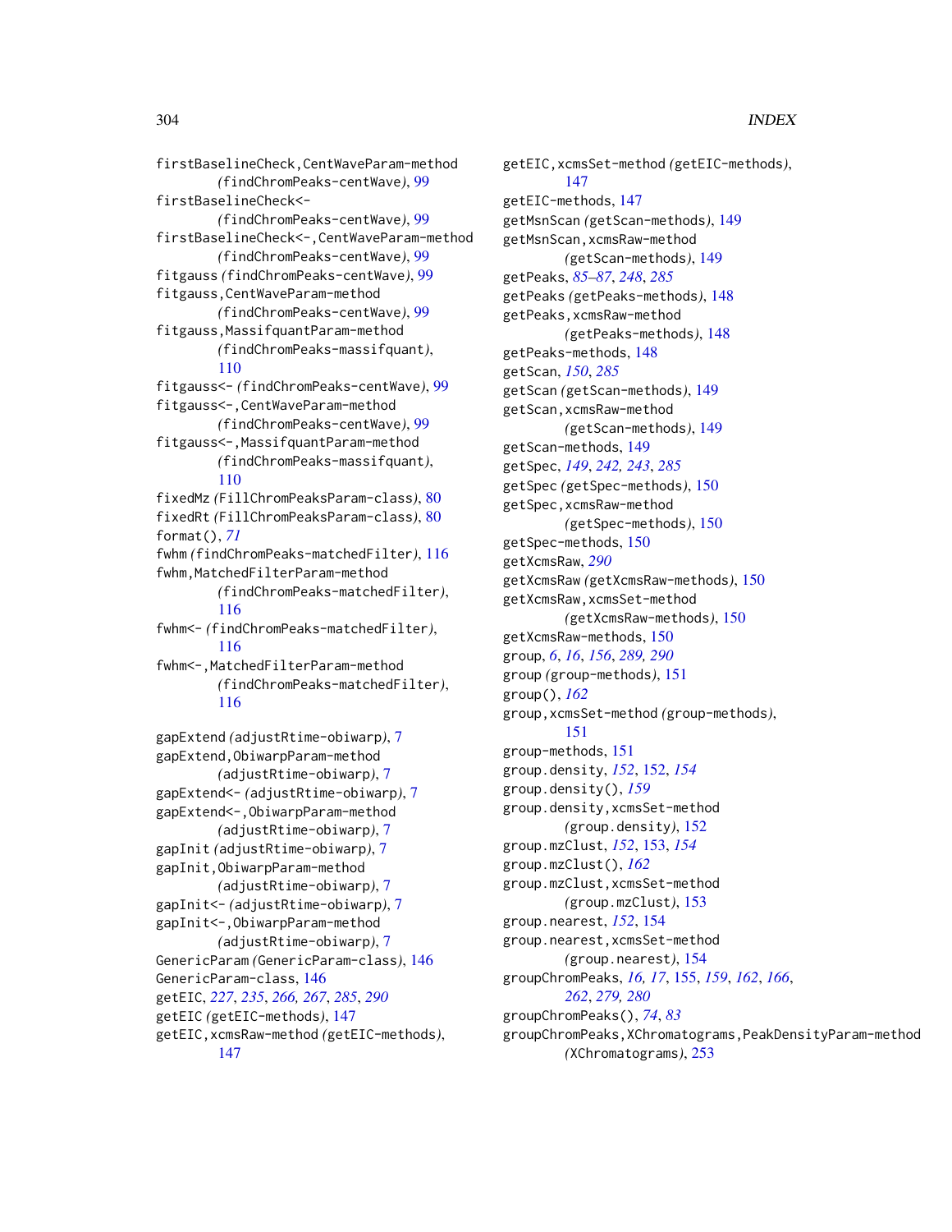firstBaselineCheck,CentWaveParam-method *(findChromPeaks-centWave)*, 99
firstBaselineCheck<- *(findChromPeaks-centWave)*, 99
firstBaselineCheck<-,CentWaveParam-method *(findChromPeaks-centWave)*, 99
fitgauss *(findChromPeaks-centWave)*, 99
fitgauss,CentWaveParam-method *(findChromPeaks-centWave)*, 99
fitgauss,MassifquantParam-method *(findChromPeaks-massifquant)*, 110
fitgauss<- *(findChromPeaks-centWave)*, 99
fitgauss<-,CentWaveParam-method *(findChromPeaks-centWave)*, 99
fitgauss<-,MassifquantParam-method *(findChromPeaks-massifquant)*, 110
fixedMz *(FillChromPeaksParam-class)*, 80
fixedRt *(FillChromPeaksParam-class)*, 80
format(), *71*
fwhm *(findChromPeaks-matchedFilter)*, 116
fwhm,MatchedFilterParam-method *(findChromPeaks-matchedFilter)*, 116
fwhm<- *(findChromPeaks-matchedFilter)*, 116
fwhm<-,MatchedFilterParam-method *(findChromPeaks-matchedFilter)*, 116

gapExtend *(adjustRtime-obiwarp)*, 7
gapExtend,ObiwarpParam-method *(adjustRtime-obiwarp)*, 7
gapExtend<- *(adjustRtime-obiwarp)*, 7
gapExtend<-,ObiwarpParam-method *(adjustRtime-obiwarp)*, 7
gapInit *(adjustRtime-obiwarp)*, 7
gapInit,ObiwarpParam-method *(adjustRtime-obiwarp)*, 7
gapInit<- *(adjustRtime-obiwarp)*, 7
gapInit<-,ObiwarpParam-method *(adjustRtime-obiwarp)*, 7
GenericParam *(GenericParam-class)*, 146
GenericParam-class, 146
getEIC, *227*, *235*, *266*, *267*, *285*, *290*
getEIC *(getEIC-methods)*, 147
getEIC,xcmsRaw-method *(getEIC-methods)*, 147
getEIC,xcmsSet-method *(getEIC-methods)*, 147
getEIC-methods, 147
getMsnScan *(getScan-methods)*, 149
getMsnScan,xcmsRaw-method *(getScan-methods)*, 149
getPeaks, *85–87*, *248*, *285*
getPeaks *(getPeaks-methods)*, 148
getPeaks,xcmsRaw-method *(getPeaks-methods)*, 148
getPeaks-methods, 148
getScan, *150*, *285*
getScan *(getScan-methods)*, 149
getScan,xcmsRaw-method *(getScan-methods)*, 149
getScan-methods, 149
getSpec, *149*, *242, 243*, *285*
getSpec *(getSpec-methods)*, 150
getSpec,xcmsRaw-method *(getSpec-methods)*, 150
getSpec-methods, 150
getXcmsRaw, *290*
getXcmsRaw *(getXcmsRaw-methods)*, 150
getXcmsRaw,xcmsSet-method *(getXcmsRaw-methods)*, 150
getXcmsRaw-methods, 150
group, *6*, *16*, *156*, *289, 290*
group *(group-methods)*, 151
group(), *162*
group,xcmsSet-method *(group-methods)*, 151
group-methods, 151
group.density, *152*, 152, *154*
group.density(), *159*
group.density,xcmsSet-method *(group.density)*, 152
group.mzClust, *152*, 153, *154*
group.mzClust(), *162*
group.mzClust,xcmsSet-method *(group.mzClust)*, 153
group.nearest, *152*, 154
group.nearest,xcmsSet-method *(group.nearest)*, 154
groupChromPeaks, *16, 17*, 155, *159*, *162*, *166*, *262*, *279, 280*
groupChromPeaks(), *74*, *83*
groupChromPeaks,XChromatograms,PeakDensityParam-method *(XChromatograms)*, 253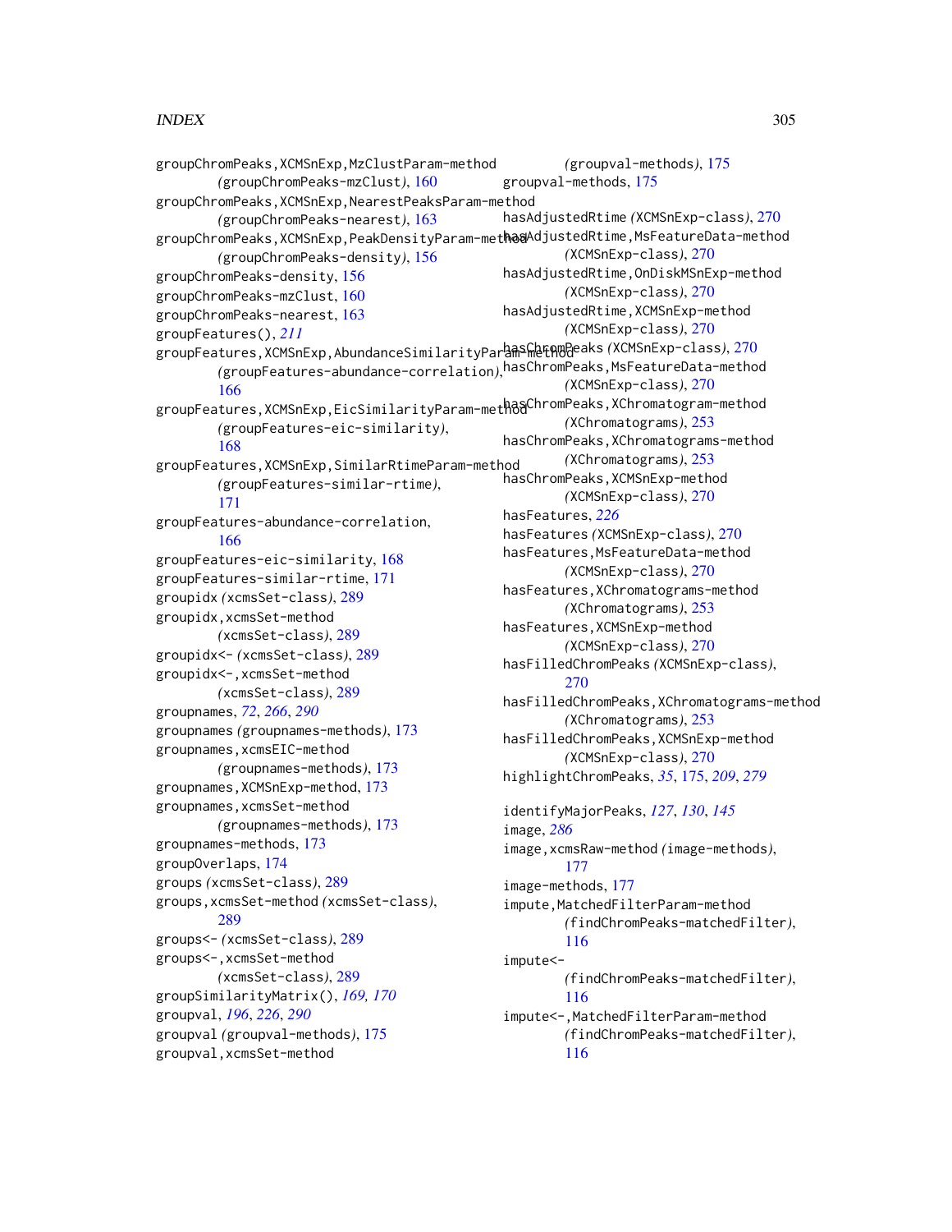groupChromPeaks,XCMSnExp,MzClustParam-method (groupChromPeaks-mzClust), 160
groupChromPeaks,XCMSnExp,NearestPeaksParam-method (groupChromPeaks-nearest), 163
groupChromPeaks,XCMSnExp,PeakDensityParam-method (groupChromPeaks-density), 156
groupChromPeaks-density, 156
groupChromPeaks-mzClust, 160
groupChromPeaks-nearest, 163
groupFeatures(), *211*
groupFeatures,XCMSnExp,AbundanceSimilarityParam-method (groupFeatures-abundance-correlation), 166
groupFeatures,XCMSnExp,EicSimilarityParam-method (groupFeatures-eic-similarity), 168
groupFeatures,XCMSnExp,SimilarRtimeParam-method (groupFeatures-similar-rtime), 171
groupFeatures-abundance-correlation, 166
groupFeatures-eic-similarity, 168
groupFeatures-similar-rtime, 171
groupidx (xcmsSet-class), 289
groupidx,xcmsSet-method (xcmsSet-class), 289
groupidx<- (xcmsSet-class), 289
groupidx<-,xcmsSet-method (xcmsSet-class), 289
groupnames, *72*, *266*, *290*
groupnames (groupnames-methods), 173
groupnames,xcmsEIC-method (groupnames-methods), 173
groupnames,XCMSnExp-method, 173
groupnames,xcmsSet-method (groupnames-methods), 173
groupnames-methods, 173
groupOverlaps, 174
groups (xcmsSet-class), 289
groups,xcmsSet-method (xcmsSet-class), 289
groups<- (xcmsSet-class), 289
groups<-,xcmsSet-method (xcmsSet-class), 289
groupSimilarityMatrix(), *169*, *170*
groupval, *196*, *226*, *290*
groupval (groupval-methods), 175
groupval,xcmsSet-method (groupval-methods), 175
groupval-methods, 175

hasAdjustedRtime (XCMSnExp-class), 270
hasAdjustedRtime,MsFeatureData-method (XCMSnExp-class), 270
hasAdjustedRtime,OnDiskMSnExp-method (XCMSnExp-class), 270
hasAdjustedRtime,XCMSnExp-method (XCMSnExp-class), 270
hasChromPeaks (XCMSnExp-class), 270
hasChromPeaks,MsFeatureData-method (XCMSnExp-class), 270
hasChromPeaks,XChromatogram-method (XChromatograms), 253
hasChromPeaks,XChromatograms-method (XChromatograms), 253
hasChromPeaks,XCMSnExp-method (XCMSnExp-class), 270
hasFeatures, *226*
hasFeatures (XCMSnExp-class), 270
hasFeatures,MsFeatureData-method (XCMSnExp-class), 270
hasFeatures,XChromatograms-method (XChromatograms), 253
hasFeatures,XCMSnExp-method (XCMSnExp-class), 270
hasFilledChromPeaks (XCMSnExp-class), 270
hasFilledChromPeaks,XChromatograms-method (XChromatograms), 253
hasFilledChromPeaks,XCMSnExp-method (XCMSnExp-class), 270
highlightChromPeaks, *35*, 175, *209*, *279*

identifyMajorPeaks, *127*, *130*, *145*
image, *286*
image,xcmsRaw-method (image-methods), 177
image-methods, 177
impute,MatchedFilterParam-method (findChromPeaks-matchedFilter), 116
impute<- (findChromPeaks-matchedFilter), 116
impute<-,MatchedFilterParam-method (findChromPeaks-matchedFilter), 116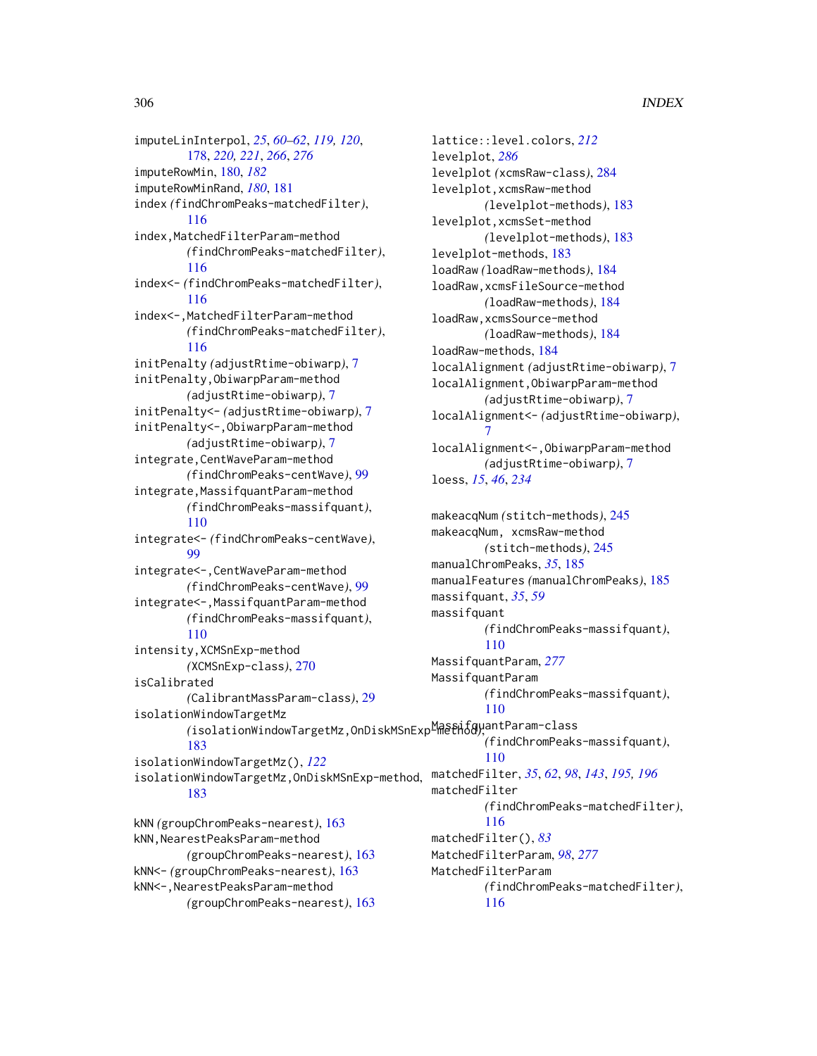imputeLinInterpol, *25*, *60–62*, *119, 120*, 178, *220, 221*, *266*, *276*
imputeRowMin, 180, *182*
imputeRowMinRand, *180*, 181
index *(findChromPeaks-matchedFilter)*, 116
index,MatchedFilterParam-method *(findChromPeaks-matchedFilter)*, 116
index<- *(findChromPeaks-matchedFilter)*, 116
index<-,MatchedFilterParam-method *(findChromPeaks-matchedFilter)*, 116
initPenalty *(adjustRtime-obiwarp)*, 7
initPenalty,ObiwarpParam-method *(adjustRtime-obiwarp)*, 7
initPenalty<- *(adjustRtime-obiwarp)*, 7
initPenalty<-,ObiwarpParam-method *(adjustRtime-obiwarp)*, 7
integrate,CentWaveParam-method *(findChromPeaks-centWave)*, 99
integrate,MassifquantParam-method *(findChromPeaks-massifquant)*, 110
integrate<- *(findChromPeaks-centWave)*, 99
integrate<-,CentWaveParam-method *(findChromPeaks-centWave)*, 99
integrate<-,MassifquantParam-method *(findChromPeaks-massifquant)*, 110
intensity,XCMSnExp-method *(XCMSnExp-class)*, 270
isCalibrated *(CalibrantMassParam-class)*, 29
isolationWindowTargetMz *(isolationWindowTargetMz,OnDiskMSnExp-method)*, 183
isolationWindowTargetMz(), *122*
isolationWindowTargetMz,OnDiskMSnExp-method, 183

kNN *(groupChromPeaks-nearest)*, 163
kNN,NearestPeaksParam-method *(groupChromPeaks-nearest)*, 163
kNN<- *(groupChromPeaks-nearest)*, 163
kNN<-,NearestPeaksParam-method *(groupChromPeaks-nearest)*, 163

lattice::level.colors, *212*
levelplot, *286*
levelplot *(xcmsRaw-class)*, 284
levelplot,xcmsRaw-method *(levelplot-methods)*, 183
levelplot,xcmsSet-method *(levelplot-methods)*, 183
levelplot-methods, 183
loadRaw *(loadRaw-methods)*, 184
loadRaw,xcmsFileSource-method *(loadRaw-methods)*, 184
loadRaw,xcmsSource-method *(loadRaw-methods)*, 184
loadRaw-methods, 184
localAlignment *(adjustRtime-obiwarp)*, 7
localAlignment,ObiwarpParam-method *(adjustRtime-obiwarp)*, 7
localAlignment<- *(adjustRtime-obiwarp)*, 7
localAlignment<-,ObiwarpParam-method *(adjustRtime-obiwarp)*, 7
loess, *15*, *46*, *234*

makeacqNum *(stitch-methods)*, 245
makeacqNum, xcmsRaw-method *(stitch-methods)*, 245
manualChromPeaks, *35*, 185
manualFeatures *(manualChromPeaks)*, 185
massifquant, *35*, *59*
massifquant *(findChromPeaks-massifquant)*, 110
MassifquantParam, *277*
MassifquantParam *(findChromPeaks-massifquant)*, 110
MassifquantParam-class *(findChromPeaks-massifquant)*, 110
matchedFilter, *35*, *62*, *98*, *143*, *195, 196*
matchedFilter *(findChromPeaks-matchedFilter)*, 116
matchedFilter(), *83*
MatchedFilterParam, *98*, *277*
MatchedFilterParam *(findChromPeaks-matchedFilter)*, 116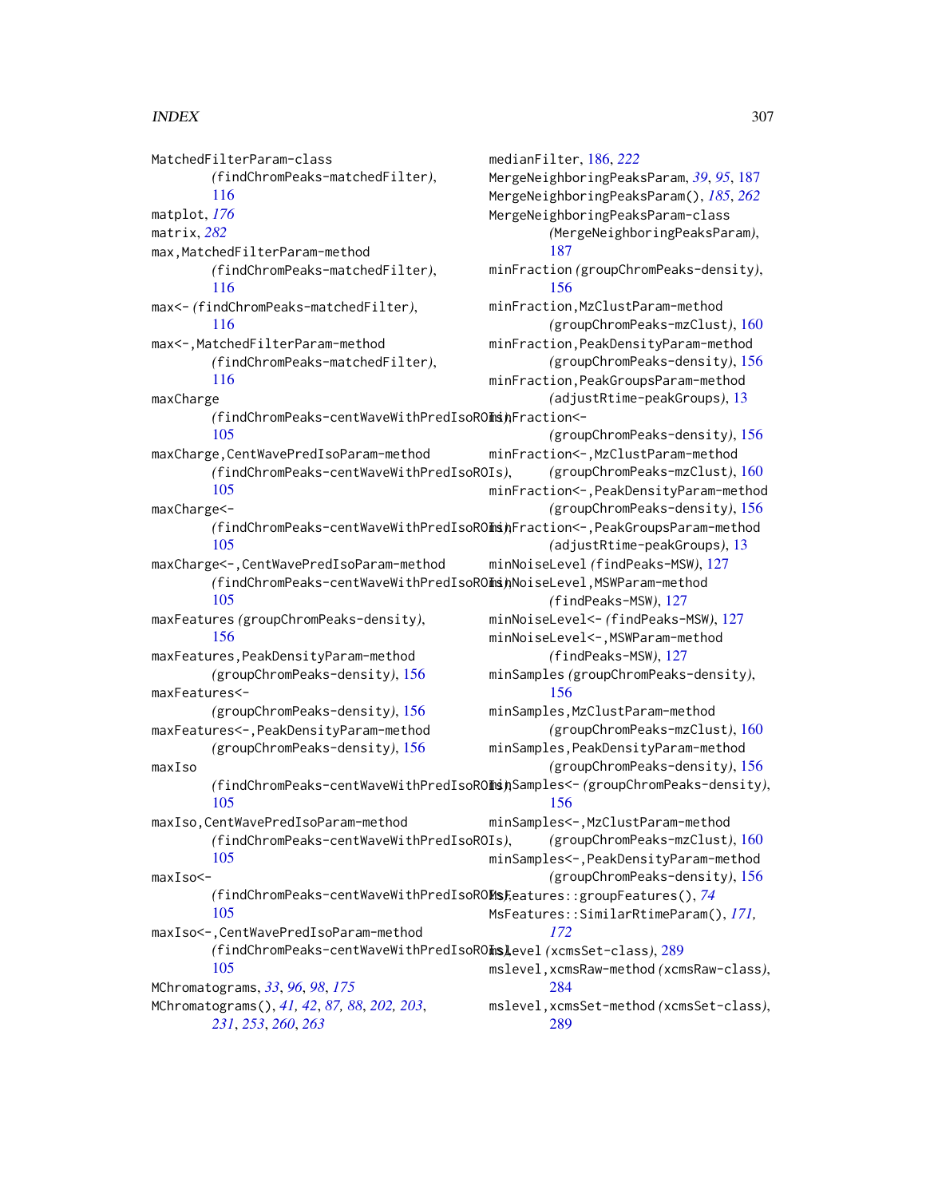MatchedFilterParam-class
*(findChromPeaks-matchedFilter)*, 116
matplot, *176*
matrix, *282*
max,MatchedFilterParam-method
*(findChromPeaks-matchedFilter)*, 116
max<- *(findChromPeaks-matchedFilter)*, 116
max<-,MatchedFilterParam-method
*(findChromPeaks-matchedFilter)*, 116
maxCharge
*(findChromPeaks-centWaveWithPredIsoROIs)*, 105
maxCharge,CentWavePredIsoParam-method
*(findChromPeaks-centWaveWithPredIsoROIs)*, 105
maxCharge<-
*(findChromPeaks-centWaveWithPredIsoROIs)*, 105
maxCharge<-,CentWavePredIsoParam-method
*(findChromPeaks-centWaveWithPredIsoROIs)*, 105
maxFeatures *(groupChromPeaks-density)*, 156
maxFeatures,PeakDensityParam-method
*(groupChromPeaks-density)*, 156
maxFeatures<-
*(groupChromPeaks-density)*, 156
maxFeatures<-,PeakDensityParam-method
*(groupChromPeaks-density)*, 156
maxIso
*(findChromPeaks-centWaveWithPredIsoROIs)*, 105
maxIso,CentWavePredIsoParam-method
*(findChromPeaks-centWaveWithPredIsoROIs)*, 105
maxIso<-
*(findChromPeaks-centWaveWithPredIsoROIs)*, 105
maxIso<-,CentWavePredIsoParam-method
*(findChromPeaks-centWaveWithPredIsoROIs)*, 105
MChromatograms, *33*, *96*, *98*, *175*
MChromatograms(), *41, 42*, *87, 88*, *202, 203*, *231*, *253*, *260*, *263*
medianFilter, 186, *222*
MergeNeighboringPeaksParam, *39*, *95*, 187
MergeNeighboringPeaksParam(), *185*, *262*
MergeNeighboringPeaksParam-class
*(MergeNeighboringPeaksParam)*, 187
minFraction *(groupChromPeaks-density)*, 156
minFraction,MzClustParam-method
*(groupChromPeaks-mzClust)*, 160
minFraction,PeakDensityParam-method
*(groupChromPeaks-density)*, 156
minFraction,PeakGroupsParam-method
*(adjustRtime-peakGroups)*, 13
minFraction<-
*(groupChromPeaks-density)*, 156
minFraction<-,MzClustParam-method
*(groupChromPeaks-mzClust)*, 160
minFraction<-,PeakDensityParam-method
*(groupChromPeaks-density)*, 156
minFraction<-,PeakGroupsParam-method
*(adjustRtime-peakGroups)*, 13
minNoiseLevel *(findPeaks-MSW)*, 127
minNoiseLevel,MSWParam-method
*(findPeaks-MSW)*, 127
minNoiseLevel<- *(findPeaks-MSW)*, 127
minNoiseLevel<-,MSWParam-method
*(findPeaks-MSW)*, 127
minSamples *(groupChromPeaks-density)*, 156
minSamples,MzClustParam-method
*(groupChromPeaks-mzClust)*, 160
minSamples,PeakDensityParam-method
*(groupChromPeaks-density)*, 156
minSamples<- *(groupChromPeaks-density)*, 156
minSamples<-,MzClustParam-method
*(groupChromPeaks-mzClust)*, 160
minSamples<-,PeakDensityParam-method
*(groupChromPeaks-density)*, 156
MsFeatures::groupFeatures(), *74*
MsFeatures::SimilarRtimeParam(), *171, 172*
mslevel *(xcmsSet-class)*, 289
mslevel,xcmsRaw-method *(xcmsRaw-class)*, 284
mslevel,xcmsSet-method *(xcmsSet-class)*, 289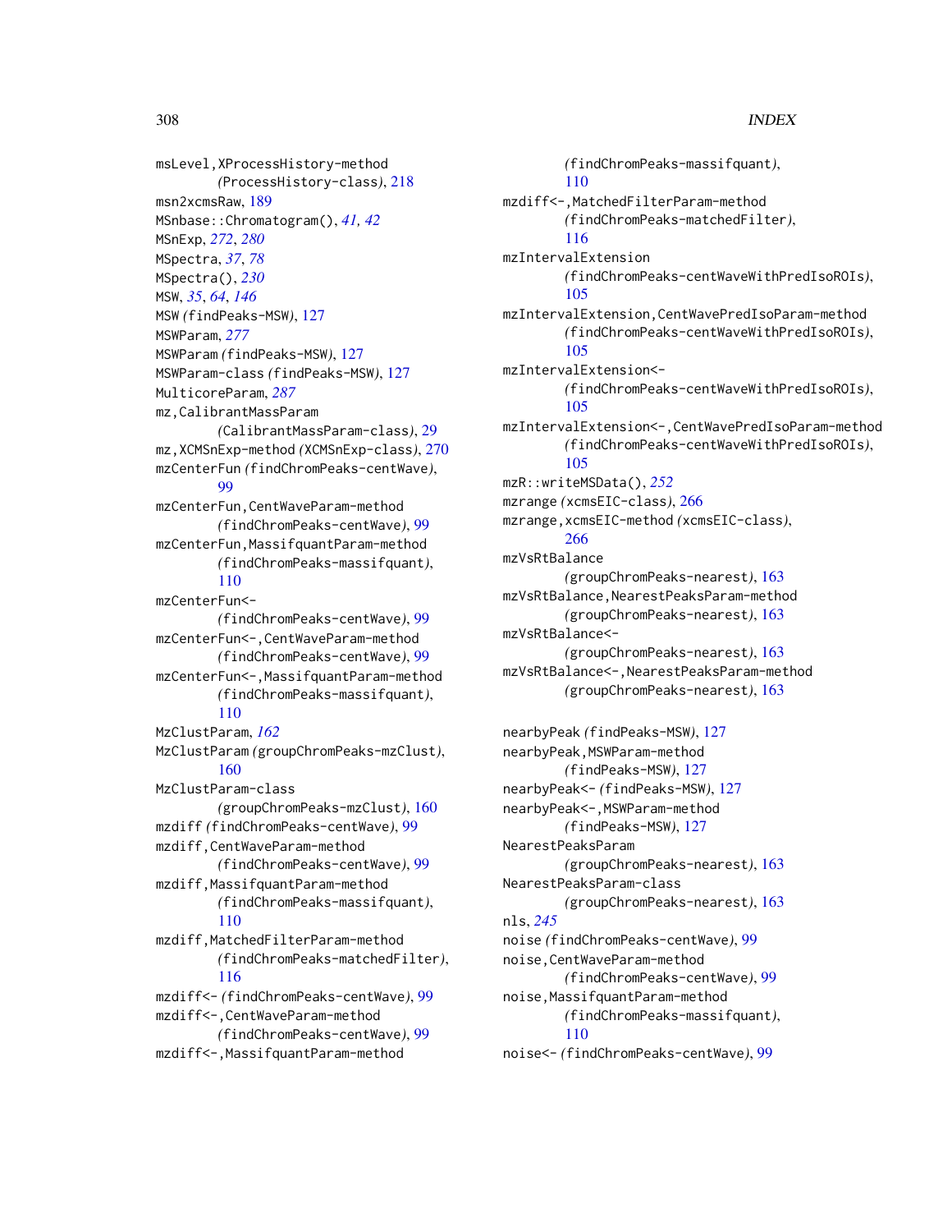msLevel,XProcessHistory-method
(ProcessHistory-class), 218
msn2xcmsRaw, 189
MSnbase::Chromatogram(), *41, 42*
MSnExp, *272*, *280*
MSpectra, *37*, *78*
MSpectra(), *230*
MSW, *35*, *64*, *146*
MSW (findPeaks-MSW), 127
MSWParam, *277*
MSWParam (findPeaks-MSW), 127
MSWParam-class (findPeaks-MSW), 127
MulticoreParam, *287*
mz,CalibrantMassParam
(CalibrantMassParam-class), 29
mz,XCMSnExp-method (XCMSnExp-class), 270
mzCenterFun (findChromPeaks-centWave), 99
mzCenterFun,CentWaveParam-method
(findChromPeaks-centWave), 99
mzCenterFun,MassifquantParam-method
(findChromPeaks-massifquant), 110
mzCenterFun<-
(findChromPeaks-centWave), 99
mzCenterFun<-,CentWaveParam-method
(findChromPeaks-centWave), 99
mzCenterFun<-,MassifquantParam-method
(findChromPeaks-massifquant), 110
MzClustParam, *162*
MzClustParam (groupChromPeaks-mzClust), 160
MzClustParam-class
(groupChromPeaks-mzClust), 160
mzdiff (findChromPeaks-centWave), 99
mzdiff,CentWaveParam-method
(findChromPeaks-centWave), 99
mzdiff,MassifquantParam-method
(findChromPeaks-massifquant), 110
mzdiff,MatchedFilterParam-method
(findChromPeaks-matchedFilter), 116
mzdiff<- (findChromPeaks-centWave), 99
mzdiff<-,CentWaveParam-method
(findChromPeaks-centWave), 99
mzdiff<-,MassifquantParam-method
(findChromPeaks-massifquant), 110
mzdiff<-,MatchedFilterParam-method
(findChromPeaks-matchedFilter), 116
mzIntervalExtension
(findChromPeaks-centWaveWithPredIsoROIs), 105
mzIntervalExtension,CentWavePredIsoParam-method
(findChromPeaks-centWaveWithPredIsoROIs), 105
mzIntervalExtension<-
(findChromPeaks-centWaveWithPredIsoROIs), 105
mzIntervalExtension<-,CentWavePredIsoParam-method
(findChromPeaks-centWaveWithPredIsoROIs), 105
mzR::writeMSData(), *252*
mzrange (xcmsEIC-class), 266
mzrange,xcmsEIC-method (xcmsEIC-class), 266
mzVsRtBalance
(groupChromPeaks-nearest), 163
mzVsRtBalance,NearestPeaksParam-method
(groupChromPeaks-nearest), 163
mzVsRtBalance<-
(groupChromPeaks-nearest), 163
mzVsRtBalance<-,NearestPeaksParam-method
(groupChromPeaks-nearest), 163

nearbyPeak (findPeaks-MSW), 127
nearbyPeak,MSWParam-method
(findPeaks-MSW), 127
nearbyPeak<- (findPeaks-MSW), 127
nearbyPeak<-,MSWParam-method
(findPeaks-MSW), 127
NearestPeaksParam
(groupChromPeaks-nearest), 163
NearestPeaksParam-class
(groupChromPeaks-nearest), 163
nls, *245*
noise (findChromPeaks-centWave), 99
noise,CentWaveParam-method
(findChromPeaks-centWave), 99
noise,MassifquantParam-method
(findChromPeaks-massifquant), 110
noise<- (findChromPeaks-centWave), 99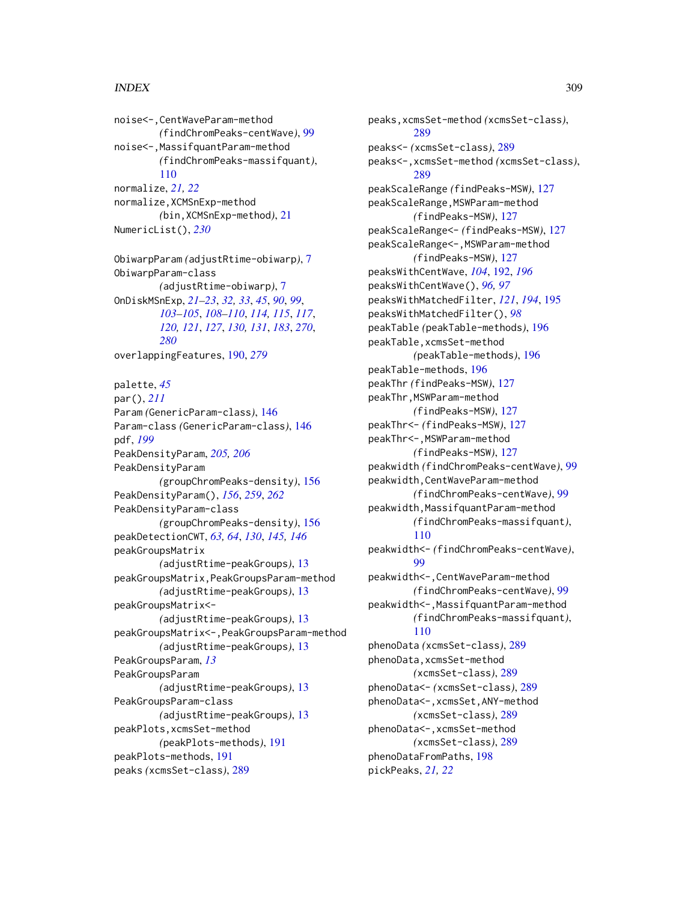noise<-,CentWaveParam-method
  *(*findChromPeaks-centWave*)*, 99
noise<-,MassifquantParam-method
  *(*findChromPeaks-massifquant*)*, 110
normalize, *21, 22*
normalize,XCMSnExp-method
  *(*bin,XCMSnExp-method*)*, 21
NumericList(), *230*

ObiwarpParam *(*adjustRtime-obiwarp*)*, 7
ObiwarpParam-class
  *(*adjustRtime-obiwarp*)*, 7
OnDiskMSnExp, *21–23*, *32, 33*, *45*, *90*, *99*, *103–105*, *108–110*, *114, 115*, *117*, *120, 121*, *127*, *130, 131*, *183*, *270*, *280*
overlappingFeatures, 190, *279*

palette, *45*
par(), *211*
Param *(*GenericParam-class*)*, 146
Param-class *(*GenericParam-class*)*, 146
pdf, *199*
PeakDensityParam, *205, 206*
PeakDensityParam
  *(*groupChromPeaks-density*)*, 156
PeakDensityParam(), *156*, *259*, *262*
PeakDensityParam-class
  *(*groupChromPeaks-density*)*, 156
peakDetectionCWT, *63, 64*, *130*, *145, 146*
peakGroupsMatrix
  *(*adjustRtime-peakGroups*)*, 13
peakGroupsMatrix,PeakGroupsParam-method
  *(*adjustRtime-peakGroups*)*, 13
peakGroupsMatrix<-
  *(*adjustRtime-peakGroups*)*, 13
peakGroupsMatrix<-,PeakGroupsParam-method
  *(*adjustRtime-peakGroups*)*, 13
PeakGroupsParam, *13*
PeakGroupsParam
  *(*adjustRtime-peakGroups*)*, 13
PeakGroupsParam-class
  *(*adjustRtime-peakGroups*)*, 13
peakPlots,xcmsSet-method
  *(*peakPlots-methods*)*, 191
peakPlots-methods, 191
peaks *(*xcmsSet-class*)*, 289
peaks,xcmsSet-method *(*xcmsSet-class*)*, 289
peaks<- *(*xcmsSet-class*)*, 289
peaks<-,xcmsSet-method *(*xcmsSet-class*)*, 289
peakScaleRange *(*findPeaks-MSW*)*, 127
peakScaleRange,MSWParam-method
  *(*findPeaks-MSW*)*, 127
peakScaleRange<- *(*findPeaks-MSW*)*, 127
peakScaleRange<-,MSWParam-method
  *(*findPeaks-MSW*)*, 127
peaksWithCentWave, *104*, 192, *196*
peaksWithCentWave(), *96, 97*
peaksWithMatchedFilter, *121*, *194*, 195
peaksWithMatchedFilter(), *98*
peakTable *(*peakTable-methods*)*, 196
peakTable,xcmsSet-method
  *(*peakTable-methods*)*, 196
peakTable-methods, 196
peakThr *(*findPeaks-MSW*)*, 127
peakThr,MSWParam-method
  *(*findPeaks-MSW*)*, 127
peakThr<- *(*findPeaks-MSW*)*, 127
peakThr<-,MSWParam-method
  *(*findPeaks-MSW*)*, 127
peakwidth *(*findChromPeaks-centWave*)*, 99
peakwidth,CentWaveParam-method
  *(*findChromPeaks-centWave*)*, 99
peakwidth,MassifquantParam-method
  *(*findChromPeaks-massifquant*)*, 110
peakwidth<- *(*findChromPeaks-centWave*)*, 99
peakwidth<-,CentWaveParam-method
  *(*findChromPeaks-centWave*)*, 99
peakwidth<-,MassifquantParam-method
  *(*findChromPeaks-massifquant*)*, 110
phenoData *(*xcmsSet-class*)*, 289
phenoData,xcmsSet-method
  *(*xcmsSet-class*)*, 289
phenoData<- *(*xcmsSet-class*)*, 289
phenoData<-,xcmsSet,ANY-method
  *(*xcmsSet-class*)*, 289
phenoData<-,xcmsSet-method
  *(*xcmsSet-class*)*, 289
phenoDataFromPaths, 198
pickPeaks, *21, 22*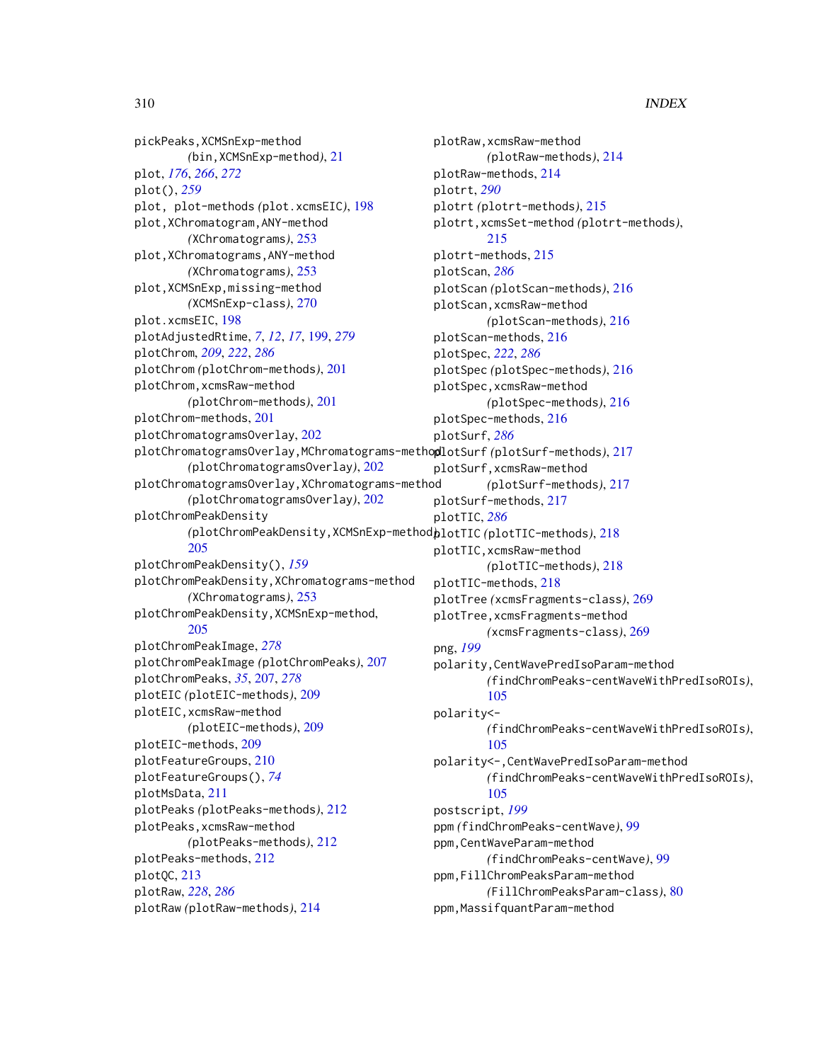pickPeaks,XCMSnExp-method
*(bin,XCMSnExp-method)*, 21
plot, *176*, *266*, *272*
plot(), *259*
plot, plot-methods *(plot.xcmsEIC)*, 198
plot,XChromatogram,ANY-method
*(XChromatograms)*, 253
plot,XChromatograms,ANY-method
*(XChromatograms)*, 253
plot,XCMSnExp,missing-method
*(XCMSnExp-class)*, 270
plot.xcmsEIC, 198
plotAdjustedRtime, *7*, *12*, *17*, 199, *279*
plotChrom, *209*, *222*, *286*
plotChrom *(plotChrom-methods)*, 201
plotChrom,xcmsRaw-method
*(plotChrom-methods)*, 201
plotChrom-methods, 201
plotChromatogramsOverlay, 202
plotChromatogramsOverlay,MChromatograms-method
*(plotChromatogramsOverlay)*, 202
plotChromatogramsOverlay,XChromatograms-method
*(plotChromatogramsOverlay)*, 202
plotChromPeakDensity
*(plotChromPeakDensity,XCMSnExp-method)*,
205
plotChromPeakDensity(), *159*
plotChromPeakDensity,XChromatograms-method
*(XChromatograms)*, 253
plotChromPeakDensity,XCMSnExp-method,
205
plotChromPeakImage, *278*
plotChromPeakImage *(plotChromPeaks)*, 207
plotChromPeaks, *35*, 207, *278*
plotEIC *(plotEIC-methods)*, 209
plotEIC,xcmsRaw-method
*(plotEIC-methods)*, 209
plotEIC-methods, 209
plotFeatureGroups, 210
plotFeatureGroups(), *74*
plotMsData, 211
plotPeaks *(plotPeaks-methods)*, 212
plotPeaks,xcmsRaw-method
*(plotPeaks-methods)*, 212
plotPeaks-methods, 212
plotQC, 213
plotRaw, *228*, *286*
plotRaw *(plotRaw-methods)*, 214
plotRaw,xcmsRaw-method
*(plotRaw-methods)*, 214
plotRaw-methods, 214
plotrt, *290*
plotrt *(plotrt-methods)*, 215
plotrt,xcmsSet-method *(plotrt-methods)*,
215
plotrt-methods, 215
plotScan, *286*
plotScan *(plotScan-methods)*, 216
plotScan,xcmsRaw-method
*(plotScan-methods)*, 216
plotScan-methods, 216
plotSpec, *222*, *286*
plotSpec *(plotSpec-methods)*, 216
plotSpec,xcmsRaw-method
*(plotSpec-methods)*, 216
plotSpec-methods, 216
plotSurf, *286*
plotSurf *(plotSurf-methods)*, 217
plotSurf,xcmsRaw-method
*(plotSurf-methods)*, 217
plotSurf-methods, 217
plotTIC, *286*
plotTIC *(plotTIC-methods)*, 218
plotTIC,xcmsRaw-method
*(plotTIC-methods)*, 218
plotTIC-methods, 218
plotTree *(xcmsFragments-class)*, 269
plotTree,xcmsFragments-method
*(xcmsFragments-class)*, 269
png, *199*
polarity,CentWavePredIsoParam-method
*(findChromPeaks-centWaveWithPredIsoROIs)*,
105
polarity<-
*(findChromPeaks-centWaveWithPredIsoROIs)*,
105
polarity<-,CentWavePredIsoParam-method
*(findChromPeaks-centWaveWithPredIsoROIs)*,
105
postscript, *199*
ppm *(findChromPeaks-centWave)*, 99
ppm,CentWaveParam-method
*(findChromPeaks-centWave)*, 99
ppm,FillChromPeaksParam-method
*(FillChromPeaksParam-class)*, 80
ppm,MassifquantParam-method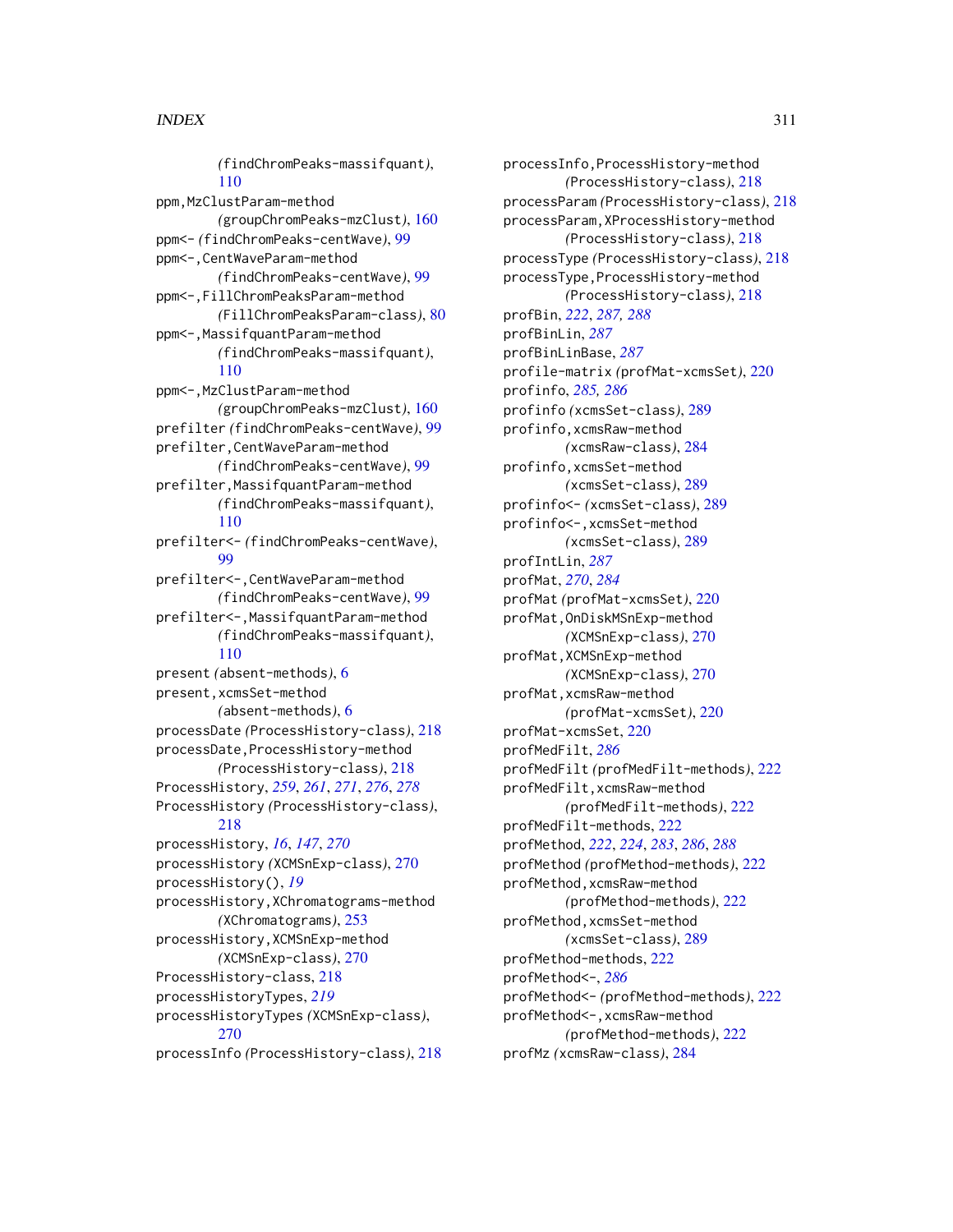(findChromPeaks-massifquant), 110
ppm,MzClustParam-method (groupChromPeaks-mzClust), 160
ppm<- (findChromPeaks-centWave), 99
ppm<-,CentWaveParam-method (findChromPeaks-centWave), 99
ppm<-,FillChromPeaksParam-method (FillChromPeaksParam-class), 80
ppm<-,MassifquantParam-method (findChromPeaks-massifquant), 110
ppm<-,MzClustParam-method (groupChromPeaks-mzClust), 160
prefilter (findChromPeaks-centWave), 99
prefilter,CentWaveParam-method (findChromPeaks-centWave), 99
prefilter,MassifquantParam-method (findChromPeaks-massifquant), 110
prefilter<- (findChromPeaks-centWave), 99
prefilter<-,CentWaveParam-method (findChromPeaks-centWave), 99
prefilter<-,MassifquantParam-method (findChromPeaks-massifquant), 110
present (absent-methods), 6
present,xcmsSet-method (absent-methods), 6
processDate (ProcessHistory-class), 218
processDate,ProcessHistory-method (ProcessHistory-class), 218
ProcessHistory, *259*, *261*, *271*, *276*, *278*
ProcessHistory (ProcessHistory-class), 218
processHistory, *16*, *147*, *270*
processHistory (XCMSnExp-class), 270
processHistory(), *19*
processHistory,XChromatograms-method (XChromatograms), 253
processHistory,XCMSnExp-method (XCMSnExp-class), 270
ProcessHistory-class, 218
processHistoryTypes, *219*
processHistoryTypes (XCMSnExp-class), 270
processInfo (ProcessHistory-class), 218
processInfo,ProcessHistory-method (ProcessHistory-class), 218
processParam (ProcessHistory-class), 218
processParam,XProcessHistory-method (ProcessHistory-class), 218
processType (ProcessHistory-class), 218
processType,ProcessHistory-method (ProcessHistory-class), 218
profBin, *222*, *287, 288*
profBinLin, *287*
profBinLinBase, *287*
profile-matrix (profMat-xcmsSet), 220
profinfo, *285, 286*
profinfo (xcmsSet-class), 289
profinfo,xcmsRaw-method (xcmsRaw-class), 284
profinfo,xcmsSet-method (xcmsSet-class), 289
profinfo<- (xcmsSet-class), 289
profinfo<-,xcmsSet-method (xcmsSet-class), 289
profIntLin, *287*
profMat, *270*, *284*
profMat (profMat-xcmsSet), 220
profMat,OnDiskMSnExp-method (XCMSnExp-class), 270
profMat,XCMSnExp-method (XCMSnExp-class), 270
profMat,xcmsRaw-method (profMat-xcmsSet), 220
profMat-xcmsSet, 220
profMedFilt, *286*
profMedFilt (profMedFilt-methods), 222
profMedFilt,xcmsRaw-method (profMedFilt-methods), 222
profMedFilt-methods, 222
profMethod, *222*, *224*, *283*, *286*, *288*
profMethod (profMethod-methods), 222
profMethod,xcmsRaw-method (profMethod-methods), 222
profMethod,xcmsSet-method (xcmsSet-class), 289
profMethod-methods, 222
profMethod<-, *286*
profMethod<- (profMethod-methods), 222
profMethod<-,xcmsRaw-method (profMethod-methods), 222
profMz (xcmsRaw-class), 284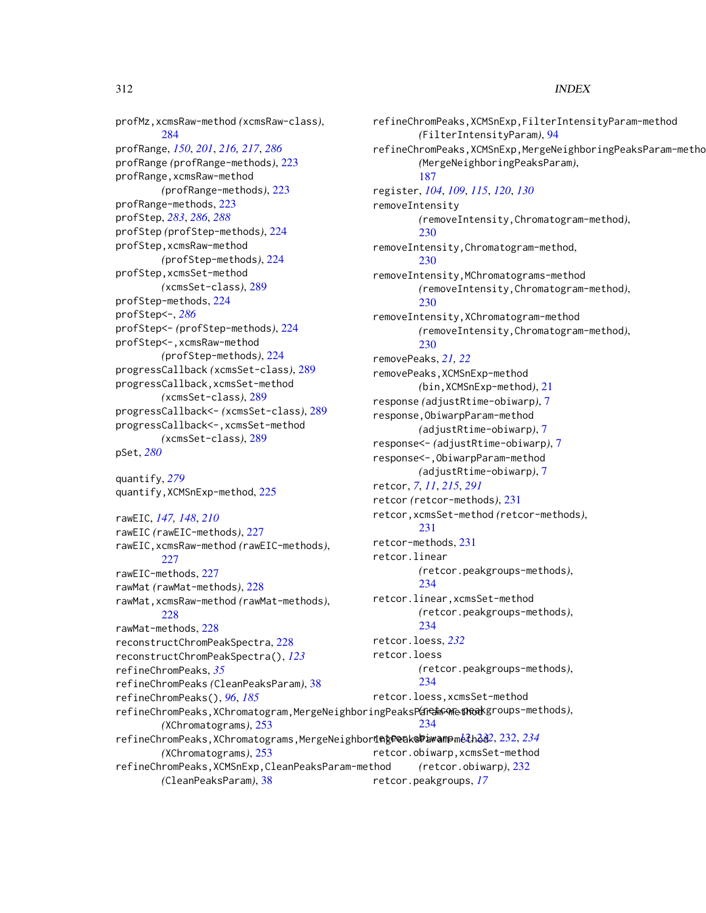profMz,xcmsRaw-method *(xcmsRaw-class)*, 284
profRange, *150*, *201*, *216, 217*, *286*
profRange *(profRange-methods)*, 223
profRange,xcmsRaw-method *(profRange-methods)*, 223
profRange-methods, 223
profStep, *283*, *286*, *288*
profStep *(profStep-methods)*, 224
profStep,xcmsRaw-method *(profStep-methods)*, 224
profStep,xcmsSet-method *(xcmsSet-class)*, 289
profStep-methods, 224
profStep<-, *286*
profStep<- *(profStep-methods)*, 224
profStep<-,xcmsRaw-method *(profStep-methods)*, 224
progressCallback *(xcmsSet-class)*, 289
progressCallback,xcmsSet-method *(xcmsSet-class)*, 289
progressCallback<- *(xcmsSet-class)*, 289
progressCallback<-,xcmsSet-method *(xcmsSet-class)*, 289
pSet, *280*

quantify, *279*
quantify,XCMSnExp-method, 225

rawEIC, *147, 148*, *210*
rawEIC *(rawEIC-methods)*, 227
rawEIC,xcmsRaw-method *(rawEIC-methods)*, 227
rawEIC-methods, 227
rawMat *(rawMat-methods)*, 228
rawMat,xcmsRaw-method *(rawMat-methods)*, 228
rawMat-methods, 228
reconstructChromPeakSpectra, 228
reconstructChromPeakSpectra(), *123*
refineChromPeaks, *35*
refineChromPeaks *(CleanPeaksParam)*, 38
refineChromPeaks(), *96*, *185*
refineChromPeaks,XChromatogram,MergeNeighboringPeaksParam-method *(XChromatograms)*, 253
refineChromPeaks,XChromatograms,MergeNeighboringPeaksParam-method *(XChromatograms)*, 253
refineChromPeaks,XCMSnExp,CleanPeaksParam-method *(CleanPeaksParam)*, 38
refineChromPeaks,XCMSnExp,FilterIntensityParam-method *(FilterIntensityParam)*, 94
refineChromPeaks,XCMSnExp,MergeNeighboringPeaksParam-method *(MergeNeighboringPeaksParam)*, 187
register, *104*, *109*, *115*, *120*, *130*
removeIntensity *(removeIntensity,Chromatogram-method)*, 230
removeIntensity,Chromatogram-method, 230
removeIntensity,MChromatograms-method *(removeIntensity,Chromatogram-method)*, 230
removeIntensity,XChromatogram-method *(removeIntensity,Chromatogram-method)*, 230
removePeaks, *21, 22*
removePeaks,XCMSnExp-method *(bin,XCMSnExp-method)*, 21
response *(adjustRtime-obiwarp)*, 7
response,ObiwarpParam-method *(adjustRtime-obiwarp)*, 7
response<- *(adjustRtime-obiwarp)*, 7
response<-,ObiwarpParam-method *(adjustRtime-obiwarp)*, 7
retcor, *7*, *11*, *215*, *291*
retcor *(retcor-methods)*, 231
retcor,xcmsSet-method *(retcor-methods)*, 231
retcor-methods, 231
retcor.linear *(retcor.peakgroups-methods)*, 234
retcor.linear,xcmsSet-method *(retcor.peakgroups-methods)*, 234
retcor.loess, *232*
retcor.loess *(retcor.peakgroups-methods)*, 234
retcor.loess,xcmsSet-method *(retcor.peakgroups-methods)*, 234
retcor.obiwarp, *13*, *232*, 232, *234*
retcor.obiwarp,xcmsSet-method *(retcor.obiwarp)*, 232
retcor.peakgroups, *17*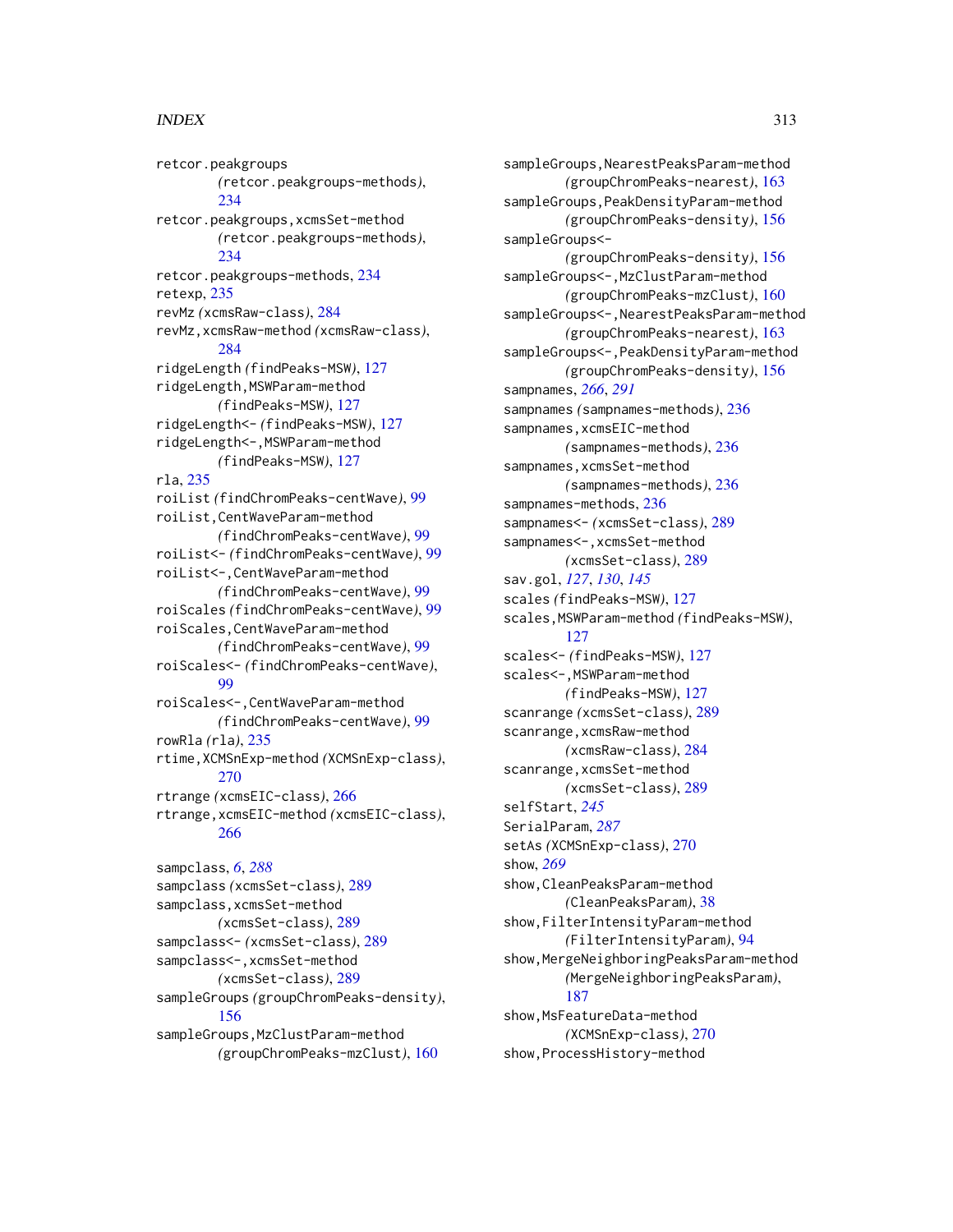retcor.peakgroups *(retcor.peakgroups-methods)*, 234
retcor.peakgroups,xcmsSet-method *(retcor.peakgroups-methods)*, 234
retcor.peakgroups-methods, 234
retexp, 235
revMz *(xcmsRaw-class)*, 284
revMz,xcmsRaw-method *(xcmsRaw-class)*, 284
ridgeLength *(findPeaks-MSW)*, 127
ridgeLength,MSWParam-method *(findPeaks-MSW)*, 127
ridgeLength<- *(findPeaks-MSW)*, 127
ridgeLength<-,MSWParam-method *(findPeaks-MSW)*, 127
rla, 235
roiList *(findChromPeaks-centWave)*, 99
roiList,CentWaveParam-method *(findChromPeaks-centWave)*, 99
roiList<- *(findChromPeaks-centWave)*, 99
roiList<-,CentWaveParam-method *(findChromPeaks-centWave)*, 99
roiScales *(findChromPeaks-centWave)*, 99
roiScales,CentWaveParam-method *(findChromPeaks-centWave)*, 99
roiScales<- *(findChromPeaks-centWave)*, 99
roiScales<-,CentWaveParam-method *(findChromPeaks-centWave)*, 99
rowRla *(rla)*, 235
rtime,XCMSnExp-method *(XCMSnExp-class)*, 270
rtrange *(xcmsEIC-class)*, 266
rtrange,xcmsEIC-method *(xcmsEIC-class)*, 266

sampclass, *6*, *288*
sampclass *(xcmsSet-class)*, 289
sampclass,xcmsSet-method *(xcmsSet-class)*, 289
sampclass<- *(xcmsSet-class)*, 289
sampclass<-,xcmsSet-method *(xcmsSet-class)*, 289
sampleGroups *(groupChromPeaks-density)*, 156
sampleGroups,MzClustParam-method *(groupChromPeaks-mzClust)*, 160
sampleGroups,NearestPeaksParam-method *(groupChromPeaks-nearest)*, 163
sampleGroups,PeakDensityParam-method *(groupChromPeaks-density)*, 156
sampleGroups<- *(groupChromPeaks-density)*, 156
sampleGroups<-,MzClustParam-method *(groupChromPeaks-mzClust)*, 160
sampleGroups<-,NearestPeaksParam-method *(groupChromPeaks-nearest)*, 163
sampleGroups<-,PeakDensityParam-method *(groupChromPeaks-density)*, 156
sampnames, *266*, *291*
sampnames *(sampnames-methods)*, 236
sampnames,xcmsEIC-method *(sampnames-methods)*, 236
sampnames,xcmsSet-method *(sampnames-methods)*, 236
sampnames-methods, 236
sampnames<- *(xcmsSet-class)*, 289
sampnames<-,xcmsSet-method *(xcmsSet-class)*, 289
sav.gol, *127*, *130*, *145*
scales *(findPeaks-MSW)*, 127
scales,MSWParam-method *(findPeaks-MSW)*, 127
scales<- *(findPeaks-MSW)*, 127
scales<-,MSWParam-method *(findPeaks-MSW)*, 127
scanrange *(xcmsSet-class)*, 289
scanrange,xcmsRaw-method *(xcmsRaw-class)*, 284
scanrange,xcmsSet-method *(xcmsSet-class)*, 289
selfStart, *245*
SerialParam, *287*
setAs *(XCMSnExp-class)*, 270
show, *269*
show,CleanPeaksParam-method *(CleanPeaksParam)*, 38
show,FilterIntensityParam-method *(FilterIntensityParam)*, 94
show,MergeNeighboringPeaksParam-method *(MergeNeighboringPeaksParam)*, 187
show,MsFeatureData-method *(XCMSnExp-class)*, 270
show,ProcessHistory-method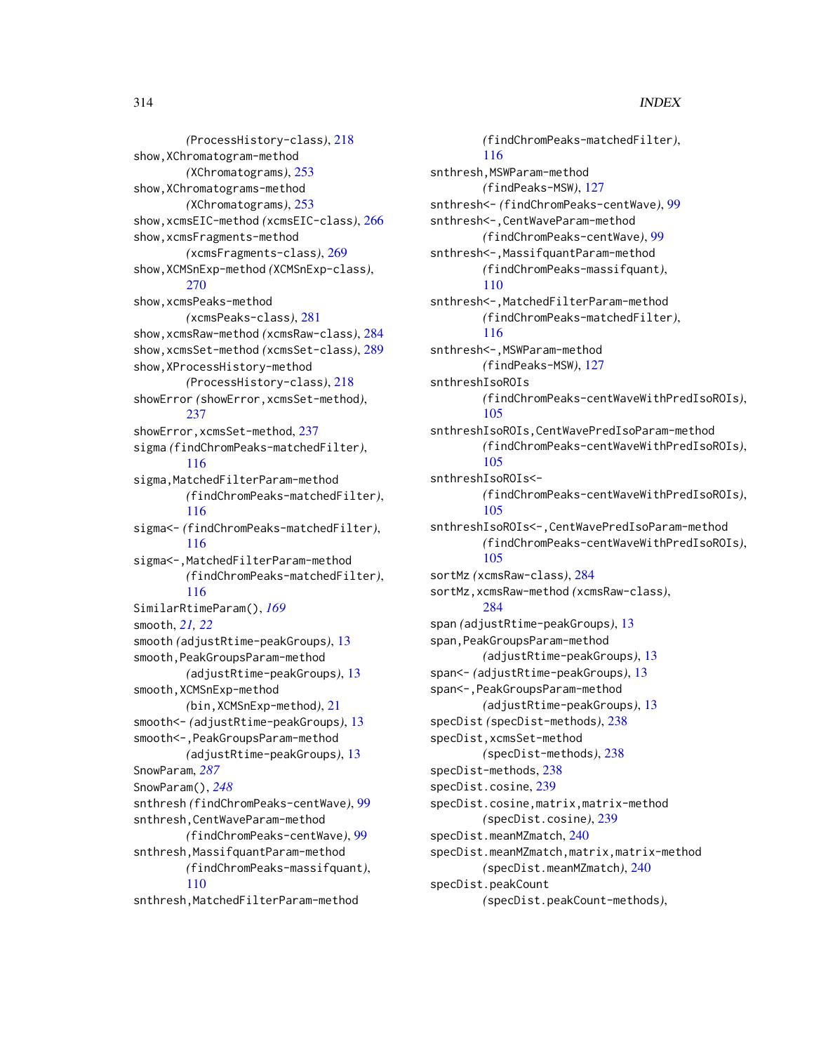(ProcessHistory-class), 218
show,XChromatogram-method
(XChromatograms), 253
show,XChromatograms-method
(XChromatograms), 253
show,xcmsEIC-method (xcmsEIC-class), 266
show,xcmsFragments-method
(xcmsFragments-class), 269
show,XCMSnExp-method (XCMSnExp-class),
270
show,xcmsPeaks-method
(xcmsPeaks-class), 281
show,xcmsRaw-method (xcmsRaw-class), 284
show,xcmsSet-method (xcmsSet-class), 289
show,XProcessHistory-method
(ProcessHistory-class), 218
showError (showError,xcmsSet-method),
237
showError,xcmsSet-method, 237
sigma (findChromPeaks-matchedFilter),
116
sigma,MatchedFilterParam-method
(findChromPeaks-matchedFilter),
116
sigma<- (findChromPeaks-matchedFilter),
116
sigma<-,MatchedFilterParam-method
(findChromPeaks-matchedFilter),
116
SimilarRtimeParam(), *169*
smooth, *21*, *22*
smooth (adjustRtime-peakGroups), 13
smooth,PeakGroupsParam-method
(adjustRtime-peakGroups), 13
smooth,XCMSnExp-method
(bin,XCMSnExp-method), 21
smooth<- (adjustRtime-peakGroups), 13
smooth<-,PeakGroupsParam-method
(adjustRtime-peakGroups), 13
SnowParam, *287*
SnowParam(), *248*
snthresh (findChromPeaks-centWave), 99
snthresh,CentWaveParam-method
(findChromPeaks-centWave), 99
snthresh,MassifquantParam-method
(findChromPeaks-massifquant),
110
snthresh,MatchedFilterParam-method
(findChromPeaks-matchedFilter),
116
snthresh,MSWParam-method
(findPeaks-MSW), 127
snthresh<- (findChromPeaks-centWave), 99
snthresh<-,CentWaveParam-method
(findChromPeaks-centWave), 99
snthresh<-,MassifquantParam-method
(findChromPeaks-massifquant),
110
snthresh<-,MatchedFilterParam-method
(findChromPeaks-matchedFilter),
116
snthresh<-,MSWParam-method
(findPeaks-MSW), 127
snthreshIsoROIs
(findChromPeaks-centWaveWithPredIsoROIs),
105
snthreshIsoROIs,CentWavePredIsoParam-method
(findChromPeaks-centWaveWithPredIsoROIs),
105
snthreshIsoROIs<-
(findChromPeaks-centWaveWithPredIsoROIs),
105
snthreshIsoROIs<-,CentWavePredIsoParam-method
(findChromPeaks-centWaveWithPredIsoROIs),
105
sortMz (xcmsRaw-class), 284
sortMz,xcmsRaw-method (xcmsRaw-class),
284
span (adjustRtime-peakGroups), 13
span,PeakGroupsParam-method
(adjustRtime-peakGroups), 13
span<- (adjustRtime-peakGroups), 13
span<-,PeakGroupsParam-method
(adjustRtime-peakGroups), 13
specDist (specDist-methods), 238
specDist,xcmsSet-method
(specDist-methods), 238
specDist-methods, 238
specDist.cosine, 239
specDist.cosine,matrix,matrix-method
(specDist.cosine), 239
specDist.meanMZmatch, 240
specDist.meanMZmatch,matrix,matrix-method
(specDist.meanMZmatch), 240
specDist.peakCount
(specDist.peakCount-methods),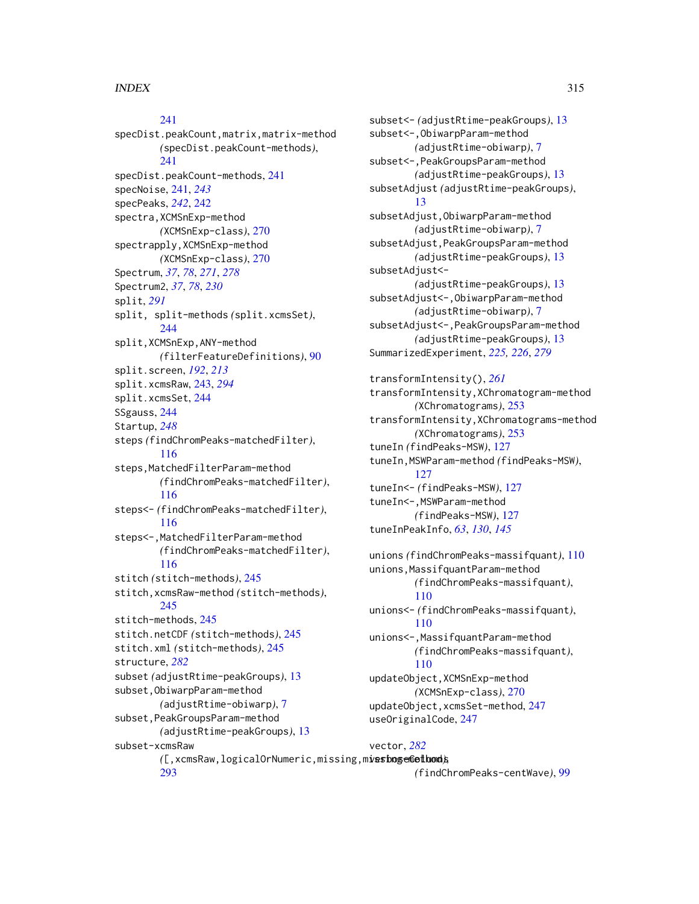241
specDist.peakCount,matrix,matrix-method (specDist.peakCount-methods), 241
specDist.peakCount-methods, 241
specNoise, 241, *243*
specPeaks, *242*, 242
spectra,XCMSnExp-method (XCMSnExp-class), 270
spectrapply,XCMSnExp-method (XCMSnExp-class), 270
Spectrum, *37*, *78*, *271*, *278*
Spectrum2, *37*, *78*, *230*
split, *291*
split, split-methods (split.xcmsSet), 244
split,XCMSnExp,ANY-method (filterFeatureDefinitions), 90
split.screen, *192*, *213*
split.xcmsRaw, 243, *294*
split.xcmsSet, 244
SSgauss, 244
Startup, *248*
steps (findChromPeaks-matchedFilter), 116
steps,MatchedFilterParam-method (findChromPeaks-matchedFilter), 116
steps<- (findChromPeaks-matchedFilter), 116
steps<-,MatchedFilterParam-method (findChromPeaks-matchedFilter), 116
stitch (stitch-methods), 245
stitch,xcmsRaw-method (stitch-methods), 245
stitch-methods, 245
stitch.netCDF (stitch-methods), 245
stitch.xml (stitch-methods), 245
structure, *282*
subset (adjustRtime-peakGroups), 13
subset,ObiwarpParam-method (adjustRtime-obiwarp), 7
subset,PeakGroupsParam-method (adjustRtime-peakGroups), 13
subset-xcmsRaw ([,xcmsRaw,logicalOrNumeric,missing,missing-method), 293
subset<- (adjustRtime-peakGroups), 13
subset<-,ObiwarpParam-method (adjustRtime-obiwarp), 7
subset<-,PeakGroupsParam-method (adjustRtime-peakGroups), 13
subsetAdjust (adjustRtime-peakGroups), 13
subsetAdjust,ObiwarpParam-method (adjustRtime-obiwarp), 7
subsetAdjust,PeakGroupsParam-method (adjustRtime-peakGroups), 13
subsetAdjust<- (adjustRtime-peakGroups), 13
subsetAdjust<-,ObiwarpParam-method (adjustRtime-obiwarp), 7
subsetAdjust<-,PeakGroupsParam-method (adjustRtime-peakGroups), 13
SummarizedExperiment, *225, 226*, *279*

transformIntensity(), *261*
transformIntensity,XChromatogram-method (XChromatograms), 253
transformIntensity,XChromatograms-method (XChromatograms), 253
tuneIn (findPeaks-MSW), 127
tuneIn,MSWParam-method (findPeaks-MSW), 127
tuneIn<- (findPeaks-MSW), 127
tuneIn<-,MSWParam-method (findPeaks-MSW), 127
tuneInPeakInfo, *63*, *130*, *145*

unions (findChromPeaks-massifquant), 110
unions,MassifquantParam-method (findChromPeaks-massifquant), 110
unions<- (findChromPeaks-massifquant), 110
unions<-,MassifquantParam-method (findChromPeaks-massifquant), 110
updateObject,XCMSnExp-method (XCMSnExp-class), 270
updateObject,xcmsSet-method, 247
useOriginalCode, 247

vector, *282*
verboseColumns (findChromPeaks-centWave), 99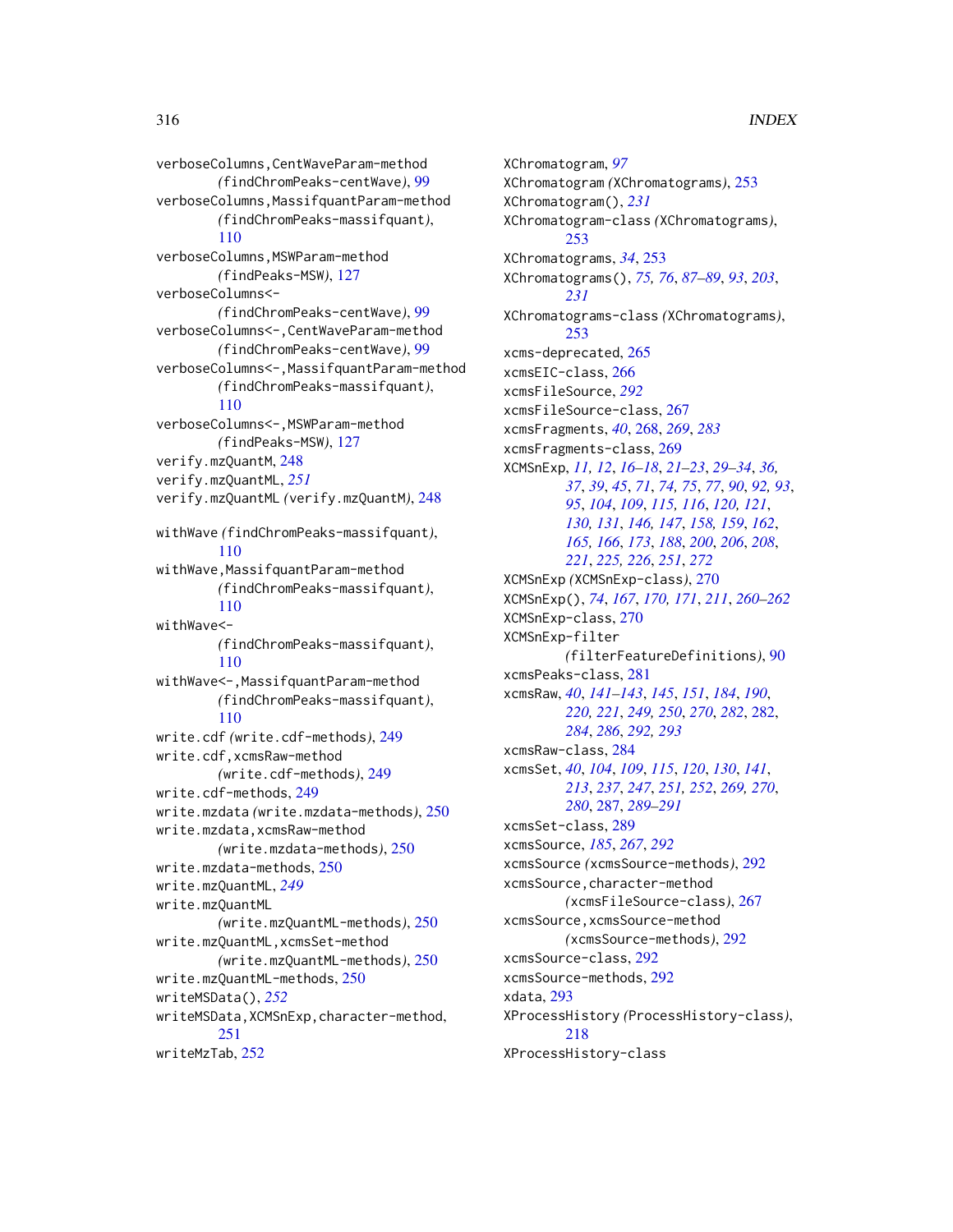verboseColumns,CentWaveParam-method
(findChromPeaks-centWave), 99
verboseColumns,MassifquantParam-method
(findChromPeaks-massifquant),
110
verboseColumns,MSWParam-method
(findPeaks-MSW), 127
verboseColumns<-
(findChromPeaks-centWave), 99
verboseColumns<-,CentWaveParam-method
(findChromPeaks-centWave), 99
verboseColumns<-,MassifquantParam-method
(findChromPeaks-massifquant),
110
verboseColumns<-,MSWParam-method
(findPeaks-MSW), 127
verify.mzQuantM, 248
verify.mzQuantML, *251*
verify.mzQuantML (verify.mzQuantM), 248

withWave (findChromPeaks-massifquant),
110
withWave,MassifquantParam-method
(findChromPeaks-massifquant),
110
withWave<-
(findChromPeaks-massifquant),
110
withWave<-,MassifquantParam-method
(findChromPeaks-massifquant),
110
write.cdf (write.cdf-methods), 249
write.cdf,xcmsRaw-method
(write.cdf-methods), 249
write.cdf-methods, 249
write.mzdata (write.mzdata-methods), 250
write.mzdata,xcmsRaw-method
(write.mzdata-methods), 250
write.mzdata-methods, 250
write.mzQuantML, *249*
write.mzQuantML
(write.mzQuantML-methods), 250
write.mzQuantML,xcmsSet-method
(write.mzQuantML-methods), 250
write.mzQuantML-methods, 250
writeMSData(), *252*
writeMSData,XCMSnExp,character-method,
251
writeMzTab, 252

XChromatogram, *97*
XChromatogram (XChromatograms), 253
XChromatogram(), *231*
XChromatogram-class (XChromatograms),
253
XChromatograms, *34*, 253
XChromatograms(), *75, 76*, *87–89*, *93*, *203*,
*231*
XChromatograms-class (XChromatograms),
253
xcms-deprecated, 265
xcmsEIC-class, 266
xcmsFileSource, *292*
xcmsFileSource-class, 267
xcmsFragments, *40*, 268, *269*, *283*
xcmsFragments-class, 269
XCMSnExp, *11, 12*, *16–18*, *21–23*, *29–34*, *36,
37*, *39*, *45*, *71*, *74, 75*, *77*, *90*, *92, 93*,
*95*, *104*, *109*, *115, 116*, *120, 121*,
*130, 131*, *146, 147*, *158, 159*, *162*,
*165, 166*, *173*, *188*, *200*, *206*, *208*,
*221*, *225, 226*, *251*, *272*
XCMSnExp (XCMSnExp-class), 270
XCMSnExp(), *74*, *167*, *170, 171*, *211*, *260–262*
XCMSnExp-class, 270
XCMSnExp-filter
(filterFeatureDefinitions), 90
xcmsPeaks-class, 281
xcmsRaw, *40*, *141–143*, *145*, *151*, *184*, *190*,
*220, 221*, *249, 250*, *270*, *282*, 282,
*284*, *286*, *292, 293*
xcmsRaw-class, 284
xcmsSet, *40*, *104*, *109*, *115*, *120*, *130*, *141*,
*213*, *237*, *247*, *251, 252*, *269, 270*,
*280*, 287, *289–291*
xcmsSet-class, 289
xcmsSource, *185*, *267*, *292*
xcmsSource (xcmsSource-methods), 292
xcmsSource,character-method
(xcmsFileSource-class), 267
xcmsSource,xcmsSource-method
(xcmsSource-methods), 292
xcmsSource-class, 292
xcmsSource-methods, 292
xdata, 293
XProcessHistory (ProcessHistory-class),
218
XProcessHistory-class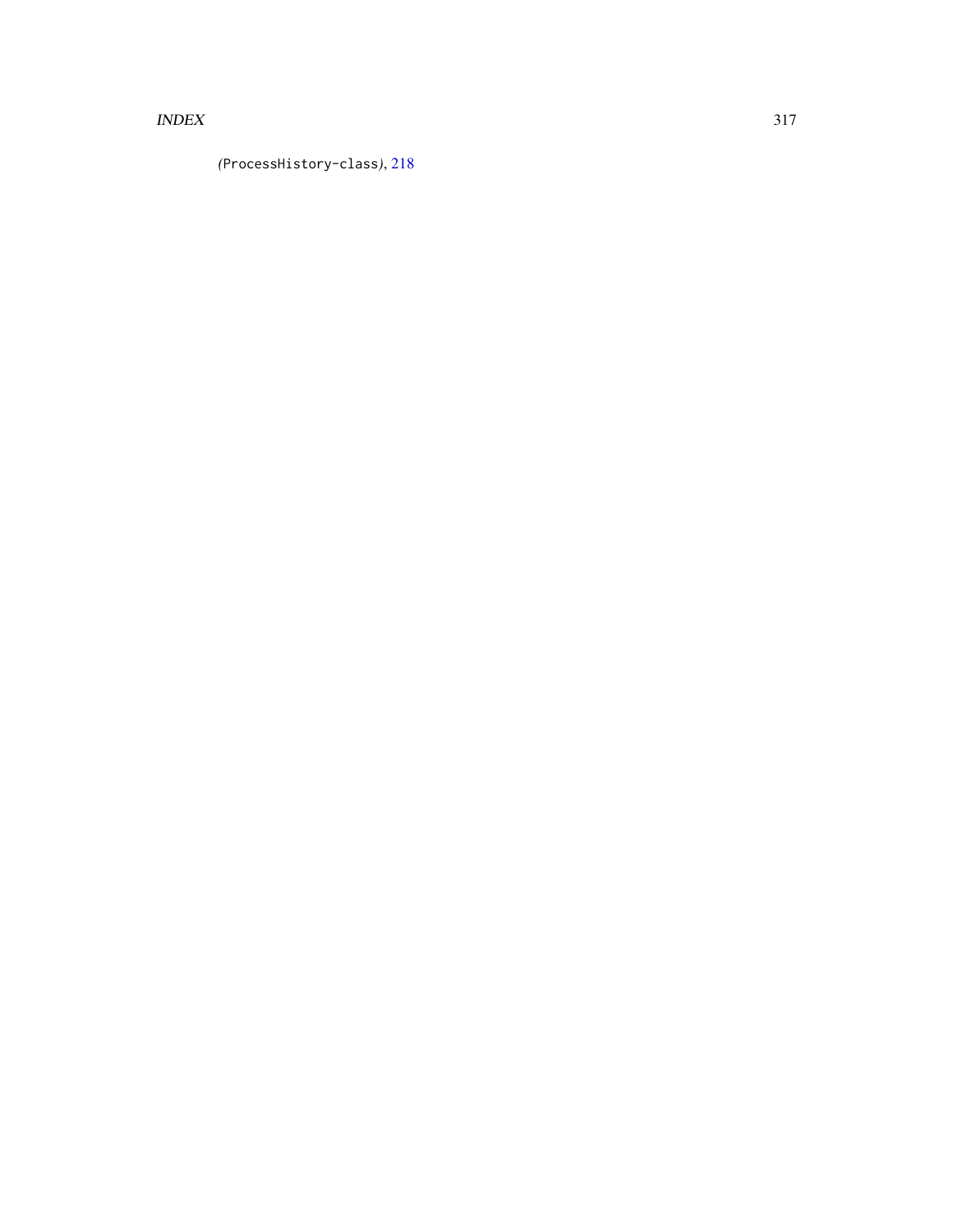(ProcessHistory-class), 218